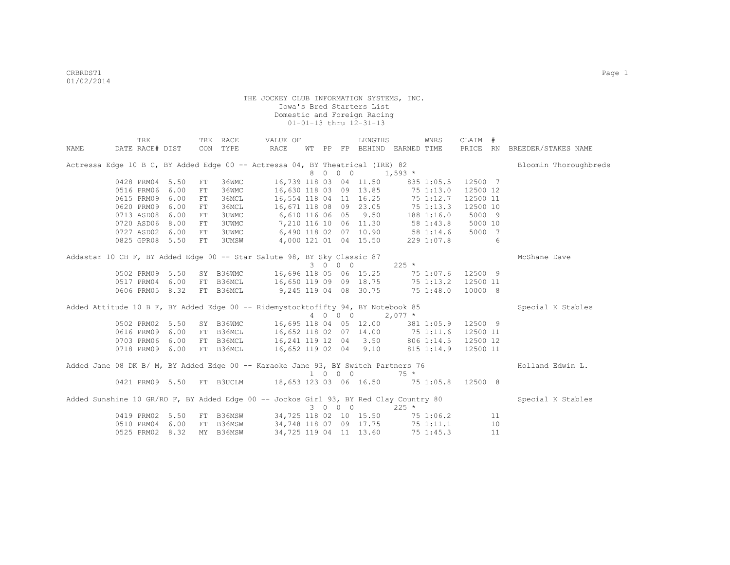THE JOCKEY CLUB INFORMATION SYSTEMS, INC.
Iowa's Bred Starters List
Domestic and Foreign Racing
01-01-13 thru 12-31-13

| NAME | TRK DATE | RACE# | DIST | TRK CON | RACE TYPE | VALUE OF RACE | WT | PP | FP | LENGTHS BEHIND | EARNED | WNRS TIME | CLAIM PRICE | # RN | BREEDER/STAKES NAME |
|---|---|---|---|---|---|---|---|---|---|---|---|---|---|---|---|
| Actressa Edge 10 B C, BY Added Edge 00 -- Actressa 04, BY Theatrical (IRE) 82 | | | | | | | | | | | | | | | Bloomin Thoroughbreds |
| | | | | | | | 8 | 0 | 0 0 | | 1,593 * | | | | |
| | 0428 | PRM04 | 5.50 | FT | 36WMC | 16,739 | 118 | 03 | 04 | 11.50 | 835 | 1:05.5 | 12500 | 7 | |
| | 0516 | PRM06 | 6.00 | FT | 36WMC | 16,630 | 118 | 03 | 09 | 13.85 | 75 | 1:13.0 | 12500 | 12 | |
| | 0615 | PRM09 | 6.00 | FT | 36MCL | 16,554 | 118 | 04 | 11 | 16.25 | 75 | 1:12.7 | 12500 | 11 | |
| | 0620 | PRM09 | 6.00 | FT | 36MCL | 16,671 | 118 | 08 | 09 | 23.05 | 75 | 1:13.3 | 12500 | 10 | |
| | 0713 | ASD08 | 6.00 | FT | 3UWMC | 6,610 | 116 | 06 | 05 | 9.50 | 188 | 1:16.0 | 5000 | 9 | |
| | 0720 | ASD06 | 8.00 | FT | 3UWMC | 7,210 | 116 | 10 | 06 | 11.30 | 58 | 1:43.8 | 5000 | 10 | |
| | 0727 | ASD02 | 6.00 | FT | 3UWMC | 6,490 | 118 | 02 | 07 | 10.90 | 58 | 1:14.6 | 5000 | 7 | |
| | 0825 | GPR08 | 5.50 | FT | 3UMSW | 4,000 | 121 | 01 | 04 | 15.50 | 229 | 1:07.8 | | 6 | |
| Addastar 10 CH F, BY Added Edge 00 -- Star Salute 98, BY Sky Classic 87 | | | | | | | | | | | | | | | McShane Dave |
| | | | | | | | 3 | 0 | 0 0 | | 225 * | | | | |
| | 0502 | PRM09 | 5.50 | SY | B36WMC | 16,696 | 118 | 05 | 06 | 15.25 | 75 | 1:07.6 | 12500 | 9 | |
| | 0517 | PRM04 | 6.00 | FT | B36MCL | 16,650 | 119 | 09 | 09 | 18.75 | 75 | 1:13.2 | 12500 | 11 | |
| | 0606 | PRM05 | 8.32 | FT | B36MCL | 9,245 | 119 | 04 | 08 | 30.75 | 75 | 1:48.0 | 10000 | 8 | |
| Added Attitude 10 B F, BY Added Edge 00 -- Ridemystocktofifty 94, BY Notebook 85 | | | | | | | | | | | | | | | Special K Stables |
| | | | | | | | 4 | 0 | 0 0 | | 2,077 * | | | | |
| | 0502 | PRM02 | 5.50 | SY | B36WMC | 16,695 | 118 | 04 | 05 | 12.00 | 381 | 1:05.9 | 12500 | 9 | |
| | 0616 | PRM09 | 6.00 | FT | B36MCL | 16,652 | 118 | 02 | 07 | 14.00 | 75 | 1:11.6 | 12500 | 11 | |
| | 0703 | PRM06 | 6.00 | FT | B36MCL | 16,241 | 119 | 12 | 04 | 3.50 | 806 | 1:14.5 | 12500 | 12 | |
| | 0718 | PRM09 | 6.00 | FT | B36MCL | 16,652 | 119 | 02 | 04 | 9.10 | 815 | 1:14.9 | 12500 | 11 | |
| Added Jane 08 DK B/ M, BY Added Edge 00 -- Karaoke Jane 93, BY Switch Partners 76 | | | | | | | | | | | | | | | Holland Edwin L. |
| | | | | | | | 1 | 0 | 0 0 | | 75 * | | | | |
| | 0421 | PRM09 | 5.50 | FT | B3UCLM | 18,653 | 123 | 03 | 06 | 16.50 | 75 | 1:05.8 | 12500 | 8 | |
| Added Sunshine 10 GR/RO F, BY Added Edge 00 -- Jockos Girl 93, BY Red Clay Country 80 | | | | | | | | | | | | | | | Special K Stables |
| | | | | | | | 3 | 0 | 0 0 | | 225 * | | | | |
| | 0419 | PRM02 | 5.50 | FT | B36MSW | 34,725 | 118 | 02 | 10 | 15.50 | 75 | 1:06.2 | | 11 | |
| | 0510 | PRM04 | 6.00 | FT | B36MSW | 34,748 | 118 | 07 | 09 | 17.75 | 75 | 1:11.1 | | 10 | |
| | 0525 | PRM02 | 8.32 | MY | B36MSW | 34,725 | 119 | 04 | 11 | 13.60 | 75 | 1:45.3 | | 11 | |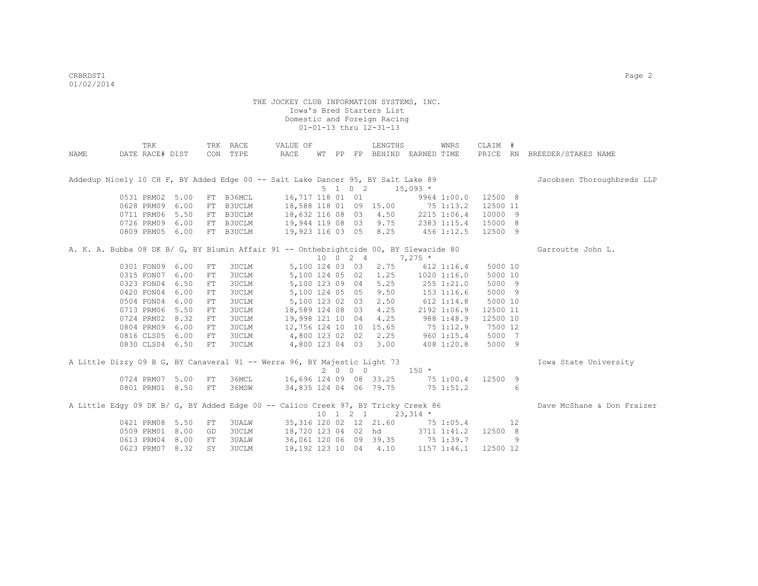THE JOCKEY CLUB INFORMATION SYSTEMS, INC.
Iowa's Bred Starters List
Domestic and Foreign Racing
01-01-13 thru 12-31-13

| NAME | TRK DATE | RACE# | DIST | TRK CON | RACE TYPE | VALUE OF RACE | WT | PP | FP | LENGTHS BEHIND | EARNED | WNRS TIME | CLAIM PRICE | # RN | BREEDER/STAKES NAME |
|---|---|---|---|---|---|---|---|---|---|---|---|---|---|---|---|
| Addedup Nicely 10 CH F, BY Added Edge 00 -- Salt Lake Dancer 95, BY Salt Lake 89 | | | | | | | | | | | | | | | Jacobsen Thoroughbreds LLP |
| | | | | | | | 5 | 1 0 | 2 | | 15,093 * | | | | |
| | 0531 | PRM02 | 5.00 | FT | B36MCL | 16,717 | 118 | 01 | 01 | | 9964 | 1:00.0 | 12500 | 8 | |
| | 0628 | PRM09 | 6.00 | FT | B3UCLM | 18,588 | 118 | 01 | 09 | 15.00 | 75 | 1:13.2 | 12500 | 11 | |
| | 0711 | PRM06 | 5.50 | FT | B3UCLM | 18,632 | 116 | 08 | 03 | 4.50 | 2215 | 1:06.4 | 10000 | 9 | |
| | 0726 | PRM09 | 6.00 | FT | B3UCLM | 19,944 | 119 | 08 | 03 | 9.75 | 2383 | 1:15.4 | 15000 | 8 | |
| | 0809 | PRM05 | 6.00 | FT | B3UCLM | 19,923 | 116 | 03 | 05 | 8.25 | 456 | 1:12.5 | 12500 | 9 | |
| A. K. A. Bubba 08 DK B/ G, BY Blumin Affair 91 -- Onthebrightcide 00, BY Slewacide 80 | | | | | | | | | | | | | | | Garroutte John L. |
| | | | | | | | 10 | 0 2 | 4 | | 7,275 * | | | | |
| | 0301 | FON09 | 6.00 | FT | 3UCLM | 5,100 | 124 | 03 | 03 | 2.75 | 612 | 1:16.4 | 5000 | 10 | |
| | 0315 | FON07 | 6.00 | FT | 3UCLM | 5,100 | 124 | 05 | 02 | 1.25 | 1020 | 1:16.0 | 5000 | 10 | |
| | 0323 | FON04 | 6.50 | FT | 3UCLM | 5,100 | 123 | 09 | 04 | 5.25 | 255 | 1:21.0 | 5000 | 9 | |
| | 0420 | FON04 | 6.00 | FT | 3UCLM | 5,100 | 124 | 05 | 05 | 9.50 | 153 | 1:16.6 | 5000 | 9 | |
| | 0504 | FON04 | 6.00 | FT | 3UCLM | 5,100 | 123 | 02 | 03 | 2.50 | 612 | 1:14.8 | 5000 | 10 | |
| | 0713 | PRM06 | 5.50 | FT | 3UCLM | 18,589 | 124 | 08 | 03 | 4.25 | 2192 | 1:06.9 | 12500 | 11 | |
| | 0724 | PRM02 | 8.32 | FT | 3UCLM | 19,998 | 121 | 10 | 04 | 4.25 | 988 | 1:48.9 | 12500 | 10 | |
| | 0804 | PRM09 | 6.00 | FT | 3UCLM | 12,756 | 124 | 10 | 10 | 15.65 | 75 | 1:12.9 | 7500 | 12 | |
| | 0816 | CLS05 | 6.00 | FT | 3UCLM | 4,800 | 123 | 02 | 02 | 2.25 | 960 | 1:15.4 | 5000 | 7 | |
| | 0830 | CLS04 | 6.50 | FT | 3UCLM | 4,800 | 123 | 04 | 03 | 3.00 | 408 | 1:20.8 | 5000 | 9 | |
| A Little Dizzy 09 B G, BY Canaveral 91 -- Werra 96, BY Majestic Light 73 | | | | | | | | | | | | | | | Iowa State University |
| | | | | | | | 2 | 0 0 | 0 | | 150 * | | | | |
| | 0724 | PRM07 | 5.00 | FT | 36MCL | 16,696 | 124 | 09 | 08 | 33.25 | 75 | 1:00.4 | 12500 | 9 | |
| | 0801 | PRM01 | 8.50 | FT | 36MSW | 34,835 | 124 | 04 | 06 | 79.75 | 75 | 1:51.2 | | 6 | |
| A Little Edgy 09 DK B/ G, BY Added Edge 00 -- Calico Creek 97, BY Tricky Creek 86 | | | | | | | | | | | | | | | Dave McShane & Don Fraizer |
| | | | | | | | 10 | 1 2 | 1 | | 23,314 * | | | | |
| | 0421 | PRM08 | 5.50 | FT | 3UALW | 35,316 | 120 | 02 | 12 | 21.60 | 75 | 1:05.4 | | 12 | |
| | 0509 | PRM01 | 8.00 | GD | 3UCLM | 18,720 | 123 | 04 | 02 | hd | 3711 | 1:41.2 | 12500 | 8 | |
| | 0613 | PRM04 | 8.00 | FT | 3UALW | 36,061 | 120 | 06 | 09 | 39.35 | 75 | 1:39.7 | | 9 | |
| | 0623 | PRM07 | 8.32 | SY | 3UCLM | 18,192 | 123 | 10 | 04 | 4.10 | 1157 | 1:46.1 | 12500 | 12 | |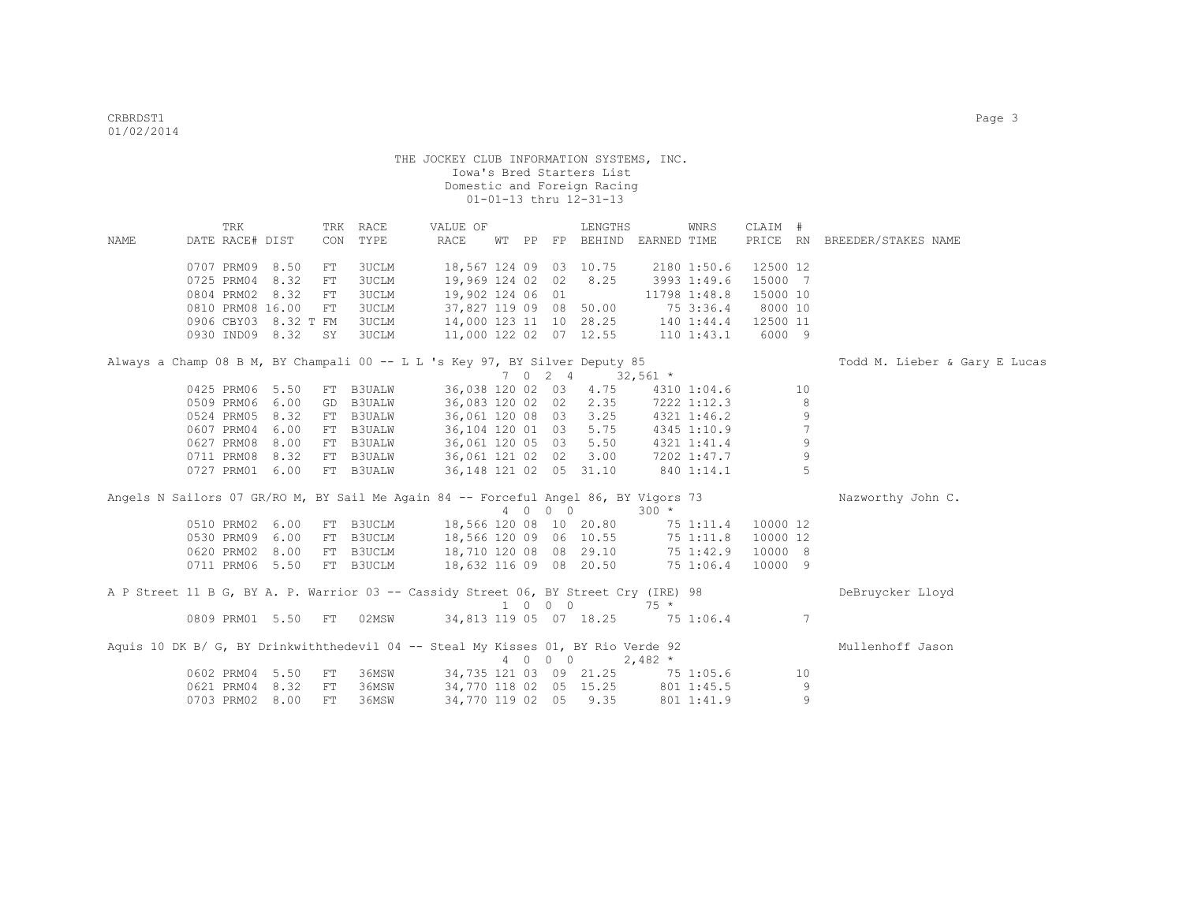THE JOCKEY CLUB INFORMATION SYSTEMS, INC.
Iowa's Bred Starters List
Domestic and Foreign Racing
01-01-13 thru 12-31-13

| NAME | DATE | TRK RACE# | DIST | TRK CON | RACE TYPE | VALUE OF RACE | WT | PP | FP | LENGTHS BEHIND | EARNED | WNRS TIME | CLAIM PRICE | # RN | BREEDER/STAKES NAME |
|---|---|---|---|---|---|---|---|---|---|---|---|---|---|---|---|
| | 0707 | PRM09 | 8.50 | FT | 3UCLM | 18,567 | 124 | 09 | 03 | 10.75 | 2180 | 1:50.6 | 12500 | 12 | |
| | 0725 | PRM04 | 8.32 | FT | 3UCLM | 19,969 | 124 | 02 | 02 | 8.25 | 3993 | 1:49.6 | 15000 | 7 | |
| | 0804 | PRM02 | 8.32 | FT | 3UCLM | 19,902 | 124 | 06 | 01 | | 11798 | 1:48.8 | 15000 | 10 | |
| | 0810 | PRM08 | 16.00 | FT | 3UCLM | 37,827 | 119 | 09 | 08 | 50.00 | 75 | 3:36.4 | 8000 | 10 | |
| | 0906 | CBY03 | 8.32 T | FM | 3UCLM | 14,000 | 123 | 11 | 10 | 28.25 | 140 | 1:44.4 | 12500 | 11 | |
| | 0930 | IND09 | 8.32 | SY | 3UCLM | 11,000 | 122 | 02 | 07 | 12.55 | 110 | 1:43.1 | 6000 | 9 | |
| Always a Champ 08 B M, BY Champali 00 -- L L 's Key 97, BY Silver Deputy 85 | | | | | | | | | | | | | | | Todd M. Lieber & Gary E Lucas |
| | | | | | | | 7 | 0 | 2 4 | | 32,561 * | | | | |
| | 0425 | PRM06 | 5.50 | FT | B3UALW | 36,038 | 120 | 02 | 03 | 4.75 | 4310 | 1:04.6 | | 10 | |
| | 0509 | PRM06 | 6.00 | GD | B3UALW | 36,083 | 120 | 02 | 02 | 2.35 | 7222 | 1:12.3 | | 8 | |
| | 0524 | PRM05 | 8.32 | FT | B3UALW | 36,061 | 120 | 08 | 03 | 3.25 | 4321 | 1:46.2 | | 9 | |
| | 0607 | PRM04 | 6.00 | FT | B3UALW | 36,104 | 120 | 01 | 03 | 5.75 | 4345 | 1:10.9 | | 7 | |
| | 0627 | PRM08 | 8.00 | FT | B3UALW | 36,061 | 120 | 05 | 03 | 5.50 | 4321 | 1:41.4 | | 9 | |
| | 0711 | PRM08 | 8.32 | FT | B3UALW | 36,061 | 121 | 02 | 02 | 3.00 | 7202 | 1:47.7 | | 9 | |
| | 0727 | PRM01 | 6.00 | FT | B3UALW | 36,148 | 121 | 02 | 05 | 31.10 | 840 | 1:14.1 | | 5 | |
| Angels N Sailors 07 GR/RO M, BY Sail Me Again 84 -- Forceful Angel 86, BY Vigors 73 | | | | | | | | | | | | | | | Nazworthy John C. |
| | | | | | | | 4 | 0 | 0 0 | | 300 * | | | | |
| | 0510 | PRM02 | 6.00 | FT | B3UCLM | 18,566 | 120 | 08 | 10 | 20.80 | 75 | 1:11.4 | 10000 | 12 | |
| | 0530 | PRM09 | 6.00 | FT | B3UCLM | 18,566 | 120 | 09 | 06 | 10.55 | 75 | 1:11.8 | 10000 | 12 | |
| | 0620 | PRM02 | 8.00 | FT | B3UCLM | 18,710 | 120 | 08 | 08 | 29.10 | 75 | 1:42.9 | 10000 | 8 | |
| | 0711 | PRM06 | 5.50 | FT | B3UCLM | 18,632 | 116 | 09 | 08 | 20.50 | 75 | 1:06.4 | 10000 | 9 | |
| A P Street 11 B G, BY A. P. Warrior 03 -- Cassidy Street 06, BY Street Cry (IRE) 98 | | | | | | | | | | | | | | | DeBruycker Lloyd |
| | | | | | | | 1 | 0 | 0 0 | | 75 * | | | | |
| | 0809 | PRM01 | 5.50 | FT | 02MSW | 34,813 | 119 | 05 | 07 | 18.25 | 75 | 1:06.4 | | 7 | |
| Aquis 10 DK B/ G, BY Drinkwiththedevil 04 -- Steal My Kisses 01, BY Rio Verde 92 | | | | | | | | | | | | | | | Mullenhoff Jason |
| | | | | | | | 4 | 0 | 0 0 | | 2,482 * | | | | |
| | 0602 | PRM04 | 5.50 | FT | 36MSW | 34,735 | 121 | 03 | 09 | 21.25 | 75 | 1:05.6 | | 10 | |
| | 0621 | PRM04 | 8.32 | FT | 36MSW | 34,770 | 118 | 02 | 05 | 15.25 | 801 | 1:45.5 | | 9 | |
| | 0703 | PRM02 | 8.00 | FT | 36MSW | 34,770 | 119 | 02 | 05 | 9.35 | 801 | 1:41.9 | | 9 | |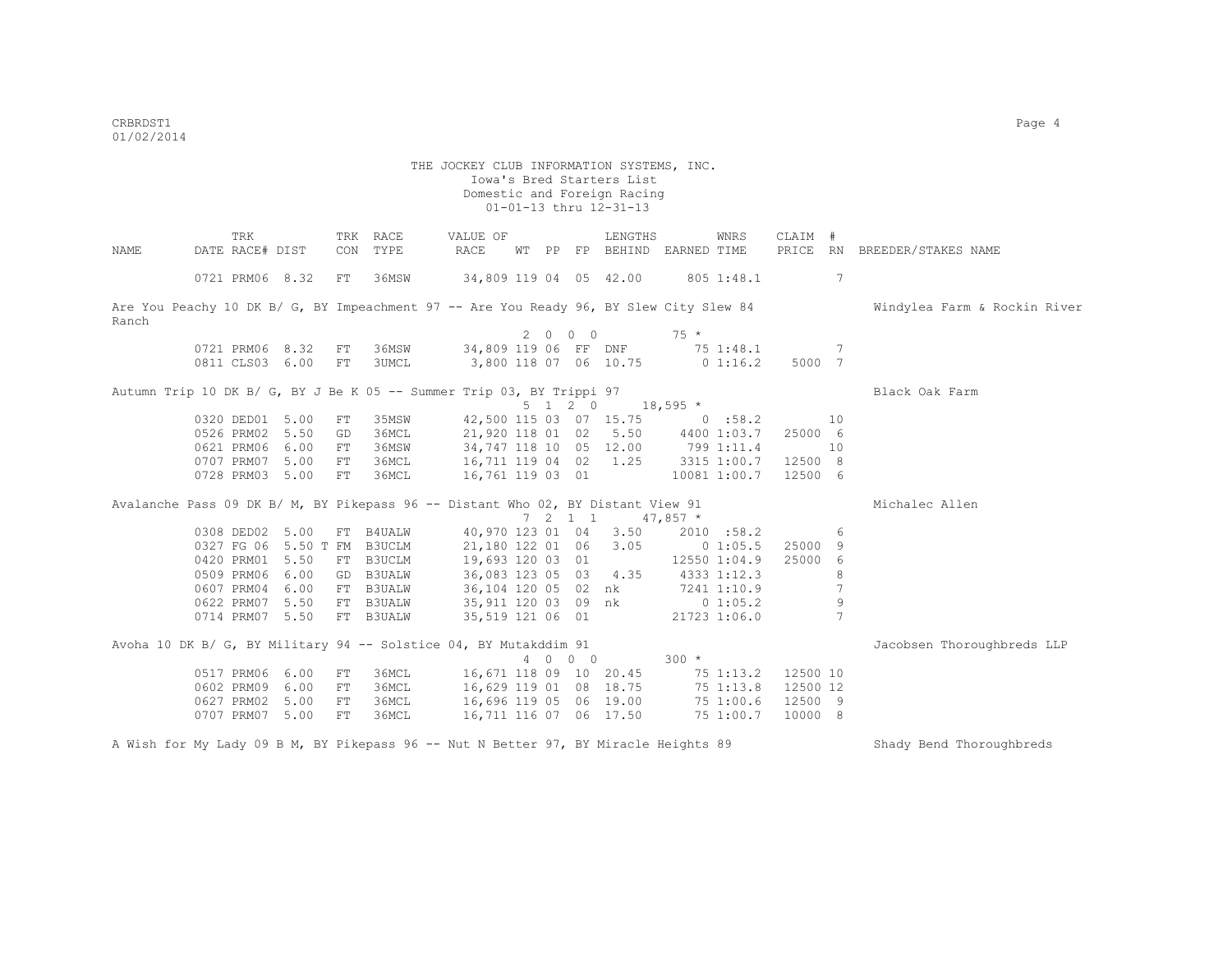THE JOCKEY CLUB INFORMATION SYSTEMS, INC.
Iowa's Bred Starters List
Domestic and Foreign Racing
01-01-13 thru 12-31-13

| NAME | TRK DATE | RACE# | DIST | TRK CON | RACE TYPE | VALUE OF RACE | WT | PP | FP | LENGTHS BEHIND | EARNED | WNRS TIME | CLAIM PRICE | # RN | BREEDER/STAKES NAME |
|---|---|---|---|---|---|---|---|---|---|---|---|---|---|---|---|
| | 0721 | PRM06 | 8.32 | FT | 36MSW | 34,809 | 119 | 04 | 05 | 42.00 | 805 | 1:48.1 | | 7 | |

Are You Peachy 10 DK B/ G, BY Impeachment 97 -- Are You Ready 96, BY Slew City Slew 84 — Windylea Farm & Rockin River Ranch

2 0 0 0 — 75 *

| TRK DATE | RACE# | DIST | TRK CON | RACE TYPE | VALUE OF RACE | WT | PP | FP | LENGTHS BEHIND | EARNED | WNRS TIME | CLAIM PRICE | # RN |
|---|---|---|---|---|---|---|---|---|---|---|---|---|---|
| 0721 | PRM06 | 8.32 | FT | 36MSW | 34,809 | 119 | 06 | FF | DNF | 75 | 1:48.1 | | 7 |
| 0811 | CLS03 | 6.00 | FT | 3UMCL | 3,800 | 118 | 07 | 06 | 10.75 | 0 | 1:16.2 | 5000 | 7 |

Autumn Trip 10 DK B/ G, BY J Be K 05 -- Summer Trip 03, BY Trippi 97 — Black Oak Farm

5 1 2 0 — 18,595 *

| TRK DATE | RACE# | DIST | TRK CON | RACE TYPE | VALUE OF RACE | WT | PP | FP | LENGTHS BEHIND | EARNED | WNRS TIME | CLAIM PRICE | # RN |
|---|---|---|---|---|---|---|---|---|---|---|---|---|---|
| 0320 | DED01 | 5.00 | FT | 35MSW | 42,500 | 115 | 03 | 07 | 15.75 | 0 | :58.2 | | 10 |
| 0526 | PRM02 | 5.50 | GD | 36MCL | 21,920 | 118 | 01 | 02 | 5.50 | 4400 | 1:03.7 | 25000 | 6 |
| 0621 | PRM06 | 6.00 | FT | 36MSW | 34,747 | 118 | 10 | 05 | 12.00 | 799 | 1:11.4 | | 10 |
| 0707 | PRM07 | 5.00 | FT | 36MCL | 16,711 | 119 | 04 | 02 | 1.25 | 3315 | 1:00.7 | 12500 | 8 |
| 0728 | PRM03 | 5.00 | FT | 36MCL | 16,761 | 119 | 03 | 01 | | 10081 | 1:00.7 | 12500 | 6 |

Avalanche Pass 09 DK B/ M, BY Pikepass 96 -- Distant Who 02, BY Distant View 91 — Michalec Allen

7 2 1 1 — 47,857 *

| TRK DATE | RACE# | DIST | TRK CON | RACE TYPE | VALUE OF RACE | WT | PP | FP | LENGTHS BEHIND | EARNED | WNRS TIME | CLAIM PRICE | # RN |
|---|---|---|---|---|---|---|---|---|---|---|---|---|---|
| 0308 | DED02 | 5.00 | FT | B4UALW | 40,970 | 123 | 01 | 04 | 3.50 | 2010 | :58.2 | | 6 |
| 0327 | FG 06 | 5.50 T | FM | B3UCLM | 21,180 | 122 | 01 | 06 | 3.05 | 0 | 1:05.5 | 25000 | 9 |
| 0420 | PRM01 | 5.50 | FT | B3UCLM | 19,693 | 120 | 03 | 01 | | 12550 | 1:04.9 | 25000 | 6 |
| 0509 | PRM06 | 6.00 | GD | B3UALW | 36,083 | 123 | 05 | 03 | 4.35 | 4333 | 1:12.3 | | 8 |
| 0607 | PRM04 | 6.00 | FT | B3UALW | 36,104 | 120 | 05 | 02 | nk | 7241 | 1:10.9 | | 7 |
| 0622 | PRM07 | 5.50 | FT | B3UALW | 35,911 | 120 | 03 | 09 | nk | 0 | 1:05.2 | | 9 |
| 0714 | PRM07 | 5.50 | FT | B3UALW | 35,519 | 121 | 06 | 01 | | 21723 | 1:06.0 | | 7 |

Avoha 10 DK B/ G, BY Military 94 -- Solstice 04, BY Mutakddim 91 — Jacobsen Thoroughbreds LLP

4 0 0 0 — 300 *

| TRK DATE | RACE# | DIST | TRK CON | RACE TYPE | VALUE OF RACE | WT | PP | FP | LENGTHS BEHIND | EARNED | WNRS TIME | CLAIM PRICE | # RN |
|---|---|---|---|---|---|---|---|---|---|---|---|---|---|
| 0517 | PRM06 | 6.00 | FT | 36MCL | 16,671 | 118 | 09 | 10 | 20.45 | 75 | 1:13.2 | 12500 | 10 |
| 0602 | PRM09 | 6.00 | FT | 36MCL | 16,629 | 119 | 01 | 08 | 18.75 | 75 | 1:13.8 | 12500 | 12 |
| 0627 | PRM02 | 5.00 | FT | 36MCL | 16,696 | 119 | 05 | 06 | 19.00 | 75 | 1:00.6 | 12500 | 9 |
| 0707 | PRM07 | 5.00 | FT | 36MCL | 16,711 | 116 | 07 | 06 | 17.50 | 75 | 1:00.7 | 10000 | 8 |

A Wish for My Lady 09 B M, BY Pikepass 96 -- Nut N Better 97, BY Miracle Heights 89 — Shady Bend Thoroughbreds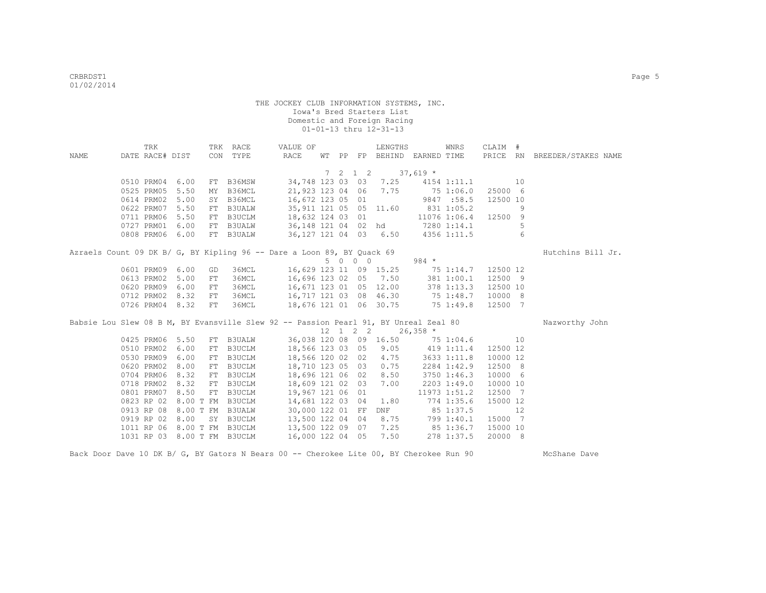THE JOCKEY CLUB INFORMATION SYSTEMS, INC.
Iowa's Bred Starters List
Domestic and Foreign Racing
01-01-13 thru 12-31-13

| NAME | TRK DATE | RACE# | DIST | TRK CON | RACE TYPE | VALUE OF RACE | WT | PP | FP | LENGTHS BEHIND | EARNED | WNRS TIME | CLAIM PRICE | # RN | BREEDER/STAKES NAME |
|---|---|---|---|---|---|---|---|---|---|---|---|---|---|---|---|
| | | | | | | | 7 | 2 | 1 2 | | 37,619 * | | | | |
| | 0510 | PRM04 | 6.00 | FT | B36MSW | 34,748 | 123 | 03 | 03 | 7.25 | 4154 | 1:11.1 | | 10 | |
| | 0525 | PRM05 | 5.50 | MY | B36MCL | 21,923 | 123 | 04 | 06 | 7.75 | 75 | 1:06.0 | 25000 | 6 | |
| | 0614 | PRM02 | 5.00 | SY | B36MCL | 16,672 | 123 | 05 | 01 | | 9847 | :58.5 | 12500 | 10 | |
| | 0622 | PRM07 | 5.50 | FT | B3UALW | 35,911 | 121 | 05 | 05 | 11.60 | 831 | 1:05.2 | | 9 | |
| | 0711 | PRM06 | 5.50 | FT | B3UCLM | 18,632 | 124 | 03 | 01 | | 11076 | 1:06.4 | 12500 | 9 | |
| | 0727 | PRM01 | 6.00 | FT | B3UALW | 36,148 | 121 | 04 | 02 | hd | 7280 | 1:14.1 | | 5 | |
| | 0808 | PRM06 | 6.00 | FT | B3UALW | 36,127 | 121 | 04 | 03 | 6.50 | 4356 | 1:11.5 | | 6 | |
| Azraels Count 09 DK B/ G, BY Kipling 96 -- Dare a Loon 89, BY Quack 69 | | | | | | | | | | | | | | | Hutchins Bill Jr. |
| | | | | | | | 5 | 0 | 0 0 | | 984 * | | | | |
| | 0601 | PRM09 | 6.00 | GD | 36MCL | 16,629 | 123 | 11 | 09 | 15.25 | 75 | 1:14.7 | 12500 | 12 | |
| | 0613 | PRM02 | 5.00 | FT | 36MCL | 16,696 | 123 | 02 | 05 | 7.50 | 381 | 1:00.1 | 12500 | 9 | |
| | 0620 | PRM09 | 6.00 | FT | 36MCL | 16,671 | 123 | 01 | 05 | 12.00 | 378 | 1:13.3 | 12500 | 10 | |
| | 0712 | PRM02 | 8.32 | FT | 36MCL | 16,717 | 121 | 03 | 08 | 46.30 | 75 | 1:48.7 | 10000 | 8 | |
| | 0726 | PRM04 | 8.32 | FT | 36MCL | 18,676 | 121 | 01 | 06 | 30.75 | 75 | 1:49.8 | 12500 | 7 | |
| Babsie Lou Slew 08 B M, BY Evansville Slew 92 -- Passion Pearl 91, BY Unreal Zeal 80 | | | | | | | | | | | | | | | Nazworthy John |
| | | | | | | | 12 | 1 | 2 2 | | 26,358 * | | | | |
| | 0425 | PRM06 | 5.50 | FT | B3UALW | 36,038 | 120 | 08 | 09 | 16.50 | 75 | 1:04.6 | | 10 | |
| | 0510 | PRM02 | 6.00 | FT | B3UCLM | 18,566 | 123 | 03 | 05 | 9.05 | 419 | 1:11.4 | 12500 | 12 | |
| | 0530 | PRM09 | 6.00 | FT | B3UCLM | 18,566 | 120 | 02 | 02 | 4.75 | 3633 | 1:11.8 | 10000 | 12 | |
| | 0620 | PRM02 | 8.00 | FT | B3UCLM | 18,710 | 123 | 05 | 03 | 0.75 | 2284 | 1:42.9 | 12500 | 8 | |
| | 0704 | PRM06 | 8.32 | FT | B3UCLM | 18,696 | 121 | 06 | 02 | 8.50 | 3750 | 1:46.3 | 10000 | 6 | |
| | 0718 | PRM02 | 8.32 | FT | B3UCLM | 18,609 | 121 | 02 | 03 | 7.00 | 2203 | 1:49.0 | 10000 | 10 | |
| | 0801 | PRM07 | 8.50 | FT | B3UCLM | 19,967 | 121 | 06 | 01 | | 11973 | 1:51.2 | 12500 | 7 | |
| | 0823 | RP 02 | 8.00 T | FM | B3UCLM | 14,681 | 122 | 03 | 04 | 1.80 | 774 | 1:35.6 | 15000 | 12 | |
| | 0913 | RP 08 | 8.00 T | FM | B3UALW | 30,000 | 122 | 01 | FF | DNF | 85 | 1:37.5 | | 12 | |
| | 0919 | RP 02 | 8.00 | SY | B3UCLM | 13,500 | 122 | 04 | 04 | 8.75 | 799 | 1:40.1 | 15000 | 7 | |
| | 1011 | RP 06 | 8.00 T | FM | B3UCLM | 13,500 | 122 | 09 | 07 | 7.25 | 85 | 1:36.7 | 15000 | 10 | |
| | 1031 | RP 03 | 8.00 T | FM | B3UCLM | 16,000 | 122 | 04 | 05 | 7.50 | 278 | 1:37.5 | 20000 | 8 | |
| Back Door Dave 10 DK B/ G, BY Gators N Bears 00 -- Cherokee Lite 00, BY Cherokee Run 90 | | | | | | | | | | | | | | | McShane Dave |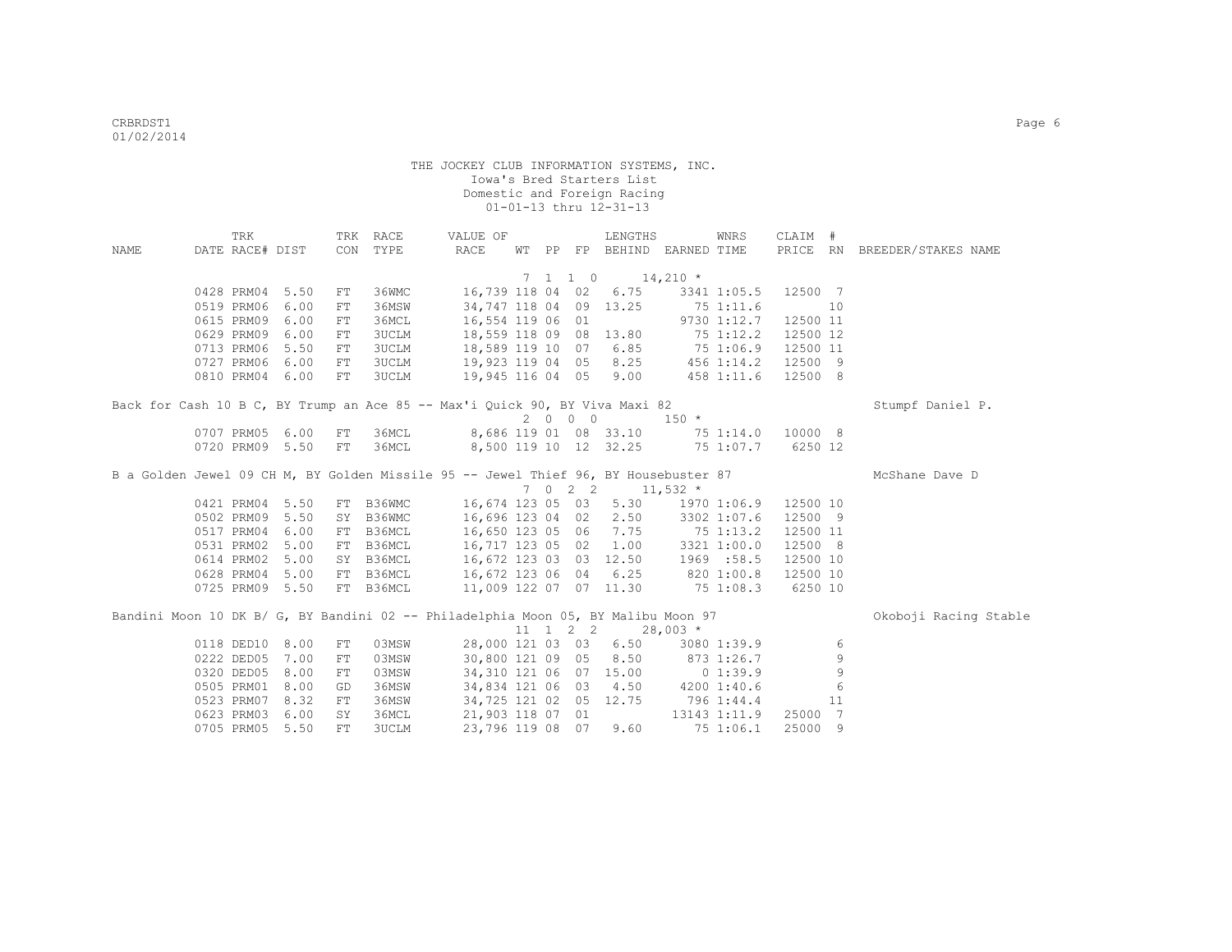THE JOCKEY CLUB INFORMATION SYSTEMS, INC.
Iowa's Bred Starters List
Domestic and Foreign Racing
01-01-13 thru 12-31-13

| NAME | TRK DATE | RACE# | DIST | TRK CON | RACE TYPE | VALUE OF RACE | WT | PP | FP | LENGTHS BEHIND | EARNED | WNRS TIME | CLAIM PRICE | # RN | BREEDER/STAKES NAME |
|---|---|---|---|---|---|---|---|---|---|---|---|---|---|---|---|
| | | | | | | 7 1 1 0 | | | | | 14,210 * | | | | |
| | 0428 | PRM04 | 5.50 | FT | 36WMC | 16,739 | 118 | 04 | 02 | 6.75 | 3341 | 1:05.5 | 12500 | 7 | |
| | 0519 | PRM06 | 6.00 | FT | 36MSW | 34,747 | 118 | 04 | 09 | 13.25 | 75 | 1:11.6 | | 10 | |
| | 0615 | PRM09 | 6.00 | FT | 36MCL | 16,554 | 119 | 06 | 01 | | 9730 | 1:12.7 | 12500 | 11 | |
| | 0629 | PRM09 | 6.00 | FT | 3UCLM | 18,559 | 118 | 09 | 08 | 13.80 | 75 | 1:12.2 | 12500 | 12 | |
| | 0713 | PRM06 | 5.50 | FT | 3UCLM | 18,589 | 119 | 10 | 07 | 6.85 | 75 | 1:06.9 | 12500 | 11 | |
| | 0727 | PRM06 | 6.00 | FT | 3UCLM | 19,923 | 119 | 04 | 05 | 8.25 | 456 | 1:14.2 | 12500 | 9 | |
| | 0810 | PRM04 | 6.00 | FT | 3UCLM | 19,945 | 116 | 04 | 05 | 9.00 | 458 | 1:11.6 | 12500 | 8 | |
| Back for Cash 10 B C, BY Trump an Ace 85 -- Max'i Quick 90, BY Viva Maxi 82 | | | | | | | | | | | | | | | Stumpf Daniel P. |
| | | | | | | 2 0 0 0 | | | | | 150 * | | | | |
| | 0707 | PRM05 | 6.00 | FT | 36MCL | 8,686 | 119 | 01 | 08 | 33.10 | 75 | 1:14.0 | 10000 | 8 | |
| | 0720 | PRM09 | 5.50 | FT | 36MCL | 8,500 | 119 | 10 | 12 | 32.25 | 75 | 1:07.7 | 6250 | 12 | |
| B a Golden Jewel 09 CH M, BY Golden Missile 95 -- Jewel Thief 96, BY Housebuster 87 | | | | | | | | | | | | | | | McShane Dave D |
| | | | | | | 7 0 2 2 | | | | | 11,532 * | | | | |
| | 0421 | PRM04 | 5.50 | FT | B36WMC | 16,674 | 123 | 05 | 03 | 5.30 | 1970 | 1:06.9 | 12500 | 10 | |
| | 0502 | PRM09 | 5.50 | SY | B36WMC | 16,696 | 123 | 04 | 02 | 2.50 | 3302 | 1:07.6 | 12500 | 9 | |
| | 0517 | PRM04 | 6.00 | FT | B36MCL | 16,650 | 123 | 05 | 06 | 7.75 | 75 | 1:13.2 | 12500 | 11 | |
| | 0531 | PRM02 | 5.00 | FT | B36MCL | 16,717 | 123 | 05 | 02 | 1.00 | 3321 | 1:00.0 | 12500 | 8 | |
| | 0614 | PRM02 | 5.00 | SY | B36MCL | 16,672 | 123 | 03 | 03 | 12.50 | 1969 | :58.5 | 12500 | 10 | |
| | 0628 | PRM04 | 5.00 | FT | B36MCL | 16,672 | 123 | 06 | 04 | 6.25 | 820 | 1:00.8 | 12500 | 10 | |
| | 0725 | PRM09 | 5.50 | FT | B36MCL | 11,009 | 122 | 07 | 07 | 11.30 | 75 | 1:08.3 | 6250 | 10 | |
| Bandini Moon 10 DK B/ G, BY Bandini 02 -- Philadelphia Moon 05, BY Malibu Moon 97 | | | | | | | | | | | | | | | Okoboji Racing Stable |
| | | | | | | 11 1 2 2 | | | | | 28,003 * | | | | |
| | 0118 | DED10 | 8.00 | FT | 03MSW | 28,000 | 121 | 03 | 03 | 6.50 | 3080 | 1:39.9 | | 6 | |
| | 0222 | DED05 | 7.00 | FT | 03MSW | 30,800 | 121 | 09 | 05 | 8.50 | 873 | 1:26.7 | | 9 | |
| | 0320 | DED05 | 8.00 | FT | 03MSW | 34,310 | 121 | 06 | 07 | 15.00 | 0 | 1:39.9 | | 9 | |
| | 0505 | PRM01 | 8.00 | GD | 36MSW | 34,834 | 121 | 06 | 03 | 4.50 | 4200 | 1:40.6 | | 6 | |
| | 0523 | PRM07 | 8.32 | FT | 36MSW | 34,725 | 121 | 02 | 05 | 12.75 | 796 | 1:44.4 | | 11 | |
| | 0623 | PRM03 | 6.00 | SY | 36MCL | 21,903 | 118 | 07 | 01 | | 13143 | 1:11.9 | 25000 | 7 | |
| | 0705 | PRM05 | 5.50 | FT | 3UCLM | 23,796 | 119 | 08 | 07 | 9.60 | 75 | 1:06.1 | 25000 | 9 | |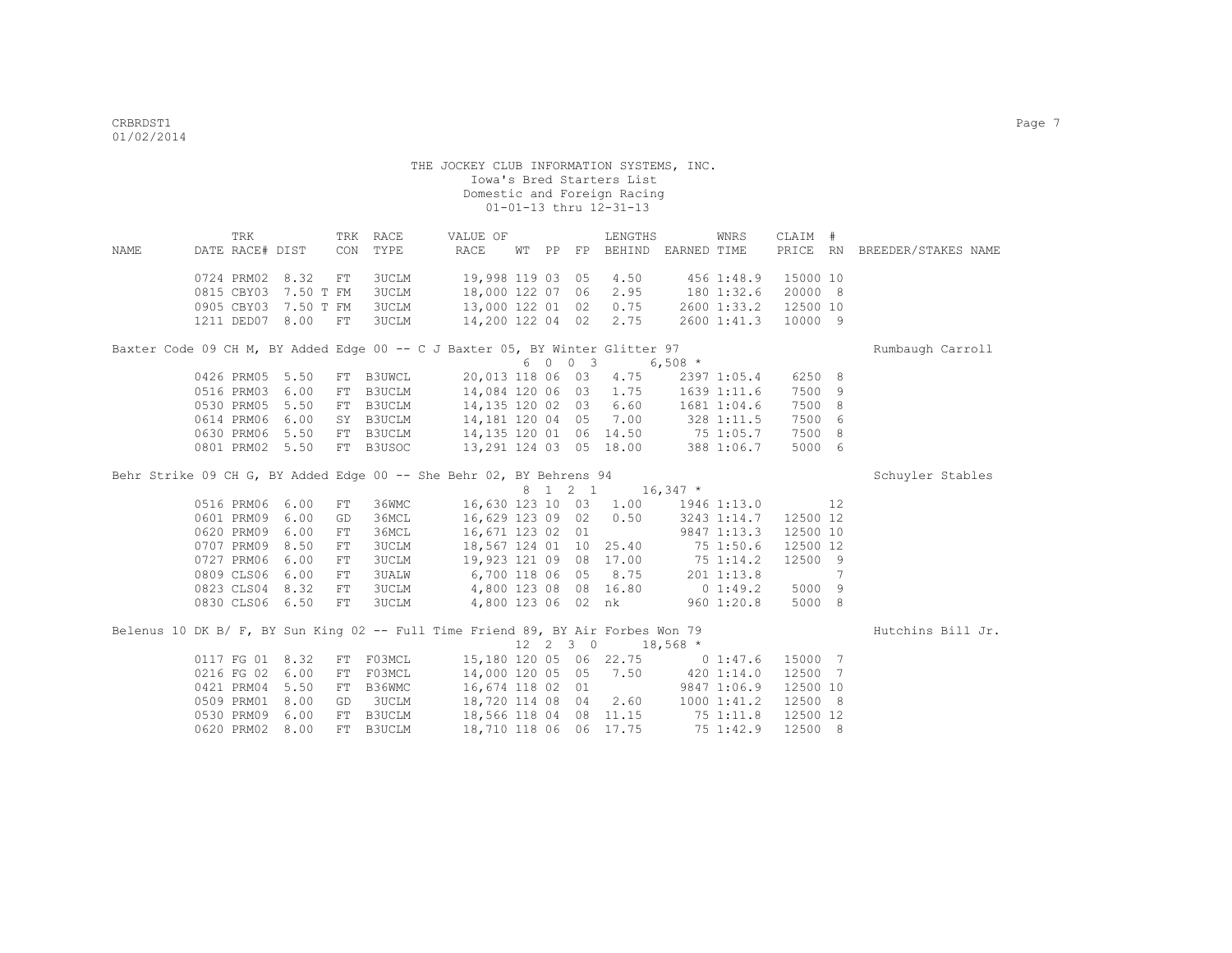THE JOCKEY CLUB INFORMATION SYSTEMS, INC.
Iowa's Bred Starters List
Domestic and Foreign Racing
01-01-13 thru 12-31-13

| NAME | TRK DATE | RACE# | DIST | TRK CON | RACE TYPE | VALUE OF RACE | WT | PP | FP | LENGTHS BEHIND | EARNED | WNRS TIME | CLAIM PRICE | # RN | BREEDER/STAKES NAME |
|---|---|---|---|---|---|---|---|---|---|---|---|---|---|---|---|
| | 0724 | PRM02 | 8.32 | FT | 3UCLM | 19,998 | 119 | 03 | 05 | 4.50 | 456 | 1:48.9 | 15000 | 10 | |
| | 0815 | CBY03 | 7.50 T | FM | 3UCLM | 18,000 | 122 | 07 | 06 | 2.95 | 180 | 1:32.6 | 20000 | 8 | |
| | 0905 | CBY03 | 7.50 T | FM | 3UCLM | 13,000 | 122 | 01 | 02 | 0.75 | 2600 | 1:33.2 | 12500 | 10 | |
| | 1211 | DED07 | 8.00 | FT | 3UCLM | 14,200 | 122 | 04 | 02 | 2.75 | 2600 | 1:41.3 | 10000 | 9 | |
| Baxter Code 09 CH M, BY Added Edge 00 -- C J Baxter 05, BY Winter Glitter 97 | | | | | | | 6 0 0 3 | | | | 6,508 * | | | | Rumbaugh Carroll |
| | 0426 | PRM05 | 5.50 | FT | B3UWCL | 20,013 | 118 | 06 | 03 | 4.75 | 2397 | 1:05.4 | 6250 | 8 | |
| | 0516 | PRM03 | 6.00 | FT | B3UCLM | 14,084 | 120 | 06 | 03 | 1.75 | 1639 | 1:11.6 | 7500 | 9 | |
| | 0530 | PRM05 | 5.50 | FT | B3UCLM | 14,135 | 120 | 02 | 03 | 6.60 | 1681 | 1:04.6 | 7500 | 8 | |
| | 0614 | PRM06 | 6.00 | SY | B3UCLM | 14,181 | 120 | 04 | 05 | 7.00 | 328 | 1:11.5 | 7500 | 6 | |
| | 0630 | PRM06 | 5.50 | FT | B3UCLM | 14,135 | 120 | 01 | 06 | 14.50 | 75 | 1:05.7 | 7500 | 8 | |
| | 0801 | PRM02 | 5.50 | FT | B3USOC | 13,291 | 124 | 03 | 05 | 18.00 | 388 | 1:06.7 | 5000 | 6 | |
| Behr Strike 09 CH G, BY Added Edge 00 -- She Behr 02, BY Behrens 94 | | | | | | | 8 1 2 1 | | | | 16,347 * | | | | Schuyler Stables |
| | 0516 | PRM06 | 6.00 | FT | 36WMC | 16,630 | 123 | 10 | 03 | 1.00 | 1946 | 1:13.0 | | 12 | |
| | 0601 | PRM09 | 6.00 | GD | 36MCL | 16,629 | 123 | 09 | 02 | 0.50 | 3243 | 1:14.7 | 12500 | 12 | |
| | 0620 | PRM09 | 6.00 | FT | 36MCL | 16,671 | 123 | 02 | 01 | | 9847 | 1:13.3 | 12500 | 10 | |
| | 0707 | PRM09 | 8.50 | FT | 3UCLM | 18,567 | 124 | 01 | 10 | 25.40 | 75 | 1:50.6 | 12500 | 12 | |
| | 0727 | PRM06 | 6.00 | FT | 3UCLM | 19,923 | 121 | 09 | 08 | 17.00 | 75 | 1:14.2 | 12500 | 9 | |
| | 0809 | CLS06 | 6.00 | FT | 3UALW | 6,700 | 118 | 06 | 05 | 8.75 | 201 | 1:13.8 | | 7 | |
| | 0823 | CLS04 | 8.32 | FT | 3UCLM | 4,800 | 123 | 08 | 08 | 16.80 | 0 | 1:49.2 | 5000 | 9 | |
| | 0830 | CLS06 | 6.50 | FT | 3UCLM | 4,800 | 123 | 06 | 02 | nk | 960 | 1:20.8 | 5000 | 8 | |
| Belenus 10 DK B/ F, BY Sun King 02 -- Full Time Friend 89, BY Air Forbes Won 79 | | | | | | | 12 2 3 0 | | | | 18,568 * | | | | Hutchins Bill Jr. |
| | 0117 | FG 01 | 8.32 | FT | F03MCL | 15,180 | 120 | 05 | 06 | 22.75 | 0 | 1:47.6 | 15000 | 7 | |
| | 0216 | FG 02 | 6.00 | FT | F03MCL | 14,000 | 120 | 05 | 05 | 7.50 | 420 | 1:14.0 | 12500 | 7 | |
| | 0421 | PRM04 | 5.50 | FT | B36WMC | 16,674 | 118 | 02 | 01 | | 9847 | 1:06.9 | 12500 | 10 | |
| | 0509 | PRM01 | 8.00 | GD | 3UCLM | 18,720 | 114 | 08 | 04 | 2.60 | 1000 | 1:41.2 | 12500 | 8 | |
| | 0530 | PRM09 | 6.00 | FT | B3UCLM | 18,566 | 118 | 04 | 08 | 11.15 | 75 | 1:11.8 | 12500 | 12 | |
| | 0620 | PRM02 | 8.00 | FT | B3UCLM | 18,710 | 118 | 06 | 06 | 17.75 | 75 | 1:42.9 | 12500 | 8 | |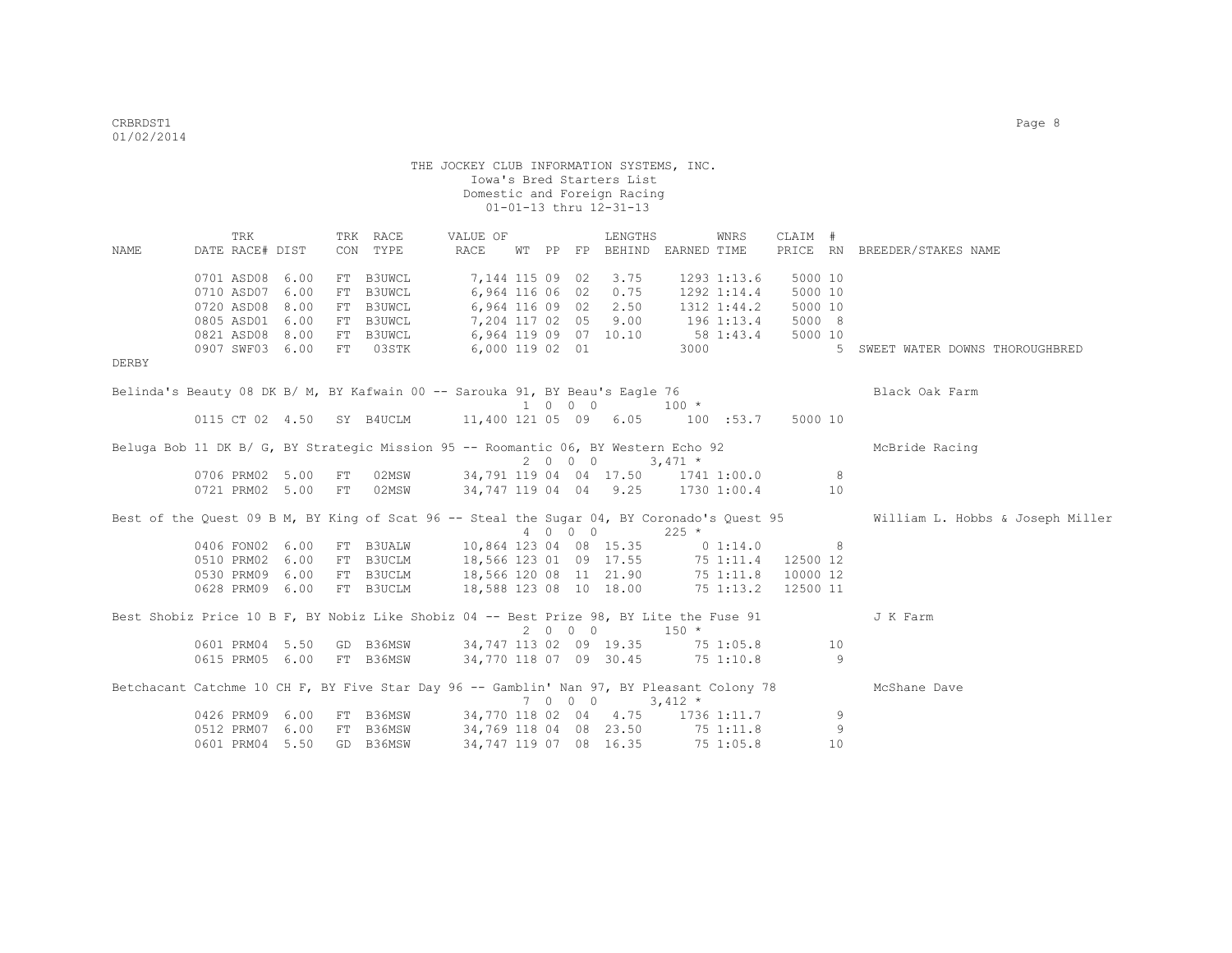THE JOCKEY CLUB INFORMATION SYSTEMS, INC.
Iowa's Bred Starters List
Domestic and Foreign Racing
01-01-13 thru 12-31-13

| NAME | TRK DATE | RACE# | DIST | TRK CON | RACE TYPE | VALUE OF RACE | WT | PP | FP | LENGTHS BEHIND | EARNED | WNRS TIME | CLAIM PRICE | # RN | BREEDER/STAKES NAME |
|---|---|---|---|---|---|---|---|---|---|---|---|---|---|---|---|
| | 0701 | ASD08 | 6.00 | FT | B3UWCL | 7,144 | 115 | 09 | 02 | 3.75 | 1293 | 1:13.6 | 5000 | 10 | |
| | 0710 | ASD07 | 6.00 | FT | B3UWCL | 6,964 | 116 | 06 | 02 | 0.75 | 1292 | 1:14.4 | 5000 | 10 | |
| | 0720 | ASD08 | 8.00 | FT | B3UWCL | 6,964 | 116 | 09 | 02 | 2.50 | 1312 | 1:44.2 | 5000 | 10 | |
| | 0805 | ASD01 | 6.00 | FT | B3UWCL | 7,204 | 117 | 02 | 05 | 9.00 | 196 | 1:13.4 | 5000 | 8 | |
| | 0821 | ASD08 | 8.00 | FT | B3UWCL | 6,964 | 119 | 09 | 07 | 10.10 | 58 | 1:43.4 | 5000 | 10 | |
| | 0907 | SWF03 | 6.00 | FT | 03STK | 6,000 | 119 | 02 | 01 | | 3000 | | | 5 | SWEET WATER DOWNS THOROUGHBRED DERBY |
| **Belinda's Beauty 08 DK B/ M, BY Kafwain 00 -- Sarouka 91, BY Beau's Eagle 76** | | | | | | | 1 | 0 | 0 0 | | 100 * | | | | Black Oak Farm |
| | 0115 | CT 02 | 4.50 | SY | B4UCLM | 11,400 | 121 | 05 | 09 | 6.05 | 100 | :53.7 | 5000 | 10 | |
| **Beluga Bob 11 DK B/ G, BY Strategic Mission 95 -- Roomantic 06, BY Western Echo 92** | | | | | | | 2 | 0 | 0 0 | | 3,471 * | | | | McBride Racing |
| | 0706 | PRM02 | 5.00 | FT | 02MSW | 34,791 | 119 | 04 | 04 | 17.50 | 1741 | 1:00.0 | | 8 | |
| | 0721 | PRM02 | 5.00 | FT | 02MSW | 34,747 | 119 | 04 | 04 | 9.25 | 1730 | 1:00.4 | | 10 | |
| **Best of the Quest 09 B M, BY King of Scat 96 -- Steal the Sugar 04, BY Coronado's Quest 95** | | | | | | | 4 | 0 | 0 0 | | 225 * | | | | William L. Hobbs & Joseph Miller |
| | 0406 | FON02 | 6.00 | FT | B3UALW | 10,864 | 123 | 04 | 08 | 15.35 | 0 | 1:14.0 | | 8 | |
| | 0510 | PRM02 | 6.00 | FT | B3UCLM | 18,566 | 123 | 01 | 09 | 17.55 | 75 | 1:11.4 | 12500 | 12 | |
| | 0530 | PRM09 | 6.00 | FT | B3UCLM | 18,566 | 120 | 08 | 11 | 21.90 | 75 | 1:11.8 | 10000 | 12 | |
| | 0628 | PRM09 | 6.00 | FT | B3UCLM | 18,588 | 123 | 08 | 10 | 18.00 | 75 | 1:13.2 | 12500 | 11 | |
| **Best Shobiz Price 10 B F, BY Nobiz Like Shobiz 04 -- Best Prize 98, BY Lite the Fuse 91** | | | | | | | 2 | 0 | 0 0 | | 150 * | | | | J K Farm |
| | 0601 | PRM04 | 5.50 | GD | B36MSW | 34,747 | 113 | 02 | 09 | 19.35 | 75 | 1:05.8 | | 10 | |
| | 0615 | PRM05 | 6.00 | FT | B36MSW | 34,770 | 118 | 07 | 09 | 30.45 | 75 | 1:10.8 | | 9 | |
| **Betchacant Catchme 10 CH F, BY Five Star Day 96 -- Gamblin' Nan 97, BY Pleasant Colony 78** | | | | | | | 7 | 0 | 0 0 | | 3,412 * | | | | McShane Dave |
| | 0426 | PRM09 | 6.00 | FT | B36MSW | 34,770 | 118 | 02 | 04 | 4.75 | 1736 | 1:11.7 | | 9 | |
| | 0512 | PRM07 | 6.00 | FT | B36MSW | 34,769 | 118 | 04 | 08 | 23.50 | 75 | 1:11.8 | | 9 | |
| | 0601 | PRM04 | 5.50 | GD | B36MSW | 34,747 | 119 | 07 | 08 | 16.35 | 75 | 1:05.8 | | 10 | |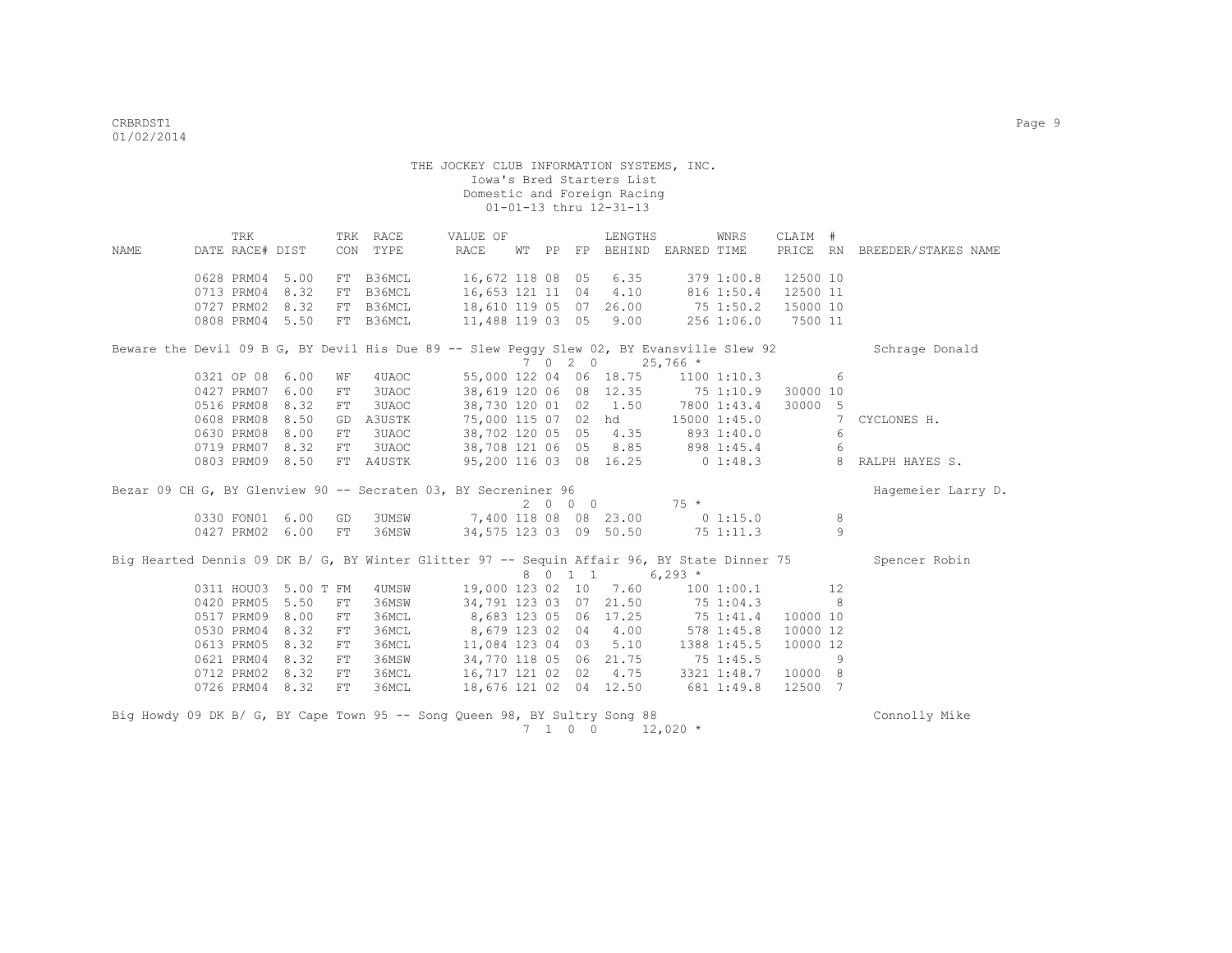THE JOCKEY CLUB INFORMATION SYSTEMS, INC.
Iowa's Bred Starters List
Domestic and Foreign Racing
01-01-13 thru 12-31-13

| NAME | TRK DATE | RACE# | DIST | TRK CON | RACE TYPE | VALUE OF RACE | WT | PP | FP | LENGTHS BEHIND | EARNED | WNRS TIME | CLAIM PRICE | # RN | BREEDER/STAKES NAME |
|---|---|---|---|---|---|---|---|---|---|---|---|---|---|---|---|
| | 0628 | PRM04 | 5.00 | FT | B36MCL | 16,672 | 118 | 08 | 05 | 6.35 | 379 | 1:00.8 | 12500 | 10 | |
| | 0713 | PRM04 | 8.32 | FT | B36MCL | 16,653 | 121 | 11 | 04 | 4.10 | 816 | 1:50.4 | 12500 | 11 | |
| | 0727 | PRM02 | 8.32 | FT | B36MCL | 18,610 | 119 | 05 | 07 | 26.00 | 75 | 1:50.2 | 15000 | 10 | |
| | 0808 | PRM04 | 5.50 | FT | B36MCL | 11,488 | 119 | 03 | 05 | 9.00 | 256 | 1:06.0 | 7500 | 11 | |
| Beware the Devil 09 B G, BY Devil His Due 89 -- Slew Peggy Slew 02, BY Evansville Slew 92 | | | | | | | 7 | 0 2 0 | | | 25,766 * | | | | Schrage Donald |
| | 0321 | OP 08 | 6.00 | WF | 4UAOC | 55,000 | 122 | 04 | 06 | 18.75 | 1100 | 1:10.3 | | 6 | |
| | 0427 | PRM07 | 6.00 | FT | 3UAOC | 38,619 | 120 | 06 | 08 | 12.35 | 75 | 1:10.9 | 30000 | 10 | |
| | 0516 | PRM08 | 8.32 | FT | 3UAOC | 38,730 | 120 | 01 | 02 | 1.50 | 7800 | 1:43.4 | 30000 | 5 | |
| | 0608 | PRM08 | 8.50 | GD | A3USTK | 75,000 | 115 | 07 | 02 | hd | 15000 | 1:45.0 | | 7 | CYCLONES H. |
| | 0630 | PRM08 | 8.00 | FT | 3UAOC | 38,702 | 120 | 05 | 05 | 4.35 | 893 | 1:40.0 | | 6 | |
| | 0719 | PRM07 | 8.32 | FT | 3UAOC | 38,708 | 121 | 06 | 05 | 8.85 | 898 | 1:45.4 | | 6 | |
| | 0803 | PRM09 | 8.50 | FT | A4USTK | 95,200 | 116 | 03 | 08 | 16.25 | 0 | 1:48.3 | | 8 | RALPH HAYES S. |
| Bezar 09 CH G, BY Glenview 90 -- Secraten 03, BY Secreniner 96 | | | | | | | 2 | 0 0 0 | | | 75 * | | | | Hagemeier Larry D. |
| | 0330 | FON01 | 6.00 | GD | 3UMSW | 7,400 | 118 | 08 | 08 | 23.00 | 0 | 1:15.0 | | 8 | |
| | 0427 | PRM02 | 6.00 | FT | 36MSW | 34,575 | 123 | 03 | 09 | 50.50 | 75 | 1:11.3 | | 9 | |
| Big Hearted Dennis 09 DK B/ G, BY Winter Glitter 97 -- Sequin Affair 96, BY State Dinner 75 | | | | | | | 8 | 0 1 1 | | | 6,293 * | | | | Spencer Robin |
| | 0311 | HOU03 | 5.00 T | FM | 4UMSW | 19,000 | 123 | 02 | 10 | 7.60 | 100 | 1:00.1 | | 12 | |
| | 0420 | PRM05 | 5.50 | FT | 36MSW | 34,791 | 123 | 03 | 07 | 21.50 | 75 | 1:04.3 | | 8 | |
| | 0517 | PRM09 | 8.00 | FT | 36MCL | 8,683 | 123 | 05 | 06 | 17.25 | 75 | 1:41.4 | 10000 | 10 | |
| | 0530 | PRM04 | 8.32 | FT | 36MCL | 8,679 | 123 | 02 | 04 | 4.00 | 578 | 1:45.8 | 10000 | 12 | |
| | 0613 | PRM05 | 8.32 | FT | 36MCL | 11,084 | 123 | 04 | 03 | 5.10 | 1388 | 1:45.5 | 10000 | 12 | |
| | 0621 | PRM04 | 8.32 | FT | 36MSW | 34,770 | 118 | 05 | 06 | 21.75 | 75 | 1:45.5 | | 9 | |
| | 0712 | PRM02 | 8.32 | FT | 36MCL | 16,717 | 121 | 02 | 02 | 4.75 | 3321 | 1:48.7 | 10000 | 8 | |
| | 0726 | PRM04 | 8.32 | FT | 36MCL | 18,676 | 121 | 02 | 04 | 12.50 | 681 | 1:49.8 | 12500 | 7 | |
| Big Howdy 09 DK B/ G, BY Cape Town 95 -- Song Queen 98, BY Sultry Song 88 | | | | | | | 7 | 1 0 0 | | | 12,020 * | | | | Connolly Mike |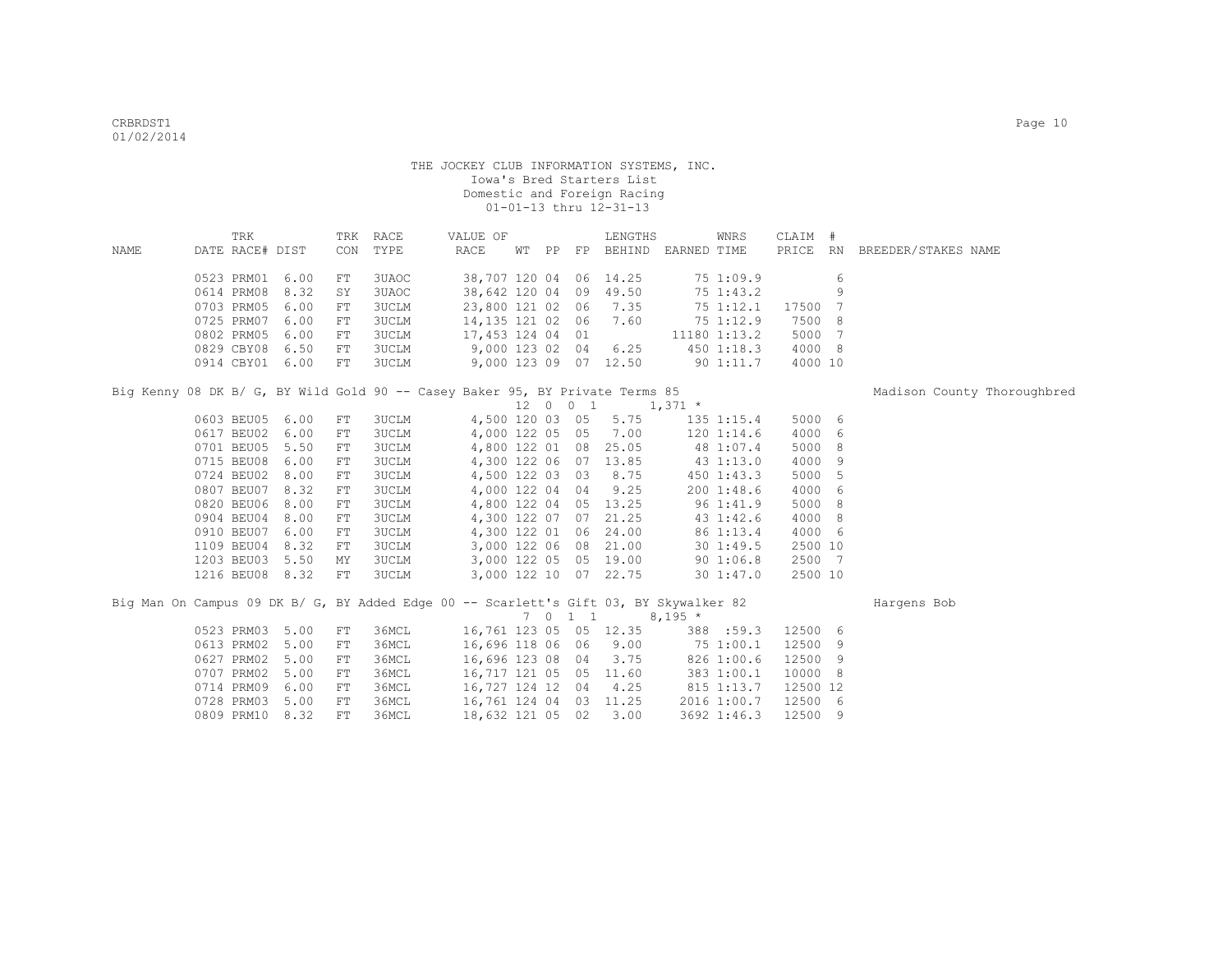THE JOCKEY CLUB INFORMATION SYSTEMS, INC.
Iowa's Bred Starters List
Domestic and Foreign Racing
01-01-13 thru 12-31-13

| NAME | TRK DATE | RACE# | DIST | TRK CON | RACE TYPE | VALUE OF RACE | WT | PP | FP | LENGTHS BEHIND | EARNED | WNRS TIME | CLAIM PRICE | # RN | BREEDER/STAKES NAME |
|---|---|---|---|---|---|---|---|---|---|---|---|---|---|---|---|
| | 0523 | PRM01 | 6.00 | FT | 3UAOC | 38,707 | 120 | 04 | 06 | 14.25 | 75 | 1:09.9 | | 6 | |
| | 0614 | PRM08 | 8.32 | SY | 3UAOC | 38,642 | 120 | 04 | 09 | 49.50 | 75 | 1:43.2 | | 9 | |
| | 0703 | PRM05 | 6.00 | FT | 3UCLM | 23,800 | 121 | 02 | 06 | 7.35 | 75 | 1:12.1 | 17500 | 7 | |
| | 0725 | PRM07 | 6.00 | FT | 3UCLM | 14,135 | 121 | 02 | 06 | 7.60 | 75 | 1:12.9 | 7500 | 8 | |
| | 0802 | PRM05 | 6.00 | FT | 3UCLM | 17,453 | 124 | 04 | 01 | | 11180 | 1:13.2 | 5000 | 7 | |
| | 0829 | CBY08 | 6.50 | FT | 3UCLM | 9,000 | 123 | 02 | 04 | 6.25 | 450 | 1:18.3 | 4000 | 8 | |
| | 0914 | CBY01 | 6.00 | FT | 3UCLM | 9,000 | 123 | 09 | 07 | 12.50 | 90 | 1:11.7 | 4000 | 10 | |
| Big Kenny 08 DK B/ G, BY Wild Gold 90 -- Casey Baker 95, BY Private Terms 85 | | | | | | | | | | | | | | | Madison County Thoroughbred |
| | | | | | | | 12 | 0 0 1 | | | 1,371 * | | | | |
| | 0603 | BEU05 | 6.00 | FT | 3UCLM | 4,500 | 120 | 03 | 05 | 5.75 | 135 | 1:15.4 | 5000 | 6 | |
| | 0617 | BEU02 | 6.00 | FT | 3UCLM | 4,000 | 122 | 05 | 05 | 7.00 | 120 | 1:14.6 | 4000 | 6 | |
| | 0701 | BEU05 | 5.50 | FT | 3UCLM | 4,800 | 122 | 01 | 08 | 25.05 | 48 | 1:07.4 | 5000 | 8 | |
| | 0715 | BEU08 | 6.00 | FT | 3UCLM | 4,300 | 122 | 06 | 07 | 13.85 | 43 | 1:13.0 | 4000 | 9 | |
| | 0724 | BEU02 | 8.00 | FT | 3UCLM | 4,500 | 122 | 03 | 03 | 8.75 | 450 | 1:43.3 | 5000 | 5 | |
| | 0807 | BEU07 | 8.32 | FT | 3UCLM | 4,000 | 122 | 04 | 04 | 9.25 | 200 | 1:48.6 | 4000 | 6 | |
| | 0820 | BEU06 | 8.00 | FT | 3UCLM | 4,800 | 122 | 04 | 05 | 13.25 | 96 | 1:41.9 | 5000 | 8 | |
| | 0904 | BEU04 | 8.00 | FT | 3UCLM | 4,300 | 122 | 07 | 07 | 21.25 | 43 | 1:42.6 | 4000 | 8 | |
| | 0910 | BEU07 | 6.00 | FT | 3UCLM | 4,300 | 122 | 01 | 06 | 24.00 | 86 | 1:13.4 | 4000 | 6 | |
| | 1109 | BEU04 | 8.32 | FT | 3UCLM | 3,000 | 122 | 06 | 08 | 21.00 | 30 | 1:49.5 | 2500 | 10 | |
| | 1203 | BEU03 | 5.50 | MY | 3UCLM | 3,000 | 122 | 05 | 05 | 19.00 | 90 | 1:06.8 | 2500 | 7 | |
| | 1216 | BEU08 | 8.32 | FT | 3UCLM | 3,000 | 122 | 10 | 07 | 22.75 | 30 | 1:47.0 | 2500 | 10 | |
| Big Man On Campus 09 DK B/ G, BY Added Edge 00 -- Scarlett's Gift 03, BY Skywalker 82 | | | | | | | | | | | | | | | Hargens Bob |
| | | | | | | | 7 | 0 1 1 | | | 8,195 * | | | | |
| | 0523 | PRM03 | 5.00 | FT | 36MCL | 16,761 | 123 | 05 | 05 | 12.35 | 388 | :59.3 | 12500 | 6 | |
| | 0613 | PRM02 | 5.00 | FT | 36MCL | 16,696 | 118 | 06 | 06 | 9.00 | 75 | 1:00.1 | 12500 | 9 | |
| | 0627 | PRM02 | 5.00 | FT | 36MCL | 16,696 | 123 | 08 | 04 | 3.75 | 826 | 1:00.6 | 12500 | 9 | |
| | 0707 | PRM02 | 5.00 | FT | 36MCL | 16,717 | 121 | 05 | 05 | 11.60 | 383 | 1:00.1 | 10000 | 8 | |
| | 0714 | PRM09 | 6.00 | FT | 36MCL | 16,727 | 124 | 12 | 04 | 4.25 | 815 | 1:13.7 | 12500 | 12 | |
| | 0728 | PRM03 | 5.00 | FT | 36MCL | 16,761 | 124 | 04 | 03 | 11.25 | 2016 | 1:00.7 | 12500 | 6 | |
| | 0809 | PRM10 | 8.32 | FT | 36MCL | 18,632 | 121 | 05 | 02 | 3.00 | 3692 | 1:46.3 | 12500 | 9 | |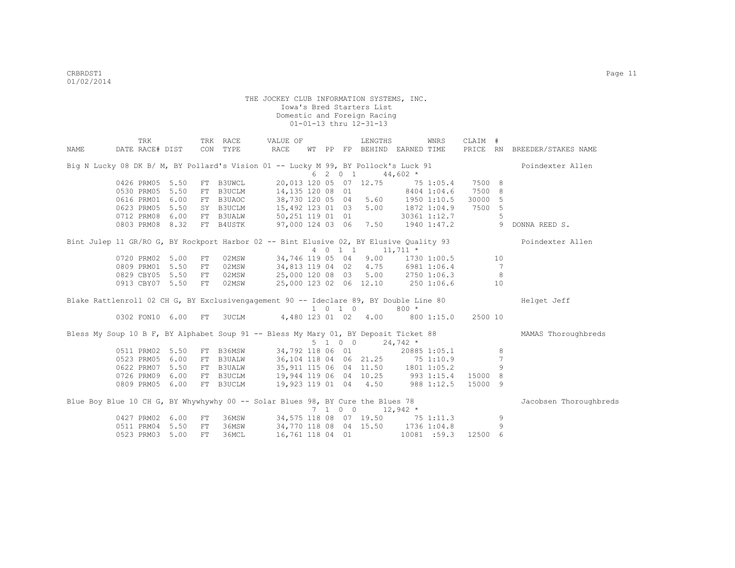THE JOCKEY CLUB INFORMATION SYSTEMS, INC.
Iowa's Bred Starters List
Domestic and Foreign Racing
01-01-13 thru 12-31-13

| NAME | TRK DATE | RACE# | DIST | TRK CON | RACE TYPE | VALUE OF RACE | WT | PP | FP | LENGTHS BEHIND | EARNED | WNRS TIME | CLAIM PRICE | # RN | BREEDER/STAKES NAME |
|---|---|---|---|---|---|---|---|---|---|---|---|---|---|---|---|
| Big N Lucky 08 DK B/ M, BY Pollard's Vision 01 -- Lucky M 99, BY Pollock's Luck 91 | | | | | | | 6 | 2 | 0 1 | | 44,602 * | | | | Poindexter Allen |
| | 0426 | PRM05 | 5.50 | FT | B3UWCL | 20,013 | 120 | 05 | 07 | 12.75 | 75 | 1:05.4 | 7500 | 8 | |
| | 0530 | PRM05 | 5.50 | FT | B3UCLM | 14,135 | 120 | 08 | 01 | | 8404 | 1:04.6 | 7500 | 8 | |
| | 0616 | PRM01 | 6.00 | FT | B3UAOC | 38,730 | 120 | 05 | 04 | 5.60 | 1950 | 1:10.5 | 30000 | 5 | |
| | 0623 | PRM05 | 5.50 | SY | B3UCLM | 15,492 | 123 | 01 | 03 | 5.00 | 1872 | 1:04.9 | 7500 | 5 | |
| | 0712 | PRM08 | 6.00 | FT | B3UALW | 50,251 | 119 | 01 | 01 | | 30361 | 1:12.7 | | 5 | |
| | 0803 | PRM08 | 8.32 | FT | B4USTK | 97,000 | 124 | 03 | 06 | 7.50 | 1940 | 1:47.2 | | 9 | DONNA REED S. |
| Bint Julep 11 GR/RO G, BY Rockport Harbor 02 -- Bint Elusive 02, BY Elusive Quality 93 | | | | | | | 4 | 0 | 1 1 | | 11,711 * | | | | Poindexter Allen |
| | 0720 | PRM02 | 5.00 | FT | 02MSW | 34,746 | 119 | 05 | 04 | 9.00 | 1730 | 1:00.5 | | 10 | |
| | 0809 | PRM01 | 5.50 | FT | 02MSW | 34,813 | 119 | 04 | 02 | 4.75 | 6981 | 1:06.4 | | 7 | |
| | 0829 | CBY05 | 5.50 | FT | 02MSW | 25,000 | 120 | 08 | 03 | 5.00 | 2750 | 1:06.3 | | 8 | |
| | 0913 | CBY07 | 5.50 | FT | 02MSW | 25,000 | 123 | 02 | 06 | 12.10 | 250 | 1:06.6 | | 10 | |
| Blake Rattlenroll 02 CH G, BY Exclusivengagement 90 -- Ideclare 89, BY Double Line 80 | | | | | | | 1 | 0 | 1 0 | | 800 * | | | | Helget Jeff |
| | 0302 | FON10 | 6.00 | FT | 3UCLM | 4,480 | 123 | 01 | 02 | 4.00 | 800 | 1:15.0 | 2500 | 10 | |
| Bless My Soup 10 B F, BY Alphabet Soup 91 -- Bless My Mary 01, BY Deposit Ticket 88 | | | | | | | 5 | 1 | 0 0 | | 24,742 * | | | | MAMAS Thoroughbreds |
| | 0511 | PRM02 | 5.50 | FT | B36MSW | 34,792 | 118 | 06 | 01 | | 20885 | 1:05.1 | | 8 | |
| | 0523 | PRM05 | 6.00 | FT | B3UALW | 36,104 | 118 | 04 | 06 | 21.25 | 75 | 1:10.9 | | 7 | |
| | 0622 | PRM07 | 5.50 | FT | B3UALW | 35,911 | 115 | 06 | 04 | 11.50 | 1801 | 1:05.2 | | 9 | |
| | 0726 | PRM09 | 6.00 | FT | B3UCLM | 19,944 | 119 | 06 | 04 | 10.25 | 993 | 1:15.4 | 15000 | 8 | |
| | 0809 | PRM05 | 6.00 | FT | B3UCLM | 19,923 | 119 | 01 | 04 | 4.50 | 988 | 1:12.5 | 15000 | 9 | |
| Blue Boy Blue 10 CH G, BY Whywhywhy 00 -- Solar Blues 98, BY Cure the Blues 78 | | | | | | | 7 | 1 | 0 0 | | 12,942 * | | | | Jacobsen Thoroughbreds |
| | 0427 | PRM02 | 6.00 | FT | 36MSW | 34,575 | 118 | 08 | 07 | 19.50 | 75 | 1:11.3 | | 9 | |
| | 0511 | PRM04 | 5.50 | FT | 36MSW | 34,770 | 118 | 08 | 04 | 15.50 | 1736 | 1:04.8 | | 9 | |
| | 0523 | PRM03 | 5.00 | FT | 36MCL | 16,761 | 118 | 04 | 01 | | 10081 | :59.3 | 12500 | 6 | |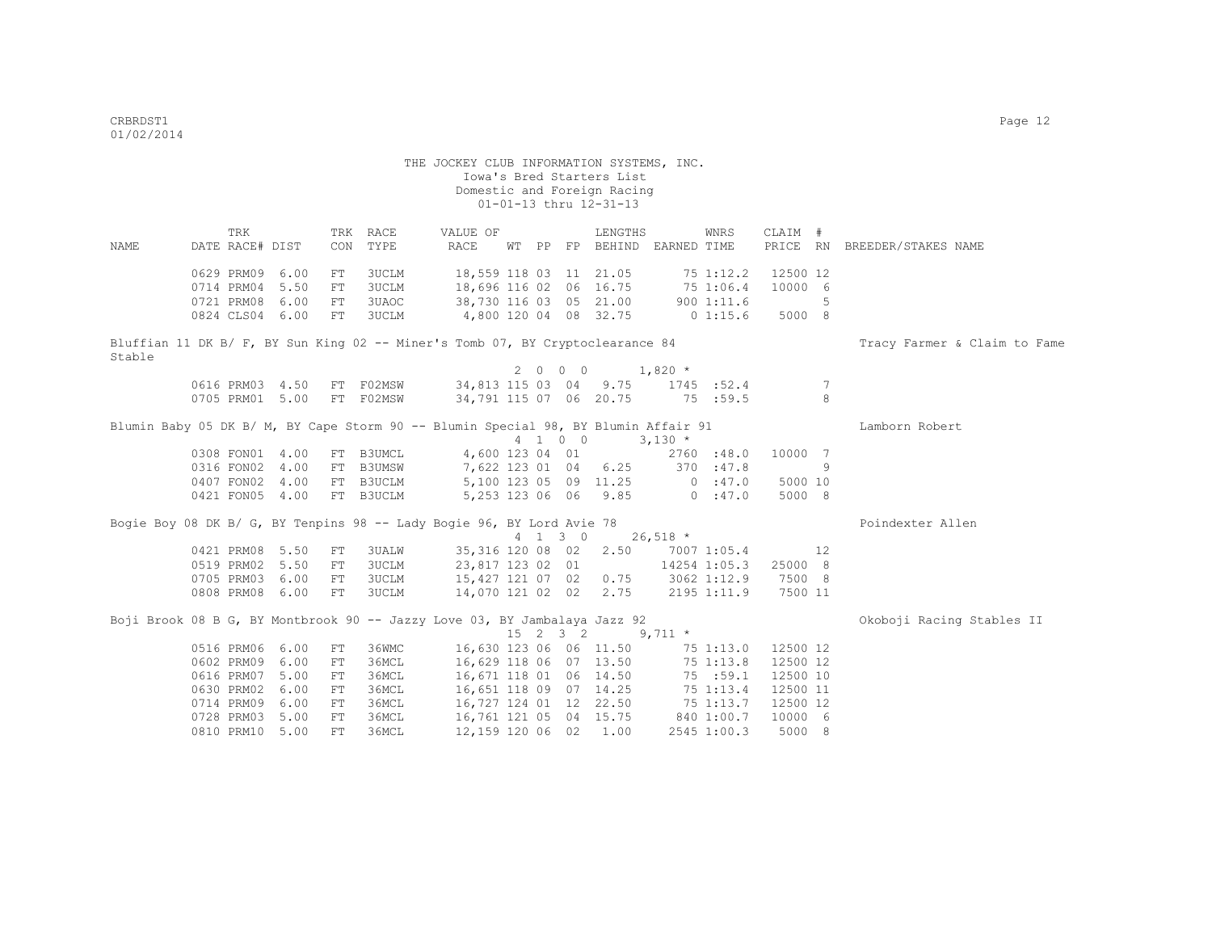THE JOCKEY CLUB INFORMATION SYSTEMS, INC.
Iowa's Bred Starters List
Domestic and Foreign Racing
01-01-13 thru 12-31-13

| NAME | TRK DATE | RACE# | DIST | TRK CON | RACE TYPE | VALUE OF RACE | WT | PP | FP | LENGTHS BEHIND | EARNED | WNRS TIME | CLAIM PRICE | # RN | BREEDER/STAKES NAME |
|---|---|---|---|---|---|---|---|---|---|---|---|---|---|---|---|
| | 0629 | PRM09 | 6.00 | FT | 3UCLM | 18,559 | 118 | 03 | 11 | 21.05 | 75 | 1:12.2 | 12500 | 12 | |
| | 0714 | PRM04 | 5.50 | FT | 3UCLM | 18,696 | 116 | 02 | 06 | 16.75 | 75 | 1:06.4 | 10000 | 6 | |
| | 0721 | PRM08 | 6.00 | FT | 3UAOC | 38,730 | 116 | 03 | 05 | 21.00 | 900 | 1:11.6 | | 5 | |
| | 0824 | CLS04 | 6.00 | FT | 3UCLM | 4,800 | 120 | 04 | 08 | 32.75 | 0 | 1:15.6 | 5000 | 8 | |
| Bluffian 11 DK B/ F, BY Sun King 02 -- Miner's Tomb 07, BY Cryptoclearance 84 | | | | | | | | | | | | | | | Tracy Farmer & Claim to Fame Stable |
| | | | | | | 2 0 0 0 | | | | | 1,820 * | | | | |
| | 0616 | PRM03 | 4.50 | FT | F02MSW | 34,813 | 115 | 03 | 04 | 9.75 | 1745 | :52.4 | | 7 | |
| | 0705 | PRM01 | 5.00 | FT | F02MSW | 34,791 | 115 | 07 | 06 | 20.75 | 75 | :59.5 | | 8 | |
| Blumin Baby 05 DK B/ M, BY Cape Storm 90 -- Blumin Special 98, BY Blumin Affair 91 | | | | | | | | | | | | | | | Lamborn Robert |
| | | | | | | 4 1 0 0 | | | | | 3,130 * | | | | |
| | 0308 | FON01 | 4.00 | FT | B3UMCL | 4,600 | 123 | 04 | 01 | | 2760 | :48.0 | 10000 | 7 | |
| | 0316 | FON02 | 4.00 | FT | B3UMSW | 7,622 | 123 | 01 | 04 | 6.25 | 370 | :47.8 | | 9 | |
| | 0407 | FON02 | 4.00 | FT | B3UCLM | 5,100 | 123 | 05 | 09 | 11.25 | 0 | :47.0 | 5000 | 10 | |
| | 0421 | FON05 | 4.00 | FT | B3UCLM | 5,253 | 123 | 06 | 06 | 9.85 | 0 | :47.0 | 5000 | 8 | |
| Bogie Boy 08 DK B/ G, BY Tenpins 98 -- Lady Bogie 96, BY Lord Avie 78 | | | | | | | | | | | | | | | Poindexter Allen |
| | | | | | | 4 1 3 0 | | | | | 26,518 * | | | | |
| | 0421 | PRM08 | 5.50 | FT | 3UALW | 35,316 | 120 | 08 | 02 | 2.50 | 7007 | 1:05.4 | | 12 | |
| | 0519 | PRM02 | 5.50 | FT | 3UCLM | 23,817 | 123 | 02 | 01 | | 14254 | 1:05.3 | 25000 | 8 | |
| | 0705 | PRM03 | 6.00 | FT | 3UCLM | 15,427 | 121 | 07 | 02 | 0.75 | 3062 | 1:12.9 | 7500 | 8 | |
| | 0808 | PRM08 | 6.00 | FT | 3UCLM | 14,070 | 121 | 02 | 02 | 2.75 | 2195 | 1:11.9 | 7500 | 11 | |
| Boji Brook 08 B G, BY Montbrook 90 -- Jazzy Love 03, BY Jambalaya Jazz 92 | | | | | | | | | | | | | | | Okoboji Racing Stables II |
| | | | | | | 15 2 3 2 | | | | | 9,711 * | | | | |
| | 0516 | PRM06 | 6.00 | FT | 36WMC | 16,630 | 123 | 06 | 06 | 11.50 | 75 | 1:13.0 | 12500 | 12 | |
| | 0602 | PRM09 | 6.00 | FT | 36MCL | 16,629 | 118 | 06 | 07 | 13.50 | 75 | 1:13.8 | 12500 | 12 | |
| | 0616 | PRM07 | 5.00 | FT | 36MCL | 16,671 | 118 | 01 | 06 | 14.50 | 75 | :59.1 | 12500 | 10 | |
| | 0630 | PRM02 | 6.00 | FT | 36MCL | 16,651 | 118 | 09 | 07 | 14.25 | 75 | 1:13.4 | 12500 | 11 | |
| | 0714 | PRM09 | 6.00 | FT | 36MCL | 16,727 | 124 | 01 | 12 | 22.50 | 75 | 1:13.7 | 12500 | 12 | |
| | 0728 | PRM03 | 5.00 | FT | 36MCL | 16,761 | 121 | 05 | 04 | 15.75 | 840 | 1:00.7 | 10000 | 6 | |
| | 0810 | PRM10 | 5.00 | FT | 36MCL | 12,159 | 120 | 06 | 02 | 1.00 | 2545 | 1:00.3 | 5000 | 8 | |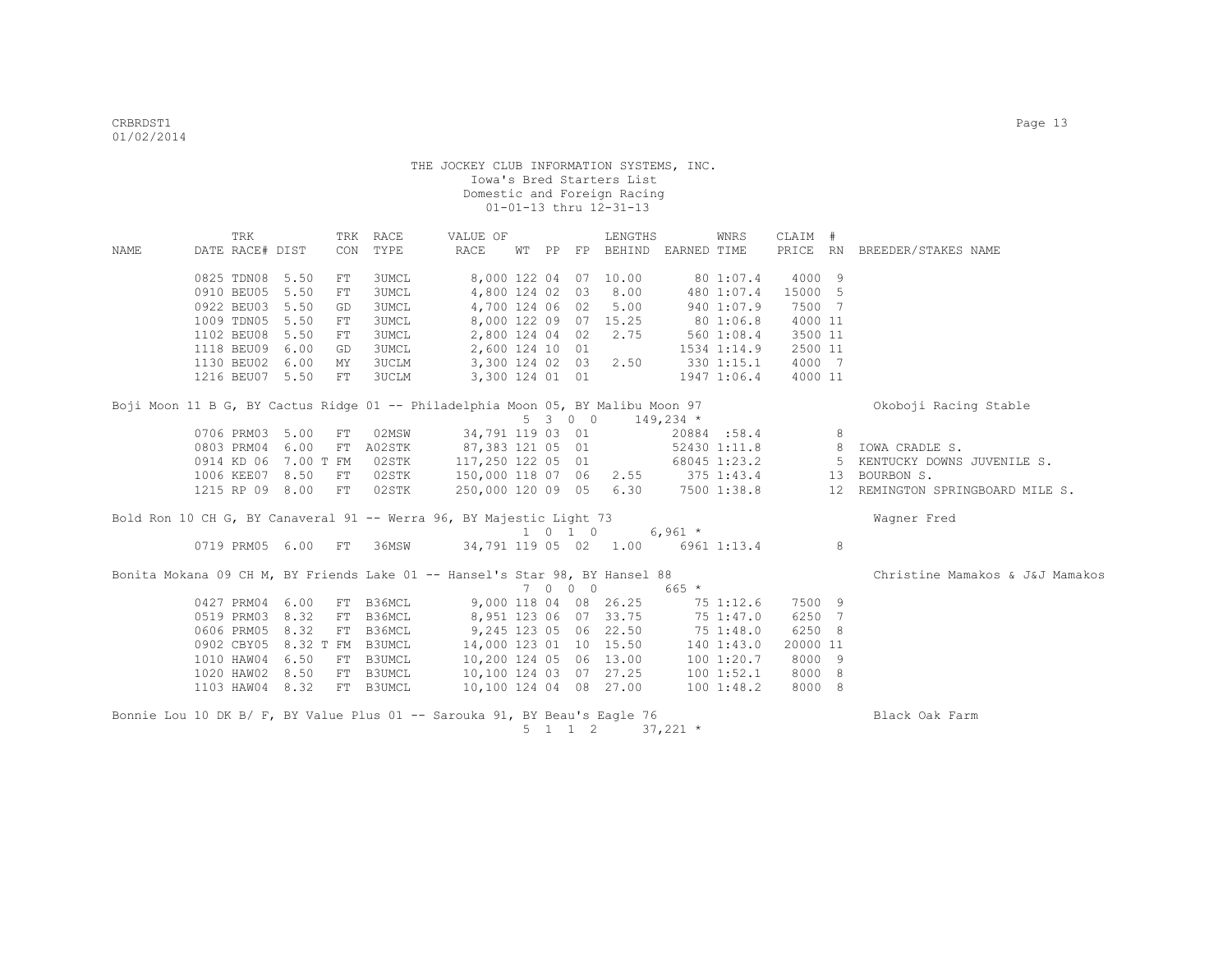THE JOCKEY CLUB INFORMATION SYSTEMS, INC.
Iowa's Bred Starters List
Domestic and Foreign Racing
01-01-13 thru 12-31-13

| NAME | TRK DATE | RACE# | DIST | TRK CON | RACE TYPE | VALUE OF RACE | WT | PP | FP | LENGTHS BEHIND | EARNED | WNRS TIME | CLAIM PRICE | # RN | BREEDER/STAKES NAME |
|---|---|---|---|---|---|---|---|---|---|---|---|---|---|---|---|
| | 0825 | TDN08 | 5.50 | FT | 3UMCL | 8,000 | 122 | 04 | 07 | 10.00 | 80 | 1:07.4 | 4000 | 9 | |
| | 0910 | BEU05 | 5.50 | FT | 3UMCL | 4,800 | 124 | 02 | 03 | 8.00 | 480 | 1:07.4 | 15000 | 5 | |
| | 0922 | BEU03 | 5.50 | GD | 3UMCL | 4,700 | 124 | 06 | 02 | 5.00 | 940 | 1:07.9 | 7500 | 7 | |
| | 1009 | TDN05 | 5.50 | FT | 3UMCL | 8,000 | 122 | 09 | 07 | 15.25 | 80 | 1:06.8 | 4000 | 11 | |
| | 1102 | BEU08 | 5.50 | FT | 3UMCL | 2,800 | 124 | 04 | 02 | 2.75 | 560 | 1:08.4 | 3500 | 11 | |
| | 1118 | BEU09 | 6.00 | GD | 3UMCL | 2,600 | 124 | 10 | 01 | | 1534 | 1:14.9 | 2500 | 11 | |
| | 1130 | BEU02 | 6.00 | MY | 3UCLM | 3,300 | 124 | 02 | 03 | 2.50 | 330 | 1:15.1 | 4000 | 7 | |
| | 1216 | BEU07 | 5.50 | FT | 3UCLM | 3,300 | 124 | 01 | 01 | | 1947 | 1:06.4 | 4000 | 11 | |
| **Boji Moon 11 B G, BY Cactus Ridge 01 -- Philadelphia Moon 05, BY Malibu Moon 97** | | | | | | 5 3 0 0 | | | | | 149,234 * | | | | Okoboji Racing Stable |
| | 0706 | PRM03 | 5.00 | FT | 02MSW | 34,791 | 119 | 03 | 01 | | 20884 | :58.4 | | 8 | |
| | 0803 | PRM04 | 6.00 | FT | A02STK | 87,383 | 121 | 05 | 01 | | 52430 | 1:11.8 | | 8 | IOWA CRADLE S. |
| | 0914 | KD 06 | 7.00 T | FM | 02STK | 117,250 | 122 | 05 | 01 | | 68045 | 1:23.2 | | 5 | KENTUCKY DOWNS JUVENILE S. |
| | 1006 | KEE07 | 8.50 | FT | 02STK | 150,000 | 118 | 07 | 06 | 2.55 | 375 | 1:43.4 | | 13 | BOURBON S. |
| | 1215 | RP 09 | 8.00 | FT | 02STK | 250,000 | 120 | 09 | 05 | 6.30 | 7500 | 1:38.8 | | 12 | REMINGTON SPRINGBOARD MILE S. |
| **Bold Ron 10 CH G, BY Canaveral 91 -- Werra 96, BY Majestic Light 73** | | | | | | 1 0 1 0 | | | | | 6,961 * | | | | Wagner Fred |
| | 0719 | PRM05 | 6.00 | FT | 36MSW | 34,791 | 119 | 05 | 02 | 1.00 | 6961 | 1:13.4 | | 8 | |
| **Bonita Mokana 09 CH M, BY Friends Lake 01 -- Hansel's Star 98, BY Hansel 88** | | | | | | 7 0 0 0 | | | | | 665 * | | | | Christine Mamakos & J&J Mamakos |
| | 0427 | PRM04 | 6.00 | FT | B36MCL | 9,000 | 118 | 04 | 08 | 26.25 | 75 | 1:12.6 | 7500 | 9 | |
| | 0519 | PRM03 | 8.32 | FT | B36MCL | 8,951 | 123 | 06 | 07 | 33.75 | 75 | 1:47.0 | 6250 | 7 | |
| | 0606 | PRM05 | 8.32 | FT | B36MCL | 9,245 | 123 | 05 | 06 | 22.50 | 75 | 1:48.0 | 6250 | 8 | |
| | 0902 | CBY05 | 8.32 T | FM | B3UMCL | 14,000 | 123 | 01 | 10 | 15.50 | 140 | 1:43.0 | 20000 | 11 | |
| | 1010 | HAW04 | 6.50 | FT | B3UMCL | 10,200 | 124 | 05 | 06 | 13.00 | 100 | 1:20.7 | 8000 | 9 | |
| | 1020 | HAW02 | 8.50 | FT | B3UMCL | 10,100 | 124 | 03 | 07 | 27.25 | 100 | 1:52.1 | 8000 | 8 | |
| | 1103 | HAW04 | 8.32 | FT | B3UMCL | 10,100 | 124 | 04 | 08 | 27.00 | 100 | 1:48.2 | 8000 | 8 | |
| **Bonnie Lou 10 DK B/ F, BY Value Plus 01 -- Sarouka 91, BY Beau's Eagle 76** | | | | | | 5 1 1 2 | | | | | 37,221 * | | | | Black Oak Farm |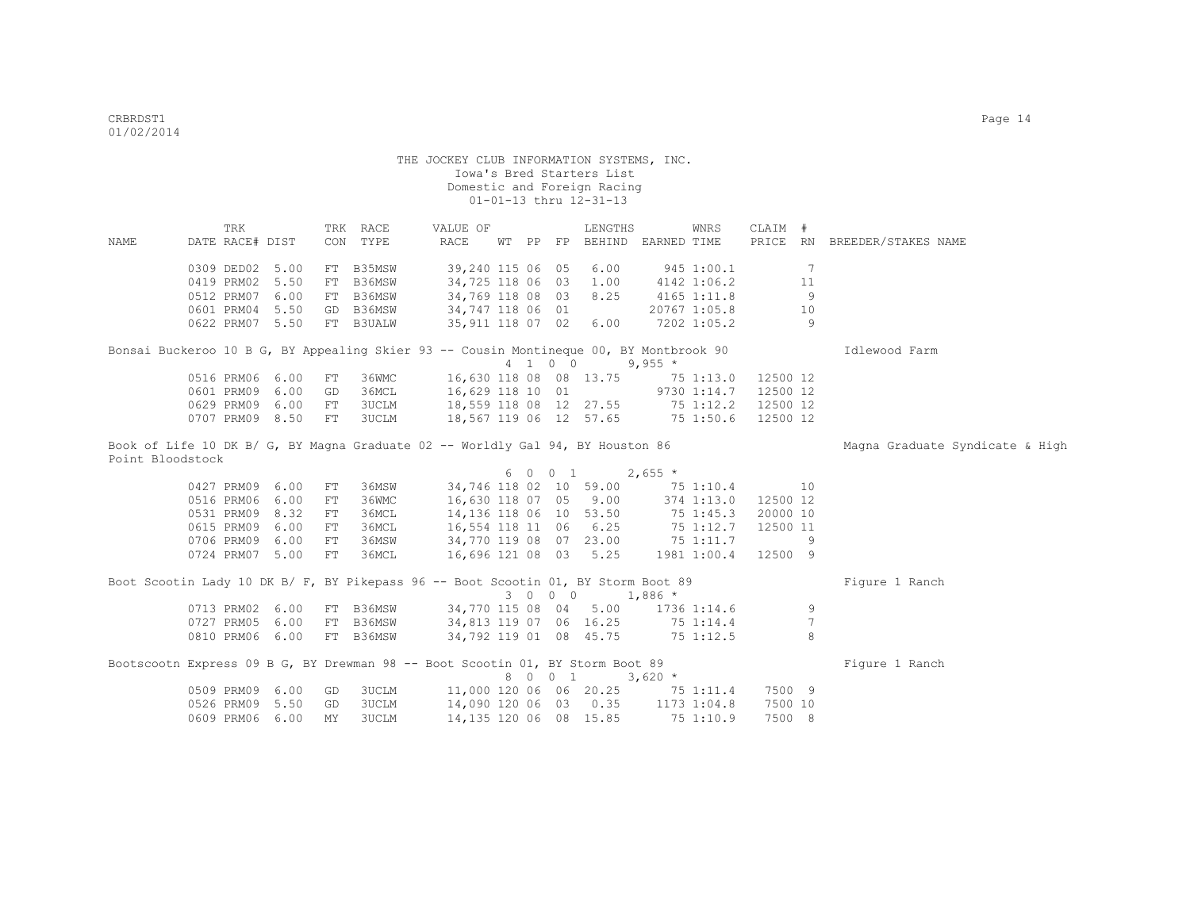THE JOCKEY CLUB INFORMATION SYSTEMS, INC.
Iowa's Bred Starters List
Domestic and Foreign Racing
01-01-13 thru 12-31-13

| NAME | TRK DATE | RACE# | DIST | TRK CON | RACE TYPE | VALUE OF RACE | WT | PP | FP | LENGTHS BEHIND | EARNED | WNRS TIME | CLAIM PRICE | # RN | BREEDER/STAKES NAME |
|---|---|---|---|---|---|---|---|---|---|---|---|---|---|---|---|
| | 0309 | DED02 | 5.00 | FT | B35MSW | 39,240 | 115 | 06 | 05 | 6.00 | 945 | 1:00.1 | | 7 | |
| | 0419 | PRM02 | 5.50 | FT | B36MSW | 34,725 | 118 | 06 | 03 | 1.00 | 4142 | 1:06.2 | | 11 | |
| | 0512 | PRM07 | 6.00 | FT | B36MSW | 34,769 | 118 | 08 | 03 | 8.25 | 4165 | 1:11.8 | | 9 | |
| | 0601 | PRM04 | 5.50 | GD | B36MSW | 34,747 | 118 | 06 | 01 | | 20767 | 1:05.8 | | 10 | |
| | 0622 | PRM07 | 5.50 | FT | B3UALW | 35,911 | 118 | 07 | 02 | 6.00 | 7202 | 1:05.2 | | 9 | |
| Bonsai Buckeroo 10 B G, BY Appealing Skier 93 -- Cousin Montineque 00, BY Montbrook 90 | | | | | | | | | | | | | | | Idlewood Farm |
| | | | | | | | 4 | 1 | 0 0 | | 9,955 * | | | | |
| | 0516 | PRM06 | 6.00 | FT | 36WMC | 16,630 | 118 | 08 | 08 | 13.75 | 75 | 1:13.0 | 12500 | 12 | |
| | 0601 | PRM09 | 6.00 | GD | 36MCL | 16,629 | 118 | 10 | 01 | | 9730 | 1:14.7 | 12500 | 12 | |
| | 0629 | PRM09 | 6.00 | FT | 3UCLM | 18,559 | 118 | 08 | 12 | 27.55 | 75 | 1:12.2 | 12500 | 12 | |
| | 0707 | PRM09 | 8.50 | FT | 3UCLM | 18,567 | 119 | 06 | 12 | 57.65 | 75 | 1:50.6 | 12500 | 12 | |
| Book of Life 10 DK B/ G, BY Magna Graduate 02 -- Worldly Gal 94, BY Houston 86 | | | | | | | | | | | | | | | Magna Graduate Syndicate & High Point Bloodstock |
| | | | | | | | 6 | 0 | 0 1 | | 2,655 * | | | | |
| | 0427 | PRM09 | 6.00 | FT | 36MSW | 34,746 | 118 | 02 | 10 | 59.00 | 75 | 1:10.4 | | 10 | |
| | 0516 | PRM06 | 6.00 | FT | 36WMC | 16,630 | 118 | 07 | 05 | 9.00 | 374 | 1:13.0 | 12500 | 12 | |
| | 0531 | PRM09 | 8.32 | FT | 36MCL | 14,136 | 118 | 06 | 10 | 53.50 | 75 | 1:45.3 | 20000 | 10 | |
| | 0615 | PRM09 | 6.00 | FT | 36MCL | 16,554 | 118 | 11 | 06 | 6.25 | 75 | 1:12.7 | 12500 | 11 | |
| | 0706 | PRM09 | 6.00 | FT | 36MSW | 34,770 | 119 | 08 | 07 | 23.00 | 75 | 1:11.7 | | 9 | |
| | 0724 | PRM07 | 5.00 | FT | 36MCL | 16,696 | 121 | 08 | 03 | 5.25 | 1981 | 1:00.4 | 12500 | 9 | |
| Boot Scootin Lady 10 DK B/ F, BY Pikepass 96 -- Boot Scootin 01, BY Storm Boot 89 | | | | | | | | | | | | | | | Figure 1 Ranch |
| | | | | | | | 3 | 0 | 0 0 | | 1,886 * | | | | |
| | 0713 | PRM02 | 6.00 | FT | B36MSW | 34,770 | 115 | 08 | 04 | 5.00 | 1736 | 1:14.6 | | 9 | |
| | 0727 | PRM05 | 6.00 | FT | B36MSW | 34,813 | 119 | 07 | 06 | 16.25 | 75 | 1:14.4 | | 7 | |
| | 0810 | PRM06 | 6.00 | FT | B36MSW | 34,792 | 119 | 01 | 08 | 45.75 | 75 | 1:12.5 | | 8 | |
| Bootscootn Express 09 B G, BY Drewman 98 -- Boot Scootin 01, BY Storm Boot 89 | | | | | | | | | | | | | | | Figure 1 Ranch |
| | | | | | | | 8 | 0 | 0 1 | | 3,620 * | | | | |
| | 0509 | PRM09 | 6.00 | GD | 3UCLM | 11,000 | 120 | 06 | 06 | 20.25 | 75 | 1:11.4 | 7500 | 9 | |
| | 0526 | PRM09 | 5.50 | GD | 3UCLM | 14,090 | 120 | 06 | 03 | 0.35 | 1173 | 1:04.8 | 7500 | 10 | |
| | 0609 | PRM06 | 6.00 | MY | 3UCLM | 14,135 | 120 | 06 | 08 | 15.85 | 75 | 1:10.9 | 7500 | 8 | |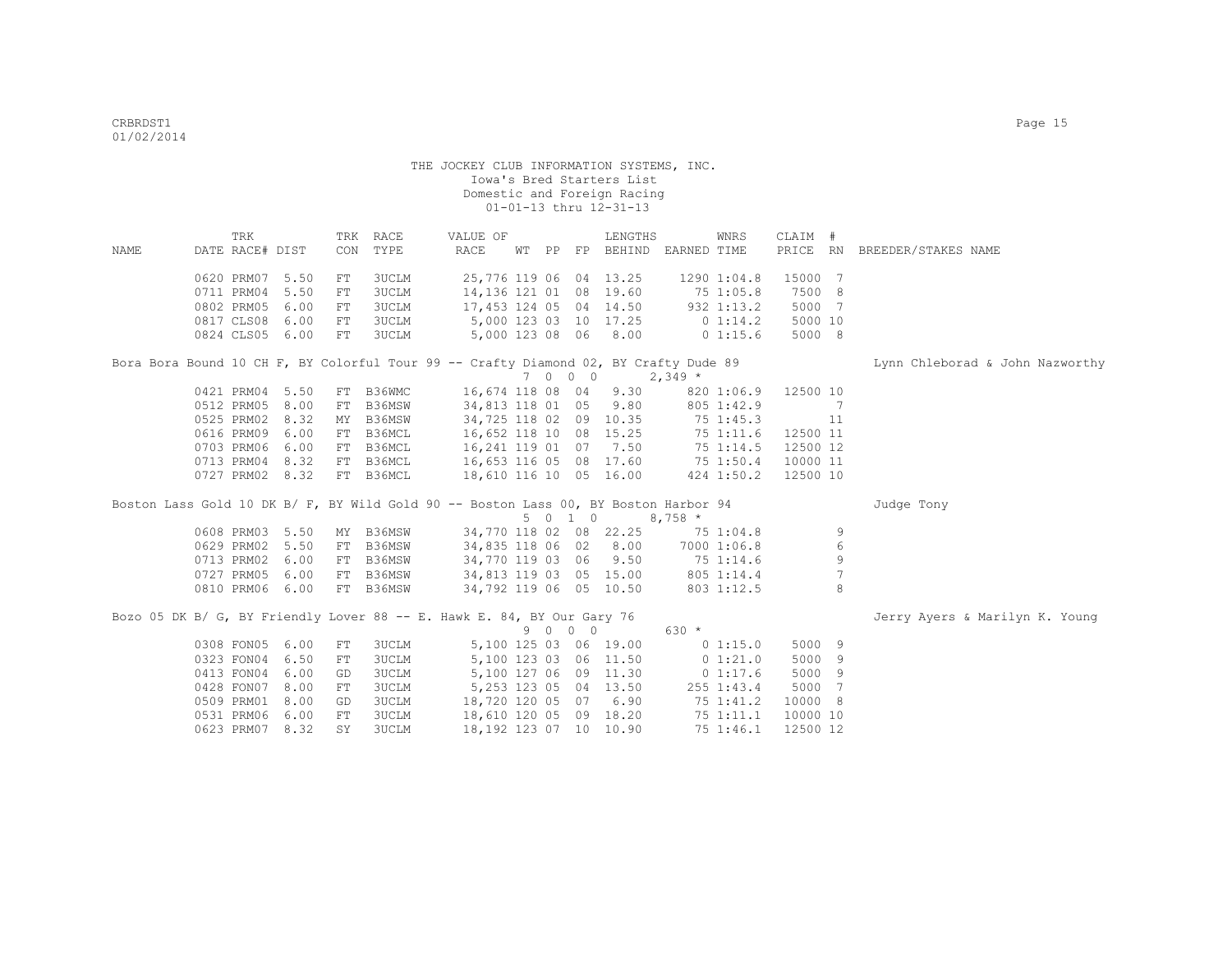THE JOCKEY CLUB INFORMATION SYSTEMS, INC.
Iowa's Bred Starters List
Domestic and Foreign Racing
01-01-13 thru 12-31-13

| NAME | TRK DATE | RACE# | DIST | TRK CON | RACE TYPE | VALUE OF RACE | WT | PP | FP | LENGTHS BEHIND | EARNED | WNRS TIME | CLAIM PRICE | # RN | BREEDER/STAKES NAME |
|---|---|---|---|---|---|---|---|---|---|---|---|---|---|---|---|
| | 0620 | PRM07 | 5.50 | FT | 3UCLM | 25,776 | 119 | 06 | 04 | 13.25 | 1290 | 1:04.8 | 15000 | 7 | |
| | 0711 | PRM04 | 5.50 | FT | 3UCLM | 14,136 | 121 | 01 | 08 | 19.60 | 75 | 1:05.8 | 7500 | 8 | |
| | 0802 | PRM05 | 6.00 | FT | 3UCLM | 17,453 | 124 | 05 | 04 | 14.50 | 932 | 1:13.2 | 5000 | 7 | |
| | 0817 | CLS08 | 6.00 | FT | 3UCLM | 5,000 | 123 | 03 | 10 | 17.25 | 0 | 1:14.2 | 5000 | 10 | |
| | 0824 | CLS05 | 6.00 | FT | 3UCLM | 5,000 | 123 | 08 | 06 | 8.00 | 0 | 1:15.6 | 5000 | 8 | |
| Bora Bora Bound 10 CH F, BY Colorful Tour 99 -- Crafty Diamond 02, BY Crafty Dude 89 | | | | | | | | | | | | | | | Lynn Chleborad & John Nazworthy |
| | | | | | | 7 0 0 0 | | | | | 2,349 * | | | | |
| | 0421 | PRM04 | 5.50 | FT | B36WMC | 16,674 | 118 | 08 | 04 | 9.30 | 820 | 1:06.9 | 12500 | 10 | |
| | 0512 | PRM05 | 8.00 | FT | B36MSW | 34,813 | 118 | 01 | 05 | 9.80 | 805 | 1:42.9 | | 7 | |
| | 0525 | PRM02 | 8.32 | MY | B36MSW | 34,725 | 118 | 02 | 09 | 10.35 | 75 | 1:45.3 | | 11 | |
| | 0616 | PRM09 | 6.00 | FT | B36MCL | 16,652 | 118 | 10 | 08 | 15.25 | 75 | 1:11.6 | 12500 | 11 | |
| | 0703 | PRM06 | 6.00 | FT | B36MCL | 16,241 | 119 | 01 | 07 | 7.50 | 75 | 1:14.5 | 12500 | 12 | |
| | 0713 | PRM04 | 8.32 | FT | B36MCL | 16,653 | 116 | 05 | 08 | 17.60 | 75 | 1:50.4 | 10000 | 11 | |
| | 0727 | PRM02 | 8.32 | FT | B36MCL | 18,610 | 116 | 10 | 05 | 16.00 | 424 | 1:50.2 | 12500 | 10 | |
| Boston Lass Gold 10 DK B/ F, BY Wild Gold 90 -- Boston Lass 00, BY Boston Harbor 94 | | | | | | | | | | | | | | | Judge Tony |
| | | | | | | 5 0 1 0 | | | | | 8,758 * | | | | |
| | 0608 | PRM03 | 5.50 | MY | B36MSW | 34,770 | 118 | 02 | 08 | 22.25 | 75 | 1:04.8 | | 9 | |
| | 0629 | PRM02 | 5.50 | FT | B36MSW | 34,835 | 118 | 06 | 02 | 8.00 | 7000 | 1:06.8 | | 6 | |
| | 0713 | PRM02 | 6.00 | FT | B36MSW | 34,770 | 119 | 03 | 06 | 9.50 | 75 | 1:14.6 | | 9 | |
| | 0727 | PRM05 | 6.00 | FT | B36MSW | 34,813 | 119 | 03 | 05 | 15.00 | 805 | 1:14.4 | | 7 | |
| | 0810 | PRM06 | 6.00 | FT | B36MSW | 34,792 | 119 | 06 | 05 | 10.50 | 803 | 1:12.5 | | 8 | |
| Bozo 05 DK B/ G, BY Friendly Lover 88 -- E. Hawk E. 84, BY Our Gary 76 | | | | | | | | | | | | | | | Jerry Ayers & Marilyn K. Young |
| | | | | | | 9 0 0 0 | | | | | 630 * | | | | |
| | 0308 | FON05 | 6.00 | FT | 3UCLM | 5,100 | 125 | 03 | 06 | 19.00 | 0 | 1:15.0 | 5000 | 9 | |
| | 0323 | FON04 | 6.50 | FT | 3UCLM | 5,100 | 123 | 03 | 06 | 11.50 | 0 | 1:21.0 | 5000 | 9 | |
| | 0413 | FON04 | 6.00 | GD | 3UCLM | 5,100 | 127 | 06 | 09 | 11.30 | 0 | 1:17.6 | 5000 | 9 | |
| | 0428 | FON07 | 8.00 | FT | 3UCLM | 5,253 | 123 | 05 | 04 | 13.50 | 255 | 1:43.4 | 5000 | 7 | |
| | 0509 | PRM01 | 8.00 | GD | 3UCLM | 18,720 | 120 | 05 | 07 | 6.90 | 75 | 1:41.2 | 10000 | 8 | |
| | 0531 | PRM06 | 6.00 | FT | 3UCLM | 18,610 | 120 | 05 | 09 | 18.20 | 75 | 1:11.1 | 10000 | 10 | |
| | 0623 | PRM07 | 8.32 | SY | 3UCLM | 18,192 | 123 | 07 | 10 | 10.90 | 75 | 1:46.1 | 12500 | 12 | |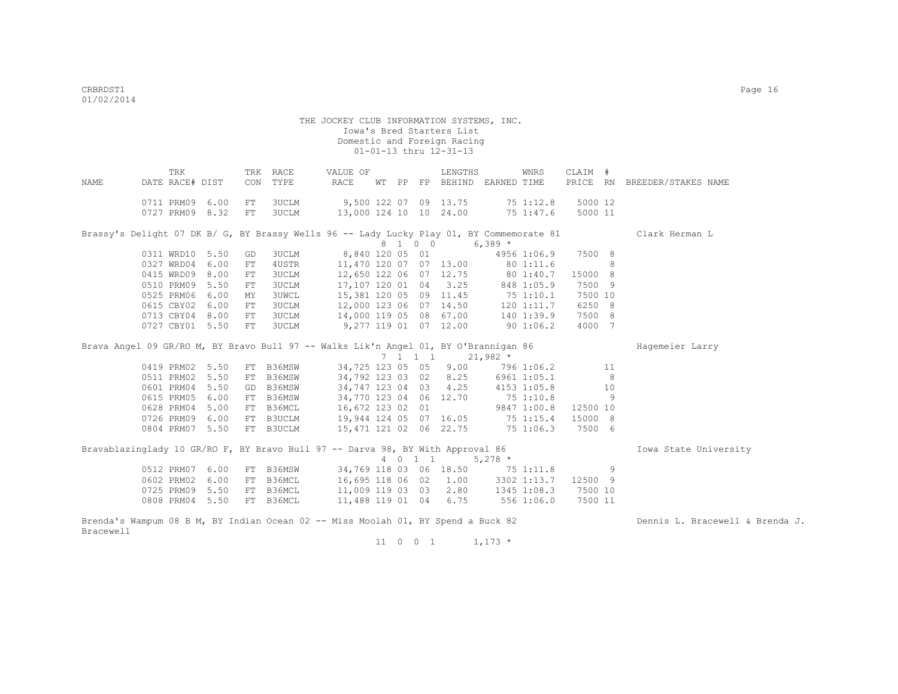THE JOCKEY CLUB INFORMATION SYSTEMS, INC.
Iowa's Bred Starters List
Domestic and Foreign Racing
01-01-13 thru 12-31-13

| NAME | TRK DATE | RACE# | DIST | TRK CON | RACE TYPE | VALUE OF RACE | WT | PP | FP | LENGTHS BEHIND | EARNED | WNRS TIME | CLAIM PRICE | # RN | BREEDER/STAKES NAME |
|---|---|---|---|---|---|---|---|---|---|---|---|---|---|---|---|
| | 0711 | PRM09 | 6.00 | FT | 3UCLM | 9,500 | 122 | 07 | 09 | 13.75 | 75 | 1:12.8 | 5000 | 12 | |
| | 0727 | PRM09 | 8.32 | FT | 3UCLM | 13,000 | 124 | 10 | 10 | 24.00 | 75 | 1:47.6 | 5000 | 11 | |
| Brassy's Delight 07 DK B/ G, BY Brassy Wells 96 -- Lady Lucky Play 01, BY Commemorate 81 | | | | | | | | | | | | | | | Clark Herman L |
| | | | | | | 8 1 0 0 | | | | | 6,389 * | | | | |
| | 0311 | WRD10 | 5.50 | GD | 3UCLM | 8,840 | 120 | 05 | 01 | | 4956 | 1:06.9 | 7500 | 8 | |
| | 0327 | WRD04 | 6.00 | FT | 4USTR | 11,470 | 120 | 07 | 07 | 13.00 | 80 | 1:11.6 | | 8 | |
| | 0415 | WRD09 | 8.00 | FT | 3UCLM | 12,650 | 122 | 06 | 07 | 12.75 | 80 | 1:40.7 | 15000 | 8 | |
| | 0510 | PRM09 | 5.50 | FT | 3UCLM | 17,107 | 120 | 01 | 04 | 3.25 | 848 | 1:05.9 | 7500 | 9 | |
| | 0525 | PRM06 | 6.00 | MY | 3UWCL | 15,381 | 120 | 05 | 09 | 11.45 | 75 | 1:10.1 | 7500 | 10 | |
| | 0615 | CBY02 | 6.00 | FT | 3UCLM | 12,000 | 123 | 06 | 07 | 14.50 | 120 | 1:11.7 | 6250 | 8 | |
| | 0713 | CBY04 | 8.00 | FT | 3UCLM | 14,000 | 119 | 05 | 08 | 67.00 | 140 | 1:39.9 | 7500 | 8 | |
| | 0727 | CBY01 | 5.50 | FT | 3UCLM | 9,277 | 119 | 01 | 07 | 12.00 | 90 | 1:06.2 | 4000 | 7 | |
| Brava Angel 09 GR/RO M, BY Bravo Bull 97 -- Walks Lik'n Angel 01, BY O'Brannigan 86 | | | | | | | | | | | | | | | Hagemeier Larry |
| | | | | | | 7 1 1 1 | | | | | 21,982 * | | | | |
| | 0419 | PRM02 | 5.50 | FT | B36MSW | 34,725 | 123 | 05 | 05 | 9.00 | 796 | 1:06.2 | | 11 | |
| | 0511 | PRM02 | 5.50 | FT | B36MSW | 34,792 | 123 | 03 | 02 | 8.25 | 6961 | 1:05.1 | | 8 | |
| | 0601 | PRM04 | 5.50 | GD | B36MSW | 34,747 | 123 | 04 | 03 | 4.25 | 4153 | 1:05.8 | | 10 | |
| | 0615 | PRM05 | 6.00 | FT | B36MSW | 34,770 | 123 | 04 | 06 | 12.70 | 75 | 1:10.8 | | 9 | |
| | 0628 | PRM04 | 5.00 | FT | B36MCL | 16,672 | 123 | 02 | 01 | | 9847 | 1:00.8 | 12500 | 10 | |
| | 0726 | PRM09 | 6.00 | FT | B3UCLM | 19,944 | 124 | 05 | 07 | 16.05 | 75 | 1:15.4 | 15000 | 8 | |
| | 0804 | PRM07 | 5.50 | FT | B3UCLM | 15,471 | 121 | 02 | 06 | 22.75 | 75 | 1:06.3 | 7500 | 6 | |
| Bravablazinglady 10 GR/RO F, BY Bravo Bull 97 -- Darva 98, BY With Approval 86 | | | | | | | | | | | | | | | Iowa State University |
| | | | | | | 4 0 1 1 | | | | | 5,278 * | | | | |
| | 0512 | PRM07 | 6.00 | FT | B36MSW | 34,769 | 118 | 03 | 06 | 18.50 | 75 | 1:11.8 | | 9 | |
| | 0602 | PRM02 | 6.00 | FT | B36MCL | 16,695 | 118 | 06 | 02 | 1.00 | 3302 | 1:13.7 | 12500 | 9 | |
| | 0725 | PRM09 | 5.50 | FT | B36MCL | 11,009 | 119 | 03 | 03 | 2.80 | 1345 | 1:08.3 | 7500 | 10 | |
| | 0808 | PRM04 | 5.50 | FT | B36MCL | 11,488 | 119 | 01 | 04 | 6.75 | 556 | 1:06.0 | 7500 | 11 | |
| Brenda's Wampum 08 B M, BY Indian Ocean 02 -- Miss Moolah 01, BY Spend a Buck 82 | | | | | | | | | | | | | | | Dennis L. Bracewell & Brenda J. Bracewell |
| | | | | | | 11 0 0 1 | | | | | 1,173 * | | | | |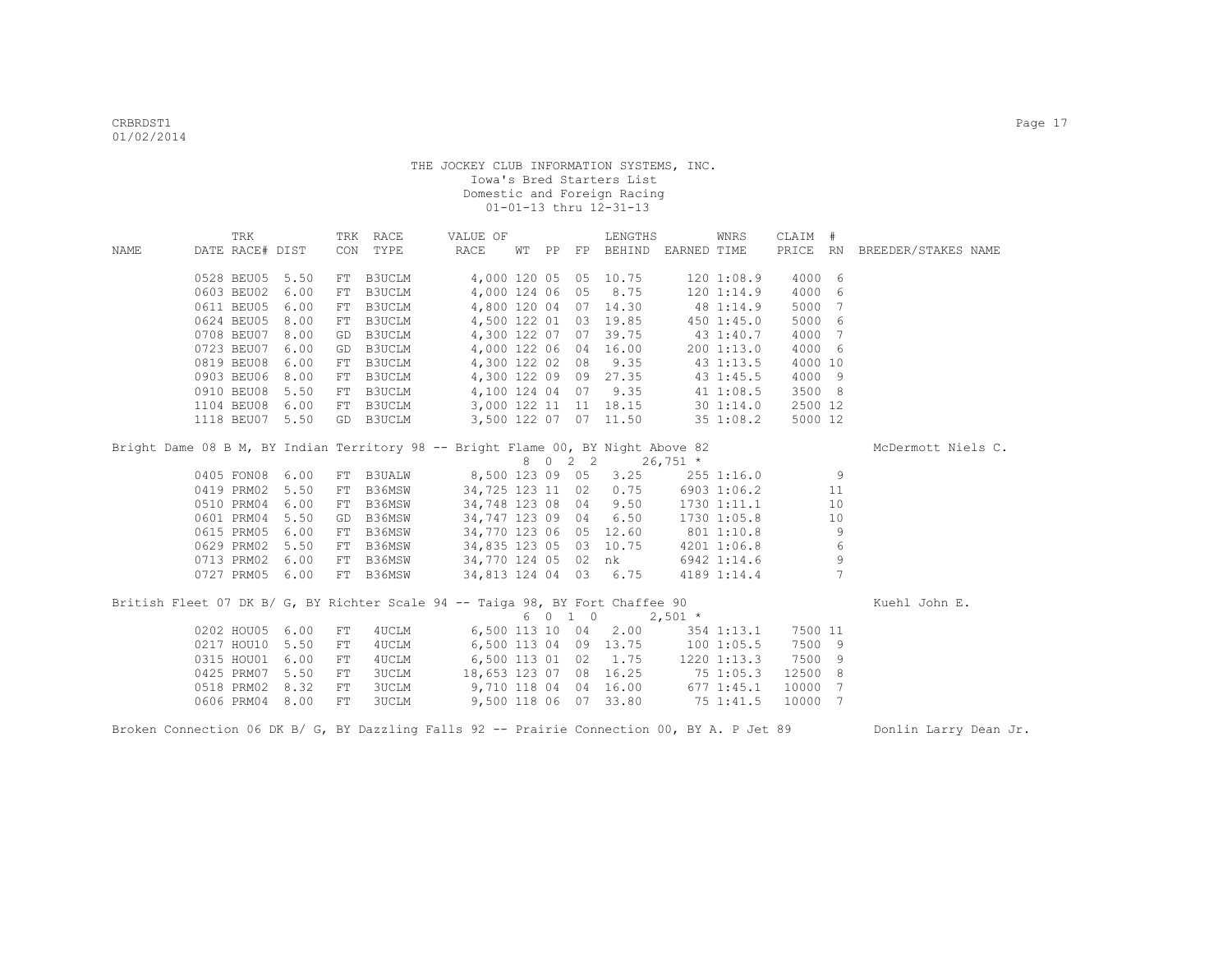THE JOCKEY CLUB INFORMATION SYSTEMS, INC.
Iowa's Bred Starters List
Domestic and Foreign Racing
01-01-13 thru 12-31-13

| NAME | TRK DATE | RACE# | TRK DIST | TRK CON | RACE TYPE | VALUE OF RACE | WT | PP | FP | LENGTHS BEHIND | EARNED | WNRS TIME | CLAIM PRICE | # RN | BREEDER/STAKES NAME |
|---|---|---|---|---|---|---|---|---|---|---|---|---|---|---|---|
| | 0528 | BEU05 | 5.50 | FT | B3UCLM | 4,000 | 120 | 05 | 05 | 10.75 | 120 | 1:08.9 | 4000 | 6 | |
| | 0603 | BEU02 | 6.00 | FT | B3UCLM | 4,000 | 124 | 06 | 05 | 8.75 | 120 | 1:14.9 | 4000 | 6 | |
| | 0611 | BEU05 | 6.00 | FT | B3UCLM | 4,800 | 120 | 04 | 07 | 14.30 | 48 | 1:14.9 | 5000 | 7 | |
| | 0624 | BEU05 | 8.00 | FT | B3UCLM | 4,500 | 122 | 01 | 03 | 19.85 | 450 | 1:45.0 | 5000 | 6 | |
| | 0708 | BEU07 | 8.00 | GD | B3UCLM | 4,300 | 122 | 07 | 07 | 39.75 | 43 | 1:40.7 | 4000 | 7 | |
| | 0723 | BEU07 | 6.00 | GD | B3UCLM | 4,000 | 122 | 06 | 04 | 16.00 | 200 | 1:13.0 | 4000 | 6 | |
| | 0819 | BEU08 | 6.00 | FT | B3UCLM | 4,300 | 122 | 02 | 08 | 9.35 | 43 | 1:13.5 | 4000 | 10 | |
| | 0903 | BEU06 | 8.00 | FT | B3UCLM | 4,300 | 122 | 09 | 09 | 27.35 | 43 | 1:45.5 | 4000 | 9 | |
| | 0910 | BEU08 | 5.50 | FT | B3UCLM | 4,100 | 124 | 04 | 07 | 9.35 | 41 | 1:08.5 | 3500 | 8 | |
| | 1104 | BEU08 | 6.00 | FT | B3UCLM | 3,000 | 122 | 11 | 11 | 18.15 | 30 | 1:14.0 | 2500 | 12 | |
| | 1118 | BEU07 | 5.50 | GD | B3UCLM | 3,500 | 122 | 07 | 07 | 11.50 | 35 | 1:08.2 | 5000 | 12 | |
| Bright Dame 08 B M, BY Indian Territory 98 -- Bright Flame 00, BY Night Above 82 | | | | | | | | | | | | | | | McDermott Niels C. |
| | | | | | | | 8 | 0 2 2 | | | 26,751 * | | | | |
| | 0405 | FON08 | 6.00 | FT | B3UALW | 8,500 | 123 | 09 | 05 | 3.25 | 255 | 1:16.0 | | 9 | |
| | 0419 | PRM02 | 5.50 | FT | B36MSW | 34,725 | 123 | 11 | 02 | 0.75 | 6903 | 1:06.2 | | 11 | |
| | 0510 | PRM04 | 6.00 | FT | B36MSW | 34,748 | 123 | 08 | 04 | 9.50 | 1730 | 1:11.1 | | 10 | |
| | 0601 | PRM04 | 5.50 | GD | B36MSW | 34,747 | 123 | 09 | 04 | 6.50 | 1730 | 1:05.8 | | 10 | |
| | 0615 | PRM05 | 6.00 | FT | B36MSW | 34,770 | 123 | 06 | 05 | 12.60 | 801 | 1:10.8 | | 9 | |
| | 0629 | PRM02 | 5.50 | FT | B36MSW | 34,835 | 123 | 05 | 03 | 10.75 | 4201 | 1:06.8 | | 6 | |
| | 0713 | PRM02 | 6.00 | FT | B36MSW | 34,770 | 124 | 05 | 02 | nk | 6942 | 1:14.6 | | 9 | |
| | 0727 | PRM05 | 6.00 | FT | B36MSW | 34,813 | 124 | 04 | 03 | 6.75 | 4189 | 1:14.4 | | 7 | |
| British Fleet 07 DK B/ G, BY Richter Scale 94 -- Taiga 98, BY Fort Chaffee 90 | | | | | | | | | | | | | | | Kuehl John E. |
| | | | | | | | 6 | 0 1 0 | | | 2,501 * | | | | |
| | 0202 | HOU05 | 6.00 | FT | 4UCLM | 6,500 | 113 | 10 | 04 | 2.00 | 354 | 1:13.1 | 7500 | 11 | |
| | 0217 | HOU10 | 5.50 | FT | 4UCLM | 6,500 | 113 | 04 | 09 | 13.75 | 100 | 1:05.5 | 7500 | 9 | |
| | 0315 | HOU01 | 6.00 | FT | 4UCLM | 6,500 | 113 | 01 | 02 | 1.75 | 1220 | 1:13.3 | 7500 | 9 | |
| | 0425 | PRM07 | 5.50 | FT | 3UCLM | 18,653 | 123 | 07 | 08 | 16.25 | 75 | 1:05.3 | 12500 | 8 | |
| | 0518 | PRM02 | 8.32 | FT | 3UCLM | 9,710 | 118 | 04 | 04 | 16.00 | 677 | 1:45.1 | 10000 | 7 | |
| | 0606 | PRM04 | 8.00 | FT | 3UCLM | 9,500 | 118 | 06 | 07 | 33.80 | 75 | 1:41.5 | 10000 | 7 | |
| Broken Connection 06 DK B/ G, BY Dazzling Falls 92 -- Prairie Connection 00, BY A. P Jet 89 | | | | | | | | | | | | | | | Donlin Larry Dean Jr. |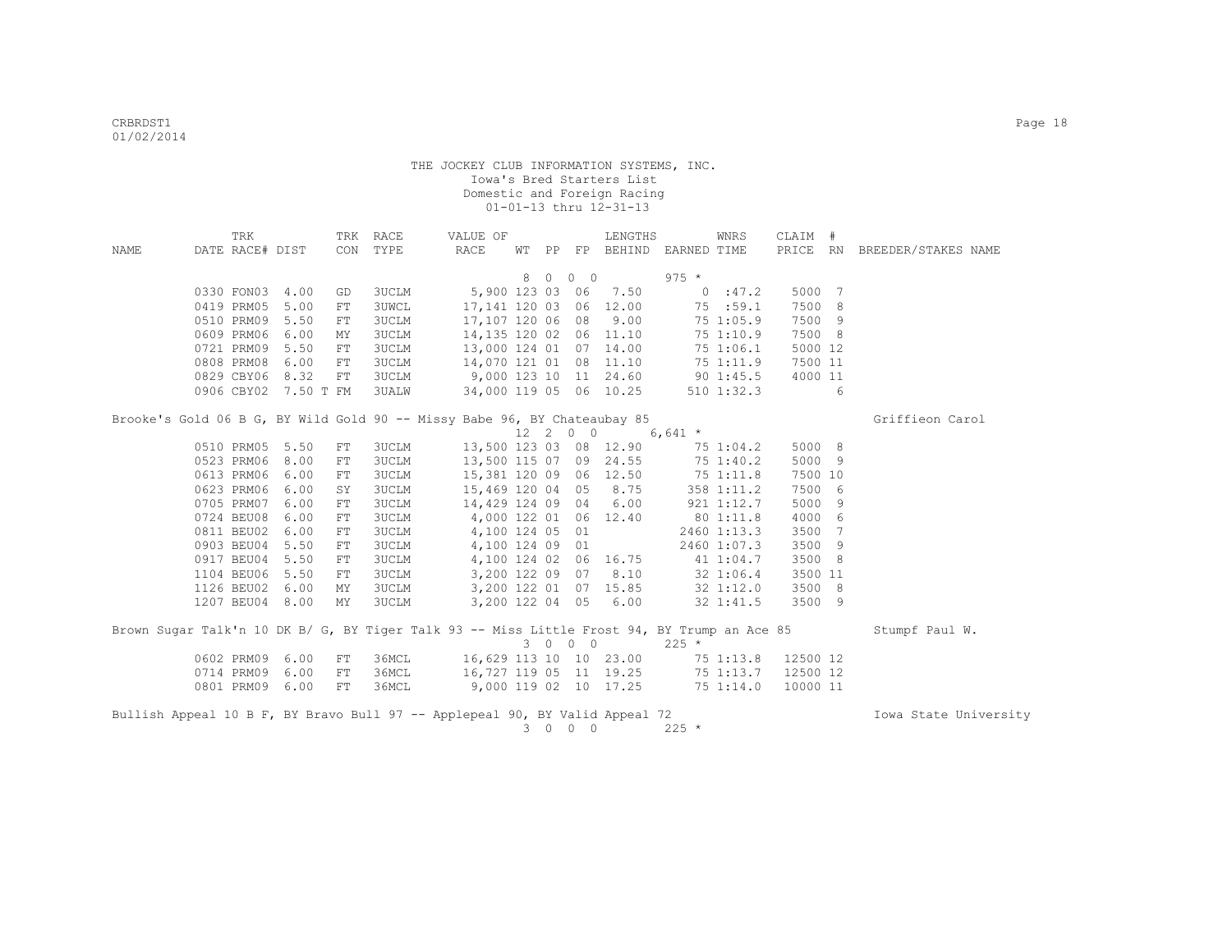THE JOCKEY CLUB INFORMATION SYSTEMS, INC.
Iowa's Bred Starters List
Domestic and Foreign Racing
01-01-13 thru 12-31-13

| NAME | TRK DATE | RACE# | DIST | TRK CON | RACE TYPE | VALUE OF RACE | WT | PP | FP | LENGTHS BEHIND | EARNED | WNRS TIME | CLAIM PRICE | # RN | BREEDER/STAKES NAME |
|---|---|---|---|---|---|---|---|---|---|---|---|---|---|---|---|
| | | | | | | | 8 | 0 | 0 0 | | 975 * | | | | |
| | 0330 | FON03 | 4.00 | GD | 3UCLM | 5,900 | 123 | 03 | 06 | 7.50 | 0 | :47.2 | 5000 | 7 | |
| | 0419 | PRM05 | 5.00 | FT | 3UWCL | 17,141 | 120 | 03 | 06 | 12.00 | 75 | :59.1 | 7500 | 8 | |
| | 0510 | PRM09 | 5.50 | FT | 3UCLM | 17,107 | 120 | 06 | 08 | 9.00 | 75 | 1:05.9 | 7500 | 9 | |
| | 0609 | PRM06 | 6.00 | MY | 3UCLM | 14,135 | 120 | 02 | 06 | 11.10 | 75 | 1:10.9 | 7500 | 8 | |
| | 0721 | PRM09 | 5.50 | FT | 3UCLM | 13,000 | 124 | 01 | 07 | 14.00 | 75 | 1:06.1 | 5000 | 12 | |
| | 0808 | PRM08 | 6.00 | FT | 3UCLM | 14,070 | 121 | 01 | 08 | 11.10 | 75 | 1:11.9 | 7500 | 11 | |
| | 0829 | CBY06 | 8.32 | FT | 3UCLM | 9,000 | 123 | 10 | 11 | 24.60 | 90 | 1:45.5 | 4000 | 11 | |
| | 0906 | CBY02 | 7.50 T | FM | 3UALW | 34,000 | 119 | 05 | 06 | 10.25 | 510 | 1:32.3 | | 6 | |
| Brooke's Gold 06 B G, BY Wild Gold 90 -- Missy Babe 96, BY Chateaubay 85 | | | | | | | | | | | | | | | Griffieon Carol |
| | | | | | | | 12 | 2 | 0 0 | | 6,641 * | | | | |
| | 0510 | PRM05 | 5.50 | FT | 3UCLM | 13,500 | 123 | 03 | 08 | 12.90 | 75 | 1:04.2 | 5000 | 8 | |
| | 0523 | PRM06 | 8.00 | FT | 3UCLM | 13,500 | 115 | 07 | 09 | 24.55 | 75 | 1:40.2 | 5000 | 9 | |
| | 0613 | PRM06 | 6.00 | FT | 3UCLM | 15,381 | 120 | 09 | 06 | 12.50 | 75 | 1:11.8 | 7500 | 10 | |
| | 0623 | PRM06 | 6.00 | SY | 3UCLM | 15,469 | 120 | 04 | 05 | 8.75 | 358 | 1:11.2 | 7500 | 6 | |
| | 0705 | PRM07 | 6.00 | FT | 3UCLM | 14,429 | 124 | 09 | 04 | 6.00 | 921 | 1:12.7 | 5000 | 9 | |
| | 0724 | BEU08 | 6.00 | FT | 3UCLM | 4,000 | 122 | 01 | 06 | 12.40 | 80 | 1:11.8 | 4000 | 6 | |
| | 0811 | BEU02 | 6.00 | FT | 3UCLM | 4,100 | 124 | 05 | 01 | | 2460 | 1:13.3 | 3500 | 7 | |
| | 0903 | BEU04 | 5.50 | FT | 3UCLM | 4,100 | 124 | 09 | 01 | | 2460 | 1:07.3 | 3500 | 9 | |
| | 0917 | BEU04 | 5.50 | FT | 3UCLM | 4,100 | 124 | 02 | 06 | 16.75 | 41 | 1:04.7 | 3500 | 8 | |
| | 1104 | BEU06 | 5.50 | FT | 3UCLM | 3,200 | 122 | 09 | 07 | 8.10 | 32 | 1:06.4 | 3500 | 11 | |
| | 1126 | BEU02 | 6.00 | MY | 3UCLM | 3,200 | 122 | 01 | 07 | 15.85 | 32 | 1:12.0 | 3500 | 8 | |
| | 1207 | BEU04 | 8.00 | MY | 3UCLM | 3,200 | 122 | 04 | 05 | 6.00 | 32 | 1:41.5 | 3500 | 9 | |
| Brown Sugar Talk'n 10 DK B/ G, BY Tiger Talk 93 -- Miss Little Frost 94, BY Trump an Ace 85 | | | | | | | | | | | | | | | Stumpf Paul W. |
| | | | | | | | 3 | 0 | 0 0 | | 225 * | | | | |
| | 0602 | PRM09 | 6.00 | FT | 36MCL | 16,629 | 113 | 10 | 10 | 23.00 | 75 | 1:13.8 | 12500 | 12 | |
| | 0714 | PRM09 | 6.00 | FT | 36MCL | 16,727 | 119 | 05 | 11 | 19.25 | 75 | 1:13.7 | 12500 | 12 | |
| | 0801 | PRM09 | 6.00 | FT | 36MCL | 9,000 | 119 | 02 | 10 | 17.25 | 75 | 1:14.0 | 10000 | 11 | |
| Bullish Appeal 10 B F, BY Bravo Bull 97 -- Applepeal 90, BY Valid Appeal 72 | | | | | | | | | | | | | | | Iowa State University |
| | | | | | | | 3 | 0 | 0 0 | | 225 * | | | | |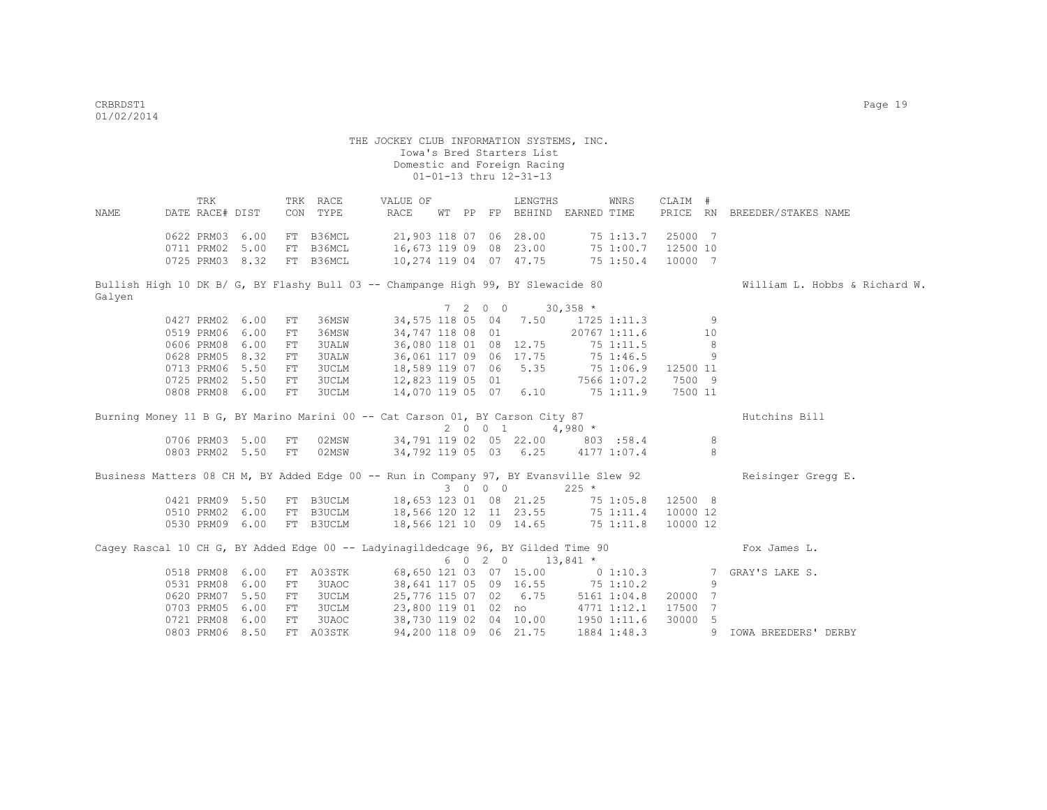THE JOCKEY CLUB INFORMATION SYSTEMS, INC.
Iowa's Bred Starters List
Domestic and Foreign Racing
01-01-13 thru 12-31-13

| NAME | TRK DATE | RACE# | DIST | TRK CON | RACE TYPE | VALUE OF RACE | WT | PP | FP | LENGTHS BEHIND | EARNED | WNRS TIME | CLAIM PRICE | # RN | BREEDER/STAKES NAME |
|---|---|---|---|---|---|---|---|---|---|---|---|---|---|---|---|
| | 0622 | PRM03 | 6.00 | FT | B36MCL | 21,903 | 118 | 07 | 06 | 28.00 | 75 | 1:13.7 | 25000 | 7 | |
| | 0711 | PRM02 | 5.00 | FT | B36MCL | 16,673 | 119 | 09 | 08 | 23.00 | 75 | 1:00.7 | 12500 | 10 | |
| | 0725 | PRM03 | 8.32 | FT | B36MCL | 10,274 | 119 | 04 | 07 | 47.75 | 75 | 1:50.4 | 10000 | 7 | |
| Bullish High 10 DK B/ G, BY Flashy Bull 03 -- Champange High 99, BY Slewacide 80 | | | | | | | | | | | | | | | William L. Hobbs & Richard W. Galyen |
| | | | | | | | 7 | 2 0 0 | | | 30,358 * | | | | |
| | 0427 | PRM02 | 6.00 | FT | 36MSW | 34,575 | 118 | 05 | 04 | 7.50 | 1725 | 1:11.3 | | 9 | |
| | 0519 | PRM06 | 6.00 | FT | 36MSW | 34,747 | 118 | 08 | 01 | | 20767 | 1:11.6 | | 10 | |
| | 0606 | PRM08 | 6.00 | FT | 3UALW | 36,080 | 118 | 01 | 08 | 12.75 | 75 | 1:11.5 | | 8 | |
| | 0628 | PRM05 | 8.32 | FT | 3UALW | 36,061 | 117 | 09 | 06 | 17.75 | 75 | 1:46.5 | | 9 | |
| | 0713 | PRM06 | 5.50 | FT | 3UCLM | 18,589 | 119 | 07 | 06 | 5.35 | 75 | 1:06.9 | 12500 | 11 | |
| | 0725 | PRM02 | 5.50 | FT | 3UCLM | 12,823 | 119 | 05 | 01 | | 7566 | 1:07.2 | 7500 | 9 | |
| | 0808 | PRM08 | 6.00 | FT | 3UCLM | 14,070 | 119 | 05 | 07 | 6.10 | 75 | 1:11.9 | 7500 | 11 | |
| Burning Money 11 B G, BY Marino Marini 00 -- Cat Carson 01, BY Carson City 87 | | | | | | | | | | | | | | | Hutchins Bill |
| | | | | | | | 2 | 0 0 1 | | | 4,980 * | | | | |
| | 0706 | PRM03 | 5.00 | FT | 02MSW | 34,791 | 119 | 02 | 05 | 22.00 | 803 | :58.4 | | 8 | |
| | 0803 | PRM02 | 5.50 | FT | 02MSW | 34,792 | 119 | 05 | 03 | 6.25 | 4177 | 1:07.4 | | 8 | |
| Business Matters 08 CH M, BY Added Edge 00 -- Run in Company 97, BY Evansville Slew 92 | | | | | | | | | | | | | | | Reisinger Gregg E. |
| | | | | | | | 3 | 0 0 0 | | | 225 * | | | | |
| | 0421 | PRM09 | 5.50 | FT | B3UCLM | 18,653 | 123 | 01 | 08 | 21.25 | 75 | 1:05.8 | 12500 | 8 | |
| | 0510 | PRM02 | 6.00 | FT | B3UCLM | 18,566 | 120 | 12 | 11 | 23.55 | 75 | 1:11.4 | 10000 | 12 | |
| | 0530 | PRM09 | 6.00 | FT | B3UCLM | 18,566 | 121 | 10 | 09 | 14.65 | 75 | 1:11.8 | 10000 | 12 | |
| Cagey Rascal 10 CH G, BY Added Edge 00 -- Ladyinagildedcage 96, BY Gilded Time 90 | | | | | | | | | | | | | | | Fox James L. |
| | | | | | | | 6 | 0 2 0 | | | 13,841 * | | | | |
| | 0518 | PRM08 | 6.00 | FT | A03STK | 68,650 | 121 | 03 | 07 | 15.00 | 0 | 1:10.3 | | 7 | GRAY'S LAKE S. |
| | 0531 | PRM08 | 6.00 | FT | 3UAOC | 38,641 | 117 | 05 | 09 | 16.55 | 75 | 1:10.2 | | 9 | |
| | 0620 | PRM07 | 5.50 | FT | 3UCLM | 25,776 | 115 | 07 | 02 | 6.75 | 5161 | 1:04.8 | 20000 | 7 | |
| | 0703 | PRM05 | 6.00 | FT | 3UCLM | 23,800 | 119 | 01 | 02 | no | 4771 | 1:12.1 | 17500 | 7 | |
| | 0721 | PRM08 | 6.00 | FT | 3UAOC | 38,730 | 119 | 02 | 04 | 10.00 | 1950 | 1:11.6 | 30000 | 5 | |
| | 0803 | PRM06 | 8.50 | FT | A03STK | 94,200 | 118 | 09 | 06 | 21.75 | 1884 | 1:48.3 | | 9 | IOWA BREEDERS' DERBY |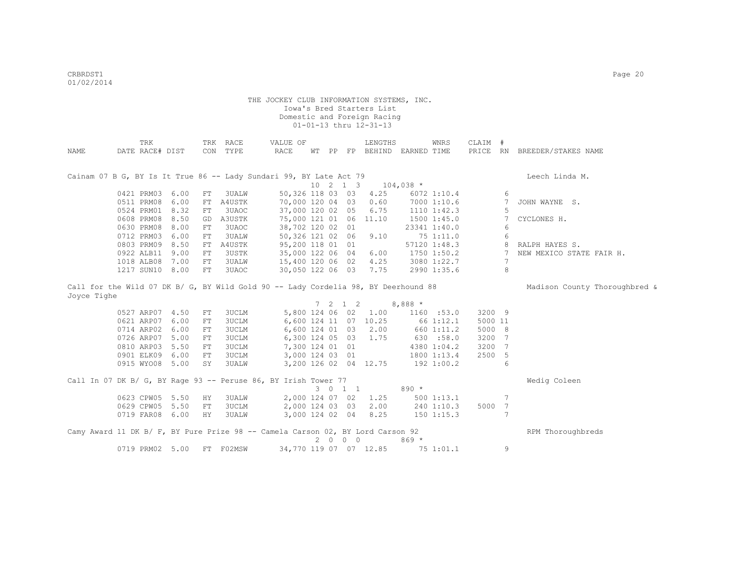THE JOCKEY CLUB INFORMATION SYSTEMS, INC.
Iowa's Bred Starters List
Domestic and Foreign Racing
01-01-13 thru 12-31-13

| NAME | TRK DATE | RACE# | DIST | TRK CON | RACE TYPE | VALUE OF RACE | WT | PP | FP | LENGTHS BEHIND | EARNED | WNRS TIME | CLAIM PRICE | # RN | BREEDER/STAKES NAME |
|---|---|---|---|---|---|---|---|---|---|---|---|---|---|---|---|
| Cainam 07 B G, BY Is It True 86 -- Lady Sundari 99, BY Late Act 79 | | | | | | | | | | | | | | | Leech Linda M. |
| | | | | | | | 10 | 2 1 3 | | | 104,038 * | | | | |
| | 0421 | PRM03 | 6.00 | FT | 3UALW | 50,326 | 118 | 03 | 03 | 4.25 | 6072 | 1:10.4 | | 6 | |
| | 0511 | PRM08 | 6.00 | FT | A4USTK | 70,000 | 120 | 04 | 03 | 0.60 | 7000 | 1:10.6 | | 7 | JOHN WAYNE S. |
| | 0524 | PRM01 | 8.32 | FT | 3UAOC | 37,000 | 120 | 02 | 05 | 6.75 | 1110 | 1:42.3 | | 5 | |
| | 0608 | PRM08 | 8.50 | GD | A3USTK | 75,000 | 121 | 01 | 06 | 11.10 | 1500 | 1:45.0 | | 7 | CYCLONES H. |
| | 0630 | PRM08 | 8.00 | FT | 3UAOC | 38,702 | 120 | 02 | 01 | | 23341 | 1:40.0 | | 6 | |
| | 0712 | PRM03 | 6.00 | FT | 3UALW | 50,326 | 121 | 02 | 06 | 9.10 | 75 | 1:11.0 | | 6 | |
| | 0803 | PRM09 | 8.50 | FT | A4USTK | 95,200 | 118 | 01 | 01 | | 57120 | 1:48.3 | | 8 | RALPH HAYES S. |
| | 0922 | ALB11 | 9.00 | FT | 3USTK | 35,000 | 122 | 06 | 04 | 6.00 | 1750 | 1:50.2 | | 7 | NEW MEXICO STATE FAIR H. |
| | 1018 | ALB08 | 7.00 | FT | 3UALW | 15,400 | 120 | 06 | 02 | 4.25 | 3080 | 1:22.7 | | 7 | |
| | 1217 | SUN10 | 8.00 | FT | 3UAOC | 30,050 | 122 | 06 | 03 | 7.75 | 2990 | 1:35.6 | | 8 | |
| Call for the Wild 07 DK B/ G, BY Wild Gold 90 -- Lady Cordelia 98, BY Deerhound 88 | | | | | | | | | | | | | | | Madison County Thoroughbred & Joyce Tighe |
| | | | | | | | 7 | 2 1 2 | | | 8,888 * | | | | |
| | 0527 | ARP07 | 4.50 | FT | 3UCLM | 5,800 | 124 | 06 | 02 | 1.00 | 1160 | :53.0 | 3200 | 9 | |
| | 0621 | ARP07 | 6.00 | FT | 3UCLM | 6,600 | 124 | 11 | 07 | 10.25 | 66 | 1:12.1 | 5000 | 11 | |
| | 0714 | ARP02 | 6.00 | FT | 3UCLM | 6,600 | 124 | 01 | 03 | 2.00 | 660 | 1:11.2 | 5000 | 8 | |
| | 0726 | ARP07 | 5.00 | FT | 3UCLM | 6,300 | 124 | 05 | 03 | 1.75 | 630 | :58.0 | 3200 | 7 | |
| | 0810 | ARP03 | 5.50 | FT | 3UCLM | 7,300 | 124 | 01 | 01 | | 4380 | 1:04.2 | 3200 | 7 | |
| | 0901 | ELK09 | 6.00 | FT | 3UCLM | 3,000 | 124 | 03 | 01 | | 1800 | 1:13.4 | 2500 | 5 | |
| | 0915 | WYO08 | 5.00 | SY | 3UALW | 3,200 | 126 | 02 | 04 | 12.75 | 192 | 1:00.2 | | 6 | |
| Call In 07 DK B/ G, BY Rage 93 -- Peruse 86, BY Irish Tower 77 | | | | | | | | | | | | | | | Wedig Coleen |
| | | | | | | | 3 | 0 1 1 | | | 890 * | | | | |
| | 0623 | CPW05 | 5.50 | HY | 3UALW | 2,000 | 124 | 07 | 02 | 1.25 | 500 | 1:13.1 | | 7 | |
| | 0629 | CPW05 | 5.50 | FT | 3UCLM | 2,000 | 124 | 03 | 03 | 2.00 | 240 | 1:10.3 | 5000 | 7 | |
| | 0719 | FAR08 | 6.00 | HY | 3UALW | 3,000 | 124 | 02 | 04 | 8.25 | 150 | 1:15.3 | | 7 | |
| Camy Award 11 DK B/ F, BY Pure Prize 98 -- Camela Carson 02, BY Lord Carson 92 | | | | | | | | | | | | | | | RPM Thoroughbreds |
| | | | | | | | 2 | 0 0 0 | | | 869 * | | | | |
| | 0719 | PRM02 | 5.00 | FT | F02MSW | 34,770 | 119 | 07 | 07 | 12.85 | 75 | 1:01.1 | | 9 | |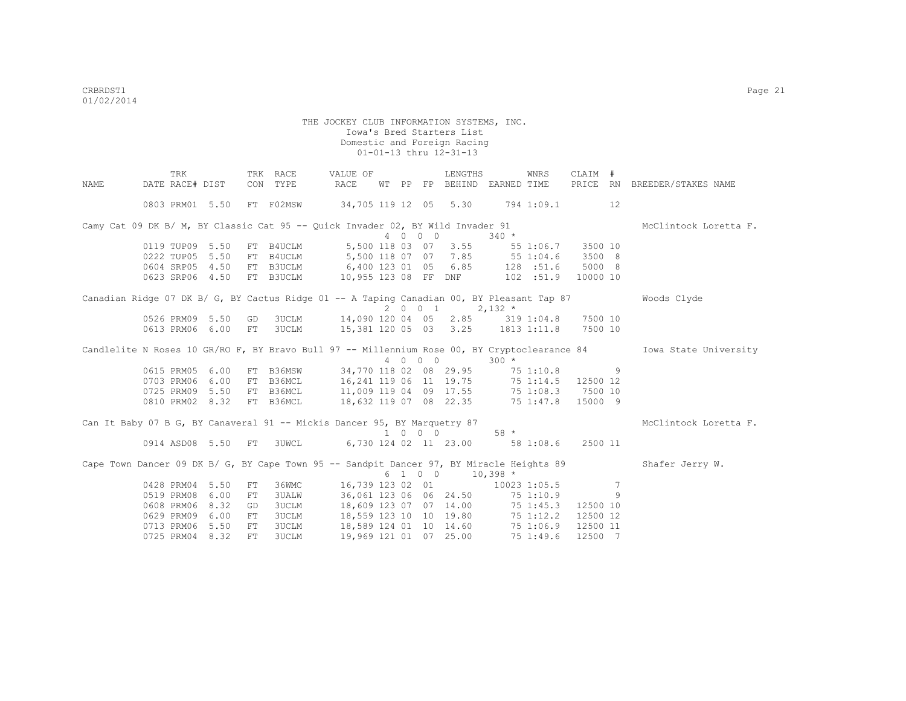THE JOCKEY CLUB INFORMATION SYSTEMS, INC.
Iowa's Bred Starters List
Domestic and Foreign Racing
01-01-13 thru 12-31-13

| NAME | TRK DATE | RACE# | DIST | TRK CON | RACE TYPE | VALUE OF RACE | WT | PP | FP | LENGTHS BEHIND | EARNED | WNRS TIME | CLAIM PRICE | # RN | BREEDER/STAKES NAME |
|---|---|---|---|---|---|---|---|---|---|---|---|---|---|---|---|
| | 0803 | PRM01 | 5.50 | FT | F02MSW | 34,705 | 119 | 12 | 05 | 5.30 | 794 | 1:09.1 | | 12 | |
| Camy Cat 09 DK B/ M, BY Classic Cat 95 -- Quick Invader 02, BY Wild Invader 91 | | | | | | | 4 | 0 0 | 0 | | 340 * | | | | McClintock Loretta F. |
| | 0119 | TUP09 | 5.50 | FT | B4UCLM | 5,500 | 118 | 03 | 07 | 3.55 | 55 | 1:06.7 | 3500 | 10 | |
| | 0222 | TUP05 | 5.50 | FT | B4UCLM | 5,500 | 118 | 07 | 07 | 7.85 | 55 | 1:04.6 | 3500 | 8 | |
| | 0604 | SRP05 | 4.50 | FT | B3UCLM | 6,400 | 123 | 01 | 05 | 6.85 | 128 | :51.6 | 5000 | 8 | |
| | 0623 | SRP06 | 4.50 | FT | B3UCLM | 10,955 | 123 | 08 | FF | DNF | 102 | :51.9 | 10000 | 10 | |
| Canadian Ridge 07 DK B/ G, BY Cactus Ridge 01 -- A Taping Canadian 00, BY Pleasant Tap 87 | | | | | | | 2 | 0 0 | 1 | | 2,132 * | | | | Woods Clyde |
| | 0526 | PRM09 | 5.50 | GD | 3UCLM | 14,090 | 120 | 04 | 05 | 2.85 | 319 | 1:04.8 | 7500 | 10 | |
| | 0613 | PRM06 | 6.00 | FT | 3UCLM | 15,381 | 120 | 05 | 03 | 3.25 | 1813 | 1:11.8 | 7500 | 10 | |
| Candlelite N Roses 10 GR/RO F, BY Bravo Bull 97 -- Millennium Rose 00, BY Cryptoclearance 84 | | | | | | | 4 | 0 0 | 0 | | 300 * | | | | Iowa State University |
| | 0615 | PRM05 | 6.00 | FT | B36MSW | 34,770 | 118 | 02 | 08 | 29.95 | 75 | 1:10.8 | | 9 | |
| | 0703 | PRM06 | 6.00 | FT | B36MCL | 16,241 | 119 | 06 | 11 | 19.75 | 75 | 1:14.5 | 12500 | 12 | |
| | 0725 | PRM09 | 5.50 | FT | B36MCL | 11,009 | 119 | 04 | 09 | 17.55 | 75 | 1:08.3 | 7500 | 10 | |
| | 0810 | PRM02 | 8.32 | FT | B36MCL | 18,632 | 119 | 07 | 08 | 22.35 | 75 | 1:47.8 | 15000 | 9 | |
| Can It Baby 07 B G, BY Canaveral 91 -- Mickis Dancer 95, BY Marquetry 87 | | | | | | | 1 | 0 0 | 0 | | 58 * | | | | McClintock Loretta F. |
| | 0914 | ASD08 | 5.50 | FT | 3UWCL | 6,730 | 124 | 02 | 11 | 23.00 | 58 | 1:08.6 | 2500 | 11 | |
| Cape Town Dancer 09 DK B/ G, BY Cape Town 95 -- Sandpit Dancer 97, BY Miracle Heights 89 | | | | | | | 6 | 1 0 | 0 | | 10,398 * | | | | Shafer Jerry W. |
| | 0428 | PRM04 | 5.50 | FT | 36WMC | 16,739 | 123 | 02 | 01 | | 10023 | 1:05.5 | | 7 | |
| | 0519 | PRM08 | 6.00 | FT | 3UALW | 36,061 | 123 | 06 | 06 | 24.50 | 75 | 1:10.9 | | 9 | |
| | 0608 | PRM06 | 8.32 | GD | 3UCLM | 18,609 | 123 | 07 | 07 | 14.00 | 75 | 1:45.3 | 12500 | 10 | |
| | 0629 | PRM09 | 6.00 | FT | 3UCLM | 18,559 | 123 | 10 | 10 | 19.80 | 75 | 1:12.2 | 12500 | 12 | |
| | 0713 | PRM06 | 5.50 | FT | 3UCLM | 18,589 | 124 | 01 | 10 | 14.60 | 75 | 1:06.9 | 12500 | 11 | |
| | 0725 | PRM04 | 8.32 | FT | 3UCLM | 19,969 | 121 | 01 | 07 | 25.00 | 75 | 1:49.6 | 12500 | 7 | |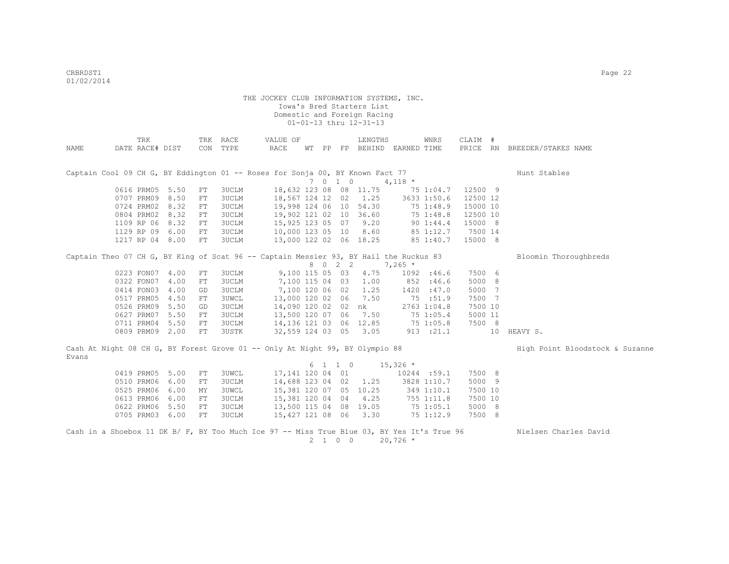THE JOCKEY CLUB INFORMATION SYSTEMS, INC.
Iowa's Bred Starters List
Domestic and Foreign Racing
01-01-13 thru 12-31-13

| NAME | TRK DATE | RACE# | DIST | TRK CON | RACE TYPE | VALUE OF RACE | WT | PP | FP | LENGTHS BEHIND | EARNED | WNRS TIME | CLAIM PRICE | # RN | BREEDER/STAKES NAME |
|---|---|---|---|---|---|---|---|---|---|---|---|---|---|---|---|
| Captain Cool 09 CH G, BY Eddington 01 -- Roses for Sonja 00, BY Known Fact 77 | | | | | | | 7 | 0 | 1 0 | | 4,118 * | | | | Hunt Stables |
| | 0616 | PRM05 | 5.50 | FT | 3UCLM | 18,632 | 123 | 08 | 08 | 11.75 | 75 | 1:04.7 | 12500 | 9 | |
| | 0707 | PRM09 | 8.50 | FT | 3UCLM | 18,567 | 124 | 12 | 02 | 1.25 | 3633 | 1:50.6 | 12500 | 12 | |
| | 0724 | PRM02 | 8.32 | FT | 3UCLM | 19,998 | 124 | 06 | 10 | 54.30 | 75 | 1:48.9 | 15000 | 10 | |
| | 0804 | PRM02 | 8.32 | FT | 3UCLM | 19,902 | 121 | 02 | 10 | 36.60 | 75 | 1:48.8 | 12500 | 10 | |
| | 1109 | RP 06 | 8.32 | FT | 3UCLM | 15,925 | 123 | 05 | 07 | 9.20 | 90 | 1:44.4 | 15000 | 8 | |
| | 1129 | RP 09 | 6.00 | FT | 3UCLM | 10,000 | 123 | 05 | 10 | 8.60 | 85 | 1:12.7 | 7500 | 14 | |
| | 1217 | RP 04 | 8.00 | FT | 3UCLM | 13,000 | 122 | 02 | 06 | 18.25 | 85 | 1:40.7 | 15000 | 8 | |
| Captain Theo 07 CH G, BY King of Scat 96 -- Captain Messier 93, BY Hail the Ruckus 83 | | | | | | | 8 | 0 | 2 2 | | 7,265 * | | | | Bloomin Thoroughbreds |
| | 0223 | FON07 | 4.00 | FT | 3UCLM | 9,100 | 115 | 05 | 03 | 4.75 | 1092 | :46.6 | 7500 | 6 | |
| | 0322 | FON07 | 4.00 | FT | 3UCLM | 7,100 | 115 | 04 | 03 | 1.00 | 852 | :46.6 | 5000 | 8 | |
| | 0414 | FON03 | 4.00 | GD | 3UCLM | 7,100 | 120 | 06 | 02 | 1.25 | 1420 | :47.0 | 5000 | 7 | |
| | 0517 | PRM05 | 4.50 | FT | 3UWCL | 13,000 | 120 | 02 | 06 | 7.50 | 75 | :51.9 | 7500 | 7 | |
| | 0526 | PRM09 | 5.50 | GD | 3UCLM | 14,090 | 120 | 02 | 02 | nk | 2763 | 1:04.8 | 7500 | 10 | |
| | 0627 | PRM07 | 5.50 | FT | 3UCLM | 13,500 | 120 | 07 | 06 | 7.50 | 75 | 1:05.4 | 5000 | 11 | |
| | 0711 | PRM04 | 5.50 | FT | 3UCLM | 14,136 | 121 | 03 | 06 | 12.85 | 75 | 1:05.8 | 7500 | 8 | |
| | 0809 | PRM09 | 2.00 | FT | 3USTK | 32,559 | 124 | 03 | 05 | 3.05 | 913 | :21.1 | | 10 | HEAVY S. |
| Cash At Night 08 CH G, BY Forest Grove 01 -- Only At Night 99, BY Olympio 88 | | | | | | | 6 | 1 | 1 0 | | 15,326 * | | | | High Point Bloodstock & Suzanne Evans |
| | 0419 | PRM05 | 5.00 | FT | 3UWCL | 17,141 | 120 | 04 | 01 | | 10244 | :59.1 | 7500 | 8 | |
| | 0510 | PRM06 | 6.00 | FT | 3UCLM | 14,688 | 123 | 04 | 02 | 1.25 | 3828 | 1:10.7 | 5000 | 9 | |
| | 0525 | PRM06 | 6.00 | MY | 3UWCL | 15,381 | 120 | 07 | 05 | 10.25 | 349 | 1:10.1 | 7500 | 10 | |
| | 0613 | PRM06 | 6.00 | FT | 3UCLM | 15,381 | 120 | 04 | 04 | 4.25 | 755 | 1:11.8 | 7500 | 10 | |
| | 0622 | PRM06 | 5.50 | FT | 3UCLM | 13,500 | 115 | 04 | 08 | 19.05 | 75 | 1:05.1 | 5000 | 8 | |
| | 0705 | PRM03 | 6.00 | FT | 3UCLM | 15,427 | 121 | 08 | 06 | 3.30 | 75 | 1:12.9 | 7500 | 8 | |
| Cash in a Shoebox 11 DK B/ F, BY Too Much Ice 97 -- Miss True Blue 03, BY Yes It's True 96 | | | | | | | 2 | 1 | 0 0 | | 20,726 * | | | | Nielsen Charles David |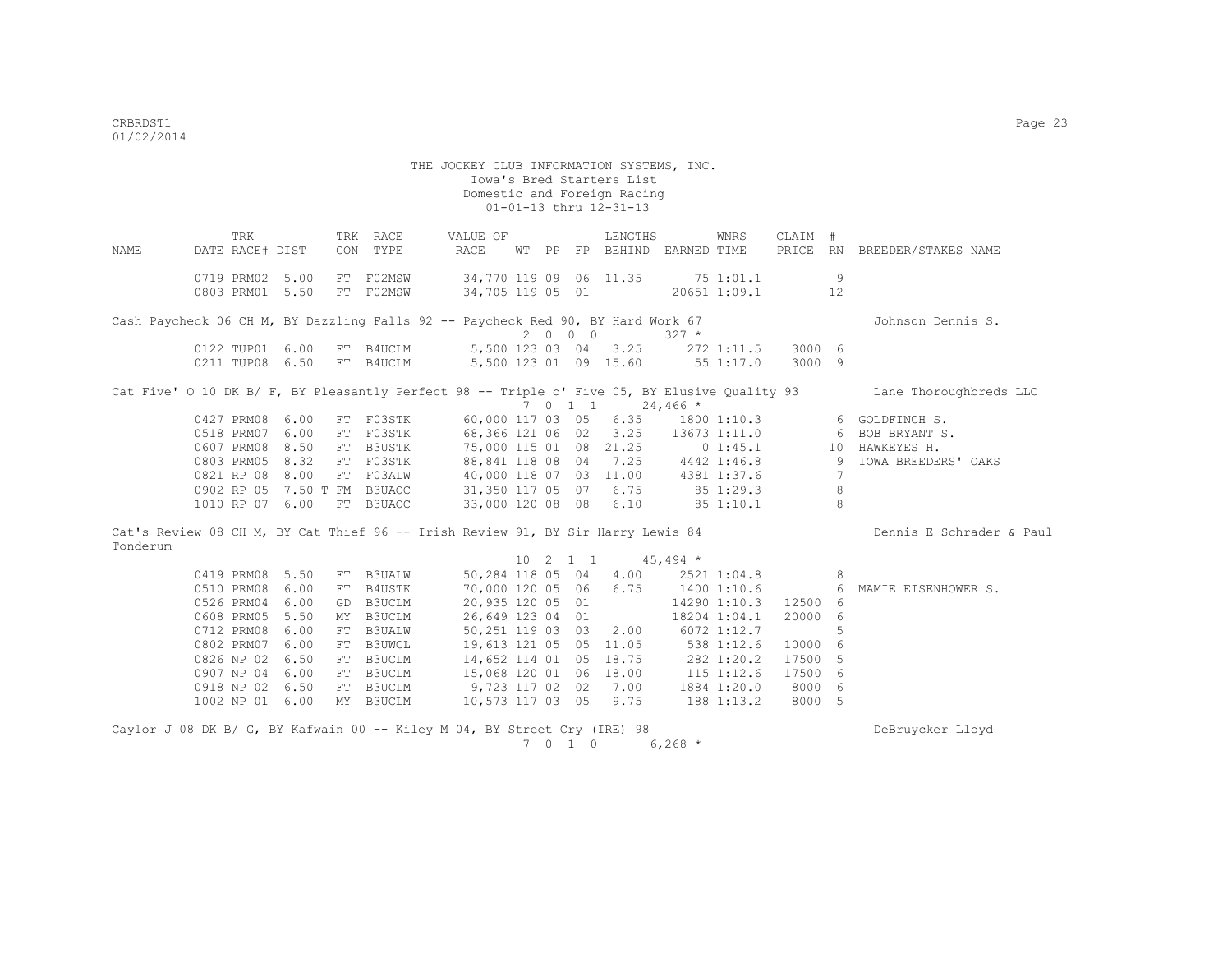THE JOCKEY CLUB INFORMATION SYSTEMS, INC.
Iowa's Bred Starters List
Domestic and Foreign Racing
01-01-13 thru 12-31-13

| NAME | TRK DATE | RACE# | DIST | TRK CON | RACE TYPE | VALUE OF RACE | WT | PP | FP | LENGTHS BEHIND | EARNED | WNRS TIME | CLAIM PRICE | # RN | BREEDER/STAKES NAME |
|---|---|---|---|---|---|---|---|---|---|---|---|---|---|---|---|
| | 0719 | PRM02 | 5.00 | FT | F02MSW | 34,770 | 119 | 09 | 06 | 11.35 | 75 | 1:01.1 | | 9 | |
| | 0803 | PRM01 | 5.50 | FT | F02MSW | 34,705 | 119 | 05 | 01 | | 20651 | 1:09.1 | | 12 | |
| Cash Paycheck 06 CH M, BY Dazzling Falls 92 -- Paycheck Red 90, BY Hard Work 67 | | | | | | | 2 | 0 | 0 0 | | 327 * | | | | Johnson Dennis S. |
| | 0122 | TUP01 | 6.00 | FT | B4UCLM | 5,500 | 123 | 03 | 04 | 3.25 | 272 | 1:11.5 | 3000 | 6 | |
| | 0211 | TUP08 | 6.50 | FT | B4UCLM | 5,500 | 123 | 01 | 09 | 15.60 | 55 | 1:17.0 | 3000 | 9 | |
| Cat Five' O 10 DK B/ F, BY Pleasantly Perfect 98 -- Triple o' Five 05, BY Elusive Quality 93 | | | | | | | 7 | 0 | 1 1 | | 24,466 * | | | | Lane Thoroughbreds LLC |
| | 0427 | PRM08 | 6.00 | FT | F03STK | 60,000 | 117 | 03 | 05 | 6.35 | 1800 | 1:10.3 | | 6 | GOLDFINCH S. |
| | 0518 | PRM07 | 6.00 | FT | F03STK | 68,366 | 121 | 06 | 02 | 3.25 | 13673 | 1:11.0 | | 6 | BOB BRYANT S. |
| | 0607 | PRM08 | 8.50 | FT | B3USTK | 75,000 | 115 | 01 | 08 | 21.25 | 0 | 1:45.1 | | 10 | HAWKEYES H. |
| | 0803 | PRM05 | 8.32 | FT | F03STK | 88,841 | 118 | 08 | 04 | 7.25 | 4442 | 1:46.8 | | 9 | IOWA BREEDERS' OAKS |
| | 0821 | RP 08 | 8.00 | FT | F03ALW | 40,000 | 118 | 07 | 03 | 11.00 | 4381 | 1:37.6 | | 7 | |
| | 0902 | RP 05 | 7.50 T | FM | B3UAOC | 31,350 | 117 | 05 | 07 | 6.75 | 85 | 1:29.3 | | 8 | |
| | 1010 | RP 07 | 6.00 | FT | B3UAOC | 33,000 | 120 | 08 | 08 | 6.10 | 85 | 1:10.1 | | 8 | |
| Cat's Review 08 CH M, BY Cat Thief 96 -- Irish Review 91, BY Sir Harry Lewis 84 | | | | | | | 10 | 2 | 1 1 | | 45,494 * | | | | Dennis E Schrader & Paul Tonderum |
| | 0419 | PRM08 | 5.50 | FT | B3UALW | 50,284 | 118 | 05 | 04 | 4.00 | 2521 | 1:04.8 | | 8 | |
| | 0510 | PRM08 | 6.00 | FT | B4USTK | 70,000 | 120 | 05 | 06 | 6.75 | 1400 | 1:10.6 | | 6 | MAMIE EISENHOWER S. |
| | 0526 | PRM04 | 6.00 | GD | B3UCLM | 20,935 | 120 | 05 | 01 | | 14290 | 1:10.3 | 12500 | 6 | |
| | 0608 | PRM05 | 5.50 | MY | B3UCLM | 26,649 | 123 | 04 | 01 | | 18204 | 1:04.1 | 20000 | 6 | |
| | 0712 | PRM08 | 6.00 | FT | B3UALW | 50,251 | 119 | 03 | 03 | 2.00 | 6072 | 1:12.7 | | 5 | |
| | 0802 | PRM07 | 6.00 | FT | B3UWCL | 19,613 | 121 | 05 | 05 | 11.05 | 538 | 1:12.6 | 10000 | 6 | |
| | 0826 | NP 02 | 6.50 | FT | B3UCLM | 14,652 | 114 | 01 | 05 | 18.75 | 282 | 1:20.2 | 17500 | 5 | |
| | 0907 | NP 04 | 6.00 | FT | B3UCLM | 15,068 | 120 | 01 | 06 | 18.00 | 115 | 1:12.6 | 17500 | 6 | |
| | 0918 | NP 02 | 6.50 | FT | B3UCLM | 9,723 | 117 | 02 | 02 | 7.00 | 1884 | 1:20.0 | 8000 | 6 | |
| | 1002 | NP 01 | 6.00 | MY | B3UCLM | 10,573 | 117 | 03 | 05 | 9.75 | 188 | 1:13.2 | 8000 | 5 | |
| Caylor J 08 DK B/ G, BY Kafwain 00 -- Kiley M 04, BY Street Cry (IRE) 98 | | | | | | | 7 | 0 | 1 0 | | 6,268 * | | | | DeBruycker Lloyd |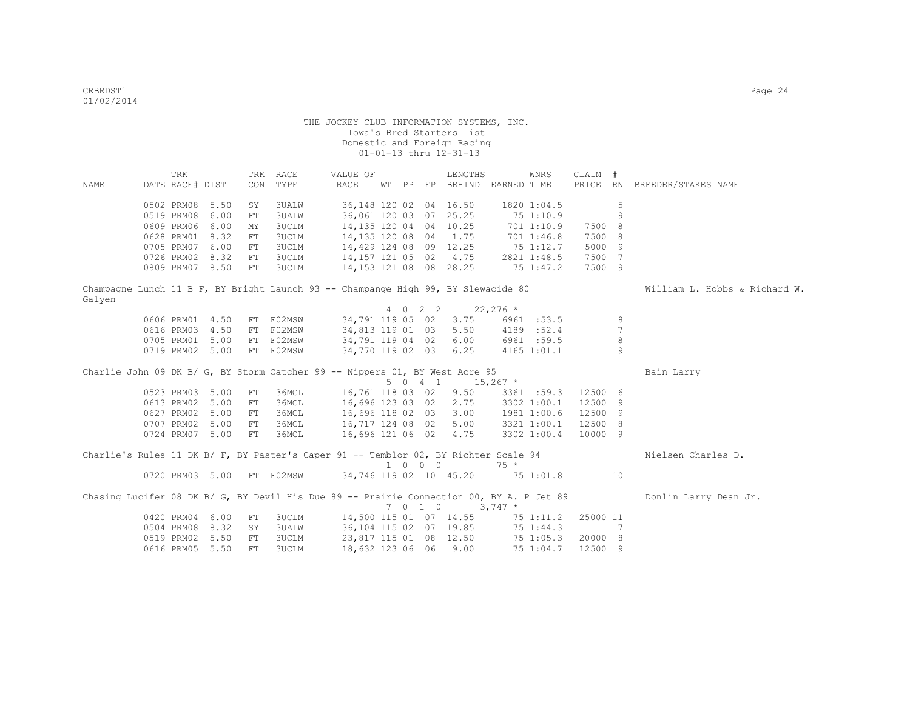THE JOCKEY CLUB INFORMATION SYSTEMS, INC.
Iowa's Bred Starters List
Domestic and Foreign Racing
01-01-13 thru 12-31-13

| NAME | TRK DATE | RACE# | TRK DIST | CON | RACE TYPE | VALUE OF RACE | WT | PP | FP | LENGTHS BEHIND | EARNED | WNRS TIME | CLAIM PRICE | # RN | BREEDER/STAKES NAME |
|---|---|---|---|---|---|---|---|---|---|---|---|---|---|---|---|
| | 0502 | PRM08 | 5.50 | SY | 3UALW | 36,148 | 120 | 02 | 04 | 16.50 | 1820 | 1:04.5 | | 5 | |
| | 0519 | PRM08 | 6.00 | FT | 3UALW | 36,061 | 120 | 03 | 07 | 25.25 | 75 | 1:10.9 | | 9 | |
| | 0609 | PRM06 | 6.00 | MY | 3UCLM | 14,135 | 120 | 04 | 04 | 10.25 | 701 | 1:10.9 | 7500 | 8 | |
| | 0628 | PRM01 | 8.32 | FT | 3UCLM | 14,135 | 120 | 08 | 04 | 1.75 | 701 | 1:46.8 | 7500 | 8 | |
| | 0705 | PRM07 | 6.00 | FT | 3UCLM | 14,429 | 124 | 08 | 09 | 12.25 | 75 | 1:12.7 | 5000 | 9 | |
| | 0726 | PRM02 | 8.32 | FT | 3UCLM | 14,157 | 121 | 05 | 02 | 4.75 | 2821 | 1:48.5 | 7500 | 7 | |
| | 0809 | PRM07 | 8.50 | FT | 3UCLM | 14,153 | 121 | 08 | 08 | 28.25 | 75 | 1:47.2 | 7500 | 9 | |

Champagne Lunch 11 B F, BY Bright Launch 93 -- Champange High 99, BY Slewacide 80 — William L. Hobbs & Richard W. Galyen

4 0 2 2 22,276 *

| TRK DATE | RACE# | TRK DIST | CON | RACE TYPE | VALUE OF RACE | WT | PP | FP | LENGTHS BEHIND | EARNED | WNRS TIME | CLAIM PRICE | # RN |
|---|---|---|---|---|---|---|---|---|---|---|---|---|---|
| 0606 | PRM01 | 4.50 | FT | F02MSW | 34,791 | 119 | 05 | 02 | 3.75 | 6961 | :53.5 | | 8 |
| 0616 | PRM03 | 4.50 | FT | F02MSW | 34,813 | 119 | 01 | 03 | 5.50 | 4189 | :52.4 | | 7 |
| 0705 | PRM01 | 5.00 | FT | F02MSW | 34,791 | 119 | 04 | 02 | 6.00 | 6961 | :59.5 | | 8 |
| 0719 | PRM02 | 5.00 | FT | F02MSW | 34,770 | 119 | 02 | 03 | 6.25 | 4165 | 1:01.1 | | 9 |

Charlie John 09 DK B/ G, BY Storm Catcher 99 -- Nippers 01, BY West Acre 95 — Bain Larry

5 0 4 1 15,267 *

| TRK DATE | RACE# | TRK DIST | CON | RACE TYPE | VALUE OF RACE | WT | PP | FP | LENGTHS BEHIND | EARNED | WNRS TIME | CLAIM PRICE | # RN |
|---|---|---|---|---|---|---|---|---|---|---|---|---|---|
| 0523 | PRM03 | 5.00 | FT | 36MCL | 16,761 | 118 | 03 | 02 | 9.50 | 3361 | :59.3 | 12500 | 6 |
| 0613 | PRM02 | 5.00 | FT | 36MCL | 16,696 | 123 | 03 | 02 | 2.75 | 3302 | 1:00.1 | 12500 | 9 |
| 0627 | PRM02 | 5.00 | FT | 36MCL | 16,696 | 118 | 02 | 03 | 3.00 | 1981 | 1:00.6 | 12500 | 9 |
| 0707 | PRM02 | 5.00 | FT | 36MCL | 16,717 | 124 | 08 | 02 | 5.00 | 3321 | 1:00.1 | 12500 | 8 |
| 0724 | PRM07 | 5.00 | FT | 36MCL | 16,696 | 121 | 06 | 02 | 4.75 | 3302 | 1:00.4 | 10000 | 9 |

Charlie's Rules 11 DK B/ F, BY Paster's Caper 91 -- Temblor 02, BY Richter Scale 94 — Nielsen Charles D.

1 0 0 0 75 *

| TRK DATE | RACE# | TRK DIST | CON | RACE TYPE | VALUE OF RACE | WT | PP | FP | LENGTHS BEHIND | EARNED | WNRS TIME | CLAIM PRICE | # RN |
|---|---|---|---|---|---|---|---|---|---|---|---|---|---|
| 0720 | PRM03 | 5.00 | FT | F02MSW | 34,746 | 119 | 02 | 10 | 45.20 | 75 | 1:01.8 | | 10 |

Chasing Lucifer 08 DK B/ G, BY Devil His Due 89 -- Prairie Connection 00, BY A. P Jet 89 — Donlin Larry Dean Jr.

7 0 1 0 3,747 *

| TRK DATE | RACE# | TRK DIST | CON | RACE TYPE | VALUE OF RACE | WT | PP | FP | LENGTHS BEHIND | EARNED | WNRS TIME | CLAIM PRICE | # RN |
|---|---|---|---|---|---|---|---|---|---|---|---|---|---|
| 0420 | PRM04 | 6.00 | FT | 3UCLM | 14,500 | 115 | 01 | 07 | 14.55 | 75 | 1:11.2 | 25000 | 11 |
| 0504 | PRM08 | 8.32 | SY | 3UALW | 36,104 | 115 | 02 | 07 | 19.85 | 75 | 1:44.3 | | 7 |
| 0519 | PRM02 | 5.50 | FT | 3UCLM | 23,817 | 115 | 01 | 08 | 12.50 | 75 | 1:05.3 | 20000 | 8 |
| 0616 | PRM05 | 5.50 | FT | 3UCLM | 18,632 | 123 | 06 | 06 | 9.00 | 75 | 1:04.7 | 12500 | 9 |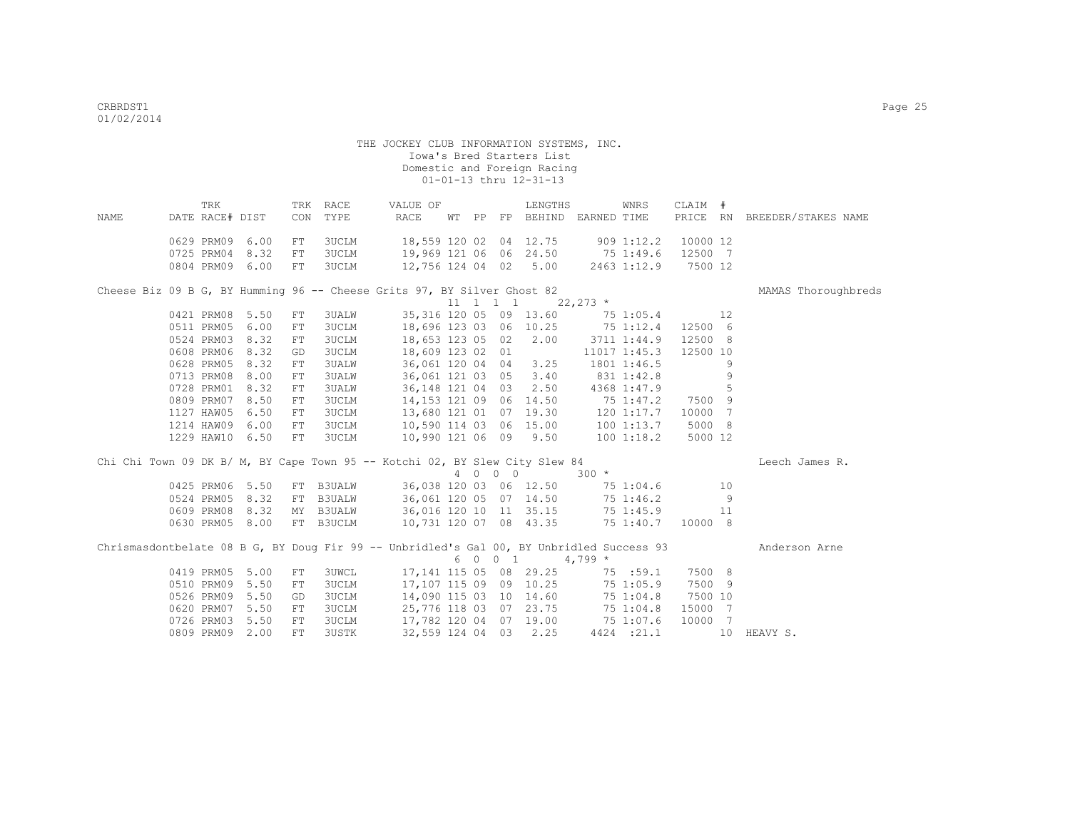THE JOCKEY CLUB INFORMATION SYSTEMS, INC.
Iowa's Bred Starters List
Domestic and Foreign Racing
01-01-13 thru 12-31-13

| NAME | TRK DATE | RACE# | DIST | TRK CON | RACE TYPE | VALUE OF RACE | WT | PP | FP | LENGTHS BEHIND | EARNED | WNRS TIME | CLAIM PRICE | # RN | BREEDER/STAKES NAME |
|---|---|---|---|---|---|---|---|---|---|---|---|---|---|---|---|
| | 0629 | PRM09 | 6.00 | FT | 3UCLM | 18,559 | 120 | 02 | 04 | 12.75 | 909 | 1:12.2 | 10000 | 12 | |
| | 0725 | PRM04 | 8.32 | FT | 3UCLM | 19,969 | 121 | 06 | 06 | 24.50 | 75 | 1:49.6 | 12500 | 7 | |
| | 0804 | PRM09 | 6.00 | FT | 3UCLM | 12,756 | 124 | 04 | 02 | 5.00 | 2463 | 1:12.9 | 7500 | 12 | |
| Cheese Biz 09 B G, BY Humming 96 -- Cheese Grits 97, BY Silver Ghost 82 | | | | | | | 11 | 1 | 1 1 | | 22,273 * | | | | MAMAS Thoroughbreds |
| | 0421 | PRM08 | 5.50 | FT | 3UALW | 35,316 | 120 | 05 | 09 | 13.60 | 75 | 1:05.4 | | 12 | |
| | 0511 | PRM05 | 6.00 | FT | 3UCLM | 18,696 | 123 | 03 | 06 | 10.25 | 75 | 1:12.4 | 12500 | 6 | |
| | 0524 | PRM03 | 8.32 | FT | 3UCLM | 18,653 | 123 | 05 | 02 | 2.00 | 3711 | 1:44.9 | 12500 | 8 | |
| | 0608 | PRM06 | 8.32 | GD | 3UCLM | 18,609 | 123 | 02 | 01 | | 11017 | 1:45.3 | 12500 | 10 | |
| | 0628 | PRM05 | 8.32 | FT | 3UALW | 36,061 | 120 | 04 | 04 | 3.25 | 1801 | 1:46.5 | | 9 | |
| | 0713 | PRM08 | 8.00 | FT | 3UALW | 36,061 | 121 | 03 | 05 | 3.40 | 831 | 1:42.8 | | 9 | |
| | 0728 | PRM01 | 8.32 | FT | 3UALW | 36,148 | 121 | 04 | 03 | 2.50 | 4368 | 1:47.9 | | 5 | |
| | 0809 | PRM07 | 8.50 | FT | 3UCLM | 14,153 | 121 | 09 | 06 | 14.50 | 75 | 1:47.2 | 7500 | 9 | |
| | 1127 | HAW05 | 6.50 | FT | 3UCLM | 13,680 | 121 | 01 | 07 | 19.30 | 120 | 1:17.7 | 10000 | 7 | |
| | 1214 | HAW09 | 6.00 | FT | 3UCLM | 10,590 | 114 | 03 | 06 | 15.00 | 100 | 1:13.7 | 5000 | 8 | |
| | 1229 | HAW10 | 6.50 | FT | 3UCLM | 10,990 | 121 | 06 | 09 | 9.50 | 100 | 1:18.2 | 5000 | 12 | |
| Chi Chi Town 09 DK B/ M, BY Cape Town 95 -- Kotchi 02, BY Slew City Slew 84 | | | | | | | 4 | 0 | 0 0 | | 300 * | | | | Leech James R. |
| | 0425 | PRM06 | 5.50 | FT | B3UALW | 36,038 | 120 | 03 | 06 | 12.50 | 75 | 1:04.6 | | 10 | |
| | 0524 | PRM05 | 8.32 | FT | B3UALW | 36,061 | 120 | 05 | 07 | 14.50 | 75 | 1:46.2 | | 9 | |
| | 0609 | PRM08 | 8.32 | MY | B3UALW | 36,016 | 120 | 10 | 11 | 35.15 | 75 | 1:45.9 | | 11 | |
| | 0630 | PRM05 | 8.00 | FT | B3UCLM | 10,731 | 120 | 07 | 08 | 43.35 | 75 | 1:40.7 | 10000 | 8 | |
| Chrismasdontbelate 08 B G, BY Doug Fir 99 -- Unbridled's Gal 00, BY Unbridled Success 93 | | | | | | | 6 | 0 | 0 1 | | 4,799 * | | | | Anderson Arne |
| | 0419 | PRM05 | 5.00 | FT | 3UWCL | 17,141 | 115 | 05 | 08 | 29.25 | 75 | :59.1 | 7500 | 8 | |
| | 0510 | PRM09 | 5.50 | FT | 3UCLM | 17,107 | 115 | 09 | 09 | 10.25 | 75 | 1:05.9 | 7500 | 9 | |
| | 0526 | PRM09 | 5.50 | GD | 3UCLM | 14,090 | 115 | 03 | 10 | 14.60 | 75 | 1:04.8 | 7500 | 10 | |
| | 0620 | PRM07 | 5.50 | FT | 3UCLM | 25,776 | 118 | 03 | 07 | 23.75 | 75 | 1:04.8 | 15000 | 7 | |
| | 0726 | PRM03 | 5.50 | FT | 3UCLM | 17,782 | 120 | 04 | 07 | 19.00 | 75 | 1:07.6 | 10000 | 7 | |
| | 0809 | PRM09 | 2.00 | FT | 3USTK | 32,559 | 124 | 04 | 03 | 2.25 | 4424 | :21.1 | | 10 | HEAVY S. |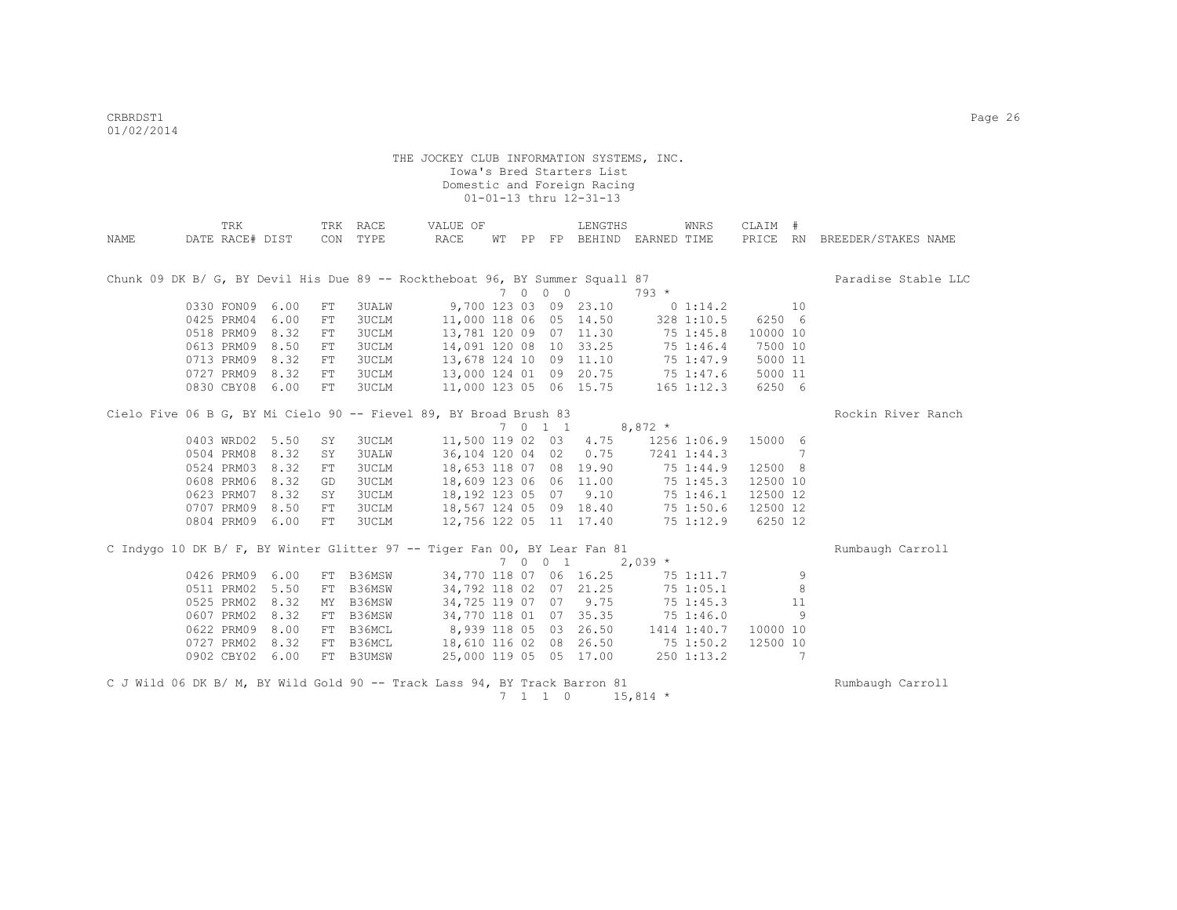THE JOCKEY CLUB INFORMATION SYSTEMS, INC.
Iowa's Bred Starters List
Domestic and Foreign Racing
01-01-13 thru 12-31-13

| NAME | TRK DATE | RACE# | DIST | TRK CON | RACE TYPE | VALUE OF RACE | WT | PP | FP | LENGTHS BEHIND | EARNED | WNRS TIME | CLAIM PRICE | # RN | BREEDER/STAKES NAME |
|---|---|---|---|---|---|---|---|---|---|---|---|---|---|---|---|
| Chunk 09 DK B/ G, BY Devil His Due 89 -- Rocktheboat 96, BY Summer Squall 87 | | | | | | | | | | | | | | | Paradise Stable LLC |
| | | | | | | 7 0 0 0 | | | | | 793 * | | | | |
| | 0330 | FON09 | 6.00 | FT | 3UALW | 9,700 | 123 | 03 | 09 | 23.10 | 0 | 1:14.2 | | 10 | |
| | 0425 | PRM04 | 6.00 | FT | 3UCLM | 11,000 | 118 | 06 | 05 | 14.50 | 328 | 1:10.5 | 6250 | 6 | |
| | 0518 | PRM09 | 8.32 | FT | 3UCLM | 13,781 | 120 | 09 | 07 | 11.30 | 75 | 1:45.8 | 10000 | 10 | |
| | 0613 | PRM09 | 8.50 | FT | 3UCLM | 14,091 | 120 | 08 | 10 | 33.25 | 75 | 1:46.4 | 7500 | 10 | |
| | 0713 | PRM09 | 8.32 | FT | 3UCLM | 13,678 | 124 | 10 | 09 | 11.10 | 75 | 1:47.9 | 5000 | 11 | |
| | 0727 | PRM09 | 8.32 | FT | 3UCLM | 13,000 | 124 | 01 | 09 | 20.75 | 75 | 1:47.6 | 5000 | 11 | |
| | 0830 | CBY08 | 6.00 | FT | 3UCLM | 11,000 | 123 | 05 | 06 | 15.75 | 165 | 1:12.3 | 6250 | 6 | |
| Cielo Five 06 B G, BY Mi Cielo 90 -- Fievel 89, BY Broad Brush 83 | | | | | | | | | | | | | | | Rockin River Ranch |
| | | | | | | 7 0 1 1 | | | | | 8,872 * | | | | |
| | 0403 | WRD02 | 5.50 | SY | 3UCLM | 11,500 | 119 | 02 | 03 | 4.75 | 1256 | 1:06.9 | 15000 | 6 | |
| | 0504 | PRM08 | 8.32 | SY | 3UALW | 36,104 | 120 | 04 | 02 | 0.75 | 7241 | 1:44.3 | | 7 | |
| | 0524 | PRM03 | 8.32 | FT | 3UCLM | 18,653 | 118 | 07 | 08 | 19.90 | 75 | 1:44.9 | 12500 | 8 | |
| | 0608 | PRM06 | 8.32 | GD | 3UCLM | 18,609 | 123 | 06 | 06 | 11.00 | 75 | 1:45.3 | 12500 | 10 | |
| | 0623 | PRM07 | 8.32 | SY | 3UCLM | 18,192 | 123 | 05 | 07 | 9.10 | 75 | 1:46.1 | 12500 | 12 | |
| | 0707 | PRM09 | 8.50 | FT | 3UCLM | 18,567 | 124 | 05 | 09 | 18.40 | 75 | 1:50.6 | 12500 | 12 | |
| | 0804 | PRM09 | 6.00 | FT | 3UCLM | 12,756 | 122 | 05 | 11 | 17.40 | 75 | 1:12.9 | 6250 | 12 | |
| C Indygo 10 DK B/ F, BY Winter Glitter 97 -- Tiger Fan 00, BY Lear Fan 81 | | | | | | | | | | | | | | | Rumbaugh Carroll |
| | | | | | | 7 0 0 1 | | | | | 2,039 * | | | | |
| | 0426 | PRM09 | 6.00 | FT | B36MSW | 34,770 | 118 | 07 | 06 | 16.25 | 75 | 1:11.7 | | 9 | |
| | 0511 | PRM02 | 5.50 | FT | B36MSW | 34,792 | 118 | 02 | 07 | 21.25 | 75 | 1:05.1 | | 8 | |
| | 0525 | PRM02 | 8.32 | MY | B36MSW | 34,725 | 119 | 07 | 07 | 9.75 | 75 | 1:45.3 | | 11 | |
| | 0607 | PRM02 | 8.32 | FT | B36MSW | 34,770 | 118 | 01 | 07 | 35.35 | 75 | 1:46.0 | | 9 | |
| | 0622 | PRM09 | 8.00 | FT | B36MCL | 8,939 | 118 | 05 | 03 | 26.50 | 1414 | 1:40.7 | 10000 | 10 | |
| | 0727 | PRM02 | 8.32 | FT | B36MCL | 18,610 | 116 | 02 | 08 | 26.50 | 75 | 1:50.2 | 12500 | 10 | |
| | 0902 | CBY02 | 6.00 | FT | B3UMSW | 25,000 | 119 | 05 | 05 | 17.00 | 250 | 1:13.2 | | 7 | |
| C J Wild 06 DK B/ M, BY Wild Gold 90 -- Track Lass 94, BY Track Barron 81 | | | | | | | | | | | | | | | Rumbaugh Carroll |
| | | | | | | 7 1 1 0 | | | | | 15,814 * | | | | |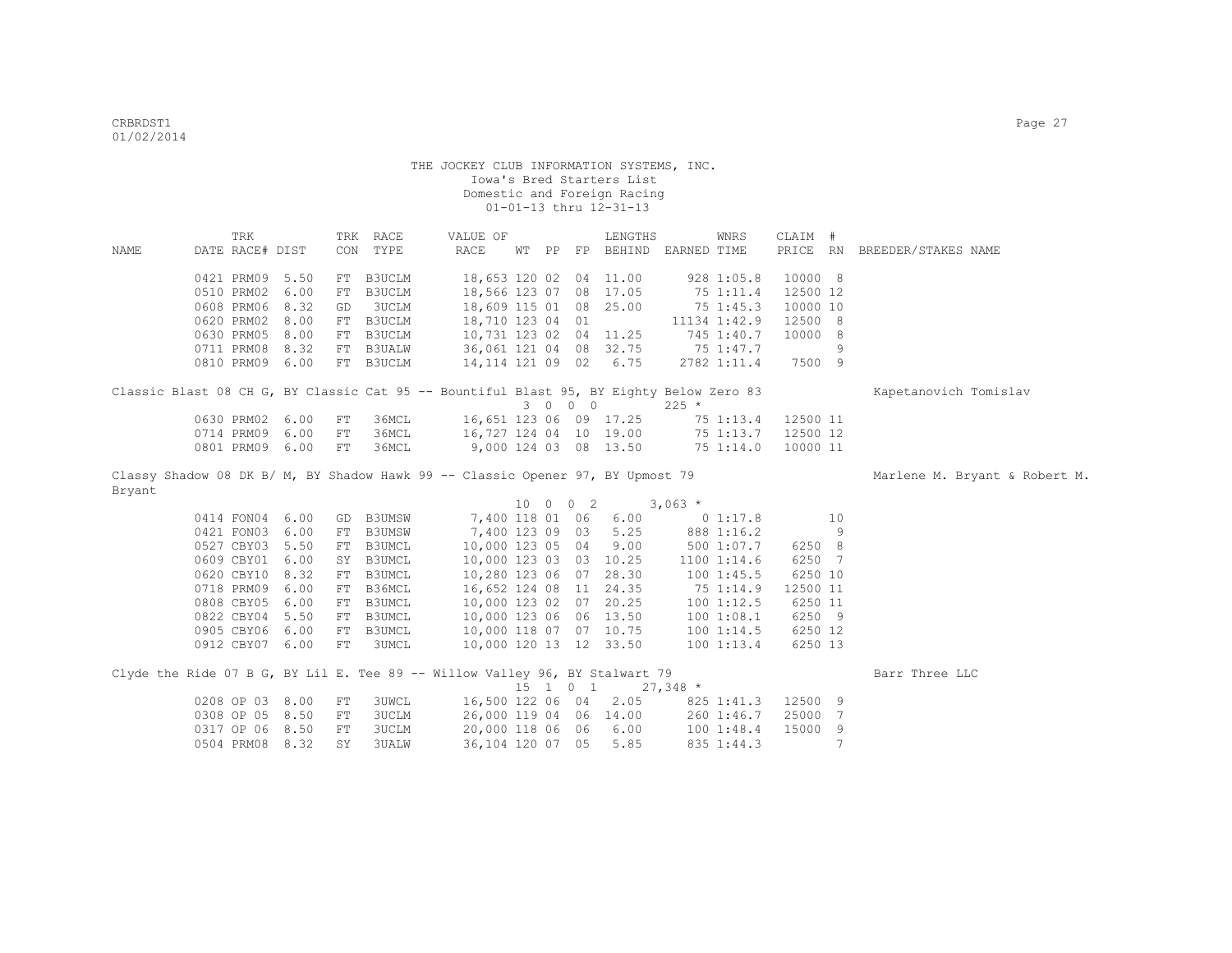THE JOCKEY CLUB INFORMATION SYSTEMS, INC.
Iowa's Bred Starters List
Domestic and Foreign Racing
01-01-13 thru 12-31-13

| NAME | TRK DATE | RACE# | DIST | TRK CON | RACE TYPE | VALUE OF RACE | WT | PP | FP | LENGTHS BEHIND | EARNED | WNRS TIME | CLAIM PRICE | # RN | BREEDER/STAKES NAME |
|---|---|---|---|---|---|---|---|---|---|---|---|---|---|---|---|
| | 0421 | PRM09 | 5.50 | FT | B3UCLM | 18,653 | 120 | 02 | 04 | 11.00 | 928 | 1:05.8 | 10000 | 8 | |
| | 0510 | PRM02 | 6.00 | FT | B3UCLM | 18,566 | 123 | 07 | 08 | 17.05 | 75 | 1:11.4 | 12500 | 12 | |
| | 0608 | PRM06 | 8.32 | GD | 3UCLM | 18,609 | 115 | 01 | 08 | 25.00 | 75 | 1:45.3 | 10000 | 10 | |
| | 0620 | PRM02 | 8.00 | FT | B3UCLM | 18,710 | 123 | 04 | 01 | | 11134 | 1:42.9 | 12500 | 8 | |
| | 0630 | PRM05 | 8.00 | FT | B3UCLM | 10,731 | 123 | 02 | 04 | 11.25 | 745 | 1:40.7 | 10000 | 8 | |
| | 0711 | PRM08 | 8.32 | FT | B3UALW | 36,061 | 121 | 04 | 08 | 32.75 | 75 | 1:47.7 | | 9 | |
| | 0810 | PRM09 | 6.00 | FT | B3UCLM | 14,114 | 121 | 09 | 02 | 6.75 | 2782 | 1:11.4 | 7500 | 9 | |
| Classic Blast 08 CH G, BY Classic Cat 95 -- Bountiful Blast 95, BY Eighty Below Zero 83 | | | | | | | 3 | 0 | 0 0 | | 225 * | | | | Kapetanovich Tomislav |
| | 0630 | PRM02 | 6.00 | FT | 36MCL | 16,651 | 123 | 06 | 09 | 17.25 | 75 | 1:13.4 | 12500 | 11 | |
| | 0714 | PRM09 | 6.00 | FT | 36MCL | 16,727 | 124 | 04 | 10 | 19.00 | 75 | 1:13.7 | 12500 | 12 | |
| | 0801 | PRM09 | 6.00 | FT | 36MCL | 9,000 | 124 | 03 | 08 | 13.50 | 75 | 1:14.0 | 10000 | 11 | |
| Classy Shadow 08 DK B/ M, BY Shadow Hawk 99 -- Classic Opener 97, BY Upmost 79 | | | | | | | 10 | 0 | 0 2 | | 3,063 * | | | | Marlene M. Bryant & Robert M. Bryant |
| | 0414 | FON04 | 6.00 | GD | B3UMSW | 7,400 | 118 | 01 | 06 | 6.00 | 0 | 1:17.8 | | 10 | |
| | 0421 | FON03 | 6.00 | FT | B3UMSW | 7,400 | 123 | 09 | 03 | 5.25 | 888 | 1:16.2 | | 9 | |
| | 0527 | CBY03 | 5.50 | FT | B3UMCL | 10,000 | 123 | 05 | 04 | 9.00 | 500 | 1:07.7 | 6250 | 8 | |
| | 0609 | CBY01 | 6.00 | SY | B3UMCL | 10,000 | 123 | 03 | 03 | 10.25 | 1100 | 1:14.6 | 6250 | 7 | |
| | 0620 | CBY10 | 8.32 | FT | B3UMCL | 10,280 | 123 | 06 | 07 | 28.30 | 100 | 1:45.5 | 6250 | 10 | |
| | 0718 | PRM09 | 6.00 | FT | B36MCL | 16,652 | 124 | 08 | 11 | 24.35 | 75 | 1:14.9 | 12500 | 11 | |
| | 0808 | CBY05 | 6.00 | FT | B3UMCL | 10,000 | 123 | 02 | 07 | 20.25 | 100 | 1:12.5 | 6250 | 11 | |
| | 0822 | CBY04 | 5.50 | FT | B3UMCL | 10,000 | 123 | 06 | 06 | 13.50 | 100 | 1:08.1 | 6250 | 9 | |
| | 0905 | CBY06 | 6.00 | FT | B3UMCL | 10,000 | 118 | 07 | 07 | 10.75 | 100 | 1:14.5 | 6250 | 12 | |
| | 0912 | CBY07 | 6.00 | FT | 3UMCL | 10,000 | 120 | 13 | 12 | 33.50 | 100 | 1:13.4 | 6250 | 13 | |
| Clyde the Ride 07 B G, BY Lil E. Tee 89 -- Willow Valley 96, BY Stalwart 79 | | | | | | | 15 | 1 | 0 1 | | 27,348 * | | | | Barr Three LLC |
| | 0208 | OP 03 | 8.00 | FT | 3UWCL | 16,500 | 122 | 06 | 04 | 2.05 | 825 | 1:41.3 | 12500 | 9 | |
| | 0308 | OP 05 | 8.50 | FT | 3UCLM | 26,000 | 119 | 04 | 06 | 14.00 | 260 | 1:46.7 | 25000 | 7 | |
| | 0317 | OP 06 | 8.50 | FT | 3UCLM | 20,000 | 118 | 06 | 06 | 6.00 | 100 | 1:48.4 | 15000 | 9 | |
| | 0504 | PRM08 | 8.32 | SY | 3UALW | 36,104 | 120 | 07 | 05 | 5.85 | 835 | 1:44.3 | | 7 | |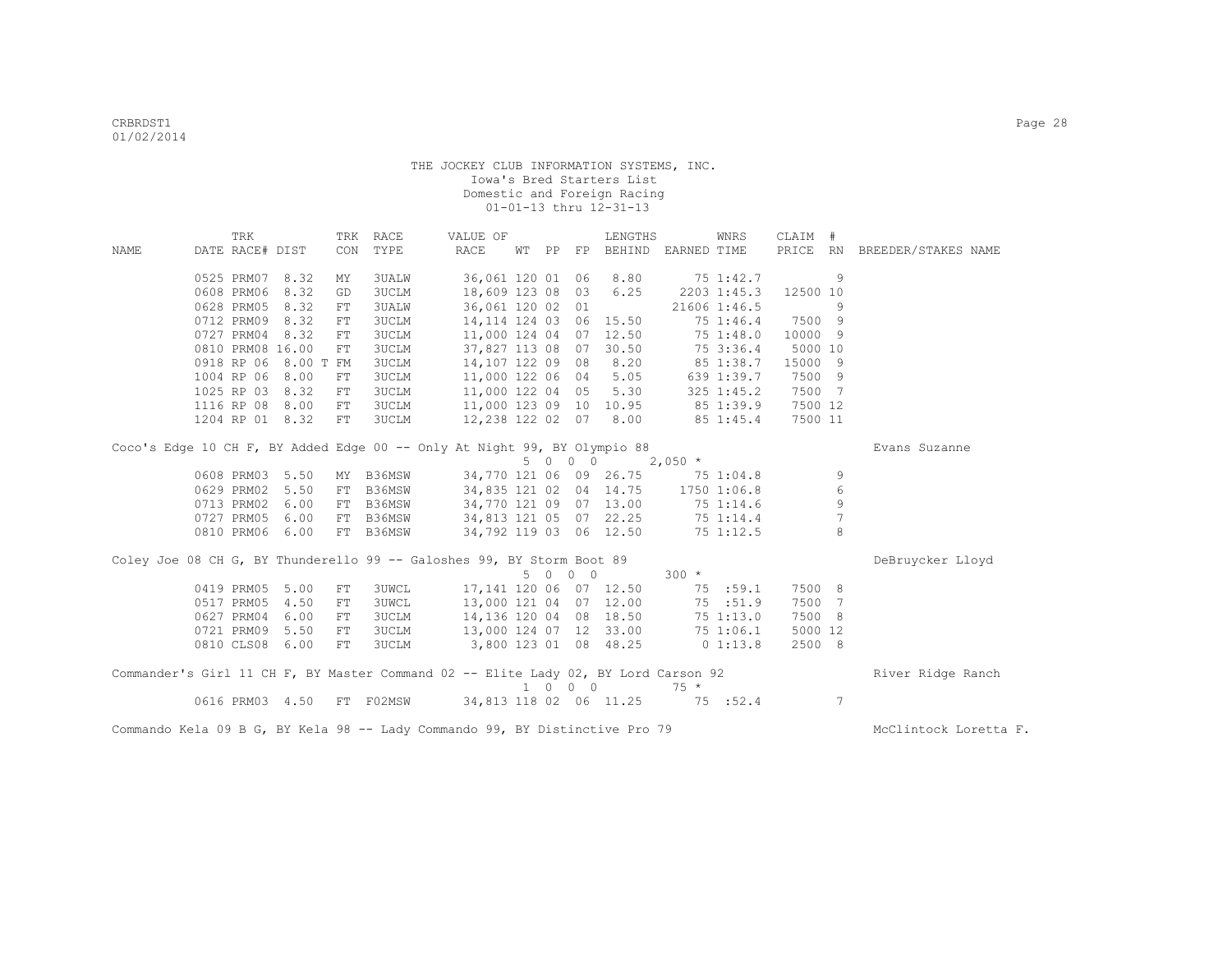THE JOCKEY CLUB INFORMATION SYSTEMS, INC.
Iowa's Bred Starters List
Domestic and Foreign Racing
01-01-13 thru 12-31-13

| NAME | TRK DATE | RACE# | DIST | TRK CON | RACE TYPE | VALUE OF RACE | WT | PP | FP | LENGTHS BEHIND | EARNED | WNRS TIME | CLAIM PRICE | # RN | BREEDER/STAKES NAME |
|---|---|---|---|---|---|---|---|---|---|---|---|---|---|---|---|
| | 0525 | PRM07 | 8.32 | MY | 3UALW | 36,061 | 120 | 01 | 06 | 8.80 | 75 | 1:42.7 | | 9 | |
| | 0608 | PRM06 | 8.32 | GD | 3UCLM | 18,609 | 123 | 08 | 03 | 6.25 | 2203 | 1:45.3 | 12500 | 10 | |
| | 0628 | PRM05 | 8.32 | FT | 3UALW | 36,061 | 120 | 02 | 01 | | 21606 | 1:46.5 | | 9 | |
| | 0712 | PRM09 | 8.32 | FT | 3UCLM | 14,114 | 124 | 03 | 06 | 15.50 | 75 | 1:46.4 | 7500 | 9 | |
| | 0727 | PRM04 | 8.32 | FT | 3UCLM | 11,000 | 124 | 04 | 07 | 12.50 | 75 | 1:48.0 | 10000 | 9 | |
| | 0810 | PRM08 | 16.00 | FT | 3UCLM | 37,827 | 113 | 08 | 07 | 30.50 | 75 | 3:36.4 | 5000 | 10 | |
| | 0918 | RP 06 | 8.00 T | FM | 3UCLM | 14,107 | 122 | 09 | 08 | 8.20 | 85 | 1:38.7 | 15000 | 9 | |
| | 1004 | RP 06 | 8.00 | FT | 3UCLM | 11,000 | 122 | 06 | 04 | 5.05 | 639 | 1:39.7 | 7500 | 9 | |
| | 1025 | RP 03 | 8.32 | FT | 3UCLM | 11,000 | 122 | 04 | 05 | 5.30 | 325 | 1:45.2 | 7500 | 7 | |
| | 1116 | RP 08 | 8.00 | FT | 3UCLM | 11,000 | 123 | 09 | 10 | 10.95 | 85 | 1:39.9 | 7500 | 12 | |
| | 1204 | RP 01 | 8.32 | FT | 3UCLM | 12,238 | 122 | 02 | 07 | 8.00 | 85 | 1:45.4 | 7500 | 11 | |

Coco's Edge 10 CH F, BY Added Edge 00 -- Only At Night 99, BY Olympio 88 — Evans Suzanne
5 0 0 0 — 2,050 *

| TRK DATE | RACE# | DIST | TRK CON | RACE TYPE | VALUE OF RACE | WT | PP | FP | LENGTHS BEHIND | EARNED | WNRS TIME | CLAIM PRICE | # RN |
|---|---|---|---|---|---|---|---|---|---|---|---|---|---|
| 0608 | PRM03 | 5.50 | MY | B36MSW | 34,770 | 121 | 06 | 09 | 26.75 | 75 | 1:04.8 | | 9 |
| 0629 | PRM02 | 5.50 | FT | B36MSW | 34,835 | 121 | 02 | 04 | 14.75 | 1750 | 1:06.8 | | 6 |
| 0713 | PRM02 | 6.00 | FT | B36MSW | 34,770 | 121 | 09 | 07 | 13.00 | 75 | 1:14.6 | | 9 |
| 0727 | PRM05 | 6.00 | FT | B36MSW | 34,813 | 121 | 05 | 07 | 22.25 | 75 | 1:14.4 | | 7 |
| 0810 | PRM06 | 6.00 | FT | B36MSW | 34,792 | 119 | 03 | 06 | 12.50 | 75 | 1:12.5 | | 8 |

Coley Joe 08 CH G, BY Thunderello 99 -- Galoshes 99, BY Storm Boot 89 — DeBruycker Lloyd
5 0 0 0 — 300 *

| TRK DATE | RACE# | DIST | TRK CON | RACE TYPE | VALUE OF RACE | WT | PP | FP | LENGTHS BEHIND | EARNED | WNRS TIME | CLAIM PRICE | # RN |
|---|---|---|---|---|---|---|---|---|---|---|---|---|---|
| 0419 | PRM05 | 5.00 | FT | 3UWCL | 17,141 | 120 | 06 | 07 | 12.50 | 75 | :59.1 | 7500 | 8 |
| 0517 | PRM05 | 4.50 | FT | 3UWCL | 13,000 | 121 | 04 | 07 | 12.00 | 75 | :51.9 | 7500 | 7 |
| 0627 | PRM04 | 6.00 | FT | 3UCLM | 14,136 | 120 | 04 | 08 | 18.50 | 75 | 1:13.0 | 7500 | 8 |
| 0721 | PRM09 | 5.50 | FT | 3UCLM | 13,000 | 124 | 07 | 12 | 33.00 | 75 | 1:06.1 | 5000 | 12 |
| 0810 | CLS08 | 6.00 | FT | 3UCLM | 3,800 | 123 | 01 | 08 | 48.25 | 0 | 1:13.8 | 2500 | 8 |

Commander's Girl 11 CH F, BY Master Command 02 -- Elite Lady 02, BY Lord Carson 92 — River Ridge Ranch
1 0 0 0 — 75 *

| TRK DATE | RACE# | DIST | TRK CON | RACE TYPE | VALUE OF RACE | WT | PP | FP | LENGTHS BEHIND | EARNED | WNRS TIME | CLAIM PRICE | # RN |
|---|---|---|---|---|---|---|---|---|---|---|---|---|---|
| 0616 | PRM03 | 4.50 | FT | F02MSW | 34,813 | 118 | 02 | 06 | 11.25 | 75 | :52.4 | | 7 |

Commando Kela 09 B G, BY Kela 98 -- Lady Commando 99, BY Distinctive Pro 79 — McClintock Loretta F.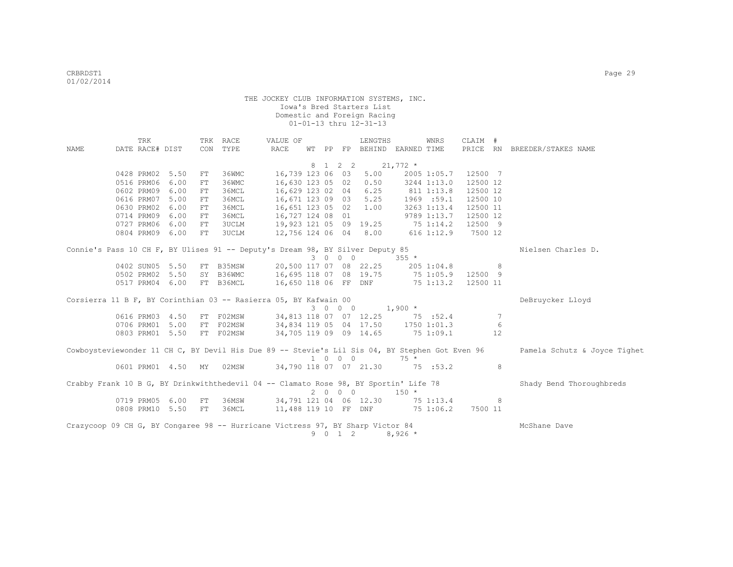THE JOCKEY CLUB INFORMATION SYSTEMS, INC.
Iowa's Bred Starters List
Domestic and Foreign Racing
01-01-13 thru 12-31-13

| NAME | TRK DATE | RACE# | DIST | TRK CON | RACE TYPE | VALUE OF RACE | WT | PP | FP | LENGTHS BEHIND | EARNED | WNRS TIME | CLAIM PRICE | # RN | BREEDER/STAKES NAME |
|---|---|---|---|---|---|---|---|---|---|---|---|---|---|---|---|
| | | | | | | | 8 | 1 2 | 2 | | 21,772 * | | | | |
| | 0428 | PRM02 | 5.50 | FT | 36WMC | 16,739 | 123 | 06 | 03 | 5.00 | 2005 | 1:05.7 | 12500 | 7 | |
| | 0516 | PRM06 | 6.00 | FT | 36WMC | 16,630 | 123 | 05 | 02 | 0.50 | 3244 | 1:13.0 | 12500 | 12 | |
| | 0602 | PRM09 | 6.00 | FT | 36MCL | 16,629 | 123 | 02 | 04 | 6.25 | 811 | 1:13.8 | 12500 | 12 | |
| | 0616 | PRM07 | 5.00 | FT | 36MCL | 16,671 | 123 | 09 | 03 | 5.25 | 1969 | :59.1 | 12500 | 10 | |
| | 0630 | PRM02 | 6.00 | FT | 36MCL | 16,651 | 123 | 05 | 02 | 1.00 | 3263 | 1:13.4 | 12500 | 11 | |
| | 0714 | PRM09 | 6.00 | FT | 36MCL | 16,727 | 124 | 08 | 01 | | 9789 | 1:13.7 | 12500 | 12 | |
| | 0727 | PRM06 | 6.00 | FT | 3UCLM | 19,923 | 121 | 05 | 09 | 19.25 | 75 | 1:14.2 | 12500 | 9 | |
| | 0804 | PRM09 | 6.00 | FT | 3UCLM | 12,756 | 124 | 06 | 04 | 8.00 | 616 | 1:12.9 | 7500 | 12 | |
| Connie's Pass 10 CH F, BY Ulises 91 -- Deputy's Dream 98, BY Silver Deputy 85 | | | | | | | | | | | | | | | Nielsen Charles D. |
| | | | | | | | 3 | 0 0 | 0 | | 355 * | | | | |
| | 0402 | SUN05 | 5.50 | FT | B35MSW | 20,500 | 117 | 07 | 08 | 22.25 | 205 | 1:04.8 | | 8 | |
| | 0502 | PRM02 | 5.50 | SY | B36WMC | 16,695 | 118 | 07 | 08 | 19.75 | 75 | 1:05.9 | 12500 | 9 | |
| | 0517 | PRM04 | 6.00 | FT | B36MCL | 16,650 | 118 | 06 | FF | DNF | 75 | 1:13.2 | 12500 | 11 | |
| Corsierra 11 B F, BY Corinthian 03 -- Rasierra 05, BY Kafwain 00 | | | | | | | | | | | | | | | DeBruycker Lloyd |
| | | | | | | | 3 | 0 0 | 0 | | 1,900 * | | | | |
| | 0616 | PRM03 | 4.50 | FT | F02MSW | 34,813 | 118 | 07 | 07 | 12.25 | 75 | :52.4 | | 7 | |
| | 0706 | PRM01 | 5.00 | FT | F02MSW | 34,834 | 119 | 05 | 04 | 17.50 | 1750 | 1:01.3 | | 6 | |
| | 0803 | PRM01 | 5.50 | FT | F02MSW | 34,705 | 119 | 09 | 09 | 14.65 | 75 | 1:09.1 | | 12 | |
| Cowboysteviewonder 11 CH C, BY Devil His Due 89 -- Stevie's Lil Sis 04, BY Stephen Got Even 96 | | | | | | | | | | | | | | | Pamela Schutz & Joyce Tighet |
| | | | | | | | 1 | 0 0 | 0 | | 75 * | | | | |
| | 0601 | PRM01 | 4.50 | MY | 02MSW | 34,790 | 118 | 07 | 07 | 21.30 | 75 | :53.2 | | 8 | |
| Crabby Frank 10 B G, BY Drinkwiththedevil 04 -- Clamato Rose 98, BY Sportin' Life 78 | | | | | | | | | | | | | | | Shady Bend Thoroughbreds |
| | | | | | | | 2 | 0 0 | 0 | | 150 * | | | | |
| | 0719 | PRM05 | 6.00 | FT | 36MSW | 34,791 | 121 | 04 | 06 | 12.30 | 75 | 1:13.4 | | 8 | |
| | 0808 | PRM10 | 5.50 | FT | 36MCL | 11,488 | 119 | 10 | FF | DNF | 75 | 1:06.2 | 7500 | 11 | |
| Crazycoop 09 CH G, BY Congaree 98 -- Hurricane Victress 97, BY Sharp Victor 84 | | | | | | | | | | | | | | | McShane Dave |
| | | | | | | | 9 | 0 1 | 2 | | 8,926 * | | | | |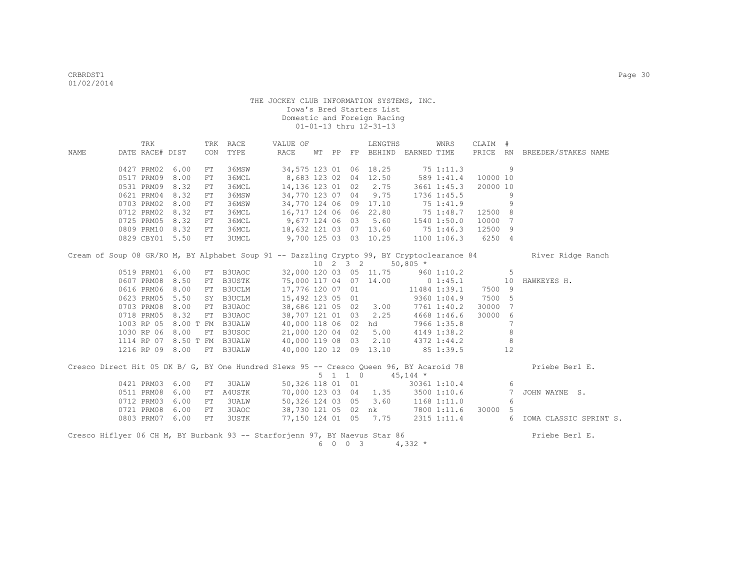THE JOCKEY CLUB INFORMATION SYSTEMS, INC.
Iowa's Bred Starters List
Domestic and Foreign Racing
01-01-13 thru 12-31-13

| NAME | TRK DATE | RACE# | DIST | TRK CON | RACE TYPE | VALUE OF RACE | WT | PP | FP | LENGTHS BEHIND | EARNED | WNRS TIME | CLAIM PRICE | # RN | BREEDER/STAKES NAME |
|---|---|---|---|---|---|---|---|---|---|---|---|---|---|---|---|
| | 0427 | PRM02 | 6.00 | FT | 36MSW | 34,575 | 123 | 01 | 06 | 18.25 | 75 | 1:11.3 | | 9 | |
| | 0517 | PRM09 | 8.00 | FT | 36MCL | 8,683 | 123 | 02 | 04 | 12.50 | 589 | 1:41.4 | 10000 | 10 | |
| | 0531 | PRM09 | 8.32 | FT | 36MCL | 14,136 | 123 | 01 | 02 | 2.75 | 3661 | 1:45.3 | 20000 | 10 | |
| | 0621 | PRM04 | 8.32 | FT | 36MSW | 34,770 | 123 | 07 | 04 | 9.75 | 1736 | 1:45.5 | | 9 | |
| | 0703 | PRM02 | 8.00 | FT | 36MSW | 34,770 | 124 | 06 | 09 | 17.10 | 75 | 1:41.9 | | 9 | |
| | 0712 | PRM02 | 8.32 | FT | 36MCL | 16,717 | 124 | 06 | 06 | 22.80 | 75 | 1:48.7 | 12500 | 8 | |
| | 0725 | PRM05 | 8.32 | FT | 36MCL | 9,677 | 124 | 06 | 03 | 5.60 | 1540 | 1:50.0 | 10000 | 7 | |
| | 0809 | PRM10 | 8.32 | FT | 36MCL | 18,632 | 121 | 03 | 07 | 13.60 | 75 | 1:46.3 | 12500 | 9 | |
| | 0829 | CBY01 | 5.50 | FT | 3UMCL | 9,700 | 125 | 03 | 03 | 10.25 | 1100 | 1:06.3 | 6250 | 4 | |
| Cream of Soup 08 GR/RO M, BY Alphabet Soup 91 -- Dazzling Crypto 99, BY Cryptoclearance 84 | | | | | | | 10 | 2 | 3 2 | | 50,805 * | | | | River Ridge Ranch |
| | 0519 | PRM01 | 6.00 | FT | B3UAOC | 32,000 | 120 | 03 | 05 | 11.75 | 960 | 1:10.2 | | 5 | |
| | 0607 | PRM08 | 8.50 | FT | B3USTK | 75,000 | 117 | 04 | 07 | 14.00 | 0 | 1:45.1 | | 10 | HAWKEYES H. |
| | 0616 | PRM06 | 8.00 | FT | B3UCLM | 17,776 | 120 | 07 | 01 | | 11484 | 1:39.1 | 7500 | 9 | |
| | 0623 | PRM05 | 5.50 | SY | B3UCLM | 15,492 | 123 | 05 | 01 | | 9360 | 1:04.9 | 7500 | 5 | |
| | 0703 | PRM08 | 8.00 | FT | B3UAOC | 38,686 | 121 | 05 | 02 | 3.00 | 7761 | 1:40.2 | 30000 | 7 | |
| | 0718 | PRM05 | 8.32 | FT | B3UAOC | 38,707 | 121 | 01 | 03 | 2.25 | 4668 | 1:46.6 | 30000 | 6 | |
| | 1003 | RP 05 | 8.00 T | FM | B3UALW | 40,000 | 118 | 06 | 02 | hd | 7966 | 1:35.8 | | 7 | |
| | 1030 | RP 06 | 8.00 | FT | B3USOC | 21,000 | 120 | 04 | 02 | 5.00 | 4149 | 1:38.2 | | 8 | |
| | 1114 | RP 07 | 8.50 T | FM | B3UALW | 40,000 | 119 | 08 | 03 | 2.10 | 4372 | 1:44.2 | | 8 | |
| | 1216 | RP 09 | 8.00 | FT | B3UALW | 40,000 | 120 | 12 | 09 | 13.10 | 85 | 1:39.5 | | 12 | |
| Cresco Direct Hit 05 DK B/ G, BY One Hundred Slews 95 -- Cresco Queen 96, BY Acaroid 78 | | | | | | | 5 | 1 | 1 0 | | 45,144 * | | | | Priebe Berl E. |
| | 0421 | PRM03 | 6.00 | FT | 3UALW | 50,326 | 118 | 01 | 01 | | 30361 | 1:10.4 | | 6 | |
| | 0511 | PRM08 | 6.00 | FT | A4USTK | 70,000 | 123 | 03 | 04 | 1.35 | 3500 | 1:10.6 | | 7 | JOHN WAYNE S. |
| | 0712 | PRM03 | 6.00 | FT | 3UALW | 50,326 | 124 | 03 | 05 | 3.60 | 1168 | 1:11.0 | | 6 | |
| | 0721 | PRM08 | 6.00 | FT | 3UAOC | 38,730 | 121 | 05 | 02 | nk | 7800 | 1:11.6 | 30000 | 5 | |
| | 0803 | PRM07 | 6.00 | FT | 3USTK | 77,150 | 124 | 01 | 05 | 7.75 | 2315 | 1:11.4 | | 6 | IOWA CLASSIC SPRINT S. |
| Cresco Hiflyer 06 CH M, BY Burbank 93 -- Starforjenn 97, BY Naevus Star 86 | | | | | | | 6 | 0 | 0 3 | | 4,332 * | | | | Priebe Berl E. |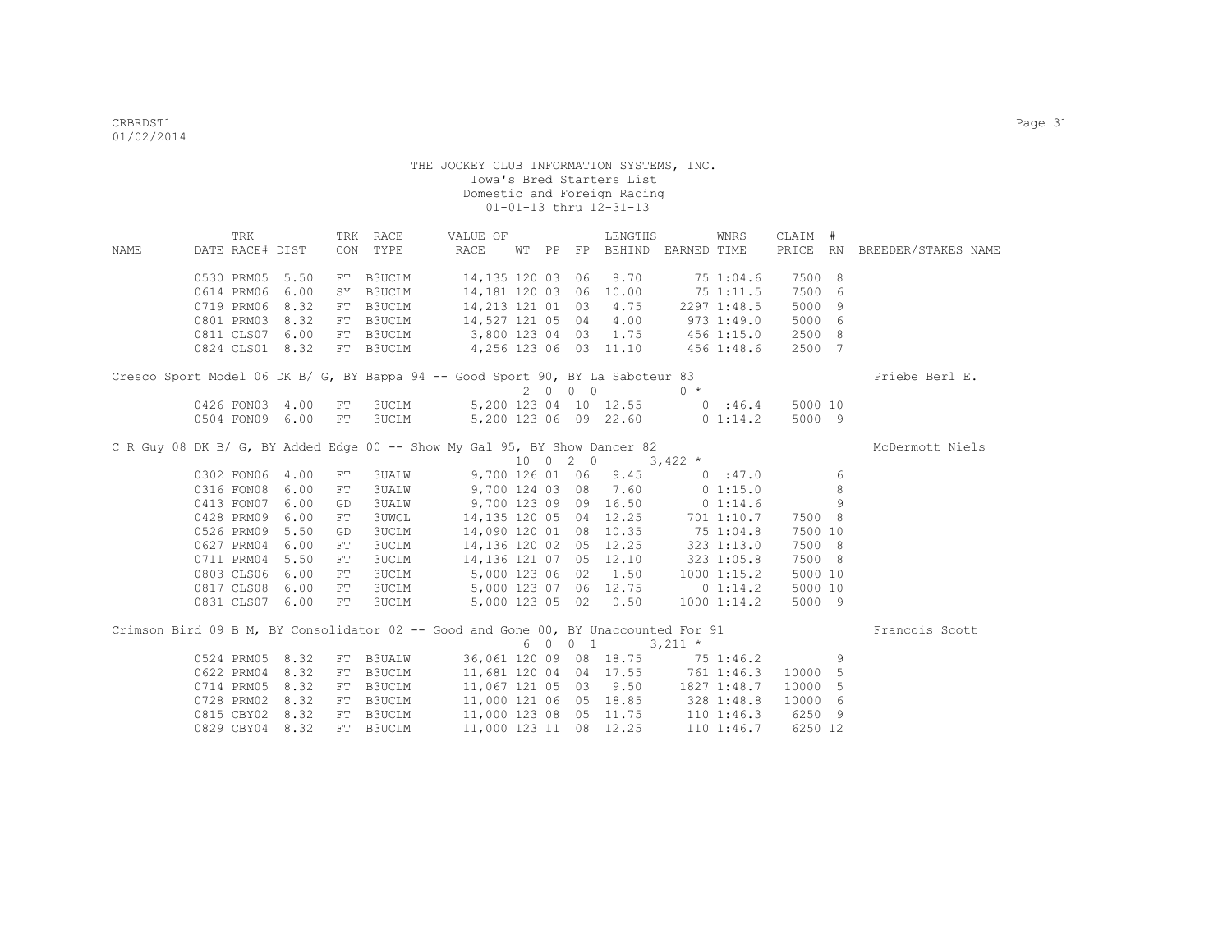THE JOCKEY CLUB INFORMATION SYSTEMS, INC.
Iowa's Bred Starters List
Domestic and Foreign Racing
01-01-13 thru 12-31-13

| NAME | TRK DATE | RACE# | DIST | TRK CON | RACE TYPE | VALUE OF RACE | WT | PP | FP | LENGTHS BEHIND | EARNED | WNRS TIME | CLAIM PRICE | # RN | BREEDER/STAKES NAME |
|---|---|---|---|---|---|---|---|---|---|---|---|---|---|---|---|
| | 0530 | PRM05 | 5.50 | FT | B3UCLM | 14,135 | 120 | 03 | 06 | 8.70 | 75 | 1:04.6 | 7500 | 8 | |
| | 0614 | PRM06 | 6.00 | SY | B3UCLM | 14,181 | 120 | 03 | 06 | 10.00 | 75 | 1:11.5 | 7500 | 6 | |
| | 0719 | PRM06 | 8.32 | FT | B3UCLM | 14,213 | 121 | 01 | 03 | 4.75 | 2297 | 1:48.5 | 5000 | 9 | |
| | 0801 | PRM03 | 8.32 | FT | B3UCLM | 14,527 | 121 | 05 | 04 | 4.00 | 973 | 1:49.0 | 5000 | 6 | |
| | 0811 | CLS07 | 6.00 | FT | B3UCLM | 3,800 | 123 | 04 | 03 | 1.75 | 456 | 1:15.0 | 2500 | 8 | |
| | 0824 | CLS01 | 8.32 | FT | B3UCLM | 4,256 | 123 | 06 | 03 | 11.10 | 456 | 1:48.6 | 2500 | 7 | |
| Cresco Sport Model 06 DK B/ G, BY Bappa 94 -- Good Sport 90, BY La Saboteur 83 | | | | | | | 2 | 0 | 0 | 0 | 0 * | | | | Priebe Berl E. |
| | 0426 | FON03 | 4.00 | FT | 3UCLM | 5,200 | 123 | 04 | 10 | 12.55 | 0 | :46.4 | 5000 | 10 | |
| | 0504 | FON09 | 6.00 | FT | 3UCLM | 5,200 | 123 | 06 | 09 | 22.60 | 0 | 1:14.2 | 5000 | 9 | |
| C R Guy 08 DK B/ G, BY Added Edge 00 -- Show My Gal 95, BY Show Dancer 82 | | | | | | | 10 | 0 | 2 | 0 | 3,422 * | | | | McDermott Niels |
| | 0302 | FON06 | 4.00 | FT | 3UALW | 9,700 | 126 | 01 | 06 | 9.45 | 0 | :47.0 | | 6 | |
| | 0316 | FON08 | 6.00 | FT | 3UALW | 9,700 | 124 | 03 | 08 | 7.60 | 0 | 1:15.0 | | 8 | |
| | 0413 | FON07 | 6.00 | GD | 3UALW | 9,700 | 123 | 09 | 09 | 16.50 | 0 | 1:14.6 | | 9 | |
| | 0428 | PRM09 | 6.00 | FT | 3UWCL | 14,135 | 120 | 05 | 04 | 12.25 | 701 | 1:10.7 | 7500 | 8 | |
| | 0526 | PRM09 | 5.50 | GD | 3UCLM | 14,090 | 120 | 01 | 08 | 10.35 | 75 | 1:04.8 | 7500 | 10 | |
| | 0627 | PRM04 | 6.00 | FT | 3UCLM | 14,136 | 120 | 02 | 05 | 12.25 | 323 | 1:13.0 | 7500 | 8 | |
| | 0711 | PRM04 | 5.50 | FT | 3UCLM | 14,136 | 121 | 07 | 05 | 12.10 | 323 | 1:05.8 | 7500 | 8 | |
| | 0803 | CLS06 | 6.00 | FT | 3UCLM | 5,000 | 123 | 06 | 02 | 1.50 | 1000 | 1:15.2 | 5000 | 10 | |
| | 0817 | CLS08 | 6.00 | FT | 3UCLM | 5,000 | 123 | 07 | 06 | 12.75 | 0 | 1:14.2 | 5000 | 10 | |
| | 0831 | CLS07 | 6.00 | FT | 3UCLM | 5,000 | 123 | 05 | 02 | 0.50 | 1000 | 1:14.2 | 5000 | 9 | |
| Crimson Bird 09 B M, BY Consolidator 02 -- Good and Gone 00, BY Unaccounted For 91 | | | | | | | 6 | 0 | 0 | 1 | 3,211 * | | | | Francois Scott |
| | 0524 | PRM05 | 8.32 | FT | B3UALW | 36,061 | 120 | 09 | 08 | 18.75 | 75 | 1:46.2 | | 9 | |
| | 0622 | PRM04 | 8.32 | FT | B3UCLM | 11,681 | 120 | 04 | 04 | 17.55 | 761 | 1:46.3 | 10000 | 5 | |
| | 0714 | PRM05 | 8.32 | FT | B3UCLM | 11,067 | 121 | 05 | 03 | 9.50 | 1827 | 1:48.7 | 10000 | 5 | |
| | 0728 | PRM02 | 8.32 | FT | B3UCLM | 11,000 | 121 | 06 | 05 | 18.85 | 328 | 1:48.8 | 10000 | 6 | |
| | 0815 | CBY02 | 8.32 | FT | B3UCLM | 11,000 | 123 | 08 | 05 | 11.75 | 110 | 1:46.3 | 6250 | 9 | |
| | 0829 | CBY04 | 8.32 | FT | B3UCLM | 11,000 | 123 | 11 | 08 | 12.25 | 110 | 1:46.7 | 6250 | 12 | |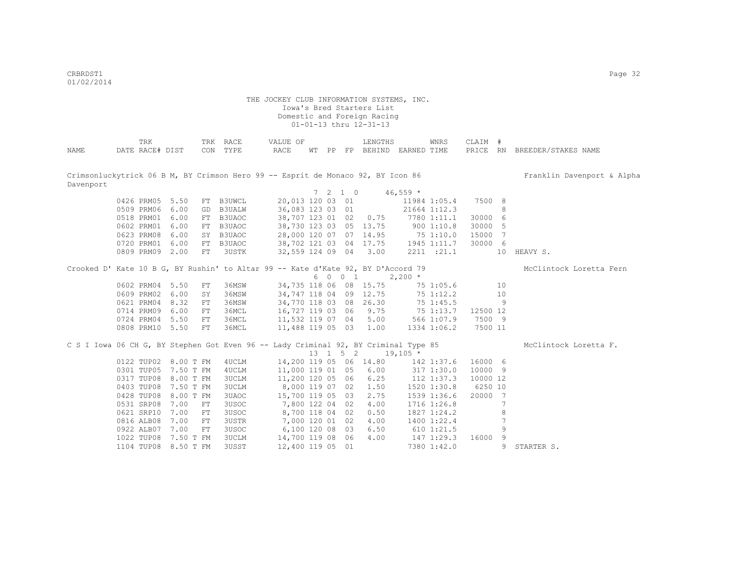THE JOCKEY CLUB INFORMATION SYSTEMS, INC.
Iowa's Bred Starters List
Domestic and Foreign Racing
01-01-13 thru 12-31-13

| NAME | TRK DATE | RACE# | DIST | TRK CON | RACE TYPE | VALUE OF RACE | WT | PP | FP | LENGTHS BEHIND | EARNED | WNRS TIME | CLAIM PRICE | # RN | BREEDER/STAKES NAME |
|---|---|---|---|---|---|---|---|---|---|---|---|---|---|---|---|
| Crimsonluckytrick 06 B M, BY Crimson Hero 99 -- Esprit de Monaco 92, BY Icon 86 | | | | | | | | | | | | | | | Franklin Davenport & Alpha Davenport |
| | | | | | | | 7 | 2 1 0 | | | 46,559 * | | | | |
| | 0426 | PRM05 | 5.50 | FT | B3UWCL | 20,013 | 120 | 03 | 01 | | 11984 | 1:05.4 | 7500 | 8 | |
| | 0509 | PRM06 | 6.00 | GD | B3UALW | 36,083 | 123 | 03 | 01 | | 21664 | 1:12.3 | | 8 | |
| | 0518 | PRM01 | 6.00 | FT | B3UAOC | 38,707 | 123 | 01 | 02 | 0.75 | 7780 | 1:11.1 | 30000 | 6 | |
| | 0602 | PRM01 | 6.00 | FT | B3UAOC | 38,730 | 123 | 03 | 05 | 13.75 | 900 | 1:10.8 | 30000 | 5 | |
| | 0623 | PRM08 | 6.00 | SY | B3UAOC | 28,000 | 120 | 07 | 07 | 14.95 | 75 | 1:10.0 | 15000 | 7 | |
| | 0720 | PRM01 | 6.00 | FT | B3UAOC | 38,702 | 121 | 03 | 04 | 17.75 | 1945 | 1:11.7 | 30000 | 6 | |
| | 0809 | PRM09 | 2.00 | FT | 3USTK | 32,559 | 124 | 09 | 04 | 3.00 | 2211 | :21.1 | | 10 | HEAVY S. |
| Crooked D' Kate 10 B G, BY Rushin' to Altar 99 -- Kate d'Kate 92, BY D'Accord 79 | | | | | | | | | | | | | | | McClintock Loretta Fern |
| | | | | | | | 6 | 0 0 1 | | | 2,200 * | | | | |
| | 0602 | PRM04 | 5.50 | FT | 36MSW | 34,735 | 118 | 06 | 08 | 15.75 | 75 | 1:05.6 | | 10 | |
| | 0609 | PRM02 | 6.00 | SY | 36MSW | 34,747 | 118 | 04 | 09 | 12.75 | 75 | 1:12.2 | | 10 | |
| | 0621 | PRM04 | 8.32 | FT | 36MSW | 34,770 | 118 | 03 | 08 | 26.30 | 75 | 1:45.5 | | 9 | |
| | 0714 | PRM09 | 6.00 | FT | 36MCL | 16,727 | 119 | 03 | 06 | 9.75 | 75 | 1:13.7 | 12500 | 12 | |
| | 0724 | PRM04 | 5.50 | FT | 36MCL | 11,532 | 119 | 07 | 04 | 5.00 | 566 | 1:07.9 | 7500 | 9 | |
| | 0808 | PRM10 | 5.50 | FT | 36MCL | 11,488 | 119 | 05 | 03 | 1.00 | 1334 | 1:06.2 | 7500 | 11 | |
| C S I Iowa 06 CH G, BY Stephen Got Even 96 -- Lady Criminal 92, BY Criminal Type 85 | | | | | | | | | | | | | | | McClintock Loretta F. |
| | | | | | | | 13 | 1 5 2 | | | 19,105 * | | | | |
| | 0122 | TUP02 | 8.00 T | FM | 4UCLM | 14,200 | 119 | 05 | 06 | 14.80 | 142 | 1:37.6 | 16000 | 6 | |
| | 0301 | TUP05 | 7.50 T | FM | 4UCLM | 11,000 | 119 | 01 | 05 | 6.00 | 317 | 1:30.0 | 10000 | 9 | |
| | 0317 | TUP08 | 8.00 T | FM | 3UCLM | 11,200 | 120 | 05 | 06 | 6.25 | 112 | 1:37.3 | 10000 | 12 | |
| | 0403 | TUP08 | 7.50 T | FM | 3UCLM | 8,000 | 119 | 07 | 02 | 1.50 | 1520 | 1:30.8 | 6250 | 10 | |
| | 0428 | TUP08 | 8.00 T | FM | 3UAOC | 15,700 | 119 | 05 | 03 | 2.75 | 1539 | 1:36.6 | 20000 | 7 | |
| | 0531 | SRP08 | 7.00 | FT | 3USOC | 7,800 | 122 | 04 | 02 | 4.00 | 1716 | 1:26.8 | | 7 | |
| | 0621 | SRP10 | 7.00 | FT | 3USOC | 8,700 | 118 | 04 | 02 | 0.50 | 1827 | 1:24.2 | | 8 | |
| | 0816 | ALB08 | 7.00 | FT | 3USTR | 7,000 | 120 | 01 | 02 | 4.00 | 1400 | 1:22.4 | | 7 | |
| | 0922 | ALB07 | 7.00 | FT | 3USOC | 6,100 | 120 | 08 | 03 | 6.50 | 610 | 1:21.5 | | 9 | |
| | 1022 | TUP08 | 7.50 T | FM | 3UCLM | 14,700 | 119 | 08 | 06 | 4.00 | 147 | 1:29.3 | 16000 | 9 | |
| | 1104 | TUP08 | 8.50 T | FM | 3USST | 12,400 | 119 | 05 | 01 | | 7380 | 1:42.0 | | 9 | STARTER S. |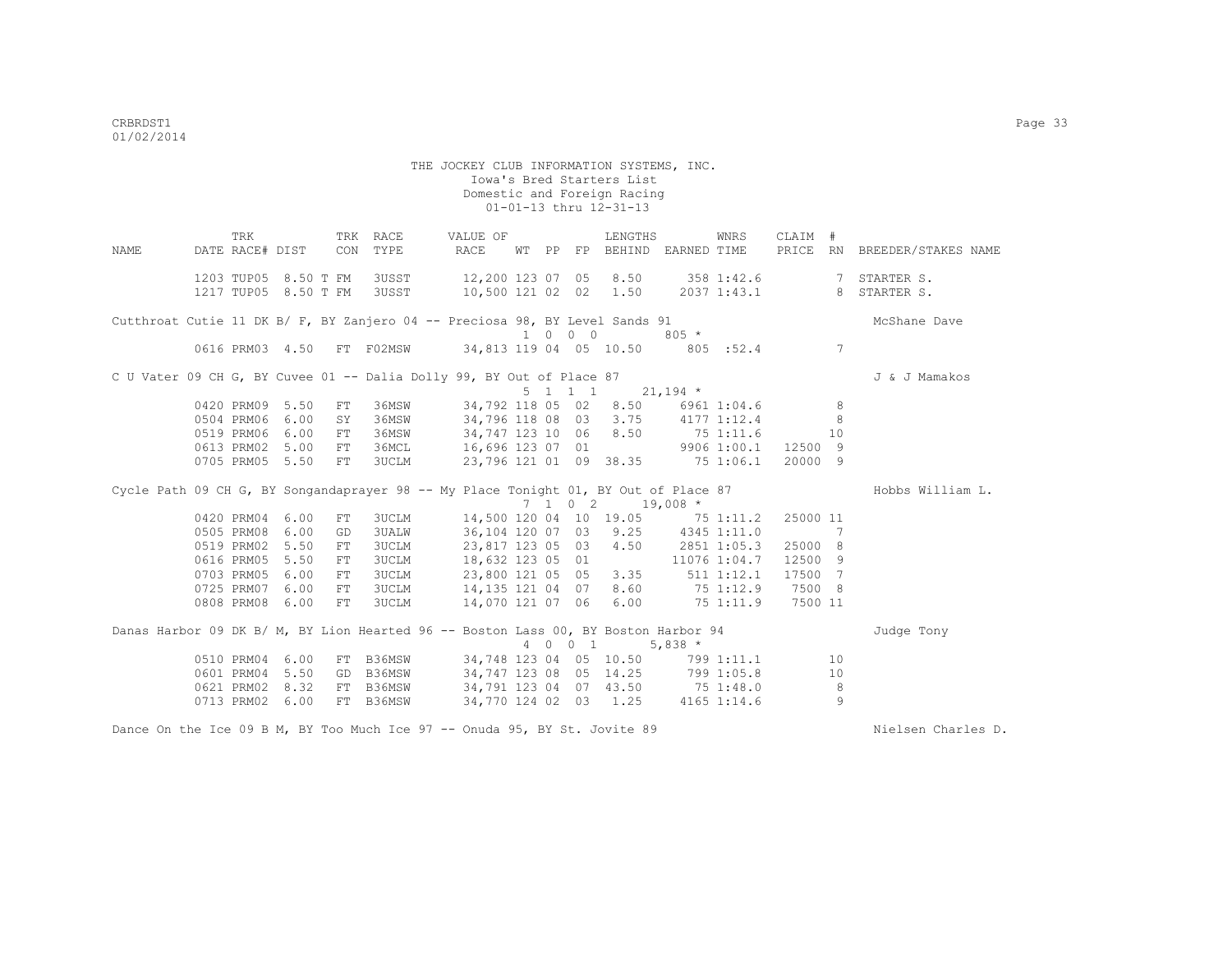THE JOCKEY CLUB INFORMATION SYSTEMS, INC.
Iowa's Bred Starters List
Domestic and Foreign Racing
01-01-13 thru 12-31-13

| NAME | DATE | TRK RACE# | DIST | TRK CON | RACE TYPE | VALUE OF RACE | WT | PP | FP | LENGTHS BEHIND | EARNED | WNRS TIME | CLAIM PRICE | # RN | BREEDER/STAKES NAME |
|---|---|---|---|---|---|---|---|---|---|---|---|---|---|---|---|
| | 1203 | TUP05 | 8.50 T | FM | 3USST | 12,200 | 123 | 07 | 05 | 8.50 | 358 | 1:42.6 | | 7 | STARTER S. |
| | 1217 | TUP05 | 8.50 T | FM | 3USST | 10,500 | 121 | 02 | 02 | 1.50 | 2037 | 1:43.1 | | 8 | STARTER S. |
| Cutthroat Cutie 11 DK B/ F, BY Zanjero 04 -- Preciosa 98, BY Level Sands 91 | | | | | | | | | | | | | | | McShane Dave |
| | | | | | | | 1 | 0 | 0 | 0 | 805 * | | | | |
| | 0616 | PRM03 | 4.50 | FT | F02MSW | 34,813 | 119 | 04 | 05 | 10.50 | 805 | :52.4 | | 7 | |
| C U Vater 09 CH G, BY Cuvee 01 -- Dalia Dolly 99, BY Out of Place 87 | | | | | | | | | | | | | | | J & J Mamakos |
| | | | | | | | 5 | 1 | 1 | 1 | 21,194 * | | | | |
| | 0420 | PRM09 | 5.50 | FT | 36MSW | 34,792 | 118 | 05 | 02 | 8.50 | 6961 | 1:04.6 | | 8 | |
| | 0504 | PRM06 | 6.00 | SY | 36MSW | 34,796 | 118 | 08 | 03 | 3.75 | 4177 | 1:12.4 | | 8 | |
| | 0519 | PRM06 | 6.00 | FT | 36MSW | 34,747 | 123 | 10 | 06 | 8.50 | 75 | 1:11.6 | | 10 | |
| | 0613 | PRM02 | 5.00 | FT | 36MCL | 16,696 | 123 | 07 | 01 | | 9906 | 1:00.1 | 12500 | 9 | |
| | 0705 | PRM05 | 5.50 | FT | 3UCLM | 23,796 | 121 | 01 | 09 | 38.35 | 75 | 1:06.1 | 20000 | 9 | |
| Cycle Path 09 CH G, BY Songandaprayer 98 -- My Place Tonight 01, BY Out of Place 87 | | | | | | | | | | | | | | | Hobbs William L. |
| | | | | | | | 7 | 1 | 0 | 2 | 19,008 * | | | | |
| | 0420 | PRM04 | 6.00 | FT | 3UCLM | 14,500 | 120 | 04 | 10 | 19.05 | 75 | 1:11.2 | 25000 | 11 | |
| | 0505 | PRM08 | 6.00 | GD | 3UALW | 36,104 | 120 | 07 | 03 | 9.25 | 4345 | 1:11.0 | | 7 | |
| | 0519 | PRM02 | 5.50 | FT | 3UCLM | 23,817 | 123 | 05 | 03 | 4.50 | 2851 | 1:05.3 | 25000 | 8 | |
| | 0616 | PRM05 | 5.50 | FT | 3UCLM | 18,632 | 123 | 05 | 01 | | 11076 | 1:04.7 | 12500 | 9 | |
| | 0703 | PRM05 | 6.00 | FT | 3UCLM | 23,800 | 121 | 05 | 05 | 3.35 | 511 | 1:12.1 | 17500 | 7 | |
| | 0725 | PRM07 | 6.00 | FT | 3UCLM | 14,135 | 121 | 04 | 07 | 8.60 | 75 | 1:12.9 | 7500 | 8 | |
| | 0808 | PRM08 | 6.00 | FT | 3UCLM | 14,070 | 121 | 07 | 06 | 6.00 | 75 | 1:11.9 | 7500 | 11 | |
| Danas Harbor 09 DK B/ M, BY Lion Hearted 96 -- Boston Lass 00, BY Boston Harbor 94 | | | | | | | | | | | | | | | Judge Tony |
| | | | | | | | 4 | 0 | 0 | 1 | 5,838 * | | | | |
| | 0510 | PRM04 | 6.00 | FT | B36MSW | 34,748 | 123 | 04 | 05 | 10.50 | 799 | 1:11.1 | | 10 | |
| | 0601 | PRM04 | 5.50 | GD | B36MSW | 34,747 | 123 | 08 | 05 | 14.25 | 799 | 1:05.8 | | 10 | |
| | 0621 | PRM02 | 8.32 | FT | B36MSW | 34,791 | 123 | 04 | 07 | 43.50 | 75 | 1:48.0 | | 8 | |
| | 0713 | PRM02 | 6.00 | FT | B36MSW | 34,770 | 124 | 02 | 03 | 1.25 | 4165 | 1:14.6 | | 9 | |
| Dance On the Ice 09 B M, BY Too Much Ice 97 -- Onuda 95, BY St. Jovite 89 | | | | | | | | | | | | | | | Nielsen Charles D. |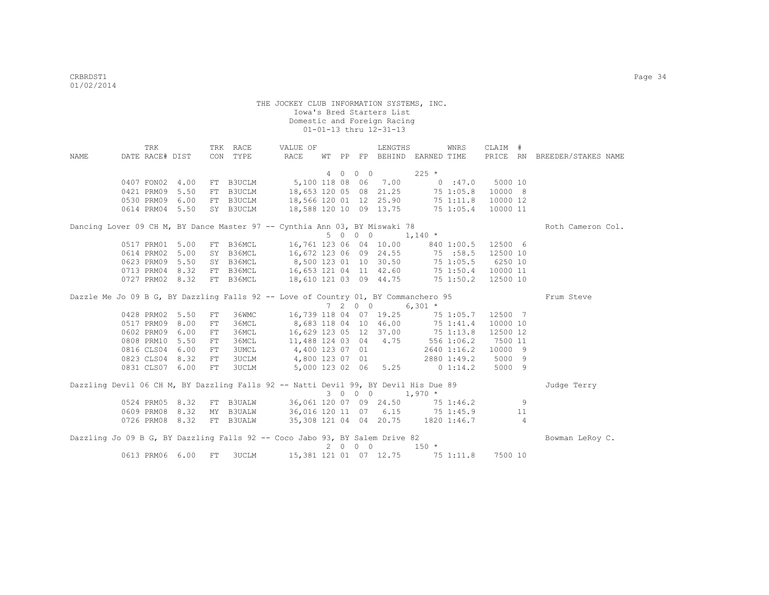THE JOCKEY CLUB INFORMATION SYSTEMS, INC.
Iowa's Bred Starters List
Domestic and Foreign Racing
01-01-13 thru 12-31-13

| NAME | TRK DATE | RACE# | DIST | TRK CON | RACE TYPE | VALUE OF RACE | WT | PP | FP | LENGTHS BEHIND | EARNED | WNRS TIME | CLAIM PRICE | # RN | BREEDER/STAKES NAME |
|---|---|---|---|---|---|---|---|---|---|---|---|---|---|---|---|
| | | | | | | | 4 0 0 0 | | | | 225 * | | | | |
| | 0407 | FON02 | 4.00 | FT | B3UCLM | 5,100 | 118 | 08 | 06 | 7.00 | 0 | :47.0 | 5000 | 10 | |
| | 0421 | PRM09 | 5.50 | FT | B3UCLM | 18,653 | 120 | 05 | 08 | 21.25 | 75 | 1:05.8 | 10000 | 8 | |
| | 0530 | PRM09 | 6.00 | FT | B3UCLM | 18,566 | 120 | 01 | 12 | 25.90 | 75 | 1:11.8 | 10000 | 12 | |
| | 0614 | PRM04 | 5.50 | SY | B3UCLM | 18,588 | 120 | 10 | 09 | 13.75 | 75 | 1:05.4 | 10000 | 11 | |
| Dancing Lover 09 CH M, BY Dance Master 97 -- Cynthia Ann 03, BY Miswaki 78 | | | | | | | | | | | | | | | Roth Cameron Col. |
| | | | | | | | 5 0 0 0 | | | | 1,140 * | | | | |
| | 0517 | PRM01 | 5.00 | FT | B36MCL | 16,761 | 123 | 06 | 04 | 10.00 | 840 | 1:00.5 | 12500 | 6 | |
| | 0614 | PRM02 | 5.00 | SY | B36MCL | 16,672 | 123 | 06 | 09 | 24.55 | 75 | :58.5 | 12500 | 10 | |
| | 0623 | PRM09 | 5.50 | SY | B36MCL | 8,500 | 123 | 01 | 10 | 30.50 | 75 | 1:05.5 | 6250 | 10 | |
| | 0713 | PRM04 | 8.32 | FT | B36MCL | 16,653 | 121 | 04 | 11 | 42.60 | 75 | 1:50.4 | 10000 | 11 | |
| | 0727 | PRM02 | 8.32 | FT | B36MCL | 18,610 | 121 | 03 | 09 | 44.75 | 75 | 1:50.2 | 12500 | 10 | |
| Dazzle Me Jo 09 B G, BY Dazzling Falls 92 -- Love of Country 01, BY Commanchero 95 | | | | | | | | | | | | | | | Frum Steve |
| | | | | | | | 7 2 0 0 | | | | 6,301 * | | | | |
| | 0428 | PRM02 | 5.50 | FT | 36WMC | 16,739 | 118 | 04 | 07 | 19.25 | 75 | 1:05.7 | 12500 | 7 | |
| | 0517 | PRM09 | 8.00 | FT | 36MCL | 8,683 | 118 | 04 | 10 | 46.00 | 75 | 1:41.4 | 10000 | 10 | |
| | 0602 | PRM09 | 6.00 | FT | 36MCL | 16,629 | 123 | 05 | 12 | 37.00 | 75 | 1:13.8 | 12500 | 12 | |
| | 0808 | PRM10 | 5.50 | FT | 36MCL | 11,488 | 124 | 03 | 04 | 4.75 | 556 | 1:06.2 | 7500 | 11 | |
| | 0816 | CLS04 | 6.00 | FT | 3UMCL | 4,400 | 123 | 07 | 01 | | 2640 | 1:16.2 | 10000 | 9 | |
| | 0823 | CLS04 | 8.32 | FT | 3UCLM | 4,800 | 123 | 07 | 01 | | 2880 | 1:49.2 | 5000 | 9 | |
| | 0831 | CLS07 | 6.00 | FT | 3UCLM | 5,000 | 123 | 02 | 06 | 5.25 | 0 | 1:14.2 | 5000 | 9 | |
| Dazzling Devil 06 CH M, BY Dazzling Falls 92 -- Natti Devil 99, BY Devil His Due 89 | | | | | | | | | | | | | | | Judge Terry |
| | | | | | | | 3 0 0 0 | | | | 1,970 * | | | | |
| | 0524 | PRM05 | 8.32 | FT | B3UALW | 36,061 | 120 | 07 | 09 | 24.50 | 75 | 1:46.2 | | 9 | |
| | 0609 | PRM08 | 8.32 | MY | B3UALW | 36,016 | 120 | 11 | 07 | 6.15 | 75 | 1:45.9 | | 11 | |
| | 0726 | PRM08 | 8.32 | FT | B3UALW | 35,308 | 121 | 04 | 04 | 20.75 | 1820 | 1:46.7 | | 4 | |
| Dazzling Jo 09 B G, BY Dazzling Falls 92 -- Coco Jabo 93, BY Salem Drive 82 | | | | | | | | | | | | | | | Bowman LeRoy C. |
| | | | | | | | 2 0 0 0 | | | | 150 * | | | | |
| | 0613 | PRM06 | 6.00 | FT | 3UCLM | 15,381 | 121 | 01 | 07 | 12.75 | 75 | 1:11.8 | 7500 | 10 | |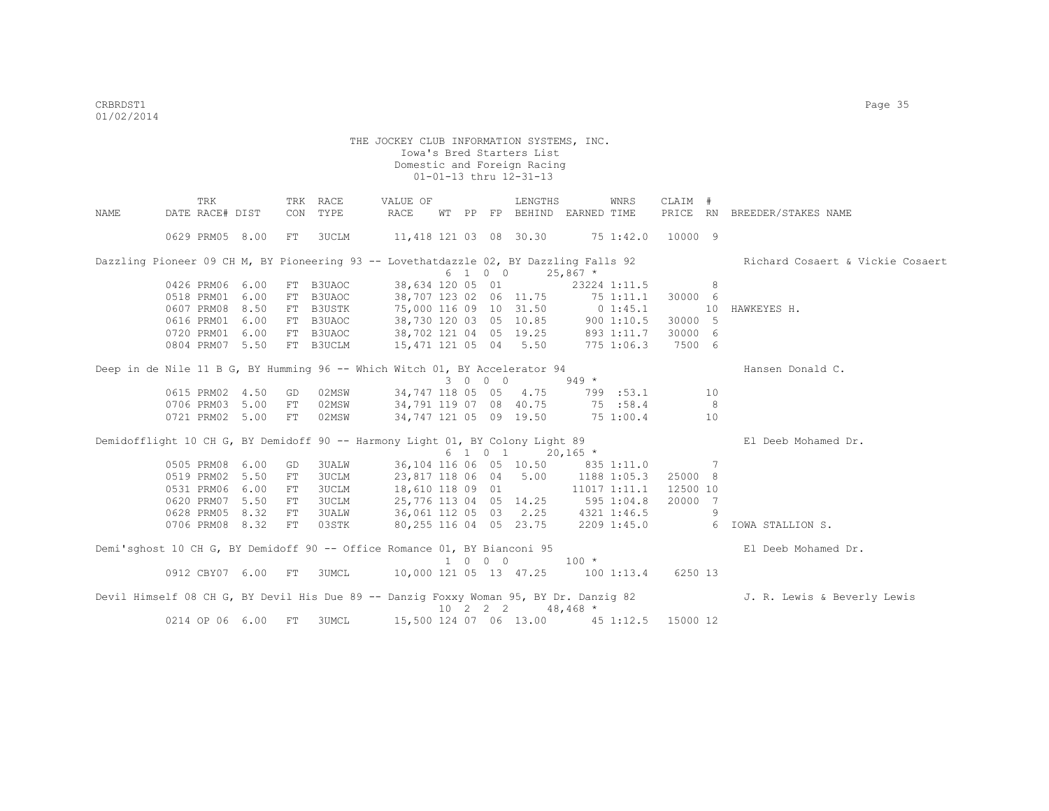THE JOCKEY CLUB INFORMATION SYSTEMS, INC.
Iowa's Bred Starters List
Domestic and Foreign Racing
01-01-13 thru 12-31-13

| NAME | TRK DATE | RACE# | DIST | TRK CON | RACE TYPE | VALUE OF RACE | WT | PP | FP | LENGTHS BEHIND | EARNED | WNRS TIME | CLAIM PRICE | # RN | BREEDER/STAKES NAME |
|---|---|---|---|---|---|---|---|---|---|---|---|---|---|---|---|
| | 0629 | PRM05 | 8.00 | FT | 3UCLM | 11,418 | 121 | 03 | 08 | 30.30 | 75 | 1:42.0 | 10000 | 9 | |
| Dazzling Pioneer 09 CH M, BY Pioneering 93 -- Lovethatdazzle 02, BY Dazzling Falls 92 | | | | | | | 6 | 1 0 0 | | | 25,867 * | | | | Richard Cosaert & Vickie Cosaert |
| | 0426 | PRM06 | 6.00 | FT | B3UAOC | 38,634 | 120 | 05 | 01 | | 23224 | 1:11.5 | | 8 | |
| | 0518 | PRM01 | 6.00 | FT | B3UAOC | 38,707 | 123 | 02 | 06 | 11.75 | 75 | 1:11.1 | 30000 | 6 | |
| | 0607 | PRM08 | 8.50 | FT | B3USTK | 75,000 | 116 | 09 | 10 | 31.50 | 0 | 1:45.1 | | 10 | HAWKEYES H. |
| | 0616 | PRM01 | 6.00 | FT | B3UAOC | 38,730 | 120 | 03 | 05 | 10.85 | 900 | 1:10.5 | 30000 | 5 | |
| | 0720 | PRM01 | 6.00 | FT | B3UAOC | 38,702 | 121 | 04 | 05 | 19.25 | 893 | 1:11.7 | 30000 | 6 | |
| | 0804 | PRM07 | 5.50 | FT | B3UCLM | 15,471 | 121 | 05 | 04 | 5.50 | 775 | 1:06.3 | 7500 | 6 | |
| Deep in de Nile 11 B G, BY Humming 96 -- Which Witch 01, BY Accelerator 94 | | | | | | | 3 | 0 0 0 | | | 949 * | | | | Hansen Donald C. |
| | 0615 | PRM02 | 4.50 | GD | 02MSW | 34,747 | 118 | 05 | 05 | 4.75 | 799 | :53.1 | | 10 | |
| | 0706 | PRM03 | 5.00 | FT | 02MSW | 34,791 | 119 | 07 | 08 | 40.75 | 75 | :58.4 | | 8 | |
| | 0721 | PRM02 | 5.00 | FT | 02MSW | 34,747 | 121 | 05 | 09 | 19.50 | 75 | 1:00.4 | | 10 | |
| Demidofflight 10 CH G, BY Demidoff 90 -- Harmony Light 01, BY Colony Light 89 | | | | | | | 6 | 1 0 1 | | | 20,165 * | | | | El Deeb Mohamed Dr. |
| | 0505 | PRM08 | 6.00 | GD | 3UALW | 36,104 | 116 | 06 | 05 | 10.50 | 835 | 1:11.0 | | 7 | |
| | 0519 | PRM02 | 5.50 | FT | 3UCLM | 23,817 | 118 | 06 | 04 | 5.00 | 1188 | 1:05.3 | 25000 | 8 | |
| | 0531 | PRM06 | 6.00 | FT | 3UCLM | 18,610 | 118 | 09 | 01 | | 11017 | 1:11.1 | 12500 | 10 | |
| | 0620 | PRM07 | 5.50 | FT | 3UCLM | 25,776 | 113 | 04 | 05 | 14.25 | 595 | 1:04.8 | 20000 | 7 | |
| | 0628 | PRM05 | 8.32 | FT | 3UALW | 36,061 | 112 | 05 | 03 | 2.25 | 4321 | 1:46.5 | | 9 | |
| | 0706 | PRM08 | 8.32 | FT | 03STK | 80,255 | 116 | 04 | 05 | 23.75 | 2209 | 1:45.0 | | 6 | IOWA STALLION S. |
| Demi'sghost 10 CH G, BY Demidoff 90 -- Office Romance 01, BY Bianconi 95 | | | | | | | 1 | 0 0 0 | | | 100 * | | | | El Deeb Mohamed Dr. |
| | 0912 | CBY07 | 6.00 | FT | 3UMCL | 10,000 | 121 | 05 | 13 | 47.25 | 100 | 1:13.4 | 6250 | 13 | |
| Devil Himself 08 CH G, BY Devil His Due 89 -- Danzig Foxxy Woman 95, BY Dr. Danzig 82 | | | | | | | 10 | 2 2 2 | | | 48,468 * | | | | J. R. Lewis & Beverly Lewis |
| | 0214 | OP 06 | 6.00 | FT | 3UMCL | 15,500 | 124 | 07 | 06 | 13.00 | 45 | 1:12.5 | 15000 | 12 | |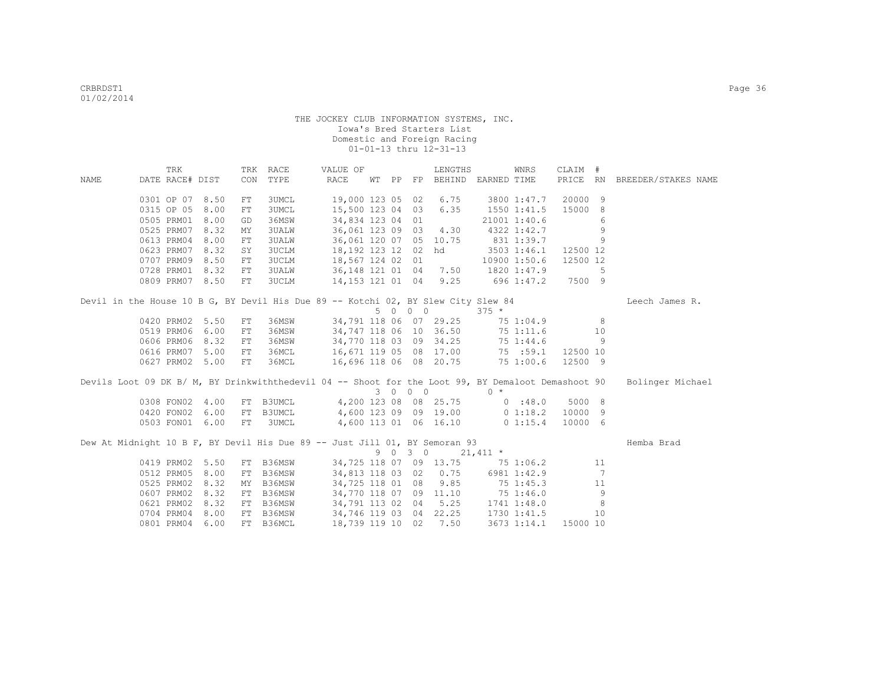THE JOCKEY CLUB INFORMATION SYSTEMS, INC.
Iowa's Bred Starters List
Domestic and Foreign Racing
01-01-13 thru 12-31-13

| NAME | DATE | TRK RACE# | DIST | TRK CON | RACE TYPE | VALUE OF RACE | WT | PP | FP | LENGTHS BEHIND | EARNED | WNRS TIME | CLAIM PRICE | # RN | BREEDER/STAKES NAME |
|---|---|---|---|---|---|---|---|---|---|---|---|---|---|---|---|
| | 0301 | OP 07 | 8.50 | FT | 3UMCL | 19,000 | 123 | 05 | 02 | 6.75 | 3800 | 1:47.7 | 20000 | 9 | |
| | 0315 | OP 05 | 8.00 | FT | 3UMCL | 15,500 | 123 | 04 | 03 | 6.35 | 1550 | 1:41.5 | 15000 | 8 | |
| | 0505 | PRM01 | 8.00 | GD | 36MSW | 34,834 | 123 | 04 | 01 | | 21001 | 1:40.6 | | 6 | |
| | 0525 | PRM07 | 8.32 | MY | 3UALW | 36,061 | 123 | 09 | 03 | 4.30 | 4322 | 1:42.7 | | 9 | |
| | 0613 | PRM04 | 8.00 | FT | 3UALW | 36,061 | 120 | 07 | 05 | 10.75 | 831 | 1:39.7 | | 9 | |
| | 0623 | PRM07 | 8.32 | SY | 3UCLM | 18,192 | 123 | 12 | 02 | hd | 3503 | 1:46.1 | 12500 | 12 | |
| | 0707 | PRM09 | 8.50 | FT | 3UCLM | 18,567 | 124 | 02 | 01 | | 10900 | 1:50.6 | 12500 | 12 | |
| | 0728 | PRM01 | 8.32 | FT | 3UALW | 36,148 | 121 | 01 | 04 | 7.50 | 1820 | 1:47.9 | | 5 | |
| | 0809 | PRM07 | 8.50 | FT | 3UCLM | 14,153 | 121 | 01 | 04 | 9.25 | 696 | 1:47.2 | 7500 | 9 | |
| Devil in the House 10 B G, BY Devil His Due 89 -- Kotchi 02, BY Slew City Slew 84 | | | | | | | 5 | 0 | 0 0 | | 375 * | | | | Leech James R. |
| | 0420 | PRM02 | 5.50 | FT | 36MSW | 34,791 | 118 | 06 | 07 | 29.25 | 75 | 1:04.9 | | 8 | |
| | 0519 | PRM06 | 6.00 | FT | 36MSW | 34,747 | 118 | 06 | 10 | 36.50 | 75 | 1:11.6 | | 10 | |
| | 0606 | PRM06 | 8.32 | FT | 36MSW | 34,770 | 118 | 03 | 09 | 34.25 | 75 | 1:44.6 | | 9 | |
| | 0616 | PRM07 | 5.00 | FT | 36MCL | 16,671 | 119 | 05 | 08 | 17.00 | 75 | :59.1 | 12500 | 10 | |
| | 0627 | PRM02 | 5.00 | FT | 36MCL | 16,696 | 118 | 06 | 08 | 20.75 | 75 | 1:00.6 | 12500 | 9 | |
| Devils Loot 09 DK B/ M, BY Drinkwiththedevil 04 -- Shoot for the Loot 99, BY Demaloot Demashoot 90 | | | | | | | 3 | 0 | 0 0 | | 0 * | | | | Bolinger Michael |
| | 0308 | FON02 | 4.00 | FT | B3UMCL | 4,200 | 123 | 08 | 08 | 25.75 | 0 | :48.0 | 5000 | 8 | |
| | 0420 | FON02 | 6.00 | FT | B3UMCL | 4,600 | 123 | 09 | 09 | 19.00 | 0 | 1:18.2 | 10000 | 9 | |
| | 0503 | FON01 | 6.00 | FT | 3UMCL | 4,600 | 113 | 01 | 06 | 16.10 | 0 | 1:15.4 | 10000 | 6 | |
| Dew At Midnight 10 B F, BY Devil His Due 89 -- Just Jill 01, BY Semoran 93 | | | | | | | 9 | 0 | 3 0 | | 21,411 * | | | | Hemba Brad |
| | 0419 | PRM02 | 5.50 | FT | B36MSW | 34,725 | 118 | 07 | 09 | 13.75 | 75 | 1:06.2 | | 11 | |
| | 0512 | PRM05 | 8.00 | FT | B36MSW | 34,813 | 118 | 03 | 02 | 0.75 | 6981 | 1:42.9 | | 7 | |
| | 0525 | PRM02 | 8.32 | MY | B36MSW | 34,725 | 118 | 01 | 08 | 9.85 | 75 | 1:45.3 | | 11 | |
| | 0607 | PRM02 | 8.32 | FT | B36MSW | 34,770 | 118 | 07 | 09 | 11.10 | 75 | 1:46.0 | | 9 | |
| | 0621 | PRM02 | 8.32 | FT | B36MSW | 34,791 | 113 | 02 | 04 | 5.25 | 1741 | 1:48.0 | | 8 | |
| | 0704 | PRM04 | 8.00 | FT | B36MSW | 34,746 | 119 | 03 | 04 | 22.25 | 1730 | 1:41.5 | | 10 | |
| | 0801 | PRM04 | 6.00 | FT | B36MCL | 18,739 | 119 | 10 | 02 | 7.50 | 3673 | 1:14.1 | 15000 | 10 | |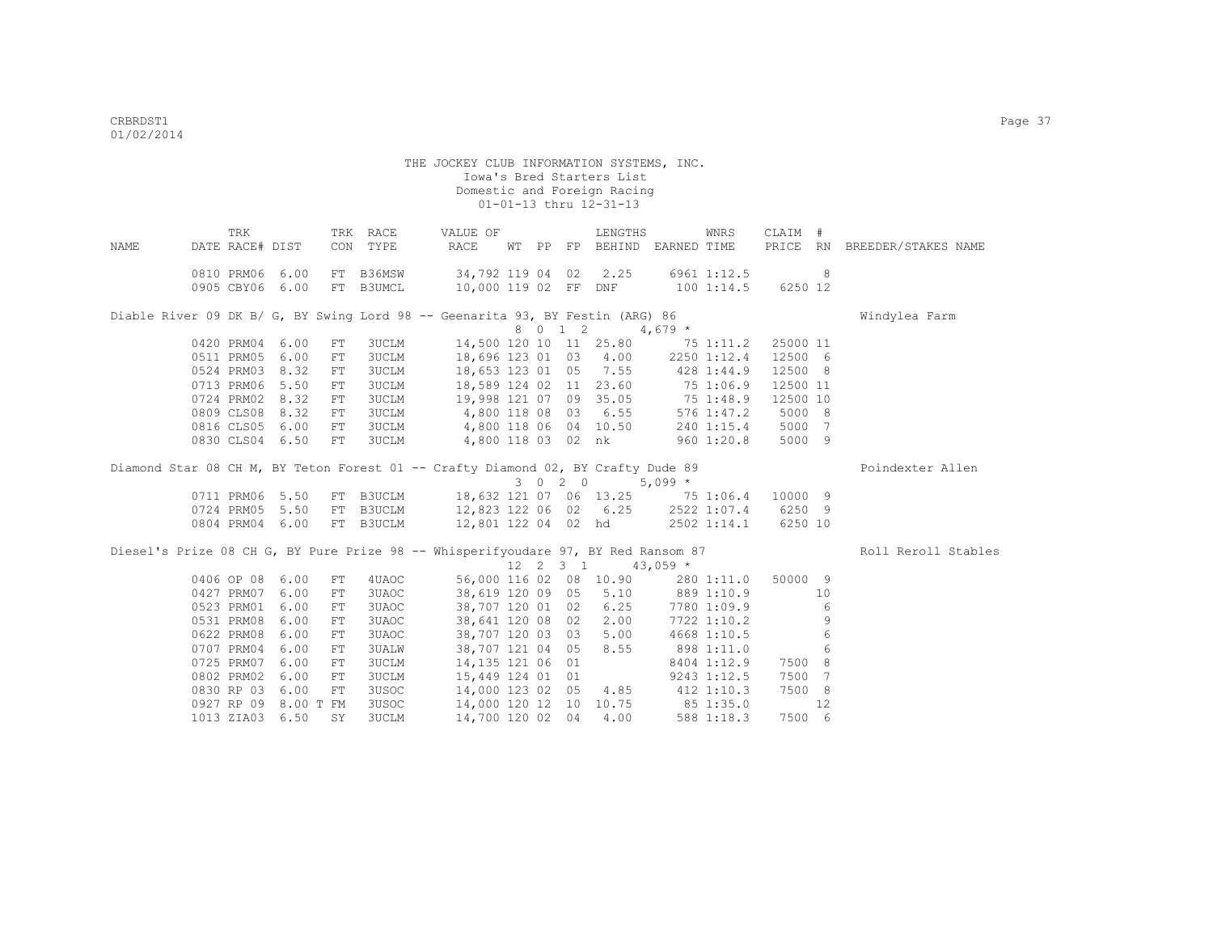THE JOCKEY CLUB INFORMATION SYSTEMS, INC.
Iowa's Bred Starters List
Domestic and Foreign Racing
01-01-13 thru 12-31-13

| NAME | TRK DATE | RACE# | DIST | TRK CON | RACE TYPE | VALUE OF RACE | WT | PP | FP | LENGTHS BEHIND | EARNED | WNRS TIME | CLAIM PRICE | # RN | BREEDER/STAKES NAME |
|---|---|---|---|---|---|---|---|---|---|---|---|---|---|---|---|
| | 0810 | PRM06 | 6.00 | FT | B36MSW | 34,792 | 119 | 04 | 02 | 2.25 | 6961 | 1:12.5 | | 8 | |
| | 0905 | CBY06 | 6.00 | FT | B3UMCL | 10,000 | 119 | 02 | FF | DNF | 100 | 1:14.5 | 6250 | 12 | |
| Diable River 09 DK B/ G, BY Swing Lord 98 -- Geenarita 93, BY Festin (ARG) 86 | | | | | | | 8 | 0 1 | 2 | | 4,679 * | | | | Windylea Farm |
| | 0420 | PRM04 | 6.00 | FT | 3UCLM | 14,500 | 120 | 10 | 11 | 25.80 | 75 | 1:11.2 | 25000 | 11 | |
| | 0511 | PRM05 | 6.00 | FT | 3UCLM | 18,696 | 123 | 01 | 03 | 4.00 | 2250 | 1:12.4 | 12500 | 6 | |
| | 0524 | PRM03 | 8.32 | FT | 3UCLM | 18,653 | 123 | 01 | 05 | 7.55 | 428 | 1:44.9 | 12500 | 8 | |
| | 0713 | PRM06 | 5.50 | FT | 3UCLM | 18,589 | 124 | 02 | 11 | 23.60 | 75 | 1:06.9 | 12500 | 11 | |
| | 0724 | PRM02 | 8.32 | FT | 3UCLM | 19,998 | 121 | 07 | 09 | 35.05 | 75 | 1:48.9 | 12500 | 10 | |
| | 0809 | CLS08 | 8.32 | FT | 3UCLM | 4,800 | 118 | 08 | 03 | 6.55 | 576 | 1:47.2 | 5000 | 8 | |
| | 0816 | CLS05 | 6.00 | FT | 3UCLM | 4,800 | 118 | 06 | 04 | 10.50 | 240 | 1:15.4 | 5000 | 7 | |
| | 0830 | CLS04 | 6.50 | FT | 3UCLM | 4,800 | 118 | 03 | 02 | nk | 960 | 1:20.8 | 5000 | 9 | |
| Diamond Star 08 CH M, BY Teton Forest 01 -- Crafty Diamond 02, BY Crafty Dude 89 | | | | | | | 3 | 0 2 | 0 | | 5,099 * | | | | Poindexter Allen |
| | 0711 | PRM06 | 5.50 | FT | B3UCLM | 18,632 | 121 | 07 | 06 | 13.25 | 75 | 1:06.4 | 10000 | 9 | |
| | 0724 | PRM05 | 5.50 | FT | B3UCLM | 12,823 | 122 | 06 | 02 | 6.25 | 2522 | 1:07.4 | 6250 | 9 | |
| | 0804 | PRM04 | 6.00 | FT | B3UCLM | 12,801 | 122 | 04 | 02 | hd | 2502 | 1:14.1 | 6250 | 10 | |
| Diesel's Prize 08 CH G, BY Pure Prize 98 -- Whisperifyoudare 97, BY Red Ransom 87 | | | | | | | 12 | 2 3 | 1 | | 43,059 * | | | | Roll Reroll Stables |
| | 0406 | OP 08 | 6.00 | FT | 4UAOC | 56,000 | 116 | 02 | 08 | 10.90 | 280 | 1:11.0 | 50000 | 9 | |
| | 0427 | PRM07 | 6.00 | FT | 3UAOC | 38,619 | 120 | 09 | 05 | 5.10 | 889 | 1:10.9 | | 10 | |
| | 0523 | PRM01 | 6.00 | FT | 3UAOC | 38,707 | 120 | 01 | 02 | 6.25 | 7780 | 1:09.9 | | 6 | |
| | 0531 | PRM08 | 6.00 | FT | 3UAOC | 38,641 | 120 | 08 | 02 | 2.00 | 7722 | 1:10.2 | | 9 | |
| | 0622 | PRM08 | 6.00 | FT | 3UAOC | 38,707 | 120 | 03 | 03 | 5.00 | 4668 | 1:10.5 | | 6 | |
| | 0707 | PRM04 | 6.00 | FT | 3UALW | 38,707 | 121 | 04 | 05 | 8.55 | 898 | 1:11.0 | | 6 | |
| | 0725 | PRM07 | 6.00 | FT | 3UCLM | 14,135 | 121 | 06 | 01 | | 8404 | 1:12.9 | 7500 | 8 | |
| | 0802 | PRM02 | 6.00 | FT | 3UCLM | 15,449 | 124 | 01 | 01 | | 9243 | 1:12.5 | 7500 | 7 | |
| | 0830 | RP 03 | 6.00 | FT | 3USOC | 14,000 | 123 | 02 | 05 | 4.85 | 412 | 1:10.3 | 7500 | 8 | |
| | 0927 | RP 09 | 8.00 T | FM | 3USOC | 14,000 | 120 | 12 | 10 | 10.75 | 85 | 1:35.0 | | 12 | |
| | 1013 | ZIA03 | 6.50 | SY | 3UCLM | 14,700 | 120 | 02 | 04 | 4.00 | 588 | 1:18.3 | 7500 | 6 | |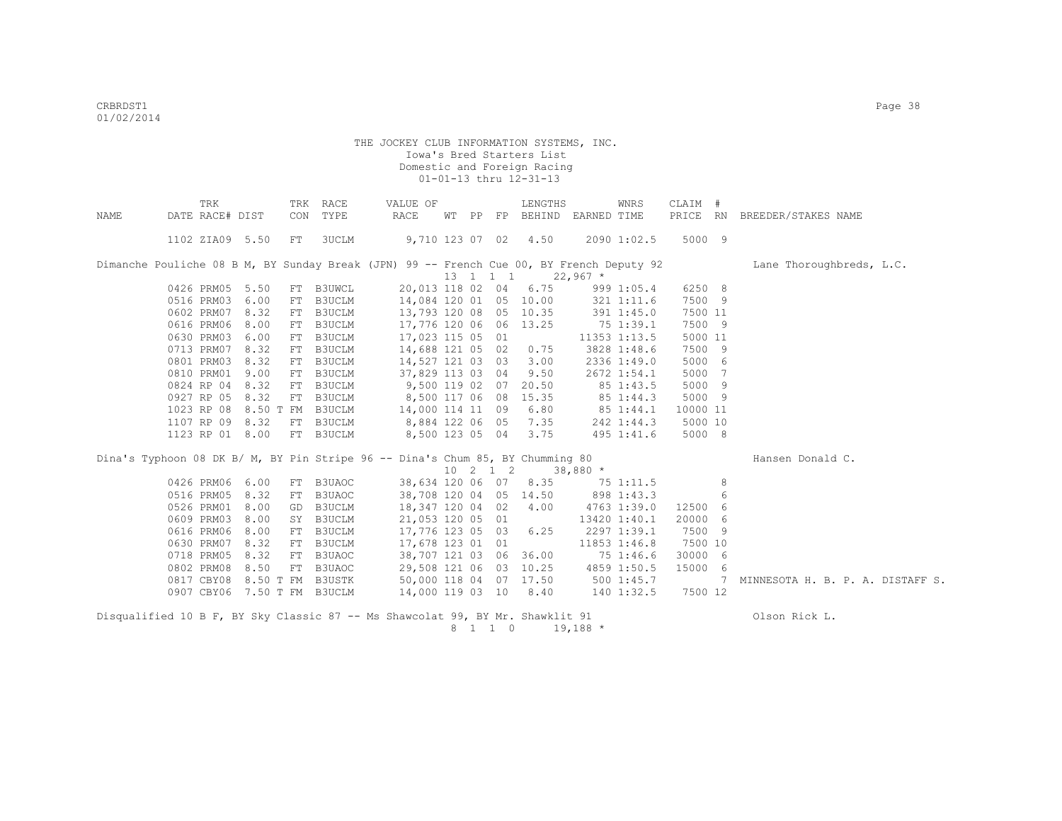THE JOCKEY CLUB INFORMATION SYSTEMS, INC.
Iowa's Bred Starters List
Domestic and Foreign Racing
01-01-13 thru 12-31-13

| NAME | TRK DATE | RACE# | DIST | TRK CON | RACE TYPE | VALUE OF RACE | WT | PP | FP | LENGTHS BEHIND | EARNED | WNRS TIME | CLAIM PRICE | # RN | BREEDER/STAKES NAME |
|---|---|---|---|---|---|---|---|---|---|---|---|---|---|---|---|
| | 1102 | ZIA09 | 5.50 | FT | 3UCLM | 9,710 | 123 | 07 | 02 | 4.50 | 2090 | 1:02.5 | 5000 | 9 | |
| Dimanche Pouliche 08 B M, BY Sunday Break (JPN) 99 -- French Cue 00, BY French Deputy 92 | | | | | | | | | | | | | | | Lane Thoroughbreds, L.C. |
| | | | | | | | 13 | 1 1 1 | | | 22,967 * | | | | |
| | 0426 | PRM05 | 5.50 | FT | B3UWCL | 20,013 | 118 | 02 | 04 | 6.75 | 999 | 1:05.4 | 6250 | 8 | |
| | 0516 | PRM03 | 6.00 | FT | B3UCLM | 14,084 | 120 | 01 | 05 | 10.00 | 321 | 1:11.6 | 7500 | 9 | |
| | 0602 | PRM07 | 8.32 | FT | B3UCLM | 13,793 | 120 | 08 | 05 | 10.35 | 391 | 1:45.0 | 7500 | 11 | |
| | 0616 | PRM06 | 8.00 | FT | B3UCLM | 17,776 | 120 | 06 | 06 | 13.25 | 75 | 1:39.1 | 7500 | 9 | |
| | 0630 | PRM03 | 6.00 | FT | B3UCLM | 17,023 | 115 | 05 | 01 | | 11353 | 1:13.5 | 5000 | 11 | |
| | 0713 | PRM07 | 8.32 | FT | B3UCLM | 14,688 | 121 | 05 | 02 | 0.75 | 3828 | 1:48.6 | 7500 | 9 | |
| | 0801 | PRM03 | 8.32 | FT | B3UCLM | 14,527 | 121 | 03 | 03 | 3.00 | 2336 | 1:49.0 | 5000 | 6 | |
| | 0810 | PRM01 | 9.00 | FT | B3UCLM | 37,829 | 113 | 03 | 04 | 9.50 | 2672 | 1:54.1 | 5000 | 7 | |
| | 0824 | RP 04 | 8.32 | FT | B3UCLM | 9,500 | 119 | 02 | 07 | 20.50 | 85 | 1:43.5 | 5000 | 9 | |
| | 0927 | RP 05 | 8.32 | FT | B3UCLM | 8,500 | 117 | 06 | 08 | 15.35 | 85 | 1:44.3 | 5000 | 9 | |
| | 1023 | RP 08 | 8.50 T | FM | B3UCLM | 14,000 | 114 | 11 | 09 | 6.80 | 85 | 1:44.1 | 10000 | 11 | |
| | 1107 | RP 09 | 8.32 | FT | B3UCLM | 8,884 | 122 | 06 | 05 | 7.35 | 242 | 1:44.3 | 5000 | 10 | |
| | 1123 | RP 01 | 8.00 | FT | B3UCLM | 8,500 | 123 | 05 | 04 | 3.75 | 495 | 1:41.6 | 5000 | 8 | |
| Dina's Typhoon 08 DK B/ M, BY Pin Stripe 96 -- Dina's Chum 85, BY Chumming 80 | | | | | | | | | | | | | | | Hansen Donald C. |
| | | | | | | | 10 | 2 1 2 | | | 38,880 * | | | | |
| | 0426 | PRM06 | 6.00 | FT | B3UAOC | 38,634 | 120 | 06 | 07 | 8.35 | 75 | 1:11.5 | | 8 | |
| | 0516 | PRM05 | 8.32 | FT | B3UAOC | 38,708 | 120 | 04 | 05 | 14.50 | 898 | 1:43.3 | | 6 | |
| | 0526 | PRM01 | 8.00 | GD | B3UCLM | 18,347 | 120 | 04 | 02 | 4.00 | 4763 | 1:39.0 | 12500 | 6 | |
| | 0609 | PRM03 | 8.00 | SY | B3UCLM | 21,053 | 120 | 05 | 01 | | 13420 | 1:40.1 | 20000 | 6 | |
| | 0616 | PRM06 | 8.00 | FT | B3UCLM | 17,776 | 123 | 05 | 03 | 6.25 | 2297 | 1:39.1 | 7500 | 9 | |
| | 0630 | PRM07 | 8.32 | FT | B3UCLM | 17,678 | 123 | 01 | 01 | | 11853 | 1:46.8 | 7500 | 10 | |
| | 0718 | PRM05 | 8.32 | FT | B3UAOC | 38,707 | 121 | 03 | 06 | 36.00 | 75 | 1:46.6 | 30000 | 6 | |
| | 0802 | PRM08 | 8.50 | FT | B3UAOC | 29,508 | 121 | 06 | 03 | 10.25 | 4859 | 1:50.5 | 15000 | 6 | |
| | 0817 | CBY08 | 8.50 T | FM | B3USTK | 50,000 | 118 | 04 | 07 | 17.50 | 500 | 1:45.7 | | 7 | MINNESOTA H. B. P. A. DISTAFF S. |
| | 0907 | CBY06 | 7.50 T | FM | B3UCLM | 14,000 | 119 | 03 | 10 | 8.40 | 140 | 1:32.5 | 7500 | 12 | |
| Disqualified 10 B F, BY Sky Classic 87 -- Ms Shawcolat 99, BY Mr. Shawklit 91 | | | | | | | | | | | | | | | Olson Rick L. |
| | | | | | | | 8 | 1 1 0 | | | 19,188 * | | | | |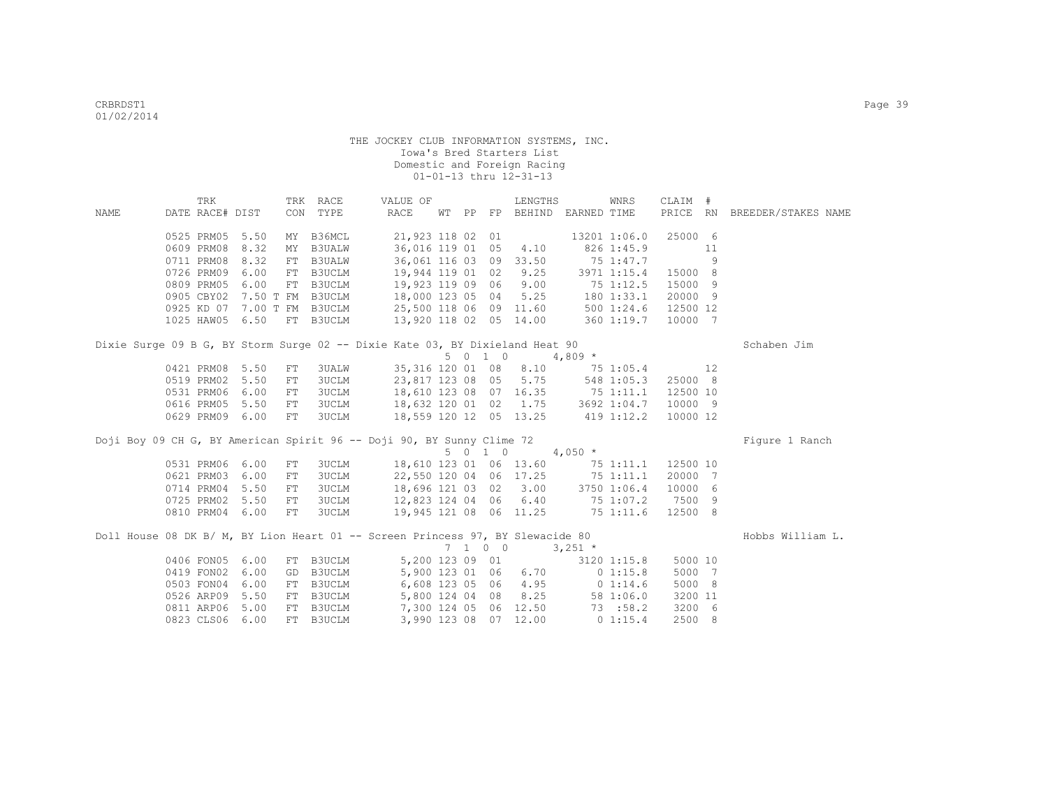THE JOCKEY CLUB INFORMATION SYSTEMS, INC.
Iowa's Bred Starters List
Domestic and Foreign Racing
01-01-13 thru 12-31-13

| NAME | TRK DATE | RACE# | DIST | TRK CON | RACE TYPE | VALUE OF RACE | WT | PP | FP | LENGTHS BEHIND | EARNED | WNRS TIME | CLAIM PRICE | # RN | BREEDER/STAKES NAME |
|---|---|---|---|---|---|---|---|---|---|---|---|---|---|---|---|
| | 0525 | PRM05 | 5.50 | MY | B36MCL | 21,923 | 118 | 02 | 01 | | 13201 | 1:06.0 | 25000 | 6 | |
| | 0609 | PRM08 | 8.32 | MY | B3UALW | 36,016 | 119 | 01 | 05 | 4.10 | 826 | 1:45.9 | | 11 | |
| | 0711 | PRM08 | 8.32 | FT | B3UALW | 36,061 | 116 | 03 | 09 | 33.50 | 75 | 1:47.7 | | 9 | |
| | 0726 | PRM09 | 6.00 | FT | B3UCLM | 19,944 | 119 | 01 | 02 | 9.25 | 3971 | 1:15.4 | 15000 | 8 | |
| | 0809 | PRM05 | 6.00 | FT | B3UCLM | 19,923 | 119 | 09 | 06 | 9.00 | 75 | 1:12.5 | 15000 | 9 | |
| | 0905 | CBY02 | 7.50 T | FM | B3UCLM | 18,000 | 123 | 05 | 04 | 5.25 | 180 | 1:33.1 | 20000 | 9 | |
| | 0925 | KD 07 | 7.00 T | FM | B3UCLM | 25,500 | 118 | 06 | 09 | 11.60 | 500 | 1:24.6 | 12500 | 12 | |
| | 1025 | HAW05 | 6.50 | FT | B3UCLM | 13,920 | 118 | 02 | 05 | 14.00 | 360 | 1:19.7 | 10000 | 7 | |
| Dixie Surge 09 B G, BY Storm Surge 02 -- Dixie Kate 03, BY Dixieland Heat 90 | | | | | | | 5 0 1 0 | | | | 4,809 * | | | | Schaben Jim |
| | 0421 | PRM08 | 5.50 | FT | 3UALW | 35,316 | 120 | 01 | 08 | 8.10 | 75 | 1:05.4 | | 12 | |
| | 0519 | PRM02 | 5.50 | FT | 3UCLM | 23,817 | 123 | 08 | 05 | 5.75 | 548 | 1:05.3 | 25000 | 8 | |
| | 0531 | PRM06 | 6.00 | FT | 3UCLM | 18,610 | 123 | 08 | 07 | 16.35 | 75 | 1:11.1 | 12500 | 10 | |
| | 0616 | PRM05 | 5.50 | FT | 3UCLM | 18,632 | 120 | 01 | 02 | 1.75 | 3692 | 1:04.7 | 10000 | 9 | |
| | 0629 | PRM09 | 6.00 | FT | 3UCLM | 18,559 | 120 | 12 | 05 | 13.25 | 419 | 1:12.2 | 10000 | 12 | |
| Doji Boy 09 CH G, BY American Spirit 96 -- Doji 90, BY Sunny Clime 72 | | | | | | | 5 0 1 0 | | | | 4,050 * | | | | Figure 1 Ranch |
| | 0531 | PRM06 | 6.00 | FT | 3UCLM | 18,610 | 123 | 01 | 06 | 13.60 | 75 | 1:11.1 | 12500 | 10 | |
| | 0621 | PRM03 | 6.00 | FT | 3UCLM | 22,550 | 120 | 04 | 06 | 17.25 | 75 | 1:11.1 | 20000 | 7 | |
| | 0714 | PRM04 | 5.50 | FT | 3UCLM | 18,696 | 121 | 03 | 02 | 3.00 | 3750 | 1:06.4 | 10000 | 6 | |
| | 0725 | PRM02 | 5.50 | FT | 3UCLM | 12,823 | 124 | 04 | 06 | 6.40 | 75 | 1:07.2 | 7500 | 9 | |
| | 0810 | PRM04 | 6.00 | FT | 3UCLM | 19,945 | 121 | 08 | 06 | 11.25 | 75 | 1:11.6 | 12500 | 8 | |
| Doll House 08 DK B/ M, BY Lion Heart 01 -- Screen Princess 97, BY Slewacide 80 | | | | | | | 7 1 0 0 | | | | 3,251 * | | | | Hobbs William L. |
| | 0406 | FON05 | 6.00 | FT | B3UCLM | 5,200 | 123 | 09 | 01 | | 3120 | 1:15.8 | 5000 | 10 | |
| | 0419 | FON02 | 6.00 | GD | B3UCLM | 5,900 | 123 | 01 | 06 | 6.70 | 0 | 1:15.8 | 5000 | 7 | |
| | 0503 | FON04 | 6.00 | FT | B3UCLM | 6,608 | 123 | 05 | 06 | 4.95 | 0 | 1:14.6 | 5000 | 8 | |
| | 0526 | ARP09 | 5.50 | FT | B3UCLM | 5,800 | 124 | 04 | 08 | 8.25 | 58 | 1:06.0 | 3200 | 11 | |
| | 0811 | ARP06 | 5.00 | FT | B3UCLM | 7,300 | 124 | 05 | 06 | 12.50 | 73 | :58.2 | 3200 | 6 | |
| | 0823 | CLS06 | 6.00 | FT | B3UCLM | 3,990 | 123 | 08 | 07 | 12.00 | 0 | 1:15.4 | 2500 | 8 | |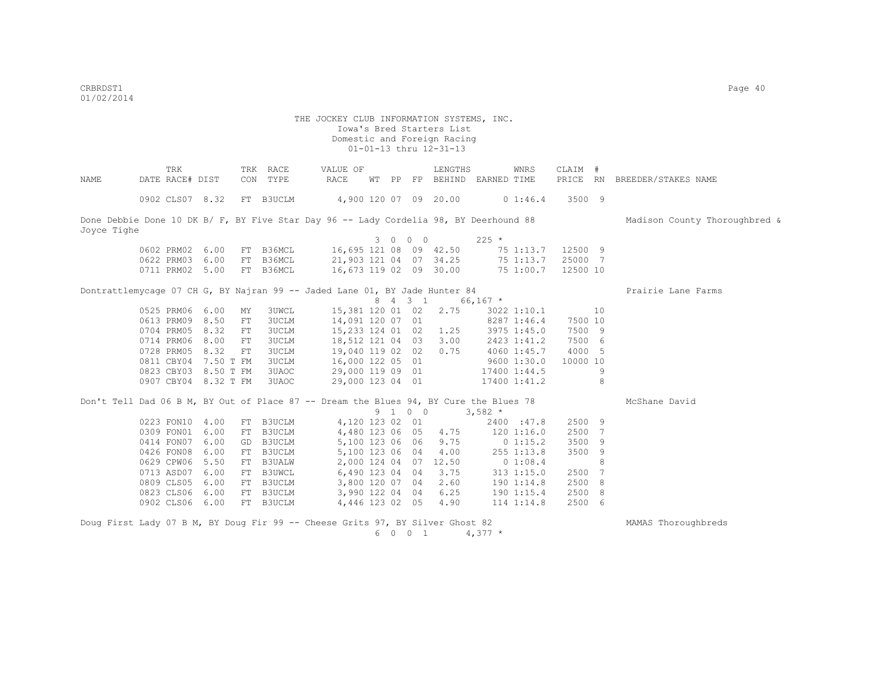THE JOCKEY CLUB INFORMATION SYSTEMS, INC.
Iowa's Bred Starters List
Domestic and Foreign Racing
01-01-13 thru 12-31-13

| NAME | TRK DATE | RACE# | DIST | TRK CON | RACE TYPE | VALUE OF RACE | WT | PP | FP | LENGTHS BEHIND | EARNED | WNRS TIME | CLAIM PRICE | # RN | BREEDER/STAKES NAME |
|---|---|---|---|---|---|---|---|---|---|---|---|---|---|---|---|
| | 0902 | CLS07 | 8.32 | FT | B3UCLM | 4,900 | 120 | 07 | 09 | 20.00 | 0 | 1:46.4 | 3500 | 9 | |

Done Debbie Done 10 DK B/ F, BY Five Star Day 96 -- Lady Cordelia 98, BY Deerhound 88 — Madison County Thoroughbred & Joyce Tighe

3 0 0 0 225 *

| TRK DATE | RACE# | DIST | TRK CON | RACE TYPE | VALUE OF RACE | WT | PP | FP | LENGTHS BEHIND | EARNED | WNRS TIME | CLAIM PRICE | # RN |
|---|---|---|---|---|---|---|---|---|---|---|---|---|---|
| 0602 | PRM02 | 6.00 | FT | B36MCL | 16,695 | 121 | 08 | 09 | 42.50 | 75 | 1:13.7 | 12500 | 9 |
| 0622 | PRM03 | 6.00 | FT | B36MCL | 21,903 | 121 | 04 | 07 | 34.25 | 75 | 1:13.7 | 25000 | 7 |
| 0711 | PRM02 | 5.00 | FT | B36MCL | 16,673 | 119 | 02 | 09 | 30.00 | 75 | 1:00.7 | 12500 | 10 |

Dontrattlemycage 07 CH G, BY Najran 99 -- Jaded Lane 01, BY Jade Hunter 84 — Prairie Lane Farms

8 4 3 1 66,167 *

| TRK DATE | RACE# | DIST | TRK CON | RACE TYPE | VALUE OF RACE | WT | PP | FP | LENGTHS BEHIND | EARNED | WNRS TIME | CLAIM PRICE | # RN |
|---|---|---|---|---|---|---|---|---|---|---|---|---|---|
| 0525 | PRM06 | 6.00 | MY | 3UWCL | 15,381 | 120 | 01 | 02 | 2.75 | 3022 | 1:10.1 | | 10 |
| 0613 | PRM09 | 8.50 | FT | 3UCLM | 14,091 | 120 | 07 | 01 | | 8287 | 1:46.4 | 7500 | 10 |
| 0704 | PRM05 | 8.32 | FT | 3UCLM | 15,233 | 124 | 01 | 02 | 1.25 | 3975 | 1:45.0 | 7500 | 9 |
| 0714 | PRM06 | 8.00 | FT | 3UCLM | 18,512 | 121 | 04 | 03 | 3.00 | 2423 | 1:41.2 | 7500 | 6 |
| 0728 | PRM05 | 8.32 | FT | 3UCLM | 19,040 | 119 | 02 | 02 | 0.75 | 4060 | 1:45.7 | 4000 | 5 |
| 0811 | CBY04 | 7.50 T | FM | 3UCLM | 16,000 | 122 | 05 | 01 | | 9600 | 1:30.0 | 10000 | 10 |
| 0823 | CBY03 | 8.50 T | FM | 3UAOC | 29,000 | 119 | 09 | 01 | | 17400 | 1:44.5 | | 9 |
| 0907 | CBY04 | 8.32 T | FM | 3UAOC | 29,000 | 123 | 04 | 01 | | 17400 | 1:41.2 | | 8 |

Don't Tell Dad 06 B M, BY Out of Place 87 -- Dream the Blues 94, BY Cure the Blues 78 — McShane David

9 1 0 0 3,582 *

| TRK DATE | RACE# | DIST | TRK CON | RACE TYPE | VALUE OF RACE | WT | PP | FP | LENGTHS BEHIND | EARNED | WNRS TIME | CLAIM PRICE | # RN |
|---|---|---|---|---|---|---|---|---|---|---|---|---|---|
| 0223 | FON10 | 4.00 | FT | B3UCLM | 4,120 | 123 | 02 | 01 | | 2400 | :47.8 | 2500 | 9 |
| 0309 | FON01 | 6.00 | FT | B3UCLM | 4,480 | 123 | 06 | 05 | 4.75 | 120 | 1:16.0 | 2500 | 7 |
| 0414 | FON07 | 6.00 | GD | B3UCLM | 5,100 | 123 | 06 | 06 | 9.75 | 0 | 1:15.2 | 3500 | 9 |
| 0426 | FON08 | 6.00 | FT | B3UCLM | 5,100 | 123 | 06 | 04 | 4.00 | 255 | 1:13.8 | 3500 | 9 |
| 0629 | CPW06 | 5.50 | FT | B3UALW | 2,000 | 124 | 04 | 07 | 12.50 | 0 | 1:08.4 | | 8 |
| 0713 | ASD07 | 6.00 | FT | B3UWCL | 6,490 | 123 | 04 | 04 | 3.75 | 313 | 1:15.0 | 2500 | 7 |
| 0809 | CLS05 | 6.00 | FT | B3UCLM | 3,800 | 120 | 07 | 04 | 2.60 | 190 | 1:14.8 | 2500 | 8 |
| 0823 | CLS06 | 6.00 | FT | B3UCLM | 3,990 | 122 | 04 | 04 | 6.25 | 190 | 1:15.4 | 2500 | 8 |
| 0902 | CLS06 | 6.00 | FT | B3UCLM | 4,446 | 123 | 02 | 05 | 4.90 | 114 | 1:14.8 | 2500 | 6 |

Doug First Lady 07 B M, BY Doug Fir 99 -- Cheese Grits 97, BY Silver Ghost 82 — MAMAS Thoroughbreds

6 0 0 1 4,377 *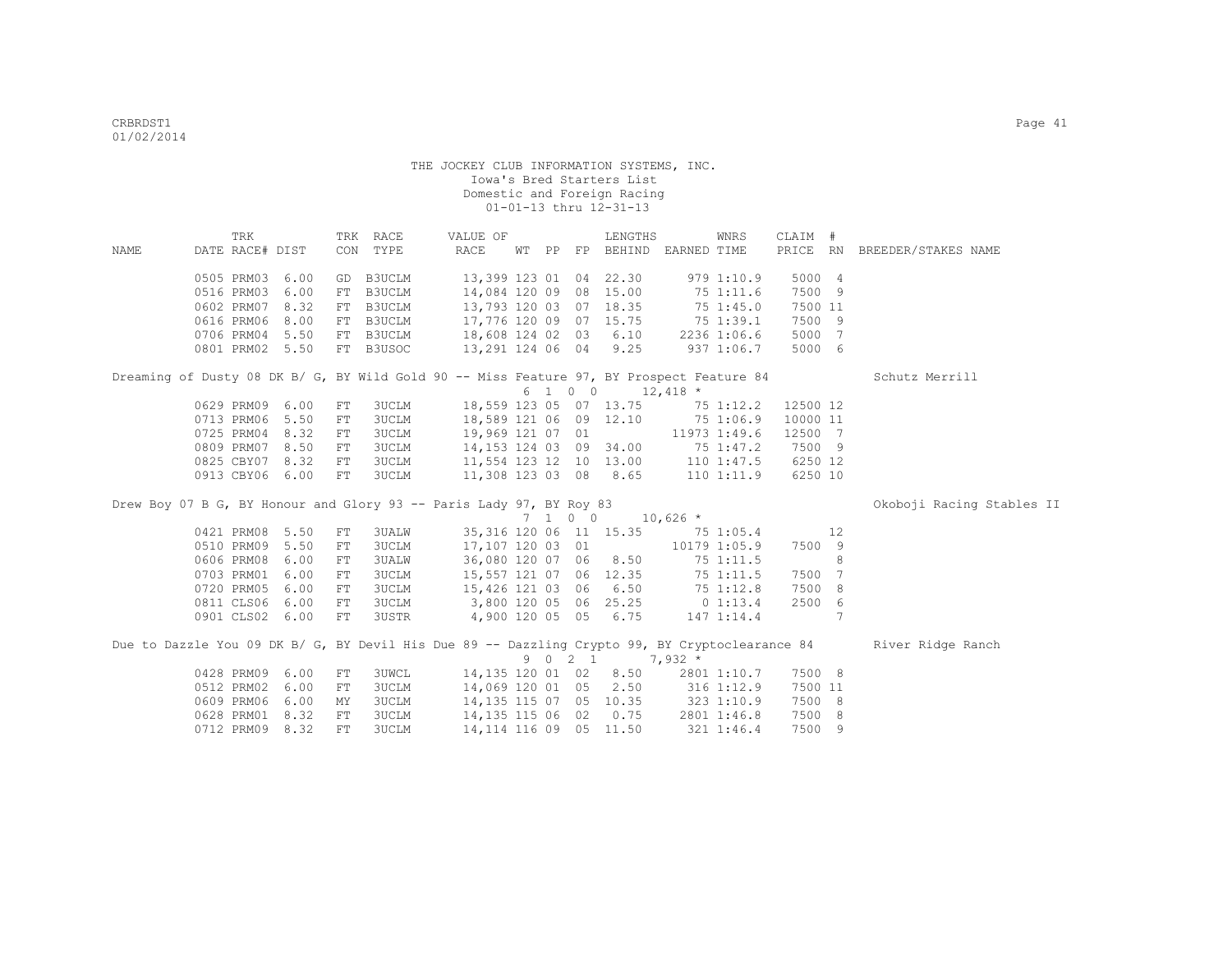THE JOCKEY CLUB INFORMATION SYSTEMS, INC.
Iowa's Bred Starters List
Domestic and Foreign Racing
01-01-13 thru 12-31-13

| NAME | TRK DATE | RACE# | DIST | TRK CON | RACE TYPE | VALUE OF RACE | WT | PP | FP | LENGTHS BEHIND | EARNED | WNRS TIME | CLAIM PRICE | # RN | BREEDER/STAKES NAME |
|---|---|---|---|---|---|---|---|---|---|---|---|---|---|---|---|
| | 0505 | PRM03 | 6.00 | GD | B3UCLM | 13,399 | 123 | 01 | 04 | 22.30 | 979 | 1:10.9 | 5000 | 4 | |
| | 0516 | PRM03 | 6.00 | FT | B3UCLM | 14,084 | 120 | 09 | 08 | 15.00 | 75 | 1:11.6 | 7500 | 9 | |
| | 0602 | PRM07 | 8.32 | FT | B3UCLM | 13,793 | 120 | 03 | 07 | 18.35 | 75 | 1:45.0 | 7500 | 11 | |
| | 0616 | PRM06 | 8.00 | FT | B3UCLM | 17,776 | 120 | 09 | 07 | 15.75 | 75 | 1:39.1 | 7500 | 9 | |
| | 0706 | PRM04 | 5.50 | FT | B3UCLM | 18,608 | 124 | 02 | 03 | 6.10 | 2236 | 1:06.6 | 5000 | 7 | |
| | 0801 | PRM02 | 5.50 | FT | B3USOC | 13,291 | 124 | 06 | 04 | 9.25 | 937 | 1:06.7 | 5000 | 6 | |
| Dreaming of Dusty 08 DK B/ G, BY Wild Gold 90 -- Miss Feature 97, BY Prospect Feature 84 | | | | | | | | | | | | | | | Schutz Merrill |
| | | | | | | | 6 | 1 0 0 | | | 12,418 * | | | | |
| | 0629 | PRM09 | 6.00 | FT | 3UCLM | 18,559 | 123 | 05 | 07 | 13.75 | 75 | 1:12.2 | 12500 | 12 | |
| | 0713 | PRM06 | 5.50 | FT | 3UCLM | 18,589 | 121 | 06 | 09 | 12.10 | 75 | 1:06.9 | 10000 | 11 | |
| | 0725 | PRM04 | 8.32 | FT | 3UCLM | 19,969 | 121 | 07 | 01 | | 11973 | 1:49.6 | 12500 | 7 | |
| | 0809 | PRM07 | 8.50 | FT | 3UCLM | 14,153 | 124 | 03 | 09 | 34.00 | 75 | 1:47.2 | 7500 | 9 | |
| | 0825 | CBY07 | 8.32 | FT | 3UCLM | 11,554 | 123 | 12 | 10 | 13.00 | 110 | 1:47.5 | 6250 | 12 | |
| | 0913 | CBY06 | 6.00 | FT | 3UCLM | 11,308 | 123 | 03 | 08 | 8.65 | 110 | 1:11.9 | 6250 | 10 | |
| Drew Boy 07 B G, BY Honour and Glory 93 -- Paris Lady 97, BY Roy 83 | | | | | | | | | | | | | | | Okoboji Racing Stables II |
| | | | | | | | 7 | 1 0 0 | | | 10,626 * | | | | |
| | 0421 | PRM08 | 5.50 | FT | 3UALW | 35,316 | 120 | 06 | 11 | 15.35 | 75 | 1:05.4 | | 12 | |
| | 0510 | PRM09 | 5.50 | FT | 3UCLM | 17,107 | 120 | 03 | 01 | | 10179 | 1:05.9 | 7500 | 9 | |
| | 0606 | PRM08 | 6.00 | FT | 3UALW | 36,080 | 120 | 07 | 06 | 8.50 | 75 | 1:11.5 | | 8 | |
| | 0703 | PRM01 | 6.00 | FT | 3UCLM | 15,557 | 121 | 07 | 06 | 12.35 | 75 | 1:11.5 | 7500 | 7 | |
| | 0720 | PRM05 | 6.00 | FT | 3UCLM | 15,426 | 121 | 03 | 06 | 6.50 | 75 | 1:12.8 | 7500 | 8 | |
| | 0811 | CLS06 | 6.00 | FT | 3UCLM | 3,800 | 120 | 05 | 06 | 25.25 | 0 | 1:13.4 | 2500 | 6 | |
| | 0901 | CLS02 | 6.00 | FT | 3USTR | 4,900 | 120 | 05 | 05 | 6.75 | 147 | 1:14.4 | | 7 | |
| Due to Dazzle You 09 DK B/ G, BY Devil His Due 89 -- Dazzling Crypto 99, BY Cryptoclearance 84 | | | | | | | | | | | | | | | River Ridge Ranch |
| | | | | | | | 9 | 0 2 1 | | | 7,932 * | | | | |
| | 0428 | PRM09 | 6.00 | FT | 3UWCL | 14,135 | 120 | 01 | 02 | 8.50 | 2801 | 1:10.7 | 7500 | 8 | |
| | 0512 | PRM02 | 6.00 | FT | 3UCLM | 14,069 | 120 | 01 | 05 | 2.50 | 316 | 1:12.9 | 7500 | 11 | |
| | 0609 | PRM06 | 6.00 | MY | 3UCLM | 14,135 | 115 | 07 | 05 | 10.35 | 323 | 1:10.9 | 7500 | 8 | |
| | 0628 | PRM01 | 8.32 | FT | 3UCLM | 14,135 | 115 | 06 | 02 | 0.75 | 2801 | 1:46.8 | 7500 | 8 | |
| | 0712 | PRM09 | 8.32 | FT | 3UCLM | 14,114 | 116 | 09 | 05 | 11.50 | 321 | 1:46.4 | 7500 | 9 | |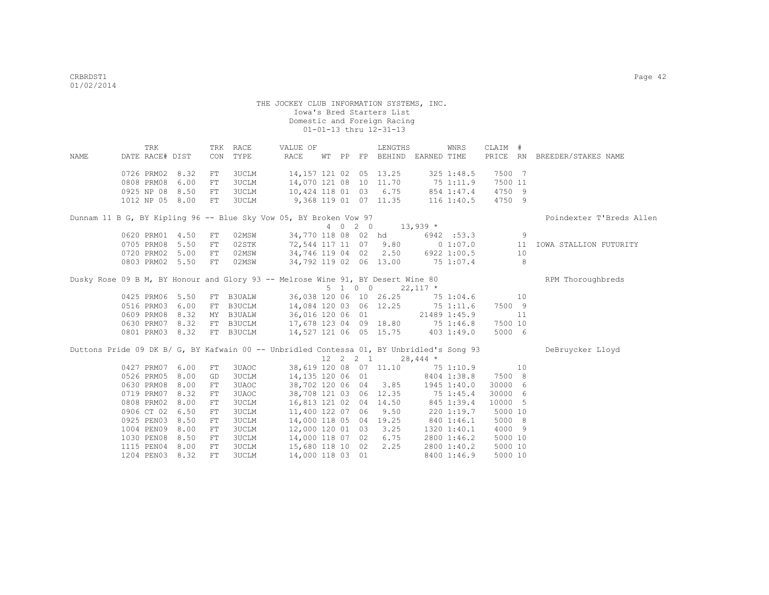THE JOCKEY CLUB INFORMATION SYSTEMS, INC.
Iowa's Bred Starters List
Domestic and Foreign Racing
01-01-13 thru 12-31-13

| NAME | TRK DATE | RACE# | DIST | TRK CON | RACE TYPE | VALUE OF RACE | WT | PP | FP | LENGTHS BEHIND | EARNED | WNRS TIME | CLAIM PRICE | # RN | BREEDER/STAKES NAME |
|---|---|---|---|---|---|---|---|---|---|---|---|---|---|---|---|
| | 0726 | PRM02 | 8.32 | FT | 3UCLM | 14,157 | 121 | 02 | 05 | 13.25 | 325 | 1:48.5 | 7500 | 7 | |
| | 0808 | PRM08 | 6.00 | FT | 3UCLM | 14,070 | 121 | 08 | 10 | 11.70 | 75 | 1:11.9 | 7500 | 11 | |
| | 0925 | NP 08 | 8.50 | FT | 3UCLM | 10,424 | 118 | 01 | 03 | 6.75 | 854 | 1:47.4 | 4750 | 9 | |
| | 1012 | NP 05 | 8.00 | FT | 3UCLM | 9,368 | 119 | 01 | 07 | 11.35 | 116 | 1:40.5 | 4750 | 9 | |
| Dunnam 11 B G, BY Kipling 96 -- Blue Sky Vow 05, BY Broken Vow 97 | | | | | | | | | | | | | | | Poindexter T'Breds Allen |
| | | | | | | 4 0 2 0 | | | | | 13,939 * | | | | |
| | 0620 | PRM01 | 4.50 | FT | 02MSW | 34,770 | 118 | 08 | 02 | hd | 6942 | :53.3 | | 9 | |
| | 0705 | PRM08 | 5.50 | FT | 02STK | 72,544 | 117 | 11 | 07 | 9.80 | 0 | 1:07.0 | | 11 | IOWA STALLION FUTURITY |
| | 0720 | PRM02 | 5.00 | FT | 02MSW | 34,746 | 119 | 04 | 02 | 2.50 | 6922 | 1:00.5 | | 10 | |
| | 0803 | PRM02 | 5.50 | FT | 02MSW | 34,792 | 119 | 02 | 06 | 13.00 | 75 | 1:07.4 | | 8 | |
| Dusky Rose 09 B M, BY Honour and Glory 93 -- Melrose Wine 91, BY Desert Wine 80 | | | | | | | | | | | | | | | RPM Thoroughbreds |
| | | | | | | 5 1 0 0 | | | | | 22,117 * | | | | |
| | 0425 | PRM06 | 5.50 | FT | B3UALW | 36,038 | 120 | 06 | 10 | 26.25 | 75 | 1:04.6 | | 10 | |
| | 0516 | PRM03 | 6.00 | FT | B3UCLM | 14,084 | 120 | 03 | 06 | 12.25 | 75 | 1:11.6 | 7500 | 9 | |
| | 0609 | PRM08 | 8.32 | MY | B3UALW | 36,016 | 120 | 06 | 01 | | 21489 | 1:45.9 | | 11 | |
| | 0630 | PRM07 | 8.32 | FT | B3UCLM | 17,678 | 123 | 04 | 09 | 18.80 | 75 | 1:46.8 | 7500 | 10 | |
| | 0801 | PRM03 | 8.32 | FT | B3UCLM | 14,527 | 121 | 06 | 05 | 15.75 | 403 | 1:49.0 | 5000 | 6 | |
| Duttons Pride 09 DK B/ G, BY Kafwain 00 -- Unbridled Contessa 01, BY Unbridled's Song 93 | | | | | | | | | | | | | | | DeBruycker Lloyd |
| | | | | | | 12 2 2 1 | | | | | 28,444 * | | | | |
| | 0427 | PRM07 | 6.00 | FT | 3UAOC | 38,619 | 120 | 08 | 07 | 11.10 | 75 | 1:10.9 | | 10 | |
| | 0526 | PRM05 | 8.00 | GD | 3UCLM | 14,135 | 120 | 06 | 01 | | 8404 | 1:38.8 | 7500 | 8 | |
| | 0630 | PRM08 | 8.00 | FT | 3UAOC | 38,702 | 120 | 06 | 04 | 3.85 | 1945 | 1:40.0 | 30000 | 6 | |
| | 0719 | PRM07 | 8.32 | FT | 3UAOC | 38,708 | 121 | 03 | 06 | 12.35 | 75 | 1:45.4 | 30000 | 6 | |
| | 0808 | PRM02 | 8.00 | FT | 3UCLM | 16,813 | 121 | 02 | 04 | 14.50 | 845 | 1:39.4 | 10000 | 5 | |
| | 0906 | CT 02 | 6.50 | FT | 3UCLM | 11,400 | 122 | 07 | 06 | 9.50 | 220 | 1:19.7 | 5000 | 10 | |
| | 0925 | PEN03 | 8.50 | FT | 3UCLM | 14,000 | 118 | 05 | 04 | 19.25 | 840 | 1:46.1 | 5000 | 8 | |
| | 1004 | PEN09 | 8.00 | FT | 3UCLM | 12,000 | 120 | 01 | 03 | 3.25 | 1320 | 1:40.1 | 4000 | 9 | |
| | 1030 | PEN08 | 8.50 | FT | 3UCLM | 14,000 | 118 | 07 | 02 | 6.75 | 2800 | 1:46.2 | 5000 | 10 | |
| | 1115 | PEN04 | 8.00 | FT | 3UCLM | 15,680 | 118 | 10 | 02 | 2.25 | 2800 | 1:40.2 | 5000 | 10 | |
| | 1204 | PEN03 | 8.32 | FT | 3UCLM | 14,000 | 118 | 03 | 01 | | 8400 | 1:46.9 | 5000 | 10 | |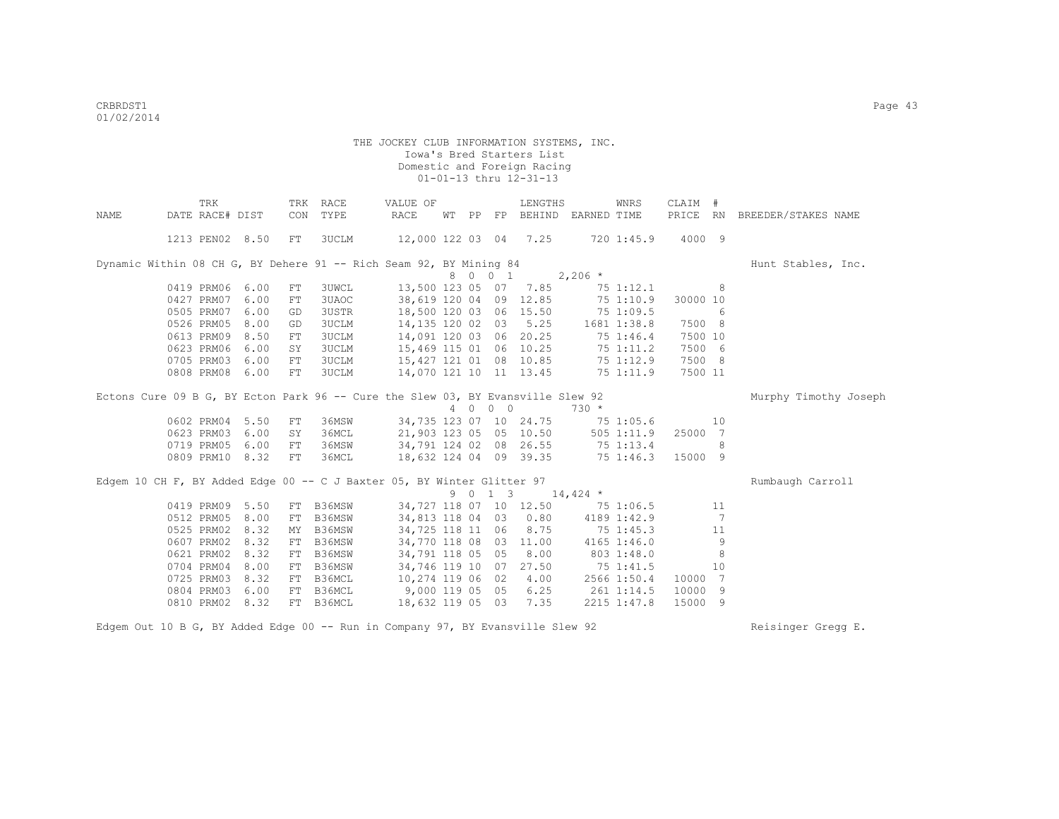THE JOCKEY CLUB INFORMATION SYSTEMS, INC.
Iowa's Bred Starters List
Domestic and Foreign Racing
01-01-13 thru 12-31-13

| NAME | TRK DATE | RACE# | DIST | TRK CON | RACE TYPE | VALUE OF RACE | WT | PP | FP | LENGTHS BEHIND | EARNED | WNRS TIME | CLAIM PRICE | # RN | BREEDER/STAKES NAME |
|---|---|---|---|---|---|---|---|---|---|---|---|---|---|---|---|
| | 1213 | PEN02 | 8.50 | FT | 3UCLM | 12,000 | 122 | 03 | 04 | 7.25 | 720 | 1:45.9 | 4000 | 9 | |
| Dynamic Within 08 CH G, BY Dehere 91 -- Rich Seam 92, BY Mining 84 | | | | | | | 8 | 0 | 0 1 | | 2,206 * | | | | Hunt Stables, Inc. |
| | 0419 | PRM06 | 6.00 | FT | 3UWCL | 13,500 | 123 | 05 | 07 | 7.85 | 75 | 1:12.1 | | 8 | |
| | 0427 | PRM07 | 6.00 | FT | 3UAOC | 38,619 | 120 | 04 | 09 | 12.85 | 75 | 1:10.9 | 30000 | 10 | |
| | 0505 | PRM07 | 6.00 | GD | 3USTR | 18,500 | 120 | 03 | 06 | 15.50 | 75 | 1:09.5 | | 6 | |
| | 0526 | PRM05 | 8.00 | GD | 3UCLM | 14,135 | 120 | 02 | 03 | 5.25 | 1681 | 1:38.8 | 7500 | 8 | |
| | 0613 | PRM09 | 8.50 | FT | 3UCLM | 14,091 | 120 | 03 | 06 | 20.25 | 75 | 1:46.4 | 7500 | 10 | |
| | 0623 | PRM06 | 6.00 | SY | 3UCLM | 15,469 | 115 | 01 | 06 | 10.25 | 75 | 1:11.2 | 7500 | 6 | |
| | 0705 | PRM03 | 6.00 | FT | 3UCLM | 15,427 | 121 | 01 | 08 | 10.85 | 75 | 1:12.9 | 7500 | 8 | |
| | 0808 | PRM08 | 6.00 | FT | 3UCLM | 14,070 | 121 | 10 | 11 | 13.45 | 75 | 1:11.9 | 7500 | 11 | |
| Ectons Cure 09 B G, BY Ecton Park 96 -- Cure the Slew 03, BY Evansville Slew 92 | | | | | | | 4 | 0 | 0 0 | | 730 * | | | | Murphy Timothy Joseph |
| | 0602 | PRM04 | 5.50 | FT | 36MSW | 34,735 | 123 | 07 | 10 | 24.75 | 75 | 1:05.6 | | 10 | |
| | 0623 | PRM03 | 6.00 | SY | 36MCL | 21,903 | 123 | 05 | 05 | 10.50 | 505 | 1:11.9 | 25000 | 7 | |
| | 0719 | PRM05 | 6.00 | FT | 36MSW | 34,791 | 124 | 02 | 08 | 26.55 | 75 | 1:13.4 | | 8 | |
| | 0809 | PRM10 | 8.32 | FT | 36MCL | 18,632 | 124 | 04 | 09 | 39.35 | 75 | 1:46.3 | 15000 | 9 | |
| Edgem 10 CH F, BY Added Edge 00 -- C J Baxter 05, BY Winter Glitter 97 | | | | | | | 9 | 0 | 1 3 | | 14,424 * | | | | Rumbaugh Carroll |
| | 0419 | PRM09 | 5.50 | FT | B36MSW | 34,727 | 118 | 07 | 10 | 12.50 | 75 | 1:06.5 | | 11 | |
| | 0512 | PRM05 | 8.00 | FT | B36MSW | 34,813 | 118 | 04 | 03 | 0.80 | 4189 | 1:42.9 | | 7 | |
| | 0525 | PRM02 | 8.32 | MY | B36MSW | 34,725 | 118 | 11 | 06 | 8.75 | 75 | 1:45.3 | | 11 | |
| | 0607 | PRM02 | 8.32 | FT | B36MSW | 34,770 | 118 | 08 | 03 | 11.00 | 4165 | 1:46.0 | | 9 | |
| | 0621 | PRM02 | 8.32 | FT | B36MSW | 34,791 | 118 | 05 | 05 | 8.00 | 803 | 1:48.0 | | 8 | |
| | 0704 | PRM04 | 8.00 | FT | B36MSW | 34,746 | 119 | 10 | 07 | 27.50 | 75 | 1:41.5 | | 10 | |
| | 0725 | PRM03 | 8.32 | FT | B36MCL | 10,274 | 119 | 06 | 02 | 4.00 | 2566 | 1:50.4 | 10000 | 7 | |
| | 0804 | PRM03 | 6.00 | FT | B36MCL | 9,000 | 119 | 05 | 05 | 6.25 | 261 | 1:14.5 | 10000 | 9 | |
| | 0810 | PRM02 | 8.32 | FT | B36MCL | 18,632 | 119 | 05 | 03 | 7.35 | 2215 | 1:47.8 | 15000 | 9 | |
| Edgem Out 10 B G, BY Added Edge 00 -- Run in Company 97, BY Evansville Slew 92 | | | | | | | | | | | | | | | Reisinger Gregg E. |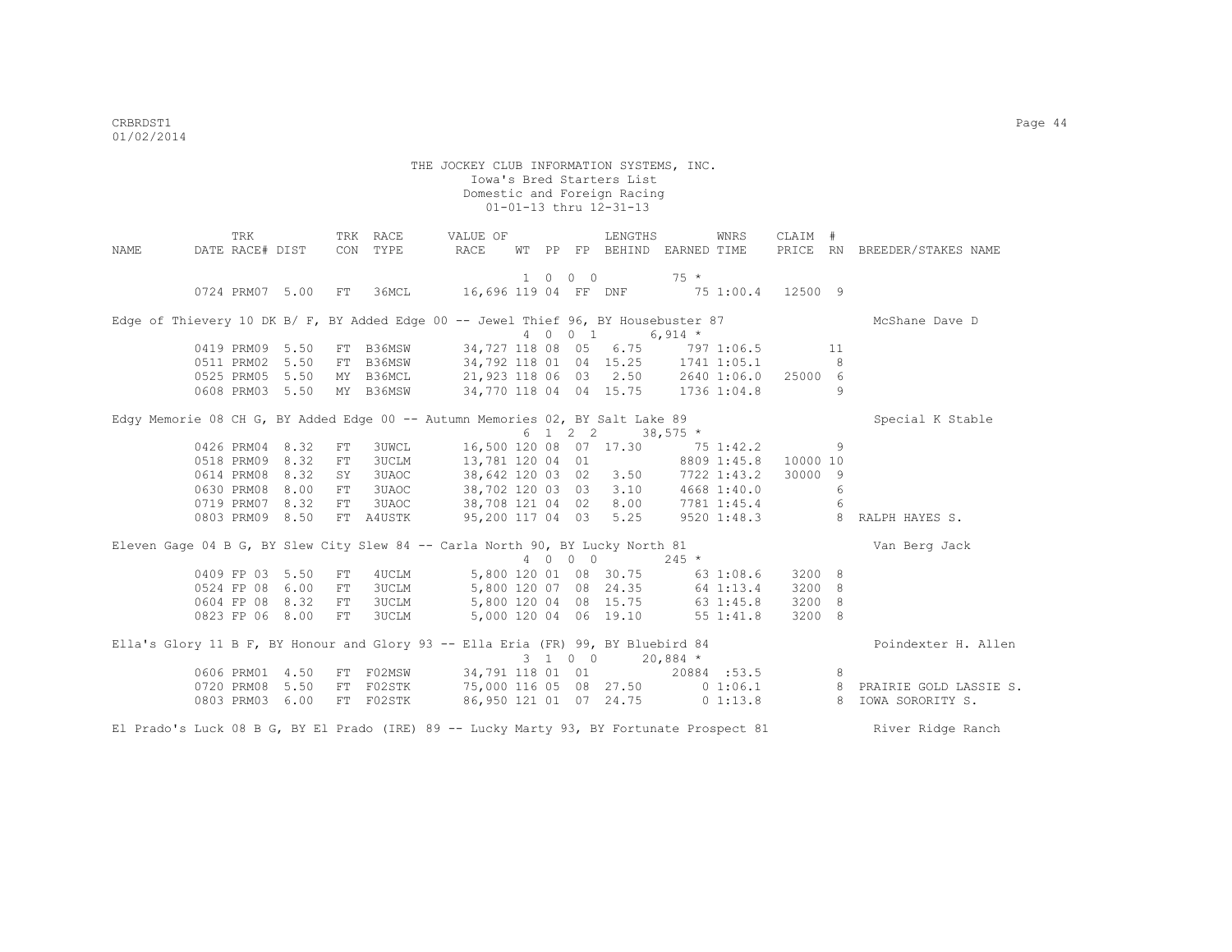THE JOCKEY CLUB INFORMATION SYSTEMS, INC.
Iowa's Bred Starters List
Domestic and Foreign Racing
01-01-13 thru 12-31-13

| NAME | TRK DATE | RACE# | DIST | TRK CON | RACE TYPE | VALUE OF RACE | WT | PP | FP | LENGTHS BEHIND | EARNED | WNRS TIME | CLAIM PRICE | # RN | BREEDER/STAKES NAME |
|---|---|---|---|---|---|---|---|---|---|---|---|---|---|---|---|
| | | | | | | 1 0 0 0 | | | | | 75 * | | | | |
| | 0724 | PRM07 | 5.00 | FT | 36MCL | 16,696 | 119 | 04 | FF | DNF | 75 | 1:00.4 | 12500 | 9 | |
| Edge of Thievery 10 DK B/ F, BY Added Edge 00 -- Jewel Thief 96, BY Housebuster 87 | | | | | | | | | | | | | | | McShane Dave D |
| | | | | | | 4 0 0 1 | | | | | 6,914 * | | | | |
| | 0419 | PRM09 | 5.50 | FT | B36MSW | 34,727 | 118 | 08 | 05 | 6.75 | 797 | 1:06.5 | | 11 | |
| | 0511 | PRM02 | 5.50 | FT | B36MSW | 34,792 | 118 | 01 | 04 | 15.25 | 1741 | 1:05.1 | | 8 | |
| | 0525 | PRM05 | 5.50 | MY | B36MCL | 21,923 | 118 | 06 | 03 | 2.50 | 2640 | 1:06.0 | 25000 | 6 | |
| | 0608 | PRM03 | 5.50 | MY | B36MSW | 34,770 | 118 | 04 | 04 | 15.75 | 1736 | 1:04.8 | | 9 | |
| Edgy Memorie 08 CH G, BY Added Edge 00 -- Autumn Memories 02, BY Salt Lake 89 | | | | | | | | | | | | | | | Special K Stable |
| | | | | | | 6 1 2 2 | | | | | 38,575 * | | | | |
| | 0426 | PRM04 | 8.32 | FT | 3UWCL | 16,500 | 120 | 08 | 07 | 17.30 | 75 | 1:42.2 | | 9 | |
| | 0518 | PRM09 | 8.32 | FT | 3UCLM | 13,781 | 120 | 04 | 01 | | 8809 | 1:45.8 | 10000 | 10 | |
| | 0614 | PRM08 | 8.32 | SY | 3UAOC | 38,642 | 120 | 03 | 02 | 3.50 | 7722 | 1:43.2 | 30000 | 9 | |
| | 0630 | PRM08 | 8.00 | FT | 3UAOC | 38,702 | 120 | 03 | 03 | 3.10 | 4668 | 1:40.0 | | 6 | |
| | 0719 | PRM07 | 8.32 | FT | 3UAOC | 38,708 | 121 | 04 | 02 | 8.00 | 7781 | 1:45.4 | | 6 | |
| | 0803 | PRM09 | 8.50 | FT | A4USTK | 95,200 | 117 | 04 | 03 | 5.25 | 9520 | 1:48.3 | | 8 | RALPH HAYES S. |
| Eleven Gage 04 B G, BY Slew City Slew 84 -- Carla North 90, BY Lucky North 81 | | | | | | | | | | | | | | | Van Berg Jack |
| | | | | | | 4 0 0 0 | | | | | 245 * | | | | |
| | 0409 | FP 03 | 5.50 | FT | 4UCLM | 5,800 | 120 | 01 | 08 | 30.75 | 63 | 1:08.6 | 3200 | 8 | |
| | 0524 | FP 08 | 6.00 | FT | 3UCLM | 5,800 | 120 | 07 | 08 | 24.35 | 64 | 1:13.4 | 3200 | 8 | |
| | 0604 | FP 08 | 8.32 | FT | 3UCLM | 5,800 | 120 | 04 | 08 | 15.75 | 63 | 1:45.8 | 3200 | 8 | |
| | 0823 | FP 06 | 8.00 | FT | 3UCLM | 5,000 | 120 | 04 | 06 | 19.10 | 55 | 1:41.8 | 3200 | 8 | |
| Ella's Glory 11 B F, BY Honour and Glory 93 -- Ella Eria (FR) 99, BY Bluebird 84 | | | | | | | | | | | | | | | Poindexter H. Allen |
| | | | | | | 3 1 0 0 | | | | | 20,884 * | | | | |
| | 0606 | PRM01 | 4.50 | FT | F02MSW | 34,791 | 118 | 01 | 01 | | 20884 | :53.5 | | 8 | |
| | 0720 | PRM08 | 5.50 | FT | F02STK | 75,000 | 116 | 05 | 08 | 27.50 | 0 | 1:06.1 | | 8 | PRAIRIE GOLD LASSIE S. |
| | 0803 | PRM03 | 6.00 | FT | F02STK | 86,950 | 121 | 01 | 07 | 24.75 | 0 | 1:13.8 | | 8 | IOWA SORORITY S. |
| El Prado's Luck 08 B G, BY El Prado (IRE) 89 -- Lucky Marty 93, BY Fortunate Prospect 81 | | | | | | | | | | | | | | | River Ridge Ranch |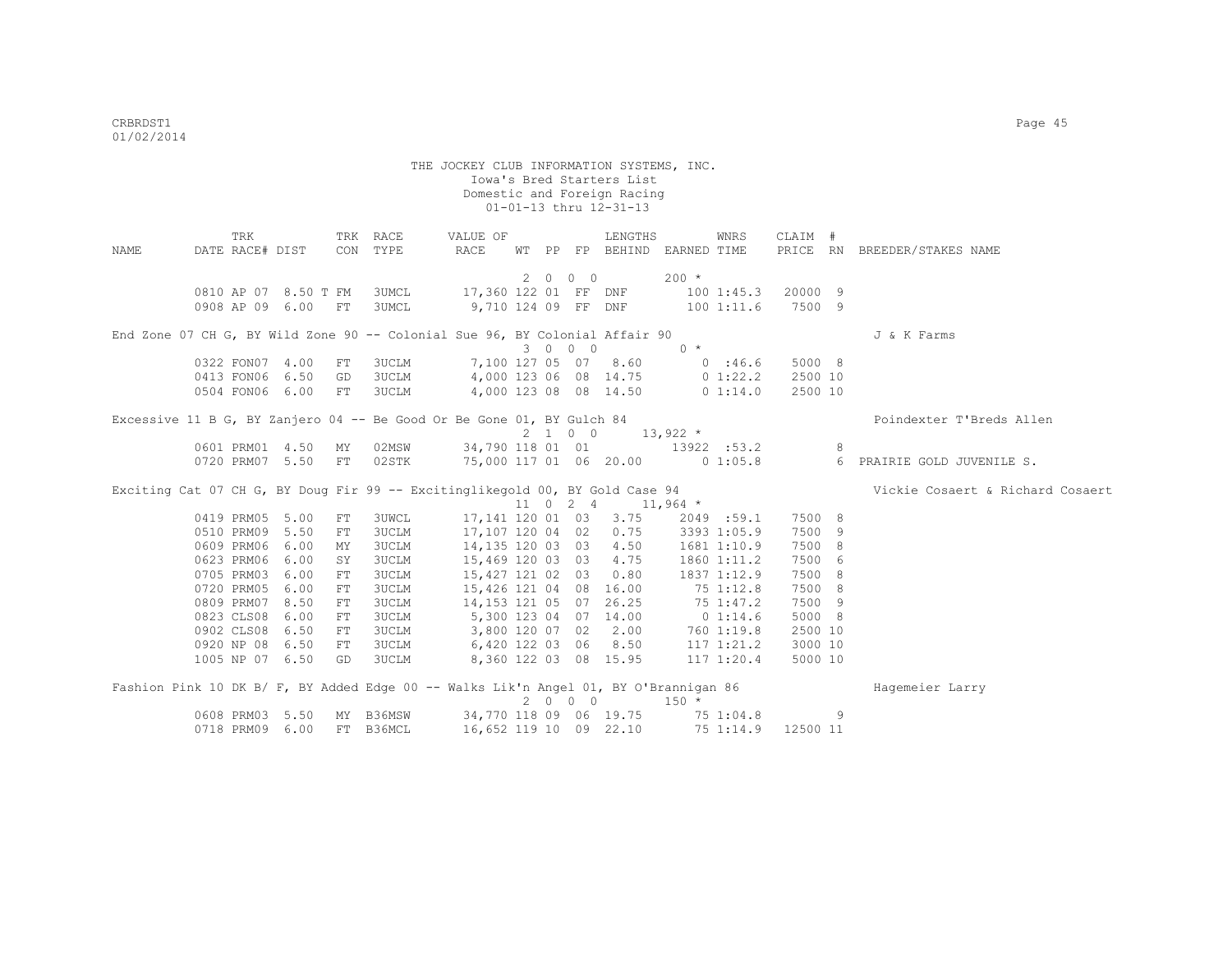THE JOCKEY CLUB INFORMATION SYSTEMS, INC.
Iowa's Bred Starters List
Domestic and Foreign Racing
01-01-13 thru 12-31-13

| NAME | TRK DATE | RACE# | DIST | TRK CON | RACE TYPE | VALUE OF RACE | WT | PP | FP | LENGTHS BEHIND | EARNED | WNRS TIME | CLAIM PRICE | # RN | BREEDER/STAKES NAME |
|---|---|---|---|---|---|---|---|---|---|---|---|---|---|---|---|
| | | | | | | | 2 | 0 0 | 0 | | 200 * | | | | |
| | 0810 | AP 07 | 8.50 T | FM | 3UMCL | 17,360 | 122 | 01 | FF | DNF | 100 | 1:45.3 | 20000 | 9 | |
| | 0908 | AP 09 | 6.00 | FT | 3UMCL | 9,710 | 124 | 09 | FF | DNF | 100 | 1:11.6 | 7500 | 9 | |
| End Zone 07 CH G, BY Wild Zone 90 -- Colonial Sue 96, BY Colonial Affair 90 | | | | | | | | | | | | | | | J & K Farms |
| | | | | | | | 3 | 0 0 | 0 | | 0 * | | | | |
| | 0322 | FON07 | 4.00 | FT | 3UCLM | 7,100 | 127 | 05 | 07 | 8.60 | 0 | :46.6 | 5000 | 8 | |
| | 0413 | FON06 | 6.50 | GD | 3UCLM | 4,000 | 123 | 06 | 08 | 14.75 | 0 | 1:22.2 | 2500 | 10 | |
| | 0504 | FON06 | 6.00 | FT | 3UCLM | 4,000 | 123 | 08 | 08 | 14.50 | 0 | 1:14.0 | 2500 | 10 | |
| Excessive 11 B G, BY Zanjero 04 -- Be Good Or Be Gone 01, BY Gulch 84 | | | | | | | | | | | | | | | Poindexter T'Breds Allen |
| | | | | | | | 2 | 1 0 | 0 | | 13,922 * | | | | |
| | 0601 | PRM01 | 4.50 | MY | 02MSW | 34,790 | 118 | 01 | 01 | | 13922 | :53.2 | | 8 | |
| | 0720 | PRM07 | 5.50 | FT | 02STK | 75,000 | 117 | 01 | 06 | 20.00 | 0 | 1:05.8 | | 6 | PRAIRIE GOLD JUVENILE S. |
| Exciting Cat 07 CH G, BY Doug Fir 99 -- Excitinglikegold 00, BY Gold Case 94 | | | | | | | | | | | | | | | Vickie Cosaert & Richard Cosaert |
| | | | | | | | 11 | 0 2 | 4 | | 11,964 * | | | | |
| | 0419 | PRM05 | 5.00 | FT | 3UWCL | 17,141 | 120 | 01 | 03 | 3.75 | 2049 | :59.1 | 7500 | 8 | |
| | 0510 | PRM09 | 5.50 | FT | 3UCLM | 17,107 | 120 | 04 | 02 | 0.75 | 3393 | 1:05.9 | 7500 | 9 | |
| | 0609 | PRM06 | 6.00 | MY | 3UCLM | 14,135 | 120 | 03 | 03 | 4.50 | 1681 | 1:10.9 | 7500 | 8 | |
| | 0623 | PRM06 | 6.00 | SY | 3UCLM | 15,469 | 120 | 03 | 03 | 4.75 | 1860 | 1:11.2 | 7500 | 6 | |
| | 0705 | PRM03 | 6.00 | FT | 3UCLM | 15,427 | 121 | 02 | 03 | 0.80 | 1837 | 1:12.9 | 7500 | 8 | |
| | 0720 | PRM05 | 6.00 | FT | 3UCLM | 15,426 | 121 | 04 | 08 | 16.00 | 75 | 1:12.8 | 7500 | 8 | |
| | 0809 | PRM07 | 8.50 | FT | 3UCLM | 14,153 | 121 | 05 | 07 | 26.25 | 75 | 1:47.2 | 7500 | 9 | |
| | 0823 | CLS08 | 6.00 | FT | 3UCLM | 5,300 | 123 | 04 | 07 | 14.00 | 0 | 1:14.6 | 5000 | 8 | |
| | 0902 | CLS08 | 6.50 | FT | 3UCLM | 3,800 | 120 | 07 | 02 | 2.00 | 760 | 1:19.8 | 2500 | 10 | |
| | 0920 | NP 08 | 6.50 | FT | 3UCLM | 6,420 | 122 | 03 | 06 | 8.50 | 117 | 1:21.2 | 3000 | 10 | |
| | 1005 | NP 07 | 6.50 | GD | 3UCLM | 8,360 | 122 | 03 | 08 | 15.95 | 117 | 1:20.4 | 5000 | 10 | |
| Fashion Pink 10 DK B/ F, BY Added Edge 00 -- Walks Lik'n Angel 01, BY O'Brannigan 86 | | | | | | | | | | | | | | | Hagemeier Larry |
| | | | | | | | 2 | 0 0 | 0 | | 150 * | | | | |
| | 0608 | PRM03 | 5.50 | MY | B36MSW | 34,770 | 118 | 09 | 06 | 19.75 | 75 | 1:04.8 | | 9 | |
| | 0718 | PRM09 | 6.00 | FT | B36MCL | 16,652 | 119 | 10 | 09 | 22.10 | 75 | 1:14.9 | 12500 | 11 | |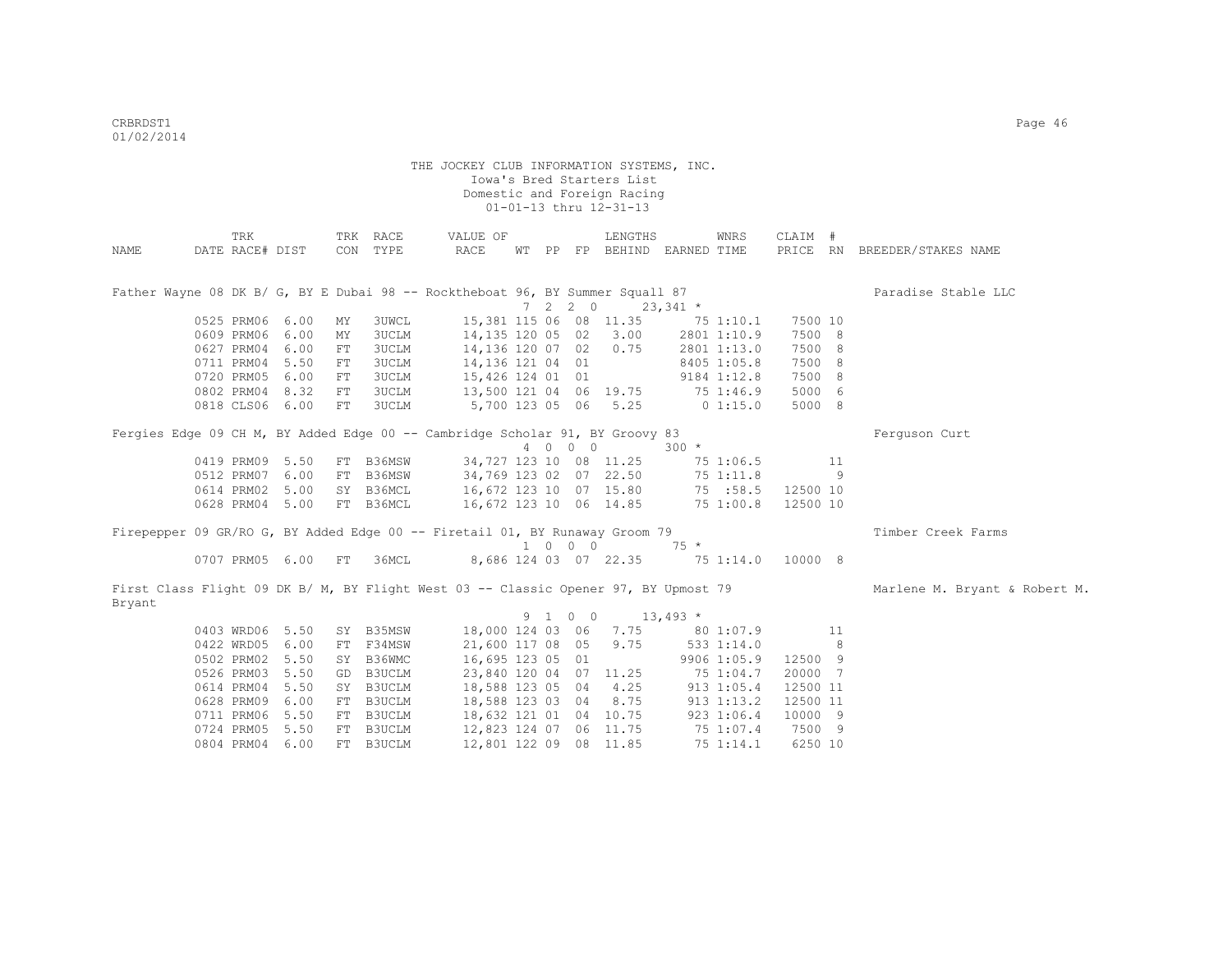THE JOCKEY CLUB INFORMATION SYSTEMS, INC.
Iowa's Bred Starters List
Domestic and Foreign Racing
01-01-13 thru 12-31-13

| NAME | TRK DATE | RACE# | DIST | TRK CON | RACE TYPE | VALUE OF RACE | WT | PP | FP | LENGTHS BEHIND | EARNED | WNRS TIME | CLAIM PRICE | # RN | BREEDER/STAKES NAME |
|---|---|---|---|---|---|---|---|---|---|---|---|---|---|---|---|
| Father Wayne 08 DK B/ G, BY E Dubai 98 -- Rocktheboat 96, BY Summer Squall 87 | | | | | | | | | | | | | | | Paradise Stable LLC |
| | | | | | | | 7 | 2 2 | 0 | | 23,341 * | | | | |
| | 0525 | PRM06 | 6.00 | MY | 3UWCL | 15,381 | 115 | 06 | 08 | 11.35 | 75 | 1:10.1 | 7500 | 10 | |
| | 0609 | PRM06 | 6.00 | MY | 3UCLM | 14,135 | 120 | 05 | 02 | 3.00 | 2801 | 1:10.9 | 7500 | 8 | |
| | 0627 | PRM04 | 6.00 | FT | 3UCLM | 14,136 | 120 | 07 | 02 | 0.75 | 2801 | 1:13.0 | 7500 | 8 | |
| | 0711 | PRM04 | 5.50 | FT | 3UCLM | 14,136 | 121 | 04 | 01 | | 8405 | 1:05.8 | 7500 | 8 | |
| | 0720 | PRM05 | 6.00 | FT | 3UCLM | 15,426 | 124 | 01 | 01 | | 9184 | 1:12.8 | 7500 | 8 | |
| | 0802 | PRM04 | 8.32 | FT | 3UCLM | 13,500 | 121 | 04 | 06 | 19.75 | 75 | 1:46.9 | 5000 | 6 | |
| | 0818 | CLS06 | 6.00 | FT | 3UCLM | 5,700 | 123 | 05 | 06 | 5.25 | 0 | 1:15.0 | 5000 | 8 | |
| Fergies Edge 09 CH M, BY Added Edge 00 -- Cambridge Scholar 91, BY Groovy 83 | | | | | | | | | | | | | | | Ferguson Curt |
| | | | | | | | 4 | 0 0 | 0 | | 300 * | | | | |
| | 0419 | PRM09 | 5.50 | FT | B36MSW | 34,727 | 123 | 10 | 08 | 11.25 | 75 | 1:06.5 | | 11 | |
| | 0512 | PRM07 | 6.00 | FT | B36MSW | 34,769 | 123 | 02 | 07 | 22.50 | 75 | 1:11.8 | | 9 | |
| | 0614 | PRM02 | 5.00 | SY | B36MCL | 16,672 | 123 | 10 | 07 | 15.80 | 75 | :58.5 | 12500 | 10 | |
| | 0628 | PRM04 | 5.00 | FT | B36MCL | 16,672 | 123 | 10 | 06 | 14.85 | 75 | 1:00.8 | 12500 | 10 | |
| Firepepper 09 GR/RO G, BY Added Edge 00 -- Firetail 01, BY Runaway Groom 79 | | | | | | | | | | | | | | | Timber Creek Farms |
| | | | | | | | 1 | 0 0 | 0 | | 75 * | | | | |
| | 0707 | PRM05 | 6.00 | FT | 36MCL | 8,686 | 124 | 03 | 07 | 22.35 | 75 | 1:14.0 | 10000 | 8 | |
| First Class Flight 09 DK B/ M, BY Flight West 03 -- Classic Opener 97, BY Upmost 79 | | | | | | | | | | | | | | | Marlene M. Bryant & Robert M. Bryant |
| | | | | | | | 9 | 1 0 | 0 | | 13,493 * | | | | |
| | 0403 | WRD06 | 5.50 | SY | B35MSW | 18,000 | 124 | 03 | 06 | 7.75 | 80 | 1:07.9 | | 11 | |
| | 0422 | WRD05 | 6.00 | FT | F34MSW | 21,600 | 117 | 08 | 05 | 9.75 | 533 | 1:14.0 | | 8 | |
| | 0502 | PRM02 | 5.50 | SY | B36WMC | 16,695 | 123 | 05 | 01 | | 9906 | 1:05.9 | 12500 | 9 | |
| | 0526 | PRM03 | 5.50 | GD | B3UCLM | 23,840 | 120 | 04 | 07 | 11.25 | 75 | 1:04.7 | 20000 | 7 | |
| | 0614 | PRM04 | 5.50 | SY | B3UCLM | 18,588 | 123 | 05 | 04 | 4.25 | 913 | 1:05.4 | 12500 | 11 | |
| | 0628 | PRM09 | 6.00 | FT | B3UCLM | 18,588 | 123 | 03 | 04 | 8.75 | 913 | 1:13.2 | 12500 | 11 | |
| | 0711 | PRM06 | 5.50 | FT | B3UCLM | 18,632 | 121 | 01 | 04 | 10.75 | 923 | 1:06.4 | 10000 | 9 | |
| | 0724 | PRM05 | 5.50 | FT | B3UCLM | 12,823 | 124 | 07 | 06 | 11.75 | 75 | 1:07.4 | 7500 | 9 | |
| | 0804 | PRM04 | 6.00 | FT | B3UCLM | 12,801 | 122 | 09 | 08 | 11.85 | 75 | 1:14.1 | 6250 | 10 | |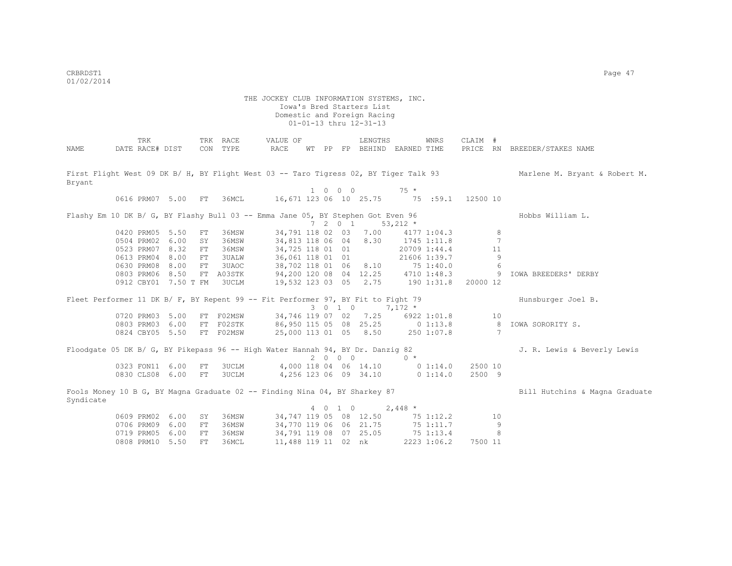THE JOCKEY CLUB INFORMATION SYSTEMS, INC.
Iowa's Bred Starters List
Domestic and Foreign Racing
01-01-13 thru 12-31-13

| NAME | DATE | TRK RACE# | DIST | TRK CON | RACE TYPE | VALUE OF RACE | WT | PP | FP | LENGTHS BEHIND | EARNED | WNRS TIME | CLAIM PRICE | # RN | BREEDER/STAKES NAME |
|---|---|---|---|---|---|---|---|---|---|---|---|---|---|---|---|
| First Flight West 09 DK B/ H, BY Flight West 03 -- Taro Tigress 02, BY Tiger Talk 93 | | | | | | | | | | | | | | | Marlene M. Bryant & Robert M. Bryant |
| | | | | | | | 1 | 0 0 0 | | | 75 * | | | | |
| | 0616 | PRM07 | 5.00 | FT | 36MCL | 16,671 | 123 | 06 | 10 | 25.75 | 75 | :59.1 | 12500 | 10 | |
| Flashy Em 10 DK B/ G, BY Flashy Bull 03 -- Emma Jane 05, BY Stephen Got Even 96 | | | | | | | | | | | | | | | Hobbs William L. |
| | | | | | | | 7 | 2 0 1 | | | 53,212 * | | | | |
| | 0420 | PRM05 | 5.50 | FT | 36MSW | 34,791 | 118 | 02 | 03 | 7.00 | 4177 | 1:04.3 | | 8 | |
| | 0504 | PRM02 | 6.00 | SY | 36MSW | 34,813 | 118 | 06 | 04 | 8.30 | 1745 | 1:11.8 | | 7 | |
| | 0523 | PRM07 | 8.32 | FT | 36MSW | 34,725 | 118 | 01 | 01 | | 20709 | 1:44.4 | | 11 | |
| | 0613 | PRM04 | 8.00 | FT | 3UALW | 36,061 | 118 | 01 | 01 | | 21606 | 1:39.7 | | 9 | |
| | 0630 | PRM08 | 8.00 | FT | 3UAOC | 38,702 | 118 | 01 | 06 | 8.10 | 75 | 1:40.0 | | 6 | |
| | 0803 | PRM06 | 8.50 | FT | A03STK | 94,200 | 120 | 08 | 04 | 12.25 | 4710 | 1:48.3 | | 9 | IOWA BREEDERS' DERBY |
| | 0912 | CBY01 | 7.50 T | FM | 3UCLM | 19,532 | 123 | 03 | 05 | 2.75 | 190 | 1:31.8 | 20000 | 12 | |
| Fleet Performer 11 DK B/ F, BY Repent 99 -- Fit Performer 97, BY Fit to Fight 79 | | | | | | | | | | | | | | | Hunsburger Joel B. |
| | | | | | | | 3 | 0 1 0 | | | 7,172 * | | | | |
| | 0720 | PRM03 | 5.00 | FT | F02MSW | 34,746 | 119 | 07 | 02 | 7.25 | 6922 | 1:01.8 | | 10 | |
| | 0803 | PRM03 | 6.00 | FT | F02STK | 86,950 | 115 | 05 | 08 | 25.25 | 0 | 1:13.8 | | 8 | IOWA SORORITY S. |
| | 0824 | CBY05 | 5.50 | FT | F02MSW | 25,000 | 113 | 01 | 05 | 8.50 | 250 | 1:07.8 | | 7 | |
| Floodgate 05 DK B/ G, BY Pikepass 96 -- High Water Hannah 94, BY Dr. Danzig 82 | | | | | | | | | | | | | | | J. R. Lewis & Beverly Lewis |
| | | | | | | | 2 | 0 0 0 | | | 0 * | | | | |
| | 0323 | FON11 | 6.00 | FT | 3UCLM | 4,000 | 118 | 04 | 06 | 14.10 | 0 | 1:14.0 | 2500 | 10 | |
| | 0830 | CLS08 | 6.00 | FT | 3UCLM | 4,256 | 123 | 06 | 09 | 34.10 | 0 | 1:14.0 | 2500 | 9 | |
| Fools Money 10 B G, BY Magna Graduate 02 -- Finding Nina 04, BY Sharkey 87 | | | | | | | | | | | | | | | Bill Hutchins & Magna Graduate Syndicate |
| | | | | | | | 4 | 0 1 0 | | | 2,448 * | | | | |
| | 0609 | PRM02 | 6.00 | SY | 36MSW | 34,747 | 119 | 05 | 08 | 12.50 | 75 | 1:12.2 | | 10 | |
| | 0706 | PRM09 | 6.00 | FT | 36MSW | 34,770 | 119 | 06 | 06 | 21.75 | 75 | 1:11.7 | | 9 | |
| | 0719 | PRM05 | 6.00 | FT | 36MSW | 34,791 | 119 | 08 | 07 | 25.05 | 75 | 1:13.4 | | 8 | |
| | 0808 | PRM10 | 5.50 | FT | 36MCL | 11,488 | 119 | 11 | 02 | nk | 2223 | 1:06.2 | 7500 | 11 | |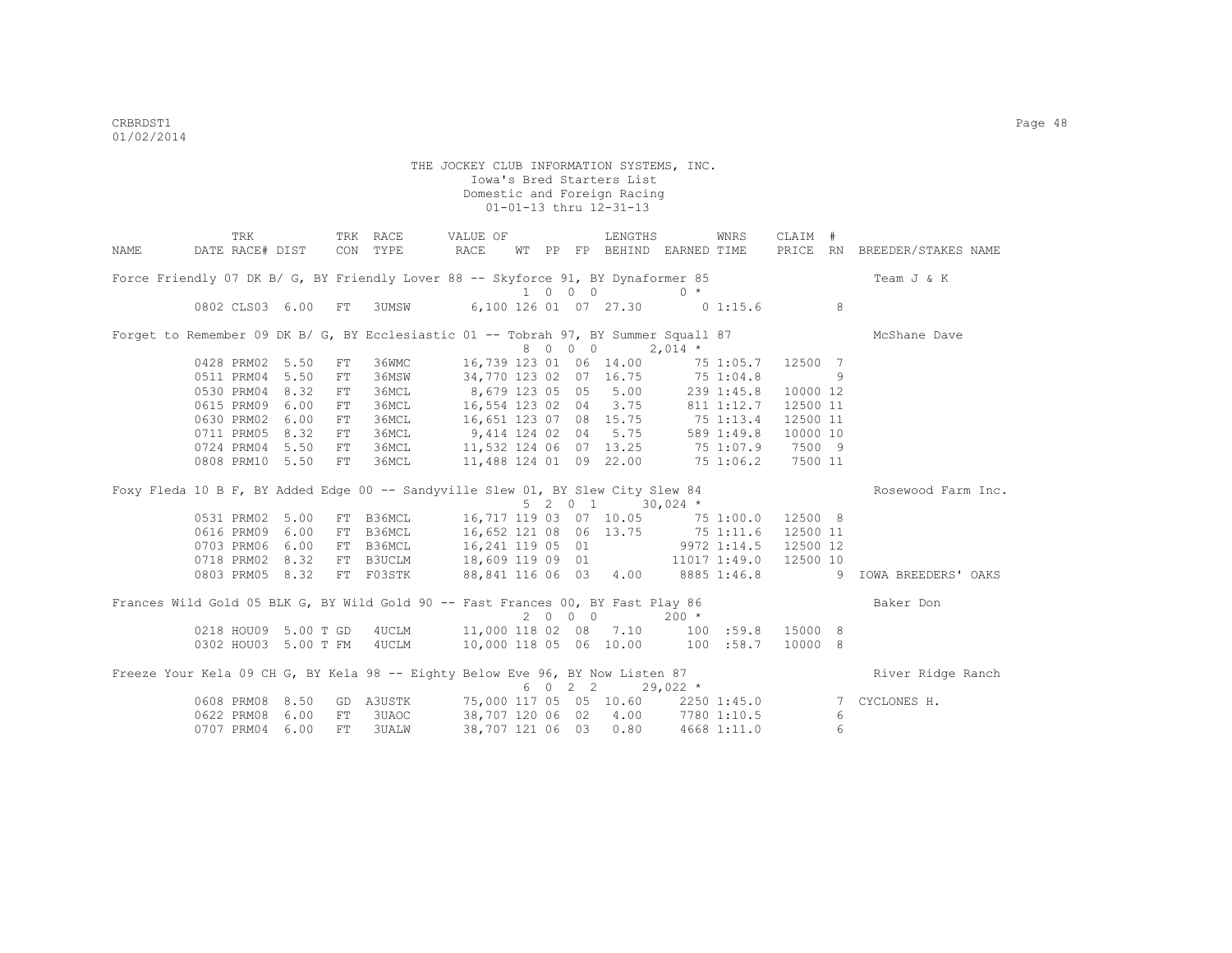THE JOCKEY CLUB INFORMATION SYSTEMS, INC.
Iowa's Bred Starters List
Domestic and Foreign Racing
01-01-13 thru 12-31-13

| NAME | TRK DATE | RACE# | DIST | TRK CON | RACE TYPE | VALUE OF RACE | WT | PP | FP | LENGTHS BEHIND | EARNED | WNRS TIME | CLAIM PRICE | # RN | BREEDER/STAKES NAME |
|---|---|---|---|---|---|---|---|---|---|---|---|---|---|---|---|
| Force Friendly 07 DK B/ G, BY Friendly Lover 88 -- Skyforce 91, BY Dynaformer 85 | | | | | | | 1 | 0 | 0 0 | | 0 * | | | | Team J & K |
| | 0802 | CLS03 | 6.00 | FT | 3UMSW | 6,100 | 126 | 01 | 07 | 27.30 | 0 | 1:15.6 | | 8 | |
| Forget to Remember 09 DK B/ G, BY Ecclesiastic 01 -- Tobrah 97, BY Summer Squall 87 | | | | | | | 8 | 0 | 0 0 | | 2,014 * | | | | McShane Dave |
| | 0428 | PRM02 | 5.50 | FT | 36WMC | 16,739 | 123 | 01 | 06 | 14.00 | 75 | 1:05.7 | 12500 | 7 | |
| | 0511 | PRM04 | 5.50 | FT | 36MSW | 34,770 | 123 | 02 | 07 | 16.75 | 75 | 1:04.8 | | 9 | |
| | 0530 | PRM04 | 8.32 | FT | 36MCL | 8,679 | 123 | 05 | 05 | 5.00 | 239 | 1:45.8 | 10000 | 12 | |
| | 0615 | PRM09 | 6.00 | FT | 36MCL | 16,554 | 123 | 02 | 04 | 3.75 | 811 | 1:12.7 | 12500 | 11 | |
| | 0630 | PRM02 | 6.00 | FT | 36MCL | 16,651 | 123 | 07 | 08 | 15.75 | 75 | 1:13.4 | 12500 | 11 | |
| | 0711 | PRM05 | 8.32 | FT | 36MCL | 9,414 | 124 | 02 | 04 | 5.75 | 589 | 1:49.8 | 10000 | 10 | |
| | 0724 | PRM04 | 5.50 | FT | 36MCL | 11,532 | 124 | 06 | 07 | 13.25 | 75 | 1:07.9 | 7500 | 9 | |
| | 0808 | PRM10 | 5.50 | FT | 36MCL | 11,488 | 124 | 01 | 09 | 22.00 | 75 | 1:06.2 | 7500 | 11 | |
| Foxy Fleda 10 B F, BY Added Edge 00 -- Sandyville Slew 01, BY Slew City Slew 84 | | | | | | | 5 | 2 | 0 1 | | 30,024 * | | | | Rosewood Farm Inc. |
| | 0531 | PRM02 | 5.00 | FT | B36MCL | 16,717 | 119 | 03 | 07 | 10.05 | 75 | 1:00.0 | 12500 | 8 | |
| | 0616 | PRM09 | 6.00 | FT | B36MCL | 16,652 | 121 | 08 | 06 | 13.75 | 75 | 1:11.6 | 12500 | 11 | |
| | 0703 | PRM06 | 6.00 | FT | B36MCL | 16,241 | 119 | 05 | 01 | | 9972 | 1:14.5 | 12500 | 12 | |
| | 0718 | PRM02 | 8.32 | FT | B3UCLM | 18,609 | 119 | 09 | 01 | | 11017 | 1:49.0 | 12500 | 10 | |
| | 0803 | PRM05 | 8.32 | FT | F03STK | 88,841 | 116 | 06 | 03 | 4.00 | 8885 | 1:46.8 | | 9 | IOWA BREEDERS' OAKS |
| Frances Wild Gold 05 BLK G, BY Wild Gold 90 -- Fast Frances 00, BY Fast Play 86 | | | | | | | 2 | 0 | 0 0 | | 200 * | | | | Baker Don |
| | 0218 | HOU09 | 5.00 T | GD | 4UCLM | 11,000 | 118 | 02 | 08 | 7.10 | 100 | :59.8 | 15000 | 8 | |
| | 0302 | HOU03 | 5.00 T | FM | 4UCLM | 10,000 | 118 | 05 | 06 | 10.00 | 100 | :58.7 | 10000 | 8 | |
| Freeze Your Kela 09 CH G, BY Kela 98 -- Eighty Below Eve 96, BY Now Listen 87 | | | | | | | 6 | 0 | 2 2 | | 29,022 * | | | | River Ridge Ranch |
| | 0608 | PRM08 | 8.50 | GD | A3USTK | 75,000 | 117 | 05 | 05 | 10.60 | 2250 | 1:45.0 | | 7 | CYCLONES H. |
| | 0622 | PRM08 | 6.00 | FT | 3UAOC | 38,707 | 120 | 06 | 02 | 4.00 | 7780 | 1:10.5 | | 6 | |
| | 0707 | PRM04 | 6.00 | FT | 3UALW | 38,707 | 121 | 06 | 03 | 0.80 | 4668 | 1:11.0 | | 6 | |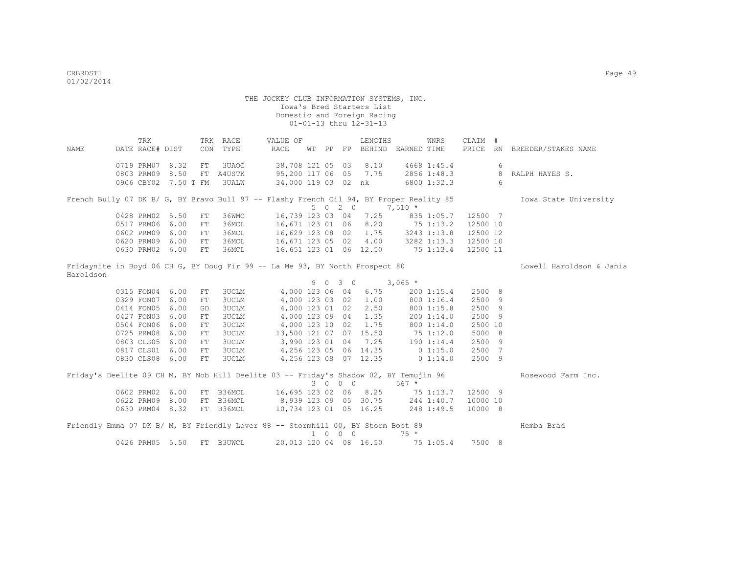THE JOCKEY CLUB INFORMATION SYSTEMS, INC.
Iowa's Bred Starters List
Domestic and Foreign Racing
01-01-13 thru 12-31-13

| NAME | TRK DATE | RACE# | DIST | TRK CON | RACE TYPE | VALUE OF RACE | WT | PP | FP | LENGTHS BEHIND | EARNED | WNRS TIME | CLAIM PRICE | # RN | BREEDER/STAKES NAME |
|---|---|---|---|---|---|---|---|---|---|---|---|---|---|---|---|
| | 0719 | PRM07 | 8.32 | FT | 3UAOC | 38,708 | 121 | 05 | 03 | 8.10 | 4668 | 1:45.4 | | 6 | |
| | 0803 | PRM09 | 8.50 | FT | A4USTK | 95,200 | 117 | 06 | 05 | 7.75 | 2856 | 1:48.3 | | 8 | RALPH HAYES S. |
| | 0906 | CBY02 | 7.50 T | FM | 3UALW | 34,000 | 119 | 03 | 02 | nk | 6800 | 1:32.3 | | 6 | |
| French Bully 07 DK B/ G, BY Bravo Bull 97 -- Flashy French Oil 94, BY Proper Reality 85 | | | | | | | | | | | | | | | Iowa State University |
| | | | | | | | 5 0 2 0 | | | | 7,510 * | | | | |
| | 0428 | PRM02 | 5.50 | FT | 36WMC | 16,739 | 123 | 03 | 04 | 7.25 | 835 | 1:05.7 | 12500 | 7 | |
| | 0517 | PRM06 | 6.00 | FT | 36MCL | 16,671 | 123 | 01 | 06 | 8.20 | 75 | 1:13.2 | 12500 | 10 | |
| | 0602 | PRM09 | 6.00 | FT | 36MCL | 16,629 | 123 | 08 | 02 | 1.75 | 3243 | 1:13.8 | 12500 | 12 | |
| | 0620 | PRM09 | 6.00 | FT | 36MCL | 16,671 | 123 | 05 | 02 | 4.00 | 3282 | 1:13.3 | 12500 | 10 | |
| | 0630 | PRM02 | 6.00 | FT | 36MCL | 16,651 | 123 | 01 | 06 | 12.50 | 75 | 1:13.4 | 12500 | 11 | |
| Fridaynite in Boyd 06 CH G, BY Doug Fir 99 -- La Me 93, BY North Prospect 80 | | | | | | | | | | | | | | | Lowell Haroldson & Janis Haroldson |
| | | | | | | | 9 0 3 0 | | | | 3,065 * | | | | |
| | 0315 | FON04 | 6.00 | FT | 3UCLM | 4,000 | 123 | 06 | 04 | 6.75 | 200 | 1:15.4 | 2500 | 8 | |
| | 0329 | FON07 | 6.00 | FT | 3UCLM | 4,000 | 123 | 03 | 02 | 1.00 | 800 | 1:16.4 | 2500 | 9 | |
| | 0414 | FON05 | 6.00 | GD | 3UCLM | 4,000 | 123 | 01 | 02 | 2.50 | 800 | 1:15.8 | 2500 | 9 | |
| | 0427 | FON03 | 6.00 | FT | 3UCLM | 4,000 | 123 | 09 | 04 | 1.35 | 200 | 1:14.0 | 2500 | 9 | |
| | 0504 | FON06 | 6.00 | FT | 3UCLM | 4,000 | 123 | 10 | 02 | 1.75 | 800 | 1:14.0 | 2500 | 10 | |
| | 0725 | PRM08 | 6.00 | FT | 3UCLM | 13,500 | 121 | 07 | 07 | 15.50 | 75 | 1:12.0 | 5000 | 8 | |
| | 0803 | CLS05 | 6.00 | FT | 3UCLM | 3,990 | 123 | 01 | 04 | 7.25 | 190 | 1:14.4 | 2500 | 9 | |
| | 0817 | CLS01 | 6.00 | FT | 3UCLM | 4,256 | 123 | 05 | 06 | 14.35 | 0 | 1:15.0 | 2500 | 7 | |
| | 0830 | CLS08 | 6.00 | FT | 3UCLM | 4,256 | 123 | 08 | 07 | 12.35 | 0 | 1:14.0 | 2500 | 9 | |
| Friday's Deelite 09 CH M, BY Nob Hill Deelite 03 -- Friday's Shadow 02, BY Temujin 96 | | | | | | | | | | | | | | | Rosewood Farm Inc. |
| | | | | | | | 3 0 0 0 | | | | 567 * | | | | |
| | 0602 | PRM02 | 6.00 | FT | B36MCL | 16,695 | 123 | 02 | 06 | 8.25 | 75 | 1:13.7 | 12500 | 9 | |
| | 0622 | PRM09 | 8.00 | FT | B36MCL | 8,939 | 123 | 09 | 05 | 30.75 | 244 | 1:40.7 | 10000 | 10 | |
| | 0630 | PRM04 | 8.32 | FT | B36MCL | 10,734 | 123 | 01 | 05 | 16.25 | 248 | 1:49.5 | 10000 | 8 | |
| Friendly Emma 07 DK B/ M, BY Friendly Lover 88 -- Stormhill 00, BY Storm Boot 89 | | | | | | | | | | | | | | | Hemba Brad |
| | | | | | | | 1 0 0 0 | | | | 75 * | | | | |
| | 0426 | PRM05 | 5.50 | FT | B3UWCL | 20,013 | 120 | 04 | 08 | 16.50 | 75 | 1:05.4 | 7500 | 8 | |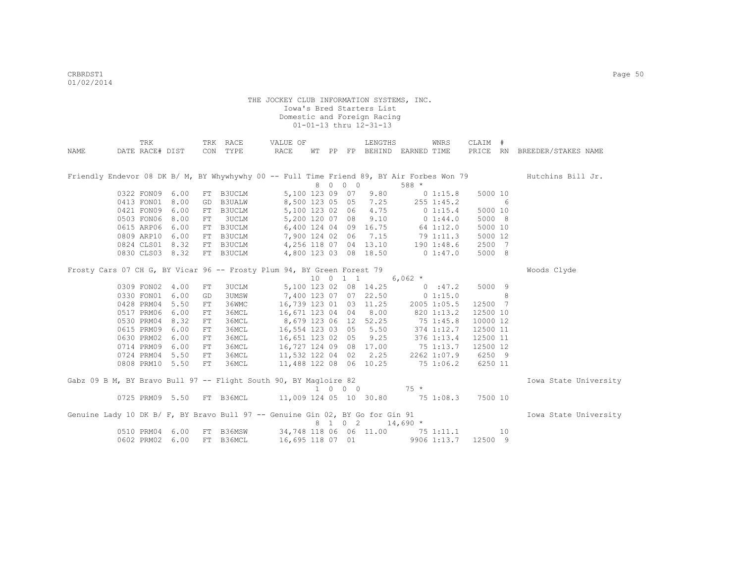THE JOCKEY CLUB INFORMATION SYSTEMS, INC.
Iowa's Bred Starters List
Domestic and Foreign Racing
01-01-13 thru 12-31-13

| NAME | TRK DATE | RACE# | DIST | TRK CON | RACE TYPE | VALUE OF RACE | WT | PP | FP | LENGTHS BEHIND | EARNED | WNRS TIME | CLAIM PRICE | # RN | BREEDER/STAKES NAME |
|---|---|---|---|---|---|---|---|---|---|---|---|---|---|---|---|
| Friendly Endevor 08 DK B/ M, BY Whywhywhy 00 -- Full Time Friend 89, BY Air Forbes Won 79 | | | | | | | | | | | | | | | Hutchins Bill Jr. |
| | | | | | | | 8 | 0 0 0 | | | 588 * | | | | |
| | 0322 | FON09 | 6.00 | FT | B3UCLM | 5,100 | 123 | 09 | 07 | 9.80 | 0 | 1:15.8 | 5000 | 10 | |
| | 0413 | FON01 | 8.00 | GD | B3UALW | 8,500 | 123 | 05 | 05 | 7.25 | 255 | 1:45.2 | | 6 | |
| | 0421 | FON09 | 6.00 | FT | B3UCLM | 5,100 | 123 | 02 | 06 | 4.75 | 0 | 1:15.4 | 5000 | 10 | |
| | 0503 | FON06 | 8.00 | FT | 3UCLM | 5,200 | 120 | 07 | 08 | 9.10 | 0 | 1:44.0 | 5000 | 8 | |
| | 0615 | ARP06 | 6.00 | FT | B3UCLM | 6,400 | 124 | 04 | 09 | 16.75 | 64 | 1:12.0 | 5000 | 10 | |
| | 0809 | ARP10 | 6.00 | FT | B3UCLM | 7,900 | 124 | 02 | 06 | 7.15 | 79 | 1:11.3 | 5000 | 12 | |
| | 0824 | CLS01 | 8.32 | FT | B3UCLM | 4,256 | 118 | 07 | 04 | 13.10 | 190 | 1:48.6 | 2500 | 7 | |
| | 0830 | CLS03 | 8.32 | FT | B3UCLM | 4,800 | 123 | 03 | 08 | 18.50 | 0 | 1:47.0 | 5000 | 8 | |
| Frosty Cars 07 CH G, BY Vicar 96 -- Frosty Plum 94, BY Green Forest 79 | | | | | | | | | | | | | | | Woods Clyde |
| | | | | | | | 10 | 0 1 1 | | | 6,062 * | | | | |
| | 0309 | FON02 | 4.00 | FT | 3UCLM | 5,100 | 123 | 02 | 08 | 14.25 | 0 | :47.2 | 5000 | 9 | |
| | 0330 | FON01 | 6.00 | GD | 3UMSW | 7,400 | 123 | 07 | 07 | 22.50 | 0 | 1:15.0 | | 8 | |
| | 0428 | PRM04 | 5.50 | FT | 36WMC | 16,739 | 123 | 01 | 03 | 11.25 | 2005 | 1:05.5 | 12500 | 7 | |
| | 0517 | PRM06 | 6.00 | FT | 36MCL | 16,671 | 123 | 04 | 04 | 8.00 | 820 | 1:13.2 | 12500 | 10 | |
| | 0530 | PRM04 | 8.32 | FT | 36MCL | 8,679 | 123 | 06 | 12 | 52.25 | 75 | 1:45.8 | 10000 | 12 | |
| | 0615 | PRM09 | 6.00 | FT | 36MCL | 16,554 | 123 | 03 | 05 | 5.50 | 374 | 1:12.7 | 12500 | 11 | |
| | 0630 | PRM02 | 6.00 | FT | 36MCL | 16,651 | 123 | 02 | 05 | 9.25 | 376 | 1:13.4 | 12500 | 11 | |
| | 0714 | PRM09 | 6.00 | FT | 36MCL | 16,727 | 124 | 09 | 08 | 17.00 | 75 | 1:13.7 | 12500 | 12 | |
| | 0724 | PRM04 | 5.50 | FT | 36MCL | 11,532 | 122 | 04 | 02 | 2.25 | 2262 | 1:07.9 | 6250 | 9 | |
| | 0808 | PRM10 | 5.50 | FT | 36MCL | 11,488 | 122 | 08 | 06 | 10.25 | 75 | 1:06.2 | 6250 | 11 | |
| Gabz 09 B M, BY Bravo Bull 97 -- Flight South 90, BY Magloire 82 | | | | | | | | | | | | | | | Iowa State University |
| | | | | | | | 1 | 0 0 0 | | | 75 * | | | | |
| | 0725 | PRM09 | 5.50 | FT | B36MCL | 11,009 | 124 | 05 | 10 | 30.80 | 75 | 1:08.3 | 7500 | 10 | |
| Genuine Lady 10 DK B/ F, BY Bravo Bull 97 -- Genuine Gin 02, BY Go for Gin 91 | | | | | | | | | | | | | | | Iowa State University |
| | | | | | | | 8 | 1 0 2 | | | 14,690 * | | | | |
| | 0510 | PRM04 | 6.00 | FT | B36MSW | 34,748 | 118 | 06 | 06 | 11.00 | 75 | 1:11.1 | | 10 | |
| | 0602 | PRM02 | 6.00 | FT | B36MCL | 16,695 | 118 | 07 | 01 | | 9906 | 1:13.7 | 12500 | 9 | |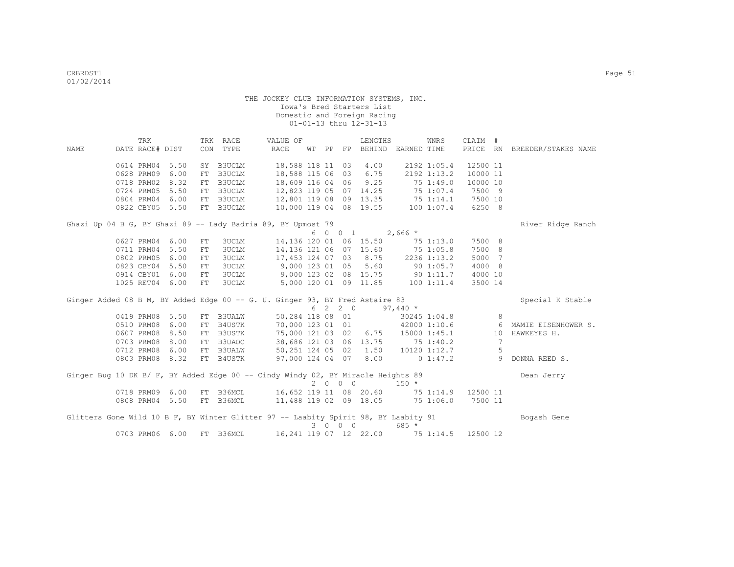THE JOCKEY CLUB INFORMATION SYSTEMS, INC.
Iowa's Bred Starters List
Domestic and Foreign Racing
01-01-13 thru 12-31-13

| NAME | TRK DATE | RACE# | DIST | TRK CON | RACE TYPE | VALUE OF RACE | WT | PP | FP | LENGTHS BEHIND | EARNED | WNRS TIME | CLAIM PRICE | # RN | BREEDER/STAKES NAME |
|---|---|---|---|---|---|---|---|---|---|---|---|---|---|---|---|
| | 0614 | PRM04 | 5.50 | SY | B3UCLM | 18,588 | 118 | 11 | 03 | 4.00 | 2192 | 1:05.4 | 12500 | 11 | |
| | 0628 | PRM09 | 6.00 | FT | B3UCLM | 18,588 | 115 | 06 | 03 | 6.75 | 2192 | 1:13.2 | 10000 | 11 | |
| | 0718 | PRM02 | 8.32 | FT | B3UCLM | 18,609 | 116 | 04 | 06 | 9.25 | 75 | 1:49.0 | 10000 | 10 | |
| | 0724 | PRM05 | 5.50 | FT | B3UCLM | 12,823 | 119 | 05 | 07 | 14.25 | 75 | 1:07.4 | 7500 | 9 | |
| | 0804 | PRM04 | 6.00 | FT | B3UCLM | 12,801 | 119 | 08 | 09 | 13.35 | 75 | 1:14.1 | 7500 | 10 | |
| | 0822 | CBY05 | 5.50 | FT | B3UCLM | 10,000 | 119 | 04 | 08 | 19.55 | 100 | 1:07.4 | 6250 | 8 | |
| Ghazi Up 04 B G, BY Ghazi 89 -- Lady Badria 89, BY Upmost 79 | | | | | | | 6 | 0 | 0 1 | | 2,666 * | | | | River Ridge Ranch |
| | 0627 | PRM04 | 6.00 | FT | 3UCLM | 14,136 | 120 | 01 | 06 | 15.50 | 75 | 1:13.0 | 7500 | 8 | |
| | 0711 | PRM04 | 5.50 | FT | 3UCLM | 14,136 | 121 | 06 | 07 | 15.60 | 75 | 1:05.8 | 7500 | 8 | |
| | 0802 | PRM05 | 6.00 | FT | 3UCLM | 17,453 | 124 | 07 | 03 | 8.75 | 2236 | 1:13.2 | 5000 | 7 | |
| | 0823 | CBY04 | 5.50 | FT | 3UCLM | 9,000 | 123 | 01 | 05 | 5.60 | 90 | 1:05.7 | 4000 | 8 | |
| | 0914 | CBY01 | 6.00 | FT | 3UCLM | 9,000 | 123 | 02 | 08 | 15.75 | 90 | 1:11.7 | 4000 | 10 | |
| | 1025 | RET04 | 6.00 | FT | 3UCLM | 5,000 | 120 | 01 | 09 | 11.85 | 100 | 1:11.4 | 3500 | 14 | |
| Ginger Added 08 B M, BY Added Edge 00 -- G. U. Ginger 93, BY Fred Astaire 83 | | | | | | | 6 | 2 | 2 0 | | 97,440 * | | | | Special K Stable |
| | 0419 | PRM08 | 5.50 | FT | B3UALW | 50,284 | 118 | 08 | 01 | | 30245 | 1:04.8 | | 8 | |
| | 0510 | PRM08 | 6.00 | FT | B4USTK | 70,000 | 123 | 01 | 01 | | 42000 | 1:10.6 | | 6 | MAMIE EISENHOWER S. |
| | 0607 | PRM08 | 8.50 | FT | B3USTK | 75,000 | 121 | 03 | 02 | 6.75 | 15000 | 1:45.1 | | 10 | HAWKEYES H. |
| | 0703 | PRM08 | 8.00 | FT | B3UAOC | 38,686 | 121 | 03 | 06 | 13.75 | 75 | 1:40.2 | | 7 | |
| | 0712 | PRM08 | 6.00 | FT | B3UALW | 50,251 | 124 | 05 | 02 | 1.50 | 10120 | 1:12.7 | | 5 | |
| | 0803 | PRM08 | 8.32 | FT | B4USTK | 97,000 | 124 | 04 | 07 | 8.00 | 0 | 1:47.2 | | 9 | DONNA REED S. |
| Ginger Bug 10 DK B/ F, BY Added Edge 00 -- Cindy Windy 02, BY Miracle Heights 89 | | | | | | | 2 | 0 | 0 0 | | 150 * | | | | Dean Jerry |
| | 0718 | PRM09 | 6.00 | FT | B36MCL | 16,652 | 119 | 11 | 08 | 20.60 | 75 | 1:14.9 | 12500 | 11 | |
| | 0808 | PRM04 | 5.50 | FT | B36MCL | 11,488 | 119 | 02 | 09 | 18.05 | 75 | 1:06.0 | 7500 | 11 | |
| Glitters Gone Wild 10 B F, BY Winter Glitter 97 -- Laabity Spirit 98, BY Laabity 91 | | | | | | | 3 | 0 | 0 0 | | 685 * | | | | Bogash Gene |
| | 0703 | PRM06 | 6.00 | FT | B36MCL | 16,241 | 119 | 07 | 12 | 22.00 | 75 | 1:14.5 | 12500 | 12 | |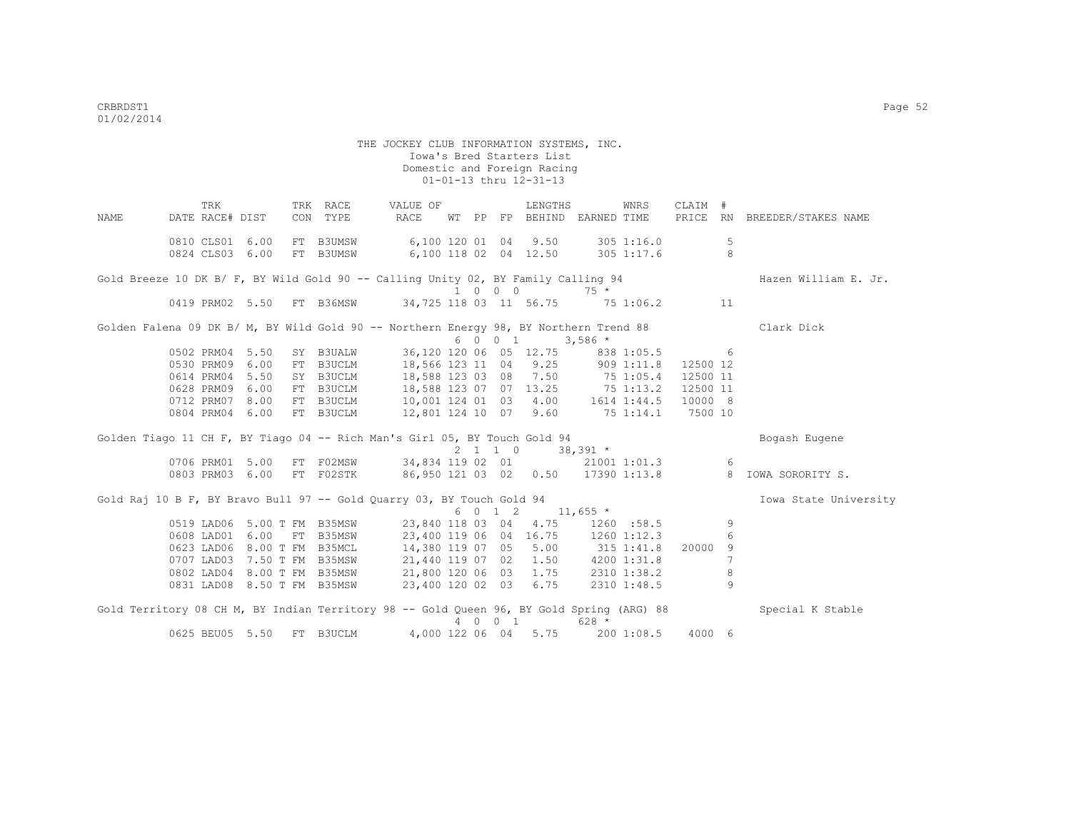THE JOCKEY CLUB INFORMATION SYSTEMS, INC.
Iowa's Bred Starters List
Domestic and Foreign Racing
01-01-13 thru 12-31-13

| NAME | TRK DATE | RACE# | DIST | TRK CON | RACE TYPE | VALUE OF RACE | WT | PP | FP | LENGTHS BEHIND | EARNED | WNRS TIME | CLAIM PRICE | # RN | BREEDER/STAKES NAME |
|---|---|---|---|---|---|---|---|---|---|---|---|---|---|---|---|
| | 0810 | CLS01 | 6.00 | FT | B3UMSW | 6,100 | 120 | 01 | 04 | 9.50 | 305 | 1:16.0 | | 5 | |
| | 0824 | CLS03 | 6.00 | FT | B3UMSW | 6,100 | 118 | 02 | 04 | 12.50 | 305 | 1:17.6 | | 8 | |
| Gold Breeze 10 DK B/ F, BY Wild Gold 90 -- Calling Unity 02, BY Family Calling 94 | | | | | | | | | | | | | | | Hazen William E. Jr. |
| | | | | | | | 1 | 0 | 0 0 | | 75 * | | | | |
| | 0419 | PRM02 | 5.50 | FT | B36MSW | 34,725 | 118 | 03 | 11 | 56.75 | 75 | 1:06.2 | | 11 | |
| Golden Falena 09 DK B/ M, BY Wild Gold 90 -- Northern Energy 98, BY Northern Trend 88 | | | | | | | | | | | | | | | Clark Dick |
| | | | | | | | 6 | 0 | 0 1 | | 3,586 * | | | | |
| | 0502 | PRM04 | 5.50 | SY | B3UALW | 36,120 | 120 | 06 | 05 | 12.75 | 838 | 1:05.5 | | 6 | |
| | 0530 | PRM09 | 6.00 | FT | B3UCLM | 18,566 | 123 | 11 | 04 | 9.25 | 909 | 1:11.8 | 12500 | 12 | |
| | 0614 | PRM04 | 5.50 | SY | B3UCLM | 18,588 | 123 | 03 | 08 | 7.50 | 75 | 1:05.4 | 12500 | 11 | |
| | 0628 | PRM09 | 6.00 | FT | B3UCLM | 18,588 | 123 | 07 | 07 | 13.25 | 75 | 1:13.2 | 12500 | 11 | |
| | 0712 | PRM07 | 8.00 | FT | B3UCLM | 10,001 | 124 | 01 | 03 | 4.00 | 1614 | 1:44.5 | 10000 | 8 | |
| | 0804 | PRM04 | 6.00 | FT | B3UCLM | 12,801 | 124 | 10 | 07 | 9.60 | 75 | 1:14.1 | 7500 | 10 | |
| Golden Tiago 11 CH F, BY Tiago 04 -- Rich Man's Girl 05, BY Touch Gold 94 | | | | | | | | | | | | | | | Bogash Eugene |
| | | | | | | | 2 | 1 | 1 0 | | 38,391 * | | | | |
| | 0706 | PRM01 | 5.00 | FT | F02MSW | 34,834 | 119 | 02 | 01 | | 21001 | 1:01.3 | | 6 | |
| | 0803 | PRM03 | 6.00 | FT | F02STK | 86,950 | 121 | 03 | 02 | 0.50 | 17390 | 1:13.8 | | 8 | IOWA SORORITY S. |
| Gold Raj 10 B F, BY Bravo Bull 97 -- Gold Quarry 03, BY Touch Gold 94 | | | | | | | | | | | | | | | Iowa State University |
| | | | | | | | 6 | 0 | 1 2 | | 11,655 * | | | | |
| | 0519 | LAD06 | 5.00 T | FM | B35MSW | 23,840 | 118 | 03 | 04 | 4.75 | 1260 | :58.5 | | 9 | |
| | 0608 | LAD01 | 6.00 | FT | B35MSW | 23,400 | 119 | 06 | 04 | 16.75 | 1260 | 1:12.3 | | 6 | |
| | 0623 | LAD06 | 8.00 T | FM | B35MCL | 14,380 | 119 | 07 | 05 | 5.00 | 315 | 1:41.8 | 20000 | 9 | |
| | 0707 | LAD03 | 7.50 T | FM | B35MSW | 21,440 | 119 | 07 | 02 | 1.50 | 4200 | 1:31.8 | | 7 | |
| | 0802 | LAD04 | 8.00 T | FM | B35MSW | 21,800 | 120 | 06 | 03 | 1.75 | 2310 | 1:38.2 | | 8 | |
| | 0831 | LAD08 | 8.50 T | FM | B35MSW | 23,400 | 120 | 02 | 03 | 6.75 | 2310 | 1:48.5 | | 9 | |
| Gold Territory 08 CH M, BY Indian Territory 98 -- Gold Queen 96, BY Gold Spring (ARG) 88 | | | | | | | | | | | | | | | Special K Stable |
| | | | | | | | 4 | 0 | 0 1 | | 628 * | | | | |
| | 0625 | BEU05 | 5.50 | FT | B3UCLM | 4,000 | 122 | 06 | 04 | 5.75 | 200 | 1:08.5 | 4000 | 6 | |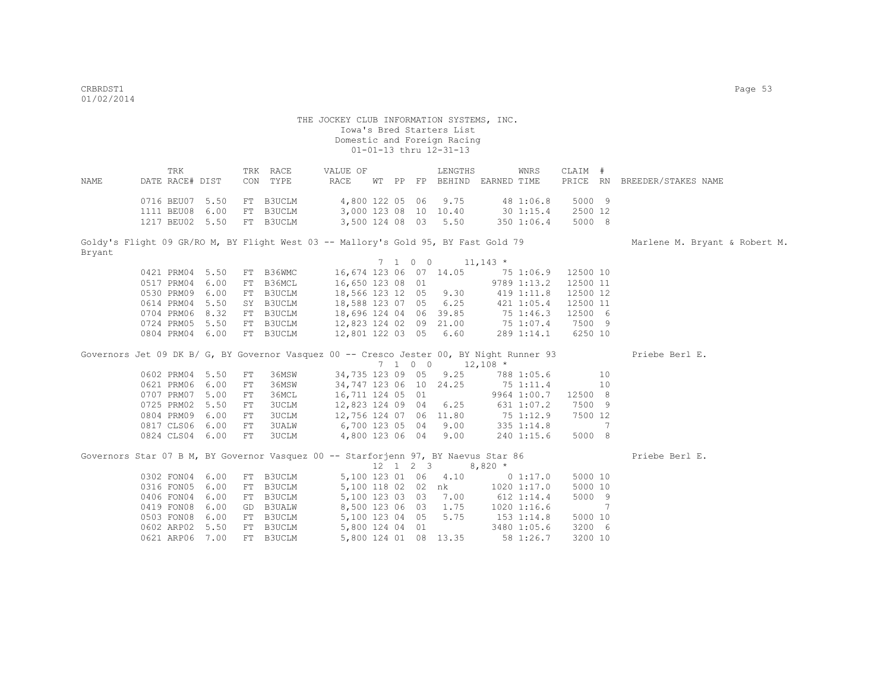THE JOCKEY CLUB INFORMATION SYSTEMS, INC.
Iowa's Bred Starters List
Domestic and Foreign Racing
01-01-13 thru 12-31-13

| NAME | TRK DATE | RACE# | DIST | TRK CON | RACE TYPE | VALUE OF RACE | WT | PP | FP | LENGTHS BEHIND | EARNED | WNRS TIME | CLAIM PRICE | # RN | BREEDER/STAKES NAME |
|---|---|---|---|---|---|---|---|---|---|---|---|---|---|---|---|
| | 0716 | BEU07 | 5.50 | FT | B3UCLM | 4,800 | 122 | 05 | 06 | 9.75 | 48 | 1:06.8 | 5000 | 9 | |
| | 1111 | BEU08 | 6.00 | FT | B3UCLM | 3,000 | 123 | 08 | 10 | 10.40 | 30 | 1:15.4 | 2500 | 12 | |
| | 1217 | BEU02 | 5.50 | FT | B3UCLM | 3,500 | 124 | 08 | 03 | 5.50 | 350 | 1:06.4 | 5000 | 8 | |
| Goldy's Flight 09 GR/RO M, BY Flight West 03 -- Mallory's Gold 95, BY Fast Gold 79 | | | | | | | | | | | | | | | Marlene M. Bryant & Robert M. Bryant |
| | | | | | | | 7 | 1 | 0 0 | | 11,143 * | | | | |
| | 0421 | PRM04 | 5.50 | FT | B36WMC | 16,674 | 123 | 06 | 07 | 14.05 | 75 | 1:06.9 | 12500 | 10 | |
| | 0517 | PRM04 | 6.00 | FT | B36MCL | 16,650 | 123 | 08 | 01 | | 9789 | 1:13.2 | 12500 | 11 | |
| | 0530 | PRM09 | 6.00 | FT | B3UCLM | 18,566 | 123 | 12 | 05 | 9.30 | 419 | 1:11.8 | 12500 | 12 | |
| | 0614 | PRM04 | 5.50 | SY | B3UCLM | 18,588 | 123 | 07 | 05 | 6.25 | 421 | 1:05.4 | 12500 | 11 | |
| | 0704 | PRM06 | 8.32 | FT | B3UCLM | 18,696 | 124 | 04 | 06 | 39.85 | 75 | 1:46.3 | 12500 | 6 | |
| | 0724 | PRM05 | 5.50 | FT | B3UCLM | 12,823 | 124 | 02 | 09 | 21.00 | 75 | 1:07.4 | 7500 | 9 | |
| | 0804 | PRM04 | 6.00 | FT | B3UCLM | 12,801 | 122 | 03 | 05 | 6.60 | 289 | 1:14.1 | 6250 | 10 | |
| Governors Jet 09 DK B/ G, BY Governor Vasquez 00 -- Cresco Jester 00, BY Night Runner 93 | | | | | | | | | | | | | | | Priebe Berl E. |
| | | | | | | | 7 | 1 | 0 0 | | 12,108 * | | | | |
| | 0602 | PRM04 | 5.50 | FT | 36MSW | 34,735 | 123 | 09 | 05 | 9.25 | 788 | 1:05.6 | | 10 | |
| | 0621 | PRM06 | 6.00 | FT | 36MSW | 34,747 | 123 | 06 | 10 | 24.25 | 75 | 1:11.4 | | 10 | |
| | 0707 | PRM07 | 5.00 | FT | 36MCL | 16,711 | 124 | 05 | 01 | | 9964 | 1:00.7 | 12500 | 8 | |
| | 0725 | PRM02 | 5.50 | FT | 3UCLM | 12,823 | 124 | 09 | 04 | 6.25 | 631 | 1:07.2 | 7500 | 9 | |
| | 0804 | PRM09 | 6.00 | FT | 3UCLM | 12,756 | 124 | 07 | 06 | 11.80 | 75 | 1:12.9 | 7500 | 12 | |
| | 0817 | CLS06 | 6.00 | FT | 3UALW | 6,700 | 123 | 05 | 04 | 9.00 | 335 | 1:14.8 | | 7 | |
| | 0824 | CLS04 | 6.00 | FT | 3UCLM | 4,800 | 123 | 06 | 04 | 9.00 | 240 | 1:15.6 | 5000 | 8 | |
| Governors Star 07 B M, BY Governor Vasquez 00 -- Starforjenn 97, BY Naevus Star 86 | | | | | | | | | | | | | | | Priebe Berl E. |
| | | | | | | | 12 | 1 | 2 3 | | 8,820 * | | | | |
| | 0302 | FON04 | 6.00 | FT | B3UCLM | 5,100 | 123 | 01 | 06 | 4.10 | 0 | 1:17.0 | 5000 | 10 | |
| | 0316 | FON05 | 6.00 | FT | B3UCLM | 5,100 | 118 | 02 | 02 | nk | 1020 | 1:17.0 | 5000 | 10 | |
| | 0406 | FON04 | 6.00 | FT | B3UCLM | 5,100 | 123 | 03 | 03 | 7.00 | 612 | 1:14.4 | 5000 | 9 | |
| | 0419 | FON08 | 6.00 | GD | B3UALW | 8,500 | 123 | 06 | 03 | 1.75 | 1020 | 1:16.6 | | 7 | |
| | 0503 | FON08 | 6.00 | FT | B3UCLM | 5,100 | 123 | 04 | 05 | 5.75 | 153 | 1:14.8 | 5000 | 10 | |
| | 0602 | ARP02 | 5.50 | FT | B3UCLM | 5,800 | 124 | 04 | 01 | | 3480 | 1:05.6 | 3200 | 6 | |
| | 0621 | ARP06 | 7.00 | FT | B3UCLM | 5,800 | 124 | 01 | 08 | 13.35 | 58 | 1:26.7 | 3200 | 10 | |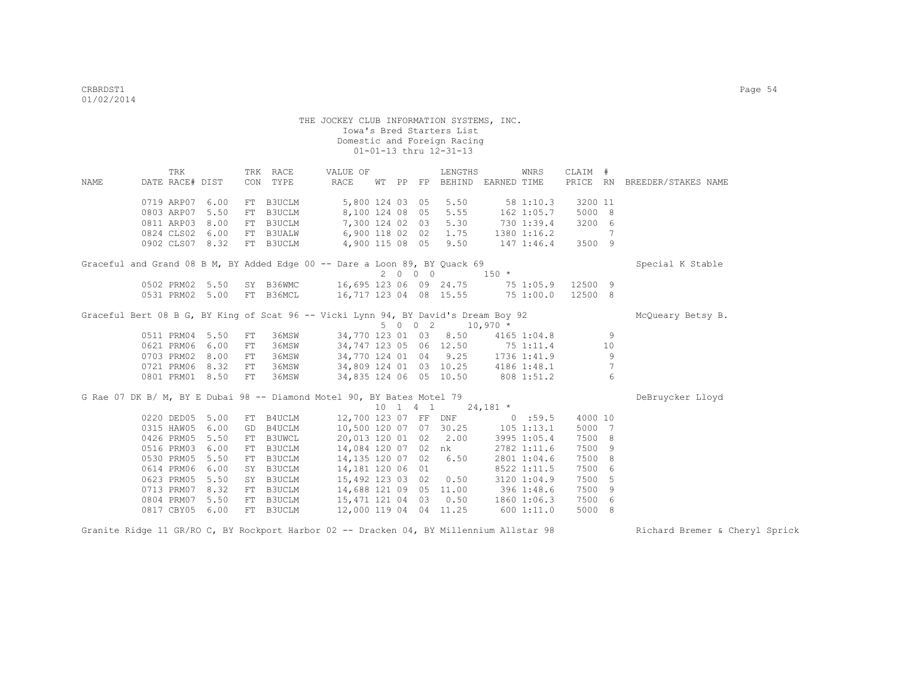THE JOCKEY CLUB INFORMATION SYSTEMS, INC.
Iowa's Bred Starters List
Domestic and Foreign Racing
01-01-13 thru 12-31-13

| NAME | TRK DATE | RACE# | DIST | TRK CON | RACE TYPE | VALUE OF RACE | WT | PP | FP | LENGTHS BEHIND | EARNED | WNRS TIME | CLAIM PRICE | # RN | BREEDER/STAKES NAME |
|---|---|---|---|---|---|---|---|---|---|---|---|---|---|---|---|
| | 0719 | ARP07 | 6.00 | FT | B3UCLM | 5,800 | 124 | 03 | 05 | 5.50 | 58 | 1:10.3 | 3200 | 11 | |
| | 0803 | ARP07 | 5.50 | FT | B3UCLM | 8,100 | 124 | 08 | 05 | 5.55 | 162 | 1:05.7 | 5000 | 8 | |
| | 0811 | ARP03 | 8.00 | FT | B3UCLM | 7,300 | 124 | 02 | 03 | 5.30 | 730 | 1:39.4 | 3200 | 6 | |
| | 0824 | CLS02 | 6.00 | FT | B3UALW | 6,900 | 118 | 02 | 02 | 1.75 | 1380 | 1:16.2 | | 7 | |
| | 0902 | CLS07 | 8.32 | FT | B3UCLM | 4,900 | 115 | 08 | 05 | 9.50 | 147 | 1:46.4 | 3500 | 9 | |
| Graceful and Grand 08 B M, BY Added Edge 00 -- Dare a Loon 89, BY Quack 69 | | | | | | | 2 | 0 0 0 | | | 150 * | | | | Special K Stable |
| | 0502 | PRM02 | 5.50 | SY | B36WMC | 16,695 | 123 | 06 | 09 | 24.75 | 75 | 1:05.9 | 12500 | 9 | |
| | 0531 | PRM02 | 5.00 | FT | B36MCL | 16,717 | 123 | 04 | 08 | 15.55 | 75 | 1:00.0 | 12500 | 8 | |
| Graceful Bert 08 B G, BY King of Scat 96 -- Vicki Lynn 94, BY David's Dream Boy 92 | | | | | | | 5 | 0 0 2 | | | 10,970 * | | | | McQueary Betsy B. |
| | 0511 | PRM04 | 5.50 | FT | 36MSW | 34,770 | 123 | 01 | 03 | 8.50 | 4165 | 1:04.8 | | 9 | |
| | 0621 | PRM06 | 6.00 | FT | 36MSW | 34,747 | 123 | 05 | 06 | 12.50 | 75 | 1:11.4 | | 10 | |
| | 0703 | PRM02 | 8.00 | FT | 36MSW | 34,770 | 124 | 01 | 04 | 9.25 | 1736 | 1:41.9 | | 9 | |
| | 0721 | PRM06 | 8.32 | FT | 36MSW | 34,809 | 124 | 01 | 03 | 10.25 | 4186 | 1:48.1 | | 7 | |
| | 0801 | PRM01 | 8.50 | FT | 36MSW | 34,835 | 124 | 06 | 05 | 10.50 | 808 | 1:51.2 | | 6 | |
| G Rae 07 DK B/ M, BY E Dubai 98 -- Diamond Motel 90, BY Bates Motel 79 | | | | | | | 10 | 1 4 1 | | | 24,181 * | | | | DeBruycker Lloyd |
| | 0220 | DED05 | 5.00 | FT | B4UCLM | 12,700 | 123 | 07 | FF | DNF | 0 | :59.5 | 4000 | 10 | |
| | 0315 | HAW05 | 6.00 | GD | B4UCLM | 10,500 | 120 | 07 | 07 | 30.25 | 105 | 1:13.1 | 5000 | 7 | |
| | 0426 | PRM05 | 5.50 | FT | B3UWCL | 20,013 | 120 | 01 | 02 | 2.00 | 3995 | 1:05.4 | 7500 | 8 | |
| | 0516 | PRM03 | 6.00 | FT | B3UCLM | 14,084 | 120 | 07 | 02 | nk | 2782 | 1:11.6 | 7500 | 9 | |
| | 0530 | PRM05 | 5.50 | FT | B3UCLM | 14,135 | 120 | 07 | 02 | 6.50 | 2801 | 1:04.6 | 7500 | 8 | |
| | 0614 | PRM06 | 6.00 | SY | B3UCLM | 14,181 | 120 | 06 | 01 | | 8522 | 1:11.5 | 7500 | 6 | |
| | 0623 | PRM05 | 5.50 | SY | B3UCLM | 15,492 | 123 | 03 | 02 | 0.50 | 3120 | 1:04.9 | 7500 | 5 | |
| | 0713 | PRM07 | 8.32 | FT | B3UCLM | 14,688 | 121 | 09 | 05 | 11.00 | 396 | 1:48.6 | 7500 | 9 | |
| | 0804 | PRM07 | 5.50 | FT | B3UCLM | 15,471 | 121 | 04 | 03 | 0.50 | 1860 | 1:06.3 | 7500 | 6 | |
| | 0817 | CBY05 | 6.00 | FT | B3UCLM | 12,000 | 119 | 04 | 04 | 11.25 | 600 | 1:11.0 | 5000 | 8 | |
| Granite Ridge 11 GR/RO C, BY Rockport Harbor 02 -- Dracken 04, BY Millennium Allstar 98 | | | | | | | | | | | | | | | Richard Bremer & Cheryl Sprick |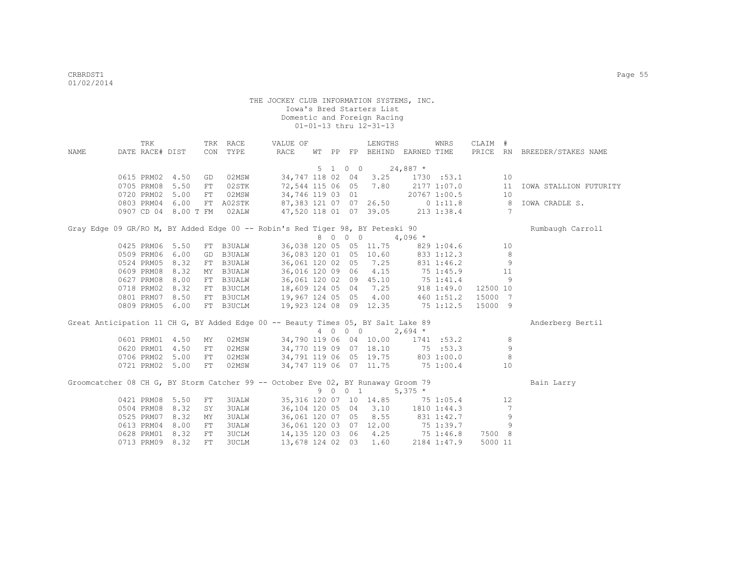THE JOCKEY CLUB INFORMATION SYSTEMS, INC.
Iowa's Bred Starters List
Domestic and Foreign Racing
01-01-13 thru 12-31-13

| NAME | TRK DATE | RACE# | DIST | TRK CON | RACE TYPE | VALUE OF RACE | WT | PP | FP | LENGTHS BEHIND | EARNED | WNRS TIME | CLAIM PRICE | # RN | BREEDER/STAKES NAME |
|---|---|---|---|---|---|---|---|---|---|---|---|---|---|---|---|
| | | | | | | | 5 | 1 0 0 | | | 24,887 * | | | | |
| | 0615 | PRM02 | 4.50 | GD | 02MSW | 34,747 | 118 | 02 | 04 | 3.25 | 1730 | :53.1 | | 10 | |
| | 0705 | PRM08 | 5.50 | FT | 02STK | 72,544 | 115 | 06 | 05 | 7.80 | 2177 | 1:07.0 | | 11 | IOWA STALLION FUTURITY |
| | 0720 | PRM02 | 5.00 | FT | 02MSW | 34,746 | 119 | 03 | 01 | | 20767 | 1:00.5 | | 10 | |
| | 0803 | PRM04 | 6.00 | FT | A02STK | 87,383 | 121 | 07 | 07 | 26.50 | 0 | 1:11.8 | | 8 | IOWA CRADLE S. |
| | 0907 | CD 04 | 8.00 T | FM | 02ALW | 47,520 | 118 | 01 | 07 | 39.05 | 213 | 1:38.4 | | 7 | |
| Gray Edge 09 GR/RO M, BY Added Edge 00 -- Robin's Red Tiger 98, BY Peteski 90 | | | | | | | | | | | | | | | Rumbaugh Carroll |
| | | | | | | | 8 | 0 0 0 | | | 4,096 * | | | | |
| | 0425 | PRM06 | 5.50 | FT | B3UALW | 36,038 | 120 | 05 | 05 | 11.75 | 829 | 1:04.6 | | 10 | |
| | 0509 | PRM06 | 6.00 | GD | B3UALW | 36,083 | 120 | 01 | 05 | 10.60 | 833 | 1:12.3 | | 8 | |
| | 0524 | PRM05 | 8.32 | FT | B3UALW | 36,061 | 120 | 02 | 05 | 7.25 | 831 | 1:46.2 | | 9 | |
| | 0609 | PRM08 | 8.32 | MY | B3UALW | 36,016 | 120 | 09 | 06 | 4.15 | 75 | 1:45.9 | | 11 | |
| | 0627 | PRM08 | 8.00 | FT | B3UALW | 36,061 | 120 | 02 | 09 | 45.10 | 75 | 1:41.4 | | 9 | |
| | 0718 | PRM02 | 8.32 | FT | B3UCLM | 18,609 | 124 | 05 | 04 | 7.25 | 918 | 1:49.0 | 12500 | 10 | |
| | 0801 | PRM07 | 8.50 | FT | B3UCLM | 19,967 | 124 | 05 | 05 | 4.00 | 460 | 1:51.2 | 15000 | 7 | |
| | 0809 | PRM05 | 6.00 | FT | B3UCLM | 19,923 | 124 | 08 | 09 | 12.35 | 75 | 1:12.5 | 15000 | 9 | |
| Great Anticipation 11 CH G, BY Added Edge 00 -- Beauty Times 05, BY Salt Lake 89 | | | | | | | | | | | | | | | Anderberg Bertil |
| | | | | | | | 4 | 0 0 0 | | | 2,694 * | | | | |
| | 0601 | PRM01 | 4.50 | MY | 02MSW | 34,790 | 119 | 06 | 04 | 10.00 | 1741 | :53.2 | | 8 | |
| | 0620 | PRM01 | 4.50 | FT | 02MSW | 34,770 | 119 | 09 | 07 | 18.10 | 75 | :53.3 | | 9 | |
| | 0706 | PRM02 | 5.00 | FT | 02MSW | 34,791 | 119 | 06 | 05 | 19.75 | 803 | 1:00.0 | | 8 | |
| | 0721 | PRM02 | 5.00 | FT | 02MSW | 34,747 | 119 | 06 | 07 | 11.75 | 75 | 1:00.4 | | 10 | |
| Groomcatcher 08 CH G, BY Storm Catcher 99 -- October Eve 02, BY Runaway Groom 79 | | | | | | | | | | | | | | | Bain Larry |
| | | | | | | | 9 | 0 0 1 | | | 5,375 * | | | | |
| | 0421 | PRM08 | 5.50 | FT | 3UALW | 35,316 | 120 | 07 | 10 | 14.85 | 75 | 1:05.4 | | 12 | |
| | 0504 | PRM08 | 8.32 | SY | 3UALW | 36,104 | 120 | 05 | 04 | 3.10 | 1810 | 1:44.3 | | 7 | |
| | 0525 | PRM07 | 8.32 | MY | 3UALW | 36,061 | 120 | 07 | 05 | 8.55 | 831 | 1:42.7 | | 9 | |
| | 0613 | PRM04 | 8.00 | FT | 3UALW | 36,061 | 120 | 03 | 07 | 12.00 | 75 | 1:39.7 | | 9 | |
| | 0628 | PRM01 | 8.32 | FT | 3UCLM | 14,135 | 120 | 03 | 06 | 4.25 | 75 | 1:46.8 | 7500 | 8 | |
| | 0713 | PRM09 | 8.32 | FT | 3UCLM | 13,678 | 124 | 02 | 03 | 1.60 | 2184 | 1:47.9 | 5000 | 11 | |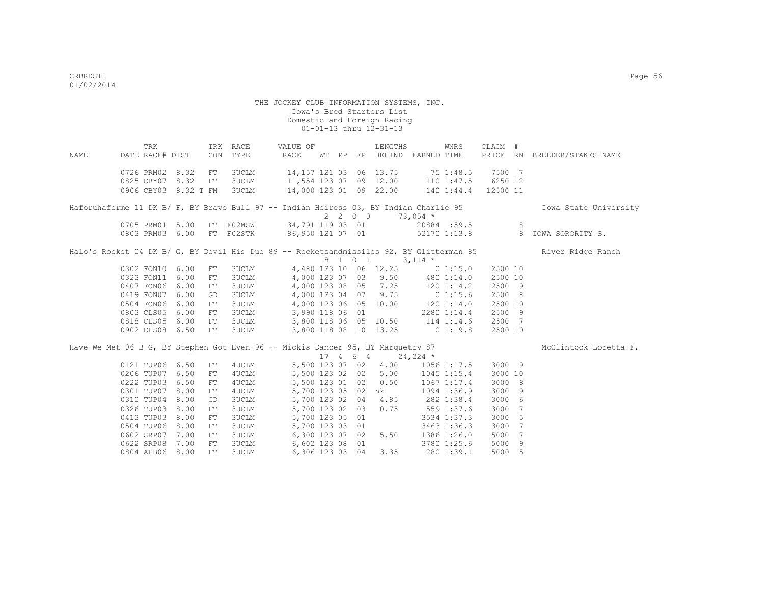THE JOCKEY CLUB INFORMATION SYSTEMS, INC.
Iowa's Bred Starters List
Domestic and Foreign Racing
01-01-13 thru 12-31-13

| NAME | TRK DATE | RACE# | DIST | TRK CON | RACE TYPE | VALUE OF RACE | WT | PP | FP | LENGTHS BEHIND | EARNED | WNRS TIME | CLAIM PRICE | # RN | BREEDER/STAKES NAME |
|---|---|---|---|---|---|---|---|---|---|---|---|---|---|---|---|
| | 0726 | PRM02 | 8.32 | FT | 3UCLM | 14,157 | 121 | 03 | 06 | 13.75 | 75 | 1:48.5 | 7500 | 7 | |
| | 0825 | CBY07 | 8.32 | FT | 3UCLM | 11,554 | 123 | 07 | 09 | 12.00 | 110 | 1:47.5 | 6250 | 12 | |
| | 0906 | CBY03 | 8.32 T | FM | 3UCLM | 14,000 | 123 | 01 | 09 | 22.00 | 140 | 1:44.4 | 12500 | 11 | |
| Haforuhaforme 11 DK B/ F, BY Bravo Bull 97 -- Indian Heiress 03, BY Indian Charlie 95 | | | | | | | | | | | | | | | Iowa State University |
| 2 2 0 0 73,054 * | | | | | | | | | | | | | | | |
| | 0705 | PRM01 | 5.00 | FT | F02MSW | 34,791 | 119 | 03 | 01 | | 20884 | :59.5 | | 8 | |
| | 0803 | PRM03 | 6.00 | FT | F02STK | 86,950 | 121 | 07 | 01 | | 52170 | 1:13.8 | | 8 | IOWA SORORITY S. |
| Halo's Rocket 04 DK B/ G, BY Devil His Due 89 -- Rocketsandmissiles 92, BY Glitterman 85 | | | | | | | | | | | | | | | River Ridge Ranch |
| 8 1 0 1 3,114 * | | | | | | | | | | | | | | | |
| | 0302 | FON10 | 6.00 | FT | 3UCLM | 4,480 | 123 | 10 | 06 | 12.25 | 0 | 1:15.0 | 2500 | 10 | |
| | 0323 | FON11 | 6.00 | FT | 3UCLM | 4,000 | 123 | 07 | 03 | 9.50 | 480 | 1:14.0 | 2500 | 10 | |
| | 0407 | FON06 | 6.00 | FT | 3UCLM | 4,000 | 123 | 08 | 05 | 7.25 | 120 | 1:14.2 | 2500 | 9 | |
| | 0419 | FON07 | 6.00 | GD | 3UCLM | 4,000 | 123 | 04 | 07 | 9.75 | 0 | 1:15.6 | 2500 | 8 | |
| | 0504 | FON06 | 6.00 | FT | 3UCLM | 4,000 | 123 | 06 | 05 | 10.00 | 120 | 1:14.0 | 2500 | 10 | |
| | 0803 | CLS05 | 6.00 | FT | 3UCLM | 3,990 | 118 | 06 | 01 | | 2280 | 1:14.4 | 2500 | 9 | |
| | 0818 | CLS05 | 6.00 | FT | 3UCLM | 3,800 | 118 | 06 | 05 | 10.50 | 114 | 1:14.6 | 2500 | 7 | |
| | 0902 | CLS08 | 6.50 | FT | 3UCLM | 3,800 | 118 | 08 | 10 | 13.25 | 0 | 1:19.8 | 2500 | 10 | |
| Have We Met 06 B G, BY Stephen Got Even 96 -- Mickis Dancer 95, BY Marquetry 87 | | | | | | | | | | | | | | | McClintock Loretta F. |
| 17 4 6 4 24,224 * | | | | | | | | | | | | | | | |
| | 0121 | TUP06 | 6.50 | FT | 4UCLM | 5,500 | 123 | 07 | 02 | 4.00 | 1056 | 1:17.5 | 3000 | 9 | |
| | 0206 | TUP07 | 6.50 | FT | 4UCLM | 5,500 | 123 | 02 | 02 | 5.00 | 1045 | 1:15.4 | 3000 | 10 | |
| | 0222 | TUP03 | 6.50 | FT | 4UCLM | 5,500 | 123 | 01 | 02 | 0.50 | 1067 | 1:17.4 | 3000 | 8 | |
| | 0301 | TUP07 | 8.00 | FT | 4UCLM | 5,700 | 123 | 05 | 02 | nk | 1094 | 1:36.9 | 3000 | 9 | |
| | 0310 | TUP04 | 8.00 | GD | 3UCLM | 5,700 | 123 | 02 | 04 | 4.85 | 282 | 1:38.4 | 3000 | 6 | |
| | 0326 | TUP03 | 8.00 | FT | 3UCLM | 5,700 | 123 | 02 | 03 | 0.75 | 559 | 1:37.6 | 3000 | 7 | |
| | 0413 | TUP03 | 8.00 | FT | 3UCLM | 5,700 | 123 | 05 | 01 | | 3534 | 1:37.3 | 3000 | 5 | |
| | 0504 | TUP06 | 8.00 | FT | 3UCLM | 5,700 | 123 | 03 | 01 | | 3463 | 1:36.3 | 3000 | 7 | |
| | 0602 | SRP07 | 7.00 | FT | 3UCLM | 6,300 | 123 | 07 | 02 | 5.50 | 1386 | 1:26.0 | 5000 | 7 | |
| | 0622 | SRP08 | 7.00 | FT | 3UCLM | 6,602 | 123 | 08 | 01 | | 3780 | 1:25.6 | 5000 | 9 | |
| | 0804 | ALB06 | 8.00 | FT | 3UCLM | 6,306 | 123 | 03 | 04 | 3.35 | 280 | 1:39.1 | 5000 | 5 | |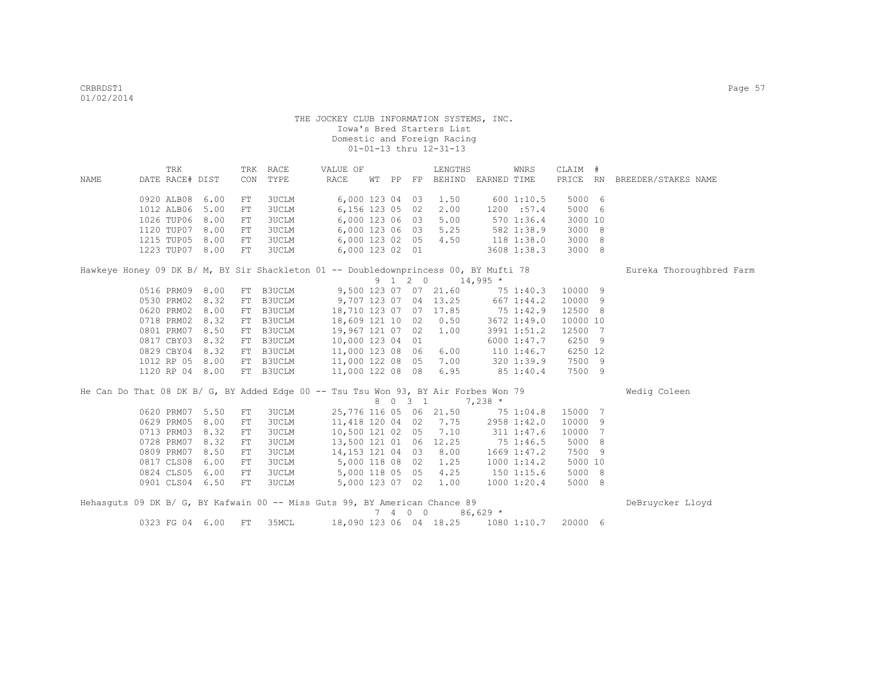THE JOCKEY CLUB INFORMATION SYSTEMS, INC.
Iowa's Bred Starters List
Domestic and Foreign Racing
01-01-13 thru 12-31-13

| NAME | TRK DATE | RACE# | DIST | TRK CON | RACE TYPE | VALUE OF RACE | WT | PP | FP | LENGTHS BEHIND | EARNED | WNRS TIME | CLAIM PRICE | # RN | BREEDER/STAKES NAME |
|---|---|---|---|---|---|---|---|---|---|---|---|---|---|---|---|
| | 0920 | ALB08 | 6.00 | FT | 3UCLM | 6,000 | 123 | 04 | 03 | 1.50 | 600 | 1:10.5 | 5000 | 6 | |
| | 1012 | ALB06 | 5.00 | FT | 3UCLM | 6,156 | 123 | 05 | 02 | 2.00 | 1200 | :57.4 | 5000 | 6 | |
| | 1026 | TUP06 | 8.00 | FT | 3UCLM | 6,000 | 123 | 06 | 03 | 5.00 | 570 | 1:36.4 | 3000 | 10 | |
| | 1120 | TUP07 | 8.00 | FT | 3UCLM | 6,000 | 123 | 06 | 03 | 5.25 | 582 | 1:38.9 | 3000 | 8 | |
| | 1215 | TUP05 | 8.00 | FT | 3UCLM | 6,000 | 123 | 02 | 05 | 4.50 | 118 | 1:38.0 | 3000 | 8 | |
| | 1223 | TUP07 | 8.00 | FT | 3UCLM | 6,000 | 123 | 02 | 01 | | 3608 | 1:38.3 | 3000 | 8 | |
| Hawkeye Honey 09 DK B/ M, BY Sir Shackleton 01 -- Doubledownprincess 00, BY Mufti 78 | | | | | | | | | | | | | | | Eureka Thoroughbred Farm |
| | | | | | | 9 1 2 0 | | | | | 14,995 * | | | | |
| | 0516 | PRM09 | 8.00 | FT | B3UCLM | 9,500 | 123 | 07 | 07 | 21.60 | 75 | 1:40.3 | 10000 | 9 | |
| | 0530 | PRM02 | 8.32 | FT | B3UCLM | 9,707 | 123 | 07 | 04 | 13.25 | 667 | 1:44.2 | 10000 | 9 | |
| | 0620 | PRM02 | 8.00 | FT | B3UCLM | 18,710 | 123 | 07 | 07 | 17.85 | 75 | 1:42.9 | 12500 | 8 | |
| | 0718 | PRM02 | 8.32 | FT | B3UCLM | 18,609 | 121 | 10 | 02 | 0.50 | 3672 | 1:49.0 | 10000 | 10 | |
| | 0801 | PRM07 | 8.50 | FT | B3UCLM | 19,967 | 121 | 07 | 02 | 1.00 | 3991 | 1:51.2 | 12500 | 7 | |
| | 0817 | CBY03 | 8.32 | FT | B3UCLM | 10,000 | 123 | 04 | 01 | | 6000 | 1:47.7 | 6250 | 9 | |
| | 0829 | CBY04 | 8.32 | FT | B3UCLM | 11,000 | 123 | 08 | 06 | 6.00 | 110 | 1:46.7 | 6250 | 12 | |
| | 1012 | RP 05 | 8.00 | FT | B3UCLM | 11,000 | 122 | 08 | 05 | 7.00 | 320 | 1:39.9 | 7500 | 9 | |
| | 1120 | RP 04 | 8.00 | FT | B3UCLM | 11,000 | 122 | 08 | 08 | 6.95 | 85 | 1:40.4 | 7500 | 9 | |
| He Can Do That 08 DK B/ G, BY Added Edge 00 -- Tsu Tsu Won 93, BY Air Forbes Won 79 | | | | | | | | | | | | | | | Wedig Coleen |
| | | | | | | 8 0 3 1 | | | | | 7,238 * | | | | |
| | 0620 | PRM07 | 5.50 | FT | 3UCLM | 25,776 | 116 | 05 | 06 | 21.50 | 75 | 1:04.8 | 15000 | 7 | |
| | 0629 | PRM05 | 8.00 | FT | 3UCLM | 11,418 | 120 | 04 | 02 | 7.75 | 2958 | 1:42.0 | 10000 | 9 | |
| | 0713 | PRM03 | 8.32 | FT | 3UCLM | 10,500 | 121 | 02 | 05 | 7.10 | 311 | 1:47.6 | 10000 | 7 | |
| | 0728 | PRM07 | 8.32 | FT | 3UCLM | 13,500 | 121 | 01 | 06 | 12.25 | 75 | 1:46.5 | 5000 | 8 | |
| | 0809 | PRM07 | 8.50 | FT | 3UCLM | 14,153 | 121 | 04 | 03 | 8.00 | 1669 | 1:47.2 | 7500 | 9 | |
| | 0817 | CLS08 | 6.00 | FT | 3UCLM | 5,000 | 118 | 08 | 02 | 1.25 | 1000 | 1:14.2 | 5000 | 10 | |
| | 0824 | CLS05 | 6.00 | FT | 3UCLM | 5,000 | 118 | 05 | 05 | 4.25 | 150 | 1:15.6 | 5000 | 8 | |
| | 0901 | CLS04 | 6.50 | FT | 3UCLM | 5,000 | 123 | 07 | 02 | 1.00 | 1000 | 1:20.4 | 5000 | 8 | |
| Hehasguts 09 DK B/ G, BY Kafwain 00 -- Miss Guts 99, BY American Chance 89 | | | | | | | | | | | | | | | DeBruycker Lloyd |
| | | | | | | 7 4 0 0 | | | | | 86,629 * | | | | |
| | 0323 | FG 04 | 6.00 | FT | 35MCL | 18,090 | 123 | 06 | 04 | 18.25 | 1080 | 1:10.7 | 20000 | 6 | |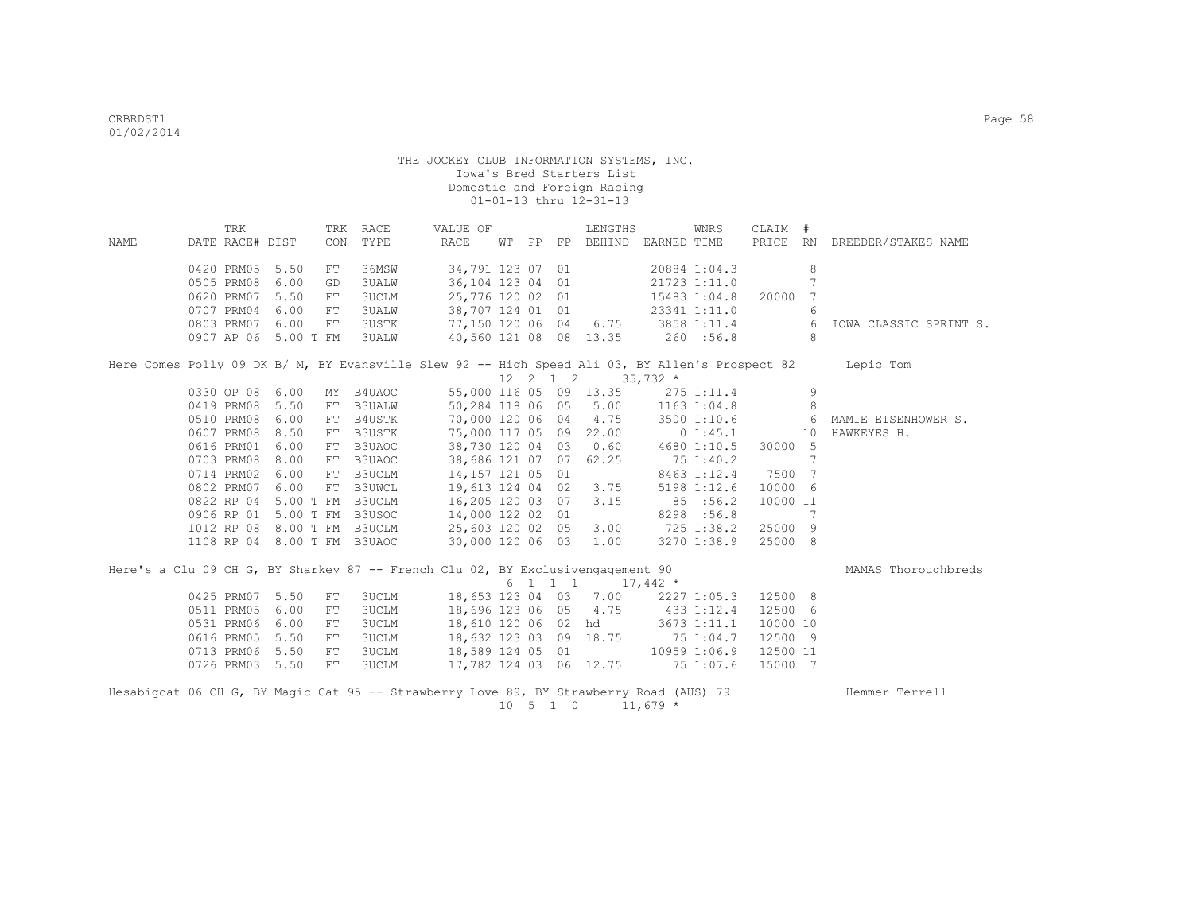THE JOCKEY CLUB INFORMATION SYSTEMS, INC.
Iowa's Bred Starters List
Domestic and Foreign Racing
01-01-13 thru 12-31-13

| NAME | TRK DATE | RACE# | DIST | TRK CON | RACE TYPE | VALUE OF RACE | WT | PP | FP | LENGTHS BEHIND | EARNED | WNRS TIME | CLAIM PRICE | # RN | BREEDER/STAKES NAME |
|---|---|---|---|---|---|---|---|---|---|---|---|---|---|---|---|
| | 0420 | PRM05 | 5.50 | FT | 36MSW | 34,791 | 123 | 07 | 01 | | 20884 | 1:04.3 | | 8 | |
| | 0505 | PRM08 | 6.00 | GD | 3UALW | 36,104 | 123 | 04 | 01 | | 21723 | 1:11.0 | | 7 | |
| | 0620 | PRM07 | 5.50 | FT | 3UCLM | 25,776 | 120 | 02 | 01 | | 15483 | 1:04.8 | 20000 | 7 | |
| | 0707 | PRM04 | 6.00 | FT | 3UALW | 38,707 | 124 | 01 | 01 | | 23341 | 1:11.0 | | 6 | |
| | 0803 | PRM07 | 6.00 | FT | 3USTK | 77,150 | 120 | 06 | 04 | 6.75 | 3858 | 1:11.4 | | 6 | IOWA CLASSIC SPRINT S. |
| | 0907 | AP 06 | 5.00 T | FM | 3UALW | 40,560 | 121 | 08 | 08 | 13.35 | 260 | :56.8 | | 8 | |
| Here Comes Polly 09 DK B/ M, BY Evansville Slew 92 -- High Speed Ali 03, BY Allen's Prospect 82 | | | | | | | 12 | 2 | 1 2 | | 35,732 * | | | | Lepic Tom |
| | 0330 | OP 08 | 6.00 | MY | B4UAOC | 55,000 | 116 | 05 | 09 | 13.35 | 275 | 1:11.4 | | 9 | |
| | 0419 | PRM08 | 5.50 | FT | B3UALW | 50,284 | 118 | 06 | 05 | 5.00 | 1163 | 1:04.8 | | 8 | |
| | 0510 | PRM08 | 6.00 | FT | B4USTK | 70,000 | 120 | 06 | 04 | 4.75 | 3500 | 1:10.6 | | 6 | MAMIE EISENHOWER S. |
| | 0607 | PRM08 | 8.50 | FT | B3USTK | 75,000 | 117 | 05 | 09 | 22.00 | 0 | 1:45.1 | | 10 | HAWKEYES H. |
| | 0616 | PRM01 | 6.00 | FT | B3UAOC | 38,730 | 120 | 04 | 03 | 0.60 | 4680 | 1:10.5 | 30000 | 5 | |
| | 0703 | PRM08 | 8.00 | FT | B3UAOC | 38,686 | 121 | 07 | 07 | 62.25 | 75 | 1:40.2 | | 7 | |
| | 0714 | PRM02 | 6.00 | FT | B3UCLM | 14,157 | 121 | 05 | 01 | | 8463 | 1:12.4 | 7500 | 7 | |
| | 0802 | PRM07 | 6.00 | FT | B3UWCL | 19,613 | 124 | 04 | 02 | 3.75 | 5198 | 1:12.6 | 10000 | 6 | |
| | 0822 | RP 04 | 5.00 T | FM | B3UCLM | 16,205 | 120 | 03 | 07 | 3.15 | 85 | :56.2 | 10000 | 11 | |
| | 0906 | RP 01 | 5.00 T | FM | B3USOC | 14,000 | 122 | 02 | 01 | | 8298 | :56.8 | | 7 | |
| | 1012 | RP 08 | 8.00 T | FM | B3UCLM | 25,603 | 120 | 02 | 05 | 3.00 | 725 | 1:38.2 | 25000 | 9 | |
| | 1108 | RP 04 | 8.00 T | FM | B3UAOC | 30,000 | 120 | 06 | 03 | 1.00 | 3270 | 1:38.9 | 25000 | 8 | |
| Here's a Clu 09 CH G, BY Sharkey 87 -- French Clu 02, BY Exclusivengagement 90 | | | | | | | 6 | 1 | 1 1 | | 17,442 * | | | | MAMAS Thoroughbreds |
| | 0425 | PRM07 | 5.50 | FT | 3UCLM | 18,653 | 123 | 04 | 03 | 7.00 | 2227 | 1:05.3 | 12500 | 8 | |
| | 0511 | PRM05 | 6.00 | FT | 3UCLM | 18,696 | 123 | 06 | 05 | 4.75 | 433 | 1:12.4 | 12500 | 6 | |
| | 0531 | PRM06 | 6.00 | FT | 3UCLM | 18,610 | 120 | 06 | 02 | hd | 3673 | 1:11.1 | 10000 | 10 | |
| | 0616 | PRM05 | 5.50 | FT | 3UCLM | 18,632 | 123 | 03 | 09 | 18.75 | 75 | 1:04.7 | 12500 | 9 | |
| | 0713 | PRM06 | 5.50 | FT | 3UCLM | 18,589 | 124 | 05 | 01 | | 10959 | 1:06.9 | 12500 | 11 | |
| | 0726 | PRM03 | 5.50 | FT | 3UCLM | 17,782 | 124 | 03 | 06 | 12.75 | 75 | 1:07.6 | 15000 | 7 | |
| Hesabigcat 06 CH G, BY Magic Cat 95 -- Strawberry Love 89, BY Strawberry Road (AUS) 79 | | | | | | | 10 | 5 | 1 0 | | 11,679 * | | | | Hemmer Terrell |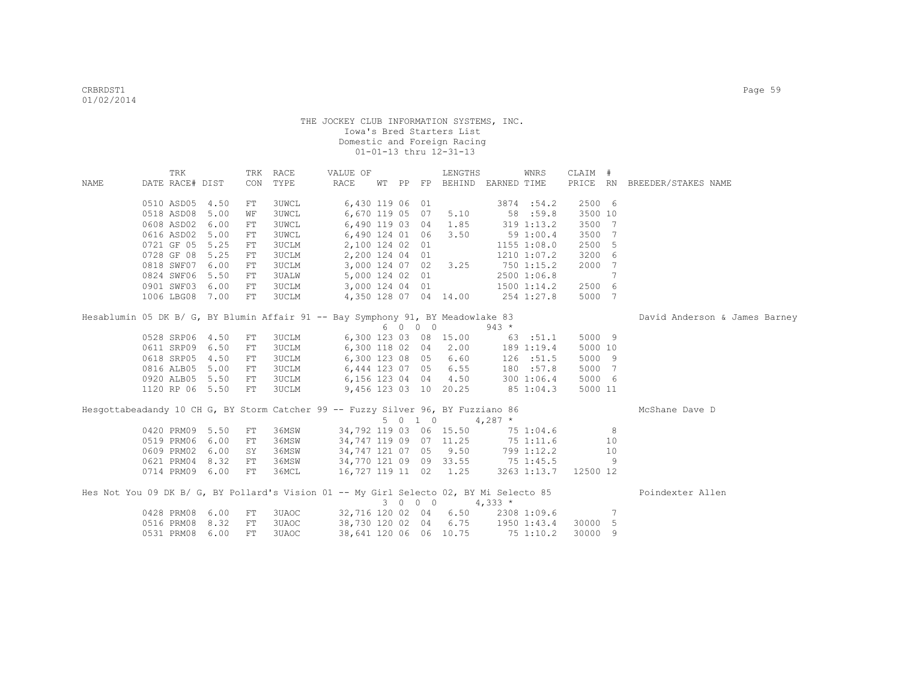THE JOCKEY CLUB INFORMATION SYSTEMS, INC.
Iowa's Bred Starters List
Domestic and Foreign Racing
01-01-13 thru 12-31-13

| NAME | TRK DATE | RACE# | DIST | TRK CON | RACE TYPE | VALUE OF RACE | WT | PP | FP | LENGTHS BEHIND | EARNED | WNRS TIME | CLAIM PRICE | # RN | BREEDER/STAKES NAME |
|---|---|---|---|---|---|---|---|---|---|---|---|---|---|---|---|
| | 0510 | ASD05 | 4.50 | FT | 3UWCL | 6,430 | 119 | 06 | 01 | | 3874 | :54.2 | 2500 | 6 | |
| | 0518 | ASD08 | 5.00 | WF | 3UWCL | 6,670 | 119 | 05 | 07 | 5.10 | 58 | :59.8 | 3500 | 10 | |
| | 0608 | ASD02 | 6.00 | FT | 3UWCL | 6,490 | 119 | 03 | 04 | 1.85 | 319 | 1:13.2 | 3500 | 7 | |
| | 0616 | ASD02 | 5.00 | FT | 3UWCL | 6,490 | 124 | 01 | 06 | 3.50 | 59 | 1:00.4 | 3500 | 7 | |
| | 0721 | GF 05 | 5.25 | FT | 3UCLM | 2,100 | 124 | 02 | 01 | | 1155 | 1:08.0 | 2500 | 5 | |
| | 0728 | GF 08 | 5.25 | FT | 3UCLM | 2,200 | 124 | 04 | 01 | | 1210 | 1:07.2 | 3200 | 6 | |
| | 0818 | SWF07 | 6.00 | FT | 3UCLM | 3,000 | 124 | 07 | 02 | 3.25 | 750 | 1:15.2 | 2000 | 7 | |
| | 0824 | SWF06 | 5.50 | FT | 3UALW | 5,000 | 124 | 02 | 01 | | 2500 | 1:06.8 | | 7 | |
| | 0901 | SWF03 | 6.00 | FT | 3UCLM | 3,000 | 124 | 04 | 01 | | 1500 | 1:14.2 | 2500 | 6 | |
| | 1006 | LBG08 | 7.00 | FT | 3UCLM | 4,350 | 128 | 07 | 04 | 14.00 | 254 | 1:27.8 | 5000 | 7 | |
| **Hesablumin 05 DK B/ G, BY Blumin Affair 91 -- Bay Symphony 91, BY Meadowlake 83** | | | | | | | 6 | 0 | 0 | 0 | 943 * | | | | David Anderson & James Barney |
| | 0528 | SRP06 | 4.50 | FT | 3UCLM | 6,300 | 123 | 03 | 08 | 15.00 | 63 | :51.1 | 5000 | 9 | |
| | 0611 | SRP09 | 6.50 | FT | 3UCLM | 6,300 | 118 | 02 | 04 | 2.00 | 189 | 1:19.4 | 5000 | 10 | |
| | 0618 | SRP05 | 4.50 | FT | 3UCLM | 6,300 | 123 | 08 | 05 | 6.60 | 126 | :51.5 | 5000 | 9 | |
| | 0816 | ALB05 | 5.00 | FT | 3UCLM | 6,444 | 123 | 07 | 05 | 6.55 | 180 | :57.8 | 5000 | 7 | |
| | 0920 | ALB05 | 5.50 | FT | 3UCLM | 6,156 | 123 | 04 | 04 | 4.50 | 300 | 1:06.4 | 5000 | 6 | |
| | 1120 | RP 06 | 5.50 | FT | 3UCLM | 9,456 | 123 | 03 | 10 | 20.25 | 85 | 1:04.3 | 5000 | 11 | |
| **Hesgottabeadandy 10 CH G, BY Storm Catcher 99 -- Fuzzy Silver 96, BY Fuzziano 86** | | | | | | | 5 | 0 | 1 | 0 | 4,287 * | | | | McShane Dave D |
| | 0420 | PRM09 | 5.50 | FT | 36MSW | 34,792 | 119 | 03 | 06 | 15.50 | 75 | 1:04.6 | | 8 | |
| | 0519 | PRM06 | 6.00 | FT | 36MSW | 34,747 | 119 | 09 | 07 | 11.25 | 75 | 1:11.6 | | 10 | |
| | 0609 | PRM02 | 6.00 | SY | 36MSW | 34,747 | 121 | 07 | 05 | 9.50 | 799 | 1:12.2 | | 10 | |
| | 0621 | PRM04 | 8.32 | FT | 36MSW | 34,770 | 121 | 09 | 09 | 33.55 | 75 | 1:45.5 | | 9 | |
| | 0714 | PRM09 | 6.00 | FT | 36MCL | 16,727 | 119 | 11 | 02 | 1.25 | 3263 | 1:13.7 | 12500 | 12 | |
| **Hes Not You 09 DK B/ G, BY Pollard's Vision 01 -- My Girl Selecto 02, BY Mi Selecto 85** | | | | | | | 3 | 0 | 0 | 0 | 4,333 * | | | | Poindexter Allen |
| | 0428 | PRM08 | 6.00 | FT | 3UAOC | 32,716 | 120 | 02 | 04 | 6.50 | 2308 | 1:09.6 | | 7 | |
| | 0516 | PRM08 | 8.32 | FT | 3UAOC | 38,730 | 120 | 02 | 04 | 6.75 | 1950 | 1:43.4 | 30000 | 5 | |
| | 0531 | PRM08 | 6.00 | FT | 3UAOC | 38,641 | 120 | 06 | 06 | 10.75 | 75 | 1:10.2 | 30000 | 9 | |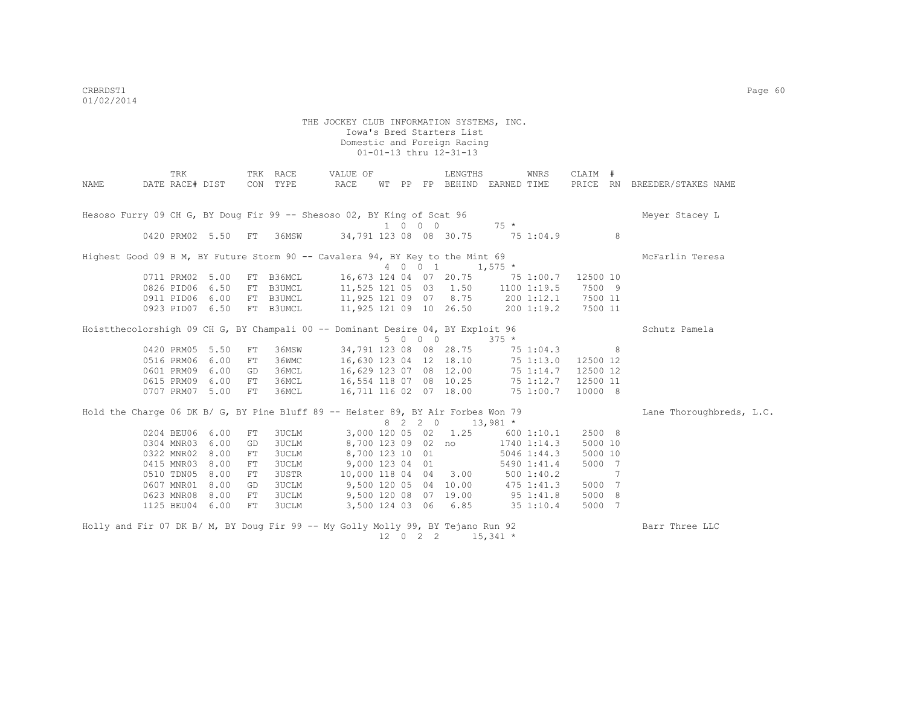THE JOCKEY CLUB INFORMATION SYSTEMS, INC.
Iowa's Bred Starters List
Domestic and Foreign Racing
01-01-13 thru 12-31-13

| NAME | TRK DATE | RACE# | DIST | TRK CON | RACE TYPE | VALUE OF RACE | WT | PP | FP | LENGTHS BEHIND | EARNED | WNRS TIME | CLAIM PRICE | # RN | BREEDER/STAKES NAME |
|---|---|---|---|---|---|---|---|---|---|---|---|---|---|---|---|
| Hesoso Furry 09 CH G, BY Doug Fir 99 -- Shesoso 02, BY King of Scat 96 | | | | | | | 1 | 0 | 0 0 | | 75 * | | | | Meyer Stacey L |
| | 0420 | PRM02 | 5.50 | FT | 36MSW | 34,791 | 123 | 08 | 08 | 30.75 | 75 | 1:04.9 | | 8 | |
| Highest Good 09 B M, BY Future Storm 90 -- Cavalera 94, BY Key to the Mint 69 | | | | | | | 4 | 0 | 0 1 | | 1,575 * | | | | McFarlin Teresa |
| | 0711 | PRM02 | 5.00 | FT | B36MCL | 16,673 | 124 | 04 | 07 | 20.75 | 75 | 1:00.7 | 12500 | 10 | |
| | 0826 | PID06 | 6.50 | FT | B3UMCL | 11,525 | 121 | 05 | 03 | 1.50 | 1100 | 1:19.5 | 7500 | 9 | |
| | 0911 | PID06 | 6.00 | FT | B3UMCL | 11,925 | 121 | 09 | 07 | 8.75 | 200 | 1:12.1 | 7500 | 11 | |
| | 0923 | PID07 | 6.50 | FT | B3UMCL | 11,925 | 121 | 09 | 10 | 26.50 | 200 | 1:19.2 | 7500 | 11 | |
| Hoistthecolorshigh 09 CH G, BY Champali 00 -- Dominant Desire 04, BY Exploit 96 | | | | | | | 5 | 0 | 0 0 | | 375 * | | | | Schutz Pamela |
| | 0420 | PRM05 | 5.50 | FT | 36MSW | 34,791 | 123 | 08 | 08 | 28.75 | 75 | 1:04.3 | | 8 | |
| | 0516 | PRM06 | 6.00 | FT | 36WMC | 16,630 | 123 | 04 | 12 | 18.10 | 75 | 1:13.0 | 12500 | 12 | |
| | 0601 | PRM09 | 6.00 | GD | 36MCL | 16,629 | 123 | 07 | 08 | 12.00 | 75 | 1:14.7 | 12500 | 12 | |
| | 0615 | PRM09 | 6.00 | FT | 36MCL | 16,554 | 118 | 07 | 08 | 10.25 | 75 | 1:12.7 | 12500 | 11 | |
| | 0707 | PRM07 | 5.00 | FT | 36MCL | 16,711 | 116 | 02 | 07 | 18.00 | 75 | 1:00.7 | 10000 | 8 | |
| Hold the Charge 06 DK B/ G, BY Pine Bluff 89 -- Heister 89, BY Air Forbes Won 79 | | | | | | | 8 | 2 | 2 0 | | 13,981 * | | | | Lane Thoroughbreds, L.C. |
| | 0204 | BEU06 | 6.00 | FT | 3UCLM | 3,000 | 120 | 05 | 02 | 1.25 | 600 | 1:10.1 | 2500 | 8 | |
| | 0304 | MNR03 | 6.00 | GD | 3UCLM | 8,700 | 123 | 09 | 02 | no | 1740 | 1:14.3 | 5000 | 10 | |
| | 0322 | MNR02 | 8.00 | FT | 3UCLM | 8,700 | 123 | 10 | 01 | | 5046 | 1:44.3 | 5000 | 10 | |
| | 0415 | MNR03 | 8.00 | FT | 3UCLM | 9,000 | 123 | 04 | 01 | | 5490 | 1:41.4 | 5000 | 7 | |
| | 0510 | TDN05 | 8.00 | FT | 3USTR | 10,000 | 118 | 04 | 04 | 3.00 | 500 | 1:40.2 | | 7 | |
| | 0607 | MNR01 | 8.00 | GD | 3UCLM | 9,500 | 120 | 05 | 04 | 10.00 | 475 | 1:41.3 | 5000 | 7 | |
| | 0623 | MNR08 | 8.00 | FT | 3UCLM | 9,500 | 120 | 08 | 07 | 19.00 | 95 | 1:41.8 | 5000 | 8 | |
| | 1125 | BEU04 | 6.00 | FT | 3UCLM | 3,500 | 124 | 03 | 06 | 6.85 | 35 | 1:10.4 | 5000 | 7 | |
| Holly and Fir 07 DK B/ M, BY Doug Fir 99 -- My Golly Molly 99, BY Tejano Run 92 | | | | | | | 12 | 0 | 2 2 | | 15,341 * | | | | Barr Three LLC |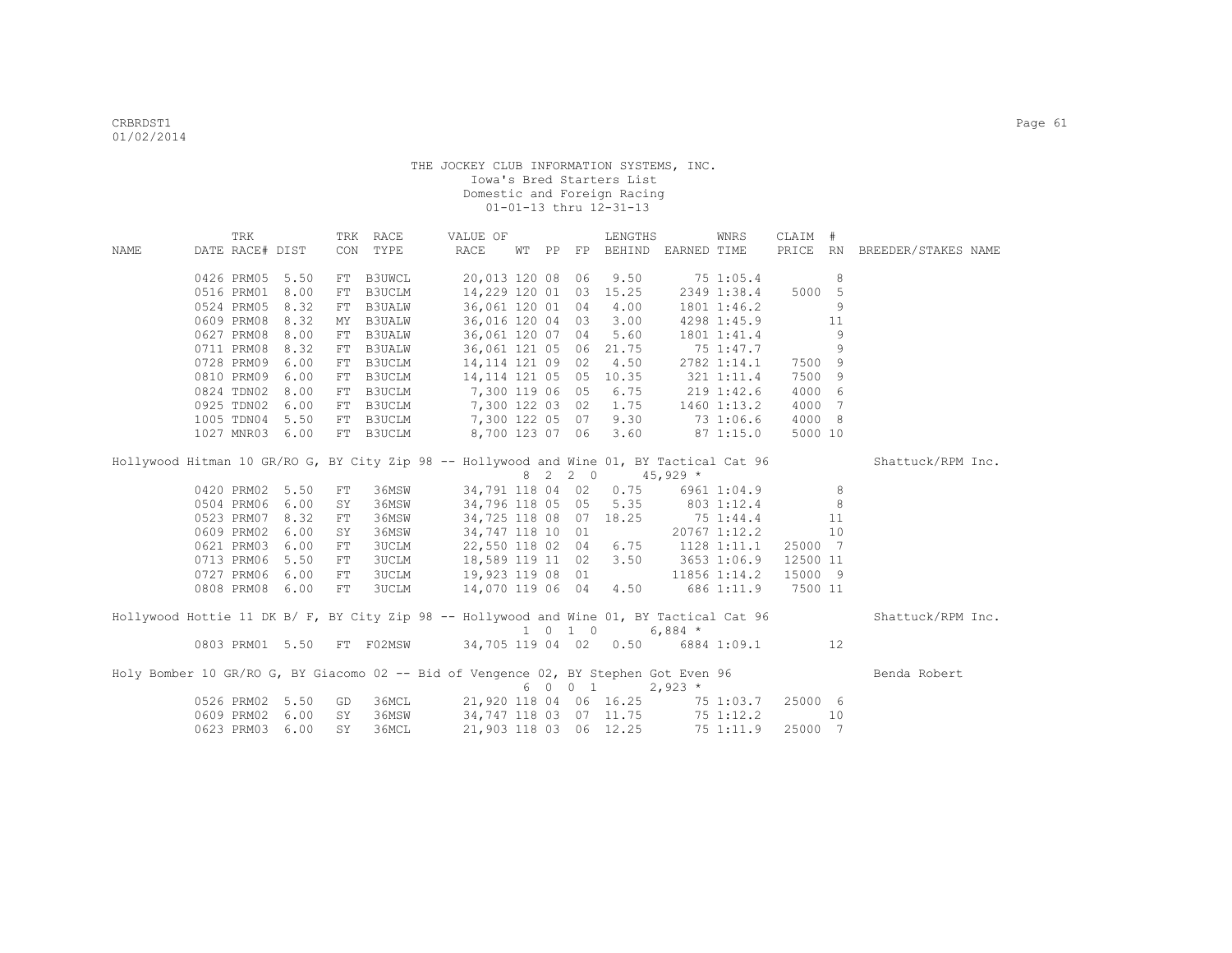THE JOCKEY CLUB INFORMATION SYSTEMS, INC.
Iowa's Bred Starters List
Domestic and Foreign Racing
01-01-13 thru 12-31-13

| NAME | TRK DATE | RACE# | DIST | TRK CON | RACE TYPE | VALUE OF RACE | WT | PP | FP | LENGTHS BEHIND | EARNED | WNRS TIME | CLAIM PRICE | # RN | BREEDER/STAKES NAME |
|---|---|---|---|---|---|---|---|---|---|---|---|---|---|---|---|
| | 0426 | PRM05 | 5.50 | FT | B3UWCL | 20,013 | 120 | 08 | 06 | 9.50 | 75 | 1:05.4 | | 8 | |
| | 0516 | PRM01 | 8.00 | FT | B3UCLM | 14,229 | 120 | 01 | 03 | 15.25 | 2349 | 1:38.4 | 5000 | 5 | |
| | 0524 | PRM05 | 8.32 | FT | B3UALW | 36,061 | 120 | 01 | 04 | 4.00 | 1801 | 1:46.2 | | 9 | |
| | 0609 | PRM08 | 8.32 | MY | B3UALW | 36,016 | 120 | 04 | 03 | 3.00 | 4298 | 1:45.9 | | 11 | |
| | 0627 | PRM08 | 8.00 | FT | B3UALW | 36,061 | 120 | 07 | 04 | 5.60 | 1801 | 1:41.4 | | 9 | |
| | 0711 | PRM08 | 8.32 | FT | B3UALW | 36,061 | 121 | 05 | 06 | 21.75 | 75 | 1:47.7 | | 9 | |
| | 0728 | PRM09 | 6.00 | FT | B3UCLM | 14,114 | 121 | 09 | 02 | 4.50 | 2782 | 1:14.1 | 7500 | 9 | |
| | 0810 | PRM09 | 6.00 | FT | B3UCLM | 14,114 | 121 | 05 | 05 | 10.35 | 321 | 1:11.4 | 7500 | 9 | |
| | 0824 | TDN02 | 8.00 | FT | B3UCLM | 7,300 | 119 | 06 | 05 | 6.75 | 219 | 1:42.6 | 4000 | 6 | |
| | 0925 | TDN02 | 6.00 | FT | B3UCLM | 7,300 | 122 | 03 | 02 | 1.75 | 1460 | 1:13.2 | 4000 | 7 | |
| | 1005 | TDN04 | 5.50 | FT | B3UCLM | 7,300 | 122 | 05 | 07 | 9.30 | 73 | 1:06.6 | 4000 | 8 | |
| | 1027 | MNR03 | 6.00 | FT | B3UCLM | 8,700 | 123 | 07 | 06 | 3.60 | 87 | 1:15.0 | 5000 | 10 | |
| Hollywood Hitman 10 GR/RO G, BY City Zip 98 -- Hollywood and Wine 01, BY Tactical Cat 96 | | | | | | | | | | | | | | | Shattuck/RPM Inc. |
| | | | | | | | 8 | 2 | 2 0 | | 45,929 * | | | | |
| | 0420 | PRM02 | 5.50 | FT | 36MSW | 34,791 | 118 | 04 | 02 | 0.75 | 6961 | 1:04.9 | | 8 | |
| | 0504 | PRM06 | 6.00 | SY | 36MSW | 34,796 | 118 | 05 | 05 | 5.35 | 803 | 1:12.4 | | 8 | |
| | 0523 | PRM07 | 8.32 | FT | 36MSW | 34,725 | 118 | 08 | 07 | 18.25 | 75 | 1:44.4 | | 11 | |
| | 0609 | PRM02 | 6.00 | SY | 36MSW | 34,747 | 118 | 10 | 01 | | 20767 | 1:12.2 | | 10 | |
| | 0621 | PRM03 | 6.00 | FT | 3UCLM | 22,550 | 118 | 02 | 04 | 6.75 | 1128 | 1:11.1 | 25000 | 7 | |
| | 0713 | PRM06 | 5.50 | FT | 3UCLM | 18,589 | 119 | 11 | 02 | 3.50 | 3653 | 1:06.9 | 12500 | 11 | |
| | 0727 | PRM06 | 6.00 | FT | 3UCLM | 19,923 | 119 | 08 | 01 | | 11856 | 1:14.2 | 15000 | 9 | |
| | 0808 | PRM08 | 6.00 | FT | 3UCLM | 14,070 | 119 | 06 | 04 | 4.50 | 686 | 1:11.9 | 7500 | 11 | |
| Hollywood Hottie 11 DK B/ F, BY City Zip 98 -- Hollywood and Wine 01, BY Tactical Cat 96 | | | | | | | | | | | | | | | Shattuck/RPM Inc. |
| | | | | | | | 1 | 0 | 1 0 | | 6,884 * | | | | |
| | 0803 | PRM01 | 5.50 | FT | F02MSW | 34,705 | 119 | 04 | 02 | 0.50 | 6884 | 1:09.1 | | 12 | |
| Holy Bomber 10 GR/RO G, BY Giacomo 02 -- Bid of Vengence 02, BY Stephen Got Even 96 | | | | | | | | | | | | | | | Benda Robert |
| | | | | | | | 6 | 0 | 0 1 | | 2,923 * | | | | |
| | 0526 | PRM02 | 5.50 | GD | 36MCL | 21,920 | 118 | 04 | 06 | 16.25 | 75 | 1:03.7 | 25000 | 6 | |
| | 0609 | PRM02 | 6.00 | SY | 36MSW | 34,747 | 118 | 03 | 07 | 11.75 | 75 | 1:12.2 | | 10 | |
| | 0623 | PRM03 | 6.00 | SY | 36MCL | 21,903 | 118 | 03 | 06 | 12.25 | 75 | 1:11.9 | 25000 | 7 | |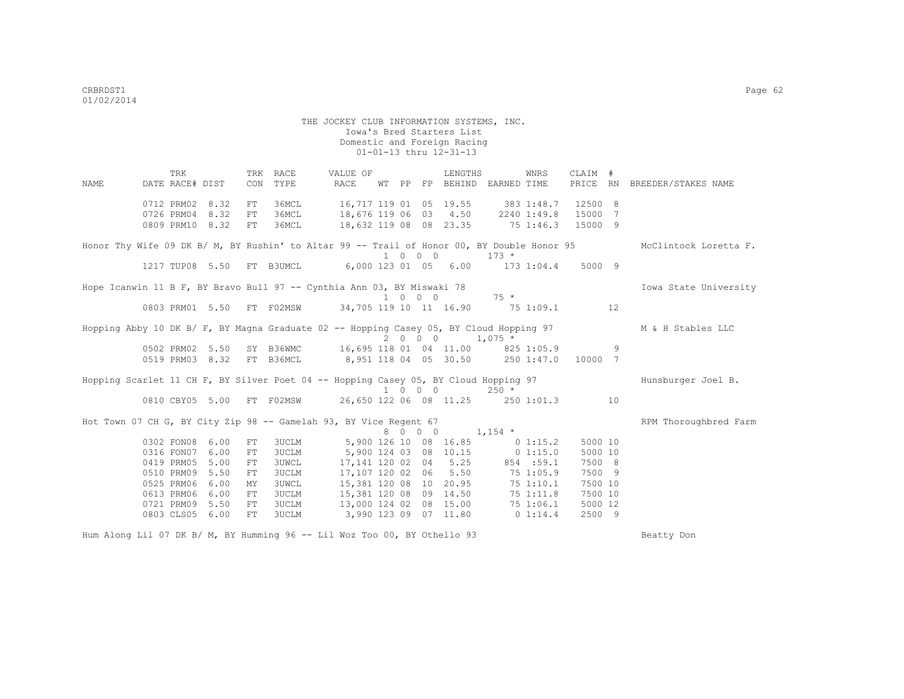THE JOCKEY CLUB INFORMATION SYSTEMS, INC.
Iowa's Bred Starters List
Domestic and Foreign Racing
01-01-13 thru 12-31-13

| NAME | TRK DATE | RACE# | DIST | TRK CON | RACE TYPE | VALUE OF RACE | WT | PP | FP | LENGTHS BEHIND | EARNED | WNRS TIME | CLAIM PRICE | # RN | BREEDER/STAKES NAME |
|---|---|---|---|---|---|---|---|---|---|---|---|---|---|---|---|
| | 0712 | PRM02 | 8.32 | FT | 36MCL | 16,717 | 119 | 01 | 05 | 19.55 | 383 | 1:48.7 | 12500 | 8 | |
| | 0726 | PRM04 | 8.32 | FT | 36MCL | 18,676 | 119 | 06 | 03 | 4.50 | 2240 | 1:49.8 | 15000 | 7 | |
| | 0809 | PRM10 | 8.32 | FT | 36MCL | 18,632 | 119 | 08 | 08 | 23.35 | 75 | 1:46.3 | 15000 | 9 | |
| Honor Thy Wife 09 DK B/ M, BY Rushin' to Altar 99 -- Trail of Honor 00, BY Double Honor 95 | | | | | | | 1 | 0 | 0 | 0 | 173 * | | | | McClintock Loretta F. |
| | 1217 | TUP08 | 5.50 | FT | B3UMCL | 6,000 | 123 | 01 | 05 | 6.00 | 173 | 1:04.4 | 5000 | 9 | |
| Hope Icanwin 11 B F, BY Bravo Bull 97 -- Cynthia Ann 03, BY Miswaki 78 | | | | | | | 1 | 0 | 0 | 0 | 75 * | | | | Iowa State University |
| | 0803 | PRM01 | 5.50 | FT | F02MSW | 34,705 | 119 | 10 | 11 | 16.90 | 75 | 1:09.1 | | 12 | |
| Hopping Abby 10 DK B/ F, BY Magna Graduate 02 -- Hopping Casey 05, BY Cloud Hopping 97 | | | | | | | 2 | 0 | 0 | 0 | 1,075 * | | | | M & H Stables LLC |
| | 0502 | PRM02 | 5.50 | SY | B36WMC | 16,695 | 118 | 01 | 04 | 11.00 | 825 | 1:05.9 | | 9 | |
| | 0519 | PRM03 | 8.32 | FT | B36MCL | 8,951 | 118 | 04 | 05 | 30.50 | 250 | 1:47.0 | 10000 | 7 | |
| Hopping Scarlet 11 CH F, BY Silver Poet 04 -- Hopping Casey 05, BY Cloud Hopping 97 | | | | | | | 1 | 0 | 0 | 0 | 250 * | | | | Hunsburger Joel B. |
| | 0810 | CBY05 | 5.00 | FT | F02MSW | 26,650 | 122 | 06 | 08 | 11.25 | 250 | 1:01.3 | | 10 | |
| Hot Town 07 CH G, BY City Zip 98 -- Gamelah 93, BY Vice Regent 67 | | | | | | | 8 | 0 | 0 | 0 | 1,154 * | | | | RPM Thoroughbred Farm |
| | 0302 | FON08 | 6.00 | FT | 3UCLM | 5,900 | 126 | 10 | 08 | 16.85 | 0 | 1:15.2 | 5000 | 10 | |
| | 0316 | FON07 | 6.00 | FT | 3UCLM | 5,900 | 124 | 03 | 08 | 10.15 | 0 | 1:15.0 | 5000 | 10 | |
| | 0419 | PRM05 | 5.00 | FT | 3UWCL | 17,141 | 120 | 02 | 04 | 5.25 | 854 | :59.1 | 7500 | 8 | |
| | 0510 | PRM09 | 5.50 | FT | 3UCLM | 17,107 | 120 | 02 | 06 | 5.50 | 75 | 1:05.9 | 7500 | 9 | |
| | 0525 | PRM06 | 6.00 | MY | 3UWCL | 15,381 | 120 | 08 | 10 | 20.95 | 75 | 1:10.1 | 7500 | 10 | |
| | 0613 | PRM06 | 6.00 | FT | 3UCLM | 15,381 | 120 | 08 | 09 | 14.50 | 75 | 1:11.8 | 7500 | 10 | |
| | 0721 | PRM09 | 5.50 | FT | 3UCLM | 13,000 | 124 | 02 | 08 | 15.00 | 75 | 1:06.1 | 5000 | 12 | |
| | 0803 | CLS05 | 6.00 | FT | 3UCLM | 3,990 | 123 | 09 | 07 | 11.80 | 0 | 1:14.4 | 2500 | 9 | |
| Hum Along Lil 07 DK B/ M, BY Humming 96 -- Lil Woz Too 00, BY Othello 93 | | | | | | | | | | | | | | | Beatty Don |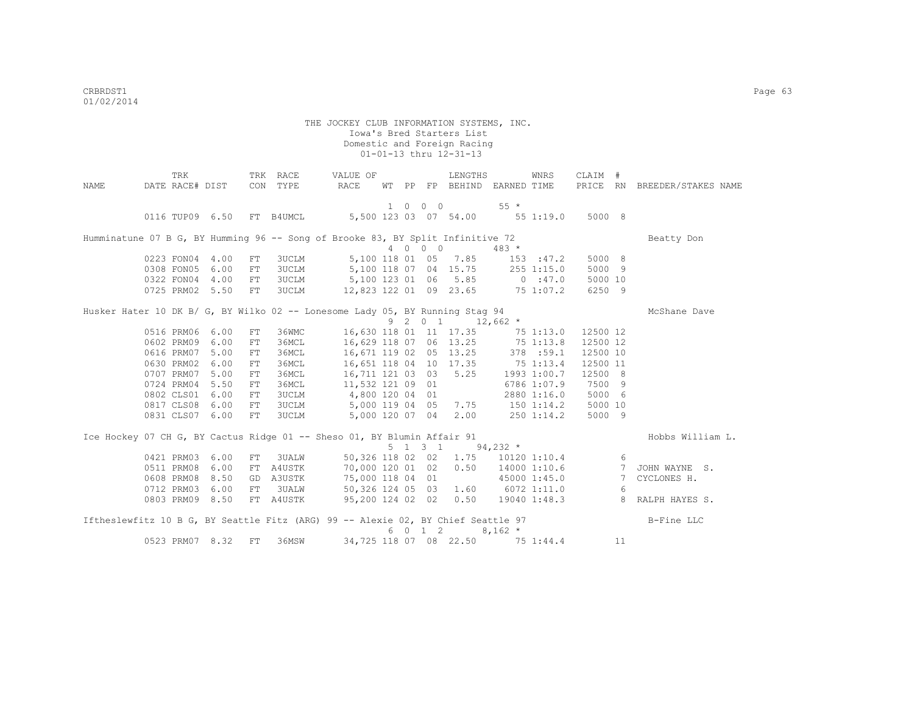THE JOCKEY CLUB INFORMATION SYSTEMS, INC.
Iowa's Bred Starters List
Domestic and Foreign Racing
01-01-13 thru 12-31-13

| NAME | TRK DATE | RACE# | DIST | TRK CON | RACE TYPE | VALUE OF RACE | WT | PP | FP | LENGTHS BEHIND | EARNED | WNRS TIME | CLAIM PRICE | # RN | BREEDER/STAKES NAME |
|---|---|---|---|---|---|---|---|---|---|---|---|---|---|---|---|
| | | | | | | | 1 0 0 0 | | | | 55 * | | | | |
| | 0116 | TUP09 | 6.50 | FT | B4UMCL | 5,500 | 123 | 03 | 07 | 54.00 | 55 | 1:19.0 | 5000 | 8 | |
| Humminatune 07 B G, BY Humming 96 -- Song of Brooke 83, BY Split Infinitive 72 | | | | | | | | | | | | | | | Beatty Don |
| | | | | | | | 4 0 0 0 | | | | 483 * | | | | |
| | 0223 | FON04 | 4.00 | FT | 3UCLM | 5,100 | 118 | 01 | 05 | 7.85 | 153 | :47.2 | 5000 | 8 | |
| | 0308 | FON05 | 6.00 | FT | 3UCLM | 5,100 | 118 | 07 | 04 | 15.75 | 255 | 1:15.0 | 5000 | 9 | |
| | 0322 | FON04 | 4.00 | FT | 3UCLM | 5,100 | 123 | 01 | 06 | 5.85 | 0 | :47.0 | 5000 | 10 | |
| | 0725 | PRM02 | 5.50 | FT | 3UCLM | 12,823 | 122 | 01 | 09 | 23.65 | 75 | 1:07.2 | 6250 | 9 | |
| Husker Hater 10 DK B/ G, BY Wilko 02 -- Lonesome Lady 05, BY Running Stag 94 | | | | | | | | | | | | | | | McShane Dave |
| | | | | | | | 9 2 0 1 | | | | 12,662 * | | | | |
| | 0516 | PRM06 | 6.00 | FT | 36WMC | 16,630 | 118 | 01 | 11 | 17.35 | 75 | 1:13.0 | 12500 | 12 | |
| | 0602 | PRM09 | 6.00 | FT | 36MCL | 16,629 | 118 | 07 | 06 | 13.25 | 75 | 1:13.8 | 12500 | 12 | |
| | 0616 | PRM07 | 5.00 | FT | 36MCL | 16,671 | 119 | 02 | 05 | 13.25 | 378 | :59.1 | 12500 | 10 | |
| | 0630 | PRM02 | 6.00 | FT | 36MCL | 16,651 | 118 | 04 | 10 | 17.35 | 75 | 1:13.4 | 12500 | 11 | |
| | 0707 | PRM07 | 5.00 | FT | 36MCL | 16,711 | 121 | 03 | 03 | 5.25 | 1993 | 1:00.7 | 12500 | 8 | |
| | 0724 | PRM04 | 5.50 | FT | 36MCL | 11,532 | 121 | 09 | 01 | | 6786 | 1:07.9 | 7500 | 9 | |
| | 0802 | CLS01 | 6.00 | FT | 3UCLM | 4,800 | 120 | 04 | 01 | | 2880 | 1:16.0 | 5000 | 6 | |
| | 0817 | CLS08 | 6.00 | FT | 3UCLM | 5,000 | 119 | 04 | 05 | 7.75 | 150 | 1:14.2 | 5000 | 10 | |
| | 0831 | CLS07 | 6.00 | FT | 3UCLM | 5,000 | 120 | 07 | 04 | 2.00 | 250 | 1:14.2 | 5000 | 9 | |
| Ice Hockey 07 CH G, BY Cactus Ridge 01 -- Sheso 01, BY Blumin Affair 91 | | | | | | | | | | | | | | | Hobbs William L. |
| | | | | | | | 5 1 3 1 | | | | 94,232 * | | | | |
| | 0421 | PRM03 | 6.00 | FT | 3UALW | 50,326 | 118 | 02 | 02 | 1.75 | 10120 | 1:10.4 | | 6 | |
| | 0511 | PRM08 | 6.00 | FT | A4USTK | 70,000 | 120 | 01 | 02 | 0.50 | 14000 | 1:10.6 | | 7 | JOHN WAYNE S. |
| | 0608 | PRM08 | 8.50 | GD | A3USTK | 75,000 | 118 | 04 | 01 | | 45000 | 1:45.0 | | 7 | CYCLONES H. |
| | 0712 | PRM03 | 6.00 | FT | 3UALW | 50,326 | 124 | 05 | 03 | 1.60 | 6072 | 1:11.0 | | 6 | |
| | 0803 | PRM09 | 8.50 | FT | A4USTK | 95,200 | 124 | 02 | 02 | 0.50 | 19040 | 1:48.3 | | 8 | RALPH HAYES S. |
| Iftheslewfitz 10 B G, BY Seattle Fitz (ARG) 99 -- Alexie 02, BY Chief Seattle 97 | | | | | | | | | | | | | | | B-Fine LLC |
| | | | | | | | 6 0 1 2 | | | | 8,162 * | | | | |
| | 0523 | PRM07 | 8.32 | FT | 36MSW | 34,725 | 118 | 07 | 08 | 22.50 | 75 | 1:44.4 | | 11 | |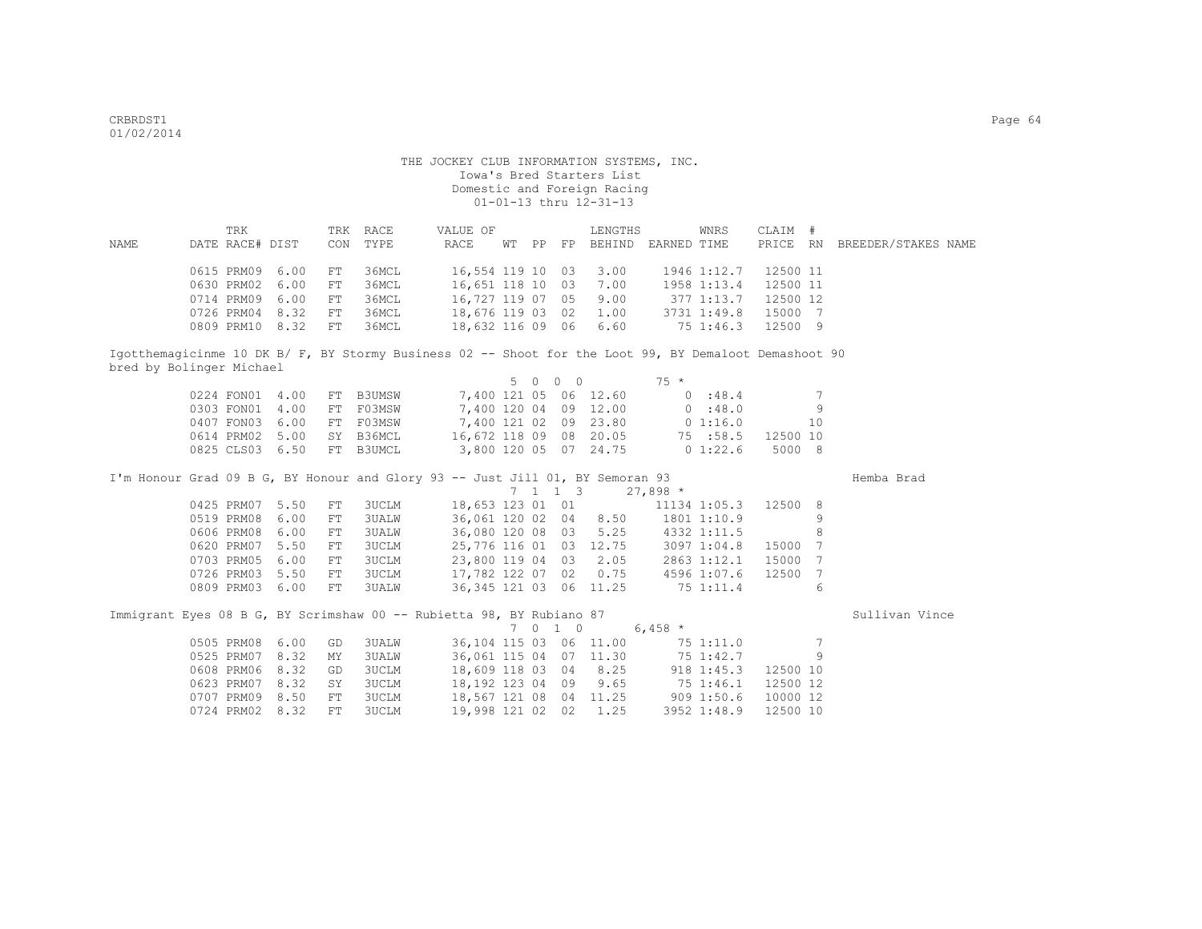THE JOCKEY CLUB INFORMATION SYSTEMS, INC.
Iowa's Bred Starters List
Domestic and Foreign Racing
01-01-13 thru 12-31-13

| NAME | TRK DATE | RACE# | DIST | TRK CON | RACE TYPE | VALUE OF RACE | WT | PP | FP | LENGTHS BEHIND | EARNED | WNRS TIME | CLAIM PRICE | # RN | BREEDER/STAKES NAME |
|---|---|---|---|---|---|---|---|---|---|---|---|---|---|---|---|
| | 0615 | PRM09 | 6.00 | FT | 36MCL | 16,554 | 119 | 10 | 03 | 3.00 | 1946 | 1:12.7 | 12500 | 11 | |
| | 0630 | PRM02 | 6.00 | FT | 36MCL | 16,651 | 118 | 10 | 03 | 7.00 | 1958 | 1:13.4 | 12500 | 11 | |
| | 0714 | PRM09 | 6.00 | FT | 36MCL | 16,727 | 119 | 07 | 05 | 9.00 | 377 | 1:13.7 | 12500 | 12 | |
| | 0726 | PRM04 | 8.32 | FT | 36MCL | 18,676 | 119 | 03 | 02 | 1.00 | 3731 | 1:49.8 | 15000 | 7 | |
| | 0809 | PRM10 | 8.32 | FT | 36MCL | 18,632 | 116 | 09 | 06 | 6.60 | 75 | 1:46.3 | 12500 | 9 | |

Igotthemagicinme 10 DK B/ F, BY Stormy Business 02 -- Shoot for the Loot 99, BY Demaloot Demashoot 90
bred by Bolinger Michael

5 0 0 0 75 *

| NAME | TRK DATE | RACE# | DIST | TRK CON | RACE TYPE | VALUE OF RACE | WT | PP | FP | LENGTHS BEHIND | EARNED | WNRS TIME | CLAIM PRICE | # RN | BREEDER/STAKES NAME |
|---|---|---|---|---|---|---|---|---|---|---|---|---|---|---|---|
| | 0224 | FON01 | 4.00 | FT | B3UMSW | 7,400 | 121 | 05 | 06 | 12.60 | 0 | :48.4 | | 7 | |
| | 0303 | FON01 | 4.00 | FT | F03MSW | 7,400 | 120 | 04 | 09 | 12.00 | 0 | :48.0 | | 9 | |
| | 0407 | FON03 | 6.00 | FT | F03MSW | 7,400 | 121 | 02 | 09 | 23.80 | 0 | 1:16.0 | | 10 | |
| | 0614 | PRM02 | 5.00 | SY | B36MCL | 16,672 | 118 | 09 | 08 | 20.05 | 75 | :58.5 | 12500 | 10 | |
| | 0825 | CLS03 | 6.50 | FT | B3UMCL | 3,800 | 120 | 05 | 07 | 24.75 | 0 | 1:22.6 | 5000 | 8 | |

I'm Honour Grad 09 B G, BY Honour and Glory 93 -- Just Jill 01, BY Semoran 93 — Hemba Brad

7 1 1 3 27,898 *

| NAME | TRK DATE | RACE# | DIST | TRK CON | RACE TYPE | VALUE OF RACE | WT | PP | FP | LENGTHS BEHIND | EARNED | WNRS TIME | CLAIM PRICE | # RN | BREEDER/STAKES NAME |
|---|---|---|---|---|---|---|---|---|---|---|---|---|---|---|---|
| | 0425 | PRM07 | 5.50 | FT | 3UCLM | 18,653 | 123 | 01 | 01 | | 11134 | 1:05.3 | 12500 | 8 | |
| | 0519 | PRM08 | 6.00 | FT | 3UALW | 36,061 | 120 | 02 | 04 | 8.50 | 1801 | 1:10.9 | | 9 | |
| | 0606 | PRM08 | 6.00 | FT | 3UALW | 36,080 | 120 | 08 | 03 | 5.25 | 4332 | 1:11.5 | | 8 | |
| | 0620 | PRM07 | 5.50 | FT | 3UCLM | 25,776 | 116 | 01 | 03 | 12.75 | 3097 | 1:04.8 | 15000 | 7 | |
| | 0703 | PRM05 | 6.00 | FT | 3UCLM | 23,800 | 119 | 04 | 03 | 2.05 | 2863 | 1:12.1 | 15000 | 7 | |
| | 0726 | PRM03 | 5.50 | FT | 3UCLM | 17,782 | 122 | 07 | 02 | 0.75 | 4596 | 1:07.6 | 12500 | 7 | |
| | 0809 | PRM03 | 6.00 | FT | 3UALW | 36,345 | 121 | 03 | 06 | 11.25 | 75 | 1:11.4 | | 6 | |

Immigrant Eyes 08 B G, BY Scrimshaw 00 -- Rubietta 98, BY Rubiano 87 — Sullivan Vince

7 0 1 0 6,458 *

| NAME | TRK DATE | RACE# | DIST | TRK CON | RACE TYPE | VALUE OF RACE | WT | PP | FP | LENGTHS BEHIND | EARNED | WNRS TIME | CLAIM PRICE | # RN | BREEDER/STAKES NAME |
|---|---|---|---|---|---|---|---|---|---|---|---|---|---|---|---|
| | 0505 | PRM08 | 6.00 | GD | 3UALW | 36,104 | 115 | 03 | 06 | 11.00 | 75 | 1:11.0 | | 7 | |
| | 0525 | PRM07 | 8.32 | MY | 3UALW | 36,061 | 115 | 04 | 07 | 11.30 | 75 | 1:42.7 | | 9 | |
| | 0608 | PRM06 | 8.32 | GD | 3UCLM | 18,609 | 118 | 03 | 04 | 8.25 | 918 | 1:45.3 | 12500 | 10 | |
| | 0623 | PRM07 | 8.32 | SY | 3UCLM | 18,192 | 123 | 04 | 09 | 9.65 | 75 | 1:46.1 | 12500 | 12 | |
| | 0707 | PRM09 | 8.50 | FT | 3UCLM | 18,567 | 121 | 08 | 04 | 11.25 | 909 | 1:50.6 | 10000 | 12 | |
| | 0724 | PRM02 | 8.32 | FT | 3UCLM | 19,998 | 121 | 02 | 02 | 1.25 | 3952 | 1:48.9 | 12500 | 10 | |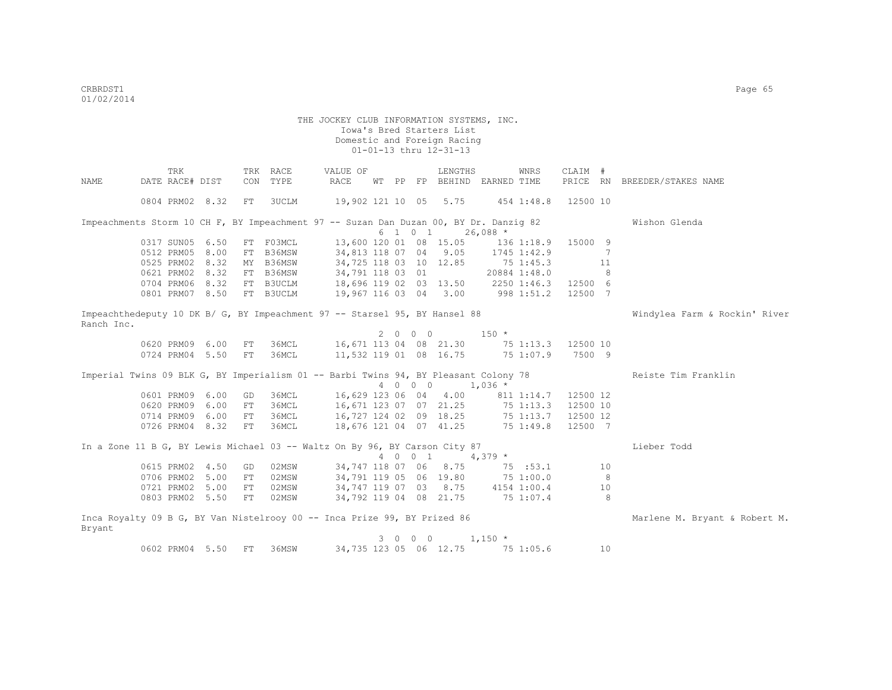THE JOCKEY CLUB INFORMATION SYSTEMS, INC.
Iowa's Bred Starters List
Domestic and Foreign Racing
01-01-13 thru 12-31-13

| NAME | TRK DATE | RACE# | DIST | TRK CON | RACE TYPE | VALUE OF RACE | WT | PP | FP | LENGTHS BEHIND | EARNED | WNRS TIME | CLAIM PRICE | # RN | BREEDER/STAKES NAME |
|---|---|---|---|---|---|---|---|---|---|---|---|---|---|---|---|
| | 0804 | PRM02 | 8.32 | FT | 3UCLM | 19,902 | 121 | 10 | 05 | 5.75 | 454 | 1:48.8 | 12500 | 10 | |
| Impeachments Storm 10 CH F, BY Impeachment 97 -- Suzan Dan Duzan 00, BY Dr. Danzig 82 | | | | | | | 6 | 1 | 0 1 | | 26,088 * | | | | Wishon Glenda |
| | 0317 | SUN05 | 6.50 | FT | F03MCL | 13,600 | 120 | 01 | 08 | 15.05 | 136 | 1:18.9 | 15000 | 9 | |
| | 0512 | PRM05 | 8.00 | FT | B36MSW | 34,813 | 118 | 07 | 04 | 9.05 | 1745 | 1:42.9 | | 7 | |
| | 0525 | PRM02 | 8.32 | MY | B36MSW | 34,725 | 118 | 03 | 10 | 12.85 | 75 | 1:45.3 | | 11 | |
| | 0621 | PRM02 | 8.32 | FT | B36MSW | 34,791 | 118 | 03 | 01 | | 20884 | 1:48.0 | | 8 | |
| | 0704 | PRM06 | 8.32 | FT | B3UCLM | 18,696 | 119 | 02 | 03 | 13.50 | 2250 | 1:46.3 | 12500 | 6 | |
| | 0801 | PRM07 | 8.50 | FT | B3UCLM | 19,967 | 116 | 03 | 04 | 3.00 | 998 | 1:51.2 | 12500 | 7 | |
| Impeachthedeputy 10 DK B/ G, BY Impeachment 97 -- Starsel 95, BY Hansel 88 | | | | | | | 2 | 0 | 0 0 | | 150 * | | | | Windylea Farm & Rockin' River Ranch Inc. |
| | 0620 | PRM09 | 6.00 | FT | 36MCL | 16,671 | 113 | 04 | 08 | 21.30 | 75 | 1:13.3 | 12500 | 10 | |
| | 0724 | PRM04 | 5.50 | FT | 36MCL | 11,532 | 119 | 01 | 08 | 16.75 | 75 | 1:07.9 | 7500 | 9 | |
| Imperial Twins 09 BLK G, BY Imperialism 01 -- Barbi Twins 94, BY Pleasant Colony 78 | | | | | | | 4 | 0 | 0 0 | | 1,036 * | | | | Reiste Tim Franklin |
| | 0601 | PRM09 | 6.00 | GD | 36MCL | 16,629 | 123 | 06 | 04 | 4.00 | 811 | 1:14.7 | 12500 | 12 | |
| | 0620 | PRM09 | 6.00 | FT | 36MCL | 16,671 | 123 | 07 | 07 | 21.25 | 75 | 1:13.3 | 12500 | 10 | |
| | 0714 | PRM09 | 6.00 | FT | 36MCL | 16,727 | 124 | 02 | 09 | 18.25 | 75 | 1:13.7 | 12500 | 12 | |
| | 0726 | PRM04 | 8.32 | FT | 36MCL | 18,676 | 121 | 04 | 07 | 41.25 | 75 | 1:49.8 | 12500 | 7 | |
| In a Zone 11 B G, BY Lewis Michael 03 -- Waltz On By 96, BY Carson City 87 | | | | | | | 4 | 0 | 0 1 | | 4,379 * | | | | Lieber Todd |
| | 0615 | PRM02 | 4.50 | GD | 02MSW | 34,747 | 118 | 07 | 06 | 8.75 | 75 | :53.1 | | 10 | |
| | 0706 | PRM02 | 5.00 | FT | 02MSW | 34,791 | 119 | 05 | 06 | 19.80 | 75 | 1:00.0 | | 8 | |
| | 0721 | PRM02 | 5.00 | FT | 02MSW | 34,747 | 119 | 07 | 03 | 8.75 | 4154 | 1:00.4 | | 10 | |
| | 0803 | PRM02 | 5.50 | FT | 02MSW | 34,792 | 119 | 04 | 08 | 21.75 | 75 | 1:07.4 | | 8 | |
| Inca Royalty 09 B G, BY Van Nistelrooy 00 -- Inca Prize 99, BY Prized 86 | | | | | | | 3 | 0 | 0 0 | | 1,150 * | | | | Marlene M. Bryant & Robert M. Bryant |
| | 0602 | PRM04 | 5.50 | FT | 36MSW | 34,735 | 123 | 05 | 06 | 12.75 | 75 | 1:05.6 | | 10 | |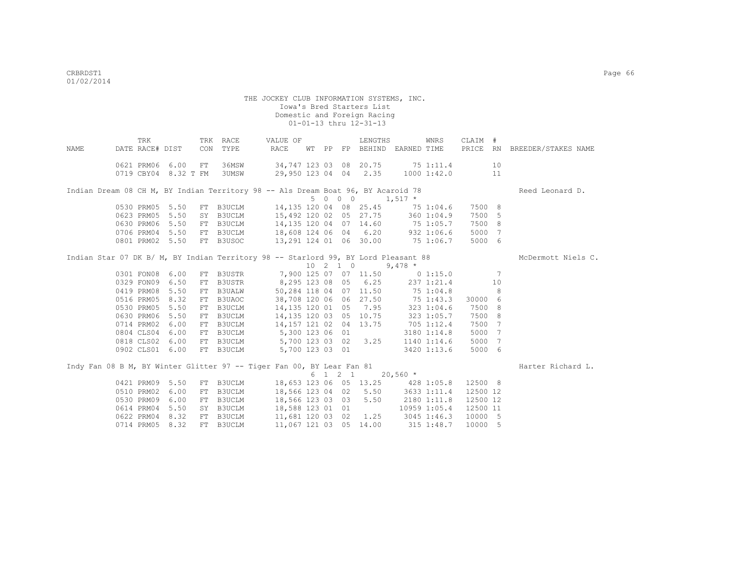THE JOCKEY CLUB INFORMATION SYSTEMS, INC.
Iowa's Bred Starters List
Domestic and Foreign Racing
01-01-13 thru 12-31-13

| NAME | TRK DATE | RACE# | DIST | TRK CON | RACE TYPE | VALUE OF RACE | WT | PP | FP | LENGTHS BEHIND | EARNED | WNRS TIME | CLAIM PRICE | # RN | BREEDER/STAKES NAME |
|---|---|---|---|---|---|---|---|---|---|---|---|---|---|---|---|
| | 0621 | PRM06 | 6.00 | FT | 36MSW | 34,747 | 123 | 03 | 08 | 20.75 | 75 | 1:11.4 | | 10 | |
| | 0719 | CBY04 | 8.32 T | FM | 3UMSW | 29,950 | 123 | 04 | 04 | 2.35 | 1000 | 1:42.0 | | 11 | |
| Indian Dream 08 CH M, BY Indian Territory 98 -- Als Dream Boat 96, BY Acaroid 78 | | | | | | 5 0 0 0 | | | | | 1,517 * | | | | Reed Leonard D. |
| | 0530 | PRM05 | 5.50 | FT | B3UCLM | 14,135 | 120 | 04 | 08 | 25.45 | 75 | 1:04.6 | 7500 | 8 | |
| | 0623 | PRM05 | 5.50 | SY | B3UCLM | 15,492 | 120 | 02 | 05 | 27.75 | 360 | 1:04.9 | 7500 | 5 | |
| | 0630 | PRM06 | 5.50 | FT | B3UCLM | 14,135 | 120 | 04 | 07 | 14.60 | 75 | 1:05.7 | 7500 | 8 | |
| | 0706 | PRM04 | 5.50 | FT | B3UCLM | 18,608 | 124 | 06 | 04 | 6.20 | 932 | 1:06.6 | 5000 | 7 | |
| | 0801 | PRM02 | 5.50 | FT | B3USOC | 13,291 | 124 | 01 | 06 | 30.00 | 75 | 1:06.7 | 5000 | 6 | |
| Indian Star 07 DK B/ M, BY Indian Territory 98 -- Starlord 99, BY Lord Pleasant 88 | | | | | | 10 2 1 0 | | | | | 9,478 * | | | | McDermott Niels C. |
| | 0301 | FON08 | 6.00 | FT | B3USTR | 7,900 | 125 | 07 | 07 | 11.50 | 0 | 1:15.0 | | 7 | |
| | 0329 | FON09 | 6.50 | FT | B3USTR | 8,295 | 123 | 08 | 05 | 6.25 | 237 | 1:21.4 | | 10 | |
| | 0419 | PRM08 | 5.50 | FT | B3UALW | 50,284 | 118 | 04 | 07 | 11.50 | 75 | 1:04.8 | | 8 | |
| | 0516 | PRM05 | 8.32 | FT | B3UAOC | 38,708 | 120 | 06 | 06 | 27.50 | 75 | 1:43.3 | 30000 | 6 | |
| | 0530 | PRM05 | 5.50 | FT | B3UCLM | 14,135 | 120 | 01 | 05 | 7.95 | 323 | 1:04.6 | 7500 | 8 | |
| | 0630 | PRM06 | 5.50 | FT | B3UCLM | 14,135 | 120 | 03 | 05 | 10.75 | 323 | 1:05.7 | 7500 | 8 | |
| | 0714 | PRM02 | 6.00 | FT | B3UCLM | 14,157 | 121 | 02 | 04 | 13.75 | 705 | 1:12.4 | 7500 | 7 | |
| | 0804 | CLS04 | 6.00 | FT | B3UCLM | 5,300 | 123 | 06 | 01 | | 3180 | 1:14.8 | 5000 | 7 | |
| | 0818 | CLS02 | 6.00 | FT | B3UCLM | 5,700 | 123 | 03 | 02 | 3.25 | 1140 | 1:14.6 | 5000 | 7 | |
| | 0902 | CLS01 | 6.00 | FT | B3UCLM | 5,700 | 123 | 03 | 01 | | 3420 | 1:13.6 | 5000 | 6 | |
| Indy Fan 08 B M, BY Winter Glitter 97 -- Tiger Fan 00, BY Lear Fan 81 | | | | | | 6 1 2 1 | | | | | 20,560 * | | | | Harter Richard L. |
| | 0421 | PRM09 | 5.50 | FT | B3UCLM | 18,653 | 123 | 06 | 05 | 13.25 | 428 | 1:05.8 | 12500 | 8 | |
| | 0510 | PRM02 | 6.00 | FT | B3UCLM | 18,566 | 123 | 04 | 02 | 5.50 | 3633 | 1:11.4 | 12500 | 12 | |
| | 0530 | PRM09 | 6.00 | FT | B3UCLM | 18,566 | 123 | 03 | 03 | 5.50 | 2180 | 1:11.8 | 12500 | 12 | |
| | 0614 | PRM04 | 5.50 | SY | B3UCLM | 18,588 | 123 | 01 | 01 | | 10959 | 1:05.4 | 12500 | 11 | |
| | 0622 | PRM04 | 8.32 | FT | B3UCLM | 11,681 | 120 | 03 | 02 | 1.25 | 3045 | 1:46.3 | 10000 | 5 | |
| | 0714 | PRM05 | 8.32 | FT | B3UCLM | 11,067 | 121 | 03 | 05 | 14.00 | 315 | 1:48.7 | 10000 | 5 | |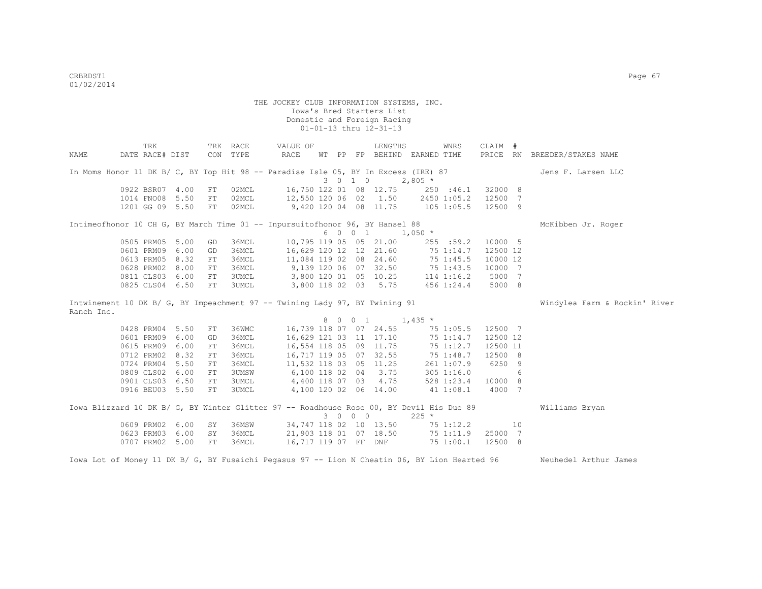THE JOCKEY CLUB INFORMATION SYSTEMS, INC.
Iowa's Bred Starters List
Domestic and Foreign Racing
01-01-13 thru 12-31-13

| NAME | TRK DATE | RACE# | DIST | TRK CON | RACE TYPE | VALUE OF RACE | WT | PP | FP | LENGTHS BEHIND | EARNED | WNRS TIME | CLAIM PRICE | # RN | BREEDER/STAKES NAME |
|---|---|---|---|---|---|---|---|---|---|---|---|---|---|---|---|
| In Moms Honor 11 DK B/ C, BY Top Hit 98 -- Paradise Isle 05, BY In Excess (IRE) 87 | | | | | | | | | | | | | | | Jens F. Larsen LLC |
| | | | | | | | 3 0 1 0 | | | | 2,805 * | | | | |
| | 0922 | BSR07 | 4.00 | FT | 02MCL | 16,750 | 122 | 01 | 08 | 12.75 | 250 | :46.1 | 32000 | 8 | |
| | 1014 | FNO08 | 5.50 | FT | 02MCL | 12,550 | 120 | 06 | 02 | 1.50 | 2450 | 1:05.2 | 12500 | 7 | |
| | 1201 | GG 09 | 5.50 | FT | 02MCL | 9,420 | 120 | 04 | 08 | 11.75 | 105 | 1:05.5 | 12500 | 9 | |
| Intimeofhonor 10 CH G, BY March Time 01 -- Inpursuitofhonor 96, BY Hansel 88 | | | | | | | | | | | | | | | McKibben Jr. Roger |
| | | | | | | | 6 0 0 1 | | | | 1,050 * | | | | |
| | 0505 | PRM05 | 5.00 | GD | 36MCL | 10,795 | 119 | 05 | 05 | 21.00 | 255 | :59.2 | 10000 | 5 | |
| | 0601 | PRM09 | 6.00 | GD | 36MCL | 16,629 | 120 | 12 | 12 | 21.60 | 75 | 1:14.7 | 12500 | 12 | |
| | 0613 | PRM05 | 8.32 | FT | 36MCL | 11,084 | 119 | 02 | 08 | 24.60 | 75 | 1:45.5 | 10000 | 12 | |
| | 0628 | PRM02 | 8.00 | FT | 36MCL | 9,139 | 120 | 06 | 07 | 32.50 | 75 | 1:43.5 | 10000 | 7 | |
| | 0811 | CLS03 | 6.00 | FT | 3UMCL | 3,800 | 120 | 01 | 05 | 10.25 | 114 | 1:16.2 | 5000 | 7 | |
| | 0825 | CLS04 | 6.50 | FT | 3UMCL | 3,800 | 118 | 02 | 03 | 5.75 | 456 | 1:24.4 | 5000 | 8 | |
| Intwinement 10 DK B/ G, BY Impeachment 97 -- Twining Lady 97, BY Twining 91 | | | | | | | | | | | | | | | Windylea Farm & Rockin' River Ranch Inc. |
| | | | | | | | 8 0 0 1 | | | | 1,435 * | | | | |
| | 0428 | PRM04 | 5.50 | FT | 36WMC | 16,739 | 118 | 07 | 07 | 24.55 | 75 | 1:05.5 | 12500 | 7 | |
| | 0601 | PRM09 | 6.00 | GD | 36MCL | 16,629 | 121 | 03 | 11 | 17.10 | 75 | 1:14.7 | 12500 | 12 | |
| | 0615 | PRM09 | 6.00 | FT | 36MCL | 16,554 | 118 | 05 | 09 | 11.75 | 75 | 1:12.7 | 12500 | 11 | |
| | 0712 | PRM02 | 8.32 | FT | 36MCL | 16,717 | 119 | 05 | 07 | 32.55 | 75 | 1:48.7 | 12500 | 8 | |
| | 0724 | PRM04 | 5.50 | FT | 36MCL | 11,532 | 118 | 03 | 05 | 11.25 | 261 | 1:07.9 | 6250 | 9 | |
| | 0809 | CLS02 | 6.00 | FT | 3UMSW | 6,100 | 118 | 02 | 04 | 3.75 | 305 | 1:16.0 | | 6 | |
| | 0901 | CLS03 | 6.50 | FT | 3UMCL | 4,400 | 118 | 07 | 03 | 4.75 | 528 | 1:23.4 | 10000 | 8 | |
| | 0916 | BEU03 | 5.50 | FT | 3UMCL | 4,100 | 120 | 02 | 06 | 14.00 | 41 | 1:08.1 | 4000 | 7 | |
| Iowa Blizzard 10 DK B/ G, BY Winter Glitter 97 -- Roadhouse Rose 00, BY Devil His Due 89 | | | | | | | | | | | | | | | Williams Bryan |
| | | | | | | | 3 0 0 0 | | | | 225 * | | | | |
| | 0609 | PRM02 | 6.00 | SY | 36MSW | 34,747 | 118 | 02 | 10 | 13.50 | 75 | 1:12.2 | | 10 | |
| | 0623 | PRM03 | 6.00 | SY | 36MCL | 21,903 | 118 | 01 | 07 | 18.50 | 75 | 1:11.9 | 25000 | 7 | |
| | 0707 | PRM02 | 5.00 | FT | 36MCL | 16,717 | 119 | 07 | FF | DNF | 75 | 1:00.1 | 12500 | 8 | |
| Iowa Lot of Money 11 DK B/ G, BY Fusaichi Pegasus 97 -- Lion N Cheatin 06, BY Lion Hearted 96 | | | | | | | | | | | | | | | Neuhedel Arthur James |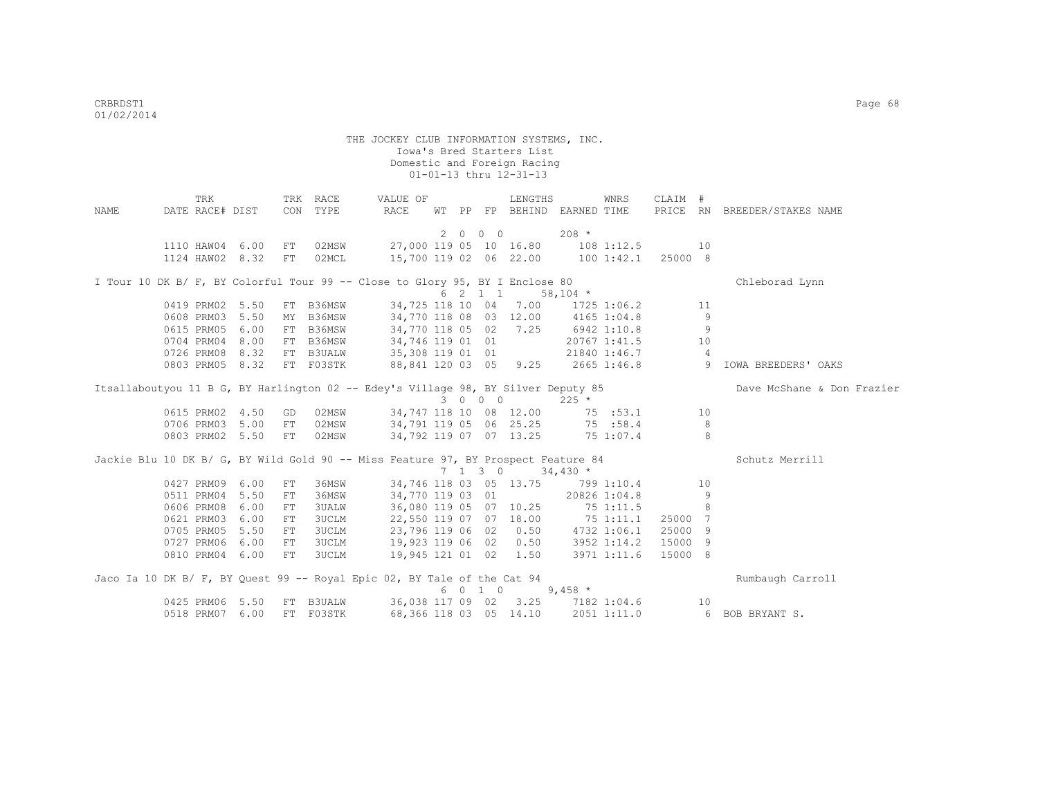THE JOCKEY CLUB INFORMATION SYSTEMS, INC.
Iowa's Bred Starters List
Domestic and Foreign Racing
01-01-13 thru 12-31-13

| NAME | TRK DATE | RACE# | DIST | TRK CON | RACE TYPE | VALUE OF RACE | WT | PP | FP | LENGTHS BEHIND | EARNED | WNRS TIME | CLAIM PRICE | # RN | BREEDER/STAKES NAME |
|---|---|---|---|---|---|---|---|---|---|---|---|---|---|---|---|
| | | | | | | | 2 | 0 | 0 | 0 | 208 * | | | | |
| | 1110 | HAW04 | 6.00 | FT | 02MSW | 27,000 | 119 | 05 | 10 | 16.80 | 108 | 1:12.5 | | 10 | |
| | 1124 | HAW02 | 8.32 | FT | 02MCL | 15,700 | 119 | 02 | 06 | 22.00 | 100 | 1:42.1 | 25000 | 8 | |
| I Tour 10 DK B/ F, BY Colorful Tour 99 -- Close to Glory 95, BY I Enclose 80 | | | | | | | | | | | | | | | Chleborad Lynn |
| | | | | | | | 6 | 2 | 1 | 1 | 58,104 * | | | | |
| | 0419 | PRM02 | 5.50 | FT | B36MSW | 34,725 | 118 | 10 | 04 | 7.00 | 1725 | 1:06.2 | | 11 | |
| | 0608 | PRM03 | 5.50 | MY | B36MSW | 34,770 | 118 | 08 | 03 | 12.00 | 4165 | 1:04.8 | | 9 | |
| | 0615 | PRM05 | 6.00 | FT | B36MSW | 34,770 | 118 | 05 | 02 | 7.25 | 6942 | 1:10.8 | | 9 | |
| | 0704 | PRM04 | 8.00 | FT | B36MSW | 34,746 | 119 | 01 | 01 | | 20767 | 1:41.5 | | 10 | |
| | 0726 | PRM08 | 8.32 | FT | B3UALW | 35,308 | 119 | 01 | 01 | | 21840 | 1:46.7 | | 4 | |
| | 0803 | PRM05 | 8.32 | FT | F03STK | 88,841 | 120 | 03 | 05 | 9.25 | 2665 | 1:46.8 | | 9 | IOWA BREEDERS' OAKS |
| Itsallaboutyou 11 B G, BY Harlington 02 -- Edey's Village 98, BY Silver Deputy 85 | | | | | | | | | | | | | | | Dave McShane & Don Frazier |
| | | | | | | | 3 | 0 | 0 | 0 | 225 * | | | | |
| | 0615 | PRM02 | 4.50 | GD | 02MSW | 34,747 | 118 | 10 | 08 | 12.00 | 75 | :53.1 | | 10 | |
| | 0706 | PRM03 | 5.00 | FT | 02MSW | 34,791 | 119 | 05 | 06 | 25.25 | 75 | :58.4 | | 8 | |
| | 0803 | PRM02 | 5.50 | FT | 02MSW | 34,792 | 119 | 07 | 07 | 13.25 | 75 | 1:07.4 | | 8 | |
| Jackie Blu 10 DK B/ G, BY Wild Gold 90 -- Miss Feature 97, BY Prospect Feature 84 | | | | | | | | | | | | | | | Schutz Merrill |
| | | | | | | | 7 | 1 | 3 | 0 | 34,430 * | | | | |
| | 0427 | PRM09 | 6.00 | FT | 36MSW | 34,746 | 118 | 03 | 05 | 13.75 | 799 | 1:10.4 | | 10 | |
| | 0511 | PRM04 | 5.50 | FT | 36MSW | 34,770 | 119 | 03 | 01 | | 20826 | 1:04.8 | | 9 | |
| | 0606 | PRM08 | 6.00 | FT | 3UALW | 36,080 | 119 | 05 | 07 | 10.25 | 75 | 1:11.5 | | 8 | |
| | 0621 | PRM03 | 6.00 | FT | 3UCLM | 22,550 | 119 | 07 | 07 | 18.00 | 75 | 1:11.1 | 25000 | 7 | |
| | 0705 | PRM05 | 5.50 | FT | 3UCLM | 23,796 | 119 | 06 | 02 | 0.50 | 4732 | 1:06.1 | 25000 | 9 | |
| | 0727 | PRM06 | 6.00 | FT | 3UCLM | 19,923 | 119 | 06 | 02 | 0.50 | 3952 | 1:14.2 | 15000 | 9 | |
| | 0810 | PRM04 | 6.00 | FT | 3UCLM | 19,945 | 121 | 01 | 02 | 1.50 | 3971 | 1:11.6 | 15000 | 8 | |
| Jaco Ia 10 DK B/ F, BY Quest 99 -- Royal Epic 02, BY Tale of the Cat 94 | | | | | | | | | | | | | | | Rumbaugh Carroll |
| | | | | | | | 6 | 0 | 1 | 0 | 9,458 * | | | | |
| | 0425 | PRM06 | 5.50 | FT | B3UALW | 36,038 | 117 | 09 | 02 | 3.25 | 7182 | 1:04.6 | | 10 | |
| | 0518 | PRM07 | 6.00 | FT | F03STK | 68,366 | 118 | 03 | 05 | 14.10 | 2051 | 1:11.0 | | 6 | BOB BRYANT S. |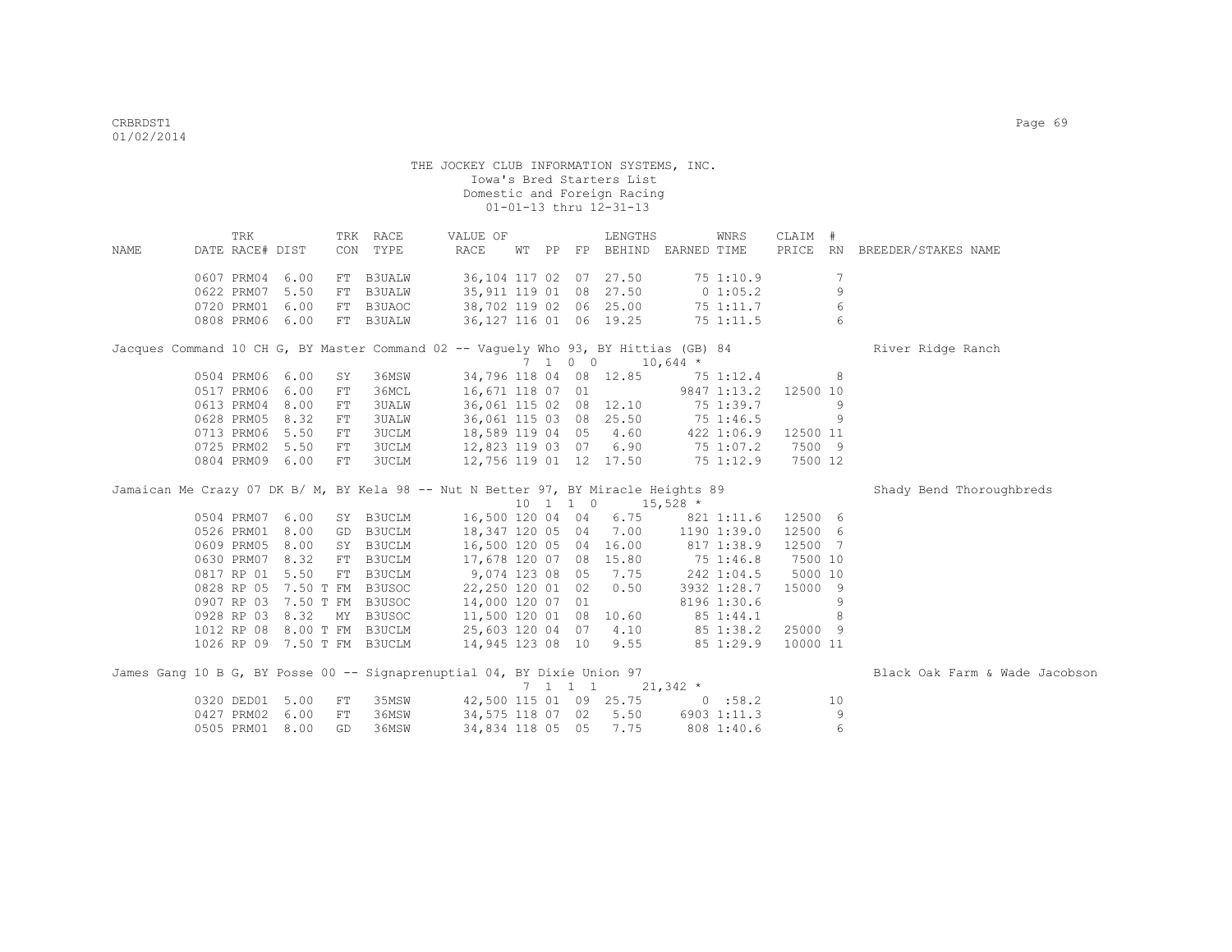THE JOCKEY CLUB INFORMATION SYSTEMS, INC.
Iowa's Bred Starters List
Domestic and Foreign Racing
01-01-13 thru 12-31-13

| NAME | TRK DATE | RACE# | DIST | TRK CON | RACE TYPE | VALUE OF RACE | WT | PP | FP | LENGTHS BEHIND | EARNED | WNRS TIME | CLAIM PRICE | # RN | BREEDER/STAKES NAME |
|---|---|---|---|---|---|---|---|---|---|---|---|---|---|---|---|
| | 0607 | PRM04 | 6.00 | FT | B3UALW | 36,104 | 117 | 02 | 07 | 27.50 | 75 | 1:10.9 | | 7 | |
| | 0622 | PRM07 | 5.50 | FT | B3UALW | 35,911 | 119 | 01 | 08 | 27.50 | 0 | 1:05.2 | | 9 | |
| | 0720 | PRM01 | 6.00 | FT | B3UAOC | 38,702 | 119 | 02 | 06 | 25.00 | 75 | 1:11.7 | | 6 | |
| | 0808 | PRM06 | 6.00 | FT | B3UALW | 36,127 | 116 | 01 | 06 | 19.25 | 75 | 1:11.5 | | 6 | |
| Jacques Command 10 CH G, BY Master Command 02 -- Vaguely Who 93, BY Hittias (GB) 84 | | | | | | 7 1 0 0 | | | | | 10,644 * | | | | River Ridge Ranch |
| | 0504 | PRM06 | 6.00 | SY | 36MSW | 34,796 | 118 | 04 | 08 | 12.85 | 75 | 1:12.4 | | 8 | |
| | 0517 | PRM06 | 6.00 | FT | 36MCL | 16,671 | 118 | 07 | 01 | | 9847 | 1:13.2 | 12500 | 10 | |
| | 0613 | PRM04 | 8.00 | FT | 3UALW | 36,061 | 115 | 02 | 08 | 12.10 | 75 | 1:39.7 | | 9 | |
| | 0628 | PRM05 | 8.32 | FT | 3UALW | 36,061 | 115 | 03 | 08 | 25.50 | 75 | 1:46.5 | | 9 | |
| | 0713 | PRM06 | 5.50 | FT | 3UCLM | 18,589 | 119 | 04 | 05 | 4.60 | 422 | 1:06.9 | 12500 | 11 | |
| | 0725 | PRM02 | 5.50 | FT | 3UCLM | 12,823 | 119 | 03 | 07 | 6.90 | 75 | 1:07.2 | 7500 | 9 | |
| | 0804 | PRM09 | 6.00 | FT | 3UCLM | 12,756 | 119 | 01 | 12 | 17.50 | 75 | 1:12.9 | 7500 | 12 | |
| Jamaican Me Crazy 07 DK B/ M, BY Kela 98 -- Nut N Better 97, BY Miracle Heights 89 | | | | | | 10 1 1 0 | | | | | 15,528 * | | | | Shady Bend Thoroughbreds |
| | 0504 | PRM07 | 6.00 | SY | B3UCLM | 16,500 | 120 | 04 | 04 | 6.75 | 821 | 1:11.6 | 12500 | 6 | |
| | 0526 | PRM01 | 8.00 | GD | B3UCLM | 18,347 | 120 | 05 | 04 | 7.00 | 1190 | 1:39.0 | 12500 | 6 | |
| | 0609 | PRM05 | 8.00 | SY | B3UCLM | 16,500 | 120 | 05 | 04 | 16.00 | 817 | 1:38.9 | 12500 | 7 | |
| | 0630 | PRM07 | 8.32 | FT | B3UCLM | 17,678 | 120 | 07 | 08 | 15.80 | 75 | 1:46.8 | 7500 | 10 | |
| | 0817 | RP 01 | 5.50 | FT | B3UCLM | 9,074 | 123 | 08 | 05 | 7.75 | 242 | 1:04.5 | 5000 | 10 | |
| | 0828 | RP 05 | 7.50 T | FM | B3USOC | 22,250 | 120 | 01 | 02 | 0.50 | 3932 | 1:28.7 | 15000 | 9 | |
| | 0907 | RP 03 | 7.50 T | FM | B3USOC | 14,000 | 120 | 07 | 01 | | 8196 | 1:30.6 | | 9 | |
| | 0928 | RP 03 | 8.32 | MY | B3USOC | 11,500 | 120 | 01 | 08 | 10.60 | 85 | 1:44.1 | | 8 | |
| | 1012 | RP 08 | 8.00 T | FM | B3UCLM | 25,603 | 120 | 04 | 07 | 4.10 | 85 | 1:38.2 | 25000 | 9 | |
| | 1026 | RP 09 | 7.50 T | FM | B3UCLM | 14,945 | 123 | 08 | 10 | 9.55 | 85 | 1:29.9 | 10000 | 11 | |
| James Gang 10 B G, BY Posse 00 -- Signaprenuptial 04, BY Dixie Union 97 | | | | | | 7 1 1 1 | | | | | 21,342 * | | | | Black Oak Farm & Wade Jacobson |
| | 0320 | DED01 | 5.00 | FT | 35MSW | 42,500 | 115 | 01 | 09 | 25.75 | 0 | :58.2 | | 10 | |
| | 0427 | PRM02 | 6.00 | FT | 36MSW | 34,575 | 118 | 07 | 02 | 5.50 | 6903 | 1:11.3 | | 9 | |
| | 0505 | PRM01 | 8.00 | GD | 36MSW | 34,834 | 118 | 05 | 05 | 7.75 | 808 | 1:40.6 | | 6 | |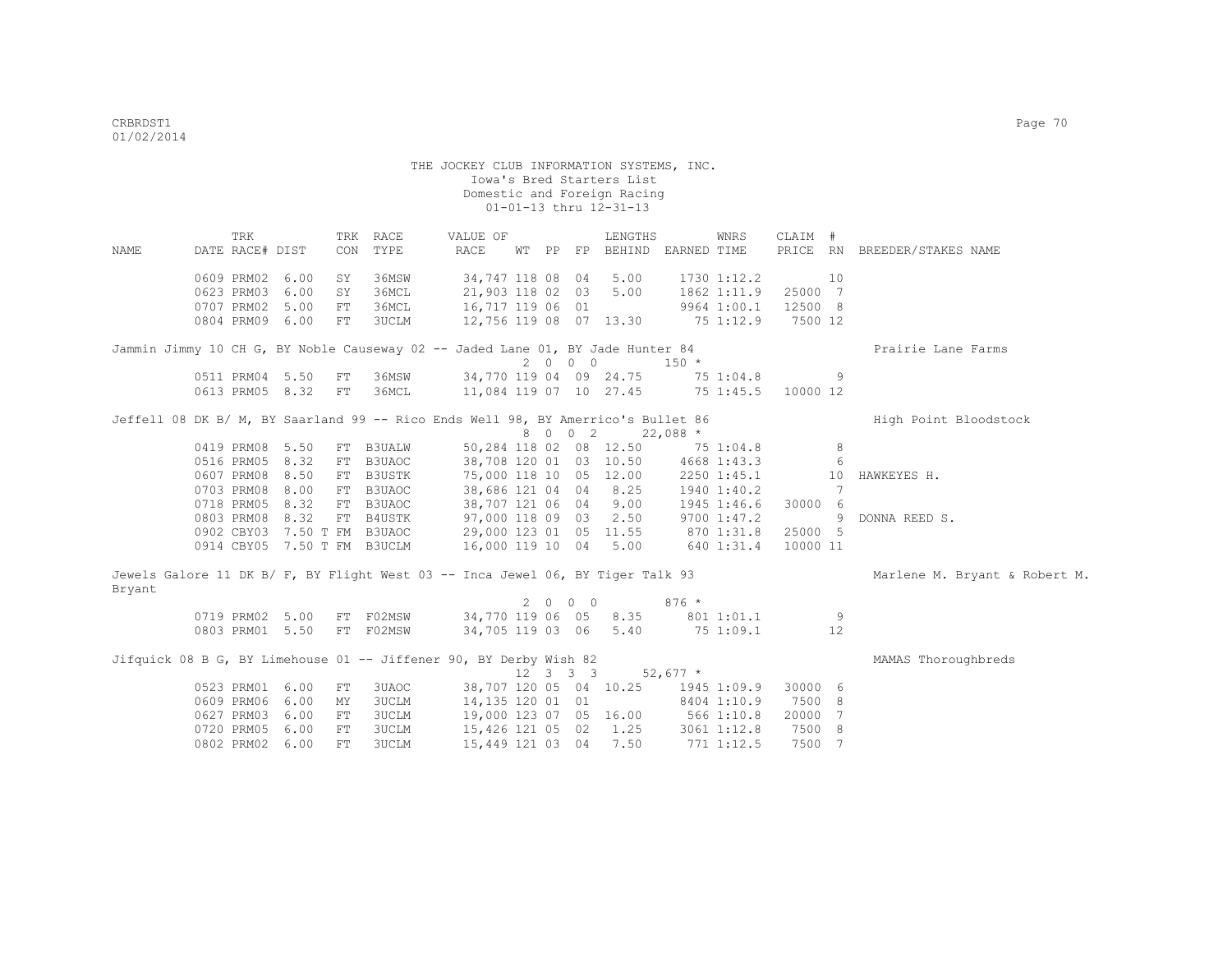THE JOCKEY CLUB INFORMATION SYSTEMS, INC.
Iowa's Bred Starters List
Domestic and Foreign Racing
01-01-13 thru 12-31-13

| NAME | TRK DATE | RACE# | DIST | TRK CON | RACE TYPE | VALUE OF RACE | WT | PP | FP | LENGTHS BEHIND | EARNED | WNRS TIME | CLAIM PRICE | # RN | BREEDER/STAKES NAME |
|---|---|---|---|---|---|---|---|---|---|---|---|---|---|---|---|
| | 0609 | PRM02 | 6.00 | SY | 36MSW | 34,747 | 118 | 08 | 04 | 5.00 | 1730 | 1:12.2 | | 10 | |
| | 0623 | PRM03 | 6.00 | SY | 36MCL | 21,903 | 118 | 02 | 03 | 5.00 | 1862 | 1:11.9 | 25000 | 7 | |
| | 0707 | PRM02 | 5.00 | FT | 36MCL | 16,717 | 119 | 06 | 01 | | 9964 | 1:00.1 | 12500 | 8 | |
| | 0804 | PRM09 | 6.00 | FT | 3UCLM | 12,756 | 119 | 08 | 07 | 13.30 | 75 | 1:12.9 | 7500 | 12 | |
| Jammin Jimmy 10 CH G, BY Noble Causeway 02 -- Jaded Lane 01, BY Jade Hunter 84 | | | | | | | | | | | | | | | Prairie Lane Farms |
| | | | | | | | 2 | 0 0 | 0 | | 150 * | | | | |
| | 0511 | PRM04 | 5.50 | FT | 36MSW | 34,770 | 119 | 04 | 09 | 24.75 | 75 | 1:04.8 | | 9 | |
| | 0613 | PRM05 | 8.32 | FT | 36MCL | 11,084 | 119 | 07 | 10 | 27.45 | 75 | 1:45.5 | 10000 | 12 | |
| Jeffell 08 DK B/ M, BY Saarland 99 -- Rico Ends Well 98, BY Amerrico's Bullet 86 | | | | | | | | | | | | | | | High Point Bloodstock |
| | | | | | | | 8 | 0 0 | 2 | | 22,088 * | | | | |
| | 0419 | PRM08 | 5.50 | FT | B3UALW | 50,284 | 118 | 02 | 08 | 12.50 | 75 | 1:04.8 | | 8 | |
| | 0516 | PRM05 | 8.32 | FT | B3UAOC | 38,708 | 120 | 01 | 03 | 10.50 | 4668 | 1:43.3 | | 6 | |
| | 0607 | PRM08 | 8.50 | FT | B3USTK | 75,000 | 118 | 10 | 05 | 12.00 | 2250 | 1:45.1 | | 10 | HAWKEYES H. |
| | 0703 | PRM08 | 8.00 | FT | B3UAOC | 38,686 | 121 | 04 | 04 | 8.25 | 1940 | 1:40.2 | | 7 | |
| | 0718 | PRM05 | 8.32 | FT | B3UAOC | 38,707 | 121 | 06 | 04 | 9.00 | 1945 | 1:46.6 | 30000 | 6 | |
| | 0803 | PRM08 | 8.32 | FT | B4USTK | 97,000 | 118 | 09 | 03 | 2.50 | 9700 | 1:47.2 | | 9 | DONNA REED S. |
| | 0902 | CBY03 | 7.50 T | FM | B3UAOC | 29,000 | 123 | 01 | 05 | 11.55 | 870 | 1:31.8 | 25000 | 5 | |
| | 0914 | CBY05 | 7.50 T | FM | B3UCLM | 16,000 | 119 | 10 | 04 | 5.00 | 640 | 1:31.4 | 10000 | 11 | |
| Jewels Galore 11 DK B/ F, BY Flight West 03 -- Inca Jewel 06, BY Tiger Talk 93 | | | | | | | | | | | | | | | Marlene M. Bryant & Robert M. Bryant |
| | | | | | | | 2 | 0 0 | 0 | | 876 * | | | | |
| | 0719 | PRM02 | 5.00 | FT | F02MSW | 34,770 | 119 | 06 | 05 | 8.35 | 801 | 1:01.1 | | 9 | |
| | 0803 | PRM01 | 5.50 | FT | F02MSW | 34,705 | 119 | 03 | 06 | 5.40 | 75 | 1:09.1 | | 12 | |
| Jifquick 08 B G, BY Limehouse 01 -- Jiffener 90, BY Derby Wish 82 | | | | | | | | | | | | | | | MAMAS Thoroughbreds |
| | | | | | | | 12 | 3 3 | 3 | | 52,677 * | | | | |
| | 0523 | PRM01 | 6.00 | FT | 3UAOC | 38,707 | 120 | 05 | 04 | 10.25 | 1945 | 1:09.9 | 30000 | 6 | |
| | 0609 | PRM06 | 6.00 | MY | 3UCLM | 14,135 | 120 | 01 | 01 | | 8404 | 1:10.9 | 7500 | 8 | |
| | 0627 | PRM03 | 6.00 | FT | 3UCLM | 19,000 | 123 | 07 | 05 | 16.00 | 566 | 1:10.8 | 20000 | 7 | |
| | 0720 | PRM05 | 6.00 | FT | 3UCLM | 15,426 | 121 | 05 | 02 | 1.25 | 3061 | 1:12.8 | 7500 | 8 | |
| | 0802 | PRM02 | 6.00 | FT | 3UCLM | 15,449 | 121 | 03 | 04 | 7.50 | 771 | 1:12.5 | 7500 | 7 | |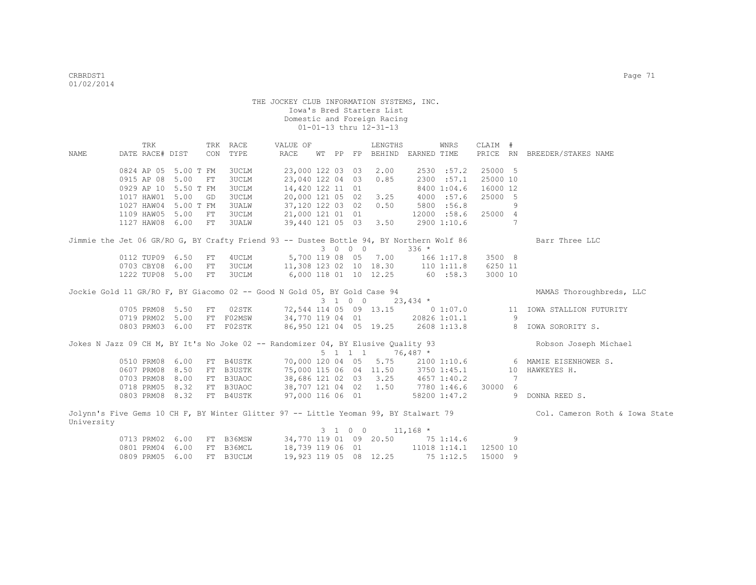THE JOCKEY CLUB INFORMATION SYSTEMS, INC.
Iowa's Bred Starters List
Domestic and Foreign Racing
01-01-13 thru 12-31-13

| NAME | TRK DATE | RACE# | DIST | TRK CON | RACE TYPE | VALUE OF RACE | WT | PP | FP | LENGTHS BEHIND | EARNED | WNRS TIME | CLAIM PRICE | # RN | BREEDER/STAKES NAME |
|---|---|---|---|---|---|---|---|---|---|---|---|---|---|---|---|
| | 0824 | AP 05 | 5.00 T | FM | 3UCLM | 23,000 | 122 | 03 | 03 | 2.00 | 2530 | :57.2 | 25000 | 5 | |
| | 0915 | AP 08 | 5.00 | FT | 3UCLM | 23,040 | 122 | 04 | 03 | 0.85 | 2300 | :57.1 | 25000 | 10 | |
| | 0929 | AP 10 | 5.50 T | FM | 3UCLM | 14,420 | 122 | 11 | 01 | | 8400 | 1:04.6 | 16000 | 12 | |
| | 1017 | HAW01 | 5.00 | GD | 3UCLM | 20,000 | 121 | 05 | 02 | 3.25 | 4000 | :57.6 | 25000 | 5 | |
| | 1027 | HAW04 | 5.00 T | FM | 3UALW | 37,120 | 122 | 03 | 02 | 0.50 | 5800 | :56.8 | | 9 | |
| | 1109 | HAW05 | 5.00 | FT | 3UCLM | 21,000 | 121 | 01 | 01 | | 12000 | :58.6 | 25000 | 4 | |
| | 1127 | HAW08 | 6.00 | FT | 3UALW | 39,440 | 121 | 05 | 03 | 3.50 | 2900 | 1:10.6 | | 7 | |
| Jimmie the Jet 06 GR/RO G, BY Crafty Friend 93 -- Dustee Bottle 94, BY Northern Wolf 86 | | | | | | | | | | | | | | | Barr Three LLC |
| | | | | | | 3 0 0 0 | | | | | 336 * | | | | |
| | 0112 | TUP09 | 6.50 | FT | 4UCLM | 5,700 | 119 | 08 | 05 | 7.00 | 166 | 1:17.8 | 3500 | 8 | |
| | 0703 | CBY08 | 6.00 | FT | 3UCLM | 11,308 | 123 | 02 | 10 | 18.30 | 110 | 1:11.8 | 6250 | 11 | |
| | 1222 | TUP08 | 5.00 | FT | 3UCLM | 6,000 | 118 | 01 | 10 | 12.25 | 60 | :58.3 | 3000 | 10 | |
| Jockie Gold 11 GR/RO F, BY Giacomo 02 -- Good N Gold 05, BY Gold Case 94 | | | | | | | | | | | | | | | MAMAS Thoroughbreds, LLC |
| | | | | | | 3 1 0 0 | | | | | 23,434 * | | | | |
| | 0705 | PRM08 | 5.50 | FT | 02STK | 72,544 | 114 | 05 | 09 | 13.15 | 0 | 1:07.0 | | 11 | IOWA STALLION FUTURITY |
| | 0719 | PRM02 | 5.00 | FT | F02MSW | 34,770 | 119 | 04 | 01 | | 20826 | 1:01.1 | | 9 | |
| | 0803 | PRM03 | 6.00 | FT | F02STK | 86,950 | 121 | 04 | 05 | 19.25 | 2608 | 1:13.8 | | 8 | IOWA SORORITY S. |
| Jokes N Jazz 09 CH M, BY It's No Joke 02 -- Randomizer 04, BY Elusive Quality 93 | | | | | | | | | | | | | | | Robson Joseph Michael |
| | | | | | | 5 1 1 1 | | | | | 76,487 * | | | | |
| | 0510 | PRM08 | 6.00 | FT | B4USTK | 70,000 | 120 | 04 | 05 | 5.75 | 2100 | 1:10.6 | | 6 | MAMIE EISENHOWER S. |
| | 0607 | PRM08 | 8.50 | FT | B3USTK | 75,000 | 115 | 06 | 04 | 11.50 | 3750 | 1:45.1 | | 10 | HAWKEYES H. |
| | 0703 | PRM08 | 8.00 | FT | B3UAOC | 38,686 | 121 | 02 | 03 | 3.25 | 4657 | 1:40.2 | | 7 | |
| | 0718 | PRM05 | 8.32 | FT | B3UAOC | 38,707 | 121 | 04 | 02 | 1.50 | 7780 | 1:46.6 | 30000 | 6 | |
| | 0803 | PRM08 | 8.32 | FT | B4USTK | 97,000 | 116 | 06 | 01 | | 58200 | 1:47.2 | | 9 | DONNA REED S. |
| Jolynn's Five Gems 10 CH F, BY Winter Glitter 97 -- Little Yeoman 99, BY Stalwart 79 | | | | | | | | | | | | | | | Col. Cameron Roth & Iowa State University |
| | | | | | | 3 1 0 0 | | | | | 11,168 * | | | | |
| | 0713 | PRM02 | 6.00 | FT | B36MSW | 34,770 | 119 | 01 | 09 | 20.50 | 75 | 1:14.6 | | 9 | |
| | 0801 | PRM04 | 6.00 | FT | B36MCL | 18,739 | 119 | 06 | 01 | | 11018 | 1:14.1 | 12500 | 10 | |
| | 0809 | PRM05 | 6.00 | FT | B3UCLM | 19,923 | 119 | 05 | 08 | 12.25 | 75 | 1:12.5 | 15000 | 9 | |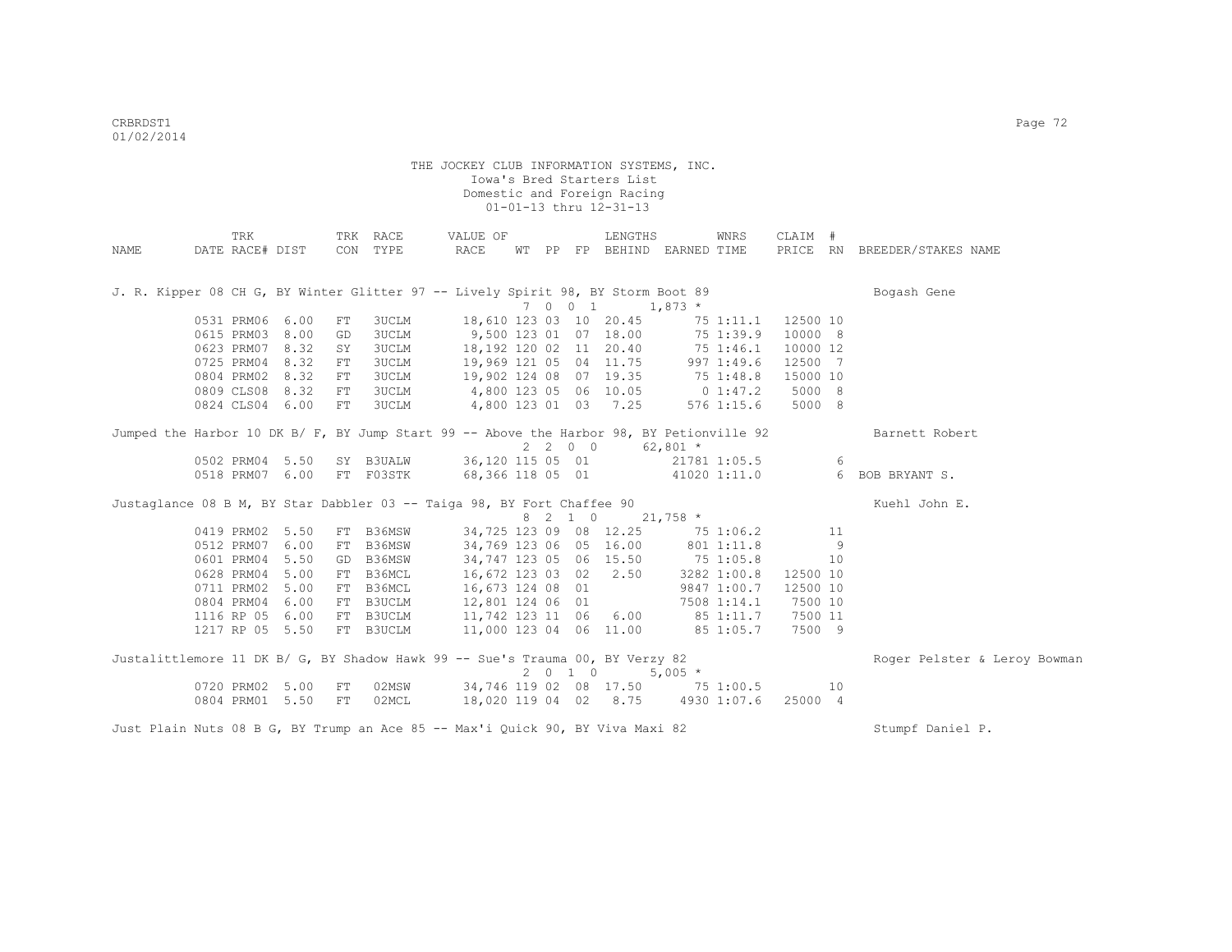THE JOCKEY CLUB INFORMATION SYSTEMS, INC.
Iowa's Bred Starters List
Domestic and Foreign Racing
01-01-13 thru 12-31-13

| NAME | TRK DATE | RACE# | DIST | TRK CON | RACE TYPE | VALUE OF RACE | WT | PP | FP | LENGTHS BEHIND | EARNED | WNRS TIME | CLAIM PRICE | # RN | BREEDER/STAKES NAME |
|---|---|---|---|---|---|---|---|---|---|---|---|---|---|---|---|
| J. R. Kipper 08 CH G, BY Winter Glitter 97 -- Lively Spirit 98, BY Storm Boot 89 | | | | | | | | | | | | | | | Bogash Gene |
| | | | | | | 7 0 0 1 | | | | | 1,873 * | | | | |
| | 0531 | PRM06 | 6.00 | FT | 3UCLM | 18,610 | 123 | 03 | 10 | 20.45 | 75 | 1:11.1 | 12500 | 10 | |
| | 0615 | PRM03 | 8.00 | GD | 3UCLM | 9,500 | 123 | 01 | 07 | 18.00 | 75 | 1:39.9 | 10000 | 8 | |
| | 0623 | PRM07 | 8.32 | SY | 3UCLM | 18,192 | 120 | 02 | 11 | 20.40 | 75 | 1:46.1 | 10000 | 12 | |
| | 0725 | PRM04 | 8.32 | FT | 3UCLM | 19,969 | 121 | 05 | 04 | 11.75 | 997 | 1:49.6 | 12500 | 7 | |
| | 0804 | PRM02 | 8.32 | FT | 3UCLM | 19,902 | 124 | 08 | 07 | 19.35 | 75 | 1:48.8 | 15000 | 10 | |
| | 0809 | CLS08 | 8.32 | FT | 3UCLM | 4,800 | 123 | 05 | 06 | 10.05 | 0 | 1:47.2 | 5000 | 8 | |
| | 0824 | CLS04 | 6.00 | FT | 3UCLM | 4,800 | 123 | 01 | 03 | 7.25 | 576 | 1:15.6 | 5000 | 8 | |
| Jumped the Harbor 10 DK B/ F, BY Jump Start 99 -- Above the Harbor 98, BY Petionville 92 | | | | | | | | | | | | | | | Barnett Robert |
| | | | | | | 2 2 0 0 | | | | | 62,801 * | | | | |
| | 0502 | PRM04 | 5.50 | SY | B3UALW | 36,120 | 115 | 05 | 01 | | 21781 | 1:05.5 | | 6 | |
| | 0518 | PRM07 | 6.00 | FT | F03STK | 68,366 | 118 | 05 | 01 | | 41020 | 1:11.0 | | 6 | BOB BRYANT S. |
| Justaglance 08 B M, BY Star Dabbler 03 -- Taiga 98, BY Fort Chaffee 90 | | | | | | | | | | | | | | | Kuehl John E. |
| | | | | | | 8 2 1 0 | | | | | 21,758 * | | | | |
| | 0419 | PRM02 | 5.50 | FT | B36MSW | 34,725 | 123 | 09 | 08 | 12.25 | 75 | 1:06.2 | | 11 | |
| | 0512 | PRM07 | 6.00 | FT | B36MSW | 34,769 | 123 | 06 | 05 | 16.00 | 801 | 1:11.8 | | 9 | |
| | 0601 | PRM04 | 5.50 | GD | B36MSW | 34,747 | 123 | 05 | 06 | 15.50 | 75 | 1:05.8 | | 10 | |
| | 0628 | PRM04 | 5.00 | FT | B36MCL | 16,672 | 123 | 03 | 02 | 2.50 | 3282 | 1:00.8 | 12500 | 10 | |
| | 0711 | PRM02 | 5.00 | FT | B36MCL | 16,673 | 124 | 08 | 01 | | 9847 | 1:00.7 | 12500 | 10 | |
| | 0804 | PRM04 | 6.00 | FT | B3UCLM | 12,801 | 124 | 06 | 01 | | 7508 | 1:14.1 | 7500 | 10 | |
| | 1116 | RP 05 | 6.00 | FT | B3UCLM | 11,742 | 123 | 11 | 06 | 6.00 | 85 | 1:11.7 | 7500 | 11 | |
| | 1217 | RP 05 | 5.50 | FT | B3UCLM | 11,000 | 123 | 04 | 06 | 11.00 | 85 | 1:05.7 | 7500 | 9 | |
| Justalittlemore 11 DK B/ G, BY Shadow Hawk 99 -- Sue's Trauma 00, BY Verzy 82 | | | | | | | | | | | | | | | Roger Pelster & Leroy Bowman |
| | | | | | | 2 0 1 0 | | | | | 5,005 * | | | | |
| | 0720 | PRM02 | 5.00 | FT | 02MSW | 34,746 | 119 | 02 | 08 | 17.50 | 75 | 1:00.5 | | 10 | |
| | 0804 | PRM01 | 5.50 | FT | 02MCL | 18,020 | 119 | 04 | 02 | 8.75 | 4930 | 1:07.6 | 25000 | 4 | |
| Just Plain Nuts 08 B G, BY Trump an Ace 85 -- Max'i Quick 90, BY Viva Maxi 82 | | | | | | | | | | | | | | | Stumpf Daniel P. |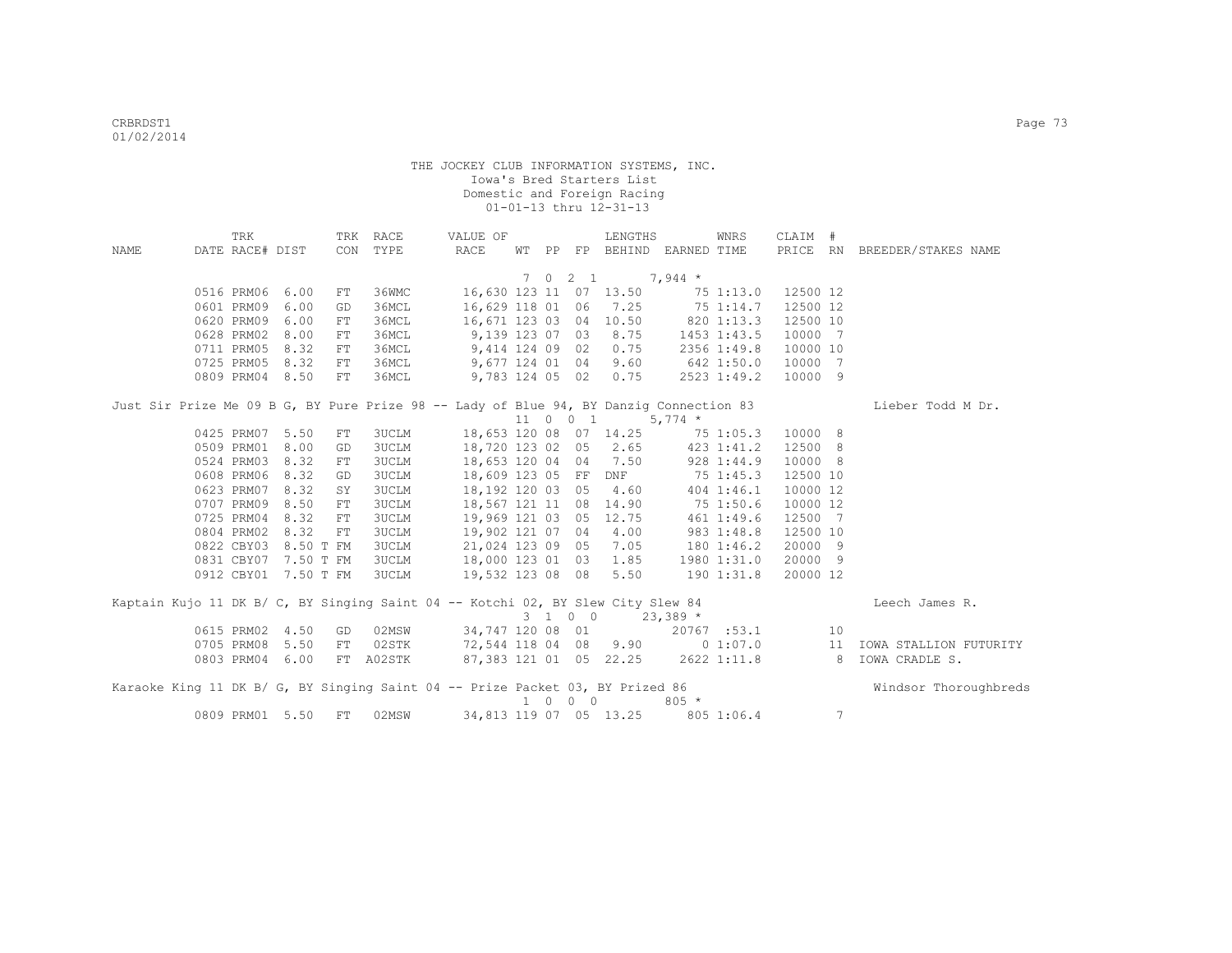THE JOCKEY CLUB INFORMATION SYSTEMS, INC.
Iowa's Bred Starters List
Domestic and Foreign Racing
01-01-13 thru 12-31-13

| NAME | TRK DATE | RACE# | DIST | TRK CON | RACE TYPE | VALUE OF RACE | WT | PP | FP | LENGTHS BEHIND | EARNED | WNRS TIME | CLAIM PRICE | # RN | BREEDER/STAKES NAME |
|---|---|---|---|---|---|---|---|---|---|---|---|---|---|---|---|
| | | | | | | | 7 0 2 1 | | | | 7,944 * | | | | |
| | 0516 | PRM06 | 6.00 | FT | 36WMC | 16,630 | 123 | 11 | 07 | 13.50 | 75 | 1:13.0 | 12500 | 12 | |
| | 0601 | PRM09 | 6.00 | GD | 36MCL | 16,629 | 118 | 01 | 06 | 7.25 | 75 | 1:14.7 | 12500 | 12 | |
| | 0620 | PRM09 | 6.00 | FT | 36MCL | 16,671 | 123 | 03 | 04 | 10.50 | 820 | 1:13.3 | 12500 | 10 | |
| | 0628 | PRM02 | 8.00 | FT | 36MCL | 9,139 | 123 | 07 | 03 | 8.75 | 1453 | 1:43.5 | 10000 | 7 | |
| | 0711 | PRM05 | 8.32 | FT | 36MCL | 9,414 | 124 | 09 | 02 | 0.75 | 2356 | 1:49.8 | 10000 | 10 | |
| | 0725 | PRM05 | 8.32 | FT | 36MCL | 9,677 | 124 | 01 | 04 | 9.60 | 642 | 1:50.0 | 10000 | 7 | |
| | 0809 | PRM04 | 8.50 | FT | 36MCL | 9,783 | 124 | 05 | 02 | 0.75 | 2523 | 1:49.2 | 10000 | 9 | |
| Just Sir Prize Me 09 B G, BY Pure Prize 98 -- Lady of Blue 94, BY Danzig Connection 83 | | | | | | | | | | | | | | | Lieber Todd M Dr. |
| | | | | | | | 11 0 0 1 | | | | 5,774 * | | | | |
| | 0425 | PRM07 | 5.50 | FT | 3UCLM | 18,653 | 120 | 08 | 07 | 14.25 | 75 | 1:05.3 | 10000 | 8 | |
| | 0509 | PRM01 | 8.00 | GD | 3UCLM | 18,720 | 123 | 02 | 05 | 2.65 | 423 | 1:41.2 | 12500 | 8 | |
| | 0524 | PRM03 | 8.32 | FT | 3UCLM | 18,653 | 120 | 04 | 04 | 7.50 | 928 | 1:44.9 | 10000 | 8 | |
| | 0608 | PRM06 | 8.32 | GD | 3UCLM | 18,609 | 123 | 05 | FF | DNF | 75 | 1:45.3 | 12500 | 10 | |
| | 0623 | PRM07 | 8.32 | SY | 3UCLM | 18,192 | 120 | 03 | 05 | 4.60 | 404 | 1:46.1 | 10000 | 12 | |
| | 0707 | PRM09 | 8.50 | FT | 3UCLM | 18,567 | 121 | 11 | 08 | 14.90 | 75 | 1:50.6 | 10000 | 12 | |
| | 0725 | PRM04 | 8.32 | FT | 3UCLM | 19,969 | 121 | 03 | 05 | 12.75 | 461 | 1:49.6 | 12500 | 7 | |
| | 0804 | PRM02 | 8.32 | FT | 3UCLM | 19,902 | 121 | 07 | 04 | 4.00 | 983 | 1:48.8 | 12500 | 10 | |
| | 0822 | CBY03 | 8.50 T | FM | 3UCLM | 21,024 | 123 | 09 | 05 | 7.05 | 180 | 1:46.2 | 20000 | 9 | |
| | 0831 | CBY07 | 7.50 T | FM | 3UCLM | 18,000 | 123 | 01 | 03 | 1.85 | 1980 | 1:31.0 | 20000 | 9 | |
| | 0912 | CBY01 | 7.50 T | FM | 3UCLM | 19,532 | 123 | 08 | 08 | 5.50 | 190 | 1:31.8 | 20000 | 12 | |
| Kaptain Kujo 11 DK B/ C, BY Singing Saint 04 -- Kotchi 02, BY Slew City Slew 84 | | | | | | | | | | | | | | | Leech James R. |
| | | | | | | | 3 1 0 0 | | | | 23,389 * | | | | |
| | 0615 | PRM02 | 4.50 | GD | 02MSW | 34,747 | 120 | 08 | 01 | | 20767 | :53.1 | | 10 | |
| | 0705 | PRM08 | 5.50 | FT | 02STK | 72,544 | 118 | 04 | 08 | 9.90 | 0 | 1:07.0 | | 11 | IOWA STALLION FUTURITY |
| | 0803 | PRM04 | 6.00 | FT | A02STK | 87,383 | 121 | 01 | 05 | 22.25 | 2622 | 1:11.8 | | 8 | IOWA CRADLE S. |
| Karaoke King 11 DK B/ G, BY Singing Saint 04 -- Prize Packet 03, BY Prized 86 | | | | | | | | | | | | | | | Windsor Thoroughbreds |
| | | | | | | | 1 0 0 0 | | | | 805 * | | | | |
| | 0809 | PRM01 | 5.50 | FT | 02MSW | 34,813 | 119 | 07 | 05 | 13.25 | 805 | 1:06.4 | | 7 | |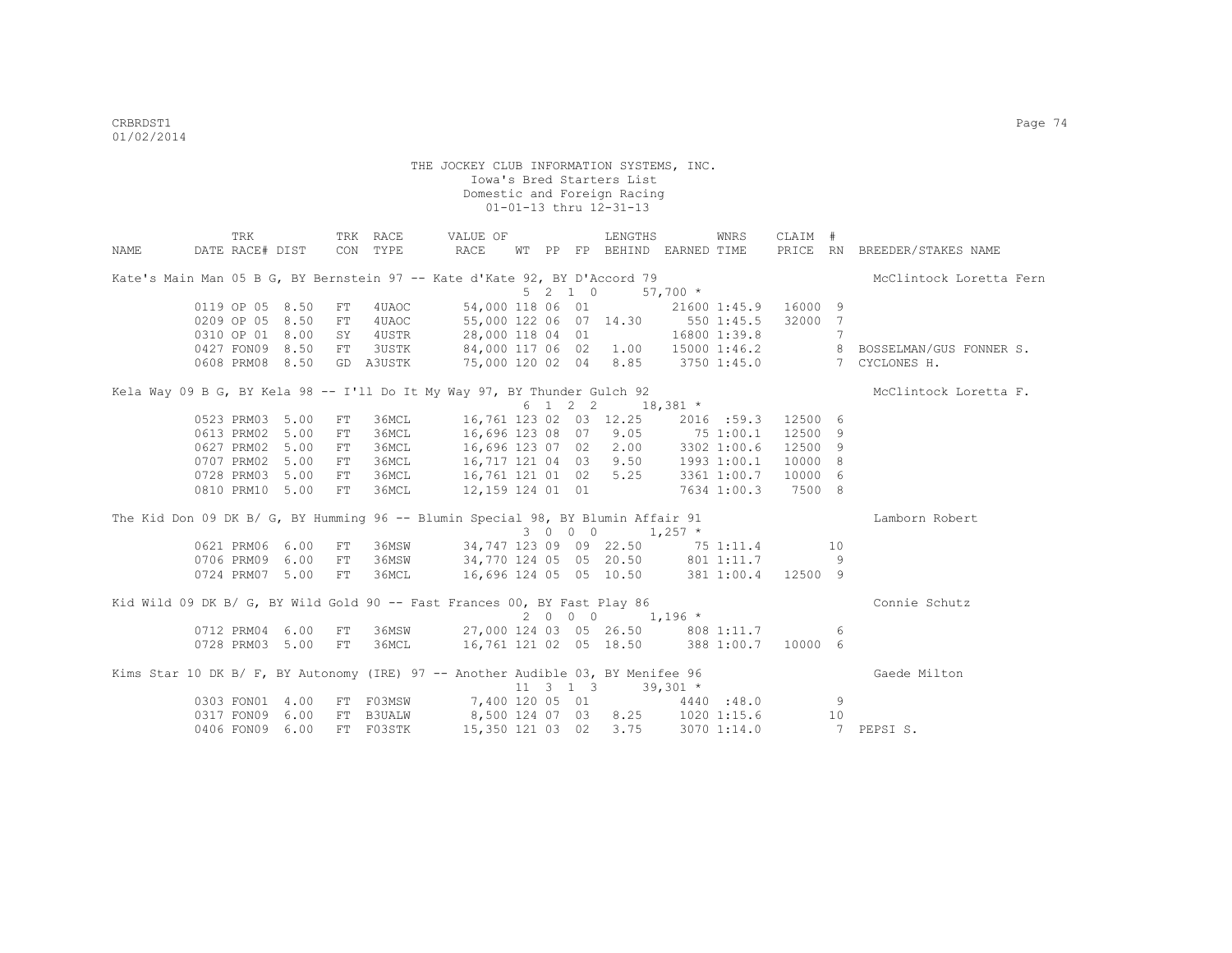THE JOCKEY CLUB INFORMATION SYSTEMS, INC.
Iowa's Bred Starters List
Domestic and Foreign Racing
01-01-13 thru 12-31-13

| NAME | TRK DATE | RACE# | TRK DIST | CON | RACE TYPE | VALUE OF RACE | WT | PP | FP | LENGTHS BEHIND | EARNED | WNRS TIME | CLAIM PRICE | # RN | BREEDER/STAKES NAME |
|---|---|---|---|---|---|---|---|---|---|---|---|---|---|---|---|
| Kate's Main Man 05 B G, BY Bernstein 97 -- Kate d'Kate 92, BY D'Accord 79 | | | | | | | 5 | 2 | 1 0 | | 57,700 * | | | | McClintock Loretta Fern |
| | 0119 | OP 05 | 8.50 | FT | 4UAOC | 54,000 | 118 | 06 | 01 | | 21600 | 1:45.9 | 16000 | 9 | |
| | 0209 | OP 05 | 8.50 | FT | 4UAOC | 55,000 | 122 | 06 | 07 | 14.30 | 550 | 1:45.5 | 32000 | 7 | |
| | 0310 | OP 01 | 8.00 | SY | 4USTR | 28,000 | 118 | 04 | 01 | | 16800 | 1:39.8 | | 7 | |
| | 0427 | FON09 | 8.50 | FT | 3USTK | 84,000 | 117 | 06 | 02 | 1.00 | 15000 | 1:46.2 | | 8 | BOSSELMAN/GUS FONNER S. |
| | 0608 | PRM08 | 8.50 | GD | A3USTK | 75,000 | 120 | 02 | 04 | 8.85 | 3750 | 1:45.0 | | 7 | CYCLONES H. |
| Kela Way 09 B G, BY Kela 98 -- I'll Do It My Way 97, BY Thunder Gulch 92 | | | | | | | 6 | 1 | 2 2 | | 18,381 * | | | | McClintock Loretta F. |
| | 0523 | PRM03 | 5.00 | FT | 36MCL | 16,761 | 123 | 02 | 03 | 12.25 | 2016 | :59.3 | 12500 | 6 | |
| | 0613 | PRM02 | 5.00 | FT | 36MCL | 16,696 | 123 | 08 | 07 | 9.05 | 75 | 1:00.1 | 12500 | 9 | |
| | 0627 | PRM02 | 5.00 | FT | 36MCL | 16,696 | 123 | 07 | 02 | 2.00 | 3302 | 1:00.6 | 12500 | 9 | |
| | 0707 | PRM02 | 5.00 | FT | 36MCL | 16,717 | 121 | 04 | 03 | 9.50 | 1993 | 1:00.1 | 10000 | 8 | |
| | 0728 | PRM03 | 5.00 | FT | 36MCL | 16,761 | 121 | 01 | 02 | 5.25 | 3361 | 1:00.7 | 10000 | 6 | |
| | 0810 | PRM10 | 5.00 | FT | 36MCL | 12,159 | 124 | 01 | 01 | | 7634 | 1:00.3 | 7500 | 8 | |
| The Kid Don 09 DK B/ G, BY Humming 96 -- Blumin Special 98, BY Blumin Affair 91 | | | | | | | 3 | 0 | 0 0 | | 1,257 * | | | | Lamborn Robert |
| | 0621 | PRM06 | 6.00 | FT | 36MSW | 34,747 | 123 | 09 | 09 | 22.50 | 75 | 1:11.4 | | 10 | |
| | 0706 | PRM09 | 6.00 | FT | 36MSW | 34,770 | 124 | 05 | 05 | 20.50 | 801 | 1:11.7 | | 9 | |
| | 0724 | PRM07 | 5.00 | FT | 36MCL | 16,696 | 124 | 05 | 05 | 10.50 | 381 | 1:00.4 | 12500 | 9 | |
| Kid Wild 09 DK B/ G, BY Wild Gold 90 -- Fast Frances 00, BY Fast Play 86 | | | | | | | 2 | 0 | 0 0 | | 1,196 * | | | | Connie Schutz |
| | 0712 | PRM04 | 6.00 | FT | 36MSW | 27,000 | 124 | 03 | 05 | 26.50 | 808 | 1:11.7 | | 6 | |
| | 0728 | PRM03 | 5.00 | FT | 36MCL | 16,761 | 121 | 02 | 05 | 18.50 | 388 | 1:00.7 | 10000 | 6 | |
| Kims Star 10 DK B/ F, BY Autonomy (IRE) 97 -- Another Audible 03, BY Menifee 96 | | | | | | | 11 | 3 | 1 3 | | 39,301 * | | | | Gaede Milton |
| | 0303 | FON01 | 4.00 | FT | F03MSW | 7,400 | 120 | 05 | 01 | | 4440 | :48.0 | | 9 | |
| | 0317 | FON09 | 6.00 | FT | B3UALW | 8,500 | 124 | 07 | 03 | 8.25 | 1020 | 1:15.6 | | 10 | |
| | 0406 | FON09 | 6.00 | FT | F03STK | 15,350 | 121 | 03 | 02 | 3.75 | 3070 | 1:14.0 | | 7 | PEPSI S. |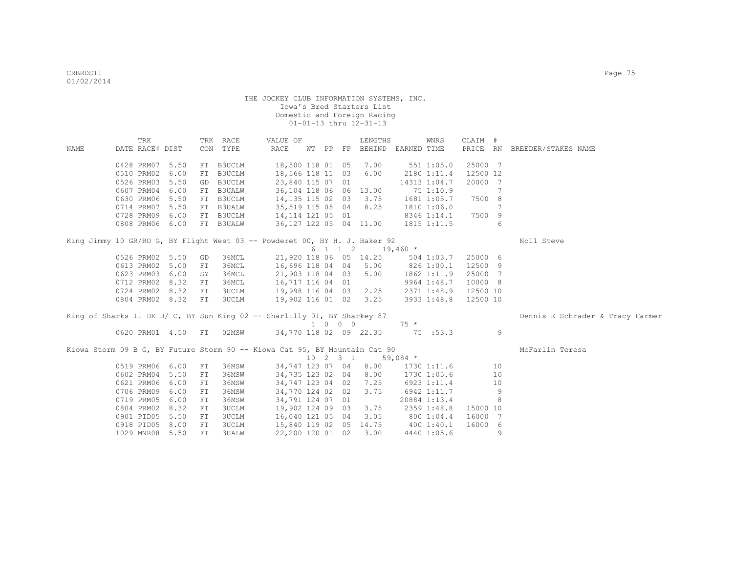THE JOCKEY CLUB INFORMATION SYSTEMS, INC.
Iowa's Bred Starters List
Domestic and Foreign Racing
01-01-13 thru 12-31-13

| NAME | TRK DATE | RACE# | DIST | TRK CON | RACE TYPE | VALUE OF RACE | WT | PP | FP | LENGTHS BEHIND | EARNED | WNRS TIME | CLAIM PRICE | # RN | BREEDER/STAKES NAME |
|---|---|---|---|---|---|---|---|---|---|---|---|---|---|---|---|
| | 0428 | PRM07 | 5.50 | FT | B3UCLM | 18,500 | 118 | 01 | 05 | 7.00 | 551 | 1:05.0 | 25000 | 7 | |
| | 0510 | PRM02 | 6.00 | FT | B3UCLM | 18,566 | 118 | 11 | 03 | 6.00 | 2180 | 1:11.4 | 12500 | 12 | |
| | 0526 | PRM03 | 5.50 | GD | B3UCLM | 23,840 | 115 | 07 | 01 | | 14313 | 1:04.7 | 20000 | 7 | |
| | 0607 | PRM04 | 6.00 | FT | B3UALW | 36,104 | 118 | 06 | 06 | 13.00 | 75 | 1:10.9 | | 7 | |
| | 0630 | PRM06 | 5.50 | FT | B3UCLM | 14,135 | 115 | 02 | 03 | 3.75 | 1681 | 1:05.7 | 7500 | 8 | |
| | 0714 | PRM07 | 5.50 | FT | B3UALW | 35,519 | 115 | 05 | 04 | 8.25 | 1810 | 1:06.0 | | 7 | |
| | 0728 | PRM09 | 6.00 | FT | B3UCLM | 14,114 | 121 | 05 | 01 | | 8346 | 1:14.1 | 7500 | 9 | |
| | 0808 | PRM06 | 6.00 | FT | B3UALW | 36,127 | 122 | 05 | 04 | 11.00 | 1815 | 1:11.5 | | 6 | |
| King Jimmy 10 GR/RO G, BY Flight West 03 -- Powderet 00, BY H. J. Baker 92 | | | | | | | 6 | 1 1 2 | | | 19,460 * | | | | Noll Steve |
| | 0526 | PRM02 | 5.50 | GD | 36MCL | 21,920 | 118 | 06 | 05 | 14.25 | 504 | 1:03.7 | 25000 | 6 | |
| | 0613 | PRM02 | 5.00 | FT | 36MCL | 16,696 | 118 | 04 | 04 | 5.00 | 826 | 1:00.1 | 12500 | 9 | |
| | 0623 | PRM03 | 6.00 | SY | 36MCL | 21,903 | 118 | 04 | 03 | 5.00 | 1862 | 1:11.9 | 25000 | 7 | |
| | 0712 | PRM02 | 8.32 | FT | 36MCL | 16,717 | 116 | 04 | 01 | | 9964 | 1:48.7 | 10000 | 8 | |
| | 0724 | PRM02 | 8.32 | FT | 3UCLM | 19,998 | 116 | 04 | 03 | 2.25 | 2371 | 1:48.9 | 12500 | 10 | |
| | 0804 | PRM02 | 8.32 | FT | 3UCLM | 19,902 | 116 | 01 | 02 | 3.25 | 3933 | 1:48.8 | 12500 | 10 | |
| King of Sharks 11 DK B/ C, BY Sun King 02 -- Sharlilly 01, BY Sharkey 87 | | | | | | | 1 | 0 0 0 | | | 75 * | | | | Dennis E Schrader & Tracy Farmer |
| | 0620 | PRM01 | 4.50 | FT | 02MSW | 34,770 | 118 | 02 | 09 | 22.35 | 75 | :53.3 | | 9 | |
| Kiowa Storm 09 B G, BY Future Storm 90 -- Kiowa Cat 95, BY Mountain Cat 90 | | | | | | | 10 | 2 3 1 | | | 59,084 * | | | | McFarlin Teresa |
| | 0519 | PRM06 | 6.00 | FT | 36MSW | 34,747 | 123 | 07 | 04 | 8.00 | 1730 | 1:11.6 | | 10 | |
| | 0602 | PRM04 | 5.50 | FT | 36MSW | 34,735 | 123 | 02 | 04 | 8.00 | 1730 | 1:05.6 | | 10 | |
| | 0621 | PRM06 | 6.00 | FT | 36MSW | 34,747 | 123 | 04 | 02 | 7.25 | 6923 | 1:11.4 | | 10 | |
| | 0706 | PRM09 | 6.00 | FT | 36MSW | 34,770 | 124 | 02 | 02 | 3.75 | 6942 | 1:11.7 | | 9 | |
| | 0719 | PRM05 | 6.00 | FT | 36MSW | 34,791 | 124 | 07 | 01 | | 20884 | 1:13.4 | | 8 | |
| | 0804 | PRM02 | 8.32 | FT | 3UCLM | 19,902 | 124 | 09 | 03 | 3.75 | 2359 | 1:48.8 | 15000 | 10 | |
| | 0901 | PID05 | 5.50 | FT | 3UCLM | 16,040 | 121 | 05 | 04 | 3.05 | 800 | 1:04.4 | 16000 | 7 | |
| | 0918 | PID05 | 8.00 | FT | 3UCLM | 15,840 | 119 | 02 | 05 | 14.75 | 400 | 1:40.1 | 16000 | 6 | |
| | 1029 | MNR08 | 5.50 | FT | 3UALW | 22,200 | 120 | 01 | 02 | 3.00 | 4440 | 1:05.6 | | 9 | |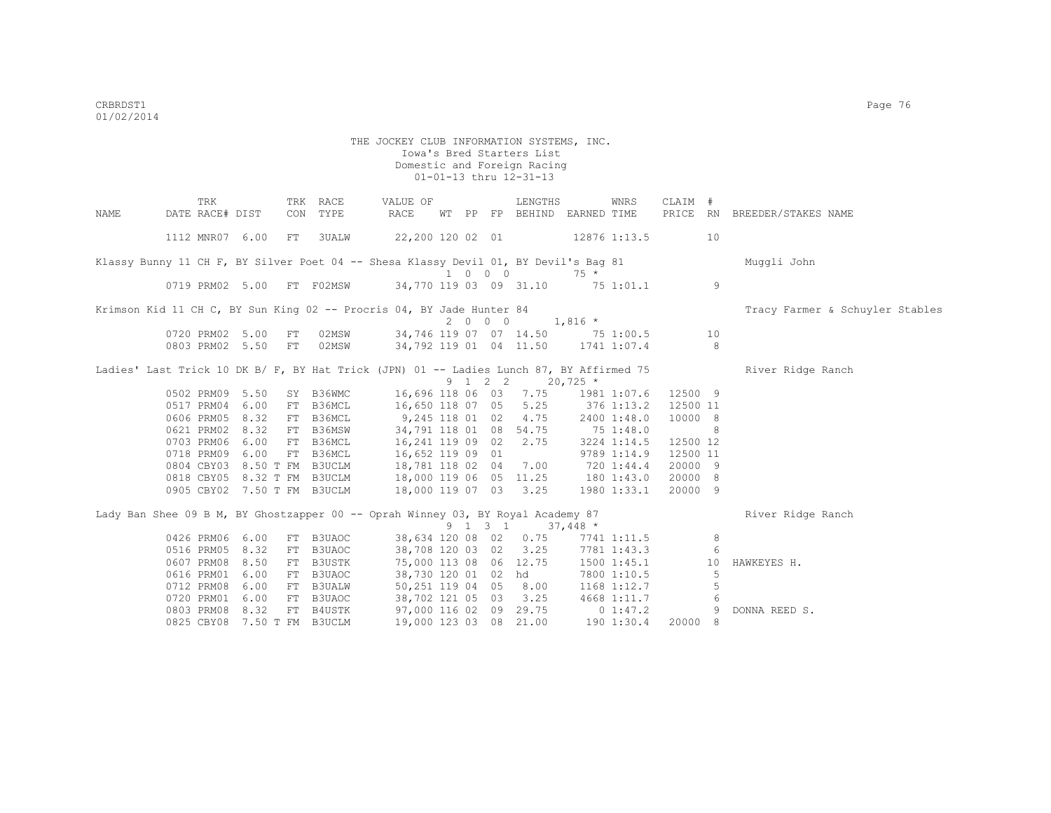THE JOCKEY CLUB INFORMATION SYSTEMS, INC.
Iowa's Bred Starters List
Domestic and Foreign Racing
01-01-13 thru 12-31-13

| NAME | TRK DATE | RACE# | DIST | TRK CON | RACE TYPE | VALUE OF RACE | WT | PP | FP | LENGTHS BEHIND | EARNED | WNRS TIME | CLAIM PRICE | # RN | BREEDER/STAKES NAME |
|---|---|---|---|---|---|---|---|---|---|---|---|---|---|---|---|
| | 1112 | MNR07 | 6.00 | FT | 3UALW | 22,200 | 120 | 02 | 01 | | 12876 | 1:13.5 | | 10 | |
| Klassy Bunny 11 CH F, BY Silver Poet 04 -- Shesa Klassy Devil 01, BY Devil's Bag 81 | | | | | | | 1 | 0 | 0 0 | | 75 * | | | | Muggli John |
| | 0719 | PRM02 | 5.00 | FT | F02MSW | 34,770 | 119 | 03 | 09 | 31.10 | 75 | 1:01.1 | | 9 | |
| Krimson Kid 11 CH C, BY Sun King 02 -- Procris 04, BY Jade Hunter 84 | | | | | | | 2 | 0 | 0 0 | | 1,816 * | | | | Tracy Farmer & Schuyler Stables |
| | 0720 | PRM02 | 5.00 | FT | 02MSW | 34,746 | 119 | 07 | 07 | 14.50 | 75 | 1:00.5 | | 10 | |
| | 0803 | PRM02 | 5.50 | FT | 02MSW | 34,792 | 119 | 01 | 04 | 11.50 | 1741 | 1:07.4 | | 8 | |
| Ladies' Last Trick 10 DK B/ F, BY Hat Trick (JPN) 01 -- Ladies Lunch 87, BY Affirmed 75 | | | | | | | 9 | 1 | 2 2 | | 20,725 * | | | | River Ridge Ranch |
| | 0502 | PRM09 | 5.50 | SY | B36WMC | 16,696 | 118 | 06 | 03 | 7.75 | 1981 | 1:07.6 | 12500 | 9 | |
| | 0517 | PRM04 | 6.00 | FT | B36MCL | 16,650 | 118 | 07 | 05 | 5.25 | 376 | 1:13.2 | 12500 | 11 | |
| | 0606 | PRM05 | 8.32 | FT | B36MCL | 9,245 | 118 | 01 | 02 | 4.75 | 2400 | 1:48.0 | 10000 | 8 | |
| | 0621 | PRM02 | 8.32 | FT | B36MSW | 34,791 | 118 | 01 | 08 | 54.75 | 75 | 1:48.0 | | 8 | |
| | 0703 | PRM06 | 6.00 | FT | B36MCL | 16,241 | 119 | 09 | 02 | 2.75 | 3224 | 1:14.5 | 12500 | 12 | |
| | 0718 | PRM09 | 6.00 | FT | B36MCL | 16,652 | 119 | 09 | 01 | | 9789 | 1:14.9 | 12500 | 11 | |
| | 0804 | CBY03 | 8.50 T | FM | B3UCLM | 18,781 | 118 | 02 | 04 | 7.00 | 720 | 1:44.4 | 20000 | 9 | |
| | 0818 | CBY05 | 8.32 T | FM | B3UCLM | 18,000 | 119 | 06 | 05 | 11.25 | 180 | 1:43.0 | 20000 | 8 | |
| | 0905 | CBY02 | 7.50 T | FM | B3UCLM | 18,000 | 119 | 07 | 03 | 3.25 | 1980 | 1:33.1 | 20000 | 9 | |
| Lady Ban Shee 09 B M, BY Ghostzapper 00 -- Oprah Winney 03, BY Royal Academy 87 | | | | | | | 9 | 1 | 3 1 | | 37,448 * | | | | River Ridge Ranch |
| | 0426 | PRM06 | 6.00 | FT | B3UAOC | 38,634 | 120 | 08 | 02 | 0.75 | 7741 | 1:11.5 | | 8 | |
| | 0516 | PRM05 | 8.32 | FT | B3UAOC | 38,708 | 120 | 03 | 02 | 3.25 | 7781 | 1:43.3 | | 6 | |
| | 0607 | PRM08 | 8.50 | FT | B3USTK | 75,000 | 113 | 08 | 06 | 12.75 | 1500 | 1:45.1 | | 10 | HAWKEYES H. |
| | 0616 | PRM01 | 6.00 | FT | B3UAOC | 38,730 | 120 | 01 | 02 | hd | 7800 | 1:10.5 | | 5 | |
| | 0712 | PRM08 | 6.00 | FT | B3UALW | 50,251 | 119 | 04 | 05 | 8.00 | 1168 | 1:12.7 | | 5 | |
| | 0720 | PRM01 | 6.00 | FT | B3UAOC | 38,702 | 121 | 05 | 03 | 3.25 | 4668 | 1:11.7 | | 6 | |
| | 0803 | PRM08 | 8.32 | FT | B4USTK | 97,000 | 116 | 02 | 09 | 29.75 | 0 | 1:47.2 | | 9 | DONNA REED S. |
| | 0825 | CBY08 | 7.50 T | FM | B3UCLM | 19,000 | 123 | 03 | 08 | 21.00 | 190 | 1:30.4 | 20000 | 8 | |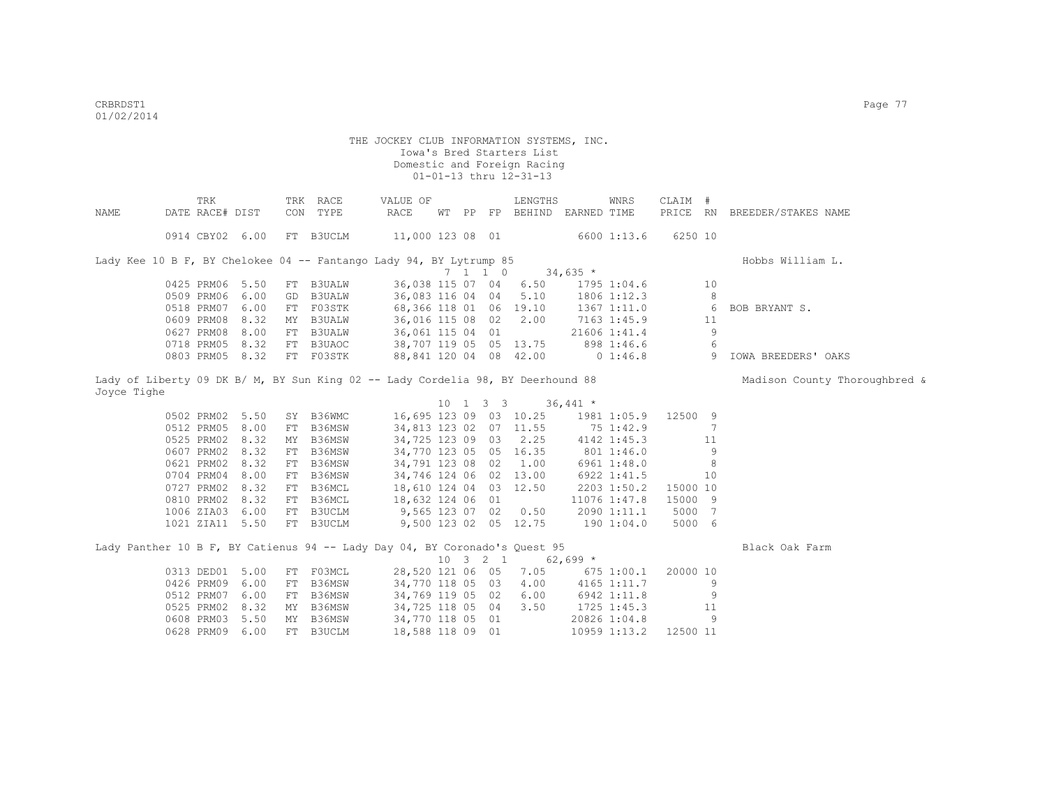THE JOCKEY CLUB INFORMATION SYSTEMS, INC.
Iowa's Bred Starters List
Domestic and Foreign Racing
01-01-13 thru 12-31-13

| NAME | TRK DATE | RACE# | DIST | TRK CON | RACE TYPE | VALUE OF RACE | WT | PP | FP | LENGTHS BEHIND | EARNED | WNRS TIME | CLAIM PRICE | # RN | BREEDER/STAKES NAME |
|---|---|---|---|---|---|---|---|---|---|---|---|---|---|---|---|
| | 0914 | CBY02 | 6.00 | FT | B3UCLM | 11,000 | 123 | 08 | 01 | | 6600 | 1:13.6 | 6250 | 10 | |
| Lady Kee 10 B F, BY Chelokee 04 -- Fantango Lady 94, BY Lytrump 85 | | | | | | | | | | | | | | | Hobbs William L. |
| | | | | | | | 7 | 1 | 1 0 | | 34,635 * | | | | |
| | 0425 | PRM06 | 5.50 | FT | B3UALW | 36,038 | 115 | 07 | 04 | 6.50 | 1795 | 1:04.6 | | 10 | |
| | 0509 | PRM06 | 6.00 | GD | B3UALW | 36,083 | 116 | 04 | 04 | 5.10 | 1806 | 1:12.3 | | 8 | |
| | 0518 | PRM07 | 6.00 | FT | F03STK | 68,366 | 118 | 01 | 06 | 19.10 | 1367 | 1:11.0 | | 6 | BOB BRYANT S. |
| | 0609 | PRM08 | 8.32 | MY | B3UALW | 36,016 | 115 | 08 | 02 | 2.00 | 7163 | 1:45.9 | | 11 | |
| | 0627 | PRM08 | 8.00 | FT | B3UALW | 36,061 | 115 | 04 | 01 | | 21606 | 1:41.4 | | 9 | |
| | 0718 | PRM05 | 8.32 | FT | B3UAOC | 38,707 | 119 | 05 | 05 | 13.75 | 898 | 1:46.6 | | 6 | |
| | 0803 | PRM05 | 8.32 | FT | F03STK | 88,841 | 120 | 04 | 08 | 42.00 | 0 | 1:46.8 | | 9 | IOWA BREEDERS' OAKS |
| Lady of Liberty 09 DK B/ M, BY Sun King 02 -- Lady Cordelia 98, BY Deerhound 88 | | | | | | | | | | | | | | | Madison County Thoroughbred & Joyce Tighe |
| | | | | | | | 10 | 1 | 3 3 | | 36,441 * | | | | |
| | 0502 | PRM02 | 5.50 | SY | B36WMC | 16,695 | 123 | 09 | 03 | 10.25 | 1981 | 1:05.9 | 12500 | 9 | |
| | 0512 | PRM05 | 8.00 | FT | B36MSW | 34,813 | 123 | 02 | 07 | 11.55 | 75 | 1:42.9 | | 7 | |
| | 0525 | PRM02 | 8.32 | MY | B36MSW | 34,725 | 123 | 09 | 03 | 2.25 | 4142 | 1:45.3 | | 11 | |
| | 0607 | PRM02 | 8.32 | FT | B36MSW | 34,770 | 123 | 05 | 05 | 16.35 | 801 | 1:46.0 | | 9 | |
| | 0621 | PRM02 | 8.32 | FT | B36MSW | 34,791 | 123 | 08 | 02 | 1.00 | 6961 | 1:48.0 | | 8 | |
| | 0704 | PRM04 | 8.00 | FT | B36MSW | 34,746 | 124 | 06 | 02 | 13.00 | 6922 | 1:41.5 | | 10 | |
| | 0727 | PRM02 | 8.32 | FT | B36MCL | 18,610 | 124 | 04 | 03 | 12.50 | 2203 | 1:50.2 | 15000 | 10 | |
| | 0810 | PRM02 | 8.32 | FT | B36MCL | 18,632 | 124 | 06 | 01 | | 11076 | 1:47.8 | 15000 | 9 | |
| | 1006 | ZIA03 | 6.00 | FT | B3UCLM | 9,565 | 123 | 07 | 02 | 0.50 | 2090 | 1:11.1 | 5000 | 7 | |
| | 1021 | ZIA11 | 5.50 | FT | B3UCLM | 9,500 | 123 | 02 | 05 | 12.75 | 190 | 1:04.0 | 5000 | 6 | |
| Lady Panther 10 B F, BY Catienus 94 -- Lady Day 04, BY Coronado's Quest 95 | | | | | | | | | | | | | | | Black Oak Farm |
| | | | | | | | 10 | 3 | 2 1 | | 62,699 * | | | | |
| | 0313 | DED01 | 5.00 | FT | F03MCL | 28,520 | 121 | 06 | 05 | 7.05 | 675 | 1:00.1 | 20000 | 10 | |
| | 0426 | PRM09 | 6.00 | FT | B36MSW | 34,770 | 118 | 05 | 03 | 4.00 | 4165 | 1:11.7 | | 9 | |
| | 0512 | PRM07 | 6.00 | FT | B36MSW | 34,769 | 119 | 05 | 02 | 6.00 | 6942 | 1:11.8 | | 9 | |
| | 0525 | PRM02 | 8.32 | MY | B36MSW | 34,725 | 118 | 05 | 04 | 3.50 | 1725 | 1:45.3 | | 11 | |
| | 0608 | PRM03 | 5.50 | MY | B36MSW | 34,770 | 118 | 05 | 01 | | 20826 | 1:04.8 | | 9 | |
| | 0628 | PRM09 | 6.00 | FT | B3UCLM | 18,588 | 118 | 09 | 01 | | 10959 | 1:13.2 | 12500 | 11 | |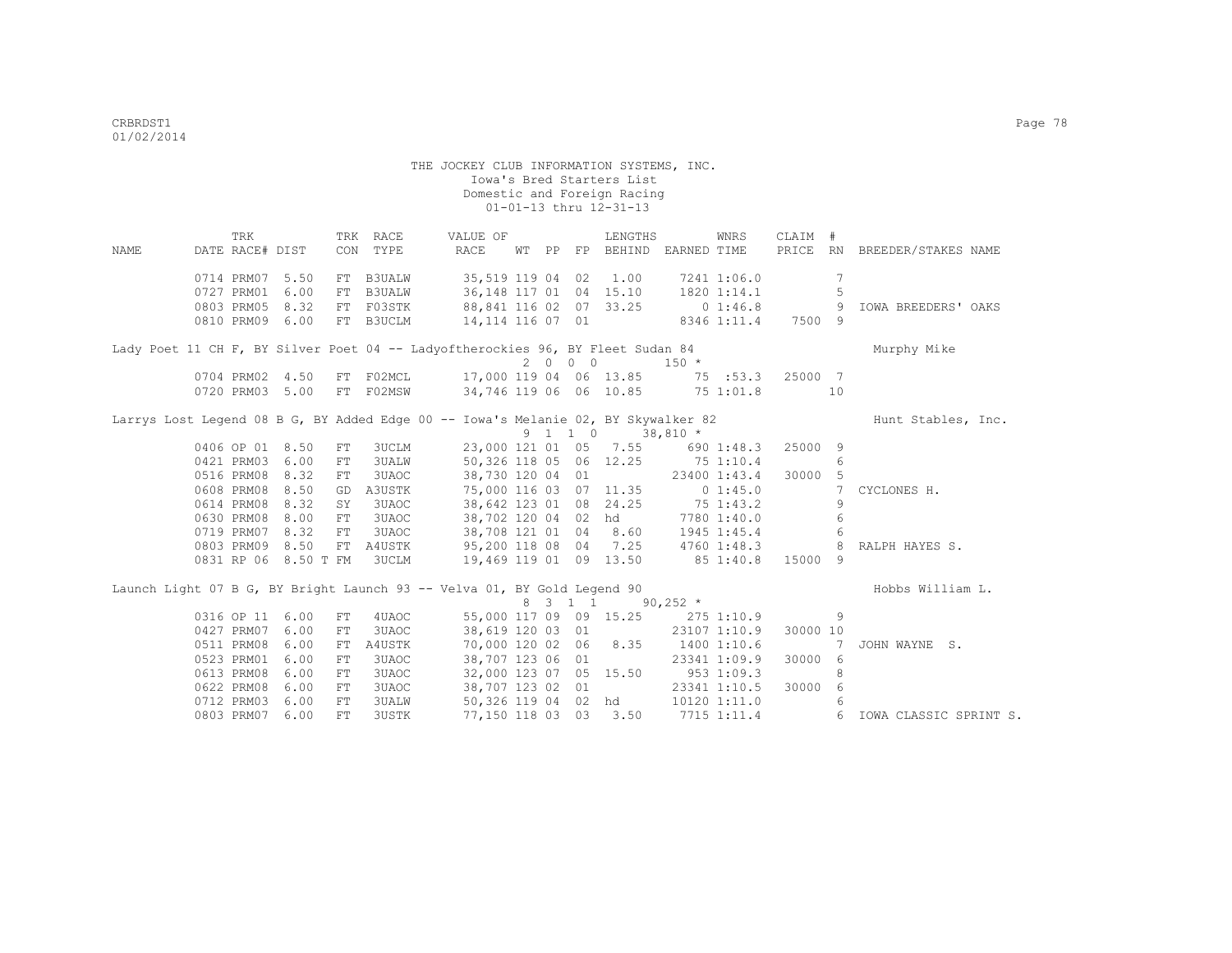THE JOCKEY CLUB INFORMATION SYSTEMS, INC.
Iowa's Bred Starters List
Domestic and Foreign Racing
01-01-13 thru 12-31-13

| NAME | DATE | TRK RACE# | DIST | TRK CON | RACE TYPE | VALUE OF RACE | WT | PP | FP | LENGTHS BEHIND | EARNED | WNRS TIME | CLAIM PRICE | # RN | BREEDER/STAKES NAME |
|---|---|---|---|---|---|---|---|---|---|---|---|---|---|---|---|
| | 0714 | PRM07 | 5.50 | FT | B3UALW | 35,519 | 119 | 04 | 02 | 1.00 | 7241 | 1:06.0 | | 7 | |
| | 0727 | PRM01 | 6.00 | FT | B3UALW | 36,148 | 117 | 01 | 04 | 15.10 | 1820 | 1:14.1 | | 5 | |
| | 0803 | PRM05 | 8.32 | FT | F03STK | 88,841 | 116 | 02 | 07 | 33.25 | 0 | 1:46.8 | | 9 | IOWA BREEDERS' OAKS |
| | 0810 | PRM09 | 6.00 | FT | B3UCLM | 14,114 | 116 | 07 | 01 | | 8346 | 1:11.4 | 7500 | 9 | |
| Lady Poet 11 CH F, BY Silver Poet 04 -- Ladyoftherockies 96, BY Fleet Sudan 84 | | | | | | | 2 | 0 0 | 0 | | 150 * | | | | Murphy Mike |
| | 0704 | PRM02 | 4.50 | FT | F02MCL | 17,000 | 119 | 04 | 06 | 13.85 | 75 | :53.3 | 25000 | 7 | |
| | 0720 | PRM03 | 5.00 | FT | F02MSW | 34,746 | 119 | 06 | 06 | 10.85 | 75 | 1:01.8 | | 10 | |
| Larrys Lost Legend 08 B G, BY Added Edge 00 -- Iowa's Melanie 02, BY Skywalker 82 | | | | | | | 9 | 1 1 | 0 | | 38,810 * | | | | Hunt Stables, Inc. |
| | 0406 | OP 01 | 8.50 | FT | 3UCLM | 23,000 | 121 | 01 | 05 | 7.55 | 690 | 1:48.3 | 25000 | 9 | |
| | 0421 | PRM03 | 6.00 | FT | 3UALW | 50,326 | 118 | 05 | 06 | 12.25 | 75 | 1:10.4 | | 6 | |
| | 0516 | PRM08 | 8.32 | FT | 3UAOC | 38,730 | 120 | 04 | 01 | | 23400 | 1:43.4 | 30000 | 5 | |
| | 0608 | PRM08 | 8.50 | GD | A3USTK | 75,000 | 116 | 03 | 07 | 11.35 | 0 | 1:45.0 | | 7 | CYCLONES H. |
| | 0614 | PRM08 | 8.32 | SY | 3UAOC | 38,642 | 123 | 01 | 08 | 24.25 | 75 | 1:43.2 | | 9 | |
| | 0630 | PRM08 | 8.00 | FT | 3UAOC | 38,702 | 120 | 04 | 02 | hd | 7780 | 1:40.0 | | 6 | |
| | 0719 | PRM07 | 8.32 | FT | 3UAOC | 38,708 | 121 | 01 | 04 | 8.60 | 1945 | 1:45.4 | | 6 | |
| | 0803 | PRM09 | 8.50 | FT | A4USTK | 95,200 | 118 | 08 | 04 | 7.25 | 4760 | 1:48.3 | | 8 | RALPH HAYES S. |
| | 0831 | RP 06 | 8.50 | T FM | 3UCLM | 19,469 | 119 | 01 | 09 | 13.50 | 85 | 1:40.8 | 15000 | 9 | |
| Launch Light 07 B G, BY Bright Launch 93 -- Velva 01, BY Gold Legend 90 | | | | | | | 8 | 3 1 | 1 | | 90,252 * | | | | Hobbs William L. |
| | 0316 | OP 11 | 6.00 | FT | 4UAOC | 55,000 | 117 | 09 | 09 | 15.25 | 275 | 1:10.9 | | 9 | |
| | 0427 | PRM07 | 6.00 | FT | 3UAOC | 38,619 | 120 | 03 | 01 | | 23107 | 1:10.9 | 30000 | 10 | |
| | 0511 | PRM08 | 6.00 | FT | A4USTK | 70,000 | 120 | 02 | 06 | 8.35 | 1400 | 1:10.6 | | 7 | JOHN WAYNE S. |
| | 0523 | PRM01 | 6.00 | FT | 3UAOC | 38,707 | 123 | 06 | 01 | | 23341 | 1:09.9 | 30000 | 6 | |
| | 0613 | PRM08 | 6.00 | FT | 3UAOC | 32,000 | 123 | 07 | 05 | 15.50 | 953 | 1:09.3 | | 8 | |
| | 0622 | PRM08 | 6.00 | FT | 3UAOC | 38,707 | 123 | 02 | 01 | | 23341 | 1:10.5 | 30000 | 6 | |
| | 0712 | PRM03 | 6.00 | FT | 3UALW | 50,326 | 119 | 04 | 02 | hd | 10120 | 1:11.0 | | 6 | |
| | 0803 | PRM07 | 6.00 | FT | 3USTK | 77,150 | 118 | 03 | 03 | 3.50 | 7715 | 1:11.4 | | 6 | IOWA CLASSIC SPRINT S. |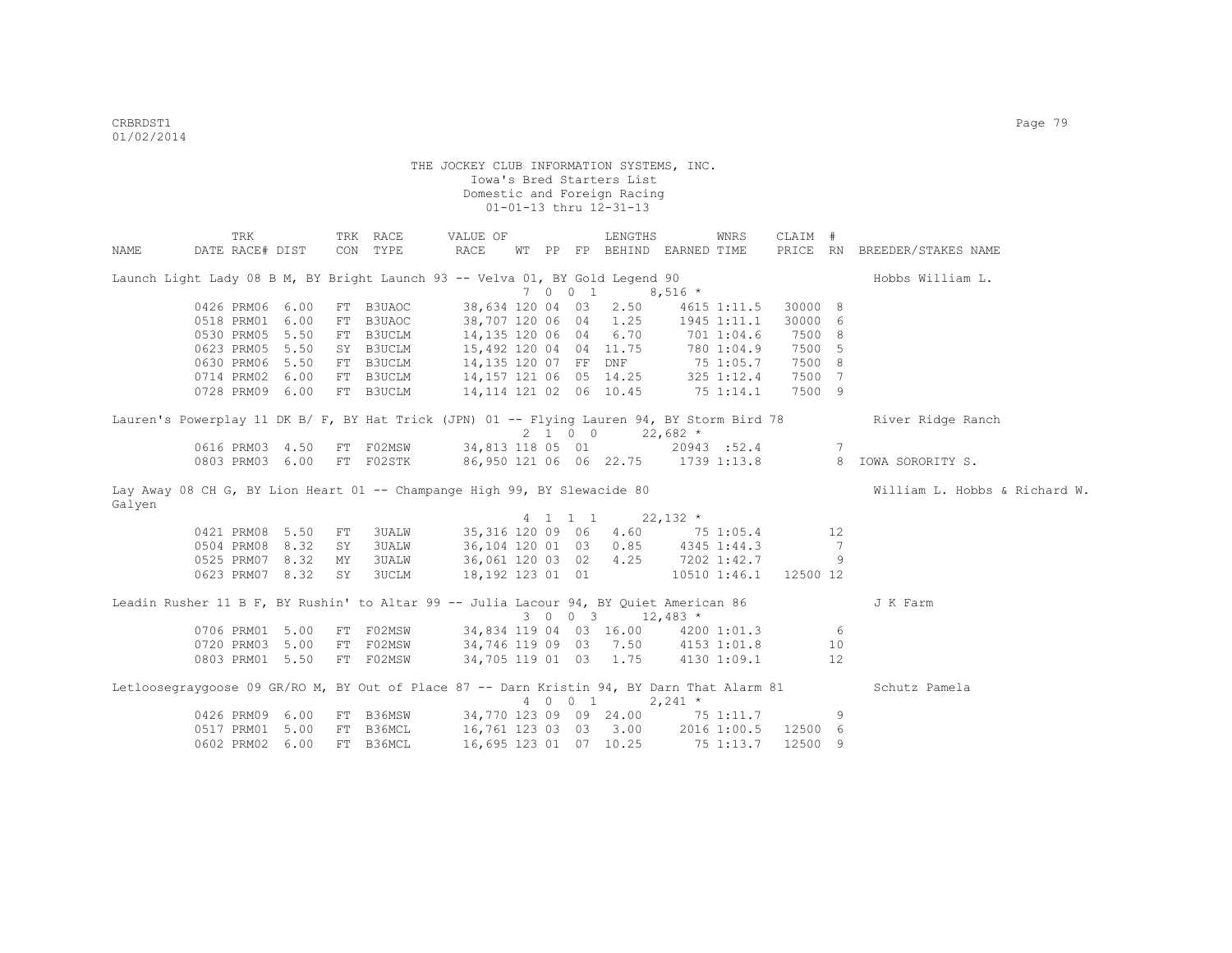THE JOCKEY CLUB INFORMATION SYSTEMS, INC.
Iowa's Bred Starters List
Domestic and Foreign Racing
01-01-13 thru 12-31-13

| NAME | TRK DATE | RACE# | DIST | TRK CON | RACE TYPE | VALUE OF RACE | WT | PP | FP | LENGTHS BEHIND | EARNED | WNRS TIME | CLAIM PRICE | # RN | BREEDER/STAKES NAME |
|---|---|---|---|---|---|---|---|---|---|---|---|---|---|---|---|
| Launch Light Lady 08 B M, BY Bright Launch 93 -- Velva 01, BY Gold Legend 90 | | | | | | | 7 | 0 | 0 1 | | 8,516 * | | | | Hobbs William L. |
| | 0426 | PRM06 | 6.00 | FT | B3UAOC | 38,634 | 120 | 04 | 03 | 2.50 | 4615 | 1:11.5 | 30000 | 8 | |
| | 0518 | PRM01 | 6.00 | FT | B3UAOC | 38,707 | 120 | 06 | 04 | 1.25 | 1945 | 1:11.1 | 30000 | 6 | |
| | 0530 | PRM05 | 5.50 | FT | B3UCLM | 14,135 | 120 | 06 | 04 | 6.70 | 701 | 1:04.6 | 7500 | 8 | |
| | 0623 | PRM05 | 5.50 | SY | B3UCLM | 15,492 | 120 | 04 | 04 | 11.75 | 780 | 1:04.9 | 7500 | 5 | |
| | 0630 | PRM06 | 5.50 | FT | B3UCLM | 14,135 | 120 | 07 | FF | DNF | 75 | 1:05.7 | 7500 | 8 | |
| | 0714 | PRM02 | 6.00 | FT | B3UCLM | 14,157 | 121 | 06 | 05 | 14.25 | 325 | 1:12.4 | 7500 | 7 | |
| | 0728 | PRM09 | 6.00 | FT | B3UCLM | 14,114 | 121 | 02 | 06 | 10.45 | 75 | 1:14.1 | 7500 | 9 | |
| Lauren's Powerplay 11 DK B/ F, BY Hat Trick (JPN) 01 -- Flying Lauren 94, BY Storm Bird 78 | | | | | | | 2 | 1 | 0 0 | | 22,682 * | | | | River Ridge Ranch |
| | 0616 | PRM03 | 4.50 | FT | F02MSW | 34,813 | 118 | 05 | 01 | | 20943 | :52.4 | | 7 | |
| | 0803 | PRM03 | 6.00 | FT | F02STK | 86,950 | 121 | 06 | 06 | 22.75 | 1739 | 1:13.8 | | 8 | IOWA SORORITY S. |
| Lay Away 08 CH G, BY Lion Heart 01 -- Champange High 99, BY Slewacide 80 | | | | | | | 4 | 1 | 1 1 | | 22,132 * | | | | William L. Hobbs & Richard W. Galyen |
| | 0421 | PRM08 | 5.50 | FT | 3UALW | 35,316 | 120 | 09 | 06 | 4.60 | 75 | 1:05.4 | | 12 | |
| | 0504 | PRM08 | 8.32 | SY | 3UALW | 36,104 | 120 | 01 | 03 | 0.85 | 4345 | 1:44.3 | | 7 | |
| | 0525 | PRM07 | 8.32 | MY | 3UALW | 36,061 | 120 | 03 | 02 | 4.25 | 7202 | 1:42.7 | | 9 | |
| | 0623 | PRM07 | 8.32 | SY | 3UCLM | 18,192 | 123 | 01 | 01 | | 10510 | 1:46.1 | 12500 | 12 | |
| Leadin Rusher 11 B F, BY Rushin' to Altar 99 -- Julia Lacour 94, BY Quiet American 86 | | | | | | | 3 | 0 | 0 3 | | 12,483 * | | | | J K Farm |
| | 0706 | PRM01 | 5.00 | FT | F02MSW | 34,834 | 119 | 04 | 03 | 16.00 | 4200 | 1:01.3 | | 6 | |
| | 0720 | PRM03 | 5.00 | FT | F02MSW | 34,746 | 119 | 09 | 03 | 7.50 | 4153 | 1:01.8 | | 10 | |
| | 0803 | PRM01 | 5.50 | FT | F02MSW | 34,705 | 119 | 01 | 03 | 1.75 | 4130 | 1:09.1 | | 12 | |
| Letloosegraygoose 09 GR/RO M, BY Out of Place 87 -- Darn Kristin 94, BY Darn That Alarm 81 | | | | | | | 4 | 0 | 0 1 | | 2,241 * | | | | Schutz Pamela |
| | 0426 | PRM09 | 6.00 | FT | B36MSW | 34,770 | 123 | 09 | 09 | 24.00 | 75 | 1:11.7 | | 9 | |
| | 0517 | PRM01 | 5.00 | FT | B36MCL | 16,761 | 123 | 03 | 03 | 3.00 | 2016 | 1:00.5 | 12500 | 6 | |
| | 0602 | PRM02 | 6.00 | FT | B36MCL | 16,695 | 123 | 01 | 07 | 10.25 | 75 | 1:13.7 | 12500 | 9 | |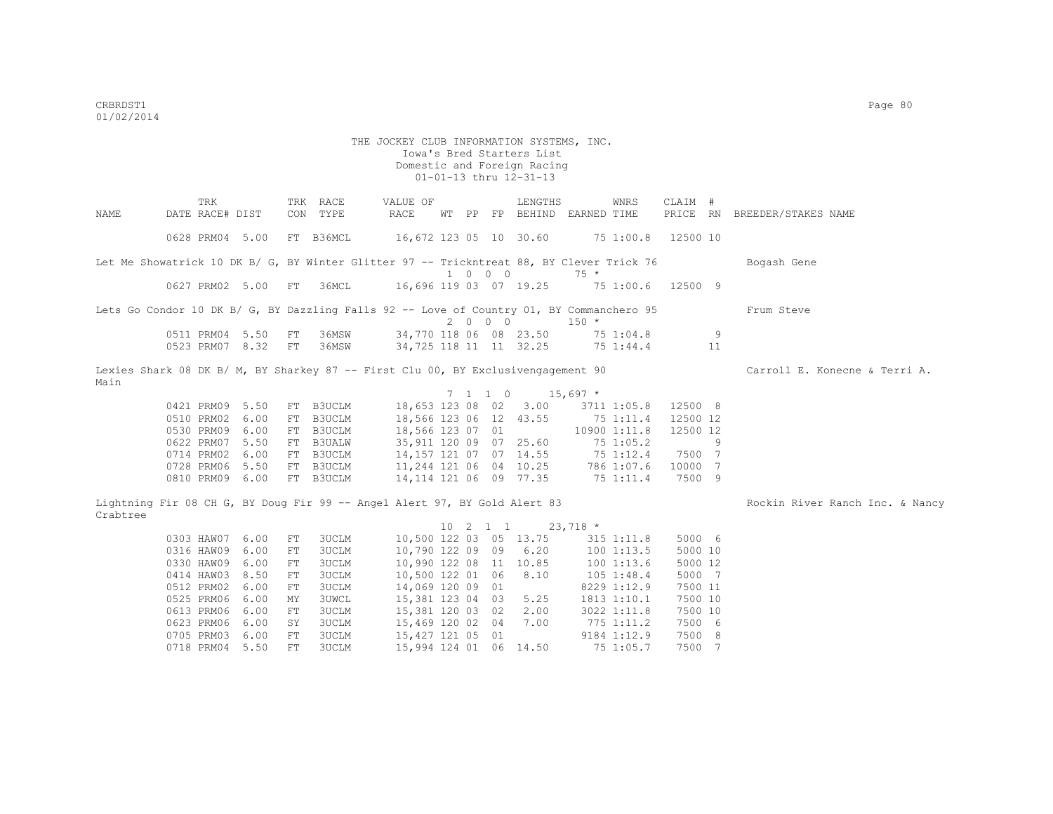THE JOCKEY CLUB INFORMATION SYSTEMS, INC.
Iowa's Bred Starters List
Domestic and Foreign Racing
01-01-13 thru 12-31-13

| NAME | TRK DATE | RACE# | DIST | TRK CON | RACE TYPE | VALUE OF RACE | WT | PP | FP | LENGTHS BEHIND | EARNED | WNRS TIME | CLAIM PRICE | # RN | BREEDER/STAKES NAME |
|---|---|---|---|---|---|---|---|---|---|---|---|---|---|---|---|
| | 0628 | PRM04 | 5.00 | FT | B36MCL | 16,672 | 123 | 05 | 10 | 30.60 | 75 | 1:00.8 | 12500 | 10 | |

Let Me Showatrick 10 DK B/ G, BY Winter Glitter 97 -- Tricktntreat 88, BY Clever Trick 76 — Bogash Gene
1 0 0 0 — 75 *

| TRK DATE | RACE# | DIST | TRK CON | RACE TYPE | VALUE OF RACE | WT | PP | FP | LENGTHS BEHIND | EARNED | WNRS TIME | CLAIM PRICE | # RN |
|---|---|---|---|---|---|---|---|---|---|---|---|---|---|
| 0627 | PRM02 | 5.00 | FT | 36MCL | 16,696 | 119 | 03 | 07 | 19.25 | 75 | 1:00.6 | 12500 | 9 |

Lets Go Condor 10 DK B/ G, BY Dazzling Falls 92 -- Love of Country 01, BY Commanchero 95 — Frum Steve
2 0 0 0 — 150 *

| TRK DATE | RACE# | DIST | TRK CON | RACE TYPE | VALUE OF RACE | WT | PP | FP | LENGTHS BEHIND | EARNED | WNRS TIME | CLAIM PRICE | # RN |
|---|---|---|---|---|---|---|---|---|---|---|---|---|---|
| 0511 | PRM04 | 5.50 | FT | 36MSW | 34,770 | 118 | 06 | 08 | 23.50 | 75 | 1:04.8 | | 9 |
| 0523 | PRM07 | 8.32 | FT | 36MSW | 34,725 | 118 | 11 | 11 | 32.25 | 75 | 1:44.4 | | 11 |

Lexies Shark 08 DK B/ M, BY Sharkey 87 -- First Clu 00, BY Exclusivengagement 90 — Carroll E. Konecne & Terri A. Main
7 1 1 0 — 15,697 *

| TRK DATE | RACE# | DIST | TRK CON | RACE TYPE | VALUE OF RACE | WT | PP | FP | LENGTHS BEHIND | EARNED | WNRS TIME | CLAIM PRICE | # RN |
|---|---|---|---|---|---|---|---|---|---|---|---|---|---|
| 0421 | PRM09 | 5.50 | FT | B3UCLM | 18,653 | 123 | 08 | 02 | 3.00 | 3711 | 1:05.8 | 12500 | 8 |
| 0510 | PRM02 | 6.00 | FT | B3UCLM | 18,566 | 123 | 06 | 12 | 43.55 | 75 | 1:11.4 | 12500 | 12 |
| 0530 | PRM09 | 6.00 | FT | B3UCLM | 18,566 | 123 | 07 | 01 | | 10900 | 1:11.8 | 12500 | 12 |
| 0622 | PRM07 | 5.50 | FT | B3UALW | 35,911 | 120 | 09 | 07 | 25.60 | 75 | 1:05.2 | | 9 |
| 0714 | PRM02 | 6.00 | FT | B3UCLM | 14,157 | 121 | 07 | 07 | 14.55 | 75 | 1:12.4 | 7500 | 7 |
| 0728 | PRM06 | 5.50 | FT | B3UCLM | 11,244 | 121 | 06 | 04 | 10.25 | 786 | 1:07.6 | 10000 | 7 |
| 0810 | PRM09 | 6.00 | FT | B3UCLM | 14,114 | 121 | 06 | 09 | 77.35 | 75 | 1:11.4 | 7500 | 9 |

Lightning Fir 08 CH G, BY Doug Fir 99 -- Angel Alert 97, BY Gold Alert 83 — Rockin River Ranch Inc. & Nancy Crabtree
10 2 1 1 — 23,718 *

| TRK DATE | RACE# | DIST | TRK CON | RACE TYPE | VALUE OF RACE | WT | PP | FP | LENGTHS BEHIND | EARNED | WNRS TIME | CLAIM PRICE | # RN |
|---|---|---|---|---|---|---|---|---|---|---|---|---|---|
| 0303 | HAW07 | 6.00 | FT | 3UCLM | 10,500 | 122 | 03 | 05 | 13.75 | 315 | 1:11.8 | 5000 | 6 |
| 0316 | HAW09 | 6.00 | FT | 3UCLM | 10,790 | 122 | 09 | 09 | 6.20 | 100 | 1:13.5 | 5000 | 10 |
| 0330 | HAW09 | 6.00 | FT | 3UCLM | 10,990 | 122 | 08 | 11 | 10.85 | 100 | 1:13.6 | 5000 | 12 |
| 0414 | HAW03 | 8.50 | FT | 3UCLM | 10,500 | 122 | 01 | 06 | 8.10 | 105 | 1:48.4 | 5000 | 7 |
| 0512 | PRM02 | 6.00 | FT | 3UCLM | 14,069 | 120 | 09 | 01 | | 8229 | 1:12.9 | 7500 | 11 |
| 0525 | PRM06 | 6.00 | MY | 3UWCL | 15,381 | 123 | 04 | 03 | 5.25 | 1813 | 1:10.1 | 7500 | 10 |
| 0613 | PRM06 | 6.00 | FT | 3UCLM | 15,381 | 120 | 03 | 02 | 2.00 | 3022 | 1:11.8 | 7500 | 10 |
| 0623 | PRM06 | 6.00 | SY | 3UCLM | 15,469 | 120 | 02 | 04 | 7.00 | 775 | 1:11.2 | 7500 | 6 |
| 0705 | PRM03 | 6.00 | FT | 3UCLM | 15,427 | 121 | 05 | 01 | | 9184 | 1:12.9 | 7500 | 8 |
| 0718 | PRM04 | 5.50 | FT | 3UCLM | 15,994 | 124 | 01 | 06 | 14.50 | 75 | 1:05.7 | 7500 | 7 |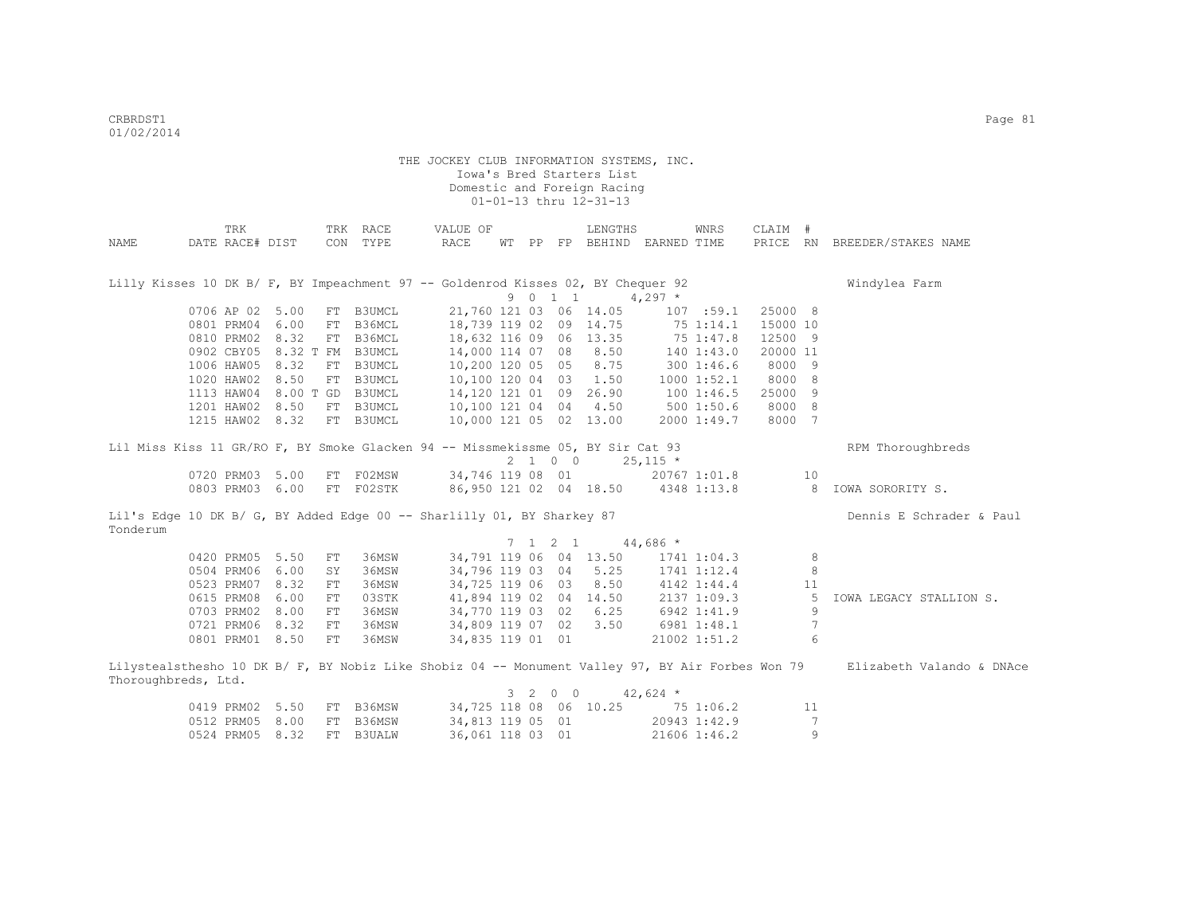THE JOCKEY CLUB INFORMATION SYSTEMS, INC.
Iowa's Bred Starters List
Domestic and Foreign Racing
01-01-13 thru 12-31-13

| NAME | TRK DATE | RACE# | DIST | TRK CON | RACE TYPE | VALUE OF RACE | WT | PP | FP | LENGTHS BEHIND | EARNED | WNRS TIME | CLAIM PRICE | # RN | BREEDER/STAKES NAME |
|---|---|---|---|---|---|---|---|---|---|---|---|---|---|---|---|
| Lilly Kisses 10 DK B/ F, BY Impeachment 97 -- Goldenrod Kisses 02, BY Chequer 92 | | | | | | | | | | | | | | | Windylea Farm |
| | | | | | | 9 0 1 1 | | | | | 4,297 * | | | | |
| | 0706 | AP 02 | 5.00 | FT | B3UMCL | 21,760 | 121 | 03 | 06 | 14.05 | 107 | :59.1 | 25000 | 8 | |
| | 0801 | PRM04 | 6.00 | FT | B36MCL | 18,739 | 119 | 02 | 09 | 14.75 | 75 | 1:14.1 | 15000 | 10 | |
| | 0810 | PRM02 | 8.32 | FT | B36MCL | 18,632 | 116 | 09 | 06 | 13.35 | 75 | 1:47.8 | 12500 | 9 | |
| | 0902 | CBY05 | 8.32 T | FM | B3UMCL | 14,000 | 114 | 07 | 08 | 8.50 | 140 | 1:43.0 | 20000 | 11 | |
| | 1006 | HAW05 | 8.32 | FT | B3UMCL | 10,200 | 120 | 05 | 05 | 8.75 | 300 | 1:46.6 | 8000 | 9 | |
| | 1020 | HAW02 | 8.50 | FT | B3UMCL | 10,100 | 120 | 04 | 03 | 1.50 | 1000 | 1:52.1 | 8000 | 8 | |
| | 1113 | HAW04 | 8.00 T | GD | B3UMCL | 14,120 | 121 | 01 | 09 | 26.90 | 100 | 1:46.5 | 25000 | 9 | |
| | 1201 | HAW02 | 8.50 | FT | B3UMCL | 10,100 | 121 | 04 | 04 | 4.50 | 500 | 1:50.6 | 8000 | 8 | |
| | 1215 | HAW02 | 8.32 | FT | B3UMCL | 10,000 | 121 | 05 | 02 | 13.00 | 2000 | 1:49.7 | 8000 | 7 | |
| Lil Miss Kiss 11 GR/RO F, BY Smoke Glacken 94 -- Missmekissme 05, BY Sir Cat 93 | | | | | | | | | | | | | | | RPM Thoroughbreds |
| | | | | | | 2 1 0 0 | | | | | 25,115 * | | | | |
| | 0720 | PRM03 | 5.00 | FT | F02MSW | 34,746 | 119 | 08 | 01 | | 20767 | 1:01.8 | | 10 | |
| | 0803 | PRM03 | 6.00 | FT | F02STK | 86,950 | 121 | 02 | 04 | 18.50 | 4348 | 1:13.8 | | 8 | IOWA SORORITY S. |
| Lil's Edge 10 DK B/ G, BY Added Edge 00 -- Sharlilly 01, BY Sharkey 87 | | | | | | | | | | | | | | | Dennis E Schrader & Paul Tonderum |
| | | | | | | 7 1 2 1 | | | | | 44,686 * | | | | |
| | 0420 | PRM05 | 5.50 | FT | 36MSW | 34,791 | 119 | 06 | 04 | 13.50 | 1741 | 1:04.3 | | 8 | |
| | 0504 | PRM06 | 6.00 | SY | 36MSW | 34,796 | 119 | 03 | 04 | 5.25 | 1741 | 1:12.4 | | 8 | |
| | 0523 | PRM07 | 8.32 | FT | 36MSW | 34,725 | 119 | 06 | 03 | 8.50 | 4142 | 1:44.4 | | 11 | |
| | 0615 | PRM08 | 6.00 | FT | 03STK | 41,894 | 119 | 02 | 04 | 14.50 | 2137 | 1:09.3 | | 5 | IOWA LEGACY STALLION S. |
| | 0703 | PRM02 | 8.00 | FT | 36MSW | 34,770 | 119 | 03 | 02 | 6.25 | 6942 | 1:41.9 | | 9 | |
| | 0721 | PRM06 | 8.32 | FT | 36MSW | 34,809 | 119 | 07 | 02 | 3.50 | 6981 | 1:48.1 | | 7 | |
| | 0801 | PRM01 | 8.50 | FT | 36MSW | 34,835 | 119 | 01 | 01 | | 21002 | 1:51.2 | | 6 | |
| Lilystealsthesho 10 DK B/ F, BY Nobiz Like Shobiz 04 -- Monument Valley 97, BY Air Forbes Won 79 | | | | | | | | | | | | | | | Elizabeth Valando & DNAce Thoroughbreds, Ltd. |
| | | | | | | 3 2 0 0 | | | | | 42,624 * | | | | |
| | 0419 | PRM02 | 5.50 | FT | B36MSW | 34,725 | 118 | 08 | 06 | 10.25 | 75 | 1:06.2 | | 11 | |
| | 0512 | PRM05 | 8.00 | FT | B36MSW | 34,813 | 119 | 05 | 01 | | 20943 | 1:42.9 | | 7 | |
| | 0524 | PRM05 | 8.32 | FT | B3UALW | 36,061 | 118 | 03 | 01 | | 21606 | 1:46.2 | | 9 | |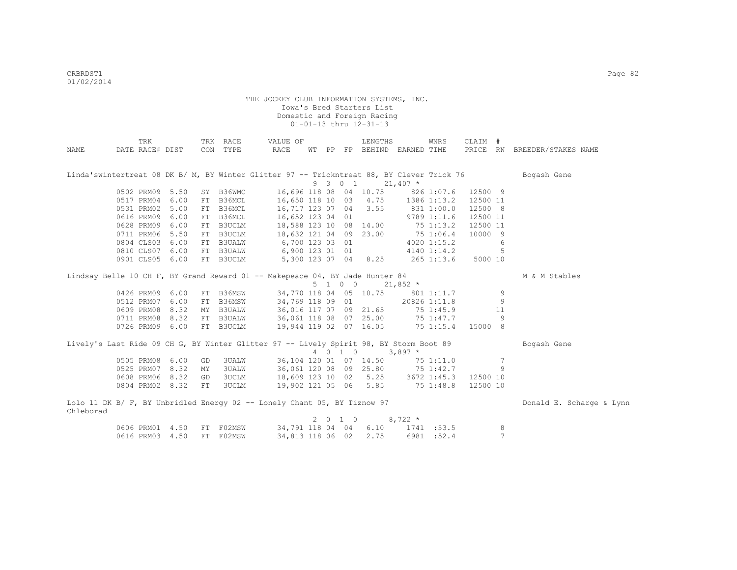THE JOCKEY CLUB INFORMATION SYSTEMS, INC.
Iowa's Bred Starters List
Domestic and Foreign Racing
01-01-13 thru 12-31-13

| NAME | TRK DATE | RACE# | DIST | TRK CON | RACE TYPE | VALUE OF RACE | WT | PP | FP | LENGTHS BEHIND | EARNED | WNRS TIME | CLAIM PRICE | # RN | BREEDER/STAKES NAME |
|---|---|---|---|---|---|---|---|---|---|---|---|---|---|---|---|
| Linda'swintertreat 08 DK B/ M, BY Winter Glitter 97 -- Trickntreat 88, BY Clever Trick 76 | | | | | | | | | | | | | | | Bogash Gene |
| | | | | | | 9 3 0 1 | | | | | 21,407 * | | | | |
| | 0502 | PRM09 | 5.50 | SY | B36WMC | 16,696 | 118 | 08 | 04 | 10.75 | 826 | 1:07.6 | 12500 | 9 | |
| | 0517 | PRM04 | 6.00 | FT | B36MCL | 16,650 | 118 | 10 | 03 | 4.75 | 1386 | 1:13.2 | 12500 | 11 | |
| | 0531 | PRM02 | 5.00 | FT | B36MCL | 16,717 | 123 | 07 | 04 | 3.55 | 831 | 1:00.0 | 12500 | 8 | |
| | 0616 | PRM09 | 6.00 | FT | B36MCL | 16,652 | 123 | 04 | 01 | | 9789 | 1:11.6 | 12500 | 11 | |
| | 0628 | PRM09 | 6.00 | FT | B3UCLM | 18,588 | 123 | 10 | 08 | 14.00 | 75 | 1:13.2 | 12500 | 11 | |
| | 0711 | PRM06 | 5.50 | FT | B3UCLM | 18,632 | 121 | 04 | 09 | 23.00 | 75 | 1:06.4 | 10000 | 9 | |
| | 0804 | CLS03 | 6.00 | FT | B3UALW | 6,700 | 123 | 03 | 01 | | 4020 | 1:15.2 | | 6 | |
| | 0810 | CLS07 | 6.00 | FT | B3UALW | 6,900 | 123 | 01 | 01 | | 4140 | 1:14.2 | | 5 | |
| | 0901 | CLS05 | 6.00 | FT | B3UCLM | 5,300 | 123 | 07 | 04 | 8.25 | 265 | 1:13.6 | 5000 | 10 | |
| Lindsay Belle 10 CH F, BY Grand Reward 01 -- Makepeace 04, BY Jade Hunter 84 | | | | | | | | | | | | | | | M & M Stables |
| | | | | | | 5 1 0 0 | | | | | 21,852 * | | | | |
| | 0426 | PRM09 | 6.00 | FT | B36MSW | 34,770 | 118 | 04 | 05 | 10.75 | 801 | 1:11.7 | | 9 | |
| | 0512 | PRM07 | 6.00 | FT | B36MSW | 34,769 | 118 | 09 | 01 | | 20826 | 1:11.8 | | 9 | |
| | 0609 | PRM08 | 8.32 | MY | B3UALW | 36,016 | 117 | 07 | 09 | 21.65 | 75 | 1:45.9 | | 11 | |
| | 0711 | PRM08 | 8.32 | FT | B3UALW | 36,061 | 118 | 08 | 07 | 25.00 | 75 | 1:47.7 | | 9 | |
| | 0726 | PRM09 | 6.00 | FT | B3UCLM | 19,944 | 119 | 02 | 07 | 16.05 | 75 | 1:15.4 | 15000 | 8 | |
| Lively's Last Ride 09 CH G, BY Winter Glitter 97 -- Lively Spirit 98, BY Storm Boot 89 | | | | | | | | | | | | | | | Bogash Gene |
| | | | | | | 4 0 1 0 | | | | | 3,897 * | | | | |
| | 0505 | PRM08 | 6.00 | GD | 3UALW | 36,104 | 120 | 01 | 07 | 14.50 | 75 | 1:11.0 | | 7 | |
| | 0525 | PRM07 | 8.32 | MY | 3UALW | 36,061 | 120 | 08 | 09 | 25.80 | 75 | 1:42.7 | | 9 | |
| | 0608 | PRM06 | 8.32 | GD | 3UCLM | 18,609 | 123 | 10 | 02 | 5.25 | 3672 | 1:45.3 | 12500 | 10 | |
| | 0804 | PRM02 | 8.32 | FT | 3UCLM | 19,902 | 121 | 05 | 06 | 5.85 | 75 | 1:48.8 | 12500 | 10 | |
| Lolo 11 DK B/ F, BY Unbridled Energy 02 -- Lonely Chant 05, BY Tiznow 97 | | | | | | | | | | | | | | | Donald E. Scharge & Lynn Chleborad |
| | | | | | | 2 0 1 0 | | | | | 8,722 * | | | | |
| | 0606 | PRM01 | 4.50 | FT | F02MSW | 34,791 | 118 | 04 | 04 | 6.10 | 1741 | :53.5 | | 8 | |
| | 0616 | PRM03 | 4.50 | FT | F02MSW | 34,813 | 118 | 06 | 02 | 2.75 | 6981 | :52.4 | | 7 | |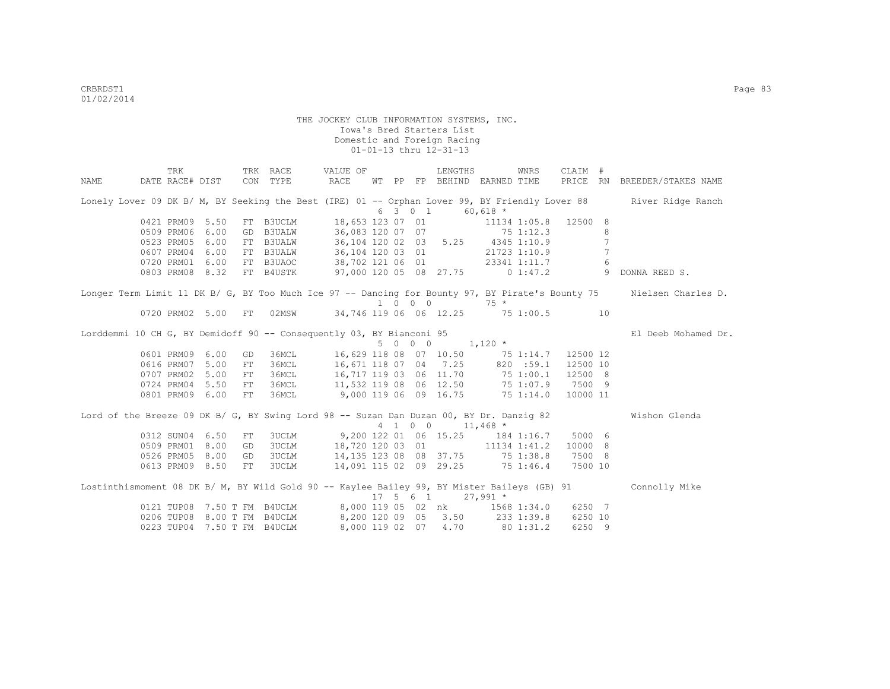THE JOCKEY CLUB INFORMATION SYSTEMS, INC.
Iowa's Bred Starters List
Domestic and Foreign Racing
01-01-13 thru 12-31-13

| NAME | TRK DATE | RACE# | DIST | TRK CON | RACE TYPE | VALUE OF RACE | WT | PP | FP | LENGTHS BEHIND | EARNED | WNRS TIME | CLAIM PRICE | # RN | BREEDER/STAKES NAME |
|---|---|---|---|---|---|---|---|---|---|---|---|---|---|---|---|
| Lonely Lover 09 DK B/ M, BY Seeking the Best (IRE) 01 -- Orphan Lover 99, BY Friendly Lover 88 | | | | | | | 6 | 3 | 0 1 | | 60,618 * | | | | River Ridge Ranch |
| | 0421 | PRM09 | 5.50 | FT | B3UCLM | 18,653 | 123 | 07 | 01 | | 11134 | 1:05.8 | 12500 | 8 | |
| | 0509 | PRM06 | 6.00 | GD | B3UALW | 36,083 | 120 | 07 | 07 | | 75 | 1:12.3 | | 8 | |
| | 0523 | PRM05 | 6.00 | FT | B3UALW | 36,104 | 120 | 02 | 03 | 5.25 | 4345 | 1:10.9 | | 7 | |
| | 0607 | PRM04 | 6.00 | FT | B3UALW | 36,104 | 120 | 03 | 01 | | 21723 | 1:10.9 | | 7 | |
| | 0720 | PRM01 | 6.00 | FT | B3UAOC | 38,702 | 121 | 06 | 01 | | 23341 | 1:11.7 | | 6 | |
| | 0803 | PRM08 | 8.32 | FT | B4USTK | 97,000 | 120 | 05 | 08 | 27.75 | 0 | 1:47.2 | | 9 | DONNA REED S. |
| Longer Term Limit 11 DK B/ G, BY Too Much Ice 97 -- Dancing for Bounty 97, BY Pirate's Bounty 75 | | | | | | | 1 | 0 | 0 0 | | 75 * | | | | Nielsen Charles D. |
| | 0720 | PRM02 | 5.00 | FT | 02MSW | 34,746 | 119 | 06 | 06 | 12.25 | 75 | 1:00.5 | | 10 | |
| Lorddemmi 10 CH G, BY Demidoff 90 -- Consequently 03, BY Bianconi 95 | | | | | | | 5 | 0 | 0 0 | | 1,120 * | | | | El Deeb Mohamed Dr. |
| | 0601 | PRM09 | 6.00 | GD | 36MCL | 16,629 | 118 | 08 | 07 | 10.50 | 75 | 1:14.7 | 12500 | 12 | |
| | 0616 | PRM07 | 5.00 | FT | 36MCL | 16,671 | 118 | 07 | 04 | 7.25 | 820 | :59.1 | 12500 | 10 | |
| | 0707 | PRM02 | 5.00 | FT | 36MCL | 16,717 | 119 | 03 | 06 | 11.70 | 75 | 1:00.1 | 12500 | 8 | |
| | 0724 | PRM04 | 5.50 | FT | 36MCL | 11,532 | 119 | 08 | 06 | 12.50 | 75 | 1:07.9 | 7500 | 9 | |
| | 0801 | PRM09 | 6.00 | FT | 36MCL | 9,000 | 119 | 06 | 09 | 16.75 | 75 | 1:14.0 | 10000 | 11 | |
| Lord of the Breeze 09 DK B/ G, BY Swing Lord 98 -- Suzan Dan Duzan 00, BY Dr. Danzig 82 | | | | | | | 4 | 1 | 0 0 | | 11,468 * | | | | Wishon Glenda |
| | 0312 | SUN04 | 6.50 | FT | 3UCLM | 9,200 | 122 | 01 | 06 | 15.25 | 184 | 1:16.7 | 5000 | 6 | |
| | 0509 | PRM01 | 8.00 | GD | 3UCLM | 18,720 | 120 | 03 | 01 | | 11134 | 1:41.2 | 10000 | 8 | |
| | 0526 | PRM05 | 8.00 | GD | 3UCLM | 14,135 | 123 | 08 | 08 | 37.75 | 75 | 1:38.8 | 7500 | 8 | |
| | 0613 | PRM09 | 8.50 | FT | 3UCLM | 14,091 | 115 | 02 | 09 | 29.25 | 75 | 1:46.4 | 7500 | 10 | |
| Lostinthismoment 08 DK B/ M, BY Wild Gold 90 -- Kaylee Bailey 99, BY Mister Baileys (GB) 91 | | | | | | | 17 | 5 | 6 1 | | 27,991 * | | | | Connolly Mike |
| | 0121 | TUP08 | 7.50 T | FM | B4UCLM | 8,000 | 119 | 05 | 02 | nk | 1568 | 1:34.0 | 6250 | 7 | |
| | 0206 | TUP08 | 8.00 T | FM | B4UCLM | 8,200 | 120 | 09 | 05 | 3.50 | 233 | 1:39.8 | 6250 | 10 | |
| | 0223 | TUP04 | 7.50 T | FM | B4UCLM | 8,000 | 119 | 02 | 07 | 4.70 | 80 | 1:31.2 | 6250 | 9 | |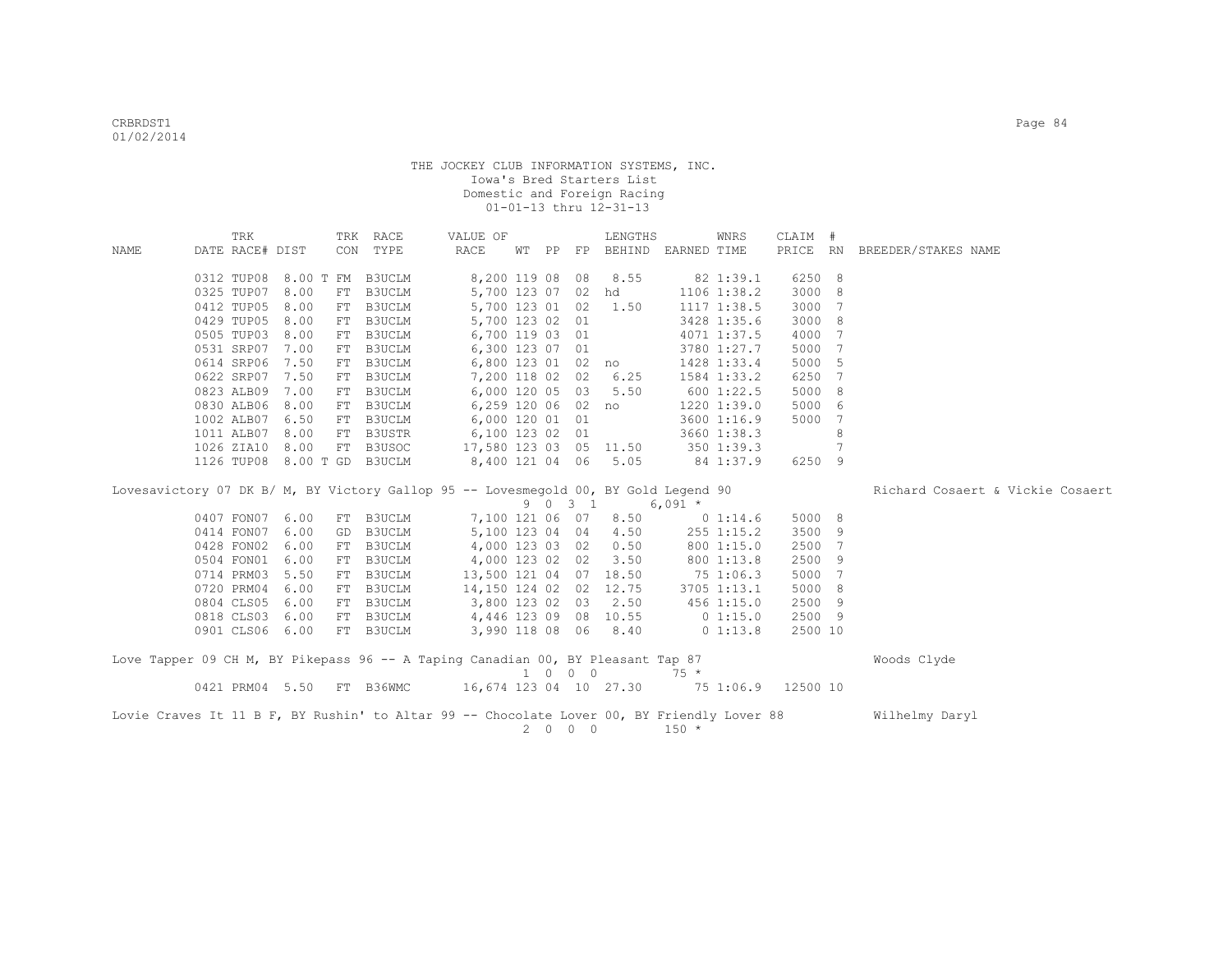THE JOCKEY CLUB INFORMATION SYSTEMS, INC.
Iowa's Bred Starters List
Domestic and Foreign Racing
01-01-13 thru 12-31-13

| NAME | TRK DATE | RACE# | DIST | TRK CON | RACE TYPE | VALUE OF RACE | WT | PP | FP | LENGTHS BEHIND | EARNED | WNRS TIME | CLAIM PRICE | # RN | BREEDER/STAKES NAME |
|---|---|---|---|---|---|---|---|---|---|---|---|---|---|---|---|
| | 0312 | TUP08 | 8.00 T | FM | B3UCLM | 8,200 | 119 | 08 | 08 | 8.55 | 82 | 1:39.1 | 6250 | 8 | |
| | 0325 | TUP07 | 8.00 | FT | B3UCLM | 5,700 | 123 | 07 | 02 | hd | 1106 | 1:38.2 | 3000 | 8 | |
| | 0412 | TUP05 | 8.00 | FT | B3UCLM | 5,700 | 123 | 01 | 02 | 1.50 | 1117 | 1:38.5 | 3000 | 7 | |
| | 0429 | TUP05 | 8.00 | FT | B3UCLM | 5,700 | 123 | 02 | 01 | | 3428 | 1:35.6 | 3000 | 8 | |
| | 0505 | TUP03 | 8.00 | FT | B3UCLM | 6,700 | 119 | 03 | 01 | | 4071 | 1:37.5 | 4000 | 7 | |
| | 0531 | SRP07 | 7.00 | FT | B3UCLM | 6,300 | 123 | 07 | 01 | | 3780 | 1:27.7 | 5000 | 7 | |
| | 0614 | SRP06 | 7.50 | FT | B3UCLM | 6,800 | 123 | 01 | 02 | no | 1428 | 1:33.4 | 5000 | 5 | |
| | 0622 | SRP07 | 7.50 | FT | B3UCLM | 7,200 | 118 | 02 | 02 | 6.25 | 1584 | 1:33.2 | 6250 | 7 | |
| | 0823 | ALB09 | 7.00 | FT | B3UCLM | 6,000 | 120 | 05 | 03 | 5.50 | 600 | 1:22.5 | 5000 | 8 | |
| | 0830 | ALB06 | 8.00 | FT | B3UCLM | 6,259 | 120 | 06 | 02 | no | 1220 | 1:39.0 | 5000 | 6 | |
| | 1002 | ALB07 | 6.50 | FT | B3UCLM | 6,000 | 120 | 01 | 01 | | 3600 | 1:16.9 | 5000 | 7 | |
| | 1011 | ALB07 | 8.00 | FT | B3USTR | 6,100 | 123 | 02 | 01 | | 3660 | 1:38.3 | | 8 | |
| | 1026 | ZIA10 | 8.00 | FT | B3USOC | 17,580 | 123 | 03 | 05 | 11.50 | 350 | 1:39.3 | | 7 | |
| | 1126 | TUP08 | 8.00 T | GD | B3UCLM | 8,400 | 121 | 04 | 06 | 5.05 | 84 | 1:37.9 | 6250 | 9 | |

Lovesavictory 07 DK B/ M, BY Victory Gallop 95 -- Lovesmegold 00, BY Gold Legend 90 — Richard Cosaert & Vickie Cosaert
9 0 3 1 — 6,091 *

| TRK DATE | RACE# | DIST | TRK CON | RACE TYPE | VALUE OF RACE | WT | PP | FP | LENGTHS BEHIND | EARNED | WNRS TIME | CLAIM PRICE | # RN |
|---|---|---|---|---|---|---|---|---|---|---|---|---|---|
| 0407 | FON07 | 6.00 | FT | B3UCLM | 7,100 | 121 | 06 | 07 | 8.50 | 0 | 1:14.6 | 5000 | 8 |
| 0414 | FON07 | 6.00 | GD | B3UCLM | 5,100 | 123 | 04 | 04 | 4.50 | 255 | 1:15.2 | 3500 | 9 |
| 0428 | FON02 | 6.00 | FT | B3UCLM | 4,000 | 123 | 03 | 02 | 0.50 | 800 | 1:15.0 | 2500 | 7 |
| 0504 | FON01 | 6.00 | FT | B3UCLM | 4,000 | 123 | 02 | 02 | 3.50 | 800 | 1:13.8 | 2500 | 9 |
| 0714 | PRM03 | 5.50 | FT | B3UCLM | 13,500 | 121 | 04 | 07 | 18.50 | 75 | 1:06.3 | 5000 | 7 |
| 0720 | PRM04 | 6.00 | FT | B3UCLM | 14,150 | 124 | 02 | 02 | 12.75 | 3705 | 1:13.1 | 5000 | 8 |
| 0804 | CLS05 | 6.00 | FT | B3UCLM | 3,800 | 123 | 02 | 03 | 2.50 | 456 | 1:15.0 | 2500 | 9 |
| 0818 | CLS03 | 6.00 | FT | B3UCLM | 4,446 | 123 | 09 | 08 | 10.55 | 0 | 1:15.0 | 2500 | 9 |
| 0901 | CLS06 | 6.00 | FT | B3UCLM | 3,990 | 118 | 08 | 06 | 8.40 | 0 | 1:13.8 | 2500 | 10 |

Love Tapper 09 CH M, BY Pikepass 96 -- A Taping Canadian 00, BY Pleasant Tap 87 — Woods Clyde
1 0 0 0 — 75 *

| TRK DATE | RACE# | DIST | TRK CON | RACE TYPE | VALUE OF RACE | WT | PP | FP | LENGTHS BEHIND | EARNED | WNRS TIME | CLAIM PRICE | # RN |
|---|---|---|---|---|---|---|---|---|---|---|---|---|---|
| 0421 | PRM04 | 5.50 | FT | B36WMC | 16,674 | 123 | 04 | 10 | 27.30 | 75 | 1:06.9 | 12500 | 10 |

Lovie Craves It 11 B F, BY Rushin' to Altar 99 -- Chocolate Lover 00, BY Friendly Lover 88 — Wilhelmy Daryl
2 0 0 0 — 150 *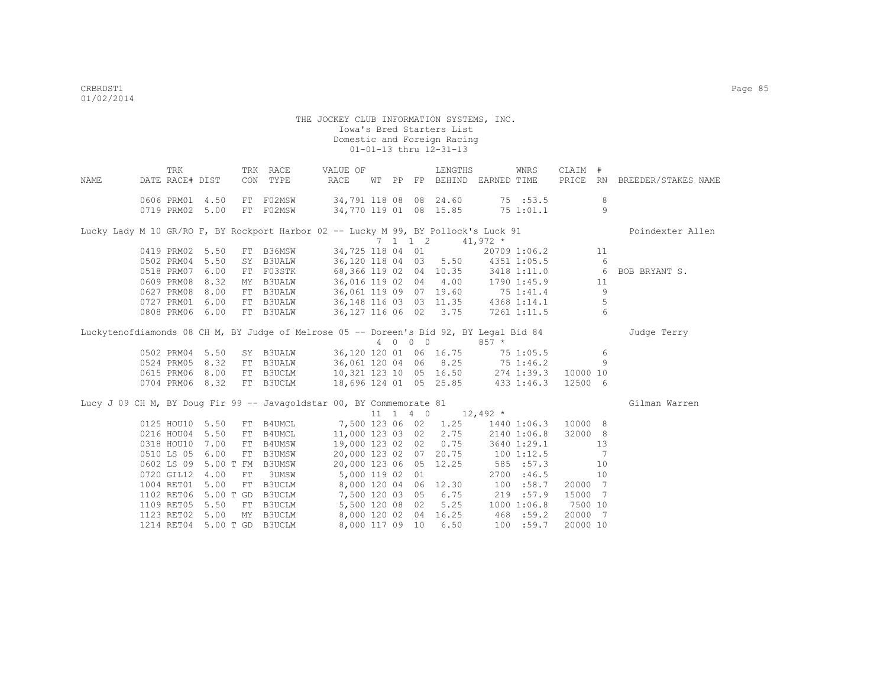THE JOCKEY CLUB INFORMATION SYSTEMS, INC.
Iowa's Bred Starters List
Domestic and Foreign Racing
01-01-13 thru 12-31-13

| NAME | TRK DATE | RACE# | DIST | TRK CON | RACE TYPE | VALUE OF RACE | WT | PP | FP | LENGTHS BEHIND | EARNED | WNRS TIME | CLAIM PRICE | # RN | BREEDER/STAKES NAME |
|---|---|---|---|---|---|---|---|---|---|---|---|---|---|---|---|
| | 0606 | PRM01 | 4.50 | FT | F02MSW | 34,791 | 118 | 08 | 08 | 24.60 | 75 | :53.5 | | 8 | |
| | 0719 | PRM02 | 5.00 | FT | F02MSW | 34,770 | 119 | 01 | 08 | 15.85 | 75 | 1:01.1 | | 9 | |

Lucky Lady M 10 GR/RO F, BY Rockport Harbor 02 -- Lucky M 99, BY Pollock's Luck 91 — Poindexter Allen
7 1 1 2 — 41,972 *

| TRK DATE | RACE# | DIST | TRK CON | RACE TYPE | VALUE OF RACE | WT | PP | FP | LENGTHS BEHIND | EARNED | WNRS TIME | CLAIM PRICE | # RN | BREEDER/STAKES NAME |
|---|---|---|---|---|---|---|---|---|---|---|---|---|---|---|
| 0419 | PRM02 | 5.50 | FT | B36MSW | 34,725 | 118 | 04 | 01 | | 20709 | 1:06.2 | | 11 | |
| 0502 | PRM04 | 5.50 | SY | B3UALW | 36,120 | 118 | 04 | 03 | 5.50 | 4351 | 1:05.5 | | 6 | |
| 0518 | PRM07 | 6.00 | FT | F03STK | 68,366 | 119 | 02 | 04 | 10.35 | 3418 | 1:11.0 | | 6 | BOB BRYANT S. |
| 0609 | PRM08 | 8.32 | MY | B3UALW | 36,016 | 119 | 02 | 04 | 4.00 | 1790 | 1:45.9 | | 11 | |
| 0627 | PRM08 | 8.00 | FT | B3UALW | 36,061 | 119 | 09 | 07 | 19.60 | 75 | 1:41.4 | | 9 | |
| 0727 | PRM01 | 6.00 | FT | B3UALW | 36,148 | 116 | 03 | 03 | 11.35 | 4368 | 1:14.1 | | 5 | |
| 0808 | PRM06 | 6.00 | FT | B3UALW | 36,127 | 116 | 06 | 02 | 3.75 | 7261 | 1:11.5 | | 6 | |

Luckytenofdiamonds 08 CH M, BY Judge of Melrose 05 -- Doreen's Bid 92, BY Legal Bid 84 — Judge Terry
4 0 0 0 — 857 *

| TRK DATE | RACE# | DIST | TRK CON | RACE TYPE | VALUE OF RACE | WT | PP | FP | LENGTHS BEHIND | EARNED | WNRS TIME | CLAIM PRICE | # RN | BREEDER/STAKES NAME |
|---|---|---|---|---|---|---|---|---|---|---|---|---|---|---|
| 0502 | PRM04 | 5.50 | SY | B3UALW | 36,120 | 120 | 01 | 06 | 16.75 | 75 | 1:05.5 | | 6 | |
| 0524 | PRM05 | 8.32 | FT | B3UALW | 36,061 | 120 | 04 | 06 | 8.25 | 75 | 1:46.2 | | 9 | |
| 0615 | PRM06 | 8.00 | FT | B3UCLM | 10,321 | 123 | 10 | 05 | 16.50 | 274 | 1:39.3 | 10000 | 10 | |
| 0704 | PRM06 | 8.32 | FT | B3UCLM | 18,696 | 124 | 01 | 05 | 25.85 | 433 | 1:46.3 | 12500 | 6 | |

Lucy J 09 CH M, BY Doug Fir 99 -- Javagoldstar 00, BY Commemorate 81 — Gilman Warren
11 1 4 0 — 12,492 *

| TRK DATE | RACE# | DIST | TRK CON | RACE TYPE | VALUE OF RACE | WT | PP | FP | LENGTHS BEHIND | EARNED | WNRS TIME | CLAIM PRICE | # RN | BREEDER/STAKES NAME |
|---|---|---|---|---|---|---|---|---|---|---|---|---|---|---|
| 0125 | HOU10 | 5.50 | FT | B4UMCL | 7,500 | 123 | 06 | 02 | 1.25 | 1440 | 1:06.3 | 10000 | 8 | |
| 0216 | HOU04 | 5.50 | FT | B4UMCL | 11,000 | 123 | 03 | 02 | 2.75 | 2140 | 1:06.8 | 32000 | 8 | |
| 0318 | HOU10 | 7.00 | FT | B4UMSW | 19,000 | 123 | 02 | 02 | 0.75 | 3640 | 1:29.1 | | 13 | |
| 0510 | LS 05 | 6.00 | FT | B3UMSW | 20,000 | 123 | 02 | 07 | 20.75 | 100 | 1:12.5 | | 7 | |
| 0602 | LS 09 | 5.00 T | FM | B3UMSW | 20,000 | 123 | 06 | 05 | 12.25 | 585 | :57.3 | | 10 | |
| 0720 | GIL12 | 4.00 | FT | 3UMSW | 5,000 | 119 | 02 | 01 | | 2700 | :46.5 | | 10 | |
| 1004 | RET01 | 5.00 | FT | B3UCLM | 8,000 | 120 | 04 | 06 | 12.30 | 100 | :58.7 | 20000 | 7 | |
| 1102 | RET06 | 5.00 T | GD | B3UCLM | 7,500 | 120 | 03 | 05 | 6.75 | 219 | :57.9 | 15000 | 7 | |
| 1109 | RET05 | 5.50 | FT | B3UCLM | 5,500 | 120 | 08 | 02 | 5.25 | 1000 | 1:06.8 | 7500 | 10 | |
| 1123 | RET02 | 5.00 | MY | B3UCLM | 8,000 | 120 | 02 | 04 | 16.25 | 468 | :59.2 | 20000 | 7 | |
| 1214 | RET04 | 5.00 T | GD | B3UCLM | 8,000 | 117 | 09 | 10 | 6.50 | 100 | :59.7 | 20000 | 10 | |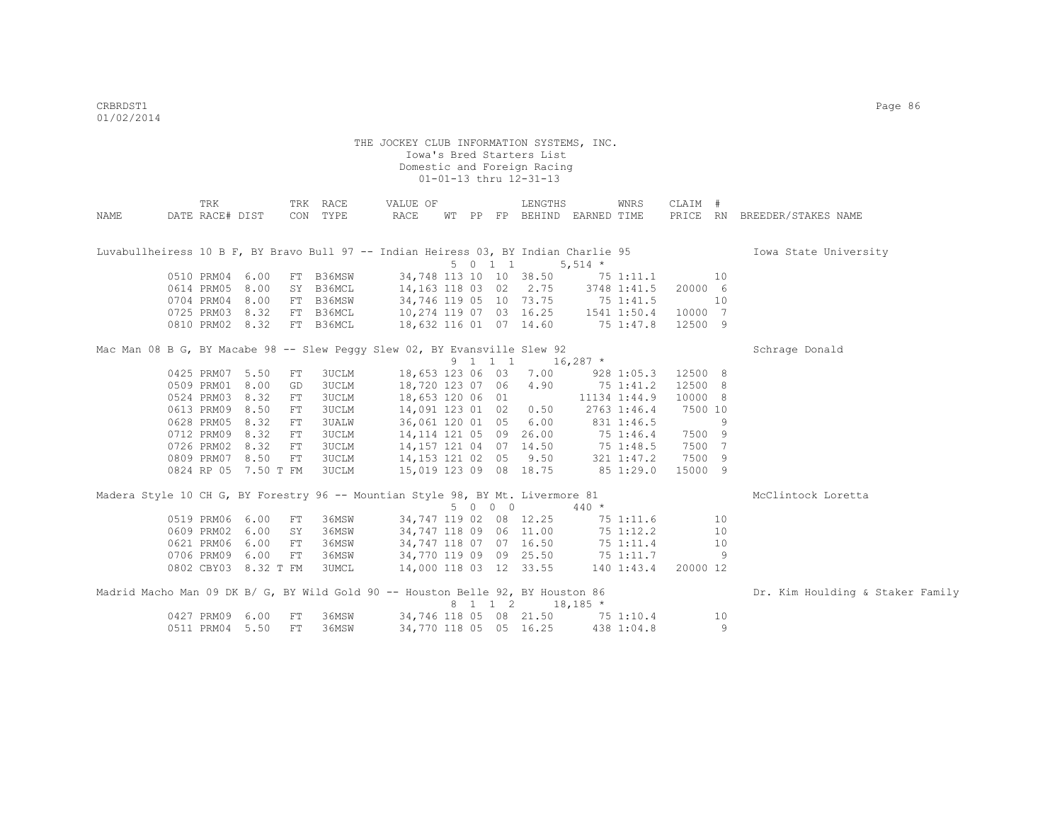THE JOCKEY CLUB INFORMATION SYSTEMS, INC.
Iowa's Bred Starters List
Domestic and Foreign Racing
01-01-13 thru 12-31-13

| NAME | DATE | TRK RACE# | DIST | TRK CON | RACE TYPE | VALUE OF RACE | WT | PP | FP | LENGTHS BEHIND | EARNED | WNRS TIME | CLAIM PRICE | # RN | BREEDER/STAKES NAME |
|---|---|---|---|---|---|---|---|---|---|---|---|---|---|---|---|
| Luvabullheiress 10 B F, BY Bravo Bull 97 -- Indian Heiress 03, BY Indian Charlie 95 | | | | | | | | | | | | | | | Iowa State University |
| | | | | | | | 5 | 0 1 1 | | | 5,514 * | | | | |
| | 0510 | PRM04 | 6.00 | FT | B36MSW | 34,748 | 113 | 10 | 10 | 38.50 | 75 | 1:11.1 | | 10 | |
| | 0614 | PRM05 | 8.00 | SY | B36MCL | 14,163 | 118 | 03 | 02 | 2.75 | 3748 | 1:41.5 | 20000 | 6 | |
| | 0704 | PRM04 | 8.00 | FT | B36MSW | 34,746 | 119 | 05 | 10 | 73.75 | 75 | 1:41.5 | | 10 | |
| | 0725 | PRM03 | 8.32 | FT | B36MCL | 10,274 | 119 | 07 | 03 | 16.25 | 1541 | 1:50.4 | 10000 | 7 | |
| | 0810 | PRM02 | 8.32 | FT | B36MCL | 18,632 | 116 | 01 | 07 | 14.60 | 75 | 1:47.8 | 12500 | 9 | |
| Mac Man 08 B G, BY Macabe 98 -- Slew Peggy Slew 02, BY Evansville Slew 92 | | | | | | | | | | | | | | | Schrage Donald |
| | | | | | | | 9 | 1 1 1 | | | 16,287 * | | | | |
| | 0425 | PRM07 | 5.50 | FT | 3UCLM | 18,653 | 123 | 06 | 03 | 7.00 | 928 | 1:05.3 | 12500 | 8 | |
| | 0509 | PRM01 | 8.00 | GD | 3UCLM | 18,720 | 123 | 07 | 06 | 4.90 | 75 | 1:41.2 | 12500 | 8 | |
| | 0524 | PRM03 | 8.32 | FT | 3UCLM | 18,653 | 120 | 06 | 01 | | 11134 | 1:44.9 | 10000 | 8 | |
| | 0613 | PRM09 | 8.50 | FT | 3UCLM | 14,091 | 123 | 01 | 02 | 0.50 | 2763 | 1:46.4 | 7500 | 10 | |
| | 0628 | PRM05 | 8.32 | FT | 3UALW | 36,061 | 120 | 01 | 05 | 6.00 | 831 | 1:46.5 | | 9 | |
| | 0712 | PRM09 | 8.32 | FT | 3UCLM | 14,114 | 121 | 05 | 09 | 26.00 | 75 | 1:46.4 | 7500 | 9 | |
| | 0726 | PRM02 | 8.32 | FT | 3UCLM | 14,157 | 121 | 04 | 07 | 14.50 | 75 | 1:48.5 | 7500 | 7 | |
| | 0809 | PRM07 | 8.50 | FT | 3UCLM | 14,153 | 121 | 02 | 05 | 9.50 | 321 | 1:47.2 | 7500 | 9 | |
| | 0824 | RP 05 | 7.50 T | FM | 3UCLM | 15,019 | 123 | 09 | 08 | 18.75 | 85 | 1:29.0 | 15000 | 9 | |
| Madera Style 10 CH G, BY Forestry 96 -- Mountian Style 98, BY Mt. Livermore 81 | | | | | | | | | | | | | | | McClintock Loretta |
| | | | | | | | 5 | 0 0 0 | | | 440 * | | | | |
| | 0519 | PRM06 | 6.00 | FT | 36MSW | 34,747 | 119 | 02 | 08 | 12.25 | 75 | 1:11.6 | | 10 | |
| | 0609 | PRM02 | 6.00 | SY | 36MSW | 34,747 | 118 | 09 | 06 | 11.00 | 75 | 1:12.2 | | 10 | |
| | 0621 | PRM06 | 6.00 | FT | 36MSW | 34,747 | 118 | 07 | 07 | 16.50 | 75 | 1:11.4 | | 10 | |
| | 0706 | PRM09 | 6.00 | FT | 36MSW | 34,770 | 119 | 09 | 09 | 25.50 | 75 | 1:11.7 | | 9 | |
| | 0802 | CBY03 | 8.32 T | FM | 3UMCL | 14,000 | 118 | 03 | 12 | 33.55 | 140 | 1:43.4 | 20000 | 12 | |
| Madrid Macho Man 09 DK B/ G, BY Wild Gold 90 -- Houston Belle 92, BY Houston 86 | | | | | | | | | | | | | | | Dr. Kim Houlding & Staker Family |
| | | | | | | | 8 | 1 1 2 | | | 18,185 * | | | | |
| | 0427 | PRM09 | 6.00 | FT | 36MSW | 34,746 | 118 | 05 | 08 | 21.50 | 75 | 1:10.4 | | 10 | |
| | 0511 | PRM04 | 5.50 | FT | 36MSW | 34,770 | 118 | 05 | 05 | 16.25 | 438 | 1:04.8 | | 9 | |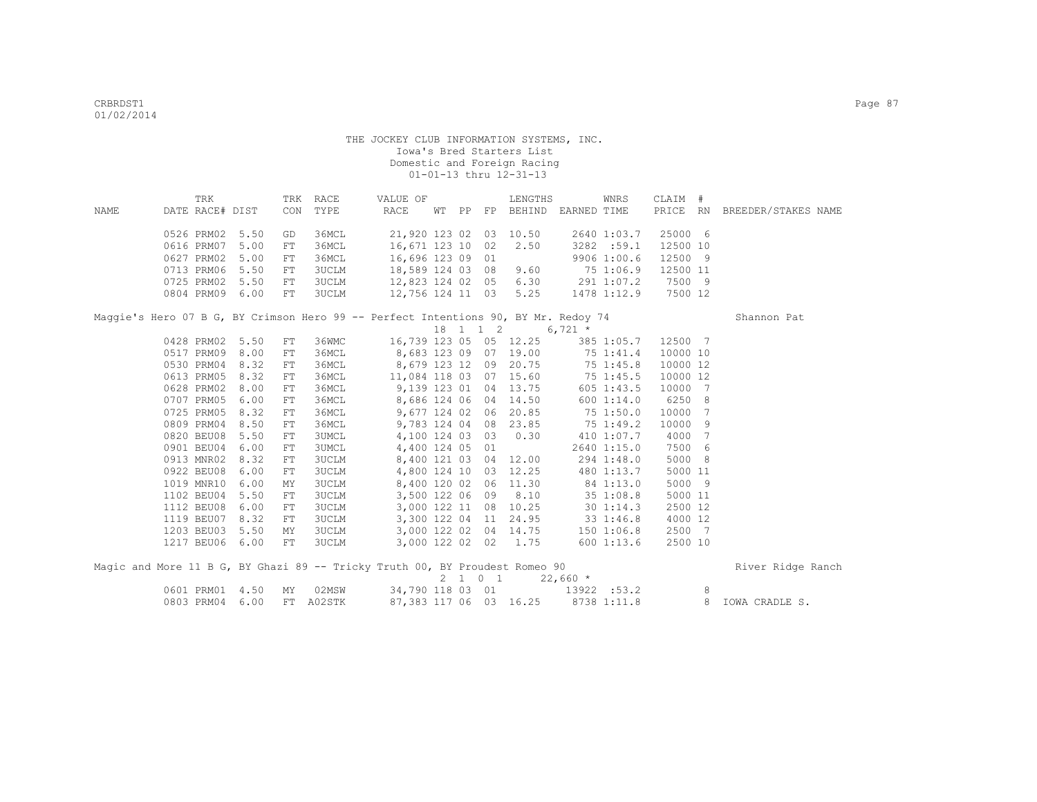THE JOCKEY CLUB INFORMATION SYSTEMS, INC.
Iowa's Bred Starters List
Domestic and Foreign Racing
01-01-13 thru 12-31-13

| NAME | TRK DATE | RACE# | DIST | TRK CON | RACE TYPE | VALUE OF RACE | WT | PP | FP | LENGTHS BEHIND | EARNED | WNRS TIME | CLAIM PRICE | # RN | BREEDER/STAKES NAME |
|---|---|---|---|---|---|---|---|---|---|---|---|---|---|---|---|
| | 0526 | PRM02 | 5.50 | GD | 36MCL | 21,920 | 123 | 02 | 03 | 10.50 | 2640 | 1:03.7 | 25000 | 6 | |
| | 0616 | PRM07 | 5.00 | FT | 36MCL | 16,671 | 123 | 10 | 02 | 2.50 | 3282 | :59.1 | 12500 | 10 | |
| | 0627 | PRM02 | 5.00 | FT | 36MCL | 16,696 | 123 | 09 | 01 | | 9906 | 1:00.6 | 12500 | 9 | |
| | 0713 | PRM06 | 5.50 | FT | 3UCLM | 18,589 | 124 | 03 | 08 | 9.60 | 75 | 1:06.9 | 12500 | 11 | |
| | 0725 | PRM02 | 5.50 | FT | 3UCLM | 12,823 | 124 | 02 | 05 | 6.30 | 291 | 1:07.2 | 7500 | 9 | |
| | 0804 | PRM09 | 6.00 | FT | 3UCLM | 12,756 | 124 | 11 | 03 | 5.25 | 1478 | 1:12.9 | 7500 | 12 | |
| Maggie's Hero 07 B G, BY Crimson Hero 99 -- Perfect Intentions 90, BY Mr. Redoy 74 | | | | | | | 18 | 1 1 | 2 | | 6,721 * | | | | Shannon Pat |
| | 0428 | PRM02 | 5.50 | FT | 36WMC | 16,739 | 123 | 05 | 05 | 12.25 | 385 | 1:05.7 | 12500 | 7 | |
| | 0517 | PRM09 | 8.00 | FT | 36MCL | 8,683 | 123 | 09 | 07 | 19.00 | 75 | 1:41.4 | 10000 | 10 | |
| | 0530 | PRM04 | 8.32 | FT | 36MCL | 8,679 | 123 | 12 | 09 | 20.75 | 75 | 1:45.8 | 10000 | 12 | |
| | 0613 | PRM05 | 8.32 | FT | 36MCL | 11,084 | 118 | 03 | 07 | 15.60 | 75 | 1:45.5 | 10000 | 12 | |
| | 0628 | PRM02 | 8.00 | FT | 36MCL | 9,139 | 123 | 01 | 04 | 13.75 | 605 | 1:43.5 | 10000 | 7 | |
| | 0707 | PRM05 | 6.00 | FT | 36MCL | 8,686 | 124 | 06 | 04 | 14.50 | 600 | 1:14.0 | 6250 | 8 | |
| | 0725 | PRM05 | 8.32 | FT | 36MCL | 9,677 | 124 | 02 | 06 | 20.85 | 75 | 1:50.0 | 10000 | 7 | |
| | 0809 | PRM04 | 8.50 | FT | 36MCL | 9,783 | 124 | 04 | 08 | 23.85 | 75 | 1:49.2 | 10000 | 9 | |
| | 0820 | BEU08 | 5.50 | FT | 3UMCL | 4,100 | 124 | 03 | 03 | 0.30 | 410 | 1:07.7 | 4000 | 7 | |
| | 0901 | BEU04 | 6.00 | FT | 3UMCL | 4,400 | 124 | 05 | 01 | | 2640 | 1:15.0 | 7500 | 6 | |
| | 0913 | MNR02 | 8.32 | FT | 3UCLM | 8,400 | 121 | 03 | 04 | 12.00 | 294 | 1:48.0 | 5000 | 8 | |
| | 0922 | BEU08 | 6.00 | FT | 3UCLM | 4,800 | 124 | 10 | 03 | 12.25 | 480 | 1:13.7 | 5000 | 11 | |
| | 1019 | MNR10 | 6.00 | MY | 3UCLM | 8,400 | 120 | 02 | 06 | 11.30 | 84 | 1:13.0 | 5000 | 9 | |
| | 1102 | BEU04 | 5.50 | FT | 3UCLM | 3,500 | 122 | 06 | 09 | 8.10 | 35 | 1:08.8 | 5000 | 11 | |
| | 1112 | BEU08 | 6.00 | FT | 3UCLM | 3,000 | 122 | 11 | 08 | 10.25 | 30 | 1:14.3 | 2500 | 12 | |
| | 1119 | BEU07 | 8.32 | FT | 3UCLM | 3,300 | 122 | 04 | 11 | 24.95 | 33 | 1:46.8 | 4000 | 12 | |
| | 1203 | BEU03 | 5.50 | MY | 3UCLM | 3,000 | 122 | 02 | 04 | 14.75 | 150 | 1:06.8 | 2500 | 7 | |
| | 1217 | BEU06 | 6.00 | FT | 3UCLM | 3,000 | 122 | 02 | 02 | 1.75 | 600 | 1:13.6 | 2500 | 10 | |
| Magic and More 11 B G, BY Ghazi 89 -- Tricky Truth 00, BY Proudest Romeo 90 | | | | | | | 2 | 1 0 | 1 | | 22,660 * | | | | River Ridge Ranch |
| | 0601 | PRM01 | 4.50 | MY | 02MSW | 34,790 | 118 | 03 | 01 | | 13922 | :53.2 | | 8 | |
| | 0803 | PRM04 | 6.00 | FT | A02STK | 87,383 | 117 | 06 | 03 | 16.25 | 8738 | 1:11.8 | | 8 | IOWA CRADLE S. |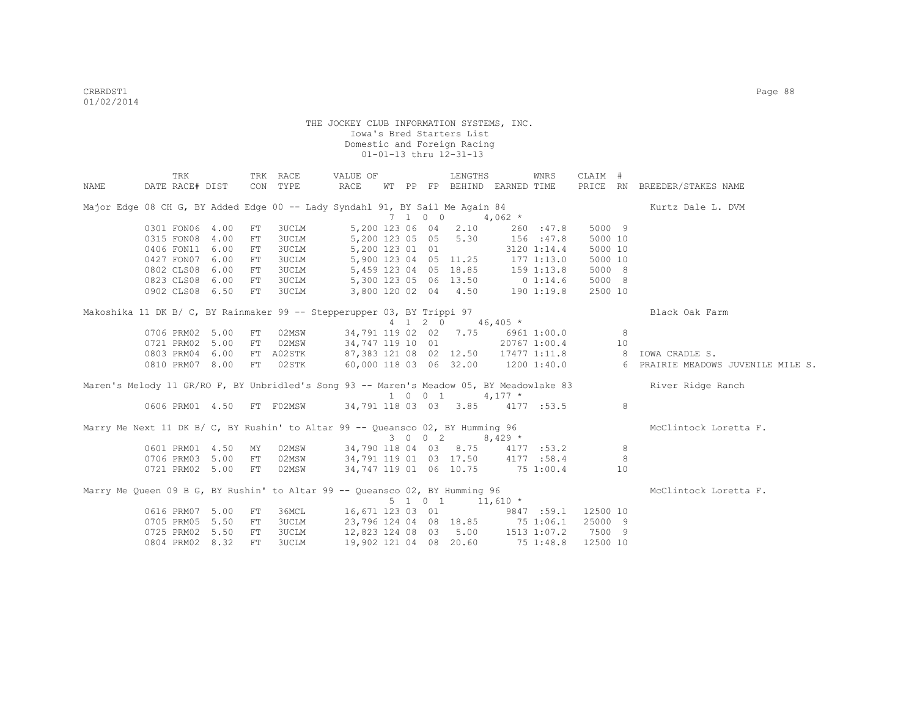THE JOCKEY CLUB INFORMATION SYSTEMS, INC.
Iowa's Bred Starters List
Domestic and Foreign Racing
01-01-13 thru 12-31-13

| NAME | TRK DATE | RACE# | DIST | TRK CON | RACE TYPE | VALUE OF RACE | WT | PP | FP | LENGTHS BEHIND | EARNED | WNRS TIME | CLAIM PRICE | # RN | BREEDER/STAKES NAME |
|---|---|---|---|---|---|---|---|---|---|---|---|---|---|---|---|
| Major Edge 08 CH G, BY Added Edge 00 -- Lady Syndahl 91, BY Sail Me Again 84 | | | | | | | 7 | 1 0 | 0 | | 4,062 * | | | | Kurtz Dale L. DVM |
| | 0301 | FON06 | 4.00 | FT | 3UCLM | 5,200 | 123 | 06 | 04 | 2.10 | 260 | :47.8 | 5000 | 9 | |
| | 0315 | FON08 | 4.00 | FT | 3UCLM | 5,200 | 123 | 05 | 05 | 5.30 | 156 | :47.8 | 5000 | 10 | |
| | 0406 | FON11 | 6.00 | FT | 3UCLM | 5,200 | 123 | 01 | 01 | | 3120 | 1:14.4 | 5000 | 10 | |
| | 0427 | FON07 | 6.00 | FT | 3UCLM | 5,900 | 123 | 04 | 05 | 11.25 | 177 | 1:13.0 | 5000 | 10 | |
| | 0802 | CLS08 | 6.00 | FT | 3UCLM | 5,459 | 123 | 04 | 05 | 18.85 | 159 | 1:13.8 | 5000 | 8 | |
| | 0823 | CLS08 | 6.00 | FT | 3UCLM | 5,300 | 123 | 05 | 06 | 13.50 | 0 | 1:14.6 | 5000 | 8 | |
| | 0902 | CLS08 | 6.50 | FT | 3UCLM | 3,800 | 120 | 02 | 04 | 4.50 | 190 | 1:19.8 | 2500 | 10 | |
| Makoshika 11 DK B/ C, BY Rainmaker 99 -- Stepperupper 03, BY Trippi 97 | | | | | | | 4 | 1 2 | 0 | | 46,405 * | | | | Black Oak Farm |
| | 0706 | PRM02 | 5.00 | FT | 02MSW | 34,791 | 119 | 02 | 02 | 7.75 | 6961 | 1:00.0 | | 8 | |
| | 0721 | PRM02 | 5.00 | FT | 02MSW | 34,747 | 119 | 10 | 01 | | 20767 | 1:00.4 | | 10 | |
| | 0803 | PRM04 | 6.00 | FT | A02STK | 87,383 | 121 | 08 | 02 | 12.50 | 17477 | 1:11.8 | | 8 | IOWA CRADLE S. |
| | 0810 | PRM07 | 8.00 | FT | 02STK | 60,000 | 118 | 03 | 06 | 32.00 | 1200 | 1:40.0 | | 6 | PRAIRIE MEADOWS JUVENILE MILE S. |
| Maren's Melody 11 GR/RO F, BY Unbridled's Song 93 -- Maren's Meadow 05, BY Meadowlake 83 | | | | | | | 1 | 0 0 | 1 | | 4,177 * | | | | River Ridge Ranch |
| | 0606 | PRM01 | 4.50 | FT | F02MSW | 34,791 | 118 | 03 | 03 | 3.85 | 4177 | :53.5 | | 8 | |
| Marry Me Next 11 DK B/ C, BY Rushin' to Altar 99 -- Queansco 02, BY Humming 96 | | | | | | | 3 | 0 0 | 2 | | 8,429 * | | | | McClintock Loretta F. |
| | 0601 | PRM01 | 4.50 | MY | 02MSW | 34,790 | 118 | 04 | 03 | 8.75 | 4177 | :53.2 | | 8 | |
| | 0706 | PRM03 | 5.00 | FT | 02MSW | 34,791 | 119 | 01 | 03 | 17.50 | 4177 | :58.4 | | 8 | |
| | 0721 | PRM02 | 5.00 | FT | 02MSW | 34,747 | 119 | 01 | 06 | 10.75 | 75 | 1:00.4 | | 10 | |
| Marry Me Queen 09 B G, BY Rushin' to Altar 99 -- Queansco 02, BY Humming 96 | | | | | | | 5 | 1 0 | 1 | | 11,610 * | | | | McClintock Loretta F. |
| | 0616 | PRM07 | 5.00 | FT | 36MCL | 16,671 | 123 | 03 | 01 | | 9847 | :59.1 | 12500 | 10 | |
| | 0705 | PRM05 | 5.50 | FT | 3UCLM | 23,796 | 124 | 04 | 08 | 18.85 | 75 | 1:06.1 | 25000 | 9 | |
| | 0725 | PRM02 | 5.50 | FT | 3UCLM | 12,823 | 124 | 08 | 03 | 5.00 | 1513 | 1:07.2 | 7500 | 9 | |
| | 0804 | PRM02 | 8.32 | FT | 3UCLM | 19,902 | 121 | 04 | 08 | 20.60 | 75 | 1:48.8 | 12500 | 10 | |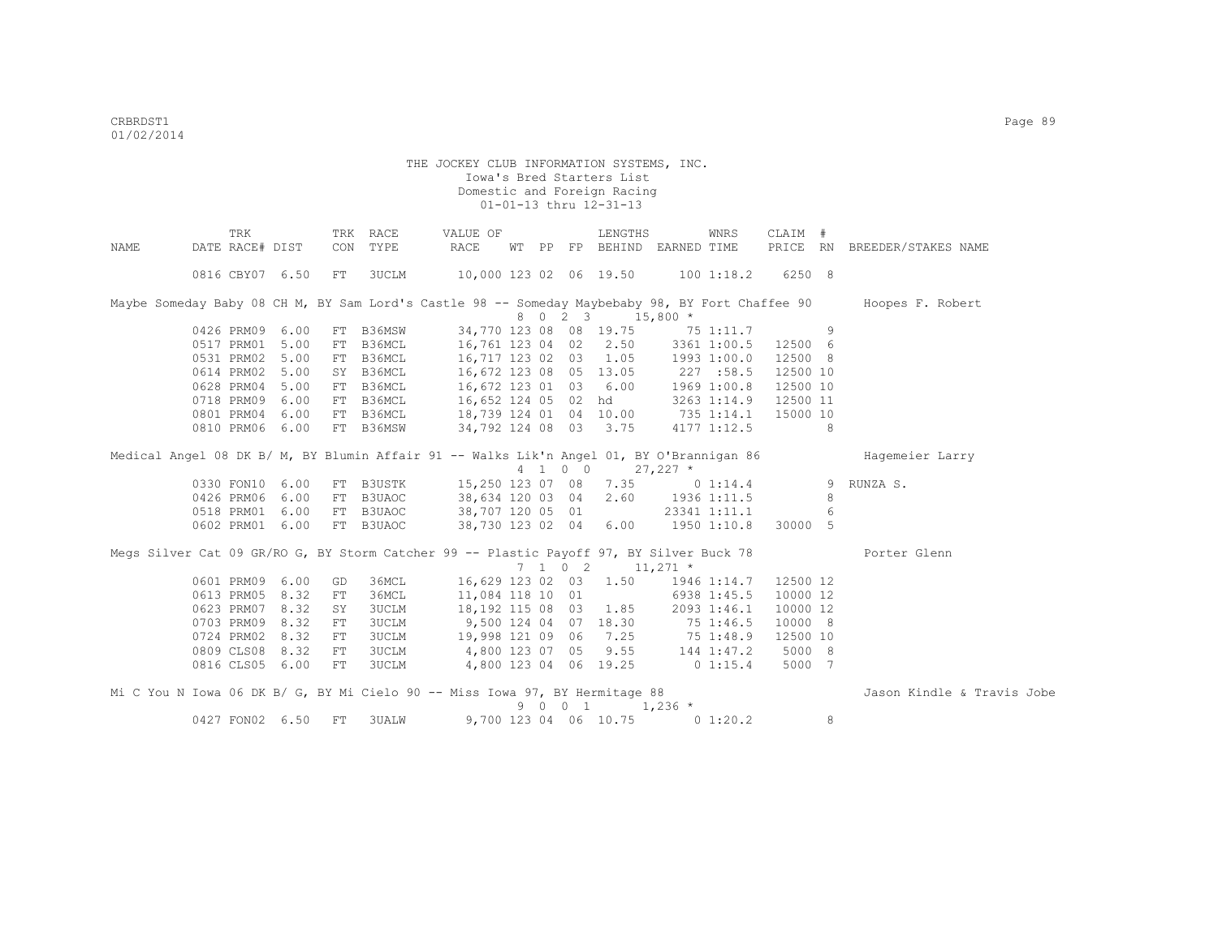THE JOCKEY CLUB INFORMATION SYSTEMS, INC.
Iowa's Bred Starters List
Domestic and Foreign Racing
01-01-13 thru 12-31-13

| NAME | TRK DATE | RACE# | DIST | TRK CON | RACE TYPE | VALUE OF RACE | WT | PP | FP | LENGTHS BEHIND | EARNED | WNRS TIME | CLAIM PRICE | # RN | BREEDER/STAKES NAME |
|---|---|---|---|---|---|---|---|---|---|---|---|---|---|---|---|
| | 0816 | CBY07 | 6.50 | FT | 3UCLM | 10,000 | 123 | 02 | 06 | 19.50 | 100 | 1:18.2 | 6250 | 8 | |
| Maybe Someday Baby 08 CH M, BY Sam Lord's Castle 98 -- Someday Maybebaby 98, BY Fort Chaffee 90 | | | | | | | | | | | | | | | Hoopes F. Robert |
| | | | | | | | 8 | 0 2 3 | | | 15,800 * | | | | |
| | 0426 | PRM09 | 6.00 | FT | B36MSW | 34,770 | 123 | 08 | 08 | 19.75 | 75 | 1:11.7 | | 9 | |
| | 0517 | PRM01 | 5.00 | FT | B36MCL | 16,761 | 123 | 04 | 02 | 2.50 | 3361 | 1:00.5 | 12500 | 6 | |
| | 0531 | PRM02 | 5.00 | FT | B36MCL | 16,717 | 123 | 02 | 03 | 1.05 | 1993 | 1:00.0 | 12500 | 8 | |
| | 0614 | PRM02 | 5.00 | SY | B36MCL | 16,672 | 123 | 08 | 05 | 13.05 | 227 | :58.5 | 12500 | 10 | |
| | 0628 | PRM04 | 5.00 | FT | B36MCL | 16,672 | 123 | 01 | 03 | 6.00 | 1969 | 1:00.8 | 12500 | 10 | |
| | 0718 | PRM09 | 6.00 | FT | B36MCL | 16,652 | 124 | 05 | 02 | hd | 3263 | 1:14.9 | 12500 | 11 | |
| | 0801 | PRM04 | 6.00 | FT | B36MCL | 18,739 | 124 | 01 | 04 | 10.00 | 735 | 1:14.1 | 15000 | 10 | |
| | 0810 | PRM06 | 6.00 | FT | B36MSW | 34,792 | 124 | 08 | 03 | 3.75 | 4177 | 1:12.5 | | 8 | |
| Medical Angel 08 DK B/ M, BY Blumin Affair 91 -- Walks Lik'n Angel 01, BY O'Brannigan 86 | | | | | | | | | | | | | | | Hagemeier Larry |
| | | | | | | | 4 | 1 0 0 | | | 27,227 * | | | | |
| | 0330 | FON10 | 6.00 | FT | B3USTK | 15,250 | 123 | 07 | 08 | 7.35 | 0 | 1:14.4 | | 9 | RUNZA S. |
| | 0426 | PRM06 | 6.00 | FT | B3UAOC | 38,634 | 120 | 03 | 04 | 2.60 | 1936 | 1:11.5 | | 8 | |
| | 0518 | PRM01 | 6.00 | FT | B3UAOC | 38,707 | 120 | 05 | 01 | | 23341 | 1:11.1 | | 6 | |
| | 0602 | PRM01 | 6.00 | FT | B3UAOC | 38,730 | 123 | 02 | 04 | 6.00 | 1950 | 1:10.8 | 30000 | 5 | |
| Megs Silver Cat 09 GR/RO G, BY Storm Catcher 99 -- Plastic Payoff 97, BY Silver Buck 78 | | | | | | | | | | | | | | | Porter Glenn |
| | | | | | | | 7 | 1 0 2 | | | 11,271 * | | | | |
| | 0601 | PRM09 | 6.00 | GD | 36MCL | 16,629 | 123 | 02 | 03 | 1.50 | 1946 | 1:14.7 | 12500 | 12 | |
| | 0613 | PRM05 | 8.32 | FT | 36MCL | 11,084 | 118 | 10 | 01 | | 6938 | 1:45.5 | 10000 | 12 | |
| | 0623 | PRM07 | 8.32 | SY | 3UCLM | 18,192 | 115 | 08 | 03 | 1.85 | 2093 | 1:46.1 | 10000 | 12 | |
| | 0703 | PRM09 | 8.32 | FT | 3UCLM | 9,500 | 124 | 04 | 07 | 18.30 | 75 | 1:46.5 | 10000 | 8 | |
| | 0724 | PRM02 | 8.32 | FT | 3UCLM | 19,998 | 121 | 09 | 06 | 7.25 | 75 | 1:48.9 | 12500 | 10 | |
| | 0809 | CLS08 | 8.32 | FT | 3UCLM | 4,800 | 123 | 07 | 05 | 9.55 | 144 | 1:47.2 | 5000 | 8 | |
| | 0816 | CLS05 | 6.00 | FT | 3UCLM | 4,800 | 123 | 04 | 06 | 19.25 | 0 | 1:15.4 | 5000 | 7 | |
| Mi C You N Iowa 06 DK B/ G, BY Mi Cielo 90 -- Miss Iowa 97, BY Hermitage 88 | | | | | | | | | | | | | | | Jason Kindle & Travis Jobe |
| | | | | | | | 9 | 0 0 1 | | | 1,236 * | | | | |
| | 0427 | FON02 | 6.50 | FT | 3UALW | 9,700 | 123 | 04 | 06 | 10.75 | 0 | 1:20.2 | | 8 | |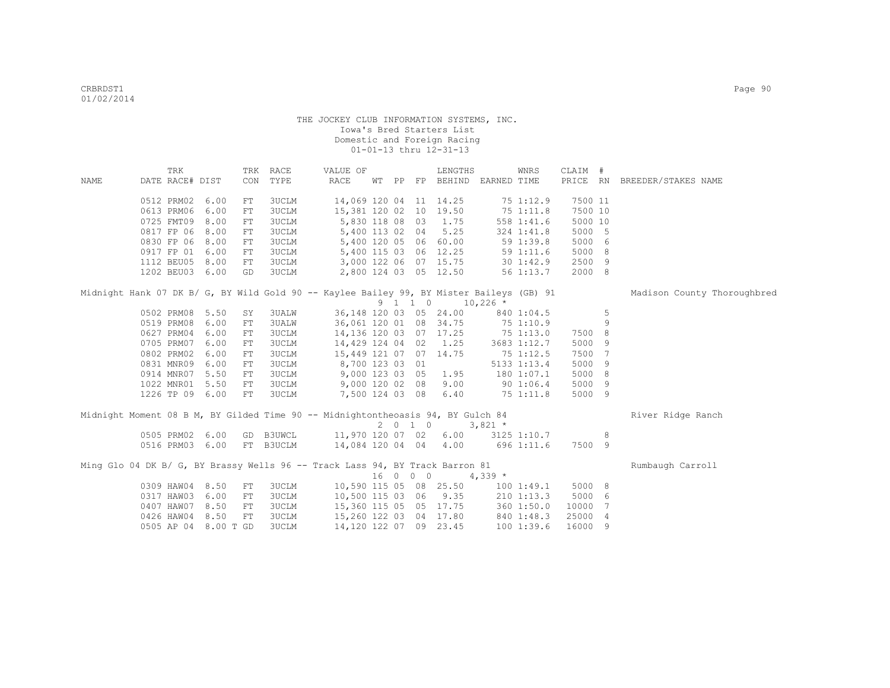THE JOCKEY CLUB INFORMATION SYSTEMS, INC.
Iowa's Bred Starters List
Domestic and Foreign Racing
01-01-13 thru 12-31-13

| NAME | TRK DATE | RACE# | DIST | TRK CON | RACE TYPE | VALUE OF RACE | WT | PP | FP | LENGTHS BEHIND | EARNED | WNRS TIME | CLAIM PRICE | # RN | BREEDER/STAKES NAME |
|---|---|---|---|---|---|---|---|---|---|---|---|---|---|---|---|
| | 0512 | PRM02 | 6.00 | FT | 3UCLM | 14,069 | 120 | 04 | 11 | 14.25 | 75 | 1:12.9 | 7500 | 11 | |
| | 0613 | PRM06 | 6.00 | FT | 3UCLM | 15,381 | 120 | 02 | 10 | 19.50 | 75 | 1:11.8 | 7500 | 10 | |
| | 0725 | FMT09 | 8.00 | FT | 3UCLM | 5,830 | 118 | 08 | 03 | 1.75 | 558 | 1:41.6 | 5000 | 10 | |
| | 0817 | FP 06 | 8.00 | FT | 3UCLM | 5,400 | 113 | 02 | 04 | 5.25 | 324 | 1:41.8 | 5000 | 5 | |
| | 0830 | FP 06 | 8.00 | FT | 3UCLM | 5,400 | 120 | 05 | 06 | 60.00 | 59 | 1:39.8 | 5000 | 6 | |
| | 0917 | FP 01 | 6.00 | FT | 3UCLM | 5,400 | 115 | 03 | 06 | 12.25 | 59 | 1:11.6 | 5000 | 8 | |
| | 1112 | BEU05 | 8.00 | FT | 3UCLM | 3,000 | 122 | 06 | 07 | 15.75 | 30 | 1:42.9 | 2500 | 9 | |
| | 1202 | BEU03 | 6.00 | GD | 3UCLM | 2,800 | 124 | 03 | 05 | 12.50 | 56 | 1:13.7 | 2000 | 8 | |
| Midnight Hank 07 DK B/ G, BY Wild Gold 90 -- Kaylee Bailey 99, BY Mister Baileys (GB) 91 | | | | | | | 9 | 1 | 1 0 | | 10,226 * | | | | Madison County Thoroughbred |
| | 0502 | PRM08 | 5.50 | SY | 3UALW | 36,148 | 120 | 03 | 05 | 24.00 | 840 | 1:04.5 | | 5 | |
| | 0519 | PRM08 | 6.00 | FT | 3UALW | 36,061 | 120 | 01 | 08 | 34.75 | 75 | 1:10.9 | | 9 | |
| | 0627 | PRM04 | 6.00 | FT | 3UCLM | 14,136 | 120 | 03 | 07 | 17.25 | 75 | 1:13.0 | 7500 | 8 | |
| | 0705 | PRM07 | 6.00 | FT | 3UCLM | 14,429 | 124 | 04 | 02 | 1.25 | 3683 | 1:12.7 | 5000 | 9 | |
| | 0802 | PRM02 | 6.00 | FT | 3UCLM | 15,449 | 121 | 07 | 07 | 14.75 | 75 | 1:12.5 | 7500 | 7 | |
| | 0831 | MNR09 | 6.00 | FT | 3UCLM | 8,700 | 123 | 03 | 01 | | 5133 | 1:13.4 | 5000 | 9 | |
| | 0914 | MNR07 | 5.50 | FT | 3UCLM | 9,000 | 123 | 03 | 05 | 1.95 | 180 | 1:07.1 | 5000 | 8 | |
| | 1022 | MNR01 | 5.50 | FT | 3UCLM | 9,000 | 120 | 02 | 08 | 9.00 | 90 | 1:06.4 | 5000 | 9 | |
| | 1226 | TP 09 | 6.00 | FT | 3UCLM | 7,500 | 124 | 03 | 08 | 6.40 | 75 | 1:11.8 | 5000 | 9 | |
| Midnight Moment 08 B M, BY Gilded Time 90 -- Midnightontheoasis 94, BY Gulch 84 | | | | | | | 2 | 0 | 1 0 | | 3,821 * | | | | River Ridge Ranch |
| | 0505 | PRM02 | 6.00 | GD | B3UWCL | 11,970 | 120 | 07 | 02 | 6.00 | 3125 | 1:10.7 | | 8 | |
| | 0516 | PRM03 | 6.00 | FT | B3UCLM | 14,084 | 120 | 04 | 04 | 4.00 | 696 | 1:11.6 | 7500 | 9 | |
| Ming Glo 04 DK B/ G, BY Brassy Wells 96 -- Track Lass 94, BY Track Barron 81 | | | | | | | 16 | 0 | 0 0 | | 4,339 * | | | | Rumbaugh Carroll |
| | 0309 | HAW04 | 8.50 | FT | 3UCLM | 10,590 | 115 | 05 | 08 | 25.50 | 100 | 1:49.1 | 5000 | 8 | |
| | 0317 | HAW03 | 6.00 | FT | 3UCLM | 10,500 | 115 | 03 | 06 | 9.35 | 210 | 1:13.3 | 5000 | 6 | |
| | 0407 | HAW07 | 8.50 | FT | 3UCLM | 15,360 | 115 | 05 | 05 | 17.75 | 360 | 1:50.0 | 10000 | 7 | |
| | 0426 | HAW04 | 8.50 | FT | 3UCLM | 15,260 | 122 | 03 | 04 | 17.80 | 840 | 1:48.3 | 25000 | 4 | |
| | 0505 | AP 04 | 8.00 T | GD | 3UCLM | 14,120 | 122 | 07 | 09 | 23.45 | 100 | 1:39.6 | 16000 | 9 | |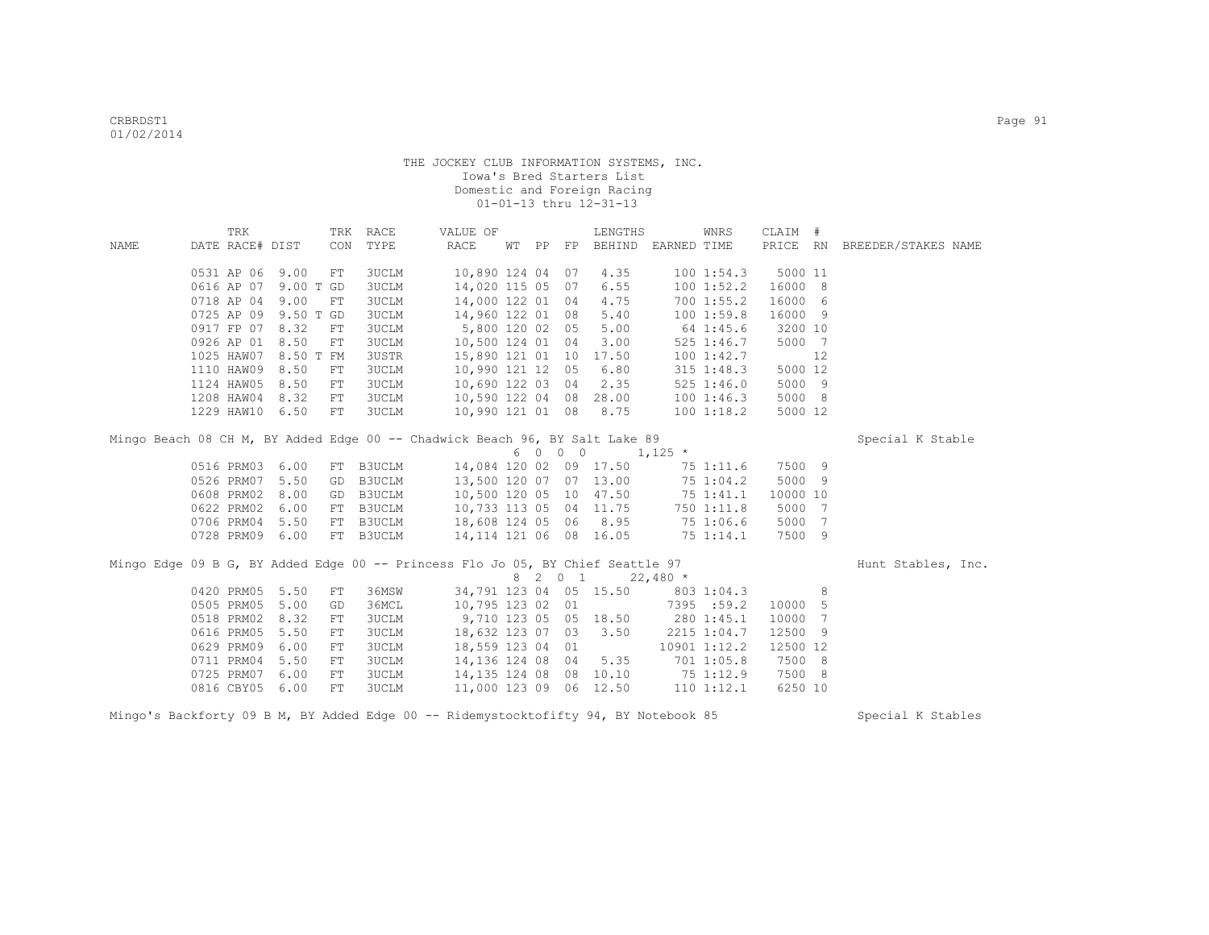THE JOCKEY CLUB INFORMATION SYSTEMS, INC.
Iowa's Bred Starters List
Domestic and Foreign Racing
01-01-13 thru 12-31-13

| NAME | TRK DATE | RACE# | DIST | TRK CON | RACE TYPE | VALUE OF RACE | WT | PP | FP | LENGTHS BEHIND | EARNED | WNRS TIME | CLAIM PRICE | # RN | BREEDER/STAKES NAME |
|---|---|---|---|---|---|---|---|---|---|---|---|---|---|---|---|
| | 0531 | AP 06 | 9.00 | FT | 3UCLM | 10,890 | 124 | 04 | 07 | 4.35 | 100 | 1:54.3 | 5000 | 11 | |
| | 0616 | AP 07 | 9.00 T | GD | 3UCLM | 14,020 | 115 | 05 | 07 | 6.55 | 100 | 1:52.2 | 16000 | 8 | |
| | 0718 | AP 04 | 9.00 | FT | 3UCLM | 14,000 | 122 | 01 | 04 | 4.75 | 700 | 1:55.2 | 16000 | 6 | |
| | 0725 | AP 09 | 9.50 T | GD | 3UCLM | 14,960 | 122 | 01 | 08 | 5.40 | 100 | 1:59.8 | 16000 | 9 | |
| | 0917 | FP 07 | 8.32 | FT | 3UCLM | 5,800 | 120 | 02 | 05 | 5.00 | 64 | 1:45.6 | 3200 | 10 | |
| | 0926 | AP 01 | 8.50 | FT | 3UCLM | 10,500 | 124 | 01 | 04 | 3.00 | 525 | 1:46.7 | 5000 | 7 | |
| | 1025 | HAW07 | 8.50 T | FM | 3USTR | 15,890 | 121 | 01 | 10 | 17.50 | 100 | 1:42.7 | | 12 | |
| | 1110 | HAW09 | 8.50 | FT | 3UCLM | 10,990 | 121 | 12 | 05 | 6.80 | 315 | 1:48.3 | 5000 | 12 | |
| | 1124 | HAW05 | 8.50 | FT | 3UCLM | 10,690 | 122 | 03 | 04 | 2.35 | 525 | 1:46.0 | 5000 | 9 | |
| | 1208 | HAW04 | 8.32 | FT | 3UCLM | 10,590 | 122 | 04 | 08 | 28.00 | 100 | 1:46.3 | 5000 | 8 | |
| | 1229 | HAW10 | 6.50 | FT | 3UCLM | 10,990 | 121 | 01 | 08 | 8.75 | 100 | 1:18.2 | 5000 | 12 | |

Mingo Beach 08 CH M, BY Added Edge 00 -- Chadwick Beach 96, BY Salt Lake 89 — Special K Stable
6 0 0 0 1,125 *

| TRK DATE | RACE# | DIST | TRK CON | RACE TYPE | VALUE OF RACE | WT | PP | FP | LENGTHS BEHIND | EARNED | WNRS TIME | CLAIM PRICE | # RN |
|---|---|---|---|---|---|---|---|---|---|---|---|---|---|
| 0516 | PRM03 | 6.00 | FT | B3UCLM | 14,084 | 120 | 02 | 09 | 17.50 | 75 | 1:11.6 | 7500 | 9 |
| 0526 | PRM07 | 5.50 | GD | B3UCLM | 13,500 | 120 | 07 | 07 | 13.00 | 75 | 1:04.2 | 5000 | 9 |
| 0608 | PRM02 | 8.00 | GD | B3UCLM | 10,500 | 120 | 05 | 10 | 47.50 | 75 | 1:41.1 | 10000 | 10 |
| 0622 | PRM02 | 6.00 | FT | B3UCLM | 10,733 | 113 | 05 | 04 | 11.75 | 750 | 1:11.8 | 5000 | 7 |
| 0706 | PRM04 | 5.50 | FT | B3UCLM | 18,608 | 124 | 05 | 06 | 8.95 | 75 | 1:06.6 | 5000 | 7 |
| 0728 | PRM09 | 6.00 | FT | B3UCLM | 14,114 | 121 | 06 | 08 | 16.05 | 75 | 1:14.1 | 7500 | 9 |

Mingo Edge 09 B G, BY Added Edge 00 -- Princess Flo Jo 05, BY Chief Seattle 97 — Hunt Stables, Inc.
8 2 0 1 22,480 *

| TRK DATE | RACE# | DIST | TRK CON | RACE TYPE | VALUE OF RACE | WT | PP | FP | LENGTHS BEHIND | EARNED | WNRS TIME | CLAIM PRICE | # RN |
|---|---|---|---|---|---|---|---|---|---|---|---|---|---|
| 0420 | PRM05 | 5.50 | FT | 36MSW | 34,791 | 123 | 04 | 05 | 15.50 | 803 | 1:04.3 | | 8 |
| 0505 | PRM05 | 5.00 | GD | 36MCL | 10,795 | 123 | 02 | 01 | | 7395 | :59.2 | 10000 | 5 |
| 0518 | PRM02 | 8.32 | FT | 3UCLM | 9,710 | 123 | 05 | 05 | 18.50 | 280 | 1:45.1 | 10000 | 7 |
| 0616 | PRM05 | 5.50 | FT | 3UCLM | 18,632 | 123 | 07 | 03 | 3.50 | 2215 | 1:04.7 | 12500 | 9 |
| 0629 | PRM09 | 6.00 | FT | 3UCLM | 18,559 | 123 | 04 | 01 | | 10901 | 1:12.2 | 12500 | 12 |
| 0711 | PRM04 | 5.50 | FT | 3UCLM | 14,136 | 124 | 08 | 04 | 5.35 | 701 | 1:05.8 | 7500 | 8 |
| 0725 | PRM07 | 6.00 | FT | 3UCLM | 14,135 | 124 | 08 | 08 | 10.10 | 75 | 1:12.9 | 7500 | 8 |
| 0816 | CBY05 | 6.00 | FT | 3UCLM | 11,000 | 123 | 09 | 06 | 12.50 | 110 | 1:12.1 | 6250 | 10 |

Mingo's Backforty 09 B M, BY Added Edge 00 -- Ridemystocktofifty 94, BY Notebook 85 — Special K Stables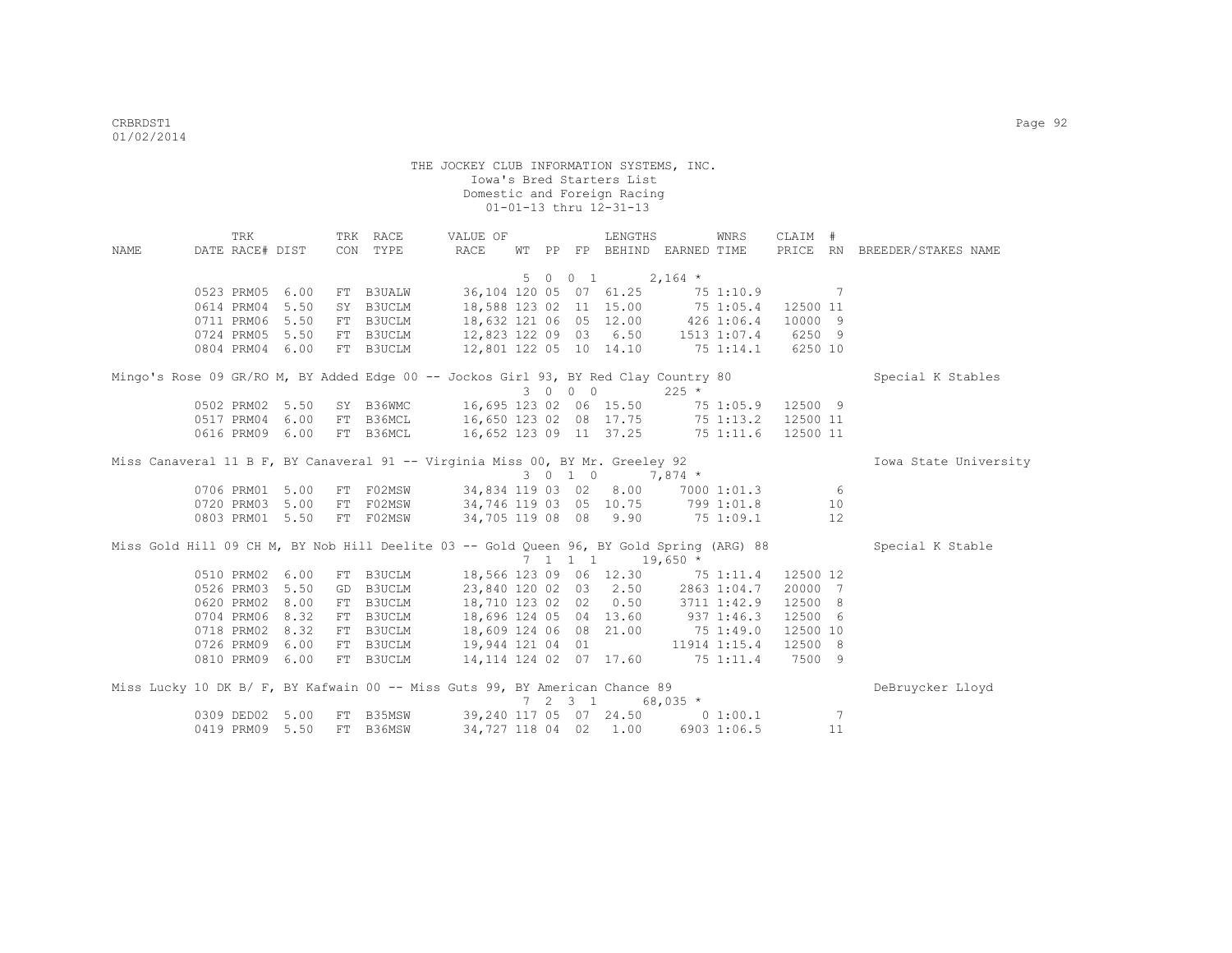THE JOCKEY CLUB INFORMATION SYSTEMS, INC.
Iowa's Bred Starters List
Domestic and Foreign Racing
01-01-13 thru 12-31-13

| NAME | TRK DATE | RACE# | DIST | TRK CON | RACE TYPE | VALUE OF RACE | WT | PP | FP | LENGTHS BEHIND | EARNED | WNRS TIME | CLAIM PRICE | # RN | BREEDER/STAKES NAME |
|---|---|---|---|---|---|---|---|---|---|---|---|---|---|---|---|
| | | | | | | | 5 | 0 | 0 | 1 | 2,164 * | | | | |
| | 0523 | PRM05 | 6.00 | FT | B3UALW | 36,104 | 120 | 05 | 07 | 61.25 | 75 | 1:10.9 | | 7 | |
| | 0614 | PRM04 | 5.50 | SY | B3UCLM | 18,588 | 123 | 02 | 11 | 15.00 | 75 | 1:05.4 | 12500 | 11 | |
| | 0711 | PRM06 | 5.50 | FT | B3UCLM | 18,632 | 121 | 06 | 05 | 12.00 | 426 | 1:06.4 | 10000 | 9 | |
| | 0724 | PRM05 | 5.50 | FT | B3UCLM | 12,823 | 122 | 09 | 03 | 6.50 | 1513 | 1:07.4 | 6250 | 9 | |
| | 0804 | PRM04 | 6.00 | FT | B3UCLM | 12,801 | 122 | 05 | 10 | 14.10 | 75 | 1:14.1 | 6250 | 10 | |
| Mingo's Rose 09 GR/RO M, BY Added Edge 00 -- Jockos Girl 93, BY Red Clay Country 80 | | | | | | | | | | | | | | | Special K Stables |
| | | | | | | | 3 | 0 | 0 | 0 | 225 * | | | | |
| | 0502 | PRM02 | 5.50 | SY | B36WMC | 16,695 | 123 | 02 | 06 | 15.50 | 75 | 1:05.9 | 12500 | 9 | |
| | 0517 | PRM04 | 6.00 | FT | B36MCL | 16,650 | 123 | 02 | 08 | 17.75 | 75 | 1:13.2 | 12500 | 11 | |
| | 0616 | PRM09 | 6.00 | FT | B36MCL | 16,652 | 123 | 09 | 11 | 37.25 | 75 | 1:11.6 | 12500 | 11 | |
| Miss Canaveral 11 B F, BY Canaveral 91 -- Virginia Miss 00, BY Mr. Greeley 92 | | | | | | | | | | | | | | | Iowa State University |
| | | | | | | | 3 | 0 | 1 | 0 | 7,874 * | | | | |
| | 0706 | PRM01 | 5.00 | FT | F02MSW | 34,834 | 119 | 03 | 02 | 8.00 | 7000 | 1:01.3 | | 6 | |
| | 0720 | PRM03 | 5.00 | FT | F02MSW | 34,746 | 119 | 03 | 05 | 10.75 | 799 | 1:01.8 | | 10 | |
| | 0803 | PRM01 | 5.50 | FT | F02MSW | 34,705 | 119 | 08 | 08 | 9.90 | 75 | 1:09.1 | | 12 | |
| Miss Gold Hill 09 CH M, BY Nob Hill Deelite 03 -- Gold Queen 96, BY Gold Spring (ARG) 88 | | | | | | | | | | | | | | | Special K Stable |
| | | | | | | | 7 | 1 | 1 | 1 | 19,650 * | | | | |
| | 0510 | PRM02 | 6.00 | FT | B3UCLM | 18,566 | 123 | 09 | 06 | 12.30 | 75 | 1:11.4 | 12500 | 12 | |
| | 0526 | PRM03 | 5.50 | GD | B3UCLM | 23,840 | 120 | 02 | 03 | 2.50 | 2863 | 1:04.7 | 20000 | 7 | |
| | 0620 | PRM02 | 8.00 | FT | B3UCLM | 18,710 | 123 | 02 | 02 | 0.50 | 3711 | 1:42.9 | 12500 | 8 | |
| | 0704 | PRM06 | 8.32 | FT | B3UCLM | 18,696 | 124 | 05 | 04 | 13.60 | 937 | 1:46.3 | 12500 | 6 | |
| | 0718 | PRM02 | 8.32 | FT | B3UCLM | 18,609 | 124 | 06 | 08 | 21.00 | 75 | 1:49.0 | 12500 | 10 | |
| | 0726 | PRM09 | 6.00 | FT | B3UCLM | 19,944 | 121 | 04 | 01 | | 11914 | 1:15.4 | 12500 | 8 | |
| | 0810 | PRM09 | 6.00 | FT | B3UCLM | 14,114 | 124 | 02 | 07 | 17.60 | 75 | 1:11.4 | 7500 | 9 | |
| Miss Lucky 10 DK B/ F, BY Kafwain 00 -- Miss Guts 99, BY American Chance 89 | | | | | | | | | | | | | | | DeBruycker Lloyd |
| | | | | | | | 7 | 2 | 3 | 1 | 68,035 * | | | | |
| | 0309 | DED02 | 5.00 | FT | B35MSW | 39,240 | 117 | 05 | 07 | 24.50 | 0 | 1:00.1 | | 7 | |
| | 0419 | PRM09 | 5.50 | FT | B36MSW | 34,727 | 118 | 04 | 02 | 1.00 | 6903 | 1:06.5 | | 11 | |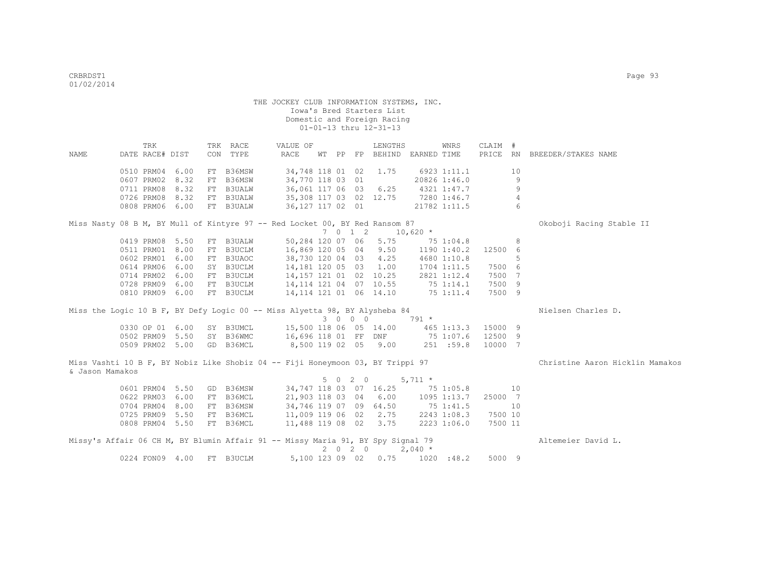THE JOCKEY CLUB INFORMATION SYSTEMS, INC.
Iowa's Bred Starters List
Domestic and Foreign Racing
01-01-13 thru 12-31-13

```
            TRK           TRK  RACE       VALUE OF              LENGTHS        WNRS     CLAIM  #
NAME        DATE RACE# DIST   CON  TYPE       RACE     WT  PP  FP  BEHIND  EARNED TIME     PRICE  RN  BREEDER/STAKES NAME

            0510 PRM04  6.00   FT  B36MSW     34,748 118 01  02   1.75     6923 1:11.1           10
            0607 PRM02  8.32   FT  B36MSW     34,770 118 03  01           20826 1:46.0            9
            0711 PRM08  8.32   FT  B3UALW     36,061 117 06  03   6.25     4321 1:47.7            9
            0726 PRM08  8.32   FT  B3UALW     35,308 117 03  02  12.75     7280 1:46.7            4
            0808 PRM06  6.00   FT  B3UALW     36,127 117 02  01           21782 1:11.5            6

Miss Nasty 08 B M, BY Mull of Kintyre 97 -- Red Locket 00, BY Red Ransom 87                      Okoboji Racing Stable II
                                                         7  0  1  2      10,620 *
            0419 PRM08  5.50   FT  B3UALW     50,284 120 07  06   5.75       75 1:04.8            8
            0511 PRM01  8.00   FT  B3UCLM     16,869 120 05  04   9.50     1190 1:40.2   12500  6
            0602 PRM01  6.00   FT  B3UAOC     38,730 120 04  03   4.25     4680 1:10.8            5
            0614 PRM06  6.00   SY  B3UCLM     14,181 120 05  03   1.00     1704 1:11.5    7500  6
            0714 PRM02  6.00   FT  B3UCLM     14,157 121 01  02  10.25     2821 1:12.4    7500  7
            0728 PRM09  6.00   FT  B3UCLM     14,114 121 04  07  10.55       75 1:14.1    7500  9
            0810 PRM09  6.00   FT  B3UCLM     14,114 121 01  06  14.10       75 1:11.4    7500  9

Miss the Logic 10 B F, BY Defy Logic 00 -- Miss Alyetta 98, BY Alysheba 84                       Nielsen Charles D.
                                                         3  0  0  0         791 *
            0330 OP 01  6.00   SY  B3UMCL     15,500 118 06  05  14.00      465 1:13.3   15000  9
            0502 PRM09  5.50   SY  B36WMC     16,696 118 01  FF  DNF         75 1:07.6   12500  9
            0509 PRM02  5.00   GD  B36MCL      8,500 119 02  05   9.00      251  :59.8   10000  7

Miss Vashti 10 B F, BY Nobiz Like Shobiz 04 -- Fiji Honeymoon 03, BY Trippi 97                   Christine Aaron Hicklin Mamakos
& Jason Mamakos
                                                         5  0  2  0       5,711 *
            0601 PRM04  5.50   GD  B36MSW     34,747 118 03  07  16.25       75 1:05.8           10
            0622 PRM03  6.00   FT  B36MCL     21,903 118 03  04   6.00     1095 1:13.7   25000  7
            0704 PRM04  8.00   FT  B36MSW     34,746 119 07  09  64.50       75 1:41.5           10
            0725 PRM09  5.50   FT  B36MCL     11,009 119 06  02   2.75     2243 1:08.3    7500 10
            0808 PRM04  5.50   FT  B36MCL     11,488 119 08  02   3.75     2223 1:06.0    7500 11

Missy's Affair 06 CH M, BY Blumin Affair 91 -- Missy Maria 91, BY Spy Signal 79                  Altemeier David L.
                                                         2  0  2  0       2,040 *
            0224 FON09  4.00   FT  B3UCLM      5,100 123 09  02   0.75     1020  :48.2    5000  9
```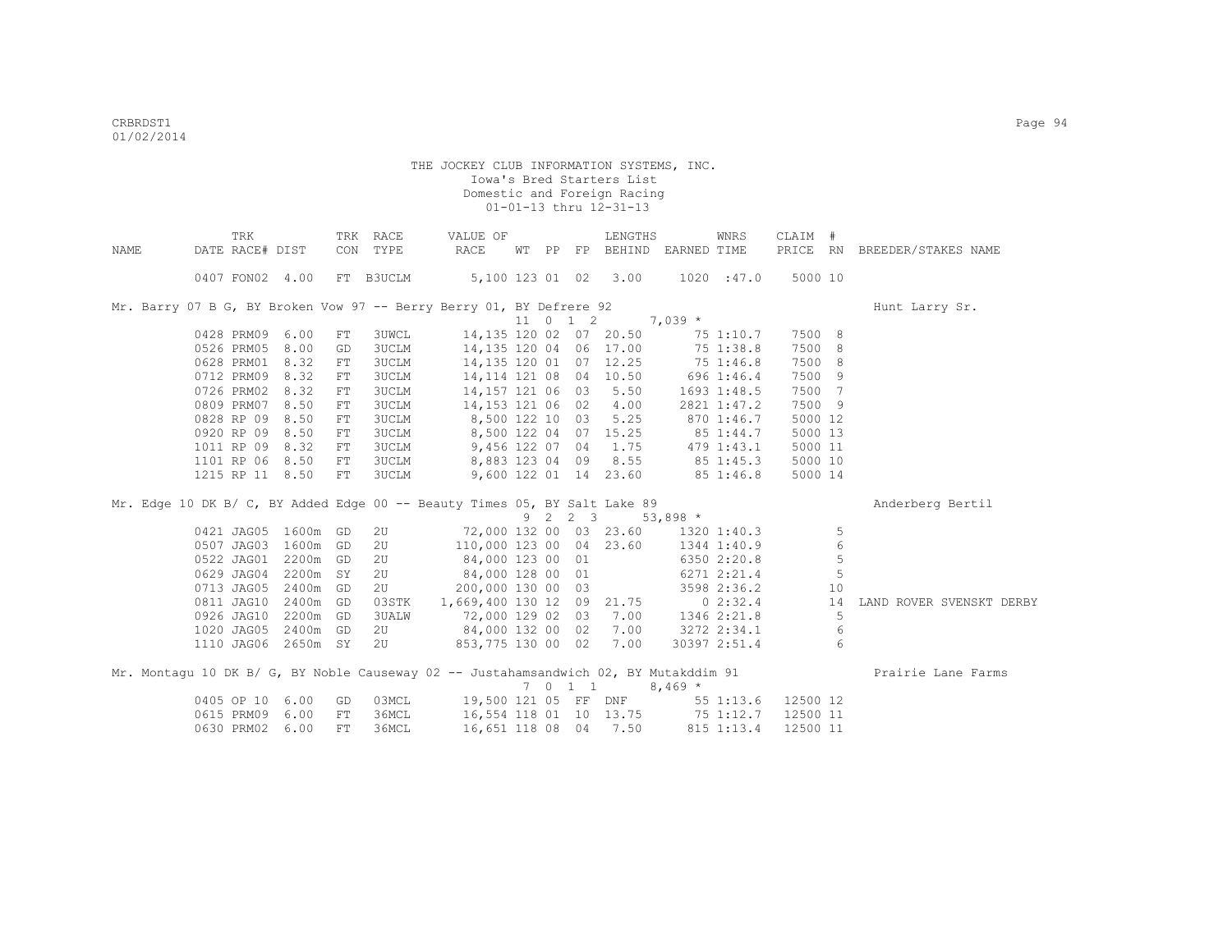THE JOCKEY CLUB INFORMATION SYSTEMS, INC.
Iowa's Bred Starters List
Domestic and Foreign Racing
01-01-13 thru 12-31-13

| NAME | TRK DATE | RACE# | DIST | TRK CON | RACE TYPE | VALUE OF RACE | WT | PP | FP | LENGTHS BEHIND | EARNED | WNRS TIME | CLAIM PRICE | # RN | BREEDER/STAKES NAME |
|---|---|---|---|---|---|---|---|---|---|---|---|---|---|---|---|
| | 0407 | FON02 | 4.00 | FT | B3UCLM | 5,100 | 123 | 01 | 02 | 3.00 | 1020 | :47.0 | 5000 | 10 | |
| Mr. Barry 07 B G, BY Broken Vow 97 -- Berry Berry 01, BY Defrere 92 | | | | | | | 11 | 0 | 1 2 | | 7,039 * | | | | Hunt Larry Sr. |
| | 0428 | PRM09 | 6.00 | FT | 3UWCL | 14,135 | 120 | 02 | 07 | 20.50 | 75 | 1:10.7 | 7500 | 8 | |
| | 0526 | PRM05 | 8.00 | GD | 3UCLM | 14,135 | 120 | 04 | 06 | 17.00 | 75 | 1:38.8 | 7500 | 8 | |
| | 0628 | PRM01 | 8.32 | FT | 3UCLM | 14,135 | 120 | 01 | 07 | 12.25 | 75 | 1:46.8 | 7500 | 8 | |
| | 0712 | PRM09 | 8.32 | FT | 3UCLM | 14,114 | 121 | 08 | 04 | 10.50 | 696 | 1:46.4 | 7500 | 9 | |
| | 0726 | PRM02 | 8.32 | FT | 3UCLM | 14,157 | 121 | 06 | 03 | 5.50 | 1693 | 1:48.5 | 7500 | 7 | |
| | 0809 | PRM07 | 8.50 | FT | 3UCLM | 14,153 | 121 | 06 | 02 | 4.00 | 2821 | 1:47.2 | 7500 | 9 | |
| | 0828 | RP 09 | 8.50 | FT | 3UCLM | 8,500 | 122 | 10 | 03 | 5.25 | 870 | 1:46.7 | 5000 | 12 | |
| | 0920 | RP 09 | 8.50 | FT | 3UCLM | 8,500 | 122 | 04 | 07 | 15.25 | 85 | 1:44.7 | 5000 | 13 | |
| | 1011 | RP 09 | 8.32 | FT | 3UCLM | 9,456 | 122 | 07 | 04 | 1.75 | 479 | 1:43.1 | 5000 | 11 | |
| | 1101 | RP 06 | 8.50 | FT | 3UCLM | 8,883 | 123 | 04 | 09 | 8.55 | 85 | 1:45.3 | 5000 | 10 | |
| | 1215 | RP 11 | 8.50 | FT | 3UCLM | 9,600 | 122 | 01 | 14 | 23.60 | 85 | 1:46.8 | 5000 | 14 | |
| Mr. Edge 10 DK B/ C, BY Added Edge 00 -- Beauty Times 05, BY Salt Lake 89 | | | | | | | 9 | 2 | 2 3 | | 53,898 * | | | | Anderberg Bertil |
| | 0421 | JAG05 | 1600m | GD | 2U | 72,000 | 132 | 00 | 03 | 23.60 | 1320 | 1:40.3 | | 5 | |
| | 0507 | JAG03 | 1600m | GD | 2U | 110,000 | 123 | 00 | 04 | 23.60 | 1344 | 1:40.9 | | 6 | |
| | 0522 | JAG01 | 2200m | GD | 2U | 84,000 | 123 | 00 | 01 | | 6350 | 2:20.8 | | 5 | |
| | 0629 | JAG04 | 2200m | SY | 2U | 84,000 | 128 | 00 | 01 | | 6271 | 2:21.4 | | 5 | |
| | 0713 | JAG05 | 2400m | GD | 2U | 200,000 | 130 | 00 | 03 | | 3598 | 2:36.2 | | 10 | |
| | 0811 | JAG10 | 2400m | GD | 03STK | 1,669,400 | 130 | 12 | 09 | 21.75 | 0 | 2:32.4 | | 14 | LAND ROVER SVENSKT DERBY |
| | 0926 | JAG10 | 2200m | GD | 3UALW | 72,000 | 129 | 02 | 03 | 7.00 | 1346 | 2:21.8 | | 5 | |
| | 1020 | JAG05 | 2400m | GD | 2U | 84,000 | 132 | 00 | 02 | 7.00 | 3272 | 2:34.1 | | 6 | |
| | 1110 | JAG06 | 2650m | SY | 2U | 853,775 | 130 | 00 | 02 | 7.00 | 30397 | 2:51.4 | | 6 | |
| Mr. Montagu 10 DK B/ G, BY Noble Causeway 02 -- Justahamsandwich 02, BY Mutakddim 91 | | | | | | | 7 | 0 | 1 1 | | 8,469 * | | | | Prairie Lane Farms |
| | 0405 | OP 10 | 6.00 | GD | 03MCL | 19,500 | 121 | 05 | FF | DNF | 55 | 1:13.6 | 12500 | 12 | |
| | 0615 | PRM09 | 6.00 | FT | 36MCL | 16,554 | 118 | 01 | 10 | 13.75 | 75 | 1:12.7 | 12500 | 11 | |
| | 0630 | PRM02 | 6.00 | FT | 36MCL | 16,651 | 118 | 08 | 04 | 7.50 | 815 | 1:13.4 | 12500 | 11 | |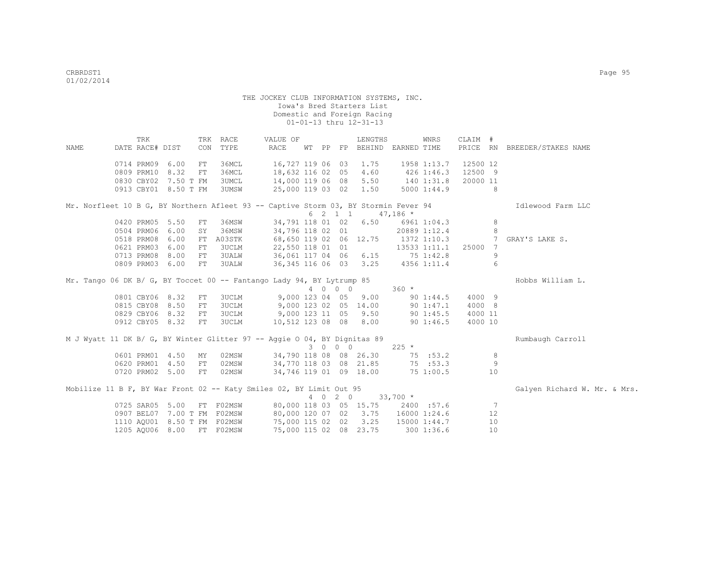THE JOCKEY CLUB INFORMATION SYSTEMS, INC.
Iowa's Bred Starters List
Domestic and Foreign Racing
01-01-13 thru 12-31-13

| NAME | TRK DATE | RACE# | DIST | TRK CON | RACE TYPE | VALUE OF RACE | WT | PP | FP | LENGTHS BEHIND | EARNED | WNRS TIME | CLAIM PRICE | # RN | BREEDER/STAKES NAME |
|---|---|---|---|---|---|---|---|---|---|---|---|---|---|---|---|
| | 0714 | PRM09 | 6.00 | FT | 36MCL | 16,727 | 119 | 06 | 03 | 1.75 | 1958 | 1:13.7 | 12500 | 12 | |
| | 0809 | PRM10 | 8.32 | FT | 36MCL | 18,632 | 116 | 02 | 05 | 4.60 | 426 | 1:46.3 | 12500 | 9 | |
| | 0830 | CBY02 | 7.50 T | FM | 3UMCL | 14,000 | 119 | 06 | 08 | 5.50 | 140 | 1:31.8 | 20000 | 11 | |
| | 0913 | CBY01 | 8.50 T | FM | 3UMSW | 25,000 | 119 | 03 | 02 | 1.50 | 5000 | 1:44.9 | | 8 | |
| Mr. Norfleet 10 B G, BY Northern Afleet 93 -- Captive Storm 03, BY Stormin Fever 94 | | | | | | | 6 | 2 1 | 1 | | 47,186 * | | | | Idlewood Farm LLC |
| | 0420 | PRM05 | 5.50 | FT | 36MSW | 34,791 | 118 | 01 | 02 | 6.50 | 6961 | 1:04.3 | | 8 | |
| | 0504 | PRM06 | 6.00 | SY | 36MSW | 34,796 | 118 | 02 | 01 | | 20889 | 1:12.4 | | 8 | |
| | 0518 | PRM08 | 6.00 | FT | A03STK | 68,650 | 119 | 02 | 06 | 12.75 | 1372 | 1:10.3 | | 7 | GRAY'S LAKE S. |
| | 0621 | PRM03 | 6.00 | FT | 3UCLM | 22,550 | 118 | 01 | 01 | | 13533 | 1:11.1 | 25000 | 7 | |
| | 0713 | PRM08 | 8.00 | FT | 3UALW | 36,061 | 117 | 04 | 06 | 6.15 | 75 | 1:42.8 | | 9 | |
| | 0809 | PRM03 | 6.00 | FT | 3UALW | 36,345 | 116 | 06 | 03 | 3.25 | 4356 | 1:11.4 | | 6 | |
| Mr. Tango 06 DK B/ G, BY Toccet 00 -- Fantango Lady 94, BY Lytrump 85 | | | | | | | 4 | 0 0 | 0 | | 360 * | | | | Hobbs William L. |
| | 0801 | CBY06 | 8.32 | FT | 3UCLM | 9,000 | 123 | 04 | 05 | 9.00 | 90 | 1:44.5 | 4000 | 9 | |
| | 0815 | CBY08 | 8.50 | FT | 3UCLM | 9,000 | 123 | 02 | 05 | 14.00 | 90 | 1:47.1 | 4000 | 8 | |
| | 0829 | CBY06 | 8.32 | FT | 3UCLM | 9,000 | 123 | 11 | 05 | 9.50 | 90 | 1:45.5 | 4000 | 11 | |
| | 0912 | CBY05 | 8.32 | FT | 3UCLM | 10,512 | 123 | 08 | 08 | 8.00 | 90 | 1:46.5 | 4000 | 10 | |
| M J Wyatt 11 DK B/ G, BY Winter Glitter 97 -- Aggie O 04, BY Dignitas 89 | | | | | | | 3 | 0 0 | 0 | | 225 * | | | | Rumbaugh Carroll |
| | 0601 | PRM01 | 4.50 | MY | 02MSW | 34,790 | 118 | 08 | 08 | 26.30 | 75 | :53.2 | | 8 | |
| | 0620 | PRM01 | 4.50 | FT | 02MSW | 34,770 | 118 | 03 | 08 | 21.85 | 75 | :53.3 | | 9 | |
| | 0720 | PRM02 | 5.00 | FT | 02MSW | 34,746 | 119 | 01 | 09 | 18.00 | 75 | 1:00.5 | | 10 | |
| Mobilize 11 B F, BY War Front 02 -- Katy Smiles 02, BY Limit Out 95 | | | | | | | 4 | 0 2 | 0 | | 33,700 * | | | | Galyen Richard W. Mr. & Mrs. |
| | 0725 | SAR05 | 5.00 | FT | F02MSW | 80,000 | 118 | 03 | 05 | 15.75 | 2400 | :57.6 | | 7 | |
| | 0907 | BEL07 | 7.00 T | FM | F02MSW | 80,000 | 120 | 07 | 02 | 3.75 | 16000 | 1:24.6 | | 12 | |
| | 1110 | AQU01 | 8.50 T | FM | F02MSW | 75,000 | 115 | 02 | 02 | 3.25 | 15000 | 1:44.7 | | 10 | |
| | 1205 | AQU06 | 8.00 | FT | F02MSW | 75,000 | 115 | 02 | 08 | 23.75 | 300 | 1:36.6 | | 10 | |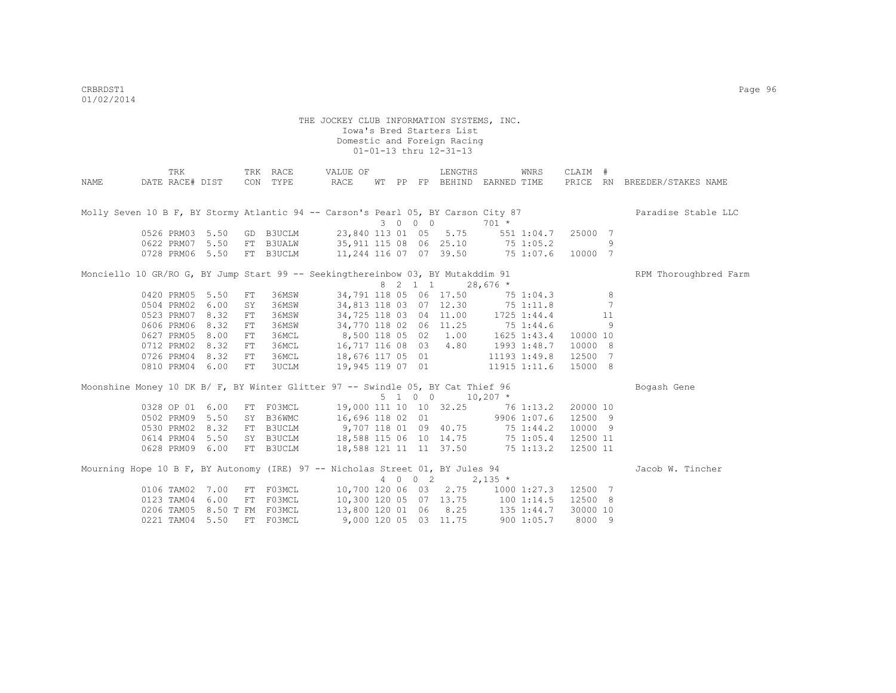THE JOCKEY CLUB INFORMATION SYSTEMS, INC.
Iowa's Bred Starters List
Domestic and Foreign Racing
01-01-13 thru 12-31-13

| NAME | TRK DATE | RACE# | DIST | TRK CON | RACE TYPE | VALUE OF RACE | WT | PP | FP | LENGTHS BEHIND | EARNED | WNRS TIME | CLAIM PRICE | # RN | BREEDER/STAKES NAME |
|---|---|---|---|---|---|---|---|---|---|---|---|---|---|---|---|
| Molly Seven 10 B F, BY Stormy Atlantic 94 -- Carson's Pearl 05, BY Carson City 87 | | | | | | | | | | | | | | | Paradise Stable LLC |
| | | | | | | | 3 | 0 | 0 0 | | 701 * | | | | |
| | 0526 | PRM03 | 5.50 | GD | B3UCLM | 23,840 | 113 | 01 | 05 | 5.75 | 551 | 1:04.7 | 25000 | 7 | |
| | 0622 | PRM07 | 5.50 | FT | B3UALW | 35,911 | 115 | 08 | 06 | 25.10 | 75 | 1:05.2 | | 9 | |
| | 0728 | PRM06 | 5.50 | FT | B3UCLM | 11,244 | 116 | 07 | 07 | 39.50 | 75 | 1:07.6 | 10000 | 7 | |
| Monciello 10 GR/RO G, BY Jump Start 99 -- Seekingthereinbow 03, BY Mutakddim 91 | | | | | | | | | | | | | | | RPM Thoroughbred Farm |
| | | | | | | | 8 | 2 | 1 1 | | 28,676 * | | | | |
| | 0420 | PRM05 | 5.50 | FT | 36MSW | 34,791 | 118 | 05 | 06 | 17.50 | 75 | 1:04.3 | | 8 | |
| | 0504 | PRM02 | 6.00 | SY | 36MSW | 34,813 | 118 | 03 | 07 | 12.30 | 75 | 1:11.8 | | 7 | |
| | 0523 | PRM07 | 8.32 | FT | 36MSW | 34,725 | 118 | 03 | 04 | 11.00 | 1725 | 1:44.4 | | 11 | |
| | 0606 | PRM06 | 8.32 | FT | 36MSW | 34,770 | 118 | 02 | 06 | 11.25 | 75 | 1:44.6 | | 9 | |
| | 0627 | PRM05 | 8.00 | FT | 36MCL | 8,500 | 118 | 05 | 02 | 1.00 | 1625 | 1:43.4 | 10000 | 10 | |
| | 0712 | PRM02 | 8.32 | FT | 36MCL | 16,717 | 116 | 08 | 03 | 4.80 | 1993 | 1:48.7 | 10000 | 8 | |
| | 0726 | PRM04 | 8.32 | FT | 36MCL | 18,676 | 117 | 05 | 01 | | 11193 | 1:49.8 | 12500 | 7 | |
| | 0810 | PRM04 | 6.00 | FT | 3UCLM | 19,945 | 119 | 07 | 01 | | 11915 | 1:11.6 | 15000 | 8 | |
| Moonshine Money 10 DK B/ F, BY Winter Glitter 97 -- Swindle 05, BY Cat Thief 96 | | | | | | | | | | | | | | | Bogash Gene |
| | | | | | | | 5 | 1 | 0 0 | | 10,207 * | | | | |
| | 0328 | OP 01 | 6.00 | FT | F03MCL | 19,000 | 111 | 10 | 10 | 32.25 | 76 | 1:13.2 | 20000 | 10 | |
| | 0502 | PRM09 | 5.50 | SY | B36WMC | 16,696 | 118 | 02 | 01 | | 9906 | 1:07.6 | 12500 | 9 | |
| | 0530 | PRM02 | 8.32 | FT | B3UCLM | 9,707 | 118 | 01 | 09 | 40.75 | 75 | 1:44.2 | 10000 | 9 | |
| | 0614 | PRM04 | 5.50 | SY | B3UCLM | 18,588 | 115 | 06 | 10 | 14.75 | 75 | 1:05.4 | 12500 | 11 | |
| | 0628 | PRM09 | 6.00 | FT | B3UCLM | 18,588 | 121 | 11 | 11 | 37.50 | 75 | 1:13.2 | 12500 | 11 | |
| Mourning Hope 10 B F, BY Autonomy (IRE) 97 -- Nicholas Street 01, BY Jules 94 | | | | | | | | | | | | | | | Jacob W. Tincher |
| | | | | | | | 4 | 0 | 0 2 | | 2,135 * | | | | |
| | 0106 | TAM02 | 7.00 | FT | F03MCL | 10,700 | 120 | 06 | 03 | 2.75 | 1000 | 1:27.3 | 12500 | 7 | |
| | 0123 | TAM04 | 6.00 | FT | F03MCL | 10,300 | 120 | 05 | 07 | 13.75 | 100 | 1:14.5 | 12500 | 8 | |
| | 0206 | TAM05 | 8.50 T | FM | F03MCL | 13,800 | 120 | 01 | 06 | 8.25 | 135 | 1:44.7 | 30000 | 10 | |
| | 0221 | TAM04 | 5.50 | FT | F03MCL | 9,000 | 120 | 05 | 03 | 11.75 | 900 | 1:05.7 | 8000 | 9 | |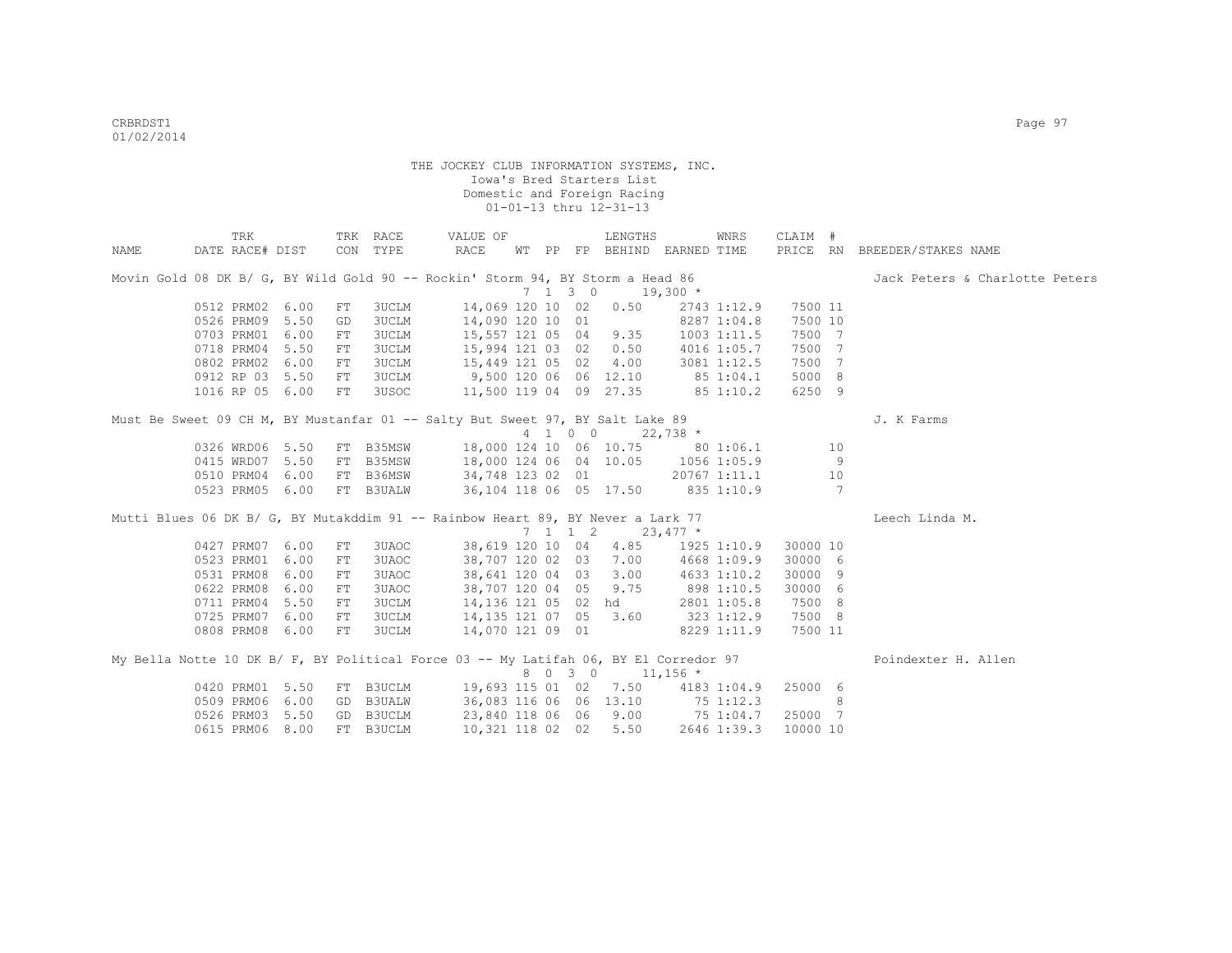THE JOCKEY CLUB INFORMATION SYSTEMS, INC.
Iowa's Bred Starters List
Domestic and Foreign Racing
01-01-13 thru 12-31-13

| NAME | TRK DATE | RACE# | DIST | TRK CON | RACE TYPE | VALUE OF RACE | WT | PP | FP | LENGTHS BEHIND | EARNED | WNRS TIME | CLAIM PRICE | # RN | BREEDER/STAKES NAME |
|---|---|---|---|---|---|---|---|---|---|---|---|---|---|---|---|
| Movin Gold 08 DK B/ G, BY Wild Gold 90 -- Rockin' Storm 94, BY Storm a Head 86 | | | | | | | 7 | 1 3 0 | | | 19,300 * | | | | Jack Peters & Charlotte Peters |
| | 0512 | PRM02 | 6.00 | FT | 3UCLM | 14,069 | 120 | 10 | 02 | 0.50 | 2743 | 1:12.9 | 7500 | 11 | |
| | 0526 | PRM09 | 5.50 | GD | 3UCLM | 14,090 | 120 | 10 | 01 | | 8287 | 1:04.8 | 7500 | 10 | |
| | 0703 | PRM01 | 6.00 | FT | 3UCLM | 15,557 | 121 | 05 | 04 | 9.35 | 1003 | 1:11.5 | 7500 | 7 | |
| | 0718 | PRM04 | 5.50 | FT | 3UCLM | 15,994 | 121 | 03 | 02 | 0.50 | 4016 | 1:05.7 | 7500 | 7 | |
| | 0802 | PRM02 | 6.00 | FT | 3UCLM | 15,449 | 121 | 05 | 02 | 4.00 | 3081 | 1:12.5 | 7500 | 7 | |
| | 0912 | RP 03 | 5.50 | FT | 3UCLM | 9,500 | 120 | 06 | 06 | 12.10 | 85 | 1:04.1 | 5000 | 8 | |
| | 1016 | RP 05 | 6.00 | FT | 3USOC | 11,500 | 119 | 04 | 09 | 27.35 | 85 | 1:10.2 | 6250 | 9 | |
| Must Be Sweet 09 CH M, BY Mustanfar 01 -- Salty But Sweet 97, BY Salt Lake 89 | | | | | | | 4 | 1 0 0 | | | 22,738 * | | | | J. K Farms |
| | 0326 | WRD06 | 5.50 | FT | B35MSW | 18,000 | 124 | 10 | 06 | 10.75 | 80 | 1:06.1 | | 10 | |
| | 0415 | WRD07 | 5.50 | FT | B35MSW | 18,000 | 124 | 06 | 04 | 10.05 | 1056 | 1:05.9 | | 9 | |
| | 0510 | PRM04 | 6.00 | FT | B36MSW | 34,748 | 123 | 02 | 01 | | 20767 | 1:11.1 | | 10 | |
| | 0523 | PRM05 | 6.00 | FT | B3UALW | 36,104 | 118 | 06 | 05 | 17.50 | 835 | 1:10.9 | | 7 | |
| Mutti Blues 06 DK B/ G, BY Mutakddim 91 -- Rainbow Heart 89, BY Never a Lark 77 | | | | | | | 7 | 1 1 2 | | | 23,477 * | | | | Leech Linda M. |
| | 0427 | PRM07 | 6.00 | FT | 3UAOC | 38,619 | 120 | 10 | 04 | 4.85 | 1925 | 1:10.9 | 30000 | 10 | |
| | 0523 | PRM01 | 6.00 | FT | 3UAOC | 38,707 | 120 | 02 | 03 | 7.00 | 4668 | 1:09.9 | 30000 | 6 | |
| | 0531 | PRM08 | 6.00 | FT | 3UAOC | 38,641 | 120 | 04 | 03 | 3.00 | 4633 | 1:10.2 | 30000 | 9 | |
| | 0622 | PRM08 | 6.00 | FT | 3UAOC | 38,707 | 120 | 04 | 05 | 9.75 | 898 | 1:10.5 | 30000 | 6 | |
| | 0711 | PRM04 | 5.50 | FT | 3UCLM | 14,136 | 121 | 05 | 02 | hd | 2801 | 1:05.8 | 7500 | 8 | |
| | 0725 | PRM07 | 6.00 | FT | 3UCLM | 14,135 | 121 | 07 | 05 | 3.60 | 323 | 1:12.9 | 7500 | 8 | |
| | 0808 | PRM08 | 6.00 | FT | 3UCLM | 14,070 | 121 | 09 | 01 | | 8229 | 1:11.9 | 7500 | 11 | |
| My Bella Notte 10 DK B/ F, BY Political Force 03 -- My Latifah 06, BY El Corredor 97 | | | | | | | 8 | 0 3 0 | | | 11,156 * | | | | Poindexter H. Allen |
| | 0420 | PRM01 | 5.50 | FT | B3UCLM | 19,693 | 115 | 01 | 02 | 7.50 | 4183 | 1:04.9 | 25000 | 6 | |
| | 0509 | PRM06 | 6.00 | GD | B3UALW | 36,083 | 116 | 06 | 06 | 13.10 | 75 | 1:12.3 | | 8 | |
| | 0526 | PRM03 | 5.50 | GD | B3UCLM | 23,840 | 118 | 06 | 06 | 9.00 | 75 | 1:04.7 | 25000 | 7 | |
| | 0615 | PRM06 | 8.00 | FT | B3UCLM | 10,321 | 118 | 02 | 02 | 5.50 | 2646 | 1:39.3 | 10000 | 10 | |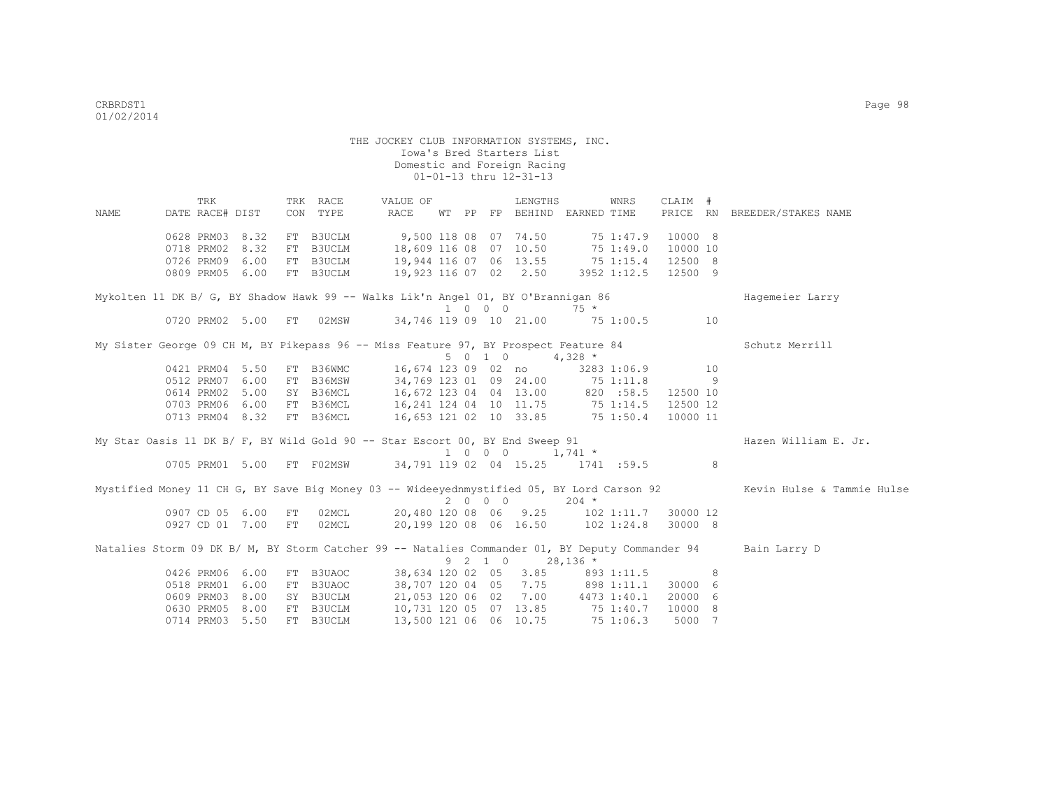THE JOCKEY CLUB INFORMATION SYSTEMS, INC.
Iowa's Bred Starters List
Domestic and Foreign Racing
01-01-13 thru 12-31-13

| NAME | TRK DATE | RACE# | DIST | TRK CON | RACE TYPE | VALUE OF RACE | WT | PP | FP | LENGTHS BEHIND | EARNED | WNRS TIME | CLAIM PRICE | # RN | BREEDER/STAKES NAME |
|---|---|---|---|---|---|---|---|---|---|---|---|---|---|---|---|
| | 0628 | PRM03 | 8.32 | FT | B3UCLM | 9,500 | 118 | 08 | 07 | 74.50 | 75 | 1:47.9 | 10000 | 8 | |
| | 0718 | PRM02 | 8.32 | FT | B3UCLM | 18,609 | 116 | 08 | 07 | 10.50 | 75 | 1:49.0 | 10000 | 10 | |
| | 0726 | PRM09 | 6.00 | FT | B3UCLM | 19,944 | 116 | 07 | 06 | 13.55 | 75 | 1:15.4 | 12500 | 8 | |
| | 0809 | PRM05 | 6.00 | FT | B3UCLM | 19,923 | 116 | 07 | 02 | 2.50 | 3952 | 1:12.5 | 12500 | 9 | |
| Mykolten 11 DK B/ G, BY Shadow Hawk 99 -- Walks Lik'n Angel 01, BY O'Brannigan 86 | | | | | | | 1 | 0 0 0 | | | 75 * | | | | Hagemeier Larry |
| | 0720 | PRM02 | 5.00 | FT | 02MSW | 34,746 | 119 | 09 | 10 | 21.00 | 75 | 1:00.5 | | 10 | |
| My Sister George 09 CH M, BY Pikepass 96 -- Miss Feature 97, BY Prospect Feature 84 | | | | | | | 5 | 0 1 0 | | | 4,328 * | | | | Schutz Merrill |
| | 0421 | PRM04 | 5.50 | FT | B36WMC | 16,674 | 123 | 09 | 02 | no | 3283 | 1:06.9 | | 10 | |
| | 0512 | PRM07 | 6.00 | FT | B36MSW | 34,769 | 123 | 01 | 09 | 24.00 | 75 | 1:11.8 | | 9 | |
| | 0614 | PRM02 | 5.00 | SY | B36MCL | 16,672 | 123 | 04 | 04 | 13.00 | 820 | :58.5 | 12500 | 10 | |
| | 0703 | PRM06 | 6.00 | FT | B36MCL | 16,241 | 124 | 04 | 10 | 11.75 | 75 | 1:14.5 | 12500 | 12 | |
| | 0713 | PRM04 | 8.32 | FT | B36MCL | 16,653 | 121 | 02 | 10 | 33.85 | 75 | 1:50.4 | 10000 | 11 | |
| My Star Oasis 11 DK B/ F, BY Wild Gold 90 -- Star Escort 00, BY End Sweep 91 | | | | | | | 1 | 0 0 0 | | | 1,741 * | | | | Hazen William E. Jr. |
| | 0705 | PRM01 | 5.00 | FT | F02MSW | 34,791 | 119 | 02 | 04 | 15.25 | 1741 | :59.5 | | 8 | |
| Mystified Money 11 CH G, BY Save Big Money 03 -- Wideeyednmystified 05, BY Lord Carson 92 | | | | | | | 2 | 0 0 0 | | | 204 * | | | | Kevin Hulse & Tammie Hulse |
| | 0907 | CD 05 | 6.00 | FT | 02MCL | 20,480 | 120 | 08 | 06 | 9.25 | 102 | 1:11.7 | 30000 | 12 | |
| | 0927 | CD 01 | 7.00 | FT | 02MCL | 20,199 | 120 | 08 | 06 | 16.50 | 102 | 1:24.8 | 30000 | 8 | |
| Natalies Storm 09 DK B/ M, BY Storm Catcher 99 -- Natalies Commander 01, BY Deputy Commander 94 | | | | | | | 9 | 2 1 0 | | | 28,136 * | | | | Bain Larry D |
| | 0426 | PRM06 | 6.00 | FT | B3UAOC | 38,634 | 120 | 02 | 05 | 3.85 | 893 | 1:11.5 | | 8 | |
| | 0518 | PRM01 | 6.00 | FT | B3UAOC | 38,707 | 120 | 04 | 05 | 7.75 | 898 | 1:11.1 | 30000 | 6 | |
| | 0609 | PRM03 | 8.00 | SY | B3UCLM | 21,053 | 120 | 06 | 02 | 7.00 | 4473 | 1:40.1 | 20000 | 6 | |
| | 0630 | PRM05 | 8.00 | FT | B3UCLM | 10,731 | 120 | 05 | 07 | 13.85 | 75 | 1:40.7 | 10000 | 8 | |
| | 0714 | PRM03 | 5.50 | FT | B3UCLM | 13,500 | 121 | 06 | 06 | 10.75 | 75 | 1:06.3 | 5000 | 7 | |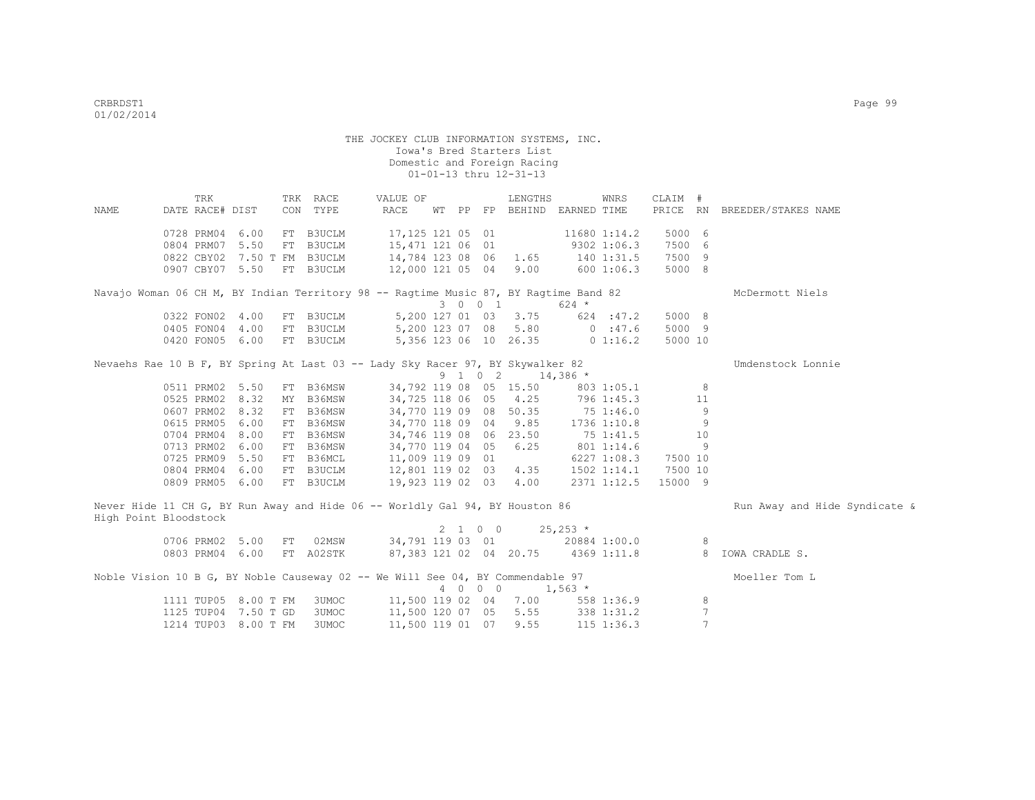THE JOCKEY CLUB INFORMATION SYSTEMS, INC.
Iowa's Bred Starters List
Domestic and Foreign Racing
01-01-13 thru 12-31-13

| NAME | TRK DATE | RACE# | DIST | TRK CON | RACE TYPE | VALUE OF RACE | WT | PP | FP | LENGTHS BEHIND | EARNED | WNRS TIME | CLAIM PRICE | # RN | BREEDER/STAKES NAME |
|---|---|---|---|---|---|---|---|---|---|---|---|---|---|---|---|
| | 0728 | PRM04 | 6.00 | FT | B3UCLM | 17,125 | 121 | 05 | 01 | | 11680 | 1:14.2 | 5000 | 6 | |
| | 0804 | PRM07 | 5.50 | FT | B3UCLM | 15,471 | 121 | 06 | 01 | | 9302 | 1:06.3 | 7500 | 6 | |
| | 0822 | CBY02 | 7.50 T | FM | B3UCLM | 14,784 | 123 | 08 | 06 | 1.65 | 140 | 1:31.5 | 7500 | 9 | |
| | 0907 | CBY07 | 5.50 | FT | B3UCLM | 12,000 | 121 | 05 | 04 | 9.00 | 600 | 1:06.3 | 5000 | 8 | |
| Navajo Woman 06 CH M, BY Indian Territory 98 -- Ragtime Music 87, BY Ragtime Band 82 | | | | | | | | | | | | | | | McDermott Niels |
| | | | | | | | 3 0 0 1 | | | | 624 * | | | | |
| | 0322 | FON02 | 4.00 | FT | B3UCLM | 5,200 | 127 | 01 | 03 | 3.75 | 624 | :47.2 | 5000 | 8 | |
| | 0405 | FON04 | 4.00 | FT | B3UCLM | 5,200 | 123 | 07 | 08 | 5.80 | 0 | :47.6 | 5000 | 9 | |
| | 0420 | FON05 | 6.00 | FT | B3UCLM | 5,356 | 123 | 06 | 10 | 26.35 | 0 | 1:16.2 | 5000 | 10 | |
| Nevaehs Rae 10 B F, BY Spring At Last 03 -- Lady Sky Racer 97, BY Skywalker 82 | | | | | | | | | | | | | | | Umdenstock Lonnie |
| | | | | | | | 9 1 0 2 | | | | 14,386 * | | | | |
| | 0511 | PRM02 | 5.50 | FT | B36MSW | 34,792 | 119 | 08 | 05 | 15.50 | 803 | 1:05.1 | | 8 | |
| | 0525 | PRM02 | 8.32 | MY | B36MSW | 34,725 | 118 | 06 | 05 | 4.25 | 796 | 1:45.3 | | 11 | |
| | 0607 | PRM02 | 8.32 | FT | B36MSW | 34,770 | 119 | 09 | 08 | 50.35 | 75 | 1:46.0 | | 9 | |
| | 0615 | PRM05 | 6.00 | FT | B36MSW | 34,770 | 118 | 09 | 04 | 9.85 | 1736 | 1:10.8 | | 9 | |
| | 0704 | PRM04 | 8.00 | FT | B36MSW | 34,746 | 119 | 08 | 06 | 23.50 | 75 | 1:41.5 | | 10 | |
| | 0713 | PRM02 | 6.00 | FT | B36MSW | 34,770 | 119 | 04 | 05 | 6.25 | 801 | 1:14.6 | | 9 | |
| | 0725 | PRM09 | 5.50 | FT | B36MCL | 11,009 | 119 | 09 | 01 | | 6227 | 1:08.3 | 7500 | 10 | |
| | 0804 | PRM04 | 6.00 | FT | B3UCLM | 12,801 | 119 | 02 | 03 | 4.35 | 1502 | 1:14.1 | 7500 | 10 | |
| | 0809 | PRM05 | 6.00 | FT | B3UCLM | 19,923 | 119 | 02 | 03 | 4.00 | 2371 | 1:12.5 | 15000 | 9 | |
| Never Hide 11 CH G, BY Run Away and Hide 06 -- Worldly Gal 94, BY Houston 86 | | | | | | | | | | | | | | | Run Away and Hide Syndicate & High Point Bloodstock |
| | | | | | | | 2 1 0 0 | | | | 25,253 * | | | | |
| | 0706 | PRM02 | 5.00 | FT | 02MSW | 34,791 | 119 | 03 | 01 | | 20884 | 1:00.0 | | 8 | |
| | 0803 | PRM04 | 6.00 | FT | A02STK | 87,383 | 121 | 02 | 04 | 20.75 | 4369 | 1:11.8 | | 8 | IOWA CRADLE S. |
| Noble Vision 10 B G, BY Noble Causeway 02 -- We Will See 04, BY Commendable 97 | | | | | | | | | | | | | | | Moeller Tom L |
| | | | | | | | 4 0 0 0 | | | | 1,563 * | | | | |
| | 1111 | TUP05 | 8.00 T | FM | 3UMOC | 11,500 | 119 | 02 | 04 | 7.00 | 558 | 1:36.9 | | 8 | |
| | 1125 | TUP04 | 7.50 T | GD | 3UMOC | 11,500 | 120 | 07 | 05 | 5.55 | 338 | 1:31.2 | | 7 | |
| | 1214 | TUP03 | 8.00 T | FM | 3UMOC | 11,500 | 119 | 01 | 07 | 9.55 | 115 | 1:36.3 | | 7 | |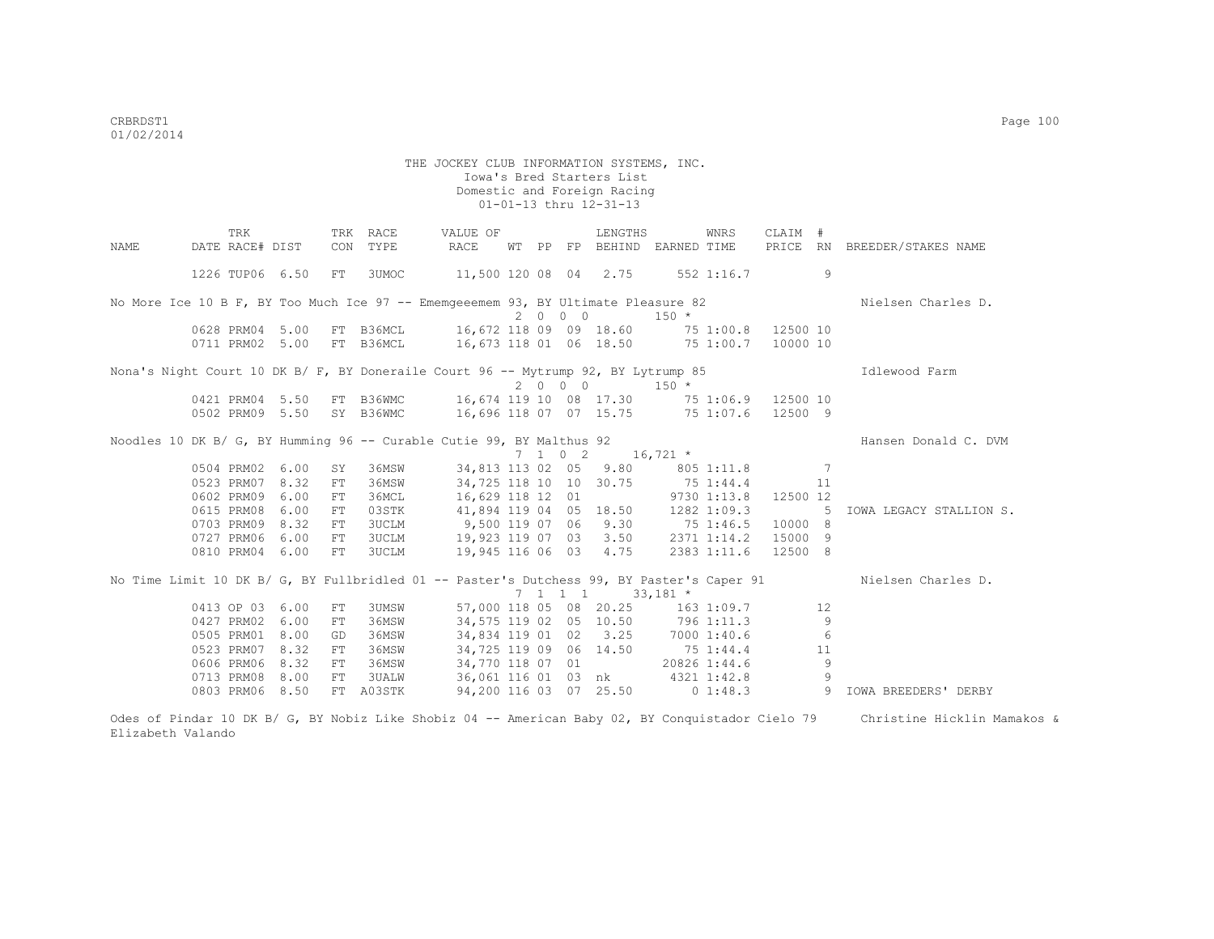THE JOCKEY CLUB INFORMATION SYSTEMS, INC.
Iowa's Bred Starters List
Domestic and Foreign Racing
01-01-13 thru 12-31-13

| NAME | TRK DATE | RACE# | DIST | TRK CON | RACE TYPE | VALUE OF RACE | WT | PP | FP | LENGTHS BEHIND | EARNED | WNRS TIME | CLAIM PRICE | # RN | BREEDER/STAKES NAME |
|---|---|---|---|---|---|---|---|---|---|---|---|---|---|---|---|
| | 1226 | TUP06 | 6.50 | FT | 3UMOC | 11,500 | 120 | 08 | 04 | 2.75 | 552 | 1:16.7 | | 9 | |
| No More Ice 10 B F, BY Too Much Ice 97 -- Ememgeeemem 93, BY Ultimate Pleasure 82 | | | | | | | 2 | 0 | 0 0 | | 150 * | | | | Nielsen Charles D. |
| | 0628 | PRM04 | 5.00 | FT | B36MCL | 16,672 | 118 | 09 | 09 | 18.60 | 75 | 1:00.8 | 12500 | 10 | |
| | 0711 | PRM02 | 5.00 | FT | B36MCL | 16,673 | 118 | 01 | 06 | 18.50 | 75 | 1:00.7 | 10000 | 10 | |
| Nona's Night Court 10 DK B/ F, BY Doneraile Court 96 -- Mytrump 92, BY Lytrump 85 | | | | | | | 2 | 0 | 0 0 | | 150 * | | | | Idlewood Farm |
| | 0421 | PRM04 | 5.50 | FT | B36WMC | 16,674 | 119 | 10 | 08 | 17.30 | 75 | 1:06.9 | 12500 | 10 | |
| | 0502 | PRM09 | 5.50 | SY | B36WMC | 16,696 | 118 | 07 | 07 | 15.75 | 75 | 1:07.6 | 12500 | 9 | |
| Noodles 10 DK B/ G, BY Humming 96 -- Curable Cutie 99, BY Malthus 92 | | | | | | | 7 | 1 | 0 2 | | 16,721 * | | | | Hansen Donald C. DVM |
| | 0504 | PRM02 | 6.00 | SY | 36MSW | 34,813 | 113 | 02 | 05 | 9.80 | 805 | 1:11.8 | | 7 | |
| | 0523 | PRM07 | 8.32 | FT | 36MSW | 34,725 | 118 | 10 | 10 | 30.75 | 75 | 1:44.4 | | 11 | |
| | 0602 | PRM09 | 6.00 | FT | 36MCL | 16,629 | 118 | 12 | 01 | | 9730 | 1:13.8 | 12500 | 12 | |
| | 0615 | PRM08 | 6.00 | FT | 03STK | 41,894 | 119 | 04 | 05 | 18.50 | 1282 | 1:09.3 | | 5 | IOWA LEGACY STALLION S. |
| | 0703 | PRM09 | 8.32 | FT | 3UCLM | 9,500 | 119 | 07 | 06 | 9.30 | 75 | 1:46.5 | 10000 | 8 | |
| | 0727 | PRM06 | 6.00 | FT | 3UCLM | 19,923 | 119 | 07 | 03 | 3.50 | 2371 | 1:14.2 | 15000 | 9 | |
| | 0810 | PRM04 | 6.00 | FT | 3UCLM | 19,945 | 116 | 06 | 03 | 4.75 | 2383 | 1:11.6 | 12500 | 8 | |
| No Time Limit 10 DK B/ G, BY Fullbridled 01 -- Paster's Dutchess 99, BY Paster's Caper 91 | | | | | | | 7 | 1 | 1 1 | | 33,181 * | | | | Nielsen Charles D. |
| | 0413 | OP 03 | 6.00 | FT | 3UMSW | 57,000 | 118 | 05 | 08 | 20.25 | 163 | 1:09.7 | | 12 | |
| | 0427 | PRM02 | 6.00 | FT | 36MSW | 34,575 | 119 | 02 | 05 | 10.50 | 796 | 1:11.3 | | 9 | |
| | 0505 | PRM01 | 8.00 | GD | 36MSW | 34,834 | 119 | 01 | 02 | 3.25 | 7000 | 1:40.6 | | 6 | |
| | 0523 | PRM07 | 8.32 | FT | 36MSW | 34,725 | 119 | 09 | 06 | 14.50 | 75 | 1:44.4 | | 11 | |
| | 0606 | PRM06 | 8.32 | FT | 36MSW | 34,770 | 118 | 07 | 01 | | 20826 | 1:44.6 | | 9 | |
| | 0713 | PRM08 | 8.00 | FT | 3UALW | 36,061 | 116 | 01 | 03 | nk | 4321 | 1:42.8 | | 9 | |
| | 0803 | PRM06 | 8.50 | FT | A03STK | 94,200 | 116 | 03 | 07 | 25.50 | 0 | 1:48.3 | | 9 | IOWA BREEDERS' DERBY |

Odes of Pindar 10 DK B/ G, BY Nobiz Like Shobiz 04 -- American Baby 02, BY Conquistador Cielo 79 Christine Hicklin Mamakos & Elizabeth Valando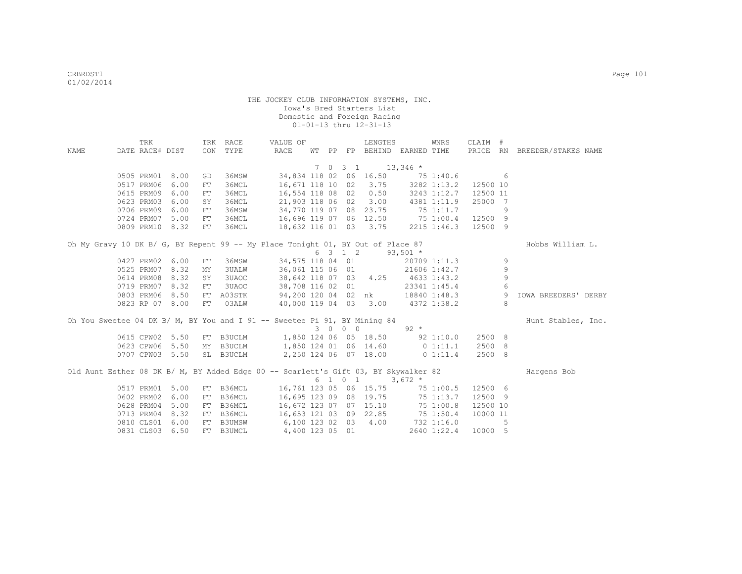THE JOCKEY CLUB INFORMATION SYSTEMS, INC.
Iowa's Bred Starters List
Domestic and Foreign Racing
01-01-13 thru 12-31-13

| NAME | TRK DATE | RACE# | DIST | TRK CON | RACE TYPE | VALUE OF RACE | WT | PP | FP | LENGTHS BEHIND | EARNED | WNRS TIME | CLAIM PRICE | # RN | BREEDER/STAKES NAME |
|---|---|---|---|---|---|---|---|---|---|---|---|---|---|---|---|
| | | | | | | | 7 | 0 | 3 1 | | 13,346 * | | | | |
| | 0505 | PRM01 | 8.00 | GD | 36MSW | 34,834 | 118 | 02 | 06 | 16.50 | 75 | 1:40.6 | | 6 | |
| | 0517 | PRM06 | 6.00 | FT | 36MCL | 16,671 | 118 | 10 | 02 | 3.75 | 3282 | 1:13.2 | 12500 | 10 | |
| | 0615 | PRM09 | 6.00 | FT | 36MCL | 16,554 | 118 | 08 | 02 | 0.50 | 3243 | 1:12.7 | 12500 | 11 | |
| | 0623 | PRM03 | 6.00 | SY | 36MCL | 21,903 | 118 | 06 | 02 | 3.00 | 4381 | 1:11.9 | 25000 | 7 | |
| | 0706 | PRM09 | 6.00 | FT | 36MSW | 34,770 | 119 | 07 | 08 | 23.75 | 75 | 1:11.7 | | 9 | |
| | 0724 | PRM07 | 5.00 | FT | 36MCL | 16,696 | 119 | 07 | 06 | 12.50 | 75 | 1:00.4 | 12500 | 9 | |
| | 0809 | PRM10 | 8.32 | FT | 36MCL | 18,632 | 116 | 01 | 03 | 3.75 | 2215 | 1:46.3 | 12500 | 9 | |
| Oh My Gravy 10 DK B/ G, BY Repent 99 -- My Place Tonight 01, BY Out of Place 87 | | | | | | | | | | | | | | | Hobbs William L. |
| | | | | | | | 6 | 3 | 1 2 | | 93,501 * | | | | |
| | 0427 | PRM02 | 6.00 | FT | 36MSW | 34,575 | 118 | 04 | 01 | | 20709 | 1:11.3 | | 9 | |
| | 0525 | PRM07 | 8.32 | MY | 3UALW | 36,061 | 115 | 06 | 01 | | 21606 | 1:42.7 | | 9 | |
| | 0614 | PRM08 | 8.32 | SY | 3UAOC | 38,642 | 118 | 07 | 03 | 4.25 | 4633 | 1:43.2 | | 9 | |
| | 0719 | PRM07 | 8.32 | FT | 3UAOC | 38,708 | 116 | 02 | 01 | | 23341 | 1:45.4 | | 6 | |
| | 0803 | PRM06 | 8.50 | FT | A03STK | 94,200 | 120 | 04 | 02 | nk | 18840 | 1:48.3 | | 9 | IOWA BREEDERS' DERBY |
| | 0823 | RP 07 | 8.00 | FT | 03ALW | 40,000 | 119 | 04 | 03 | 3.00 | 4372 | 1:38.2 | | 8 | |
| Oh You Sweetee 04 DK B/ M, BY You and I 91 -- Sweetee Pi 91, BY Mining 84 | | | | | | | | | | | | | | | Hunt Stables, Inc. |
| | | | | | | | 3 | 0 | 0 0 | | 92 * | | | | |
| | 0615 | CPW02 | 5.50 | FT | B3UCLM | 1,850 | 124 | 06 | 05 | 18.50 | 92 | 1:10.0 | 2500 | 8 | |
| | 0623 | CPW06 | 5.50 | MY | B3UCLM | 1,850 | 124 | 01 | 06 | 14.60 | 0 | 1:11.1 | 2500 | 8 | |
| | 0707 | CPW03 | 5.50 | SL | B3UCLM | 2,250 | 124 | 06 | 07 | 18.00 | 0 | 1:11.4 | 2500 | 8 | |
| Old Aunt Esther 08 DK B/ M, BY Added Edge 00 -- Scarlett's Gift 03, BY Skywalker 82 | | | | | | | | | | | | | | | Hargens Bob |
| | | | | | | | 6 | 1 | 0 1 | | 3,672 * | | | | |
| | 0517 | PRM01 | 5.00 | FT | B36MCL | 16,761 | 123 | 05 | 06 | 15.75 | 75 | 1:00.5 | 12500 | 6 | |
| | 0602 | PRM02 | 6.00 | FT | B36MCL | 16,695 | 123 | 09 | 08 | 19.75 | 75 | 1:13.7 | 12500 | 9 | |
| | 0628 | PRM04 | 5.00 | FT | B36MCL | 16,672 | 123 | 07 | 07 | 15.10 | 75 | 1:00.8 | 12500 | 10 | |
| | 0713 | PRM04 | 8.32 | FT | B36MCL | 16,653 | 121 | 03 | 09 | 22.85 | 75 | 1:50.4 | 10000 | 11 | |
| | 0810 | CLS01 | 6.00 | FT | B3UMSW | 6,100 | 123 | 02 | 03 | 4.00 | 732 | 1:16.0 | | 5 | |
| | 0831 | CLS03 | 6.50 | FT | B3UMCL | 4,400 | 123 | 05 | 01 | | 2640 | 1:22.4 | 10000 | 5 | |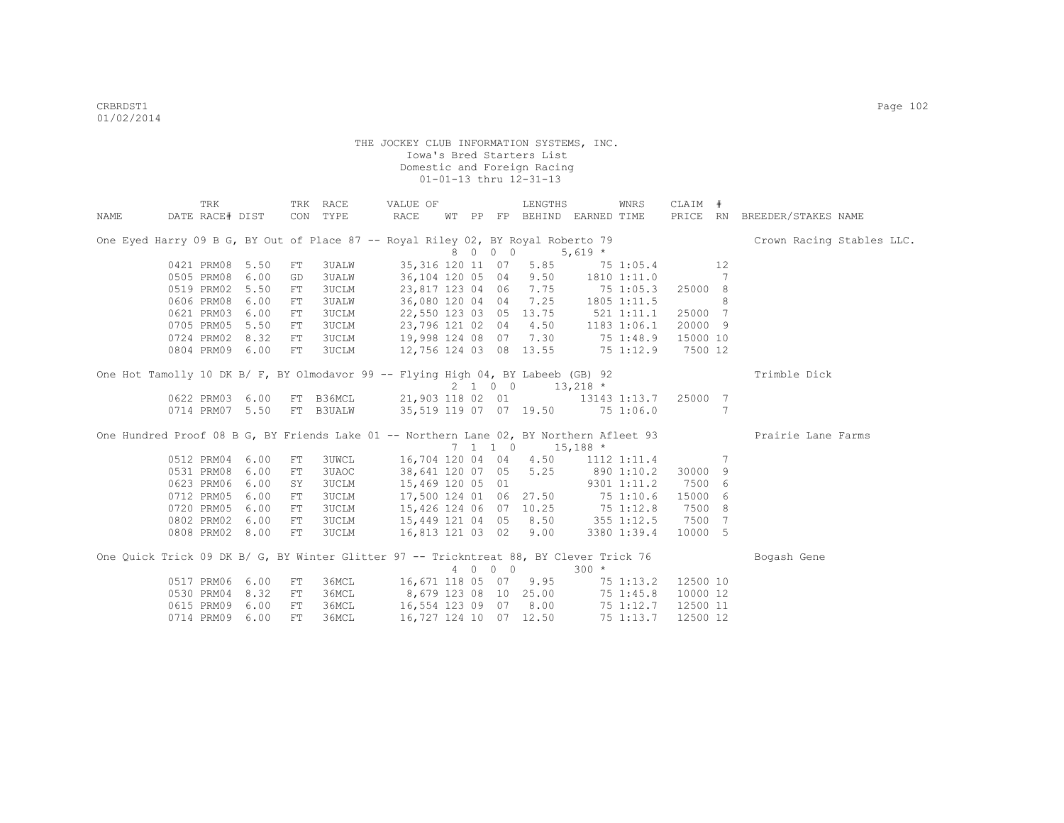THE JOCKEY CLUB INFORMATION SYSTEMS, INC.
Iowa's Bred Starters List
Domestic and Foreign Racing
01-01-13 thru 12-31-13

| NAME | TRK DATE | RACE# | DIST | TRK CON | RACE TYPE | VALUE OF RACE | WT | PP | FP | LENGTHS BEHIND | EARNED | WNRS TIME | CLAIM PRICE | # RN | BREEDER/STAKES NAME |
|---|---|---|---|---|---|---|---|---|---|---|---|---|---|---|---|
| One Eyed Harry 09 B G, BY Out of Place 87 -- Royal Riley 02, BY Royal Roberto 79 | | | | | | | 8 | 0 0 | 0 | | 5,619 * | | | | Crown Racing Stables LLC. |
| | 0421 | PRM08 | 5.50 | FT | 3UALW | 35,316 | 120 | 11 | 07 | 5.85 | 75 | 1:05.4 | | 12 | |
| | 0505 | PRM08 | 6.00 | GD | 3UALW | 36,104 | 120 | 05 | 04 | 9.50 | 1810 | 1:11.0 | | 7 | |
| | 0519 | PRM02 | 5.50 | FT | 3UCLM | 23,817 | 123 | 04 | 06 | 7.75 | 75 | 1:05.3 | 25000 | 8 | |
| | 0606 | PRM08 | 6.00 | FT | 3UALW | 36,080 | 120 | 04 | 04 | 7.25 | 1805 | 1:11.5 | | 8 | |
| | 0621 | PRM03 | 6.00 | FT | 3UCLM | 22,550 | 123 | 03 | 05 | 13.75 | 521 | 1:11.1 | 25000 | 7 | |
| | 0705 | PRM05 | 5.50 | FT | 3UCLM | 23,796 | 121 | 02 | 04 | 4.50 | 1183 | 1:06.1 | 20000 | 9 | |
| | 0724 | PRM02 | 8.32 | FT | 3UCLM | 19,998 | 124 | 08 | 07 | 7.30 | 75 | 1:48.9 | 15000 | 10 | |
| | 0804 | PRM09 | 6.00 | FT | 3UCLM | 12,756 | 124 | 03 | 08 | 13.55 | 75 | 1:12.9 | 7500 | 12 | |
| One Hot Tamolly 10 DK B/ F, BY Olmodavor 99 -- Flying High 04, BY Labeeb (GB) 92 | | | | | | | 2 | 1 0 | 0 | | 13,218 * | | | | Trimble Dick |
| | 0622 | PRM03 | 6.00 | FT | B36MCL | 21,903 | 118 | 02 | 01 | | 13143 | 1:13.7 | 25000 | 7 | |
| | 0714 | PRM07 | 5.50 | FT | B3UALW | 35,519 | 119 | 07 | 07 | 19.50 | 75 | 1:06.0 | | 7 | |
| One Hundred Proof 08 B G, BY Friends Lake 01 -- Northern Lane 02, BY Northern Afleet 93 | | | | | | | 7 | 1 1 | 0 | | 15,188 * | | | | Prairie Lane Farms |
| | 0512 | PRM04 | 6.00 | FT | 3UWCL | 16,704 | 120 | 04 | 04 | 4.50 | 1112 | 1:11.4 | | 7 | |
| | 0531 | PRM08 | 6.00 | FT | 3UAOC | 38,641 | 120 | 07 | 05 | 5.25 | 890 | 1:10.2 | 30000 | 9 | |
| | 0623 | PRM06 | 6.00 | SY | 3UCLM | 15,469 | 120 | 05 | 01 | | 9301 | 1:11.2 | 7500 | 6 | |
| | 0712 | PRM05 | 6.00 | FT | 3UCLM | 17,500 | 124 | 01 | 06 | 27.50 | 75 | 1:10.6 | 15000 | 6 | |
| | 0720 | PRM05 | 6.00 | FT | 3UCLM | 15,426 | 124 | 06 | 07 | 10.25 | 75 | 1:12.8 | 7500 | 8 | |
| | 0802 | PRM02 | 6.00 | FT | 3UCLM | 15,449 | 121 | 04 | 05 | 8.50 | 355 | 1:12.5 | 7500 | 7 | |
| | 0808 | PRM02 | 8.00 | FT | 3UCLM | 16,813 | 121 | 03 | 02 | 9.00 | 3380 | 1:39.4 | 10000 | 5 | |
| One Quick Trick 09 DK B/ G, BY Winter Glitter 97 -- Trickntreat 88, BY Clever Trick 76 | | | | | | | 4 | 0 0 | 0 | | 300 * | | | | Bogash Gene |
| | 0517 | PRM06 | 6.00 | FT | 36MCL | 16,671 | 118 | 05 | 07 | 9.95 | 75 | 1:13.2 | 12500 | 10 | |
| | 0530 | PRM04 | 8.32 | FT | 36MCL | 8,679 | 123 | 08 | 10 | 25.00 | 75 | 1:45.8 | 10000 | 12 | |
| | 0615 | PRM09 | 6.00 | FT | 36MCL | 16,554 | 123 | 09 | 07 | 8.00 | 75 | 1:12.7 | 12500 | 11 | |
| | 0714 | PRM09 | 6.00 | FT | 36MCL | 16,727 | 124 | 10 | 07 | 12.50 | 75 | 1:13.7 | 12500 | 12 | |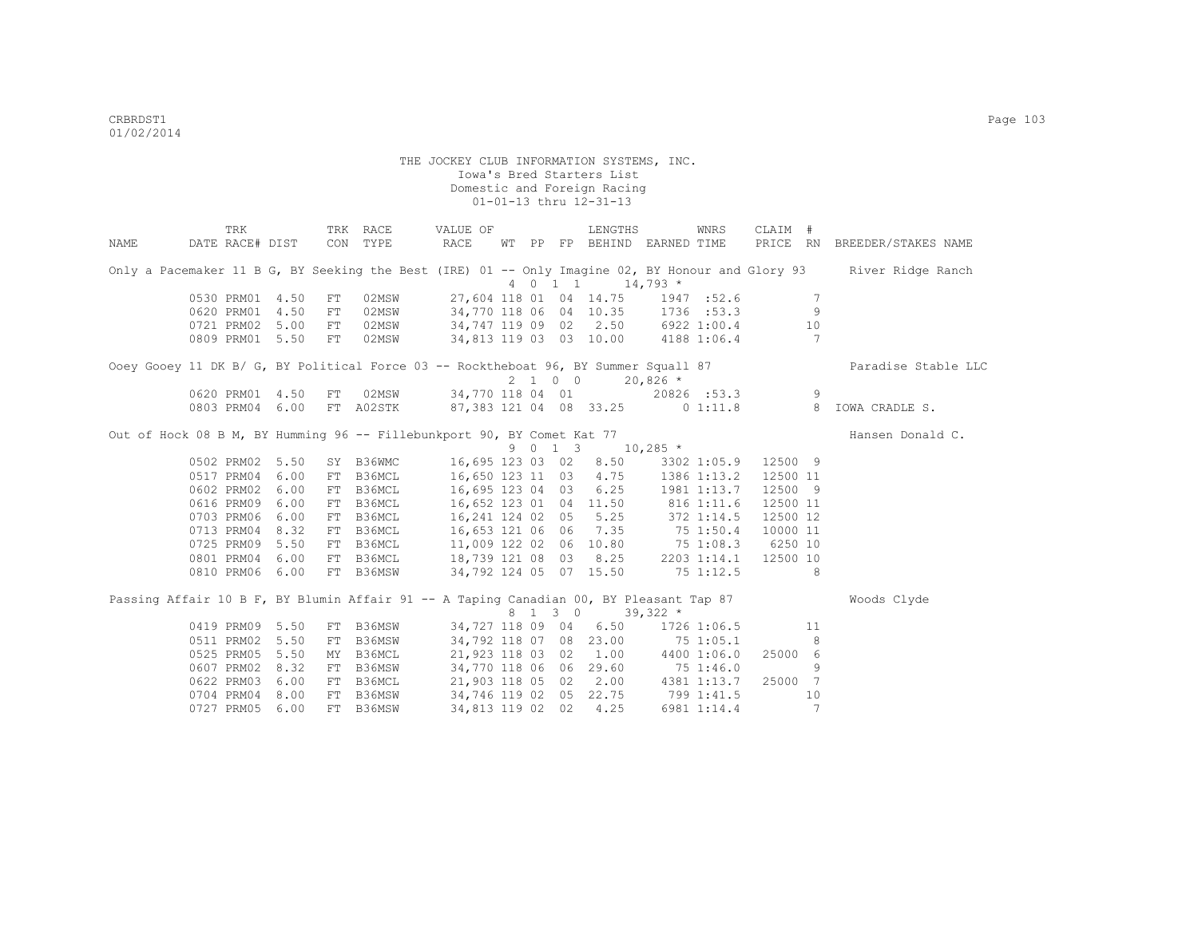THE JOCKEY CLUB INFORMATION SYSTEMS, INC.
Iowa's Bred Starters List
Domestic and Foreign Racing
01-01-13 thru 12-31-13

| NAME | DATE | TRK RACE# | DIST | TRK CON | RACE TYPE | VALUE OF RACE | WT | PP | FP | LENGTHS BEHIND | EARNED | WNRS TIME | CLAIM PRICE | # RN | BREEDER/STAKES NAME |
|---|---|---|---|---|---|---|---|---|---|---|---|---|---|---|---|
| Only a Pacemaker 11 B G, BY Seeking the Best (IRE) 01 -- Only Imagine 02, BY Honour and Glory 93 | | | | | | | | | | | | | | | River Ridge Ranch |
| | | | | | | | 4 | 0 1 1 | | | 14,793 * | | | | |
| | 0530 | PRM01 | 4.50 | FT | 02MSW | 27,604 | 118 | 01 | 04 | 14.75 | 1947 | :52.6 | | 7 | |
| | 0620 | PRM01 | 4.50 | FT | 02MSW | 34,770 | 118 | 06 | 04 | 10.35 | 1736 | :53.3 | | 9 | |
| | 0721 | PRM02 | 5.00 | FT | 02MSW | 34,747 | 119 | 09 | 02 | 2.50 | 6922 | 1:00.4 | | 10 | |
| | 0809 | PRM01 | 5.50 | FT | 02MSW | 34,813 | 119 | 03 | 03 | 10.00 | 4188 | 1:06.4 | | 7 | |
| Ooey Gooey 11 DK B/ G, BY Political Force 03 -- Rocktheboat 96, BY Summer Squall 87 | | | | | | | | | | | | | | | Paradise Stable LLC |
| | | | | | | | 2 | 1 0 0 | | | 20,826 * | | | | |
| | 0620 | PRM01 | 4.50 | FT | 02MSW | 34,770 | 118 | 04 | 01 | | 20826 | :53.3 | | 9 | |
| | 0803 | PRM04 | 6.00 | FT | A02STK | 87,383 | 121 | 04 | 08 | 33.25 | 0 | 1:11.8 | | 8 | IOWA CRADLE S. |
| Out of Hock 08 B M, BY Humming 96 -- Fillebunkport 90, BY Comet Kat 77 | | | | | | | | | | | | | | | Hansen Donald C. |
| | | | | | | | 9 | 0 1 3 | | | 10,285 * | | | | |
| | 0502 | PRM02 | 5.50 | SY | B36WMC | 16,695 | 123 | 03 | 02 | 8.50 | 3302 | 1:05.9 | 12500 | 9 | |
| | 0517 | PRM04 | 6.00 | FT | B36MCL | 16,650 | 123 | 11 | 03 | 4.75 | 1386 | 1:13.2 | 12500 | 11 | |
| | 0602 | PRM02 | 6.00 | FT | B36MCL | 16,695 | 123 | 04 | 03 | 6.25 | 1981 | 1:13.7 | 12500 | 9 | |
| | 0616 | PRM09 | 6.00 | FT | B36MCL | 16,652 | 123 | 01 | 04 | 11.50 | 816 | 1:11.6 | 12500 | 11 | |
| | 0703 | PRM06 | 6.00 | FT | B36MCL | 16,241 | 124 | 02 | 05 | 5.25 | 372 | 1:14.5 | 12500 | 12 | |
| | 0713 | PRM04 | 8.32 | FT | B36MCL | 16,653 | 121 | 06 | 06 | 7.35 | 75 | 1:50.4 | 10000 | 11 | |
| | 0725 | PRM09 | 5.50 | FT | B36MCL | 11,009 | 122 | 02 | 06 | 10.80 | 75 | 1:08.3 | 6250 | 10 | |
| | 0801 | PRM04 | 6.00 | FT | B36MCL | 18,739 | 121 | 08 | 03 | 8.25 | 2203 | 1:14.1 | 12500 | 10 | |
| | 0810 | PRM06 | 6.00 | FT | B36MSW | 34,792 | 124 | 05 | 07 | 15.50 | 75 | 1:12.5 | | 8 | |
| Passing Affair 10 B F, BY Blumin Affair 91 -- A Taping Canadian 00, BY Pleasant Tap 87 | | | | | | | | | | | | | | | Woods Clyde |
| | | | | | | | 8 | 1 3 0 | | | 39,322 * | | | | |
| | 0419 | PRM09 | 5.50 | FT | B36MSW | 34,727 | 118 | 09 | 04 | 6.50 | 1726 | 1:06.5 | | 11 | |
| | 0511 | PRM02 | 5.50 | FT | B36MSW | 34,792 | 118 | 07 | 08 | 23.00 | 75 | 1:05.1 | | 8 | |
| | 0525 | PRM05 | 5.50 | MY | B36MCL | 21,923 | 118 | 03 | 02 | 1.00 | 4400 | 1:06.0 | 25000 | 6 | |
| | 0607 | PRM02 | 8.32 | FT | B36MSW | 34,770 | 118 | 06 | 06 | 29.60 | 75 | 1:46.0 | | 9 | |
| | 0622 | PRM03 | 6.00 | FT | B36MCL | 21,903 | 118 | 05 | 02 | 2.00 | 4381 | 1:13.7 | 25000 | 7 | |
| | 0704 | PRM04 | 8.00 | FT | B36MSW | 34,746 | 119 | 02 | 05 | 22.75 | 799 | 1:41.5 | | 10 | |
| | 0727 | PRM05 | 6.00 | FT | B36MSW | 34,813 | 119 | 02 | 02 | 4.25 | 6981 | 1:14.4 | | 7 | |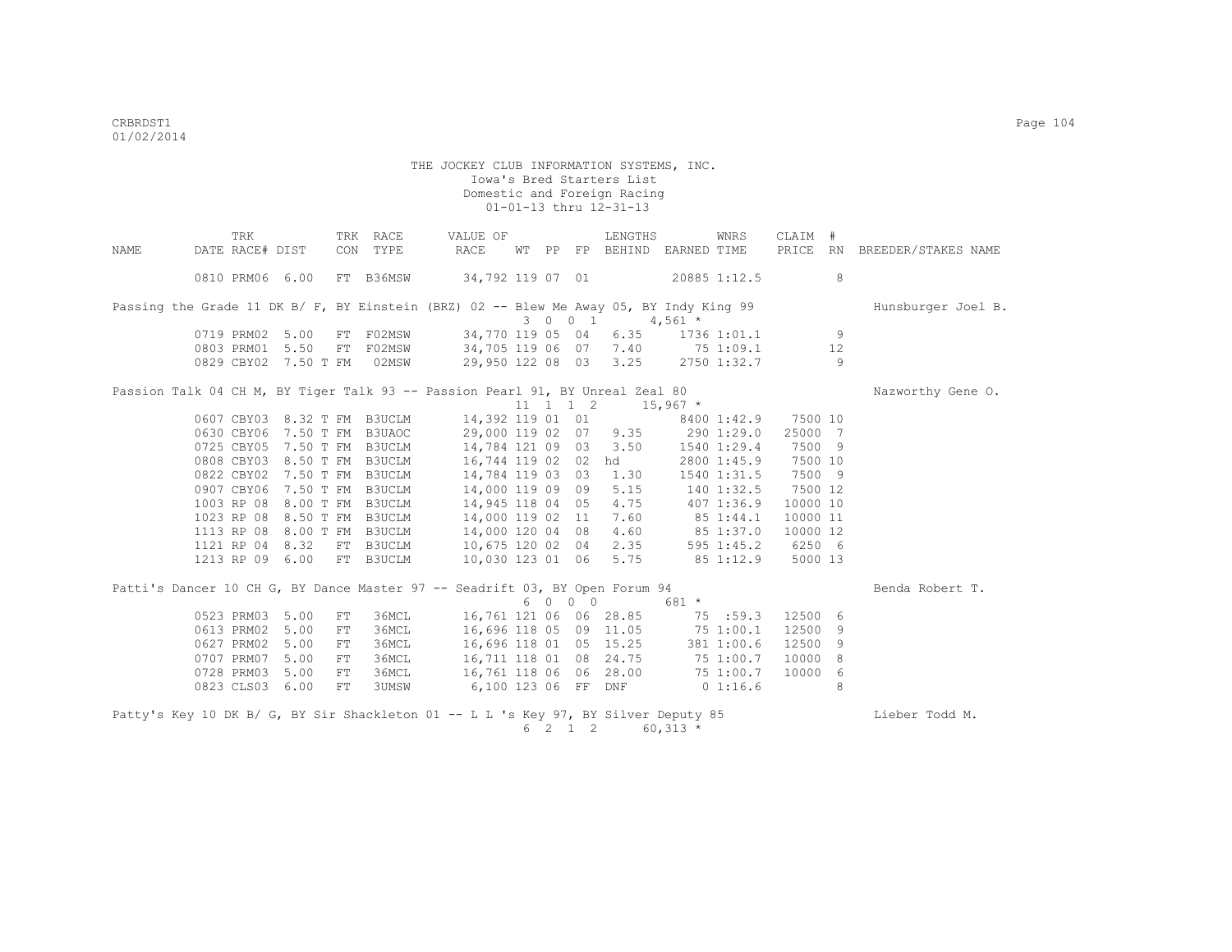THE JOCKEY CLUB INFORMATION SYSTEMS, INC.
Iowa's Bred Starters List
Domestic and Foreign Racing
01-01-13 thru 12-31-13

| NAME | TRK DATE | RACE# | DIST | TRK CON | RACE TYPE | VALUE OF RACE | WT | PP | FP | LENGTHS BEHIND | EARNED | WNRS TIME | CLAIM PRICE | # RN | BREEDER/STAKES NAME |
|---|---|---|---|---|---|---|---|---|---|---|---|---|---|---|---|
| | 0810 | PRM06 | 6.00 | FT | B36MSW | 34,792 | 119 | 07 | 01 | | 20885 | 1:12.5 | | 8 | |
| Passing the Grade 11 DK B/ F, BY Einstein (BRZ) 02 -- Blew Me Away 05, BY Indy King 99 | | | | | | | 3 | 0 0 | 1 | | 4,561 * | | | | Hunsburger Joel B. |
| | 0719 | PRM02 | 5.00 | FT | F02MSW | 34,770 | 119 | 05 | 04 | 6.35 | 1736 | 1:01.1 | | 9 | |
| | 0803 | PRM01 | 5.50 | FT | F02MSW | 34,705 | 119 | 06 | 07 | 7.40 | 75 | 1:09.1 | | 12 | |
| | 0829 | CBY02 | 7.50 T | FM | 02MSW | 29,950 | 122 | 08 | 03 | 3.25 | 2750 | 1:32.7 | | 9 | |
| Passion Talk 04 CH M, BY Tiger Talk 93 -- Passion Pearl 91, BY Unreal Zeal 80 | | | | | | | 11 | 1 1 | 2 | | 15,967 * | | | | Nazworthy Gene O. |
| | 0607 | CBY03 | 8.32 T | FM | B3UCLM | 14,392 | 119 | 01 | 01 | | 8400 | 1:42.9 | 7500 | 10 | |
| | 0630 | CBY06 | 7.50 T | FM | B3UAOC | 29,000 | 119 | 02 | 07 | 9.35 | 290 | 1:29.0 | 25000 | 7 | |
| | 0725 | CBY05 | 7.50 T | FM | B3UCLM | 14,784 | 121 | 09 | 03 | 3.50 | 1540 | 1:29.4 | 7500 | 9 | |
| | 0808 | CBY03 | 8.50 T | FM | B3UCLM | 16,744 | 119 | 02 | 02 | hd | 2800 | 1:45.9 | 7500 | 10 | |
| | 0822 | CBY02 | 7.50 T | FM | B3UCLM | 14,784 | 119 | 03 | 03 | 1.30 | 1540 | 1:31.5 | 7500 | 9 | |
| | 0907 | CBY06 | 7.50 T | FM | B3UCLM | 14,000 | 119 | 09 | 09 | 5.15 | 140 | 1:32.5 | 7500 | 12 | |
| | 1003 | RP 08 | 8.00 T | FM | B3UCLM | 14,945 | 118 | 04 | 05 | 4.75 | 407 | 1:36.9 | 10000 | 10 | |
| | 1023 | RP 08 | 8.50 T | FM | B3UCLM | 14,000 | 119 | 02 | 11 | 7.60 | 85 | 1:44.1 | 10000 | 11 | |
| | 1113 | RP 08 | 8.00 T | FM | B3UCLM | 14,000 | 120 | 04 | 08 | 4.60 | 85 | 1:37.0 | 10000 | 12 | |
| | 1121 | RP 04 | 8.32 | FT | B3UCLM | 10,675 | 120 | 02 | 04 | 2.35 | 595 | 1:45.2 | 6250 | 6 | |
| | 1213 | RP 09 | 6.00 | FT | B3UCLM | 10,030 | 123 | 01 | 06 | 5.75 | 85 | 1:12.9 | 5000 | 13 | |
| Patti's Dancer 10 CH G, BY Dance Master 97 -- Seadrift 03, BY Open Forum 94 | | | | | | | 6 | 0 0 | 0 | | 681 * | | | | Benda Robert T. |
| | 0523 | PRM03 | 5.00 | FT | 36MCL | 16,761 | 121 | 06 | 06 | 28.85 | 75 | :59.3 | 12500 | 6 | |
| | 0613 | PRM02 | 5.00 | FT | 36MCL | 16,696 | 118 | 05 | 09 | 11.05 | 75 | 1:00.1 | 12500 | 9 | |
| | 0627 | PRM02 | 5.00 | FT | 36MCL | 16,696 | 118 | 01 | 05 | 15.25 | 381 | 1:00.6 | 12500 | 9 | |
| | 0707 | PRM07 | 5.00 | FT | 36MCL | 16,711 | 118 | 01 | 08 | 24.75 | 75 | 1:00.7 | 10000 | 8 | |
| | 0728 | PRM03 | 5.00 | FT | 36MCL | 16,761 | 118 | 06 | 06 | 28.00 | 75 | 1:00.7 | 10000 | 6 | |
| | 0823 | CLS03 | 6.00 | FT | 3UMSW | 6,100 | 123 | 06 | FF | DNF | 0 | 1:16.6 | | 8 | |
| Patty's Key 10 DK B/ G, BY Sir Shackleton 01 -- L L 's Key 97, BY Silver Deputy 85 | | | | | | | 6 | 2 1 | 2 | | 60,313 * | | | | Lieber Todd M. |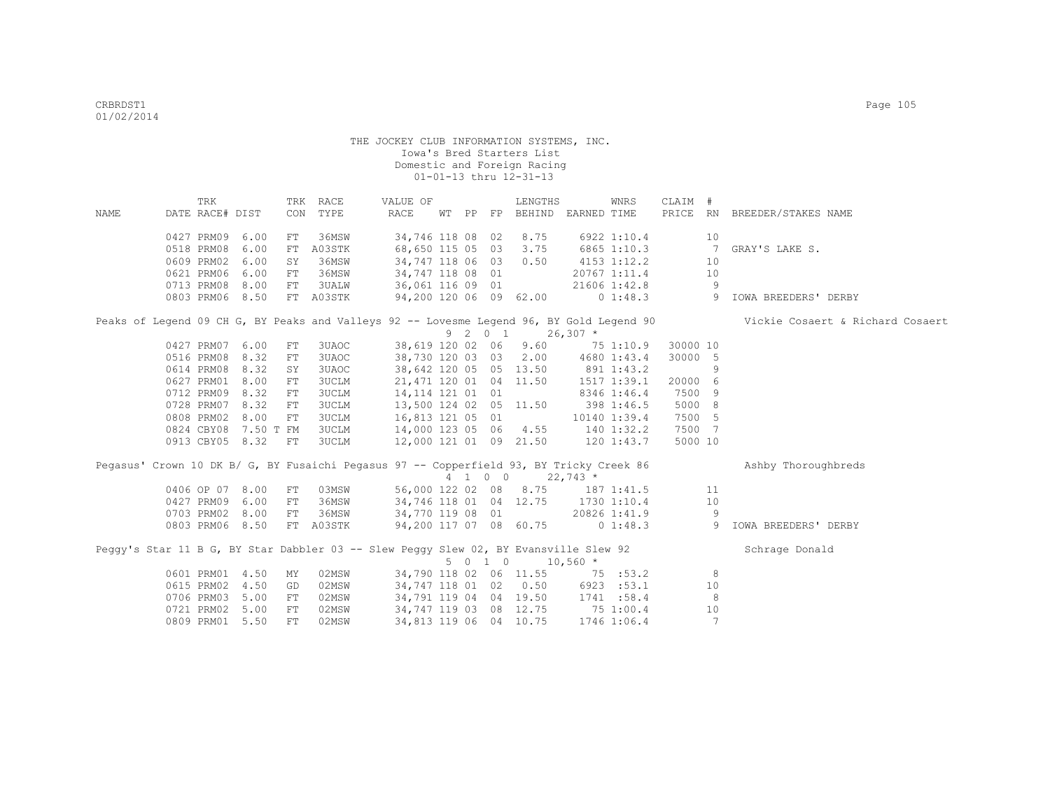THE JOCKEY CLUB INFORMATION SYSTEMS, INC.
Iowa's Bred Starters List
Domestic and Foreign Racing
01-01-13 thru 12-31-13

| NAME | TRK DATE | RACE# | DIST | TRK CON | RACE TYPE | VALUE OF RACE | WT | PP | FP | LENGTHS BEHIND | EARNED | WNRS TIME | CLAIM PRICE | # RN | BREEDER/STAKES NAME |
|---|---|---|---|---|---|---|---|---|---|---|---|---|---|---|---|
| | 0427 | PRM09 | 6.00 | FT | 36MSW | 34,746 | 118 | 08 | 02 | 8.75 | 6922 | 1:10.4 | | 10 | |
| | 0518 | PRM08 | 6.00 | FT | A03STK | 68,650 | 115 | 05 | 03 | 3.75 | 6865 | 1:10.3 | | 7 | GRAY'S LAKE S. |
| | 0609 | PRM02 | 6.00 | SY | 36MSW | 34,747 | 118 | 06 | 03 | 0.50 | 4153 | 1:12.2 | | 10 | |
| | 0621 | PRM06 | 6.00 | FT | 36MSW | 34,747 | 118 | 08 | 01 | | 20767 | 1:11.4 | | 10 | |
| | 0713 | PRM08 | 8.00 | FT | 3UALW | 36,061 | 116 | 09 | 01 | | 21606 | 1:42.8 | | 9 | |
| | 0803 | PRM06 | 8.50 | FT | A03STK | 94,200 | 120 | 06 | 09 | 62.00 | 0 | 1:48.3 | | 9 | IOWA BREEDERS' DERBY |
| Peaks of Legend 09 CH G, BY Peaks and Valleys 92 -- Lovesme Legend 96, BY Gold Legend 90 | | | | | | | 9 | 2 0 1 | | | 26,307 * | | | | Vickie Cosaert & Richard Cosaert |
| | 0427 | PRM07 | 6.00 | FT | 3UAOC | 38,619 | 120 | 02 | 06 | 9.60 | 75 | 1:10.9 | 30000 | 10 | |
| | 0516 | PRM08 | 8.32 | FT | 3UAOC | 38,730 | 120 | 03 | 03 | 2.00 | 4680 | 1:43.4 | 30000 | 5 | |
| | 0614 | PRM08 | 8.32 | SY | 3UAOC | 38,642 | 120 | 05 | 05 | 13.50 | 891 | 1:43.2 | | 9 | |
| | 0627 | PRM01 | 8.00 | FT | 3UCLM | 21,471 | 120 | 01 | 04 | 11.50 | 1517 | 1:39.1 | 20000 | 6 | |
| | 0712 | PRM09 | 8.32 | FT | 3UCLM | 14,114 | 121 | 01 | 01 | | 8346 | 1:46.4 | 7500 | 9 | |
| | 0728 | PRM07 | 8.32 | FT | 3UCLM | 13,500 | 124 | 02 | 05 | 11.50 | 398 | 1:46.5 | 5000 | 8 | |
| | 0808 | PRM02 | 8.00 | FT | 3UCLM | 16,813 | 121 | 05 | 01 | | 10140 | 1:39.4 | 7500 | 5 | |
| | 0824 | CBY08 | 7.50 T | FM | 3UCLM | 14,000 | 123 | 05 | 06 | 4.55 | 140 | 1:32.2 | 7500 | 7 | |
| | 0913 | CBY05 | 8.32 | FT | 3UCLM | 12,000 | 121 | 01 | 09 | 21.50 | 120 | 1:43.7 | 5000 | 10 | |
| Pegasus' Crown 10 DK B/ G, BY Fusaichi Pegasus 97 -- Copperfield 93, BY Tricky Creek 86 | | | | | | | 4 | 1 0 0 | | | 22,743 * | | | | Ashby Thoroughbreds |
| | 0406 | OP 07 | 8.00 | FT | 03MSW | 56,000 | 122 | 02 | 08 | 8.75 | 187 | 1:41.5 | | 11 | |
| | 0427 | PRM09 | 6.00 | FT | 36MSW | 34,746 | 118 | 01 | 04 | 12.75 | 1730 | 1:10.4 | | 10 | |
| | 0703 | PRM02 | 8.00 | FT | 36MSW | 34,770 | 119 | 08 | 01 | | 20826 | 1:41.9 | | 9 | |
| | 0803 | PRM06 | 8.50 | FT | A03STK | 94,200 | 117 | 07 | 08 | 60.75 | 0 | 1:48.3 | | 9 | IOWA BREEDERS' DERBY |
| Peggy's Star 11 B G, BY Star Dabbler 03 -- Slew Peggy Slew 02, BY Evansville Slew 92 | | | | | | | 5 | 0 1 0 | | | 10,560 * | | | | Schrage Donald |
| | 0601 | PRM01 | 4.50 | MY | 02MSW | 34,790 | 118 | 02 | 06 | 11.55 | 75 | :53.2 | | 8 | |
| | 0615 | PRM02 | 4.50 | GD | 02MSW | 34,747 | 118 | 01 | 02 | 0.50 | 6923 | :53.1 | | 10 | |
| | 0706 | PRM03 | 5.00 | FT | 02MSW | 34,791 | 119 | 04 | 04 | 19.50 | 1741 | :58.4 | | 8 | |
| | 0721 | PRM02 | 5.00 | FT | 02MSW | 34,747 | 119 | 03 | 08 | 12.75 | 75 | 1:00.4 | | 10 | |
| | 0809 | PRM01 | 5.50 | FT | 02MSW | 34,813 | 119 | 06 | 04 | 10.75 | 1746 | 1:06.4 | | 7 | |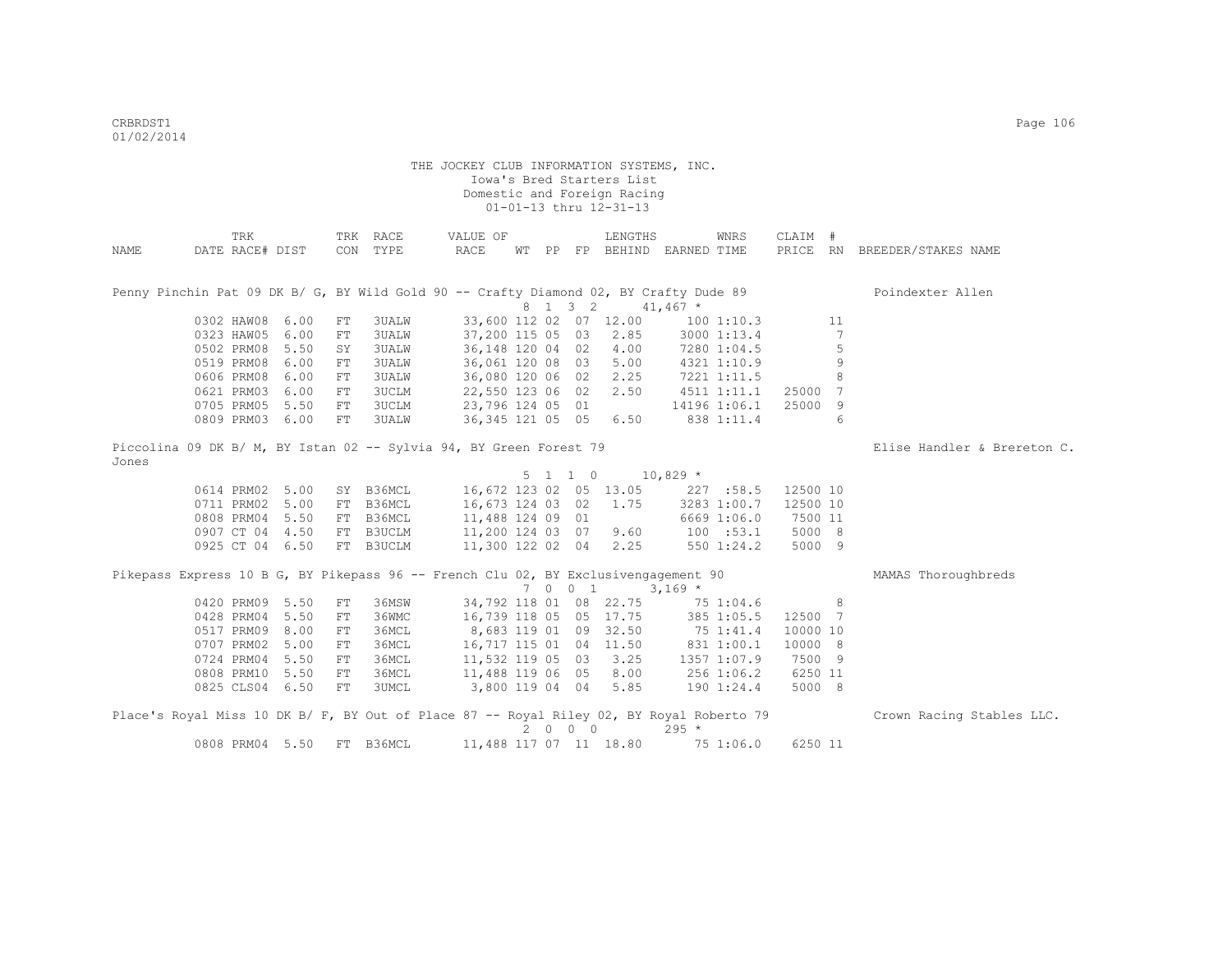THE JOCKEY CLUB INFORMATION SYSTEMS, INC.
Iowa's Bred Starters List
Domestic and Foreign Racing
01-01-13 thru 12-31-13

| NAME | TRK DATE | RACE# | DIST | TRK CON | RACE TYPE | VALUE OF RACE | WT | PP | FP | LENGTHS BEHIND | EARNED | WNRS TIME | CLAIM PRICE | # RN | BREEDER/STAKES NAME |
|---|---|---|---|---|---|---|---|---|---|---|---|---|---|---|---|
| Penny Pinchin Pat 09 DK B/ G, BY Wild Gold 90 -- Crafty Diamond 02, BY Crafty Dude 89 | | | | | | | 8 | 1 | 3 2 | | 41,467 * | | | | Poindexter Allen |
| | 0302 | HAW08 | 6.00 | FT | 3UALW | 33,600 | 112 | 02 | 07 | 12.00 | 100 | 1:10.3 | | 11 | |
| | 0323 | HAW05 | 6.00 | FT | 3UALW | 37,200 | 115 | 05 | 03 | 2.85 | 3000 | 1:13.4 | | 7 | |
| | 0502 | PRM08 | 5.50 | SY | 3UALW | 36,148 | 120 | 04 | 02 | 4.00 | 7280 | 1:04.5 | | 5 | |
| | 0519 | PRM08 | 6.00 | FT | 3UALW | 36,061 | 120 | 08 | 03 | 5.00 | 4321 | 1:10.9 | | 9 | |
| | 0606 | PRM08 | 6.00 | FT | 3UALW | 36,080 | 120 | 06 | 02 | 2.25 | 7221 | 1:11.5 | | 8 | |
| | 0621 | PRM03 | 6.00 | FT | 3UCLM | 22,550 | 123 | 06 | 02 | 2.50 | 4511 | 1:11.1 | 25000 | 7 | |
| | 0705 | PRM05 | 5.50 | FT | 3UCLM | 23,796 | 124 | 05 | 01 | | 14196 | 1:06.1 | 25000 | 9 | |
| | 0809 | PRM03 | 6.00 | FT | 3UALW | 36,345 | 121 | 05 | 05 | 6.50 | 838 | 1:11.4 | | 6 | |
| Piccolina 09 DK B/ M, BY Istan 02 -- Sylvia 94, BY Green Forest 79 | | | | | | | 5 | 1 | 1 0 | | 10,829 * | | | | Elise Handler & Brereton C. Jones |
| | 0614 | PRM02 | 5.00 | SY | B36MCL | 16,672 | 123 | 02 | 05 | 13.05 | 227 | :58.5 | 12500 | 10 | |
| | 0711 | PRM02 | 5.00 | FT | B36MCL | 16,673 | 124 | 03 | 02 | 1.75 | 3283 | 1:00.7 | 12500 | 10 | |
| | 0808 | PRM04 | 5.50 | FT | B36MCL | 11,488 | 124 | 09 | 01 | | 6669 | 1:06.0 | 7500 | 11 | |
| | 0907 | CT 04 | 4.50 | FT | B3UCLM | 11,200 | 124 | 03 | 07 | 9.60 | 100 | :53.1 | 5000 | 8 | |
| | 0925 | CT 04 | 6.50 | FT | B3UCLM | 11,300 | 122 | 02 | 04 | 2.25 | 550 | 1:24.2 | 5000 | 9 | |
| Pikepass Express 10 B G, BY Pikepass 96 -- French Clu 02, BY Exclusivengagement 90 | | | | | | | 7 | 0 | 0 1 | | 3,169 * | | | | MAMAS Thoroughbreds |
| | 0420 | PRM09 | 5.50 | FT | 36MSW | 34,792 | 118 | 01 | 08 | 22.75 | 75 | 1:04.6 | | 8 | |
| | 0428 | PRM04 | 5.50 | FT | 36WMC | 16,739 | 118 | 05 | 05 | 17.75 | 385 | 1:05.5 | 12500 | 7 | |
| | 0517 | PRM09 | 8.00 | FT | 36MCL | 8,683 | 119 | 01 | 09 | 32.50 | 75 | 1:41.4 | 10000 | 10 | |
| | 0707 | PRM02 | 5.00 | FT | 36MCL | 16,717 | 115 | 01 | 04 | 11.50 | 831 | 1:00.1 | 10000 | 8 | |
| | 0724 | PRM04 | 5.50 | FT | 36MCL | 11,532 | 119 | 05 | 03 | 3.25 | 1357 | 1:07.9 | 7500 | 9 | |
| | 0808 | PRM10 | 5.50 | FT | 36MCL | 11,488 | 119 | 06 | 05 | 8.00 | 256 | 1:06.2 | 6250 | 11 | |
| | 0825 | CLS04 | 6.50 | FT | 3UMCL | 3,800 | 119 | 04 | 04 | 5.85 | 190 | 1:24.4 | 5000 | 8 | |
| Place's Royal Miss 10 DK B/ F, BY Out of Place 87 -- Royal Riley 02, BY Royal Roberto 79 | | | | | | | 2 | 0 | 0 0 | | 295 * | | | | Crown Racing Stables LLC. |
| | 0808 | PRM04 | 5.50 | FT | B36MCL | 11,488 | 117 | 07 | 11 | 18.80 | 75 | 1:06.0 | 6250 | 11 | |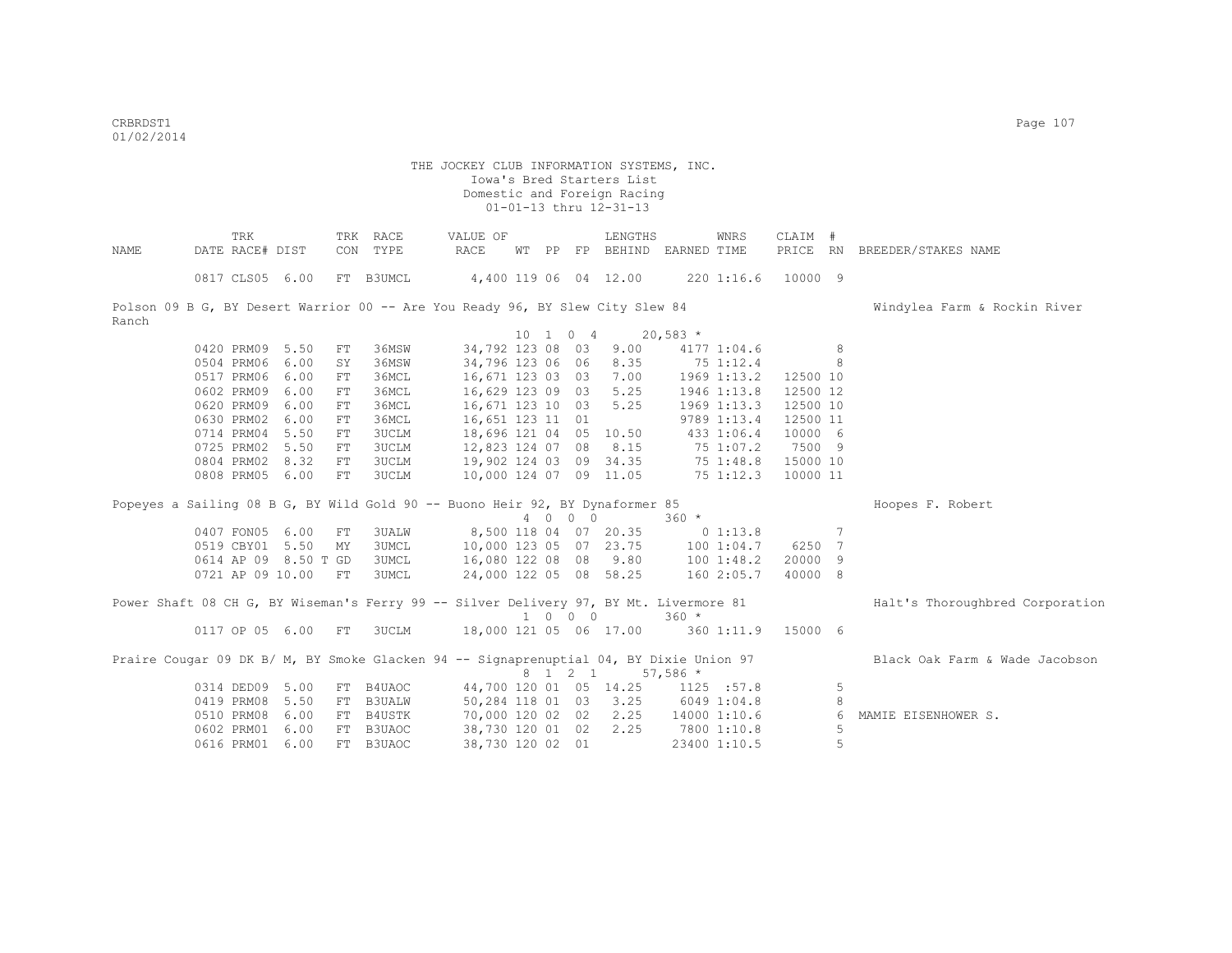THE JOCKEY CLUB INFORMATION SYSTEMS, INC.
Iowa's Bred Starters List
Domestic and Foreign Racing
01-01-13 thru 12-31-13

| NAME | TRK DATE | RACE# | DIST | TRK CON | RACE TYPE | VALUE OF RACE | WT | PP | FP | LENGTHS BEHIND | EARNED | WNRS TIME | CLAIM PRICE | # RN | BREEDER/STAKES NAME |
|---|---|---|---|---|---|---|---|---|---|---|---|---|---|---|---|
| | 0817 | CLS05 | 6.00 | FT | B3UMCL | 4,400 | 119 | 06 | 04 | 12.00 | 220 | 1:16.6 | 10000 | 9 | |
| Polson 09 B G, BY Desert Warrior 00 -- Are You Ready 96, BY Slew City Slew 84 | | | | | | | 10 | 1 | 0 4 | | 20,583 * | | | | Windylea Farm & Rockin River Ranch |
| | 0420 | PRM09 | 5.50 | FT | 36MSW | 34,792 | 123 | 08 | 03 | 9.00 | 4177 | 1:04.6 | | 8 | |
| | 0504 | PRM06 | 6.00 | SY | 36MSW | 34,796 | 123 | 06 | 06 | 8.35 | 75 | 1:12.4 | | 8 | |
| | 0517 | PRM06 | 6.00 | FT | 36MCL | 16,671 | 123 | 03 | 03 | 7.00 | 1969 | 1:13.2 | 12500 | 10 | |
| | 0602 | PRM09 | 6.00 | FT | 36MCL | 16,629 | 123 | 09 | 03 | 5.25 | 1946 | 1:13.8 | 12500 | 12 | |
| | 0620 | PRM09 | 6.00 | FT | 36MCL | 16,671 | 123 | 10 | 03 | 5.25 | 1969 | 1:13.3 | 12500 | 10 | |
| | 0630 | PRM02 | 6.00 | FT | 36MCL | 16,651 | 123 | 11 | 01 | | 9789 | 1:13.4 | 12500 | 11 | |
| | 0714 | PRM04 | 5.50 | FT | 3UCLM | 18,696 | 121 | 04 | 05 | 10.50 | 433 | 1:06.4 | 10000 | 6 | |
| | 0725 | PRM02 | 5.50 | FT | 3UCLM | 12,823 | 124 | 07 | 08 | 8.15 | 75 | 1:07.2 | 7500 | 9 | |
| | 0804 | PRM02 | 8.32 | FT | 3UCLM | 19,902 | 124 | 03 | 09 | 34.35 | 75 | 1:48.8 | 15000 | 10 | |
| | 0808 | PRM05 | 6.00 | FT | 3UCLM | 10,000 | 124 | 07 | 09 | 11.05 | 75 | 1:12.3 | 10000 | 11 | |
| Popeyes a Sailing 08 B G, BY Wild Gold 90 -- Buono Heir 92, BY Dynaformer 85 | | | | | | | 4 | 0 | 0 0 | | 360 * | | | | Hoopes F. Robert |
| | 0407 | FON05 | 6.00 | FT | 3UALW | 8,500 | 118 | 04 | 07 | 20.35 | 0 | 1:13.8 | | 7 | |
| | 0519 | CBY01 | 5.50 | MY | 3UMCL | 10,000 | 123 | 05 | 07 | 23.75 | 100 | 1:04.7 | 6250 | 7 | |
| | 0614 | AP 09 | 8.50 T | GD | 3UMCL | 16,080 | 122 | 08 | 08 | 9.80 | 100 | 1:48.2 | 20000 | 9 | |
| | 0721 | AP 09 | 10.00 | FT | 3UMCL | 24,000 | 122 | 05 | 08 | 58.25 | 160 | 2:05.7 | 40000 | 8 | |
| Power Shaft 08 CH G, BY Wiseman's Ferry 99 -- Silver Delivery 97, BY Mt. Livermore 81 | | | | | | | 1 | 0 | 0 0 | | 360 * | | | | Halt's Thoroughbred Corporation |
| | 0117 | OP 05 | 6.00 | FT | 3UCLM | 18,000 | 121 | 05 | 06 | 17.00 | 360 | 1:11.9 | 15000 | 6 | |
| Praire Cougar 09 DK B/ M, BY Smoke Glacken 94 -- Signaprenuptial 04, BY Dixie Union 97 | | | | | | | 8 | 1 | 2 1 | | 57,586 * | | | | Black Oak Farm & Wade Jacobson |
| | 0314 | DED09 | 5.00 | FT | B4UAOC | 44,700 | 120 | 01 | 05 | 14.25 | 1125 | :57.8 | | 5 | |
| | 0419 | PRM08 | 5.50 | FT | B3UALW | 50,284 | 118 | 01 | 03 | 3.25 | 6049 | 1:04.8 | | 8 | |
| | 0510 | PRM08 | 6.00 | FT | B4USTK | 70,000 | 120 | 02 | 02 | 2.25 | 14000 | 1:10.6 | | 6 | MAMIE EISENHOWER S. |
| | 0602 | PRM01 | 6.00 | FT | B3UAOC | 38,730 | 120 | 01 | 02 | 2.25 | 7800 | 1:10.8 | | 5 | |
| | 0616 | PRM01 | 6.00 | FT | B3UAOC | 38,730 | 120 | 02 | 01 | | 23400 | 1:10.5 | | 5 | |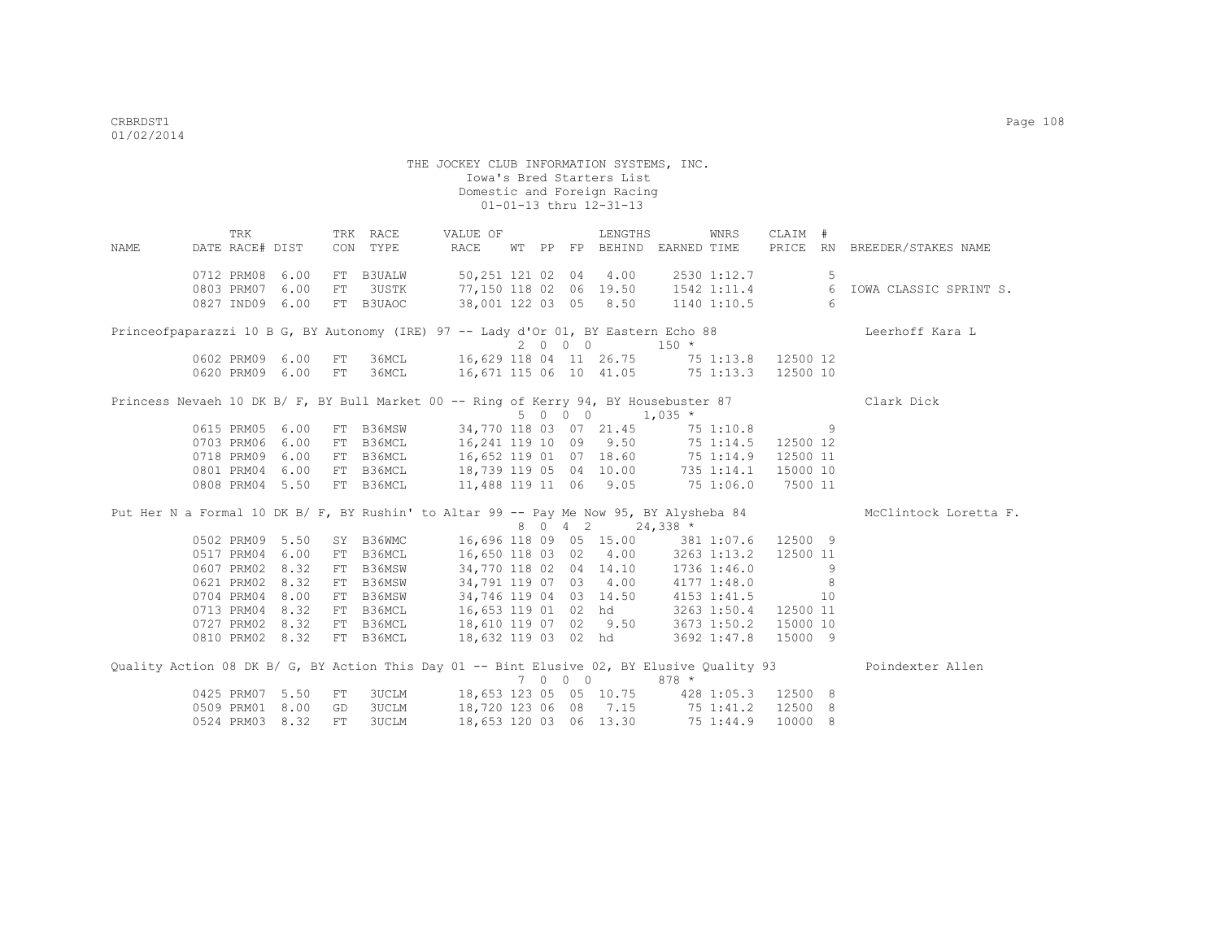THE JOCKEY CLUB INFORMATION SYSTEMS, INC.
Iowa's Bred Starters List
Domestic and Foreign Racing
01-01-13 thru 12-31-13

| NAME | TRK DATE | RACE# | DIST | TRK CON | RACE TYPE | VALUE OF RACE | WT | PP | FP | LENGTHS BEHIND | EARNED | WNRS TIME | CLAIM PRICE | # RN | BREEDER/STAKES NAME |
|---|---|---|---|---|---|---|---|---|---|---|---|---|---|---|---|
| | 0712 | PRM08 | 6.00 | FT | B3UALW | 50,251 | 121 | 02 | 04 | 4.00 | 2530 | 1:12.7 | | 5 | |
| | 0803 | PRM07 | 6.00 | FT | 3USTK | 77,150 | 118 | 02 | 06 | 19.50 | 1542 | 1:11.4 | | 6 | IOWA CLASSIC SPRINT S. |
| | 0827 | IND09 | 6.00 | FT | B3UAOC | 38,001 | 122 | 03 | 05 | 8.50 | 1140 | 1:10.5 | | 6 | |
| Princeofpaparazzi 10 B G, BY Autonomy (IRE) 97 -- Lady d'Or 01, BY Eastern Echo 88 | | | | | | | 2 | 0 | 0 | 0 | 150 * | | | | Leerhoff Kara L |
| | 0602 | PRM09 | 6.00 | FT | 36MCL | 16,629 | 118 | 04 | 11 | 26.75 | 75 | 1:13.8 | 12500 | 12 | |
| | 0620 | PRM09 | 6.00 | FT | 36MCL | 16,671 | 115 | 06 | 10 | 41.05 | 75 | 1:13.3 | 12500 | 10 | |
| Princess Nevaeh 10 DK B/ F, BY Bull Market 00 -- Ring of Kerry 94, BY Housebuster 87 | | | | | | | 5 | 0 | 0 | 0 | 1,035 * | | | | Clark Dick |
| | 0615 | PRM05 | 6.00 | FT | B36MSW | 34,770 | 118 | 03 | 07 | 21.45 | 75 | 1:10.8 | | 9 | |
| | 0703 | PRM06 | 6.00 | FT | B36MCL | 16,241 | 119 | 10 | 09 | 9.50 | 75 | 1:14.5 | 12500 | 12 | |
| | 0718 | PRM09 | 6.00 | FT | B36MCL | 16,652 | 119 | 01 | 07 | 18.60 | 75 | 1:14.9 | 12500 | 11 | |
| | 0801 | PRM04 | 6.00 | FT | B36MCL | 18,739 | 119 | 05 | 04 | 10.00 | 735 | 1:14.1 | 15000 | 10 | |
| | 0808 | PRM04 | 5.50 | FT | B36MCL | 11,488 | 119 | 11 | 06 | 9.05 | 75 | 1:06.0 | 7500 | 11 | |
| Put Her N a Formal 10 DK B/ F, BY Rushin' to Altar 99 -- Pay Me Now 95, BY Alysheba 84 | | | | | | | 8 | 0 | 4 | 2 | 24,338 * | | | | McClintock Loretta F. |
| | 0502 | PRM09 | 5.50 | SY | B36WMC | 16,696 | 118 | 09 | 05 | 15.00 | 381 | 1:07.6 | 12500 | 9 | |
| | 0517 | PRM04 | 6.00 | FT | B36MCL | 16,650 | 118 | 03 | 02 | 4.00 | 3263 | 1:13.2 | 12500 | 11 | |
| | 0607 | PRM02 | 8.32 | FT | B36MSW | 34,770 | 118 | 02 | 04 | 14.10 | 1736 | 1:46.0 | | 9 | |
| | 0621 | PRM02 | 8.32 | FT | B36MSW | 34,791 | 119 | 07 | 03 | 4.00 | 4177 | 1:48.0 | | 8 | |
| | 0704 | PRM04 | 8.00 | FT | B36MSW | 34,746 | 119 | 04 | 03 | 14.50 | 4153 | 1:41.5 | | 10 | |
| | 0713 | PRM04 | 8.32 | FT | B36MCL | 16,653 | 119 | 01 | 02 | hd | 3263 | 1:50.4 | 12500 | 11 | |
| | 0727 | PRM02 | 8.32 | FT | B36MCL | 18,610 | 119 | 07 | 02 | 9.50 | 3673 | 1:50.2 | 15000 | 10 | |
| | 0810 | PRM02 | 8.32 | FT | B36MCL | 18,632 | 119 | 03 | 02 | hd | 3692 | 1:47.8 | 15000 | 9 | |
| Quality Action 08 DK B/ G, BY Action This Day 01 -- Bint Elusive 02, BY Elusive Quality 93 | | | | | | | 7 | 0 | 0 | 0 | 878 * | | | | Poindexter Allen |
| | 0425 | PRM07 | 5.50 | FT | 3UCLM | 18,653 | 123 | 05 | 05 | 10.75 | 428 | 1:05.3 | 12500 | 8 | |
| | 0509 | PRM01 | 8.00 | GD | 3UCLM | 18,720 | 123 | 06 | 08 | 7.15 | 75 | 1:41.2 | 12500 | 8 | |
| | 0524 | PRM03 | 8.32 | FT | 3UCLM | 18,653 | 120 | 03 | 06 | 13.30 | 75 | 1:44.9 | 10000 | 8 | |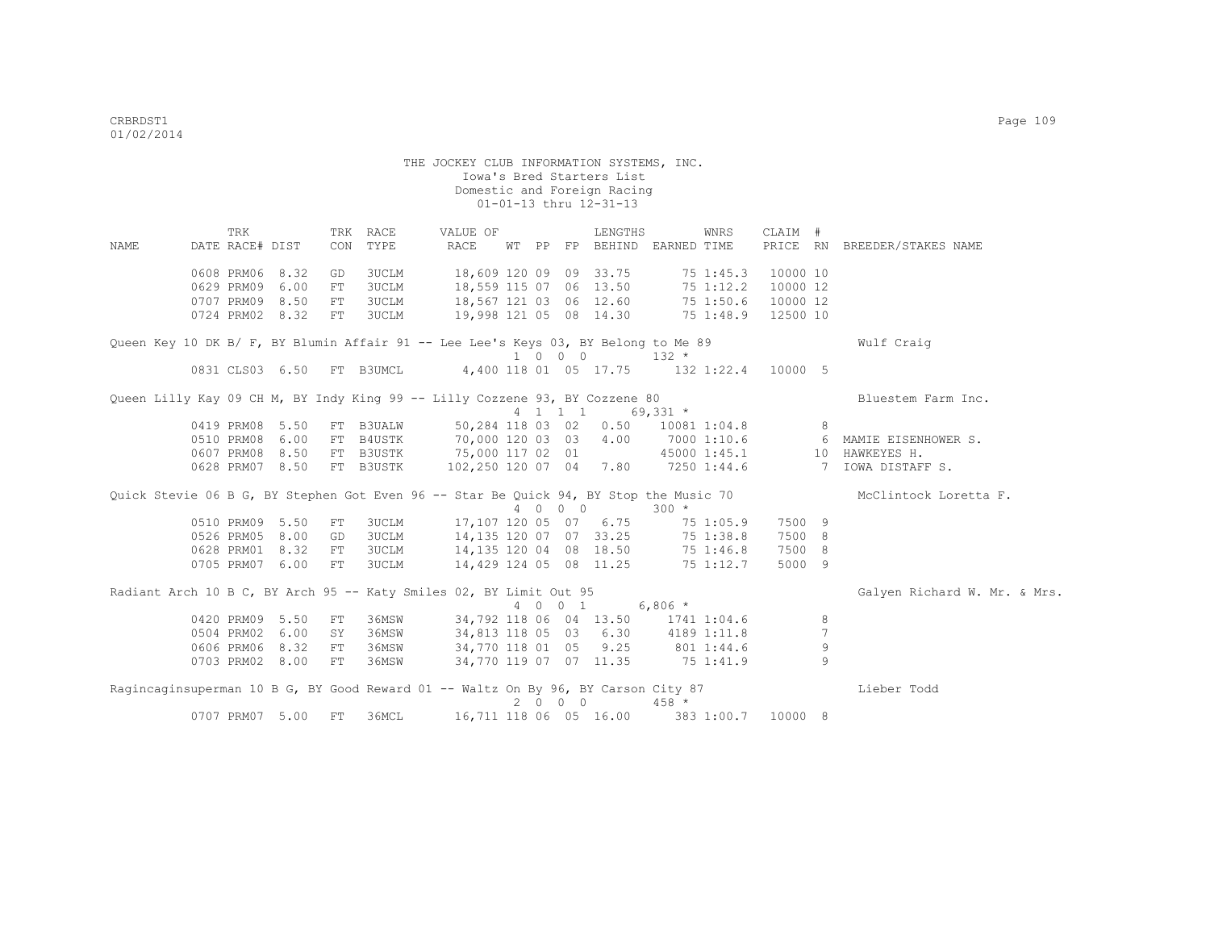THE JOCKEY CLUB INFORMATION SYSTEMS, INC.
Iowa's Bred Starters List
Domestic and Foreign Racing
01-01-13 thru 12-31-13

| NAME | TRK DATE | RACE# | DIST | TRK CON | RACE TYPE | VALUE OF RACE | WT | PP | FP | LENGTHS BEHIND | EARNED | WNRS TIME | CLAIM PRICE | # RN | BREEDER/STAKES NAME |
|---|---|---|---|---|---|---|---|---|---|---|---|---|---|---|---|
| | 0608 | PRM06 | 8.32 | GD | 3UCLM | 18,609 | 120 | 09 | 09 | 33.75 | 75 | 1:45.3 | 10000 | 10 | |
| | 0629 | PRM09 | 6.00 | FT | 3UCLM | 18,559 | 115 | 07 | 06 | 13.50 | 75 | 1:12.2 | 10000 | 12 | |
| | 0707 | PRM09 | 8.50 | FT | 3UCLM | 18,567 | 121 | 03 | 06 | 12.60 | 75 | 1:50.6 | 10000 | 12 | |
| | 0724 | PRM02 | 8.32 | FT | 3UCLM | 19,998 | 121 | 05 | 08 | 14.30 | 75 | 1:48.9 | 12500 | 10 | |
| Queen Key 10 DK B/ F, BY Blumin Affair 91 -- Lee Lee's Keys 03, BY Belong to Me 89 | | | | | | | 1 | 0 0 | 0 | | 132 * | | | | Wulf Craig |
| | 0831 | CLS03 | 6.50 | FT | B3UMCL | 4,400 | 118 | 01 | 05 | 17.75 | 132 | 1:22.4 | 10000 | 5 | |
| Queen Lilly Kay 09 CH M, BY Indy King 99 -- Lilly Cozzene 93, BY Cozzene 80 | | | | | | | 4 | 1 1 | 1 | | 69,331 * | | | | Bluestem Farm Inc. |
| | 0419 | PRM08 | 5.50 | FT | B3UALW | 50,284 | 118 | 03 | 02 | 0.50 | 10081 | 1:04.8 | | 8 | |
| | 0510 | PRM08 | 6.00 | FT | B4USTK | 70,000 | 120 | 03 | 03 | 4.00 | 7000 | 1:10.6 | | 6 | MAMIE EISENHOWER S. |
| | 0607 | PRM08 | 8.50 | FT | B3USTK | 75,000 | 117 | 02 | 01 | | 45000 | 1:45.1 | | 10 | HAWKEYES H. |
| | 0628 | PRM07 | 8.50 | FT | B3USTK | 102,250 | 120 | 07 | 04 | 7.80 | 7250 | 1:44.6 | | 7 | IOWA DISTAFF S. |
| Quick Stevie 06 B G, BY Stephen Got Even 96 -- Star Be Quick 94, BY Stop the Music 70 | | | | | | | 4 | 0 0 | 0 | | 300 * | | | | McClintock Loretta F. |
| | 0510 | PRM09 | 5.50 | FT | 3UCLM | 17,107 | 120 | 05 | 07 | 6.75 | 75 | 1:05.9 | 7500 | 9 | |
| | 0526 | PRM05 | 8.00 | GD | 3UCLM | 14,135 | 120 | 07 | 07 | 33.25 | 75 | 1:38.8 | 7500 | 8 | |
| | 0628 | PRM01 | 8.32 | FT | 3UCLM | 14,135 | 120 | 04 | 08 | 18.50 | 75 | 1:46.8 | 7500 | 8 | |
| | 0705 | PRM07 | 6.00 | FT | 3UCLM | 14,429 | 124 | 05 | 08 | 11.25 | 75 | 1:12.7 | 5000 | 9 | |
| Radiant Arch 10 B C, BY Arch 95 -- Katy Smiles 02, BY Limit Out 95 | | | | | | | 4 | 0 0 | 1 | | 6,806 * | | | | Galyen Richard W. Mr. & Mrs. |
| | 0420 | PRM09 | 5.50 | FT | 36MSW | 34,792 | 118 | 06 | 04 | 13.50 | 1741 | 1:04.6 | | 8 | |
| | 0504 | PRM02 | 6.00 | SY | 36MSW | 34,813 | 118 | 05 | 03 | 6.30 | 4189 | 1:11.8 | | 7 | |
| | 0606 | PRM06 | 8.32 | FT | 36MSW | 34,770 | 118 | 01 | 05 | 9.25 | 801 | 1:44.6 | | 9 | |
| | 0703 | PRM02 | 8.00 | FT | 36MSW | 34,770 | 119 | 07 | 07 | 11.35 | 75 | 1:41.9 | | 9 | |
| Ragincaginsuperman 10 B G, BY Good Reward 01 -- Waltz On By 96, BY Carson City 87 | | | | | | | 2 | 0 0 | 0 | | 458 * | | | | Lieber Todd |
| | 0707 | PRM07 | 5.00 | FT | 36MCL | 16,711 | 118 | 06 | 05 | 16.00 | 383 | 1:00.7 | 10000 | 8 | |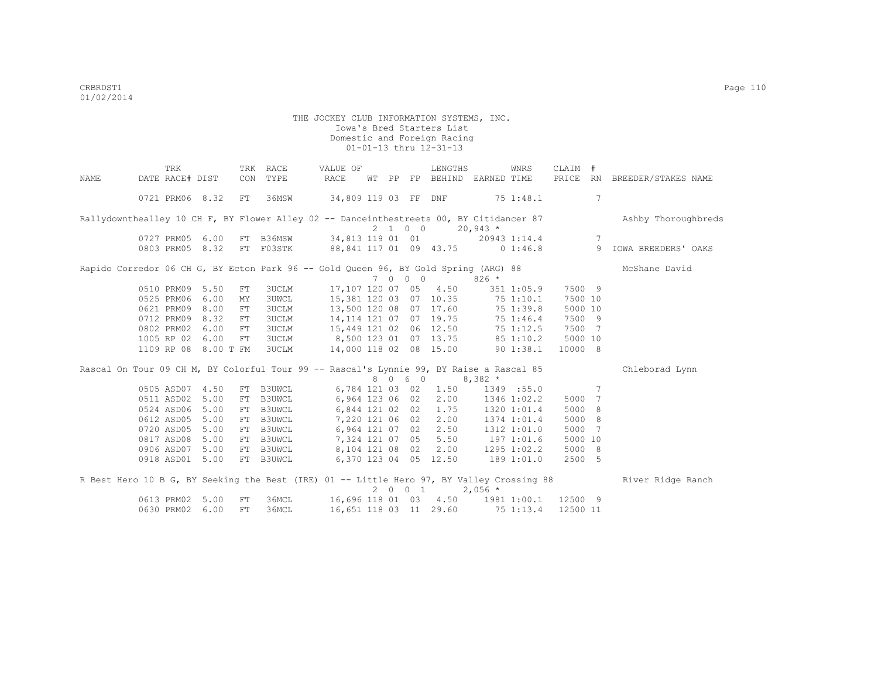THE JOCKEY CLUB INFORMATION SYSTEMS, INC.
Iowa's Bred Starters List
Domestic and Foreign Racing
01-01-13 thru 12-31-13

| NAME | TRK DATE | RACE# | TRK DIST | CON | RACE TYPE | VALUE OF RACE | WT | PP | FP | LENGTHS BEHIND | EARNED | WNRS TIME | CLAIM PRICE | # RN | BREEDER/STAKES NAME |
|---|---|---|---|---|---|---|---|---|---|---|---|---|---|---|---|
| | 0721 | PRM06 | 8.32 | FT | 36MSW | 34,809 | 119 | 03 | FF | DNF | 75 | 1:48.1 | | 7 | |
| Rallydownthealley 10 CH F, BY Flower Alley 02 -- Danceinthestreets 00, BY Citidancer 87 | | | | | | | 2 1 0 0 | | | | 20,943 * | | | | Ashby Thoroughbreds |
| | 0727 | PRM05 | 6.00 | FT | B36MSW | 34,813 | 119 | 01 | 01 | | 20943 | 1:14.4 | | 7 | |
| | 0803 | PRM05 | 8.32 | FT | F03STK | 88,841 | 117 | 01 | 09 | 43.75 | 0 | 1:46.8 | | 9 | IOWA BREEDERS' OAKS |
| Rapido Corredor 06 CH G, BY Ecton Park 96 -- Gold Queen 96, BY Gold Spring (ARG) 88 | | | | | | | 7 0 0 0 | | | | 826 * | | | | McShane David |
| | 0510 | PRM09 | 5.50 | FT | 3UCLM | 17,107 | 120 | 07 | 05 | 4.50 | 351 | 1:05.9 | 7500 | 9 | |
| | 0525 | PRM06 | 6.00 | MY | 3UWCL | 15,381 | 120 | 03 | 07 | 10.35 | 75 | 1:10.1 | 7500 | 10 | |
| | 0621 | PRM09 | 8.00 | FT | 3UCLM | 13,500 | 120 | 08 | 07 | 17.60 | 75 | 1:39.8 | 5000 | 10 | |
| | 0712 | PRM09 | 8.32 | FT | 3UCLM | 14,114 | 121 | 07 | 07 | 19.75 | 75 | 1:46.4 | 7500 | 9 | |
| | 0802 | PRM02 | 6.00 | FT | 3UCLM | 15,449 | 121 | 02 | 06 | 12.50 | 75 | 1:12.5 | 7500 | 7 | |
| | 1005 | RP 02 | 6.00 | FT | 3UCLM | 8,500 | 123 | 01 | 07 | 13.75 | 85 | 1:10.2 | 5000 | 10 | |
| | 1109 | RP 08 | 8.00 T | FM | 3UCLM | 14,000 | 118 | 02 | 08 | 15.00 | 90 | 1:38.1 | 10000 | 8 | |
| Rascal On Tour 09 CH M, BY Colorful Tour 99 -- Rascal's Lynnie 99, BY Raise a Rascal 85 | | | | | | | 8 0 6 0 | | | | 8,382 * | | | | Chleborad Lynn |
| | 0505 | ASD07 | 4.50 | FT | B3UWCL | 6,784 | 121 | 03 | 02 | 1.50 | 1349 | :55.0 | | 7 | |
| | 0511 | ASD02 | 5.00 | FT | B3UWCL | 6,964 | 123 | 06 | 02 | 2.00 | 1346 | 1:02.2 | 5000 | 7 | |
| | 0524 | ASD06 | 5.00 | FT | B3UWCL | 6,844 | 121 | 02 | 02 | 1.75 | 1320 | 1:01.4 | 5000 | 8 | |
| | 0612 | ASD05 | 5.00 | FT | B3UWCL | 7,220 | 121 | 06 | 02 | 2.00 | 1374 | 1:01.4 | 5000 | 8 | |
| | 0720 | ASD05 | 5.00 | FT | B3UWCL | 6,964 | 121 | 07 | 02 | 2.50 | 1312 | 1:01.0 | 5000 | 7 | |
| | 0817 | ASD08 | 5.00 | FT | B3UWCL | 7,324 | 121 | 07 | 05 | 5.50 | 197 | 1:01.6 | 5000 | 10 | |
| | 0906 | ASD07 | 5.00 | FT | B3UWCL | 8,104 | 121 | 08 | 02 | 2.00 | 1295 | 1:02.2 | 5000 | 8 | |
| | 0918 | ASD01 | 5.00 | FT | B3UWCL | 6,370 | 123 | 04 | 05 | 12.50 | 189 | 1:01.0 | 2500 | 5 | |
| R Best Hero 10 B G, BY Seeking the Best (IRE) 01 -- Little Hero 97, BY Valley Crossing 88 | | | | | | | 2 0 0 1 | | | | 2,056 * | | | | River Ridge Ranch |
| | 0613 | PRM02 | 5.00 | FT | 36MCL | 16,696 | 118 | 01 | 03 | 4.50 | 1981 | 1:00.1 | 12500 | 9 | |
| | 0630 | PRM02 | 6.00 | FT | 36MCL | 16,651 | 118 | 03 | 11 | 29.60 | 75 | 1:13.4 | 12500 | 11 | |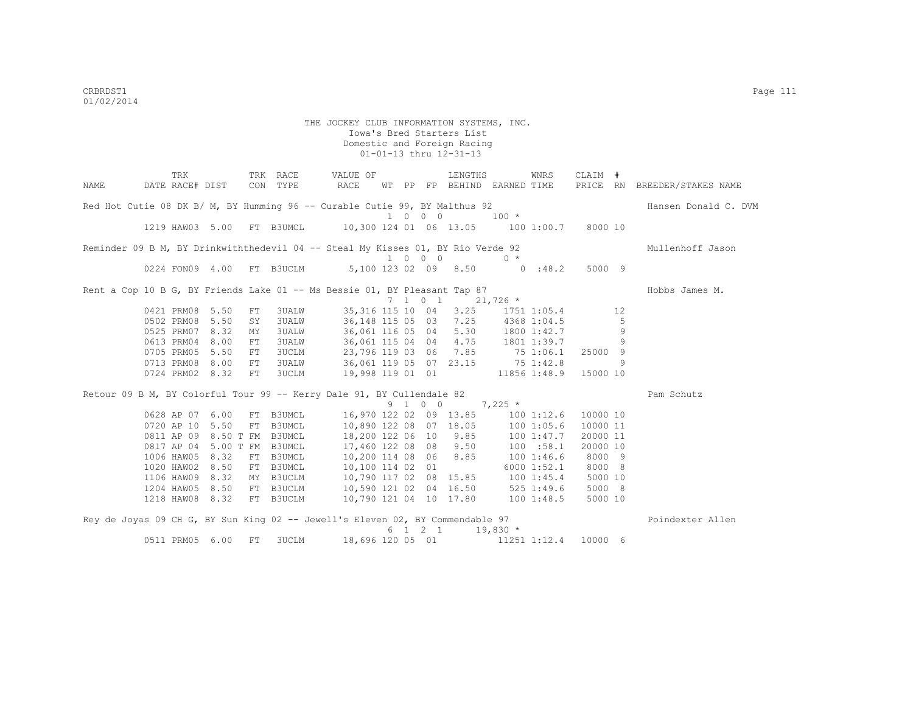THE JOCKEY CLUB INFORMATION SYSTEMS, INC.
Iowa's Bred Starters List
Domestic and Foreign Racing
01-01-13 thru 12-31-13

| NAME | TRK DATE | RACE# | TRK DIST | CON | RACE TYPE | VALUE OF RACE | WT | PP | FP | LENGTHS BEHIND | EARNED | WNRS TIME | CLAIM PRICE | # RN | BREEDER/STAKES NAME |
|---|---|---|---|---|---|---|---|---|---|---|---|---|---|---|---|
| Red Hot Cutie 08 DK B/ M, BY Humming 96 -- Curable Cutie 99, BY Malthus 92 | | | | | | | 1 | 0 | 0 0 | | 100 * | | | | Hansen Donald C. DVM |
| | 1219 | HAW03 | 5.00 | FT | B3UMCL | 10,300 | 124 | 01 | 06 | 13.05 | 100 | 1:00.7 | 8000 | 10 | |
| Reminder 09 B M, BY Drinkwiththedevil 04 -- Steal My Kisses 01, BY Rio Verde 92 | | | | | | | 1 | 0 | 0 0 | | 0 * | | | | Mullenhoff Jason |
| | 0224 | FON09 | 4.00 | FT | B3UCLM | 5,100 | 123 | 02 | 09 | 8.50 | 0 | :48.2 | 5000 | 9 | |
| Rent a Cop 10 B G, BY Friends Lake 01 -- Ms Bessie 01, BY Pleasant Tap 87 | | | | | | | 7 | 1 | 0 1 | | 21,726 * | | | | Hobbs James M. |
| | 0421 | PRM08 | 5.50 | FT | 3UALW | 35,316 | 115 | 10 | 04 | 3.25 | 1751 | 1:05.4 | | 12 | |
| | 0502 | PRM08 | 5.50 | SY | 3UALW | 36,148 | 115 | 05 | 03 | 7.25 | 4368 | 1:04.5 | | 5 | |
| | 0525 | PRM07 | 8.32 | MY | 3UALW | 36,061 | 116 | 05 | 04 | 5.30 | 1800 | 1:42.7 | | 9 | |
| | 0613 | PRM04 | 8.00 | FT | 3UALW | 36,061 | 115 | 04 | 04 | 4.75 | 1801 | 1:39.7 | | 9 | |
| | 0705 | PRM05 | 5.50 | FT | 3UCLM | 23,796 | 119 | 03 | 06 | 7.85 | 75 | 1:06.1 | 25000 | 9 | |
| | 0713 | PRM08 | 8.00 | FT | 3UALW | 36,061 | 119 | 05 | 07 | 23.15 | 75 | 1:42.8 | | 9 | |
| | 0724 | PRM02 | 8.32 | FT | 3UCLM | 19,998 | 119 | 01 | 01 | | 11856 | 1:48.9 | 15000 | 10 | |
| Retour 09 B M, BY Colorful Tour 99 -- Kerry Dale 91, BY Cullendale 82 | | | | | | | 9 | 1 | 0 0 | | 7,225 * | | | | Pam Schutz |
| | 0628 | AP 07 | 6.00 | FT | B3UMCL | 16,970 | 122 | 02 | 09 | 13.85 | 100 | 1:12.6 | 10000 | 10 | |
| | 0720 | AP 10 | 5.50 | FT | B3UMCL | 10,890 | 122 | 08 | 07 | 18.05 | 100 | 1:05.6 | 10000 | 11 | |
| | 0811 | AP 09 | 8.50 T | FM | B3UMCL | 18,200 | 122 | 06 | 10 | 9.85 | 100 | 1:47.7 | 20000 | 11 | |
| | 0817 | AP 04 | 5.00 T | FM | B3UMCL | 17,460 | 122 | 08 | 08 | 9.50 | 100 | :58.1 | 20000 | 10 | |
| | 1006 | HAW05 | 8.32 | FT | B3UMCL | 10,200 | 114 | 08 | 06 | 8.85 | 100 | 1:46.6 | 8000 | 9 | |
| | 1020 | HAW02 | 8.50 | FT | B3UMCL | 10,100 | 114 | 02 | 01 | | 6000 | 1:52.1 | 8000 | 8 | |
| | 1106 | HAW09 | 8.32 | MY | B3UCLM | 10,790 | 117 | 02 | 08 | 15.85 | 100 | 1:45.4 | 5000 | 10 | |
| | 1204 | HAW05 | 8.50 | FT | B3UCLM | 10,590 | 121 | 02 | 04 | 16.50 | 525 | 1:49.6 | 5000 | 8 | |
| | 1218 | HAW08 | 8.32 | FT | B3UCLM | 10,790 | 121 | 04 | 10 | 17.80 | 100 | 1:48.5 | 5000 | 10 | |
| Rey de Joyas 09 CH G, BY Sun King 02 -- Jewell's Eleven 02, BY Commendable 97 | | | | | | | 6 | 1 | 2 1 | | 19,830 * | | | | Poindexter Allen |
| | 0511 | PRM05 | 6.00 | FT | 3UCLM | 18,696 | 120 | 05 | 01 | | 11251 | 1:12.4 | 10000 | 6 | |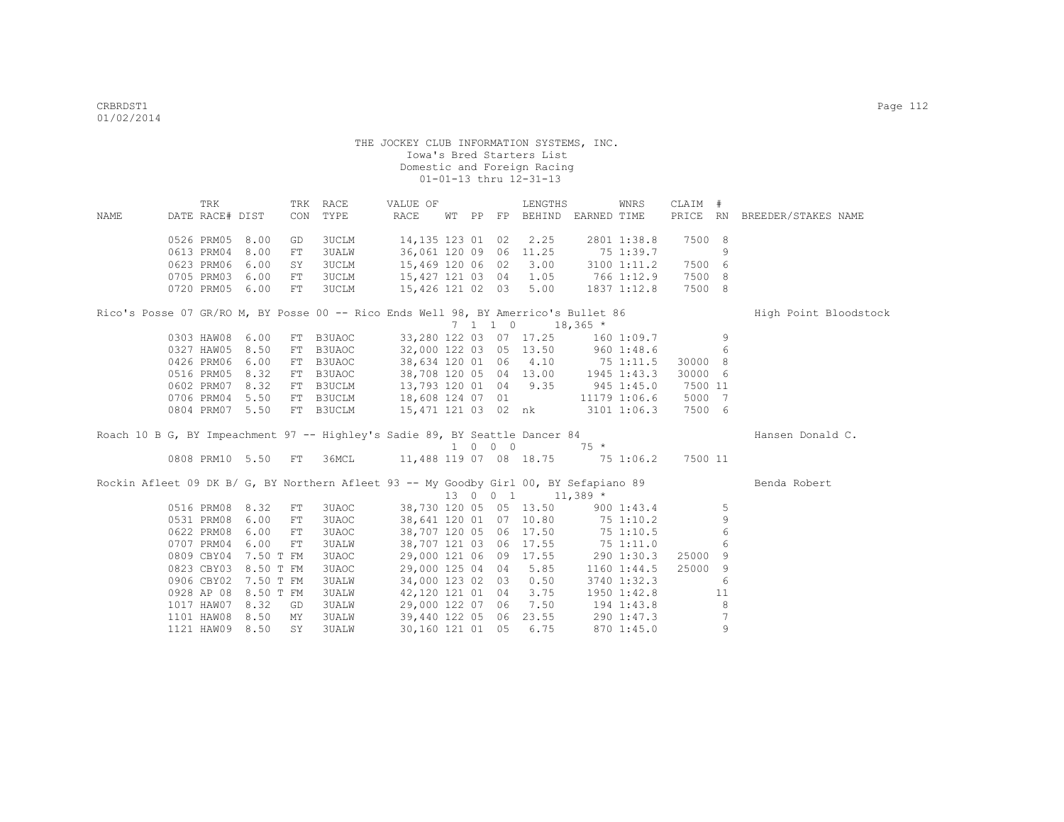THE JOCKEY CLUB INFORMATION SYSTEMS, INC.
Iowa's Bred Starters List
Domestic and Foreign Racing
01-01-13 thru 12-31-13

| NAME | TRK DATE | RACE# | DIST | TRK CON | RACE TYPE | VALUE OF RACE | WT | PP | FP | LENGTHS BEHIND | EARNED | WNRS TIME | CLAIM PRICE | # RN | BREEDER/STAKES NAME |
|---|---|---|---|---|---|---|---|---|---|---|---|---|---|---|---|
| | 0526 | PRM05 | 8.00 | GD | 3UCLM | 14,135 | 123 | 01 | 02 | 2.25 | 2801 | 1:38.8 | 7500 | 8 | |
| | 0613 | PRM04 | 8.00 | FT | 3UALW | 36,061 | 120 | 09 | 06 | 11.25 | 75 | 1:39.7 | | 9 | |
| | 0623 | PRM06 | 6.00 | SY | 3UCLM | 15,469 | 120 | 06 | 02 | 3.00 | 3100 | 1:11.2 | 7500 | 6 | |
| | 0705 | PRM03 | 6.00 | FT | 3UCLM | 15,427 | 121 | 03 | 04 | 1.05 | 766 | 1:12.9 | 7500 | 8 | |
| | 0720 | PRM05 | 6.00 | FT | 3UCLM | 15,426 | 121 | 02 | 03 | 5.00 | 1837 | 1:12.8 | 7500 | 8 | |
| Rico's Posse 07 GR/RO M, BY Posse 00 -- Rico Ends Well 98, BY Amerrico's Bullet 86 | | | | | | | 7 | 1 1 0 | | | 18,365 * | | | | High Point Bloodstock |
| | 0303 | HAW08 | 6.00 | FT | B3UAOC | 33,280 | 122 | 03 | 07 | 17.25 | 160 | 1:09.7 | | 9 | |
| | 0327 | HAW05 | 8.50 | FT | B3UAOC | 32,000 | 122 | 03 | 05 | 13.50 | 960 | 1:48.6 | | 6 | |
| | 0426 | PRM06 | 6.00 | FT | B3UAOC | 38,634 | 120 | 01 | 06 | 4.10 | 75 | 1:11.5 | 30000 | 8 | |
| | 0516 | PRM05 | 8.32 | FT | B3UAOC | 38,708 | 120 | 05 | 04 | 13.00 | 1945 | 1:43.3 | 30000 | 6 | |
| | 0602 | PRM07 | 8.32 | FT | B3UCLM | 13,793 | 120 | 01 | 04 | 9.35 | 945 | 1:45.0 | 7500 | 11 | |
| | 0706 | PRM04 | 5.50 | FT | B3UCLM | 18,608 | 124 | 07 | 01 | | 11179 | 1:06.6 | 5000 | 7 | |
| | 0804 | PRM07 | 5.50 | FT | B3UCLM | 15,471 | 121 | 03 | 02 | nk | 3101 | 1:06.3 | 7500 | 6 | |
| Roach 10 B G, BY Impeachment 97 -- Highley's Sadie 89, BY Seattle Dancer 84 | | | | | | | 1 | 0 0 0 | | | 75 * | | | | Hansen Donald C. |
| | 0808 | PRM10 | 5.50 | FT | 36MCL | 11,488 | 119 | 07 | 08 | 18.75 | 75 | 1:06.2 | 7500 | 11 | |
| Rockin Afleet 09 DK B/ G, BY Northern Afleet 93 -- My Goodby Girl 00, BY Sefapiano 89 | | | | | | | 13 | 0 0 1 | | | 11,389 * | | | | Benda Robert |
| | 0516 | PRM08 | 8.32 | FT | 3UAOC | 38,730 | 120 | 05 | 05 | 13.50 | 900 | 1:43.4 | | 5 | |
| | 0531 | PRM08 | 6.00 | FT | 3UAOC | 38,641 | 120 | 01 | 07 | 10.80 | 75 | 1:10.2 | | 9 | |
| | 0622 | PRM08 | 6.00 | FT | 3UAOC | 38,707 | 120 | 05 | 06 | 17.50 | 75 | 1:10.5 | | 6 | |
| | 0707 | PRM04 | 6.00 | FT | 3UALW | 38,707 | 121 | 03 | 06 | 17.55 | 75 | 1:11.0 | | 6 | |
| | 0809 | CBY04 | 7.50 T | FM | 3UAOC | 29,000 | 121 | 06 | 09 | 17.55 | 290 | 1:30.3 | 25000 | 9 | |
| | 0823 | CBY03 | 8.50 T | FM | 3UAOC | 29,000 | 125 | 04 | 04 | 5.85 | 1160 | 1:44.5 | 25000 | 9 | |
| | 0906 | CBY02 | 7.50 T | FM | 3UALW | 34,000 | 123 | 02 | 03 | 0.50 | 3740 | 1:32.3 | | 6 | |
| | 0928 | AP 08 | 8.50 T | FM | 3UALW | 42,120 | 121 | 01 | 04 | 3.75 | 1950 | 1:42.8 | | 11 | |
| | 1017 | HAW07 | 8.32 | GD | 3UALW | 29,000 | 122 | 07 | 06 | 7.50 | 194 | 1:43.8 | | 8 | |
| | 1101 | HAW08 | 8.50 | MY | 3UALW | 39,440 | 122 | 05 | 06 | 23.55 | 290 | 1:47.3 | | 7 | |
| | 1121 | HAW09 | 8.50 | SY | 3UALW | 30,160 | 121 | 01 | 05 | 6.75 | 870 | 1:45.0 | | 9 | |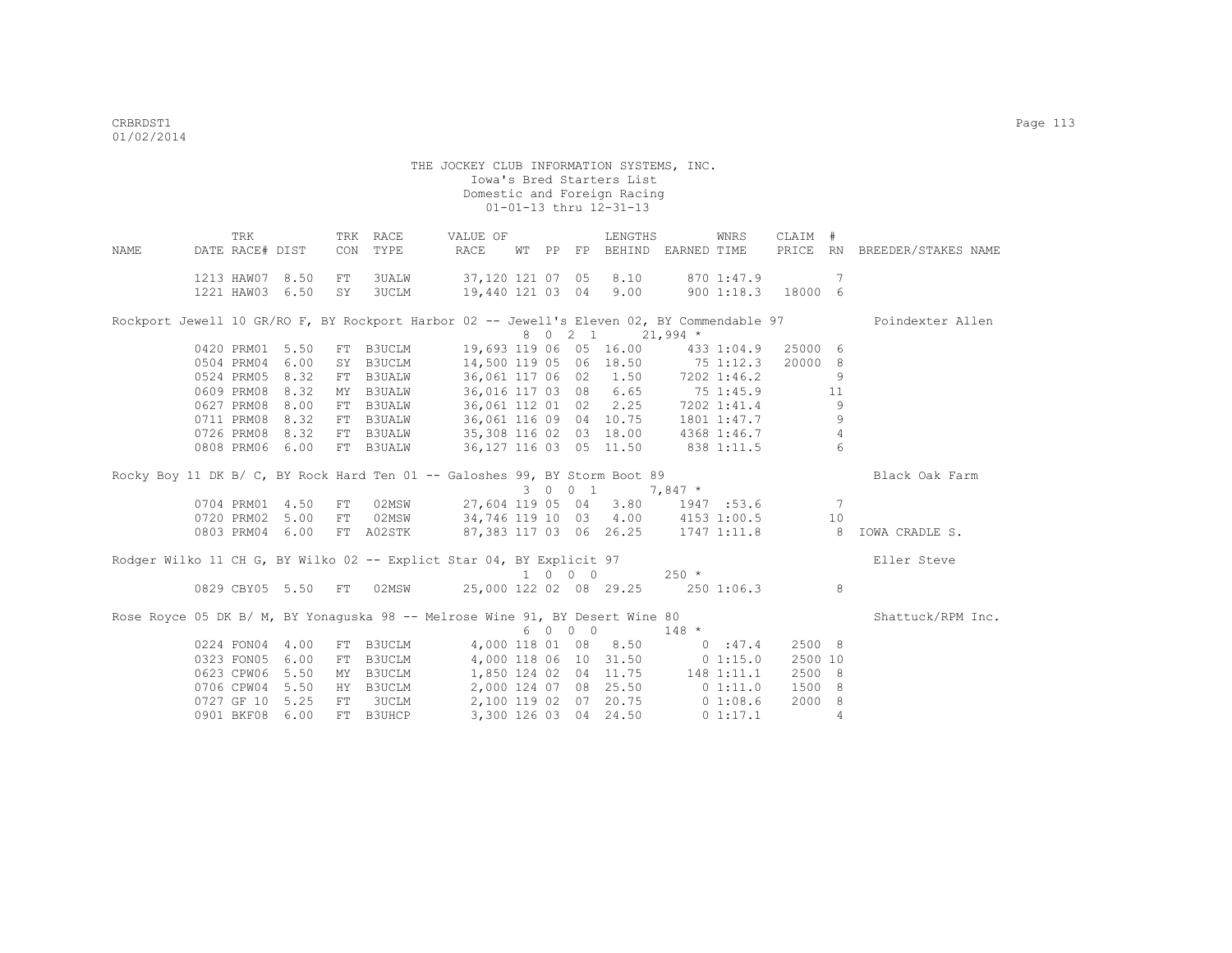THE JOCKEY CLUB INFORMATION SYSTEMS, INC.
Iowa's Bred Starters List
Domestic and Foreign Racing
01-01-13 thru 12-31-13

| NAME | TRK DATE | RACE# | DIST | TRK CON | RACE TYPE | VALUE OF RACE | WT | PP | FP | LENGTHS BEHIND | EARNED | WNRS TIME | CLAIM PRICE | # RN | BREEDER/STAKES NAME |
|---|---|---|---|---|---|---|---|---|---|---|---|---|---|---|---|
| | 1213 | HAW07 | 8.50 | FT | 3UALW | 37,120 | 121 | 07 | 05 | 8.10 | 870 | 1:47.9 | | 7 | |
| | 1221 | HAW03 | 6.50 | SY | 3UCLM | 19,440 | 121 | 03 | 04 | 9.00 | 900 | 1:18.3 | 18000 | 6 | |
| Rockport Jewell 10 GR/RO F, BY Rockport Harbor 02 -- Jewell's Eleven 02, BY Commendable 97 | | | | | | | 8 | 0 2 1 | | | 21,994 * | | | | Poindexter Allen |
| | 0420 | PRM01 | 5.50 | FT | B3UCLM | 19,693 | 119 | 06 | 05 | 16.00 | 433 | 1:04.9 | 25000 | 6 | |
| | 0504 | PRM04 | 6.00 | SY | B3UCLM | 14,500 | 119 | 05 | 06 | 18.50 | 75 | 1:12.3 | 20000 | 8 | |
| | 0524 | PRM05 | 8.32 | FT | B3UALW | 36,061 | 117 | 06 | 02 | 1.50 | 7202 | 1:46.2 | | 9 | |
| | 0609 | PRM08 | 8.32 | MY | B3UALW | 36,016 | 117 | 03 | 08 | 6.65 | 75 | 1:45.9 | | 11 | |
| | 0627 | PRM08 | 8.00 | FT | B3UALW | 36,061 | 112 | 01 | 02 | 2.25 | 7202 | 1:41.4 | | 9 | |
| | 0711 | PRM08 | 8.32 | FT | B3UALW | 36,061 | 116 | 09 | 04 | 10.75 | 1801 | 1:47.7 | | 9 | |
| | 0726 | PRM08 | 8.32 | FT | B3UALW | 35,308 | 116 | 02 | 03 | 18.00 | 4368 | 1:46.7 | | 4 | |
| | 0808 | PRM06 | 6.00 | FT | B3UALW | 36,127 | 116 | 03 | 05 | 11.50 | 838 | 1:11.5 | | 6 | |
| Rocky Boy 11 DK B/ C, BY Rock Hard Ten 01 -- Galoshes 99, BY Storm Boot 89 | | | | | | | 3 | 0 0 1 | | | 7,847 * | | | | Black Oak Farm |
| | 0704 | PRM01 | 4.50 | FT | 02MSW | 27,604 | 119 | 05 | 04 | 3.80 | 1947 | :53.6 | | 7 | |
| | 0720 | PRM02 | 5.00 | FT | 02MSW | 34,746 | 119 | 10 | 03 | 4.00 | 4153 | 1:00.5 | | 10 | |
| | 0803 | PRM04 | 6.00 | FT | A02STK | 87,383 | 117 | 03 | 06 | 26.25 | 1747 | 1:11.8 | | 8 | IOWA CRADLE S. |
| Rodger Wilko 11 CH G, BY Wilko 02 -- Explict Star 04, BY Explicit 97 | | | | | | | 1 | 0 0 0 | | | 250 * | | | | Eller Steve |
| | 0829 | CBY05 | 5.50 | FT | 02MSW | 25,000 | 122 | 02 | 08 | 29.25 | 250 | 1:06.3 | | 8 | |
| Rose Royce 05 DK B/ M, BY Yonaguska 98 -- Melrose Wine 91, BY Desert Wine 80 | | | | | | | 6 | 0 0 0 | | | 148 * | | | | Shattuck/RPM Inc. |
| | 0224 | FON04 | 4.00 | FT | B3UCLM | 4,000 | 118 | 01 | 08 | 8.50 | 0 | :47.4 | 2500 | 8 | |
| | 0323 | FON05 | 6.00 | FT | B3UCLM | 4,000 | 118 | 06 | 10 | 31.50 | 0 | 1:15.0 | 2500 | 10 | |
| | 0623 | CPW06 | 5.50 | MY | B3UCLM | 1,850 | 124 | 02 | 04 | 11.75 | 148 | 1:11.1 | 2500 | 8 | |
| | 0706 | CPW04 | 5.50 | HY | B3UCLM | 2,000 | 124 | 07 | 08 | 25.50 | 0 | 1:11.0 | 1500 | 8 | |
| | 0727 | GF 10 | 5.25 | FT | 3UCLM | 2,100 | 119 | 02 | 07 | 20.75 | 0 | 1:08.6 | 2000 | 8 | |
| | 0901 | BKF08 | 6.00 | FT | B3UHCP | 3,300 | 126 | 03 | 04 | 24.50 | 0 | 1:17.1 | | 4 | |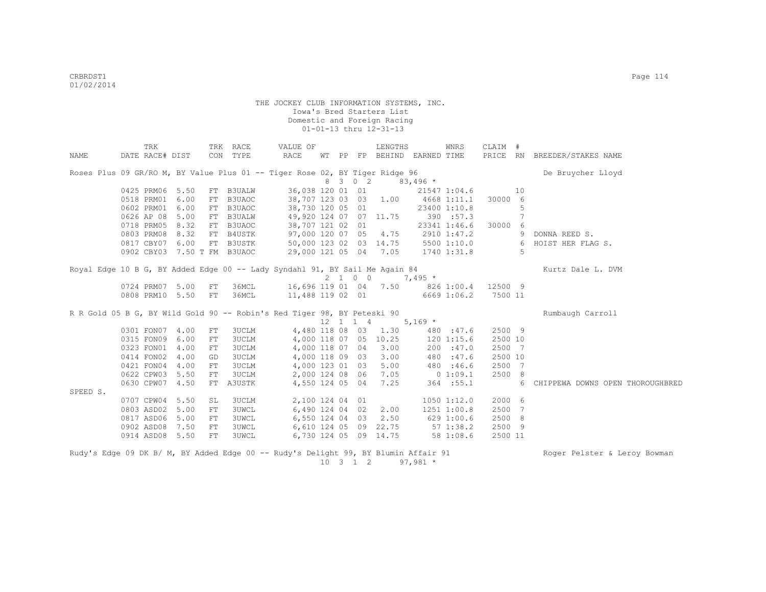THE JOCKEY CLUB INFORMATION SYSTEMS, INC.
Iowa's Bred Starters List
Domestic and Foreign Racing
01-01-13 thru 12-31-13

| NAME | TRK DATE | RACE# | DIST | TRK CON | RACE TYPE | VALUE OF RACE | WT | PP | FP | LENGTHS BEHIND | EARNED | WNRS TIME | CLAIM PRICE | # RN | BREEDER/STAKES NAME |
|---|---|---|---|---|---|---|---|---|---|---|---|---|---|---|---|
| Roses Plus 09 GR/RO M, BY Value Plus 01 -- Tiger Rose 02, BY Tiger Ridge 96 | | | | | | | 8 | 3 | 0 2 | | 83,496 * | | | | De Bruycher Lloyd |
| | 0425 | PRM06 | 5.50 | FT | B3UALW | 36,038 | 120 | 01 | 01 | | 21547 | 1:04.6 | | 10 | |
| | 0518 | PRM01 | 6.00 | FT | B3UAOC | 38,707 | 123 | 03 | 03 | 1.00 | 4668 | 1:11.1 | 30000 | 6 | |
| | 0602 | PRM01 | 6.00 | FT | B3UAOC | 38,730 | 120 | 05 | 01 | | 23400 | 1:10.8 | | 5 | |
| | 0626 | AP 08 | 5.00 | FT | B3UALW | 49,920 | 124 | 07 | 07 | 11.75 | 390 | :57.3 | | 7 | |
| | 0718 | PRM05 | 8.32 | FT | B3UAOC | 38,707 | 121 | 02 | 01 | | 23341 | 1:46.6 | 30000 | 6 | |
| | 0803 | PRM08 | 8.32 | FT | B4USTK | 97,000 | 120 | 07 | 05 | 4.75 | 2910 | 1:47.2 | | 9 | DONNA REED S. |
| | 0817 | CBY07 | 6.00 | FT | B3USTK | 50,000 | 123 | 02 | 03 | 14.75 | 5500 | 1:10.0 | | 6 | HOIST HER FLAG S. |
| | 0902 | CBY03 | 7.50 T | FM | B3UAOC | 29,000 | 121 | 05 | 04 | 7.05 | 1740 | 1:31.8 | | 5 | |
| Royal Edge 10 B G, BY Added Edge 00 -- Lady Syndahl 91, BY Sail Me Again 84 | | | | | | | 2 | 1 | 0 0 | | 7,495 * | | | | Kurtz Dale L. DVM |
| | 0724 | PRM07 | 5.00 | FT | 36MCL | 16,696 | 119 | 01 | 04 | 7.50 | 826 | 1:00.4 | 12500 | 9 | |
| | 0808 | PRM10 | 5.50 | FT | 36MCL | 11,488 | 119 | 02 | 01 | | 6669 | 1:06.2 | 7500 | 11 | |
| R R Gold 05 B G, BY Wild Gold 90 -- Robin's Red Tiger 98, BY Peteski 90 | | | | | | | 12 | 1 | 1 4 | | 5,169 * | | | | Rumbaugh Carroll |
| | 0301 | FON07 | 4.00 | FT | 3UCLM | 4,480 | 118 | 08 | 03 | 1.30 | 480 | :47.6 | 2500 | 9 | |
| | 0315 | FON09 | 6.00 | FT | 3UCLM | 4,000 | 118 | 07 | 05 | 10.25 | 120 | 1:15.6 | 2500 | 10 | |
| | 0323 | FON01 | 4.00 | FT | 3UCLM | 4,000 | 118 | 07 | 04 | 3.00 | 200 | :47.0 | 2500 | 7 | |
| | 0414 | FON02 | 4.00 | GD | 3UCLM | 4,000 | 118 | 09 | 03 | 3.00 | 480 | :47.6 | 2500 | 10 | |
| | 0421 | FON04 | 4.00 | FT | 3UCLM | 4,000 | 123 | 01 | 03 | 5.00 | 480 | :46.6 | 2500 | 7 | |
| | 0622 | CPW03 | 5.50 | FT | 3UCLM | 2,000 | 124 | 08 | 06 | 7.05 | 0 | 1:09.1 | 2500 | 8 | |
| | 0630 | CPW07 | 4.50 | FT | A3USTK | 4,550 | 124 | 05 | 04 | 7.25 | 364 | :55.1 | | 6 | CHIPPEWA DOWNS OPEN THOROUGHBRED SPEED S. |
| | 0707 | CPW04 | 5.50 | SL | 3UCLM | 2,100 | 124 | 04 | 01 | | 1050 | 1:12.0 | 2000 | 6 | |
| | 0803 | ASD02 | 5.00 | FT | 3UWCL | 6,490 | 124 | 04 | 02 | 2.00 | 1251 | 1:00.8 | 2500 | 7 | |
| | 0817 | ASD06 | 5.00 | FT | 3UWCL | 6,550 | 124 | 04 | 03 | 2.50 | 629 | 1:00.6 | 2500 | 8 | |
| | 0902 | ASD08 | 7.50 | FT | 3UWCL | 6,610 | 124 | 05 | 09 | 22.75 | 57 | 1:38.2 | 2500 | 9 | |
| | 0914 | ASD08 | 5.50 | FT | 3UWCL | 6,730 | 124 | 05 | 09 | 14.75 | 58 | 1:08.6 | 2500 | 11 | |
| Rudy's Edge 09 DK B/ M, BY Added Edge 00 -- Rudy's Delight 99, BY Blumin Affair 91 | | | | | | | 10 | 3 | 1 2 | | 97,981 * | | | | Roger Pelster & Leroy Bowman |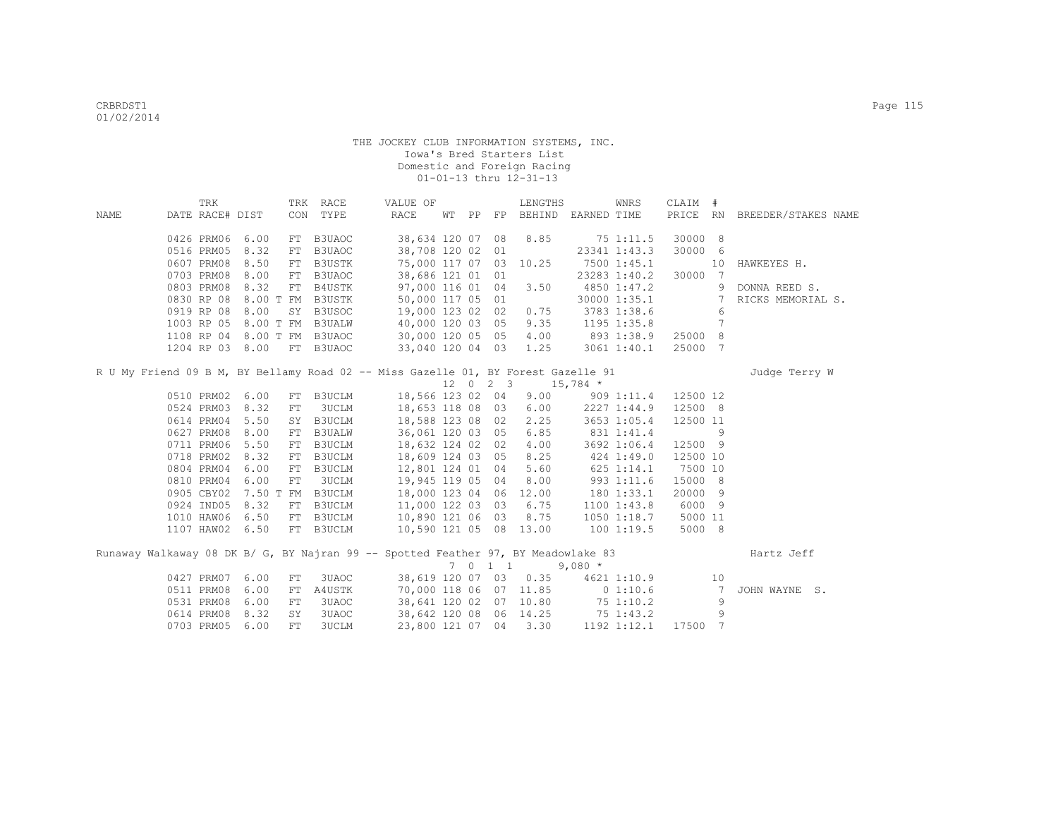THE JOCKEY CLUB INFORMATION SYSTEMS, INC.
Iowa's Bred Starters List
Domestic and Foreign Racing
01-01-13 thru 12-31-13

| NAME | TRK DATE | RACE# | DIST | TRK CON | RACE TYPE | VALUE OF RACE | WT | PP | FP | LENGTHS BEHIND | EARNED | WNRS TIME | CLAIM PRICE | # RN | BREEDER/STAKES NAME |
|---|---|---|---|---|---|---|---|---|---|---|---|---|---|---|---|
| | 0426 | PRM06 | 6.00 | FT | B3UAOC | 38,634 | 120 | 07 | 08 | 8.85 | 75 | 1:11.5 | 30000 | 8 | |
| | 0516 | PRM05 | 8.32 | FT | B3UAOC | 38,708 | 120 | 02 | 01 | | 23341 | 1:43.3 | 30000 | 6 | |
| | 0607 | PRM08 | 8.50 | FT | B3USTK | 75,000 | 117 | 07 | 03 | 10.25 | 7500 | 1:45.1 | | 10 | HAWKEYES H. |
| | 0703 | PRM08 | 8.00 | FT | B3UAOC | 38,686 | 121 | 01 | 01 | | 23283 | 1:40.2 | 30000 | 7 | |
| | 0803 | PRM08 | 8.32 | FT | B4USTK | 97,000 | 116 | 01 | 04 | 3.50 | 4850 | 1:47.2 | | 9 | DONNA REED S. |
| | 0830 | RP 08 | 8.00 T | FM | B3USTK | 50,000 | 117 | 05 | 01 | | 30000 | 1:35.1 | | 7 | RICKS MEMORIAL S. |
| | 0919 | RP 08 | 8.00 | SY | B3USOC | 19,000 | 123 | 02 | 02 | 0.75 | 3783 | 1:38.6 | | 6 | |
| | 1003 | RP 05 | 8.00 T | FM | B3UALW | 40,000 | 120 | 03 | 05 | 9.35 | 1195 | 1:35.8 | | 7 | |
| | 1108 | RP 04 | 8.00 T | FM | B3UAOC | 30,000 | 120 | 05 | 05 | 4.00 | 893 | 1:38.9 | 25000 | 8 | |
| | 1204 | RP 03 | 8.00 | FT | B3UAOC | 33,040 | 120 | 04 | 03 | 1.25 | 3061 | 1:40.1 | 25000 | 7 | |
| R U My Friend 09 B M, BY Bellamy Road 02 -- Miss Gazelle 01, BY Forest Gazelle 91 | | | | | | | 12 | 0 | 2 3 | | 15,784 * | | | | Judge Terry W |
| | 0510 | PRM02 | 6.00 | FT | B3UCLM | 18,566 | 123 | 02 | 04 | 9.00 | 909 | 1:11.4 | 12500 | 12 | |
| | 0524 | PRM03 | 8.32 | FT | 3UCLM | 18,653 | 118 | 08 | 03 | 6.00 | 2227 | 1:44.9 | 12500 | 8 | |
| | 0614 | PRM04 | 5.50 | SY | B3UCLM | 18,588 | 123 | 08 | 02 | 2.25 | 3653 | 1:05.4 | 12500 | 11 | |
| | 0627 | PRM08 | 8.00 | FT | B3UALW | 36,061 | 120 | 03 | 05 | 6.85 | 831 | 1:41.4 | | 9 | |
| | 0711 | PRM06 | 5.50 | FT | B3UCLM | 18,632 | 124 | 02 | 02 | 4.00 | 3692 | 1:06.4 | 12500 | 9 | |
| | 0718 | PRM02 | 8.32 | FT | B3UCLM | 18,609 | 124 | 03 | 05 | 8.25 | 424 | 1:49.0 | 12500 | 10 | |
| | 0804 | PRM04 | 6.00 | FT | B3UCLM | 12,801 | 124 | 01 | 04 | 5.60 | 625 | 1:14.1 | 7500 | 10 | |
| | 0810 | PRM04 | 6.00 | FT | 3UCLM | 19,945 | 119 | 05 | 04 | 8.00 | 993 | 1:11.6 | 15000 | 8 | |
| | 0905 | CBY02 | 7.50 T | FM | B3UCLM | 18,000 | 123 | 04 | 06 | 12.00 | 180 | 1:33.1 | 20000 | 9 | |
| | 0924 | IND05 | 8.32 | FT | B3UCLM | 11,000 | 122 | 03 | 03 | 6.75 | 1100 | 1:43.8 | 6000 | 9 | |
| | 1010 | HAW06 | 6.50 | FT | B3UCLM | 10,890 | 121 | 06 | 03 | 8.75 | 1050 | 1:18.7 | 5000 | 11 | |
| | 1107 | HAW02 | 6.50 | FT | B3UCLM | 10,590 | 121 | 05 | 08 | 13.00 | 100 | 1:19.5 | 5000 | 8 | |
| Runaway Walkaway 08 DK B/ G, BY Najran 99 -- Spotted Feather 97, BY Meadowlake 83 | | | | | | | 7 | 0 | 1 1 | | 9,080 * | | | | Hartz Jeff |
| | 0427 | PRM07 | 6.00 | FT | 3UAOC | 38,619 | 120 | 07 | 03 | 0.35 | 4621 | 1:10.9 | | 10 | |
| | 0511 | PRM08 | 6.00 | FT | A4USTK | 70,000 | 118 | 06 | 07 | 11.85 | 0 | 1:10.6 | | 7 | JOHN WAYNE S. |
| | 0531 | PRM08 | 6.00 | FT | 3UAOC | 38,641 | 120 | 02 | 07 | 10.80 | 75 | 1:10.2 | | 9 | |
| | 0614 | PRM08 | 8.32 | SY | 3UAOC | 38,642 | 120 | 08 | 06 | 14.25 | 75 | 1:43.2 | | 9 | |
| | 0703 | PRM05 | 6.00 | FT | 3UCLM | 23,800 | 121 | 07 | 04 | 3.30 | 1192 | 1:12.1 | 17500 | 7 | |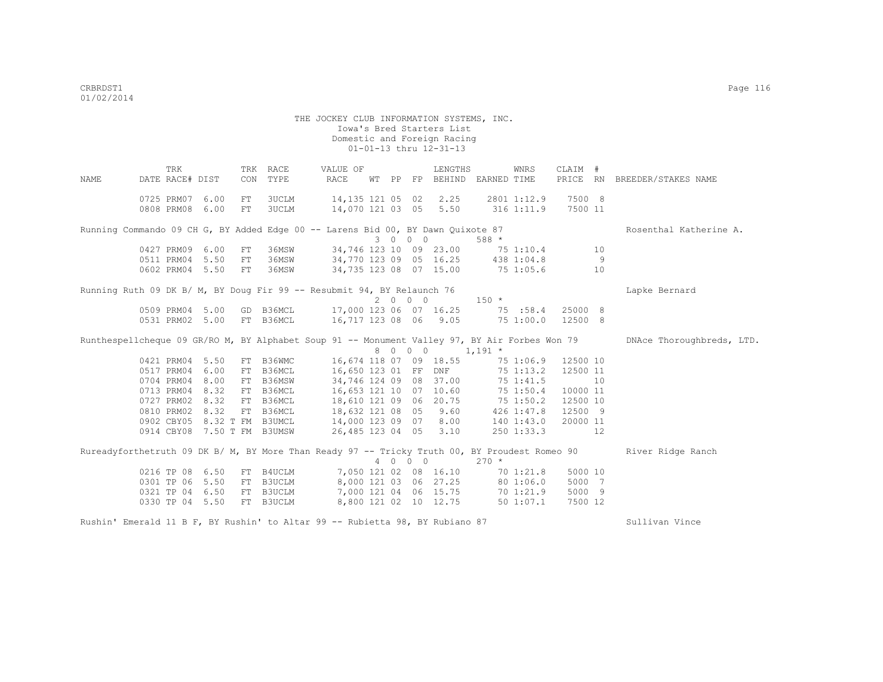THE JOCKEY CLUB INFORMATION SYSTEMS, INC.
Iowa's Bred Starters List
Domestic and Foreign Racing
01-01-13 thru 12-31-13

| NAME | DATE | TRK RACE# | DIST | TRK CON | RACE TYPE | VALUE OF RACE | WT | PP | FP | LENGTHS BEHIND | EARNED | WNRS TIME | CLAIM PRICE | # RN | BREEDER/STAKES NAME |
|---|---|---|---|---|---|---|---|---|---|---|---|---|---|---|---|
| | 0725 | PRM07 | 6.00 | FT | 3UCLM | 14,135 | 121 | 05 | 02 | 2.25 | 2801 | 1:12.9 | 7500 | 8 | |
| | 0808 | PRM08 | 6.00 | FT | 3UCLM | 14,070 | 121 | 03 | 05 | 5.50 | 316 | 1:11.9 | 7500 | 11 | |
| Running Commando 09 CH G, BY Added Edge 00 -- Larens Bid 00, BY Dawn Quixote 87 | | | | | | | 3 | 0 | 0 | 0 | 588 * | | | | Rosenthal Katherine A. |
| | 0427 | PRM09 | 6.00 | FT | 36MSW | 34,746 | 123 | 10 | 09 | 23.00 | 75 | 1:10.4 | | 10 | |
| | 0511 | PRM04 | 5.50 | FT | 36MSW | 34,770 | 123 | 09 | 05 | 16.25 | 438 | 1:04.8 | | 9 | |
| | 0602 | PRM04 | 5.50 | FT | 36MSW | 34,735 | 123 | 08 | 07 | 15.00 | 75 | 1:05.6 | | 10 | |
| Running Ruth 09 DK B/ M, BY Doug Fir 99 -- Resubmit 94, BY Relaunch 76 | | | | | | | 2 | 0 | 0 | 0 | 150 * | | | | Lapke Bernard |
| | 0509 | PRM04 | 5.00 | GD | B36MCL | 17,000 | 123 | 06 | 07 | 16.25 | 75 | :58.4 | 25000 | 8 | |
| | 0531 | PRM02 | 5.00 | FT | B36MCL | 16,717 | 123 | 08 | 06 | 9.05 | 75 | 1:00.0 | 12500 | 8 | |
| Runthespellcheque 09 GR/RO M, BY Alphabet Soup 91 -- Monument Valley 97, BY Air Forbes Won 79 | | | | | | | 8 | 0 | 0 | 0 | 1,191 * | | | | DNAce Thoroughbreds, LTD. |
| | 0421 | PRM04 | 5.50 | FT | B36WMC | 16,674 | 118 | 07 | 09 | 18.55 | 75 | 1:06.9 | 12500 | 10 | |
| | 0517 | PRM04 | 6.00 | FT | B36MCL | 16,650 | 123 | 01 | FF | DNF | 75 | 1:13.2 | 12500 | 11 | |
| | 0704 | PRM04 | 8.00 | FT | B36MSW | 34,746 | 124 | 09 | 08 | 37.00 | 75 | 1:41.5 | | 10 | |
| | 0713 | PRM04 | 8.32 | FT | B36MCL | 16,653 | 121 | 10 | 07 | 10.60 | 75 | 1:50.4 | 10000 | 11 | |
| | 0727 | PRM02 | 8.32 | FT | B36MCL | 18,610 | 121 | 09 | 06 | 20.75 | 75 | 1:50.2 | 12500 | 10 | |
| | 0810 | PRM02 | 8.32 | FT | B36MCL | 18,632 | 121 | 08 | 05 | 9.60 | 426 | 1:47.8 | 12500 | 9 | |
| | 0902 | CBY05 | 8.32 T | FM | B3UMCL | 14,000 | 123 | 09 | 07 | 8.00 | 140 | 1:43.0 | 20000 | 11 | |
| | 0914 | CBY08 | 7.50 T | FM | B3UMSW | 26,485 | 123 | 04 | 05 | 3.10 | 250 | 1:33.3 | | 12 | |
| Rureadyforthetruth 09 DK B/ M, BY More Than Ready 97 -- Tricky Truth 00, BY Proudest Romeo 90 | | | | | | | 4 | 0 | 0 | 0 | 270 * | | | | River Ridge Ranch |
| | 0216 | TP 08 | 6.50 | FT | B4UCLM | 7,050 | 121 | 02 | 08 | 16.10 | 70 | 1:21.8 | 5000 | 10 | |
| | 0301 | TP 06 | 5.50 | FT | B3UCLM | 8,000 | 121 | 03 | 06 | 27.25 | 80 | 1:06.0 | 5000 | 7 | |
| | 0321 | TP 04 | 6.50 | FT | B3UCLM | 7,000 | 121 | 04 | 06 | 15.75 | 70 | 1:21.9 | 5000 | 9 | |
| | 0330 | TP 04 | 5.50 | FT | B3UCLM | 8,800 | 121 | 02 | 10 | 12.75 | 50 | 1:07.1 | 7500 | 12 | |
| Rushin' Emerald 11 B F, BY Rushin' to Altar 99 -- Rubietta 98, BY Rubiano 87 | | | | | | | | | | | | | | | Sullivan Vince |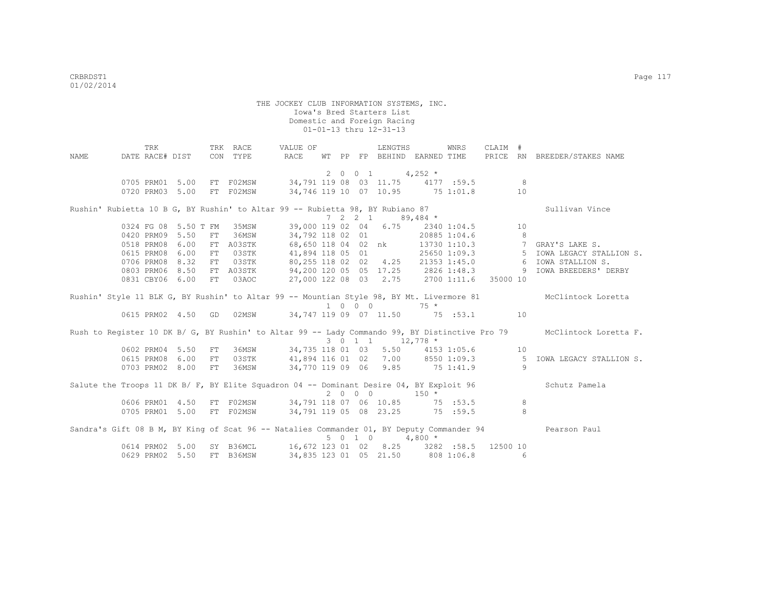THE JOCKEY CLUB INFORMATION SYSTEMS, INC.
Iowa's Bred Starters List
Domestic and Foreign Racing
01-01-13 thru 12-31-13

| NAME | TRK DATE | RACE# | DIST | TRK CON | RACE TYPE | VALUE OF RACE | WT | PP | FP | LENGTHS BEHIND | EARNED | WNRS TIME | CLAIM PRICE | # RN | BREEDER/STAKES NAME |
|---|---|---|---|---|---|---|---|---|---|---|---|---|---|---|---|
| | | | | | | | 2 0 0 1 | | | | 4,252 * | | | | |
| | 0705 | PRM01 | 5.00 | FT | F02MSW | 34,791 | 119 | 08 | 03 | 11.75 | 4177 | :59.5 | | 8 | |
| | 0720 | PRM03 | 5.00 | FT | F02MSW | 34,746 | 119 | 10 | 07 | 10.95 | 75 | 1:01.8 | | 10 | |
| Rushin' Rubietta 10 B G, BY Rushin' to Altar 99 -- Rubietta 98, BY Rubiano 87 | | | | | | | | | | | | | | | Sullivan Vince |
| | | | | | | | 7 2 2 1 | | | | 89,484 * | | | | |
| | 0324 | FG 08 | 5.50 | T FM | 35MSW | 39,000 | 119 | 02 | 04 | 6.75 | 2340 | 1:04.5 | | 10 | |
| | 0420 | PRM09 | 5.50 | FT | 36MSW | 34,792 | 118 | 02 | 01 | | 20885 | 1:04.6 | | 8 | |
| | 0518 | PRM08 | 6.00 | FT | A03STK | 68,650 | 118 | 04 | 02 | nk | 13730 | 1:10.3 | | 7 | GRAY'S LAKE S. |
| | 0615 | PRM08 | 6.00 | FT | 03STK | 41,894 | 118 | 05 | 01 | | 25650 | 1:09.3 | | 5 | IOWA LEGACY STALLION S. |
| | 0706 | PRM08 | 8.32 | FT | 03STK | 80,255 | 118 | 02 | 02 | 4.25 | 21353 | 1:45.0 | | 6 | IOWA STALLION S. |
| | 0803 | PRM06 | 8.50 | FT | A03STK | 94,200 | 120 | 05 | 05 | 17.25 | 2826 | 1:48.3 | | 9 | IOWA BREEDERS' DERBY |
| | 0831 | CBY06 | 6.00 | FT | 03AOC | 27,000 | 122 | 08 | 03 | 2.75 | 2700 | 1:11.6 | 35000 | 10 | |
| Rushin' Style 11 BLK G, BY Rushin' to Altar 99 -- Mountian Style 98, BY Mt. Livermore 81 | | | | | | | | | | | | | | | McClintock Loretta |
| | | | | | | | 1 0 0 0 | | | | 75 * | | | | |
| | 0615 | PRM02 | 4.50 | GD | 02MSW | 34,747 | 119 | 09 | 07 | 11.50 | 75 | :53.1 | | 10 | |
| Rush to Register 10 DK B/ G, BY Rushin' to Altar 99 -- Lady Commando 99, BY Distinctive Pro 79 | | | | | | | | | | | | | | | McClintock Loretta F. |
| | | | | | | | 3 0 1 1 | | | | 12,778 * | | | | |
| | 0602 | PRM04 | 5.50 | FT | 36MSW | 34,735 | 118 | 01 | 03 | 5.50 | 4153 | 1:05.6 | | 10 | |
| | 0615 | PRM08 | 6.00 | FT | 03STK | 41,894 | 116 | 01 | 02 | 7.00 | 8550 | 1:09.3 | | 5 | IOWA LEGACY STALLION S. |
| | 0703 | PRM02 | 8.00 | FT | 36MSW | 34,770 | 119 | 09 | 06 | 9.85 | 75 | 1:41.9 | | 9 | |
| Salute the Troops 11 DK B/ F, BY Elite Squadron 04 -- Dominant Desire 04, BY Exploit 96 | | | | | | | | | | | | | | | Schutz Pamela |
| | | | | | | | 2 0 0 0 | | | | 150 * | | | | |
| | 0606 | PRM01 | 4.50 | FT | F02MSW | 34,791 | 118 | 07 | 06 | 10.85 | 75 | :53.5 | | 8 | |
| | 0705 | PRM01 | 5.00 | FT | F02MSW | 34,791 | 119 | 05 | 08 | 23.25 | 75 | :59.5 | | 8 | |
| Sandra's Gift 08 B M, BY King of Scat 96 -- Natalies Commander 01, BY Deputy Commander 94 | | | | | | | | | | | | | | | Pearson Paul |
| | | | | | | | 5 0 1 0 | | | | 4,800 * | | | | |
| | 0614 | PRM02 | 5.00 | SY | B36MCL | 16,672 | 123 | 01 | 02 | 8.25 | 3282 | :58.5 | 12500 | 10 | |
| | 0629 | PRM02 | 5.50 | FT | B36MSW | 34,835 | 123 | 01 | 05 | 21.50 | 808 | 1:06.8 | | 6 | |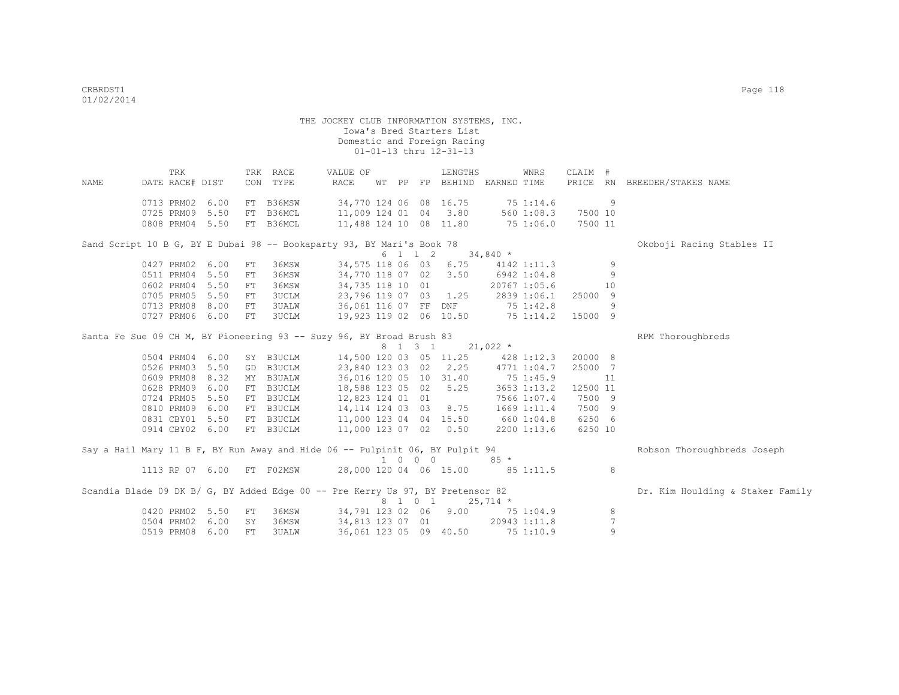THE JOCKEY CLUB INFORMATION SYSTEMS, INC.
Iowa's Bred Starters List
Domestic and Foreign Racing
01-01-13 thru 12-31-13

| NAME | TRK DATE | RACE# | DIST | TRK CON | RACE TYPE | VALUE OF RACE | WT | PP | FP | LENGTHS BEHIND | EARNED | WNRS TIME | CLAIM PRICE | # RN | BREEDER/STAKES NAME |
|---|---|---|---|---|---|---|---|---|---|---|---|---|---|---|---|
| | 0713 | PRM02 | 6.00 | FT | B36MSW | 34,770 | 124 | 06 | 08 | 16.75 | 75 | 1:14.6 | | 9 | |
| | 0725 | PRM09 | 5.50 | FT | B36MCL | 11,009 | 124 | 01 | 04 | 3.80 | 560 | 1:08.3 | 7500 | 10 | |
| | 0808 | PRM04 | 5.50 | FT | B36MCL | 11,488 | 124 | 10 | 08 | 11.80 | 75 | 1:06.0 | 7500 | 11 | |
| Sand Script 10 B G, BY E Dubai 98 -- Bookaparty 93, BY Mari's Book 78 | | | | | | | 6 | 1 | 1 2 | | 34,840 * | | | | Okoboji Racing Stables II |
| | 0427 | PRM02 | 6.00 | FT | 36MSW | 34,575 | 118 | 06 | 03 | 6.75 | 4142 | 1:11.3 | | 9 | |
| | 0511 | PRM04 | 5.50 | FT | 36MSW | 34,770 | 118 | 07 | 02 | 3.50 | 6942 | 1:04.8 | | 9 | |
| | 0602 | PRM04 | 5.50 | FT | 36MSW | 34,735 | 118 | 10 | 01 | | 20767 | 1:05.6 | | 10 | |
| | 0705 | PRM05 | 5.50 | FT | 3UCLM | 23,796 | 119 | 07 | 03 | 1.25 | 2839 | 1:06.1 | 25000 | 9 | |
| | 0713 | PRM08 | 8.00 | FT | 3UALW | 36,061 | 116 | 07 | FF | DNF | 75 | 1:42.8 | | 9 | |
| | 0727 | PRM06 | 6.00 | FT | 3UCLM | 19,923 | 119 | 02 | 06 | 10.50 | 75 | 1:14.2 | 15000 | 9 | |
| Santa Fe Sue 09 CH M, BY Pioneering 93 -- Suzy 96, BY Broad Brush 83 | | | | | | | 8 | 1 | 3 1 | | 21,022 * | | | | RPM Thoroughbreds |
| | 0504 | PRM04 | 6.00 | SY | B3UCLM | 14,500 | 120 | 03 | 05 | 11.25 | 428 | 1:12.3 | 20000 | 8 | |
| | 0526 | PRM03 | 5.50 | GD | B3UCLM | 23,840 | 123 | 03 | 02 | 2.25 | 4771 | 1:04.7 | 25000 | 7 | |
| | 0609 | PRM08 | 8.32 | MY | B3UALW | 36,016 | 120 | 05 | 10 | 31.40 | 75 | 1:45.9 | | 11 | |
| | 0628 | PRM09 | 6.00 | FT | B3UCLM | 18,588 | 123 | 05 | 02 | 5.25 | 3653 | 1:13.2 | 12500 | 11 | |
| | 0724 | PRM05 | 5.50 | FT | B3UCLM | 12,823 | 124 | 01 | 01 | | 7566 | 1:07.4 | 7500 | 9 | |
| | 0810 | PRM09 | 6.00 | FT | B3UCLM | 14,114 | 124 | 03 | 03 | 8.75 | 1669 | 1:11.4 | 7500 | 9 | |
| | 0831 | CBY01 | 5.50 | FT | B3UCLM | 11,000 | 123 | 04 | 04 | 15.50 | 660 | 1:04.8 | 6250 | 6 | |
| | 0914 | CBY02 | 6.00 | FT | B3UCLM | 11,000 | 123 | 07 | 02 | 0.50 | 2200 | 1:13.6 | 6250 | 10 | |
| Say a Hail Mary 11 B F, BY Run Away and Hide 06 -- Pulpinit 06, BY Pulpit 94 | | | | | | | 1 | 0 | 0 0 | | 85 * | | | | Robson Thoroughbreds Joseph |
| | 1113 | RP 07 | 6.00 | FT | F02MSW | 28,000 | 120 | 04 | 06 | 15.00 | 85 | 1:11.5 | | 8 | |
| Scandia Blade 09 DK B/ G, BY Added Edge 00 -- Pre Kerry Us 97, BY Pretensor 82 | | | | | | | 8 | 1 | 0 1 | | 25,714 * | | | | Dr. Kim Houlding & Staker Family |
| | 0420 | PRM02 | 5.50 | FT | 36MSW | 34,791 | 123 | 02 | 06 | 9.00 | 75 | 1:04.9 | | 8 | |
| | 0504 | PRM02 | 6.00 | SY | 36MSW | 34,813 | 123 | 07 | 01 | | 20943 | 1:11.8 | | 7 | |
| | 0519 | PRM08 | 6.00 | FT | 3UALW | 36,061 | 123 | 05 | 09 | 40.50 | 75 | 1:10.9 | | 9 | |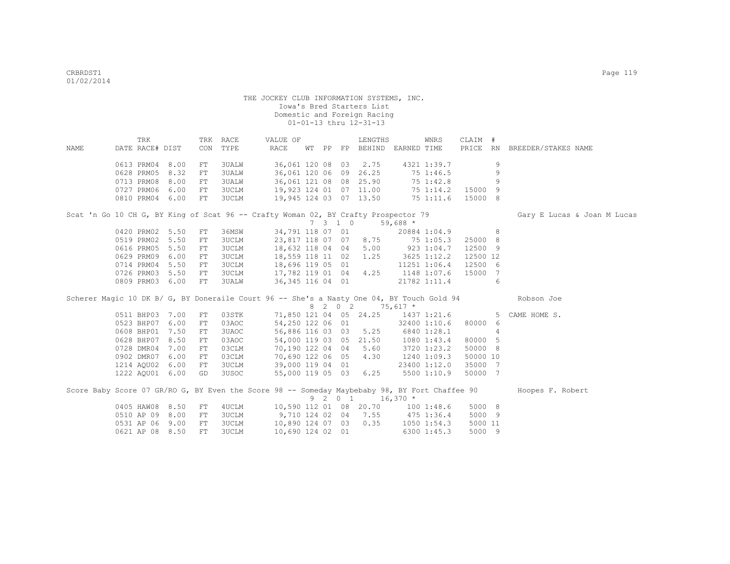THE JOCKEY CLUB INFORMATION SYSTEMS, INC.
Iowa's Bred Starters List
Domestic and Foreign Racing
01-01-13 thru 12-31-13

| NAME | TRK DATE | RACE# | TRK DIST | CON | RACE TYPE | VALUE OF RACE | WT | PP | FP | LENGTHS BEHIND | EARNED | WNRS TIME | CLAIM PRICE | # RN | BREEDER/STAKES NAME |
|---|---|---|---|---|---|---|---|---|---|---|---|---|---|---|---|
| | 0613 | PRM04 | 8.00 | FT | 3UALW | 36,061 | 120 | 08 | 03 | 2.75 | 4321 | 1:39.7 | | 9 | |
| | 0628 | PRM05 | 8.32 | FT | 3UALW | 36,061 | 120 | 06 | 09 | 26.25 | 75 | 1:46.5 | | 9 | |
| | 0713 | PRM08 | 8.00 | FT | 3UALW | 36,061 | 121 | 08 | 08 | 25.90 | 75 | 1:42.8 | | 9 | |
| | 0727 | PRM06 | 6.00 | FT | 3UCLM | 19,923 | 124 | 01 | 07 | 11.00 | 75 | 1:14.2 | 15000 | 9 | |
| | 0810 | PRM04 | 6.00 | FT | 3UCLM | 19,945 | 124 | 03 | 07 | 13.50 | 75 | 1:11.6 | 15000 | 8 | |
| Scat 'n Go 10 CH G, BY King of Scat 96 -- Crafty Woman 02, BY Crafty Prospector 79 | | | | | | | 7 | 3 | 1 | 0 | 59,688 * | | | | Gary E Lucas & Joan M Lucas |
| | 0420 | PRM02 | 5.50 | FT | 36MSW | 34,791 | 118 | 07 | 01 | | 20884 | 1:04.9 | | 8 | |
| | 0519 | PRM02 | 5.50 | FT | 3UCLM | 23,817 | 118 | 07 | 07 | 8.75 | 75 | 1:05.3 | 25000 | 8 | |
| | 0616 | PRM05 | 5.50 | FT | 3UCLM | 18,632 | 118 | 04 | 04 | 5.00 | 923 | 1:04.7 | 12500 | 9 | |
| | 0629 | PRM09 | 6.00 | FT | 3UCLM | 18,559 | 118 | 11 | 02 | 1.25 | 3625 | 1:12.2 | 12500 | 12 | |
| | 0714 | PRM04 | 5.50 | FT | 3UCLM | 18,696 | 119 | 05 | 01 | | 11251 | 1:06.4 | 12500 | 6 | |
| | 0726 | PRM03 | 5.50 | FT | 3UCLM | 17,782 | 119 | 01 | 04 | 4.25 | 1148 | 1:07.6 | 15000 | 7 | |
| | 0809 | PRM03 | 6.00 | FT | 3UALW | 36,345 | 116 | 04 | 01 | | 21782 | 1:11.4 | | 6 | |
| Scherer Magic 10 DK B/ G, BY Doneraile Court 96 -- She's a Nasty One 04, BY Touch Gold 94 | | | | | | | 8 | 2 | 0 | 2 | 75,617 * | | | | Robson Joe |
| | 0511 | BHP03 | 7.00 | FT | 03STK | 71,850 | 121 | 04 | 05 | 24.25 | 1437 | 1:21.6 | | 5 | CAME HOME S. |
| | 0523 | BHP07 | 6.00 | FT | 03AOC | 54,250 | 122 | 06 | 01 | | 32400 | 1:10.6 | 80000 | 6 | |
| | 0608 | BHP01 | 7.50 | FT | 3UAOC | 56,886 | 116 | 03 | 03 | 5.25 | 6840 | 1:28.1 | | 4 | |
| | 0628 | BHP07 | 8.50 | FT | 03AOC | 54,000 | 119 | 03 | 05 | 21.50 | 1080 | 1:43.4 | 80000 | 5 | |
| | 0728 | DMR04 | 7.00 | FT | 03CLM | 70,190 | 122 | 04 | 04 | 5.60 | 3720 | 1:23.2 | 50000 | 8 | |
| | 0902 | DMR07 | 6.00 | FT | 03CLM | 70,690 | 122 | 06 | 05 | 4.30 | 1240 | 1:09.3 | 50000 | 10 | |
| | 1214 | AQU02 | 6.00 | FT | 3UCLM | 39,000 | 119 | 04 | 01 | | 23400 | 1:12.0 | 35000 | 7 | |
| | 1222 | AQU01 | 6.00 | GD | 3USOC | 55,000 | 119 | 05 | 03 | 6.25 | 5500 | 1:10.9 | 50000 | 7 | |
| Score Baby Score 07 GR/RO G, BY Even the Score 98 -- Someday Maybebaby 98, BY Fort Chaffee 90 | | | | | | | 9 | 2 | 0 | 1 | 16,370 * | | | | Hoopes F. Robert |
| | 0405 | HAW08 | 8.50 | FT | 4UCLM | 10,590 | 112 | 01 | 08 | 20.70 | 100 | 1:48.6 | 5000 | 8 | |
| | 0510 | AP 09 | 8.00 | FT | 3UCLM | 9,710 | 124 | 02 | 04 | 7.55 | 475 | 1:36.4 | 5000 | 9 | |
| | 0531 | AP 06 | 9.00 | FT | 3UCLM | 10,890 | 124 | 07 | 03 | 0.35 | 1050 | 1:54.3 | 5000 | 11 | |
| | 0621 | AP 08 | 8.50 | FT | 3UCLM | 10,690 | 124 | 02 | 01 | | 6300 | 1:45.3 | 5000 | 9 | |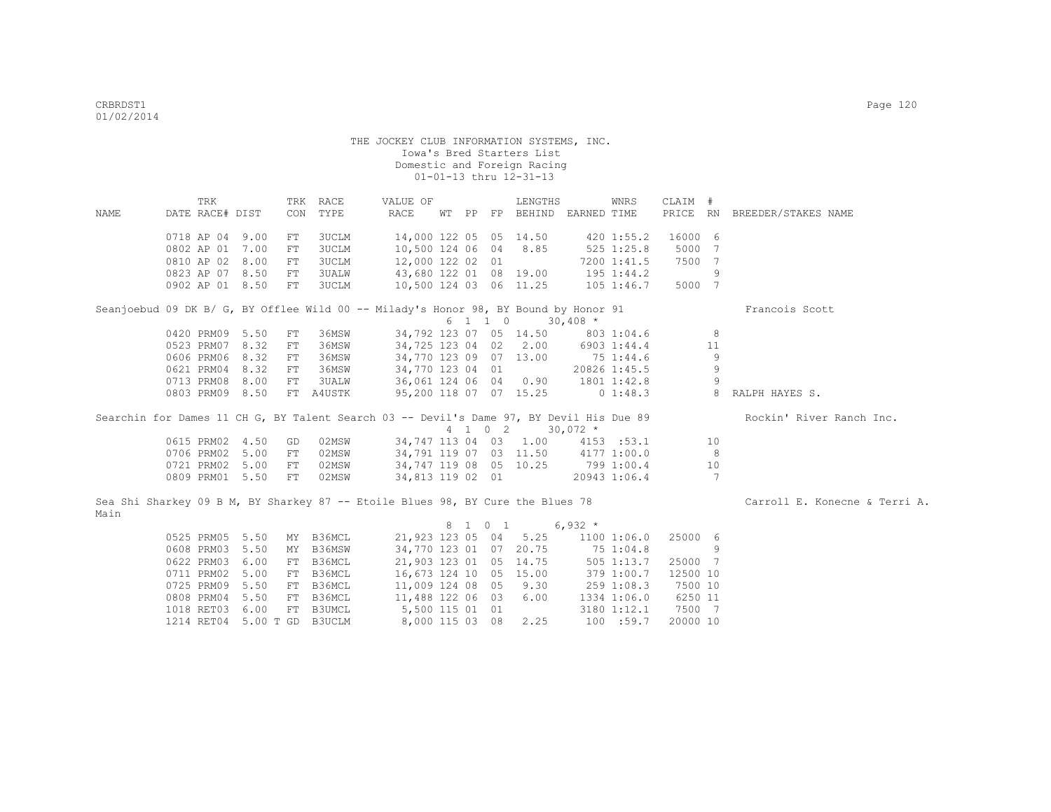THE JOCKEY CLUB INFORMATION SYSTEMS, INC.
Iowa's Bred Starters List
Domestic and Foreign Racing
01-01-13 thru 12-31-13

| NAME | TRK DATE | RACE# | DIST | TRK CON | RACE TYPE | VALUE OF RACE | WT | PP | FP | LENGTHS BEHIND | EARNED | WNRS TIME | CLAIM PRICE | # RN | BREEDER/STAKES NAME |
|---|---|---|---|---|---|---|---|---|---|---|---|---|---|---|---|
| | 0718 | AP 04 | 9.00 | FT | 3UCLM | 14,000 | 122 | 05 | 05 | 14.50 | 420 | 1:55.2 | 16000 | 6 | |
| | 0802 | AP 01 | 7.00 | FT | 3UCLM | 10,500 | 124 | 06 | 04 | 8.85 | 525 | 1:25.8 | 5000 | 7 | |
| | 0810 | AP 02 | 8.00 | FT | 3UCLM | 12,000 | 122 | 02 | 01 | | 7200 | 1:41.5 | 7500 | 7 | |
| | 0823 | AP 07 | 8.50 | FT | 3UALW | 43,680 | 122 | 01 | 08 | 19.00 | 195 | 1:44.2 | | 9 | |
| | 0902 | AP 01 | 8.50 | FT | 3UCLM | 10,500 | 124 | 03 | 06 | 11.25 | 105 | 1:46.7 | 5000 | 7 | |
| Seanjoebud 09 DK B/ G, BY Offlee Wild 00 -- Milady's Honor 98, BY Bound by Honor 91 | | | | | | | | | | | | | | | Francois Scott |
| | | | | | | 6 1 1 0 | | | | | 30,408 * | | | | |
| | 0420 | PRM09 | 5.50 | FT | 36MSW | 34,792 | 123 | 07 | 05 | 14.50 | 803 | 1:04.6 | | 8 | |
| | 0523 | PRM07 | 8.32 | FT | 36MSW | 34,725 | 123 | 04 | 02 | 2.00 | 6903 | 1:44.4 | | 11 | |
| | 0606 | PRM06 | 8.32 | FT | 36MSW | 34,770 | 123 | 09 | 07 | 13.00 | 75 | 1:44.6 | | 9 | |
| | 0621 | PRM04 | 8.32 | FT | 36MSW | 34,770 | 123 | 04 | 01 | | 20826 | 1:45.5 | | 9 | |
| | 0713 | PRM08 | 8.00 | FT | 3UALW | 36,061 | 124 | 06 | 04 | 0.90 | 1801 | 1:42.8 | | 9 | |
| | 0803 | PRM09 | 8.50 | FT | A4USTK | 95,200 | 118 | 07 | 07 | 15.25 | 0 | 1:48.3 | | 8 | RALPH HAYES S. |
| Searchin for Dames 11 CH G, BY Talent Search 03 -- Devil's Dame 97, BY Devil His Due 89 | | | | | | | | | | | | | | | Rockin' River Ranch Inc. |
| | | | | | | 4 1 0 2 | | | | | 30,072 * | | | | |
| | 0615 | PRM02 | 4.50 | GD | 02MSW | 34,747 | 113 | 04 | 03 | 1.00 | 4153 | :53.1 | | 10 | |
| | 0706 | PRM02 | 5.00 | FT | 02MSW | 34,791 | 119 | 07 | 03 | 11.50 | 4177 | 1:00.0 | | 8 | |
| | 0721 | PRM02 | 5.00 | FT | 02MSW | 34,747 | 119 | 08 | 05 | 10.25 | 799 | 1:00.4 | | 10 | |
| | 0809 | PRM01 | 5.50 | FT | 02MSW | 34,813 | 119 | 02 | 01 | | 20943 | 1:06.4 | | 7 | |
| Sea Shi Sharkey 09 B M, BY Sharkey 87 -- Etoile Blues 98, BY Cure the Blues 78 | | | | | | | | | | | | | | | Carroll E. Konecne & Terri A. Main |
| | | | | | | 8 1 0 1 | | | | | 6,932 * | | | | |
| | 0525 | PRM05 | 5.50 | MY | B36MCL | 21,923 | 123 | 05 | 04 | 5.25 | 1100 | 1:06.0 | 25000 | 6 | |
| | 0608 | PRM03 | 5.50 | MY | B36MSW | 34,770 | 123 | 01 | 07 | 20.75 | 75 | 1:04.8 | | 9 | |
| | 0622 | PRM03 | 6.00 | FT | B36MCL | 21,903 | 123 | 01 | 05 | 14.75 | 505 | 1:13.7 | 25000 | 7 | |
| | 0711 | PRM02 | 5.00 | FT | B36MCL | 16,673 | 124 | 10 | 05 | 15.00 | 379 | 1:00.7 | 12500 | 10 | |
| | 0725 | PRM09 | 5.50 | FT | B36MCL | 11,009 | 124 | 08 | 05 | 9.30 | 259 | 1:08.3 | 7500 | 10 | |
| | 0808 | PRM04 | 5.50 | FT | B36MCL | 11,488 | 122 | 06 | 03 | 6.00 | 1334 | 1:06.0 | 6250 | 11 | |
| | 1018 | RET03 | 6.00 | FT | B3UMCL | 5,500 | 115 | 01 | 01 | | 3180 | 1:12.1 | 7500 | 7 | |
| | 1214 | RET04 | 5.00 T | GD | B3UCLM | 8,000 | 115 | 03 | 08 | 2.25 | 100 | :59.7 | 20000 | 10 | |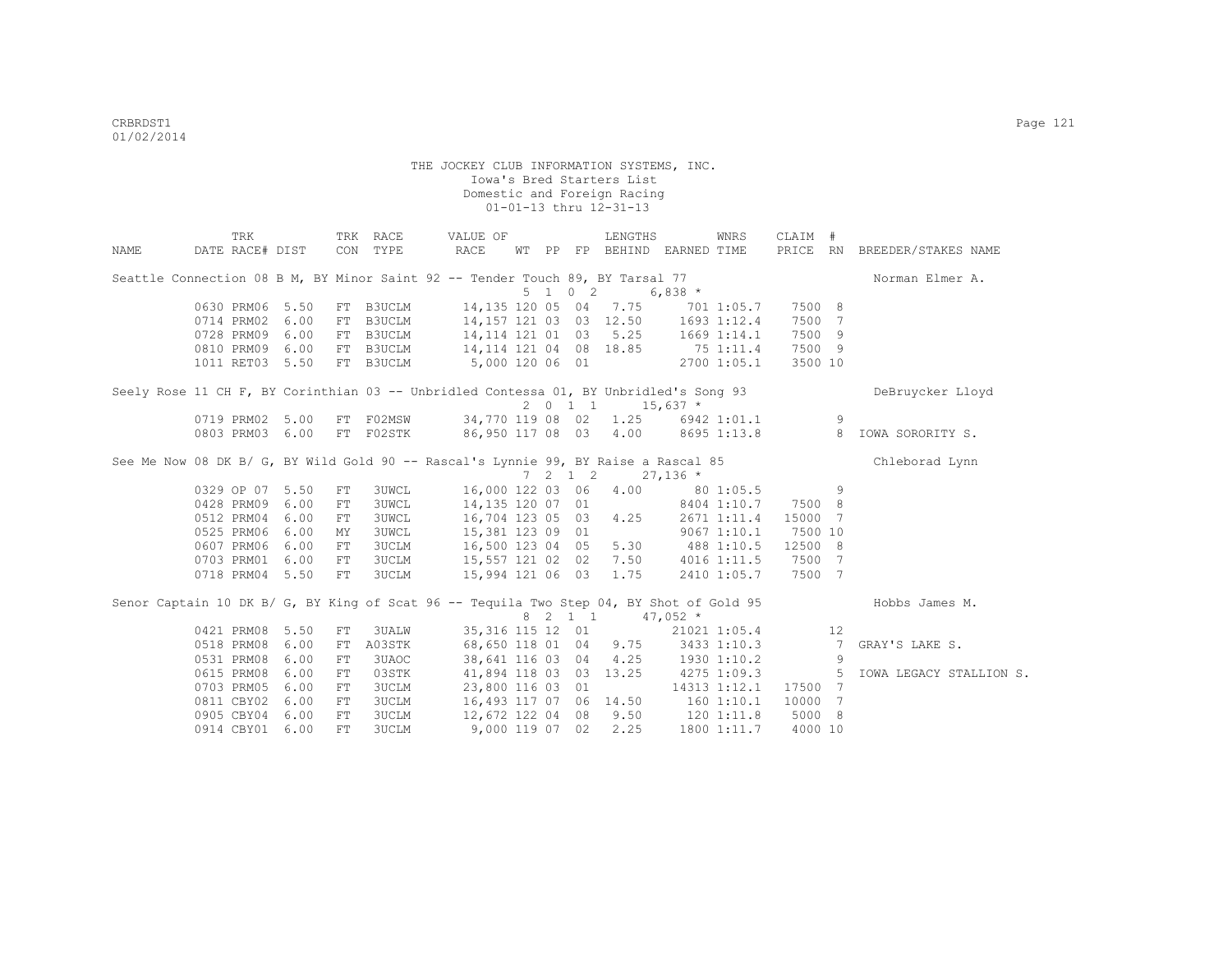THE JOCKEY CLUB INFORMATION SYSTEMS, INC.
Iowa's Bred Starters List
Domestic and Foreign Racing
01-01-13 thru 12-31-13

| NAME | TRK DATE | RACE# | TRK DIST | CON | RACE TYPE | VALUE OF RACE | WT | PP | FP | LENGTHS BEHIND | EARNED | WNRS TIME | CLAIM PRICE | # RN | BREEDER/STAKES NAME |
|---|---|---|---|---|---|---|---|---|---|---|---|---|---|---|---|
| Seattle Connection 08 B M, BY Minor Saint 92 -- Tender Touch 89, BY Tarsal 77 | | | | | | | 5 | 1 0 2 | | | 6,838 * | | | | Norman Elmer A. |
| | 0630 | PRM06 | 5.50 | FT | B3UCLM | 14,135 | 120 | 05 | 04 | 7.75 | 701 | 1:05.7 | 7500 | 8 | |
| | 0714 | PRM02 | 6.00 | FT | B3UCLM | 14,157 | 121 | 03 | 03 | 12.50 | 1693 | 1:12.4 | 7500 | 7 | |
| | 0728 | PRM09 | 6.00 | FT | B3UCLM | 14,114 | 121 | 01 | 03 | 5.25 | 1669 | 1:14.1 | 7500 | 9 | |
| | 0810 | PRM09 | 6.00 | FT | B3UCLM | 14,114 | 121 | 04 | 08 | 18.85 | 75 | 1:11.4 | 7500 | 9 | |
| | 1011 | RET03 | 5.50 | FT | B3UCLM | 5,000 | 120 | 06 | 01 | | 2700 | 1:05.1 | 3500 | 10 | |
| Seely Rose 11 CH F, BY Corinthian 03 -- Unbridled Contessa 01, BY Unbridled's Song 93 | | | | | | | 2 | 0 1 1 | | | 15,637 * | | | | DeBruycker Lloyd |
| | 0719 | PRM02 | 5.00 | FT | F02MSW | 34,770 | 119 | 08 | 02 | 1.25 | 6942 | 1:01.1 | | 9 | |
| | 0803 | PRM03 | 6.00 | FT | F02STK | 86,950 | 117 | 08 | 03 | 4.00 | 8695 | 1:13.8 | | 8 | IOWA SORORITY S. |
| See Me Now 08 DK B/ G, BY Wild Gold 90 -- Rascal's Lynnie 99, BY Raise a Rascal 85 | | | | | | | 7 | 2 1 2 | | | 27,136 * | | | | Chleborad Lynn |
| | 0329 | OP 07 | 5.50 | FT | 3UWCL | 16,000 | 122 | 03 | 06 | 4.00 | 80 | 1:05.5 | | 9 | |
| | 0428 | PRM09 | 6.00 | FT | 3UWCL | 14,135 | 120 | 07 | 01 | | 8404 | 1:10.7 | 7500 | 8 | |
| | 0512 | PRM04 | 6.00 | FT | 3UWCL | 16,704 | 123 | 05 | 03 | 4.25 | 2671 | 1:11.4 | 15000 | 7 | |
| | 0525 | PRM06 | 6.00 | MY | 3UWCL | 15,381 | 123 | 09 | 01 | | 9067 | 1:10.1 | 7500 | 10 | |
| | 0607 | PRM06 | 6.00 | FT | 3UCLM | 16,500 | 123 | 04 | 05 | 5.30 | 488 | 1:10.5 | 12500 | 8 | |
| | 0703 | PRM01 | 6.00 | FT | 3UCLM | 15,557 | 121 | 02 | 02 | 7.50 | 4016 | 1:11.5 | 7500 | 7 | |
| | 0718 | PRM04 | 5.50 | FT | 3UCLM | 15,994 | 121 | 06 | 03 | 1.75 | 2410 | 1:05.7 | 7500 | 7 | |
| Senor Captain 10 DK B/ G, BY King of Scat 96 -- Tequila Two Step 04, BY Shot of Gold 95 | | | | | | | 8 | 2 1 1 | | | 47,052 * | | | | Hobbs James M. |
| | 0421 | PRM08 | 5.50 | FT | 3UALW | 35,316 | 115 | 12 | 01 | | 21021 | 1:05.4 | | 12 | |
| | 0518 | PRM08 | 6.00 | FT | A03STK | 68,650 | 118 | 01 | 04 | 9.75 | 3433 | 1:10.3 | | 7 | GRAY'S LAKE S. |
| | 0531 | PRM08 | 6.00 | FT | 3UAOC | 38,641 | 116 | 03 | 04 | 4.25 | 1930 | 1:10.2 | | 9 | |
| | 0615 | PRM08 | 6.00 | FT | 03STK | 41,894 | 118 | 03 | 03 | 13.25 | 4275 | 1:09.3 | | 5 | IOWA LEGACY STALLION S. |
| | 0703 | PRM05 | 6.00 | FT | 3UCLM | 23,800 | 116 | 03 | 01 | | 14313 | 1:12.1 | 17500 | 7 | |
| | 0811 | CBY02 | 6.00 | FT | 3UCLM | 16,493 | 117 | 07 | 06 | 14.50 | 160 | 1:10.1 | 10000 | 7 | |
| | 0905 | CBY04 | 6.00 | FT | 3UCLM | 12,672 | 122 | 04 | 08 | 9.50 | 120 | 1:11.8 | 5000 | 8 | |
| | 0914 | CBY01 | 6.00 | FT | 3UCLM | 9,000 | 119 | 07 | 02 | 2.25 | 1800 | 1:11.7 | 4000 | 10 | |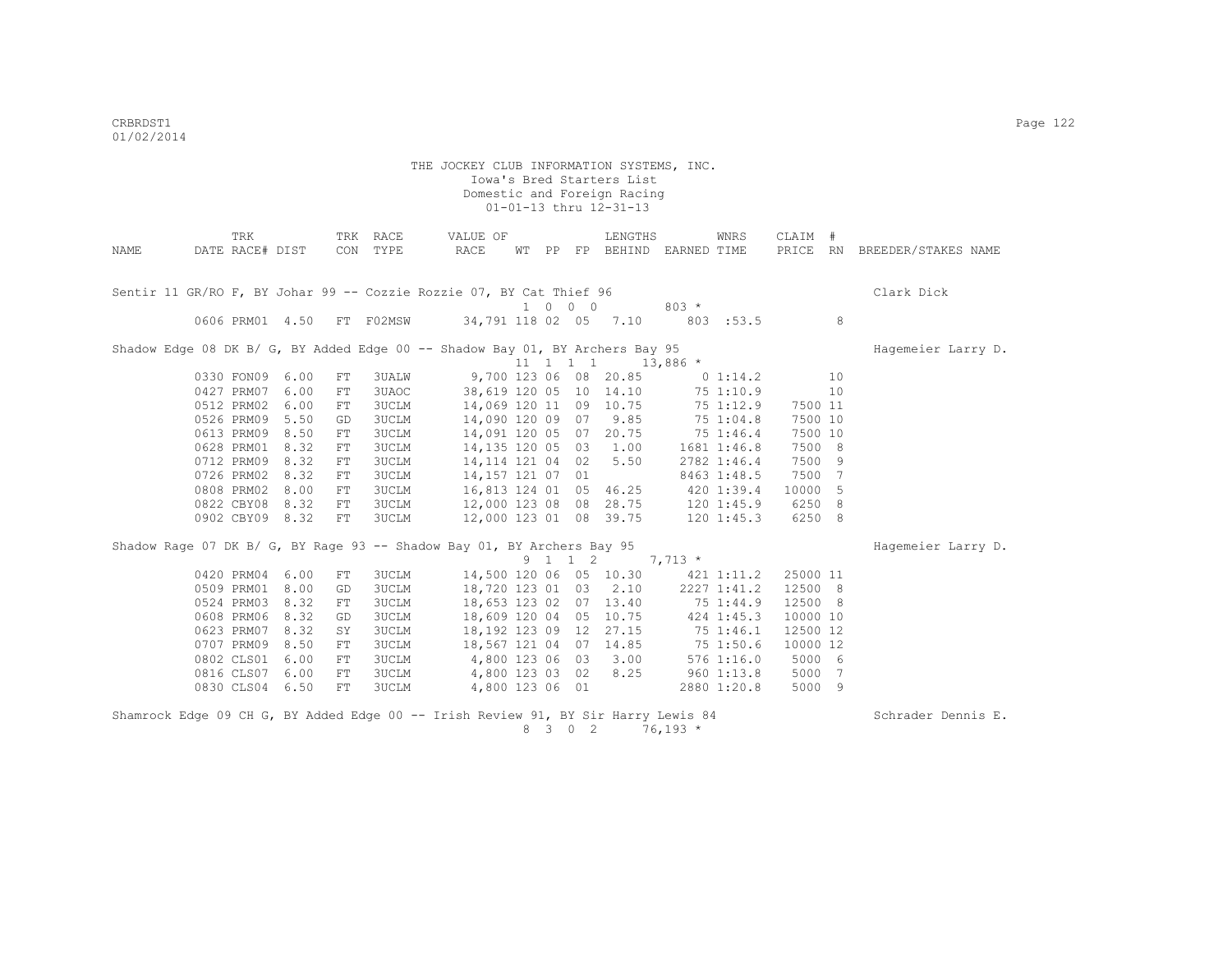THE JOCKEY CLUB INFORMATION SYSTEMS, INC.
Iowa's Bred Starters List
Domestic and Foreign Racing
01-01-13 thru 12-31-13

| NAME | TRK DATE | RACE# | DIST | TRK CON | RACE TYPE | VALUE OF RACE | WT | PP | FP | LENGTHS BEHIND | EARNED | WNRS TIME | CLAIM PRICE | # RN | BREEDER/STAKES NAME |
|---|---|---|---|---|---|---|---|---|---|---|---|---|---|---|---|
| Sentir 11 GR/RO F, BY Johar 99 -- Cozzie Rozzie 07, BY Cat Thief 96 | | | | | | | | | | | | | | | Clark Dick |
| | | | | | | | 1 | 0 0 0 | | | 803 * | | | | |
| | 0606 | PRM01 | 4.50 | FT | F02MSW | 34,791 | 118 | 02 | 05 | 7.10 | 803 | :53.5 | | 8 | |
| Shadow Edge 08 DK B/ G, BY Added Edge 00 -- Shadow Bay 01, BY Archers Bay 95 | | | | | | | | | | | | | | | Hagemeier Larry D. |
| | | | | | | | 11 | 1 1 1 | | | 13,886 * | | | | |
| | 0330 | FON09 | 6.00 | FT | 3UALW | 9,700 | 123 | 06 | 08 | 20.85 | 0 | 1:14.2 | | 10 | |
| | 0427 | PRM07 | 6.00 | FT | 3UAOC | 38,619 | 120 | 05 | 10 | 14.10 | 75 | 1:10.9 | | 10 | |
| | 0512 | PRM02 | 6.00 | FT | 3UCLM | 14,069 | 120 | 11 | 09 | 10.75 | 75 | 1:12.9 | 7500 | 11 | |
| | 0526 | PRM09 | 5.50 | GD | 3UCLM | 14,090 | 120 | 09 | 07 | 9.85 | 75 | 1:04.8 | 7500 | 10 | |
| | 0613 | PRM09 | 8.50 | FT | 3UCLM | 14,091 | 120 | 05 | 07 | 20.75 | 75 | 1:46.4 | 7500 | 10 | |
| | 0628 | PRM01 | 8.32 | FT | 3UCLM | 14,135 | 120 | 05 | 03 | 1.00 | 1681 | 1:46.8 | 7500 | 8 | |
| | 0712 | PRM09 | 8.32 | FT | 3UCLM | 14,114 | 121 | 04 | 02 | 5.50 | 2782 | 1:46.4 | 7500 | 9 | |
| | 0726 | PRM02 | 8.32 | FT | 3UCLM | 14,157 | 121 | 07 | 01 | | 8463 | 1:48.5 | 7500 | 7 | |
| | 0808 | PRM02 | 8.00 | FT | 3UCLM | 16,813 | 124 | 01 | 05 | 46.25 | 420 | 1:39.4 | 10000 | 5 | |
| | 0822 | CBY08 | 8.32 | FT | 3UCLM | 12,000 | 123 | 08 | 08 | 28.75 | 120 | 1:45.9 | 6250 | 8 | |
| | 0902 | CBY09 | 8.32 | FT | 3UCLM | 12,000 | 123 | 01 | 08 | 39.75 | 120 | 1:45.3 | 6250 | 8 | |
| Shadow Rage 07 DK B/ G, BY Rage 93 -- Shadow Bay 01, BY Archers Bay 95 | | | | | | | | | | | | | | | Hagemeier Larry D. |
| | | | | | | | 9 | 1 1 2 | | | 7,713 * | | | | |
| | 0420 | PRM04 | 6.00 | FT | 3UCLM | 14,500 | 120 | 06 | 05 | 10.30 | 421 | 1:11.2 | 25000 | 11 | |
| | 0509 | PRM01 | 8.00 | GD | 3UCLM | 18,720 | 123 | 01 | 03 | 2.10 | 2227 | 1:41.2 | 12500 | 8 | |
| | 0524 | PRM03 | 8.32 | FT | 3UCLM | 18,653 | 123 | 02 | 07 | 13.40 | 75 | 1:44.9 | 12500 | 8 | |
| | 0608 | PRM06 | 8.32 | GD | 3UCLM | 18,609 | 120 | 04 | 05 | 10.75 | 424 | 1:45.3 | 10000 | 10 | |
| | 0623 | PRM07 | 8.32 | SY | 3UCLM | 18,192 | 123 | 09 | 12 | 27.15 | 75 | 1:46.1 | 12500 | 12 | |
| | 0707 | PRM09 | 8.50 | FT | 3UCLM | 18,567 | 121 | 04 | 07 | 14.85 | 75 | 1:50.6 | 10000 | 12 | |
| | 0802 | CLS01 | 6.00 | FT | 3UCLM | 4,800 | 123 | 06 | 03 | 3.00 | 576 | 1:16.0 | 5000 | 6 | |
| | 0816 | CLS07 | 6.00 | FT | 3UCLM | 4,800 | 123 | 03 | 02 | 8.25 | 960 | 1:13.8 | 5000 | 7 | |
| | 0830 | CLS04 | 6.50 | FT | 3UCLM | 4,800 | 123 | 06 | 01 | | 2880 | 1:20.8 | 5000 | 9 | |
| Shamrock Edge 09 CH G, BY Added Edge 00 -- Irish Review 91, BY Sir Harry Lewis 84 | | | | | | | | | | | | | | | Schrader Dennis E. |
| | | | | | | | 8 | 3 0 2 | | | 76,193 * | | | | |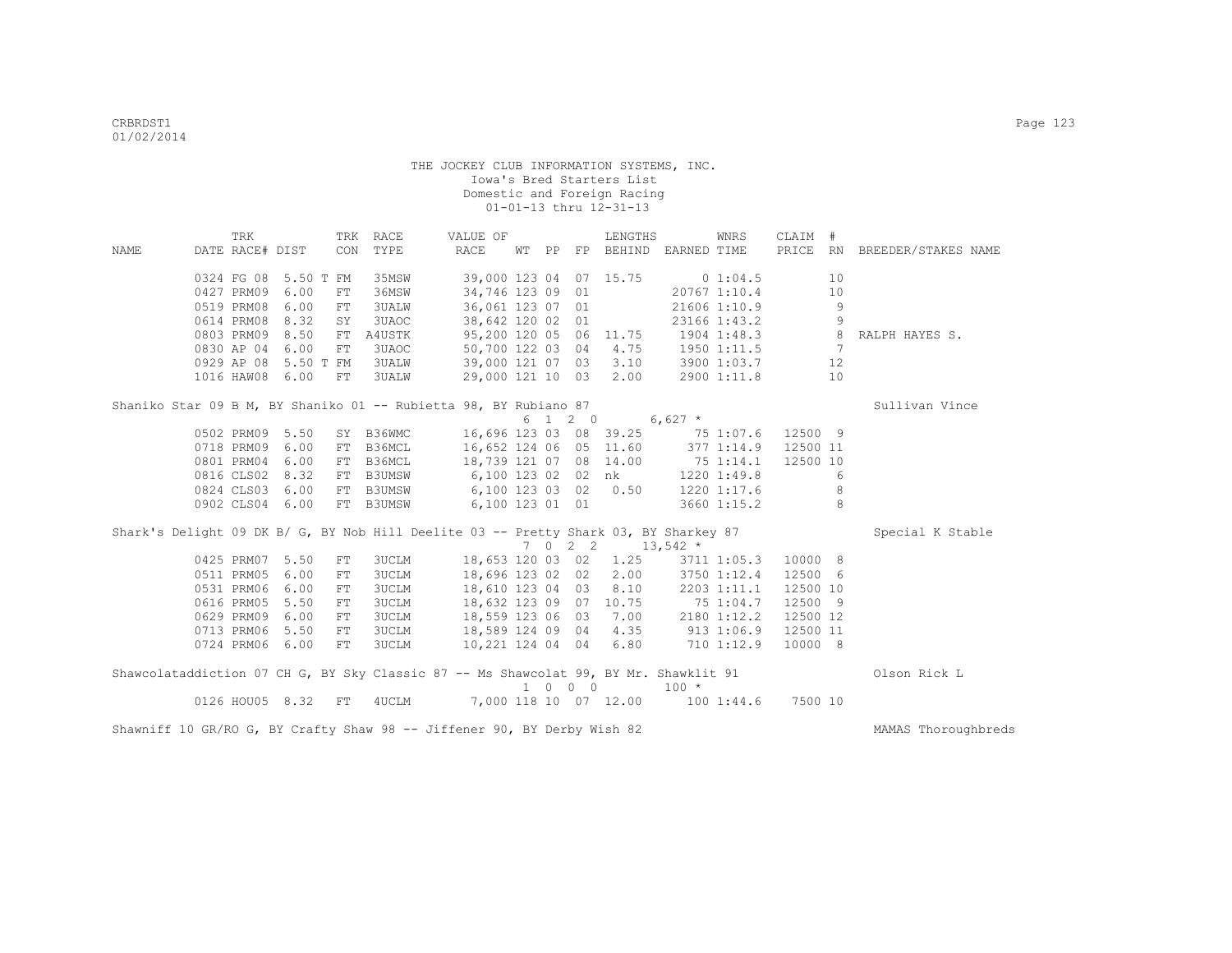THE JOCKEY CLUB INFORMATION SYSTEMS, INC.
Iowa's Bred Starters List
Domestic and Foreign Racing
01-01-13 thru 12-31-13

| NAME | TRK DATE | RACE# | DIST | TRK CON | RACE TYPE | VALUE OF RACE | WT | PP | FP | LENGTHS BEHIND | EARNED | WNRS TIME | CLAIM PRICE | # RN | BREEDER/STAKES NAME |
|---|---|---|---|---|---|---|---|---|---|---|---|---|---|---|---|
| | 0324 | FG 08 | 5.50 T | FM | 35MSW | 39,000 | 123 | 04 | 07 | 15.75 | 0 | 1:04.5 | | 10 | |
| | 0427 | PRM09 | 6.00 | FT | 36MSW | 34,746 | 123 | 09 | 01 | | 20767 | 1:10.4 | | 10 | |
| | 0519 | PRM08 | 6.00 | FT | 3UALW | 36,061 | 123 | 07 | 01 | | 21606 | 1:10.9 | | 9 | |
| | 0614 | PRM08 | 8.32 | SY | 3UAOC | 38,642 | 120 | 02 | 01 | | 23166 | 1:43.2 | | 9 | |
| | 0803 | PRM09 | 8.50 | FT | A4USTK | 95,200 | 120 | 05 | 06 | 11.75 | 1904 | 1:48.3 | | 8 | RALPH HAYES S. |
| | 0830 | AP 04 | 6.00 | FT | 3UAOC | 50,700 | 122 | 03 | 04 | 4.75 | 1950 | 1:11.5 | | 7 | |
| | 0929 | AP 08 | 5.50 T | FM | 3UALW | 39,000 | 121 | 07 | 03 | 3.10 | 3900 | 1:03.7 | | 12 | |
| | 1016 | HAW08 | 6.00 | FT | 3UALW | 29,000 | 121 | 10 | 03 | 2.00 | 2900 | 1:11.8 | | 10 | |

Shaniko Star 09 B M, BY Shaniko 01 -- Rubietta 98, BY Rubiano 87 — Sullivan Vince
6 1 2 0 — 6,627 *

| TRK DATE | RACE# | DIST | TRK CON | RACE TYPE | VALUE OF RACE | WT | PP | FP | LENGTHS BEHIND | EARNED | WNRS TIME | CLAIM PRICE | # RN |
|---|---|---|---|---|---|---|---|---|---|---|---|---|---|
| 0502 | PRM09 | 5.50 | SY | B36WMC | 16,696 | 123 | 03 | 08 | 39.25 | 75 | 1:07.6 | 12500 | 9 |
| 0718 | PRM09 | 6.00 | FT | B36MCL | 16,652 | 124 | 06 | 05 | 11.60 | 377 | 1:14.9 | 12500 | 11 |
| 0801 | PRM04 | 6.00 | FT | B36MCL | 18,739 | 121 | 07 | 08 | 14.00 | 75 | 1:14.1 | 12500 | 10 |
| 0816 | CLS02 | 8.32 | FT | B3UMSW | 6,100 | 123 | 02 | 02 | nk | 1220 | 1:49.8 | | 6 |
| 0824 | CLS03 | 6.00 | FT | B3UMSW | 6,100 | 123 | 03 | 02 | 0.50 | 1220 | 1:17.6 | | 8 |
| 0902 | CLS04 | 6.00 | FT | B3UMSW | 6,100 | 123 | 01 | 01 | | 3660 | 1:15.2 | | 8 |

Shark's Delight 09 DK B/ G, BY Nob Hill Deelite 03 -- Pretty Shark 03, BY Sharkey 87 — Special K Stable
7 0 2 2 — 13,542 *

| TRK DATE | RACE# | DIST | TRK CON | RACE TYPE | VALUE OF RACE | WT | PP | FP | LENGTHS BEHIND | EARNED | WNRS TIME | CLAIM PRICE | # RN |
|---|---|---|---|---|---|---|---|---|---|---|---|---|---|
| 0425 | PRM07 | 5.50 | FT | 3UCLM | 18,653 | 120 | 03 | 02 | 1.25 | 3711 | 1:05.3 | 10000 | 8 |
| 0511 | PRM05 | 6.00 | FT | 3UCLM | 18,696 | 123 | 02 | 02 | 2.00 | 3750 | 1:12.4 | 12500 | 6 |
| 0531 | PRM06 | 6.00 | FT | 3UCLM | 18,610 | 123 | 04 | 03 | 8.10 | 2203 | 1:11.1 | 12500 | 10 |
| 0616 | PRM05 | 5.50 | FT | 3UCLM | 18,632 | 123 | 09 | 07 | 10.75 | 75 | 1:04.7 | 12500 | 9 |
| 0629 | PRM09 | 6.00 | FT | 3UCLM | 18,559 | 123 | 06 | 03 | 7.00 | 2180 | 1:12.2 | 12500 | 12 |
| 0713 | PRM06 | 5.50 | FT | 3UCLM | 18,589 | 124 | 09 | 04 | 4.35 | 913 | 1:06.9 | 12500 | 11 |
| 0724 | PRM06 | 6.00 | FT | 3UCLM | 10,221 | 124 | 04 | 04 | 6.80 | 710 | 1:12.9 | 10000 | 8 |

Shawcolataddiction 07 CH G, BY Sky Classic 87 -- Ms Shawcolat 99, BY Mr. Shawklit 91 — Olson Rick L
1 0 0 0 — 100 *

| TRK DATE | RACE# | DIST | TRK CON | RACE TYPE | VALUE OF RACE | WT | PP | FP | LENGTHS BEHIND | EARNED | WNRS TIME | CLAIM PRICE | # RN |
|---|---|---|---|---|---|---|---|---|---|---|---|---|---|
| 0126 | HOU05 | 8.32 | FT | 4UCLM | 7,000 | 118 | 10 | 07 | 12.00 | 100 | 1:44.6 | 7500 | 10 |

Shawniff 10 GR/RO G, BY Crafty Shaw 98 -- Jiffener 90, BY Derby Wish 82 — MAMAS Thoroughbreds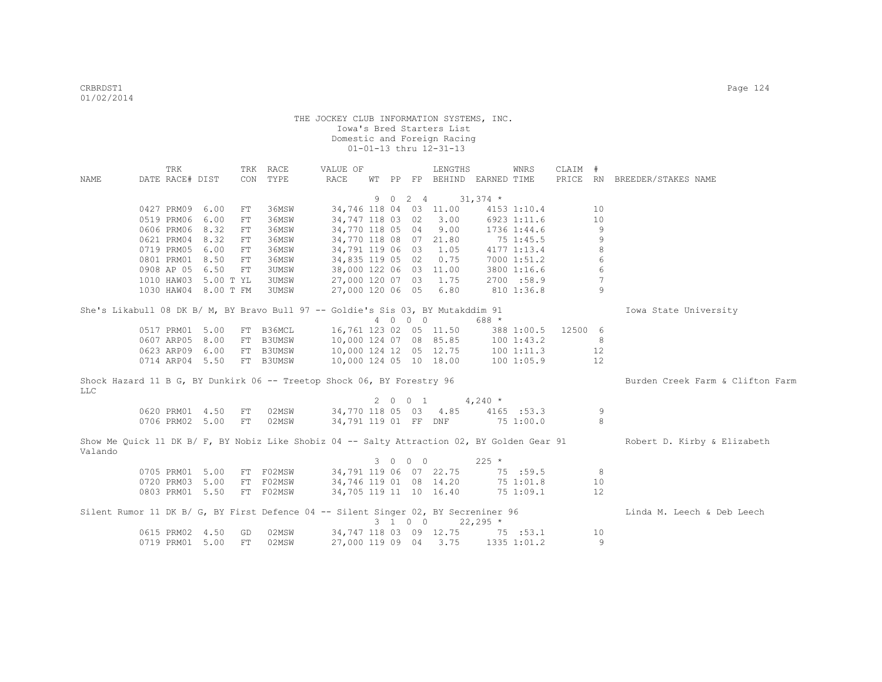THE JOCKEY CLUB INFORMATION SYSTEMS, INC.
Iowa's Bred Starters List
Domestic and Foreign Racing
01-01-13 thru 12-31-13

| NAME | TRK DATE | RACE# | DIST | TRK CON | RACE TYPE | VALUE OF RACE | WT | PP | FP | LENGTHS BEHIND | EARNED | WNRS TIME | CLAIM PRICE | # RN | BREEDER/STAKES NAME |
|---|---|---|---|---|---|---|---|---|---|---|---|---|---|---|---|
| | | | | | | | 9 | 0 | 2 4 | | 31,374 * | | | | |
| | 0427 | PRM09 | 6.00 | FT | 36MSW | 34,746 | 118 | 04 | 03 | 11.00 | 4153 | 1:10.4 | | 10 | |
| | 0519 | PRM06 | 6.00 | FT | 36MSW | 34,747 | 118 | 03 | 02 | 3.00 | 6923 | 1:11.6 | | 10 | |
| | 0606 | PRM06 | 8.32 | FT | 36MSW | 34,770 | 118 | 05 | 04 | 9.00 | 1736 | 1:44.6 | | 9 | |
| | 0621 | PRM04 | 8.32 | FT | 36MSW | 34,770 | 118 | 08 | 07 | 21.80 | 75 | 1:45.5 | | 9 | |
| | 0719 | PRM05 | 6.00 | FT | 36MSW | 34,791 | 119 | 06 | 03 | 1.05 | 4177 | 1:13.4 | | 8 | |
| | 0801 | PRM01 | 8.50 | FT | 36MSW | 34,835 | 119 | 05 | 02 | 0.75 | 7000 | 1:51.2 | | 6 | |
| | 0908 | AP 05 | 6.50 | FT | 3UMSW | 38,000 | 122 | 06 | 03 | 11.00 | 3800 | 1:16.6 | | 6 | |
| | 1010 | HAW03 | 5.00 T | YL | 3UMSW | 27,000 | 120 | 07 | 03 | 1.75 | 2700 | :58.9 | | 7 | |
| | 1030 | HAW04 | 8.00 T | FM | 3UMSW | 27,000 | 120 | 06 | 05 | 6.80 | 810 | 1:36.8 | | 9 | |
| She's Likabull 08 DK B/ M, BY Bravo Bull 97 -- Goldie's Sis 03, BY Mutakddim 91 | | | | | | | | | | | | | | | Iowa State University |
| | | | | | | | 4 | 0 | 0 0 | | 688 * | | | | |
| | 0517 | PRM01 | 5.00 | FT | B36MCL | 16,761 | 123 | 02 | 05 | 11.50 | 388 | 1:00.5 | 12500 | 6 | |
| | 0607 | ARP05 | 8.00 | FT | B3UMSW | 10,000 | 124 | 07 | 08 | 85.85 | 100 | 1:43.2 | | 8 | |
| | 0623 | ARP09 | 6.00 | FT | B3UMSW | 10,000 | 124 | 12 | 05 | 12.75 | 100 | 1:11.3 | | 12 | |
| | 0714 | ARP04 | 5.50 | FT | B3UMSW | 10,000 | 124 | 05 | 10 | 18.00 | 100 | 1:05.9 | | 12 | |
| Shock Hazard 11 B G, BY Dunkirk 06 -- Treetop Shock 06, BY Forestry 96 | | | | | | | | | | | | | | | Burden Creek Farm & Clifton Farm LLC |
| | | | | | | | 2 | 0 | 0 1 | | 4,240 * | | | | |
| | 0620 | PRM01 | 4.50 | FT | 02MSW | 34,770 | 118 | 05 | 03 | 4.85 | 4165 | :53.3 | | 9 | |
| | 0706 | PRM02 | 5.00 | FT | 02MSW | 34,791 | 119 | 01 | FF | DNF | 75 | 1:00.0 | | 8 | |
| Show Me Quick 11 DK B/ F, BY Nobiz Like Shobiz 04 -- Salty Attraction 02, BY Golden Gear 91 | | | | | | | | | | | | | | | Robert D. Kirby & Elizabeth Valando |
| | | | | | | | 3 | 0 | 0 0 | | 225 * | | | | |
| | 0705 | PRM01 | 5.00 | FT | F02MSW | 34,791 | 119 | 06 | 07 | 22.75 | 75 | :59.5 | | 8 | |
| | 0720 | PRM03 | 5.00 | FT | F02MSW | 34,746 | 119 | 01 | 08 | 14.20 | 75 | 1:01.8 | | 10 | |
| | 0803 | PRM01 | 5.50 | FT | F02MSW | 34,705 | 119 | 11 | 10 | 16.40 | 75 | 1:09.1 | | 12 | |
| Silent Rumor 11 DK B/ G, BY First Defence 04 -- Silent Singer 02, BY Secreniner 96 | | | | | | | | | | | | | | | Linda M. Leech & Deb Leech |
| | | | | | | | 3 | 1 | 0 0 | | 22,295 * | | | | |
| | 0615 | PRM02 | 4.50 | GD | 02MSW | 34,747 | 118 | 03 | 09 | 12.75 | 75 | :53.1 | | 10 | |
| | 0719 | PRM01 | 5.00 | FT | 02MSW | 27,000 | 119 | 09 | 04 | 3.75 | 1335 | 1:01.2 | | 9 | |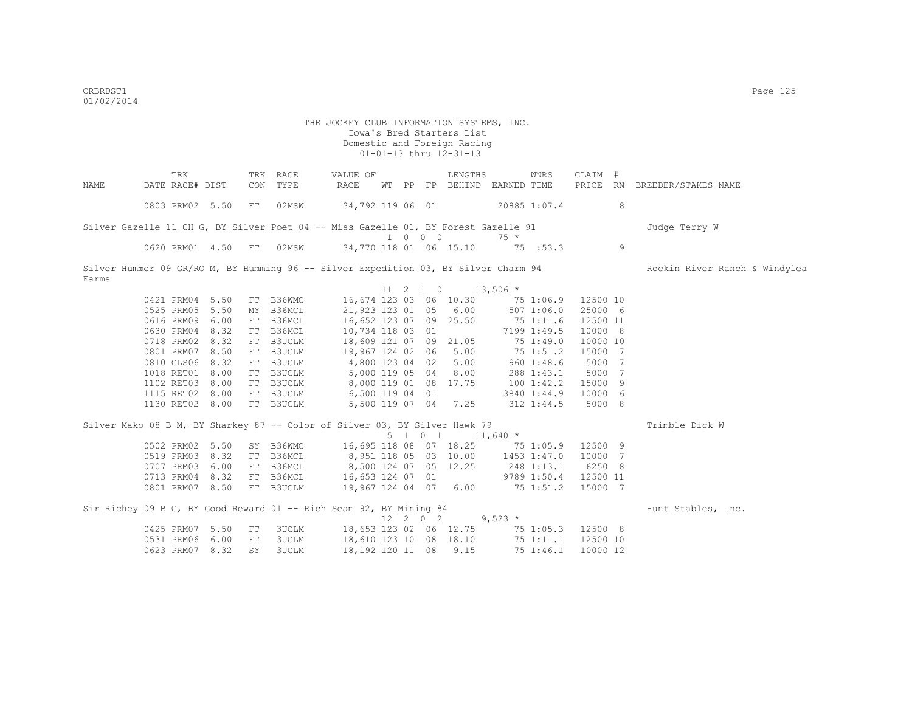THE JOCKEY CLUB INFORMATION SYSTEMS, INC.
Iowa's Bred Starters List
Domestic and Foreign Racing
01-01-13 thru 12-31-13

| NAME | TRK DATE | RACE# | DIST | TRK CON | RACE TYPE | VALUE OF RACE | WT | PP | FP | LENGTHS BEHIND | EARNED | WNRS TIME | CLAIM PRICE | # RN | BREEDER/STAKES NAME |
|---|---|---|---|---|---|---|---|---|---|---|---|---|---|---|---|
| | 0803 | PRM02 | 5.50 | FT | 02MSW | 34,792 | 119 | 06 | 01 | | 20885 | 1:07.4 | | 8 | |
| Silver Gazelle 11 CH G, BY Silver Poet 04 -- Miss Gazelle 01, BY Forest Gazelle 91 | | | | | | | 1 | 0 0 0 | | | 75 * | | | | Judge Terry W |
| | 0620 | PRM01 | 4.50 | FT | 02MSW | 34,770 | 118 | 01 | 06 | 15.10 | 75 | :53.3 | | 9 | |
| Silver Hummer 09 GR/RO M, BY Humming 96 -- Silver Expedition 03, BY Silver Charm 94 | | | | | | | 11 | 2 1 0 | | | 13,506 * | | | | Rockin River Ranch & Windylea Farms |
| | 0421 | PRM04 | 5.50 | FT | B36WMC | 16,674 | 123 | 03 | 06 | 10.30 | 75 | 1:06.9 | 12500 | 10 | |
| | 0525 | PRM05 | 5.50 | MY | B36MCL | 21,923 | 123 | 01 | 05 | 6.00 | 507 | 1:06.0 | 25000 | 6 | |
| | 0616 | PRM09 | 6.00 | FT | B36MCL | 16,652 | 123 | 07 | 09 | 25.50 | 75 | 1:11.6 | 12500 | 11 | |
| | 0630 | PRM04 | 8.32 | FT | B36MCL | 10,734 | 118 | 03 | 01 | | 7199 | 1:49.5 | 10000 | 8 | |
| | 0718 | PRM02 | 8.32 | FT | B3UCLM | 18,609 | 121 | 07 | 09 | 21.05 | 75 | 1:49.0 | 10000 | 10 | |
| | 0801 | PRM07 | 8.50 | FT | B3UCLM | 19,967 | 124 | 02 | 06 | 5.00 | 75 | 1:51.2 | 15000 | 7 | |
| | 0810 | CLS06 | 8.32 | FT | B3UCLM | 4,800 | 123 | 04 | 02 | 5.00 | 960 | 1:48.6 | 5000 | 7 | |
| | 1018 | RET01 | 8.00 | FT | B3UCLM | 5,000 | 119 | 05 | 04 | 8.00 | 288 | 1:43.1 | 5000 | 7 | |
| | 1102 | RET03 | 8.00 | FT | B3UCLM | 8,000 | 119 | 01 | 08 | 17.75 | 100 | 1:42.2 | 15000 | 9 | |
| | 1115 | RET02 | 8.00 | FT | B3UCLM | 6,500 | 119 | 04 | 01 | | 3840 | 1:44.9 | 10000 | 6 | |
| | 1130 | RET02 | 8.00 | FT | B3UCLM | 5,500 | 119 | 07 | 04 | 7.25 | 312 | 1:44.5 | 5000 | 8 | |
| Silver Mako 08 B M, BY Sharkey 87 -- Color of Silver 03, BY Silver Hawk 79 | | | | | | | 5 | 1 0 1 | | | 11,640 * | | | | Trimble Dick W |
| | 0502 | PRM02 | 5.50 | SY | B36WMC | 16,695 | 118 | 08 | 07 | 18.25 | 75 | 1:05.9 | 12500 | 9 | |
| | 0519 | PRM03 | 8.32 | FT | B36MCL | 8,951 | 118 | 05 | 03 | 10.00 | 1453 | 1:47.0 | 10000 | 7 | |
| | 0707 | PRM03 | 6.00 | FT | B36MCL | 8,500 | 124 | 07 | 05 | 12.25 | 248 | 1:13.1 | 6250 | 8 | |
| | 0713 | PRM04 | 8.32 | FT | B36MCL | 16,653 | 124 | 07 | 01 | | 9789 | 1:50.4 | 12500 | 11 | |
| | 0801 | PRM07 | 8.50 | FT | B3UCLM | 19,967 | 124 | 04 | 07 | 6.00 | 75 | 1:51.2 | 15000 | 7 | |
| Sir Richey 09 B G, BY Good Reward 01 -- Rich Seam 92, BY Mining 84 | | | | | | | 12 | 2 0 2 | | | 9,523 * | | | | Hunt Stables, Inc. |
| | 0425 | PRM07 | 5.50 | FT | 3UCLM | 18,653 | 123 | 02 | 06 | 12.75 | 75 | 1:05.3 | 12500 | 8 | |
| | 0531 | PRM06 | 6.00 | FT | 3UCLM | 18,610 | 123 | 10 | 08 | 18.10 | 75 | 1:11.1 | 12500 | 10 | |
| | 0623 | PRM07 | 8.32 | SY | 3UCLM | 18,192 | 120 | 11 | 08 | 9.15 | 75 | 1:46.1 | 10000 | 12 | |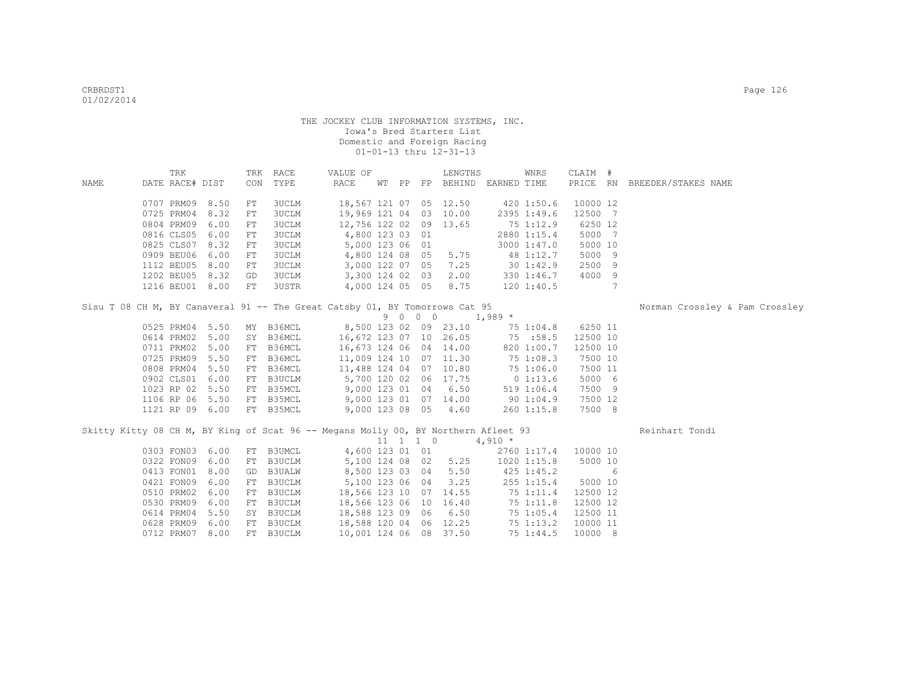THE JOCKEY CLUB INFORMATION SYSTEMS, INC.
Iowa's Bred Starters List
Domestic and Foreign Racing
01-01-13 thru 12-31-13

| NAME | TRK DATE | RACE# | DIST | TRK CON | RACE TYPE | VALUE OF RACE | WT | PP | FP | LENGTHS BEHIND | EARNED | WNRS TIME | CLAIM PRICE | # RN | BREEDER/STAKES NAME |
|---|---|---|---|---|---|---|---|---|---|---|---|---|---|---|---|
| | 0707 | PRM09 | 8.50 | FT | 3UCLM | 18,567 | 121 | 07 | 05 | 12.50 | 420 | 1:50.6 | 10000 | 12 | |
| | 0725 | PRM04 | 8.32 | FT | 3UCLM | 19,969 | 121 | 04 | 03 | 10.00 | 2395 | 1:49.6 | 12500 | 7 | |
| | 0804 | PRM09 | 6.00 | FT | 3UCLM | 12,756 | 122 | 02 | 09 | 13.65 | 75 | 1:12.9 | 6250 | 12 | |
| | 0816 | CLS05 | 6.00 | FT | 3UCLM | 4,800 | 123 | 03 | 01 | | 2880 | 1:15.4 | 5000 | 7 | |
| | 0825 | CLS07 | 8.32 | FT | 3UCLM | 5,000 | 123 | 06 | 01 | | 3000 | 1:47.0 | 5000 | 10 | |
| | 0909 | BEU06 | 6.00 | FT | 3UCLM | 4,800 | 124 | 08 | 05 | 5.75 | 48 | 1:12.7 | 5000 | 9 | |
| | 1112 | BEU05 | 8.00 | FT | 3UCLM | 3,000 | 122 | 07 | 05 | 7.25 | 30 | 1:42.9 | 2500 | 9 | |
| | 1202 | BEU05 | 8.32 | GD | 3UCLM | 3,300 | 124 | 02 | 03 | 2.00 | 330 | 1:46.7 | 4000 | 9 | |
| | 1216 | BEU01 | 8.00 | FT | 3USTR | 4,000 | 124 | 05 | 05 | 8.75 | 120 | 1:40.5 | | 7 | |
| Sisu T 08 CH M, BY Canaveral 91 -- The Great Catsby 01, BY Tomorrows Cat 95 | | | | | | | 9 | 0 0 0 | | | 1,989 * | | | | Norman Crossley & Pam Crossley |
| | 0525 | PRM04 | 5.50 | MY | B36MCL | 8,500 | 123 | 02 | 09 | 23.10 | 75 | 1:04.8 | 6250 | 11 | |
| | 0614 | PRM02 | 5.00 | SY | B36MCL | 16,672 | 123 | 07 | 10 | 26.05 | 75 | :58.5 | 12500 | 10 | |
| | 0711 | PRM02 | 5.00 | FT | B36MCL | 16,673 | 124 | 06 | 04 | 14.00 | 820 | 1:00.7 | 12500 | 10 | |
| | 0725 | PRM09 | 5.50 | FT | B36MCL | 11,009 | 124 | 10 | 07 | 11.30 | 75 | 1:08.3 | 7500 | 10 | |
| | 0808 | PRM04 | 5.50 | FT | B36MCL | 11,488 | 124 | 04 | 07 | 10.80 | 75 | 1:06.0 | 7500 | 11 | |
| | 0902 | CLS01 | 6.00 | FT | B3UCLM | 5,700 | 120 | 02 | 06 | 17.75 | 0 | 1:13.6 | 5000 | 6 | |
| | 1023 | RP 02 | 5.50 | FT | B35MCL | 9,000 | 123 | 01 | 04 | 6.50 | 519 | 1:06.4 | 7500 | 9 | |
| | 1106 | RP 06 | 5.50 | FT | B35MCL | 9,000 | 123 | 01 | 07 | 14.00 | 90 | 1:04.9 | 7500 | 12 | |
| | 1121 | RP 09 | 6.00 | FT | B35MCL | 9,000 | 123 | 08 | 05 | 4.60 | 260 | 1:15.8 | 7500 | 8 | |
| Skitty Kitty 08 CH M, BY King of Scat 96 -- Megans Molly 00, BY Northern Afleet 93 | | | | | | | 11 | 1 1 0 | | | 4,910 * | | | | Reinhart Tondi |
| | 0303 | FON03 | 6.00 | FT | B3UMCL | 4,600 | 123 | 01 | 01 | | 2760 | 1:17.4 | 10000 | 10 | |
| | 0322 | FON09 | 6.00 | FT | B3UCLM | 5,100 | 124 | 08 | 02 | 5.25 | 1020 | 1:15.8 | 5000 | 10 | |
| | 0413 | FON01 | 8.00 | GD | B3UALW | 8,500 | 123 | 03 | 04 | 5.50 | 425 | 1:45.2 | | 6 | |
| | 0421 | FON09 | 6.00 | FT | B3UCLM | 5,100 | 123 | 06 | 04 | 3.25 | 255 | 1:15.4 | 5000 | 10 | |
| | 0510 | PRM02 | 6.00 | FT | B3UCLM | 18,566 | 123 | 10 | 07 | 14.55 | 75 | 1:11.4 | 12500 | 12 | |
| | 0530 | PRM09 | 6.00 | FT | B3UCLM | 18,566 | 123 | 06 | 10 | 16.40 | 75 | 1:11.8 | 12500 | 12 | |
| | 0614 | PRM04 | 5.50 | SY | B3UCLM | 18,588 | 123 | 09 | 06 | 6.50 | 75 | 1:05.4 | 12500 | 11 | |
| | 0628 | PRM09 | 6.00 | FT | B3UCLM | 18,588 | 120 | 04 | 06 | 12.25 | 75 | 1:13.2 | 10000 | 11 | |
| | 0712 | PRM07 | 8.00 | FT | B3UCLM | 10,001 | 124 | 06 | 08 | 37.50 | 75 | 1:44.5 | 10000 | 8 | |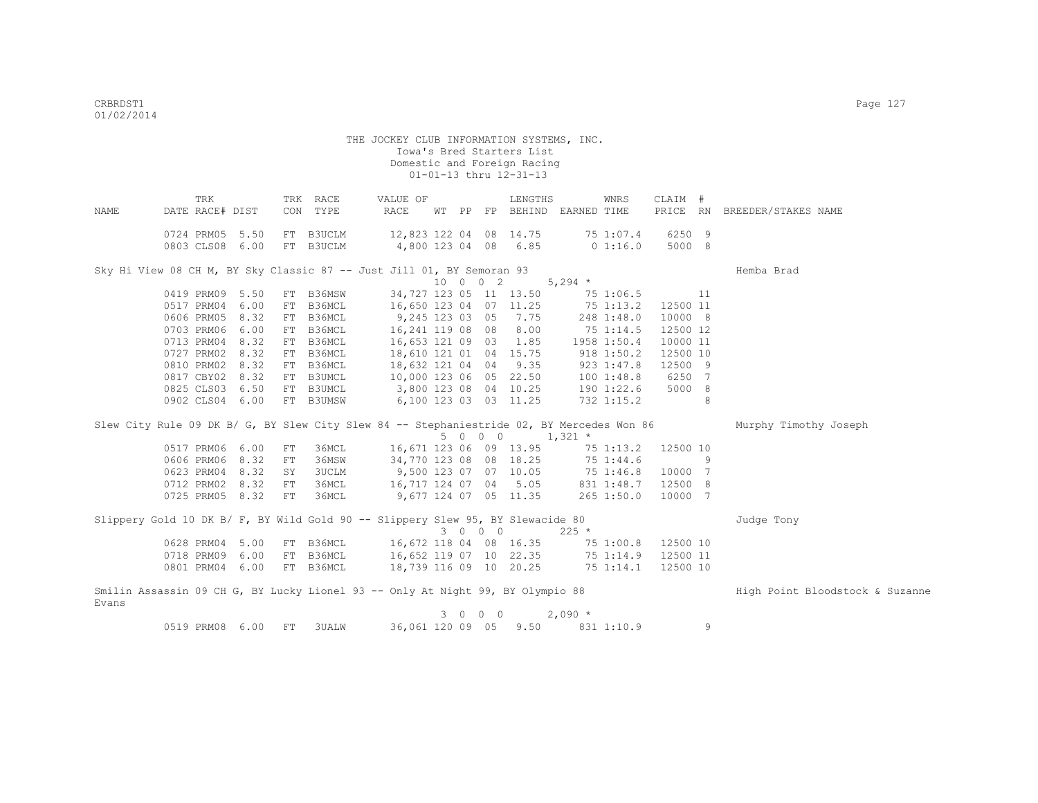THE JOCKEY CLUB INFORMATION SYSTEMS, INC.
Iowa's Bred Starters List
Domestic and Foreign Racing
01-01-13 thru 12-31-13

| NAME | TRK DATE | RACE# | DIST | TRK CON | RACE TYPE | VALUE OF RACE | WT | PP | FP | LENGTHS BEHIND | EARNED | WNRS TIME | CLAIM PRICE | # RN | BREEDER/STAKES NAME |
|---|---|---|---|---|---|---|---|---|---|---|---|---|---|---|---|
| | 0724 | PRM05 | 5.50 | FT | B3UCLM | 12,823 | 122 | 04 | 08 | 14.75 | 75 | 1:07.4 | 6250 | 9 | |
| | 0803 | CLS08 | 6.00 | FT | B3UCLM | 4,800 | 123 | 04 | 08 | 6.85 | 0 | 1:16.0 | 5000 | 8 | |
| Sky Hi View 08 CH M, BY Sky Classic 87 -- Just Jill 01, BY Semoran 93 | | | | | | | 10 | 0 0 2 | | | 5,294 * | | | | Hemba Brad |
| | 0419 | PRM09 | 5.50 | FT | B36MSW | 34,727 | 123 | 05 | 11 | 13.50 | 75 | 1:06.5 | | 11 | |
| | 0517 | PRM04 | 6.00 | FT | B36MCL | 16,650 | 123 | 04 | 07 | 11.25 | 75 | 1:13.2 | 12500 | 11 | |
| | 0606 | PRM05 | 8.32 | FT | B36MCL | 9,245 | 123 | 03 | 05 | 7.75 | 248 | 1:48.0 | 10000 | 8 | |
| | 0703 | PRM06 | 6.00 | FT | B36MCL | 16,241 | 119 | 08 | 08 | 8.00 | 75 | 1:14.5 | 12500 | 12 | |
| | 0713 | PRM04 | 8.32 | FT | B36MCL | 16,653 | 121 | 09 | 03 | 1.85 | 1958 | 1:50.4 | 10000 | 11 | |
| | 0727 | PRM02 | 8.32 | FT | B36MCL | 18,610 | 121 | 01 | 04 | 15.75 | 918 | 1:50.2 | 12500 | 10 | |
| | 0810 | PRM02 | 8.32 | FT | B36MCL | 18,632 | 121 | 04 | 04 | 9.35 | 923 | 1:47.8 | 12500 | 9 | |
| | 0817 | CBY02 | 8.32 | FT | B3UMCL | 10,000 | 123 | 06 | 05 | 22.50 | 100 | 1:48.8 | 6250 | 7 | |
| | 0825 | CLS03 | 6.50 | FT | B3UMCL | 3,800 | 123 | 08 | 04 | 10.25 | 190 | 1:22.6 | 5000 | 8 | |
| | 0902 | CLS04 | 6.00 | FT | B3UMSW | 6,100 | 123 | 03 | 03 | 11.25 | 732 | 1:15.2 | | 8 | |
| Slew City Rule 09 DK B/ G, BY Slew City Slew 84 -- Stephaniestride 02, BY Mercedes Won 86 | | | | | | | 5 | 0 0 0 | | | 1,321 * | | | | Murphy Timothy Joseph |
| | 0517 | PRM06 | 6.00 | FT | 36MCL | 16,671 | 123 | 06 | 09 | 13.95 | 75 | 1:13.2 | 12500 | 10 | |
| | 0606 | PRM06 | 8.32 | FT | 36MSW | 34,770 | 123 | 08 | 08 | 18.25 | 75 | 1:44.6 | | 9 | |
| | 0623 | PRM04 | 8.32 | SY | 3UCLM | 9,500 | 123 | 07 | 07 | 10.05 | 75 | 1:46.8 | 10000 | 7 | |
| | 0712 | PRM02 | 8.32 | FT | 36MCL | 16,717 | 124 | 07 | 04 | 5.05 | 831 | 1:48.7 | 12500 | 8 | |
| | 0725 | PRM05 | 8.32 | FT | 36MCL | 9,677 | 124 | 07 | 05 | 11.35 | 265 | 1:50.0 | 10000 | 7 | |
| Slippery Gold 10 DK B/ F, BY Wild Gold 90 -- Slippery Slew 95, BY Slewacide 80 | | | | | | | 3 | 0 0 0 | | | 225 * | | | | Judge Tony |
| | 0628 | PRM04 | 5.00 | FT | B36MCL | 16,672 | 118 | 04 | 08 | 16.35 | 75 | 1:00.8 | 12500 | 10 | |
| | 0718 | PRM09 | 6.00 | FT | B36MCL | 16,652 | 119 | 07 | 10 | 22.35 | 75 | 1:14.9 | 12500 | 11 | |
| | 0801 | PRM04 | 6.00 | FT | B36MCL | 18,739 | 116 | 09 | 10 | 20.25 | 75 | 1:14.1 | 12500 | 10 | |
| Smilin Assassin 09 CH G, BY Lucky Lionel 93 -- Only At Night 99, BY Olympio 88 | | | | | | | 3 | 0 0 0 | | | 2,090 * | | | | High Point Bloodstock & Suzanne Evans |
| | 0519 | PRM08 | 6.00 | FT | 3UALW | 36,061 | 120 | 09 | 05 | 9.50 | 831 | 1:10.9 | | 9 | |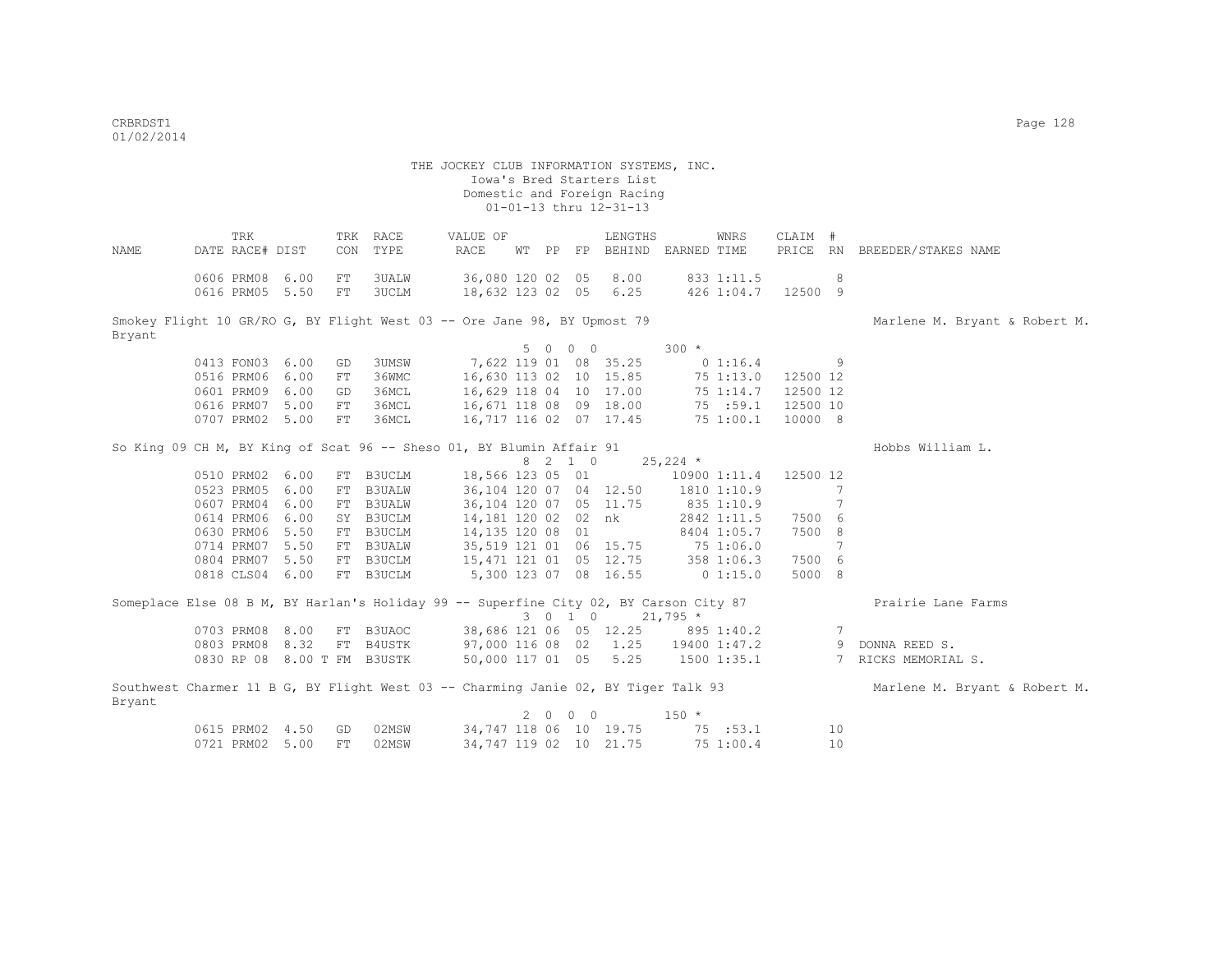THE JOCKEY CLUB INFORMATION SYSTEMS, INC.
Iowa's Bred Starters List
Domestic and Foreign Racing
01-01-13 thru 12-31-13

| NAME | TRK DATE | RACE# | DIST | TRK CON | RACE TYPE | VALUE OF RACE | WT | PP | FP | LENGTHS BEHIND | EARNED | WNRS TIME | CLAIM PRICE | # RN | BREEDER/STAKES NAME |
|---|---|---|---|---|---|---|---|---|---|---|---|---|---|---|---|
| | 0606 | PRM08 | 6.00 | FT | 3UALW | 36,080 | 120 | 02 | 05 | 8.00 | 833 | 1:11.5 | | 8 | |
| | 0616 | PRM05 | 5.50 | FT | 3UCLM | 18,632 | 123 | 02 | 05 | 6.25 | 426 | 1:04.7 | 12500 | 9 | |
| Smokey Flight 10 GR/RO G, BY Flight West 03 -- Ore Jane 98, BY Upmost 79 | | | | | | | | | | | | | | | Marlene M. Bryant & Robert M. Bryant |
| | | | | | | 5 0 0 0 | | | | | 300 * | | | | |
| | 0413 | FON03 | 6.00 | GD | 3UMSW | 7,622 | 119 | 01 | 08 | 35.25 | 0 | 1:16.4 | | 9 | |
| | 0516 | PRM06 | 6.00 | FT | 36WMC | 16,630 | 113 | 02 | 10 | 15.85 | 75 | 1:13.0 | 12500 | 12 | |
| | 0601 | PRM09 | 6.00 | GD | 36MCL | 16,629 | 118 | 04 | 10 | 17.00 | 75 | 1:14.7 | 12500 | 12 | |
| | 0616 | PRM07 | 5.00 | FT | 36MCL | 16,671 | 118 | 08 | 09 | 18.00 | 75 | :59.1 | 12500 | 10 | |
| | 0707 | PRM02 | 5.00 | FT | 36MCL | 16,717 | 116 | 02 | 07 | 17.45 | 75 | 1:00.1 | 10000 | 8 | |
| So King 09 CH M, BY King of Scat 96 -- Sheso 01, BY Blumin Affair 91 | | | | | | | | | | | | | | | Hobbs William L. |
| | | | | | | 8 2 1 0 | | | | | 25,224 * | | | | |
| | 0510 | PRM02 | 6.00 | FT | B3UCLM | 18,566 | 123 | 05 | 01 | | 10900 | 1:11.4 | 12500 | 12 | |
| | 0523 | PRM05 | 6.00 | FT | B3UALW | 36,104 | 120 | 07 | 04 | 12.50 | 1810 | 1:10.9 | | 7 | |
| | 0607 | PRM04 | 6.00 | FT | B3UALW | 36,104 | 120 | 07 | 05 | 11.75 | 835 | 1:10.9 | | 7 | |
| | 0614 | PRM06 | 6.00 | SY | B3UCLM | 14,181 | 120 | 02 | 02 | nk | 2842 | 1:11.5 | 7500 | 6 | |
| | 0630 | PRM06 | 5.50 | FT | B3UCLM | 14,135 | 120 | 08 | 01 | | 8404 | 1:05.7 | 7500 | 8 | |
| | 0714 | PRM07 | 5.50 | FT | B3UALW | 35,519 | 121 | 01 | 06 | 15.75 | 75 | 1:06.0 | | 7 | |
| | 0804 | PRM07 | 5.50 | FT | B3UCLM | 15,471 | 121 | 01 | 05 | 12.75 | 358 | 1:06.3 | 7500 | 6 | |
| | 0818 | CLS04 | 6.00 | FT | B3UCLM | 5,300 | 123 | 07 | 08 | 16.55 | 0 | 1:15.0 | 5000 | 8 | |
| Someplace Else 08 B M, BY Harlan's Holiday 99 -- Superfine City 02, BY Carson City 87 | | | | | | | | | | | | | | | Prairie Lane Farms |
| | | | | | | 3 0 1 0 | | | | | 21,795 * | | | | |
| | 0703 | PRM08 | 8.00 | FT | B3UAOC | 38,686 | 121 | 06 | 05 | 12.25 | 895 | 1:40.2 | | 7 | |
| | 0803 | PRM08 | 8.32 | FT | B4USTK | 97,000 | 116 | 08 | 02 | 1.25 | 19400 | 1:47.2 | | 9 | DONNA REED S. |
| | 0830 | RP 08 | 8.00 T | FM | B3USTK | 50,000 | 117 | 01 | 05 | 5.25 | 1500 | 1:35.1 | | 7 | RICKS MEMORIAL S. |
| Southwest Charmer 11 B G, BY Flight West 03 -- Charming Janie 02, BY Tiger Talk 93 | | | | | | | | | | | | | | | Marlene M. Bryant & Robert M. Bryant |
| | | | | | | 2 0 0 0 | | | | | 150 * | | | | |
| | 0615 | PRM02 | 4.50 | GD | 02MSW | 34,747 | 118 | 06 | 10 | 19.75 | 75 | :53.1 | | 10 | |
| | 0721 | PRM02 | 5.00 | FT | 02MSW | 34,747 | 119 | 02 | 10 | 21.75 | 75 | 1:00.4 | | 10 | |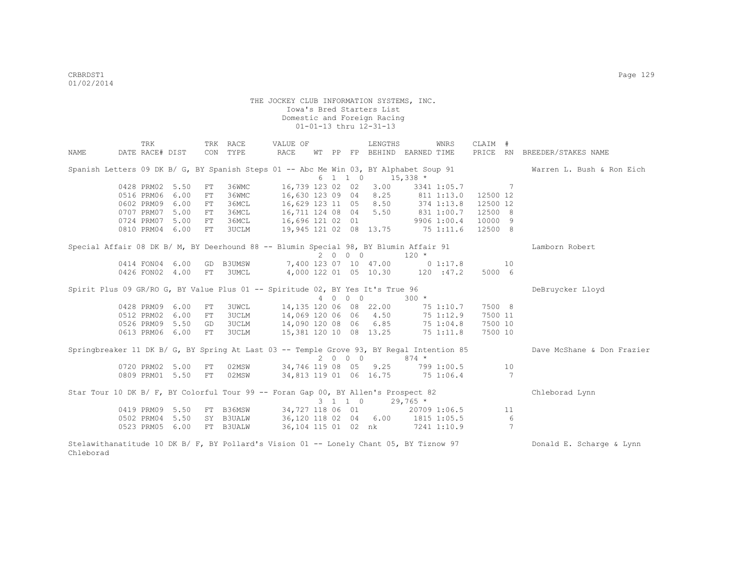THE JOCKEY CLUB INFORMATION SYSTEMS, INC.
Iowa's Bred Starters List
Domestic and Foreign Racing
01-01-13 thru 12-31-13

| NAME | TRK DATE | RACE# | TRK DIST | CON | RACE TYPE | VALUE OF RACE | WT | PP | FP | LENGTHS BEHIND | EARNED | WNRS TIME | CLAIM PRICE | # RN | BREEDER/STAKES NAME |
|---|---|---|---|---|---|---|---|---|---|---|---|---|---|---|---|
| Spanish Letters 09 DK B/ G, BY Spanish Steps 01 -- Abc Me Win 03, BY Alphabet Soup 91 | | | | | | | 6 | 1 | 1 0 | | 15,338 * | | | | Warren L. Bush & Ron Eich |
| | 0428 | PRM02 | 5.50 | FT | 36WMC | 16,739 | 123 | 02 | 02 | 3.00 | 3341 | 1:05.7 | | 7 | |
| | 0516 | PRM06 | 6.00 | FT | 36WMC | 16,630 | 123 | 09 | 04 | 8.25 | 811 | 1:13.0 | 12500 | 12 | |
| | 0602 | PRM09 | 6.00 | FT | 36MCL | 16,629 | 123 | 11 | 05 | 8.50 | 374 | 1:13.8 | 12500 | 12 | |
| | 0707 | PRM07 | 5.00 | FT | 36MCL | 16,711 | 124 | 08 | 04 | 5.50 | 831 | 1:00.7 | 12500 | 8 | |
| | 0724 | PRM07 | 5.00 | FT | 36MCL | 16,696 | 121 | 02 | 01 | | 9906 | 1:00.4 | 10000 | 9 | |
| | 0810 | PRM04 | 6.00 | FT | 3UCLM | 19,945 | 121 | 02 | 08 | 13.75 | 75 | 1:11.6 | 12500 | 8 | |
| Special Affair 08 DK B/ M, BY Deerhound 88 -- Blumin Special 98, BY Blumin Affair 91 | | | | | | | 2 | 0 | 0 0 | | 120 * | | | | Lamborn Robert |
| | 0414 | FON04 | 6.00 | GD | B3UMSW | 7,400 | 123 | 07 | 10 | 47.00 | 0 | 1:17.8 | | 10 | |
| | 0426 | FON02 | 4.00 | FT | 3UMCL | 4,000 | 122 | 01 | 05 | 10.30 | 120 | :47.2 | 5000 | 6 | |
| Spirit Plus 09 GR/RO G, BY Value Plus 01 -- Spiritude 02, BY Yes It's True 96 | | | | | | | 4 | 0 | 0 0 | | 300 * | | | | DeBruycker Lloyd |
| | 0428 | PRM09 | 6.00 | FT | 3UWCL | 14,135 | 120 | 06 | 08 | 22.00 | 75 | 1:10.7 | 7500 | 8 | |
| | 0512 | PRM02 | 6.00 | FT | 3UCLM | 14,069 | 120 | 06 | 06 | 4.50 | 75 | 1:12.9 | 7500 | 11 | |
| | 0526 | PRM09 | 5.50 | GD | 3UCLM | 14,090 | 120 | 08 | 06 | 6.85 | 75 | 1:04.8 | 7500 | 10 | |
| | 0613 | PRM06 | 6.00 | FT | 3UCLM | 15,381 | 120 | 10 | 08 | 13.25 | 75 | 1:11.8 | 7500 | 10 | |
| Springbreaker 11 DK B/ G, BY Spring At Last 03 -- Temple Grove 93, BY Regal Intention 85 | | | | | | | 2 | 0 | 0 0 | | 874 * | | | | Dave McShane & Don Frazier |
| | 0720 | PRM02 | 5.00 | FT | 02MSW | 34,746 | 119 | 08 | 05 | 9.25 | 799 | 1:00.5 | | 10 | |
| | 0809 | PRM01 | 5.50 | FT | 02MSW | 34,813 | 119 | 01 | 06 | 16.75 | 75 | 1:06.4 | | 7 | |
| Star Tour 10 DK B/ F, BY Colorful Tour 99 -- Foran Gap 00, BY Allen's Prospect 82 | | | | | | | 3 | 1 | 1 0 | | 29,765 * | | | | Chleborad Lynn |
| | 0419 | PRM09 | 5.50 | FT | B36MSW | 34,727 | 118 | 06 | 01 | | 20709 | 1:06.5 | | 11 | |
| | 0502 | PRM04 | 5.50 | SY | B3UALW | 36,120 | 118 | 02 | 04 | 6.00 | 1815 | 1:05.5 | | 6 | |
| | 0523 | PRM05 | 6.00 | FT | B3UALW | 36,104 | 115 | 01 | 02 | nk | 7241 | 1:10.9 | | 7 | |
| Stelawithanatitude 10 DK B/ F, BY Pollard's Vision 01 -- Lonely Chant 05, BY Tiznow 97 | | | | | | | | | | | | | | | Donald E. Scharge & Lynn Chleborad |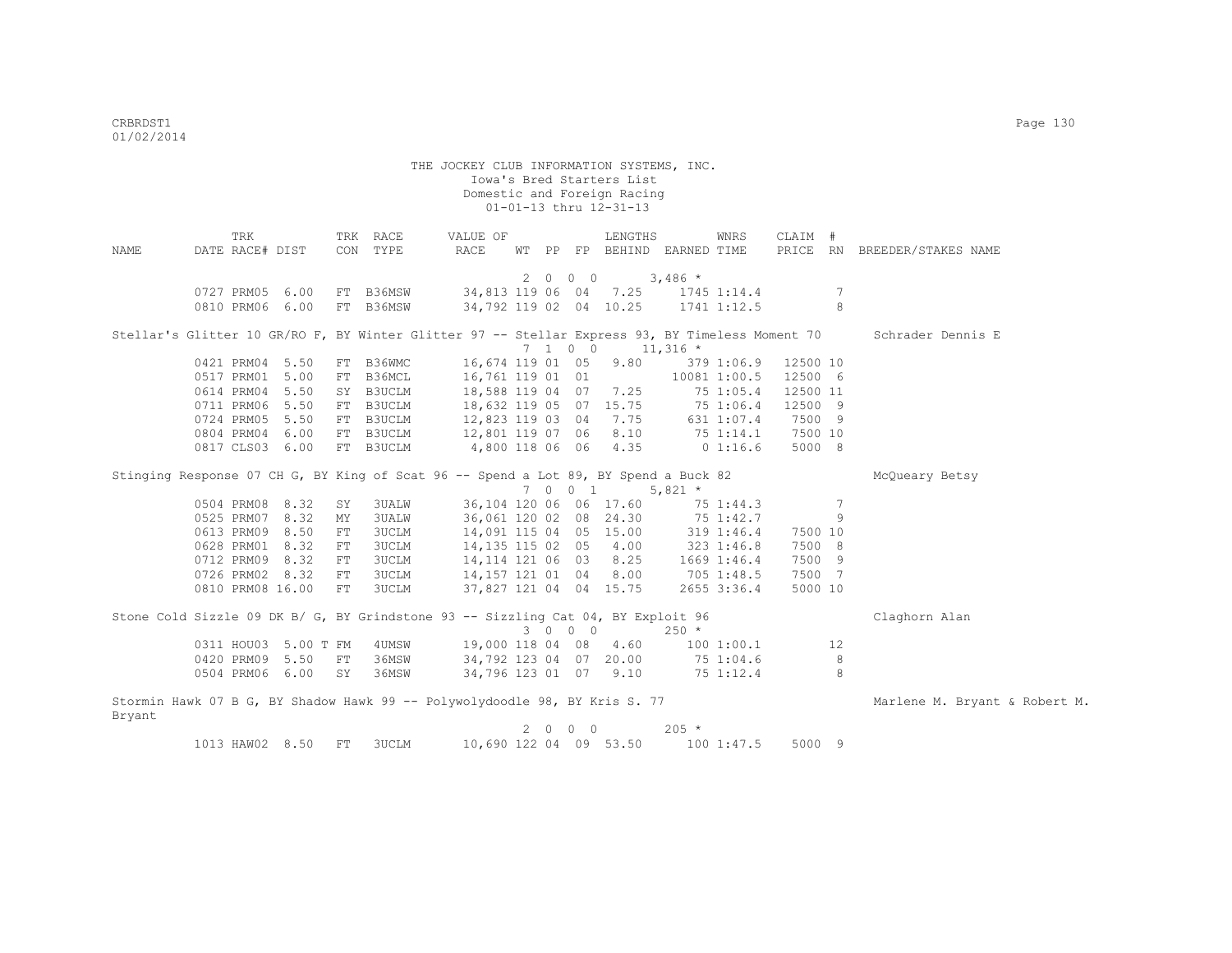THE JOCKEY CLUB INFORMATION SYSTEMS, INC.
Iowa's Bred Starters List
Domestic and Foreign Racing
01-01-13 thru 12-31-13

| NAME | TRK DATE | RACE# | DIST | TRK CON | RACE TYPE | VALUE OF RACE | WT | PP | FP | LENGTHS BEHIND | EARNED | WNRS TIME | CLAIM PRICE | # RN | BREEDER/STAKES NAME |
|---|---|---|---|---|---|---|---|---|---|---|---|---|---|---|---|
| | | | | | | | 2 | 0 | 0 0 | | 3,486 * | | | | |
| | 0727 | PRM05 | 6.00 | FT | B36MSW | 34,813 | 119 | 06 | 04 | 7.25 | 1745 | 1:14.4 | | 7 | |
| | 0810 | PRM06 | 6.00 | FT | B36MSW | 34,792 | 119 | 02 | 04 | 10.25 | 1741 | 1:12.5 | | 8 | |
| Stellar's Glitter 10 GR/RO F, BY Winter Glitter 97 -- Stellar Express 93, BY Timeless Moment 70 | | | | | | | | | | | | | | | Schrader Dennis E |
| | | | | | | | 7 | 1 | 0 0 | | 11,316 * | | | | |
| | 0421 | PRM04 | 5.50 | FT | B36WMC | 16,674 | 119 | 01 | 05 | 9.80 | 379 | 1:06.9 | 12500 | 10 | |
| | 0517 | PRM01 | 5.00 | FT | B36MCL | 16,761 | 119 | 01 | 01 | | 10081 | 1:00.5 | 12500 | 6 | |
| | 0614 | PRM04 | 5.50 | SY | B3UCLM | 18,588 | 119 | 04 | 07 | 7.25 | 75 | 1:05.4 | 12500 | 11 | |
| | 0711 | PRM06 | 5.50 | FT | B3UCLM | 18,632 | 119 | 05 | 07 | 15.75 | 75 | 1:06.4 | 12500 | 9 | |
| | 0724 | PRM05 | 5.50 | FT | B3UCLM | 12,823 | 119 | 03 | 04 | 7.75 | 631 | 1:07.4 | 7500 | 9 | |
| | 0804 | PRM04 | 6.00 | FT | B3UCLM | 12,801 | 119 | 07 | 06 | 8.10 | 75 | 1:14.1 | 7500 | 10 | |
| | 0817 | CLS03 | 6.00 | FT | B3UCLM | 4,800 | 118 | 06 | 06 | 4.35 | 0 | 1:16.6 | 5000 | 8 | |
| Stinging Response 07 CH G, BY King of Scat 96 -- Spend a Lot 89, BY Spend a Buck 82 | | | | | | | | | | | | | | | McQueary Betsy |
| | | | | | | | 7 | 0 | 0 1 | | 5,821 * | | | | |
| | 0504 | PRM08 | 8.32 | SY | 3UALW | 36,104 | 120 | 06 | 06 | 17.60 | 75 | 1:44.3 | | 7 | |
| | 0525 | PRM07 | 8.32 | MY | 3UALW | 36,061 | 120 | 02 | 08 | 24.30 | 75 | 1:42.7 | | 9 | |
| | 0613 | PRM09 | 8.50 | FT | 3UCLM | 14,091 | 115 | 04 | 05 | 15.00 | 319 | 1:46.4 | 7500 | 10 | |
| | 0628 | PRM01 | 8.32 | FT | 3UCLM | 14,135 | 115 | 02 | 05 | 4.00 | 323 | 1:46.8 | 7500 | 8 | |
| | 0712 | PRM09 | 8.32 | FT | 3UCLM | 14,114 | 121 | 06 | 03 | 8.25 | 1669 | 1:46.4 | 7500 | 9 | |
| | 0726 | PRM02 | 8.32 | FT | 3UCLM | 14,157 | 121 | 01 | 04 | 8.00 | 705 | 1:48.5 | 7500 | 7 | |
| | 0810 | PRM08 | 16.00 | FT | 3UCLM | 37,827 | 121 | 04 | 04 | 15.75 | 2655 | 3:36.4 | 5000 | 10 | |
| Stone Cold Sizzle 09 DK B/ G, BY Grindstone 93 -- Sizzling Cat 04, BY Exploit 96 | | | | | | | | | | | | | | | Claghorn Alan |
| | | | | | | | 3 | 0 | 0 0 | | 250 * | | | | |
| | 0311 | HOU03 | 5.00 T | FM | 4UMSW | 19,000 | 118 | 04 | 08 | 4.60 | 100 | 1:00.1 | | 12 | |
| | 0420 | PRM09 | 5.50 | FT | 36MSW | 34,792 | 123 | 04 | 07 | 20.00 | 75 | 1:04.6 | | 8 | |
| | 0504 | PRM06 | 6.00 | SY | 36MSW | 34,796 | 123 | 01 | 07 | 9.10 | 75 | 1:12.4 | | 8 | |
| Stormin Hawk 07 B G, BY Shadow Hawk 99 -- Polywolydoodle 98, BY Kris S. 77 | | | | | | | | | | | | | | | Marlene M. Bryant & Robert M. Bryant |
| | | | | | | | 2 | 0 | 0 0 | | 205 * | | | | |
| | 1013 | HAW02 | 8.50 | FT | 3UCLM | 10,690 | 122 | 04 | 09 | 53.50 | 100 | 1:47.5 | 5000 | 9 | |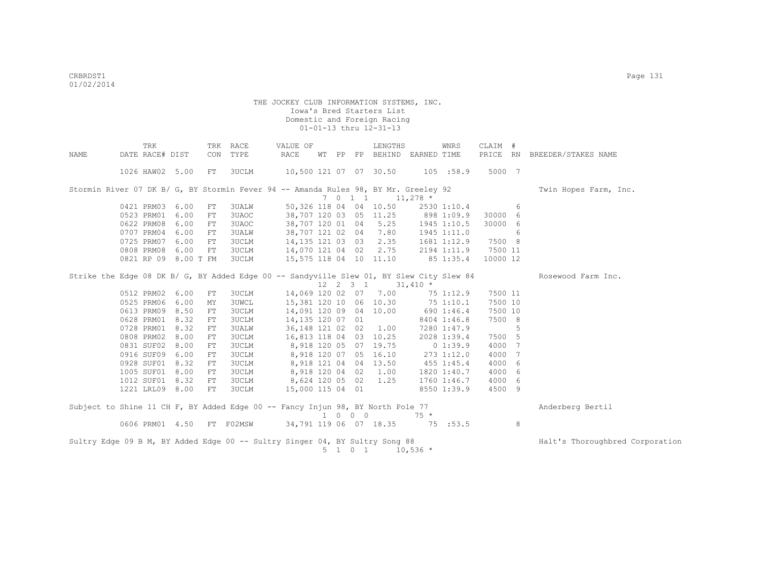THE JOCKEY CLUB INFORMATION SYSTEMS, INC.
Iowa's Bred Starters List
Domestic and Foreign Racing
01-01-13 thru 12-31-13

| NAME | TRK DATE | RACE# | DIST | TRK CON | RACE TYPE | VALUE OF RACE | WT | PP | FP | LENGTHS BEHIND | EARNED | WNRS TIME | CLAIM PRICE | # RN | BREEDER/STAKES NAME |
|---|---|---|---|---|---|---|---|---|---|---|---|---|---|---|---|
| | 1026 | HAW02 | 5.00 | FT | 3UCLM | 10,500 | 121 | 07 | 07 | 30.50 | 105 | :58.9 | 5000 | 7 | |
| Stormin River 07 DK B/ G, BY Stormin Fever 94 -- Amanda Rules 98, BY Mr. Greeley 92 | | | | | | 7 0 1 1 | | | | | 11,278 * | | | | Twin Hopes Farm, Inc. |
| | 0421 | PRM03 | 6.00 | FT | 3UALW | 50,326 | 118 | 04 | 04 | 10.50 | 2530 | 1:10.4 | | 6 | |
| | 0523 | PRM01 | 6.00 | FT | 3UAOC | 38,707 | 120 | 03 | 05 | 11.25 | 898 | 1:09.9 | 30000 | 6 | |
| | 0622 | PRM08 | 6.00 | FT | 3UAOC | 38,707 | 120 | 01 | 04 | 5.25 | 1945 | 1:10.5 | 30000 | 6 | |
| | 0707 | PRM04 | 6.00 | FT | 3UALW | 38,707 | 121 | 02 | 04 | 7.80 | 1945 | 1:11.0 | | 6 | |
| | 0725 | PRM07 | 6.00 | FT | 3UCLM | 14,135 | 121 | 03 | 03 | 2.35 | 1681 | 1:12.9 | 7500 | 8 | |
| | 0808 | PRM08 | 6.00 | FT | 3UCLM | 14,070 | 121 | 04 | 02 | 2.75 | 2194 | 1:11.9 | 7500 | 11 | |
| | 0821 | RP 09 | 8.00 T | FM | 3UCLM | 15,575 | 118 | 04 | 10 | 11.10 | 85 | 1:35.4 | 10000 | 12 | |
| Strike the Edge 08 DK B/ G, BY Added Edge 00 -- Sandyville Slew 01, BY Slew City Slew 84 | | | | | | 12 2 3 1 | | | | | 31,410 * | | | | Rosewood Farm Inc. |
| | 0512 | PRM02 | 6.00 | FT | 3UCLM | 14,069 | 120 | 02 | 07 | 7.00 | 75 | 1:12.9 | 7500 | 11 | |
| | 0525 | PRM06 | 6.00 | MY | 3UWCL | 15,381 | 120 | 10 | 06 | 10.30 | 75 | 1:10.1 | 7500 | 10 | |
| | 0613 | PRM09 | 8.50 | FT | 3UCLM | 14,091 | 120 | 09 | 04 | 10.00 | 690 | 1:46.4 | 7500 | 10 | |
| | 0628 | PRM01 | 8.32 | FT | 3UCLM | 14,135 | 120 | 07 | 01 | | 8404 | 1:46.8 | 7500 | 8 | |
| | 0728 | PRM01 | 8.32 | FT | 3UALW | 36,148 | 121 | 02 | 02 | 1.00 | 7280 | 1:47.9 | | 5 | |
| | 0808 | PRM02 | 8.00 | FT | 3UCLM | 16,813 | 118 | 04 | 03 | 10.25 | 2028 | 1:39.4 | 7500 | 5 | |
| | 0831 | SUF02 | 8.00 | FT | 3UCLM | 8,918 | 120 | 05 | 07 | 19.75 | 0 | 1:39.9 | 4000 | 7 | |
| | 0916 | SUF09 | 6.00 | FT | 3UCLM | 8,918 | 120 | 07 | 05 | 16.10 | 273 | 1:12.0 | 4000 | 7 | |
| | 0928 | SUF01 | 8.32 | FT | 3UCLM | 8,918 | 121 | 04 | 04 | 13.50 | 455 | 1:45.4 | 4000 | 6 | |
| | 1005 | SUF01 | 8.00 | FT | 3UCLM | 8,918 | 120 | 04 | 02 | 1.00 | 1820 | 1:40.7 | 4000 | 6 | |
| | 1012 | SUF01 | 8.32 | FT | 3UCLM | 8,624 | 120 | 05 | 02 | 1.25 | 1760 | 1:46.7 | 4000 | 6 | |
| | 1221 | LRL09 | 8.00 | FT | 3UCLM | 15,000 | 115 | 04 | 01 | | 8550 | 1:39.9 | 4500 | 9 | |
| Subject to Shine 11 CH F, BY Added Edge 00 -- Fancy Injun 98, BY North Pole 77 | | | | | | 1 0 0 0 | | | | | 75 * | | | | Anderberg Bertil |
| | 0606 | PRM01 | 4.50 | FT | F02MSW | 34,791 | 119 | 06 | 07 | 18.35 | 75 | :53.5 | | 8 | |
| Sultry Edge 09 B M, BY Added Edge 00 -- Sultry Singer 04, BY Sultry Song 88 | | | | | | 5 1 0 1 | | | | | 10,536 * | | | | Halt's Thoroughbred Corporation |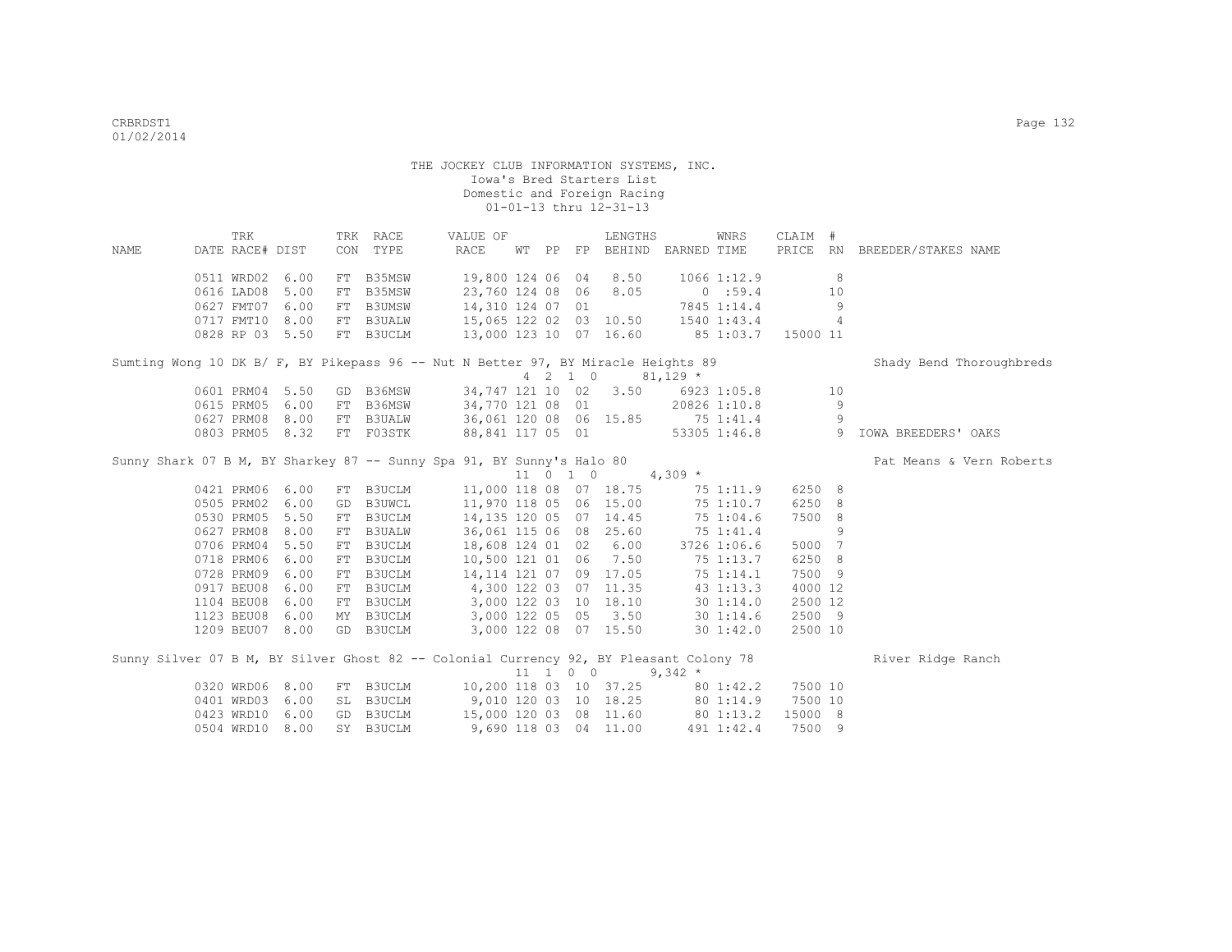THE JOCKEY CLUB INFORMATION SYSTEMS, INC.
Iowa's Bred Starters List
Domestic and Foreign Racing
01-01-13 thru 12-31-13

| NAME | TRK DATE | RACE# | DIST | TRK CON | RACE TYPE | VALUE OF RACE | WT | PP | FP | LENGTHS BEHIND | EARNED | WNRS TIME | CLAIM PRICE | # RN | BREEDER/STAKES NAME |
|---|---|---|---|---|---|---|---|---|---|---|---|---|---|---|---|
| | 0511 | WRD02 | 6.00 | FT | B35MSW | 19,800 | 124 | 06 | 04 | 8.50 | 1066 | 1:12.9 | | 8 | |
| | 0616 | LAD08 | 5.00 | FT | B35MSW | 23,760 | 124 | 08 | 06 | 8.05 | 0 | :59.4 | | 10 | |
| | 0627 | FMT07 | 6.00 | FT | B3UMSW | 14,310 | 124 | 07 | 01 | | 7845 | 1:14.4 | | 9 | |
| | 0717 | FMT10 | 8.00 | FT | B3UALW | 15,065 | 122 | 02 | 03 | 10.50 | 1540 | 1:43.4 | | 4 | |
| | 0828 | RP 03 | 5.50 | FT | B3UCLM | 13,000 | 123 | 10 | 07 | 16.60 | 85 | 1:03.7 | 15000 | 11 | |
| Sumting Wong 10 DK B/ F, BY Pikepass 96 -- Nut N Better 97, BY Miracle Heights 89 | | | | | | 4 2 1 0 | | | | | 81,129 * | | | | Shady Bend Thoroughbreds |
| | 0601 | PRM04 | 5.50 | GD | B36MSW | 34,747 | 121 | 10 | 02 | 3.50 | 6923 | 1:05.8 | | 10 | |
| | 0615 | PRM05 | 6.00 | FT | B36MSW | 34,770 | 121 | 08 | 01 | | 20826 | 1:10.8 | | 9 | |
| | 0627 | PRM08 | 8.00 | FT | B3UALW | 36,061 | 120 | 08 | 06 | 15.85 | 75 | 1:41.4 | | 9 | |
| | 0803 | PRM05 | 8.32 | FT | F03STK | 88,841 | 117 | 05 | 01 | | 53305 | 1:46.8 | | 9 | IOWA BREEDERS' OAKS |
| Sunny Shark 07 B M, BY Sharkey 87 -- Sunny Spa 91, BY Sunny's Halo 80 | | | | | | 11 0 1 0 | | | | | 4,309 * | | | | Pat Means & Vern Roberts |
| | 0421 | PRM06 | 6.00 | FT | B3UCLM | 11,000 | 118 | 08 | 07 | 18.75 | 75 | 1:11.9 | 6250 | 8 | |
| | 0505 | PRM02 | 6.00 | GD | B3UWCL | 11,970 | 118 | 05 | 06 | 15.00 | 75 | 1:10.7 | 6250 | 8 | |
| | 0530 | PRM05 | 5.50 | FT | B3UCLM | 14,135 | 120 | 05 | 07 | 14.45 | 75 | 1:04.6 | 7500 | 8 | |
| | 0627 | PRM08 | 8.00 | FT | B3UALW | 36,061 | 115 | 06 | 08 | 25.60 | 75 | 1:41.4 | | 9 | |
| | 0706 | PRM04 | 5.50 | FT | B3UCLM | 18,608 | 124 | 01 | 02 | 6.00 | 3726 | 1:06.6 | 5000 | 7 | |
| | 0718 | PRM06 | 6.00 | FT | B3UCLM | 10,500 | 121 | 01 | 06 | 7.50 | 75 | 1:13.7 | 6250 | 8 | |
| | 0728 | PRM09 | 6.00 | FT | B3UCLM | 14,114 | 121 | 07 | 09 | 17.05 | 75 | 1:14.1 | 7500 | 9 | |
| | 0917 | BEU08 | 6.00 | FT | B3UCLM | 4,300 | 122 | 03 | 07 | 11.35 | 43 | 1:13.3 | 4000 | 12 | |
| | 1104 | BEU08 | 6.00 | FT | B3UCLM | 3,000 | 122 | 03 | 10 | 18.10 | 30 | 1:14.0 | 2500 | 12 | |
| | 1123 | BEU08 | 6.00 | MY | B3UCLM | 3,000 | 122 | 05 | 05 | 3.50 | 30 | 1:14.6 | 2500 | 9 | |
| | 1209 | BEU07 | 8.00 | GD | B3UCLM | 3,000 | 122 | 08 | 07 | 15.50 | 30 | 1:42.0 | 2500 | 10 | |
| Sunny Silver 07 B M, BY Silver Ghost 82 -- Colonial Currency 92, BY Pleasant Colony 78 | | | | | | 11 1 0 0 | | | | | 9,342 * | | | | River Ridge Ranch |
| | 0320 | WRD06 | 8.00 | FT | B3UCLM | 10,200 | 118 | 03 | 10 | 37.25 | 80 | 1:42.2 | 7500 | 10 | |
| | 0401 | WRD03 | 6.00 | SL | B3UCLM | 9,010 | 120 | 03 | 10 | 18.25 | 80 | 1:14.9 | 7500 | 10 | |
| | 0423 | WRD10 | 6.00 | GD | B3UCLM | 15,000 | 120 | 03 | 08 | 11.60 | 80 | 1:13.2 | 15000 | 8 | |
| | 0504 | WRD10 | 8.00 | SY | B3UCLM | 9,690 | 118 | 03 | 04 | 11.00 | 491 | 1:42.4 | 7500 | 9 | |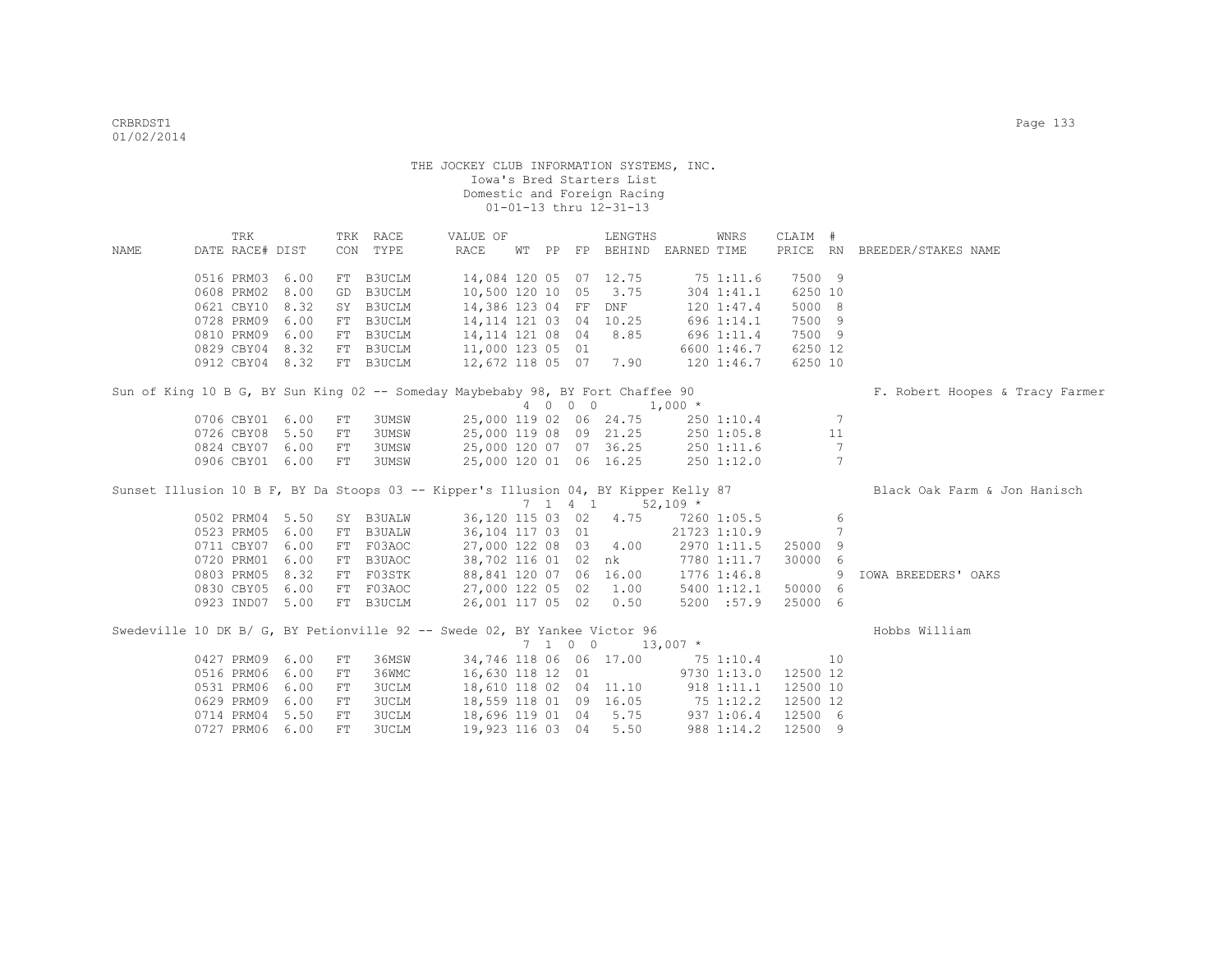THE JOCKEY CLUB INFORMATION SYSTEMS, INC.
Iowa's Bred Starters List
Domestic and Foreign Racing
01-01-13 thru 12-31-13

| NAME | TRK DATE | RACE# | DIST | TRK CON | RACE TYPE | VALUE OF RACE | WT | PP | FP | LENGTHS BEHIND | EARNED | WNRS TIME | CLAIM PRICE | # RN | BREEDER/STAKES NAME |
|---|---|---|---|---|---|---|---|---|---|---|---|---|---|---|---|
| | 0516 | PRM03 | 6.00 | FT | B3UCLM | 14,084 | 120 | 05 | 07 | 12.75 | 75 | 1:11.6 | 7500 | 9 | |
| | 0608 | PRM02 | 8.00 | GD | B3UCLM | 10,500 | 120 | 10 | 05 | 3.75 | 304 | 1:41.1 | 6250 | 10 | |
| | 0621 | CBY10 | 8.32 | SY | B3UCLM | 14,386 | 123 | 04 | FF | DNF | 120 | 1:47.4 | 5000 | 8 | |
| | 0728 | PRM09 | 6.00 | FT | B3UCLM | 14,114 | 121 | 03 | 04 | 10.25 | 696 | 1:14.1 | 7500 | 9 | |
| | 0810 | PRM09 | 6.00 | FT | B3UCLM | 14,114 | 121 | 08 | 04 | 8.85 | 696 | 1:11.4 | 7500 | 9 | |
| | 0829 | CBY04 | 8.32 | FT | B3UCLM | 11,000 | 123 | 05 | 01 | | 6600 | 1:46.7 | 6250 | 12 | |
| | 0912 | CBY04 | 8.32 | FT | B3UCLM | 12,672 | 118 | 05 | 07 | 7.90 | 120 | 1:46.7 | 6250 | 10 | |
| Sun of King 10 B G, BY Sun King 02 -- Someday Maybebaby 98, BY Fort Chaffee 90 | | | | | | | 4 | 0 | 0 | 0 | 1,000 * | | | | F. Robert Hoopes & Tracy Farmer |
| | 0706 | CBY01 | 6.00 | FT | 3UMSW | 25,000 | 119 | 02 | 06 | 24.75 | 250 | 1:10.4 | | 7 | |
| | 0726 | CBY08 | 5.50 | FT | 3UMSW | 25,000 | 119 | 08 | 09 | 21.25 | 250 | 1:05.8 | | 11 | |
| | 0824 | CBY07 | 6.00 | FT | 3UMSW | 25,000 | 120 | 07 | 07 | 36.25 | 250 | 1:11.6 | | 7 | |
| | 0906 | CBY01 | 6.00 | FT | 3UMSW | 25,000 | 120 | 01 | 06 | 16.25 | 250 | 1:12.0 | | 7 | |
| Sunset Illusion 10 B F, BY Da Stoops 03 -- Kipper's Illusion 04, BY Kipper Kelly 87 | | | | | | | 7 | 1 | 4 | 1 | 52,109 * | | | | Black Oak Farm & Jon Hanisch |
| | 0502 | PRM04 | 5.50 | SY | B3UALW | 36,120 | 115 | 03 | 02 | 4.75 | 7260 | 1:05.5 | | 6 | |
| | 0523 | PRM05 | 6.00 | FT | B3UALW | 36,104 | 117 | 03 | 01 | | 21723 | 1:10.9 | | 7 | |
| | 0711 | CBY07 | 6.00 | FT | F03AOC | 27,000 | 122 | 08 | 03 | 4.00 | 2970 | 1:11.5 | 25000 | 9 | |
| | 0720 | PRM01 | 6.00 | FT | B3UAOC | 38,702 | 116 | 01 | 02 | nk | 7780 | 1:11.7 | 30000 | 6 | |
| | 0803 | PRM05 | 8.32 | FT | F03STK | 88,841 | 120 | 07 | 06 | 16.00 | 1776 | 1:46.8 | | 9 | IOWA BREEDERS' OAKS |
| | 0830 | CBY05 | 6.00 | FT | F03AOC | 27,000 | 122 | 05 | 02 | 1.00 | 5400 | 1:12.1 | 50000 | 6 | |
| | 0923 | IND07 | 5.00 | FT | B3UCLM | 26,001 | 117 | 05 | 02 | 0.50 | 5200 | :57.9 | 25000 | 6 | |
| Swedeville 10 DK B/ G, BY Petionville 92 -- Swede 02, BY Yankee Victor 96 | | | | | | | 7 | 1 | 0 | 0 | 13,007 * | | | | Hobbs William |
| | 0427 | PRM09 | 6.00 | FT | 36MSW | 34,746 | 118 | 06 | 06 | 17.00 | 75 | 1:10.4 | | 10 | |
| | 0516 | PRM06 | 6.00 | FT | 36WMC | 16,630 | 118 | 12 | 01 | | 9730 | 1:13.0 | 12500 | 12 | |
| | 0531 | PRM06 | 6.00 | FT | 3UCLM | 18,610 | 118 | 02 | 04 | 11.10 | 918 | 1:11.1 | 12500 | 10 | |
| | 0629 | PRM09 | 6.00 | FT | 3UCLM | 18,559 | 118 | 01 | 09 | 16.05 | 75 | 1:12.2 | 12500 | 12 | |
| | 0714 | PRM04 | 5.50 | FT | 3UCLM | 18,696 | 119 | 01 | 04 | 5.75 | 937 | 1:06.4 | 12500 | 6 | |
| | 0727 | PRM06 | 6.00 | FT | 3UCLM | 19,923 | 116 | 03 | 04 | 5.50 | 988 | 1:14.2 | 12500 | 9 | |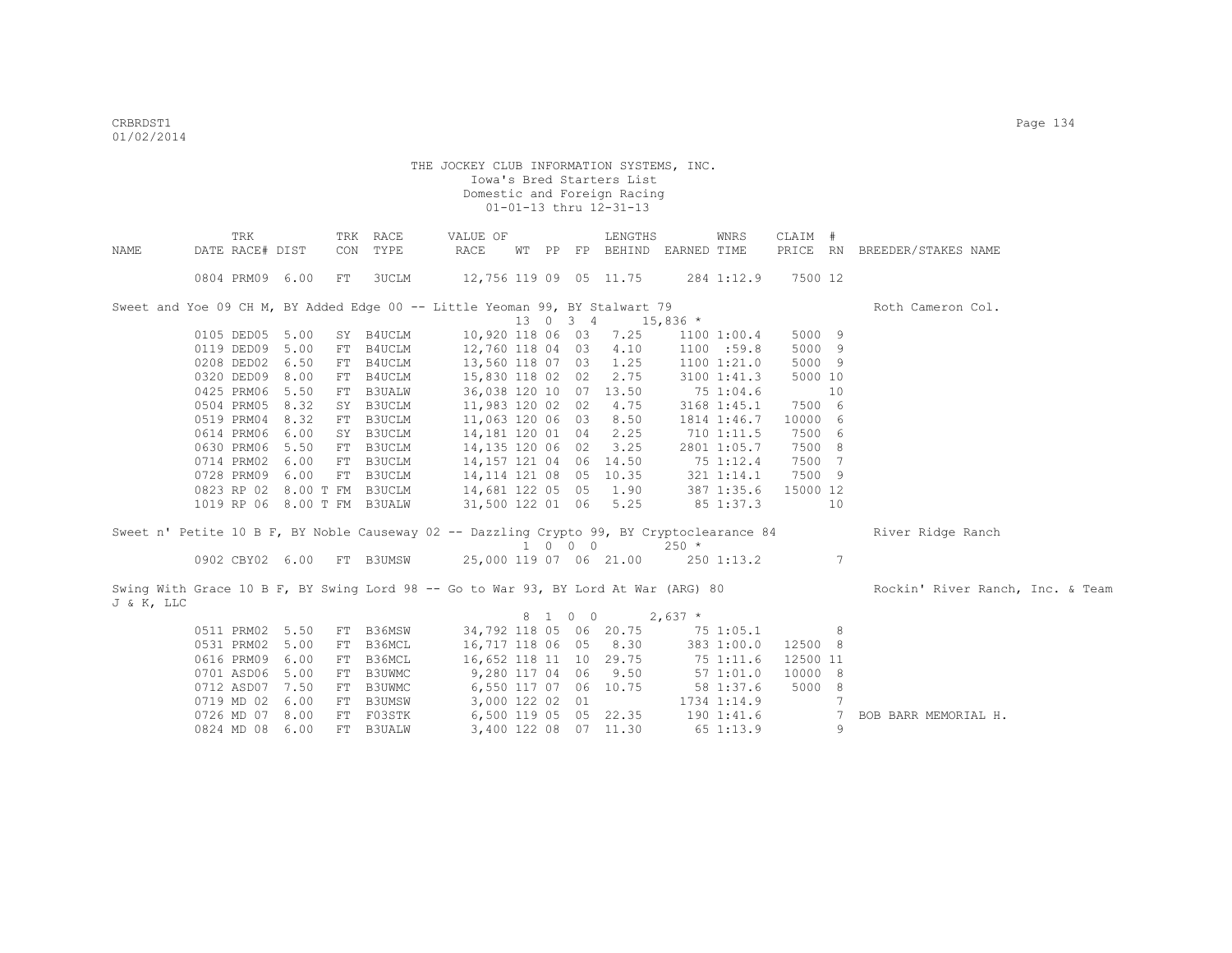THE JOCKEY CLUB INFORMATION SYSTEMS, INC.
Iowa's Bred Starters List
Domestic and Foreign Racing
01-01-13 thru 12-31-13

| NAME | TRK DATE | RACE# | DIST | TRK CON | RACE TYPE | VALUE OF RACE | WT | PP | FP | LENGTHS BEHIND | EARNED | WNRS TIME | CLAIM PRICE | # RN | BREEDER/STAKES NAME |
|---|---|---|---|---|---|---|---|---|---|---|---|---|---|---|---|
| | 0804 | PRM09 | 6.00 | FT | 3UCLM | 12,756 | 119 | 09 | 05 | 11.75 | 284 | 1:12.9 | 7500 | 12 | |
| Sweet and Yoe 09 CH M, BY Added Edge 00 -- Little Yeoman 99, BY Stalwart 79 | | | | | | | 13 | 0 3 4 | | | 15,836 * | | | | Roth Cameron Col. |
| | 0105 | DED05 | 5.00 | SY | B4UCLM | 10,920 | 118 | 06 | 03 | 7.25 | 1100 | 1:00.4 | 5000 | 9 | |
| | 0119 | DED09 | 5.00 | FT | B4UCLM | 12,760 | 118 | 04 | 03 | 4.10 | 1100 | :59.8 | 5000 | 9 | |
| | 0208 | DED02 | 6.50 | FT | B4UCLM | 13,560 | 118 | 07 | 03 | 1.25 | 1100 | 1:21.0 | 5000 | 9 | |
| | 0320 | DED09 | 8.00 | FT | B4UCLM | 15,830 | 118 | 02 | 02 | 2.75 | 3100 | 1:41.3 | 5000 | 10 | |
| | 0425 | PRM06 | 5.50 | FT | B3UALW | 36,038 | 120 | 10 | 07 | 13.50 | 75 | 1:04.6 | | 10 | |
| | 0504 | PRM05 | 8.32 | SY | B3UCLM | 11,983 | 120 | 02 | 02 | 4.75 | 3168 | 1:45.1 | 7500 | 6 | |
| | 0519 | PRM04 | 8.32 | FT | B3UCLM | 11,063 | 120 | 06 | 03 | 8.50 | 1814 | 1:46.7 | 10000 | 6 | |
| | 0614 | PRM06 | 6.00 | SY | B3UCLM | 14,181 | 120 | 01 | 04 | 2.25 | 710 | 1:11.5 | 7500 | 6 | |
| | 0630 | PRM06 | 5.50 | FT | B3UCLM | 14,135 | 120 | 06 | 02 | 3.25 | 2801 | 1:05.7 | 7500 | 8 | |
| | 0714 | PRM02 | 6.00 | FT | B3UCLM | 14,157 | 121 | 04 | 06 | 14.50 | 75 | 1:12.4 | 7500 | 7 | |
| | 0728 | PRM09 | 6.00 | FT | B3UCLM | 14,114 | 121 | 08 | 05 | 10.35 | 321 | 1:14.1 | 7500 | 9 | |
| | 0823 | RP 02 | 8.00 T | FM | B3UCLM | 14,681 | 122 | 05 | 05 | 1.90 | 387 | 1:35.6 | 15000 | 12 | |
| | 1019 | RP 06 | 8.00 T | FM | B3UALW | 31,500 | 122 | 01 | 06 | 5.25 | 85 | 1:37.3 | | 10 | |
| Sweet n' Petite 10 B F, BY Noble Causeway 02 -- Dazzling Crypto 99, BY Cryptoclearance 84 | | | | | | | 1 | 0 0 0 | | | 250 * | | | | River Ridge Ranch |
| | 0902 | CBY02 | 6.00 | FT | B3UMSW | 25,000 | 119 | 07 | 06 | 21.00 | 250 | 1:13.2 | | 7 | |
| Swing With Grace 10 B F, BY Swing Lord 98 -- Go to War 93, BY Lord At War (ARG) 80 | | | | | | | 8 | 1 0 0 | | | 2,637 * | | | | Rockin' River Ranch, Inc. & Team J & K, LLC |
| | 0511 | PRM02 | 5.50 | FT | B36MSW | 34,792 | 118 | 05 | 06 | 20.75 | 75 | 1:05.1 | | 8 | |
| | 0531 | PRM02 | 5.00 | FT | B36MCL | 16,717 | 118 | 06 | 05 | 8.30 | 383 | 1:00.0 | 12500 | 8 | |
| | 0616 | PRM09 | 6.00 | FT | B36MCL | 16,652 | 118 | 11 | 10 | 29.75 | 75 | 1:11.6 | 12500 | 11 | |
| | 0701 | ASD06 | 5.00 | FT | B3UWMC | 9,280 | 117 | 04 | 06 | 9.50 | 57 | 1:01.0 | 10000 | 8 | |
| | 0712 | ASD07 | 7.50 | FT | B3UWMC | 6,550 | 117 | 07 | 06 | 10.75 | 58 | 1:37.6 | 5000 | 8 | |
| | 0719 | MD 02 | 6.00 | FT | B3UMSW | 3,000 | 122 | 02 | 01 | | 1734 | 1:14.9 | | 7 | |
| | 0726 | MD 07 | 8.00 | FT | F03STK | 6,500 | 119 | 05 | 05 | 22.35 | 190 | 1:41.6 | | 7 | BOB BARR MEMORIAL H. |
| | 0824 | MD 08 | 6.00 | FT | B3UALW | 3,400 | 122 | 08 | 07 | 11.30 | 65 | 1:13.9 | | 9 | |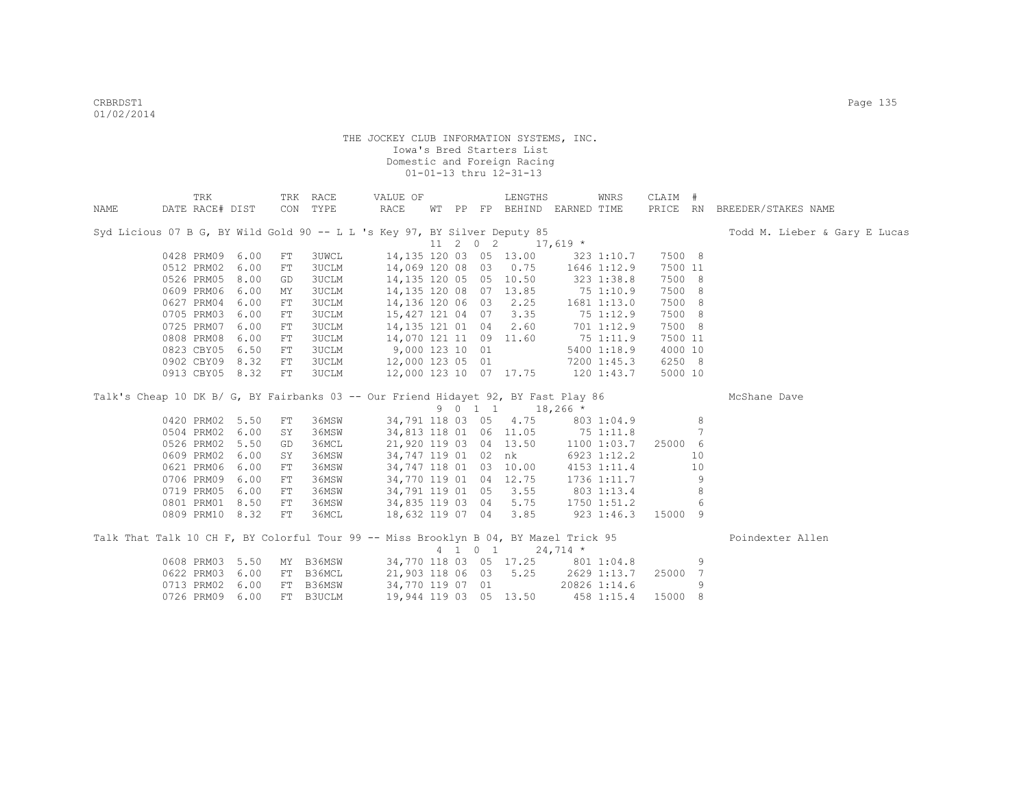THE JOCKEY CLUB INFORMATION SYSTEMS, INC.
Iowa's Bred Starters List
Domestic and Foreign Racing
01-01-13 thru 12-31-13

| NAME | TRK DATE | RACE# | DIST | TRK CON | RACE TYPE | VALUE OF RACE | WT | PP | FP | LENGTHS BEHIND | EARNED | WNRS TIME | CLAIM PRICE | # RN | BREEDER/STAKES NAME |
|---|---|---|---|---|---|---|---|---|---|---|---|---|---|---|---|
| Syd Licious 07 B G, BY Wild Gold 90 -- L L 's Key 97, BY Silver Deputy 85 | | | | | | | 11 | 2 | 0 2 | | 17,619 * | | | | Todd M. Lieber & Gary E Lucas |
| | 0428 | PRM09 | 6.00 | FT | 3UWCL | 14,135 | 120 | 03 | 05 | 13.00 | 323 | 1:10.7 | 7500 | 8 | |
| | 0512 | PRM02 | 6.00 | FT | 3UCLM | 14,069 | 120 | 08 | 03 | 0.75 | 1646 | 1:12.9 | 7500 | 11 | |
| | 0526 | PRM05 | 8.00 | GD | 3UCLM | 14,135 | 120 | 05 | 05 | 10.50 | 323 | 1:38.8 | 7500 | 8 | |
| | 0609 | PRM06 | 6.00 | MY | 3UCLM | 14,135 | 120 | 08 | 07 | 13.85 | 75 | 1:10.9 | 7500 | 8 | |
| | 0627 | PRM04 | 6.00 | FT | 3UCLM | 14,136 | 120 | 06 | 03 | 2.25 | 1681 | 1:13.0 | 7500 | 8 | |
| | 0705 | PRM03 | 6.00 | FT | 3UCLM | 15,427 | 121 | 04 | 07 | 3.35 | 75 | 1:12.9 | 7500 | 8 | |
| | 0725 | PRM07 | 6.00 | FT | 3UCLM | 14,135 | 121 | 01 | 04 | 2.60 | 701 | 1:12.9 | 7500 | 8 | |
| | 0808 | PRM08 | 6.00 | FT | 3UCLM | 14,070 | 121 | 11 | 09 | 11.60 | 75 | 1:11.9 | 7500 | 11 | |
| | 0823 | CBY05 | 6.50 | FT | 3UCLM | 9,000 | 123 | 10 | 01 | | 5400 | 1:18.9 | 4000 | 10 | |
| | 0902 | CBY09 | 8.32 | FT | 3UCLM | 12,000 | 123 | 05 | 01 | | 7200 | 1:45.3 | 6250 | 8 | |
| | 0913 | CBY05 | 8.32 | FT | 3UCLM | 12,000 | 123 | 10 | 07 | 17.75 | 120 | 1:43.7 | 5000 | 10 | |
| Talk's Cheap 10 DK B/ G, BY Fairbanks 03 -- Our Friend Hidayet 92, BY Fast Play 86 | | | | | | | 9 | 0 | 1 1 | | 18,266 * | | | | McShane Dave |
| | 0420 | PRM02 | 5.50 | FT | 36MSW | 34,791 | 118 | 03 | 05 | 4.75 | 803 | 1:04.9 | | 8 | |
| | 0504 | PRM02 | 6.00 | SY | 36MSW | 34,813 | 118 | 01 | 06 | 11.05 | 75 | 1:11.8 | | 7 | |
| | 0526 | PRM02 | 5.50 | GD | 36MCL | 21,920 | 119 | 03 | 04 | 13.50 | 1100 | 1:03.7 | 25000 | 6 | |
| | 0609 | PRM02 | 6.00 | SY | 36MSW | 34,747 | 119 | 01 | 02 | nk | 6923 | 1:12.2 | | 10 | |
| | 0621 | PRM06 | 6.00 | FT | 36MSW | 34,747 | 118 | 01 | 03 | 10.00 | 4153 | 1:11.4 | | 10 | |
| | 0706 | PRM09 | 6.00 | FT | 36MSW | 34,770 | 119 | 01 | 04 | 12.75 | 1736 | 1:11.7 | | 9 | |
| | 0719 | PRM05 | 6.00 | FT | 36MSW | 34,791 | 119 | 01 | 05 | 3.55 | 803 | 1:13.4 | | 8 | |
| | 0801 | PRM01 | 8.50 | FT | 36MSW | 34,835 | 119 | 03 | 04 | 5.75 | 1750 | 1:51.2 | | 6 | |
| | 0809 | PRM10 | 8.32 | FT | 36MCL | 18,632 | 119 | 07 | 04 | 3.85 | 923 | 1:46.3 | 15000 | 9 | |
| Talk That Talk 10 CH F, BY Colorful Tour 99 -- Miss Brooklyn B 04, BY Mazel Trick 95 | | | | | | | 4 | 1 | 0 1 | | 24,714 * | | | | Poindexter Allen |
| | 0608 | PRM03 | 5.50 | MY | B36MSW | 34,770 | 118 | 03 | 05 | 17.25 | 801 | 1:04.8 | | 9 | |
| | 0622 | PRM03 | 6.00 | FT | B36MCL | 21,903 | 118 | 06 | 03 | 5.25 | 2629 | 1:13.7 | 25000 | 7 | |
| | 0713 | PRM02 | 6.00 | FT | B36MSW | 34,770 | 119 | 07 | 01 | | 20826 | 1:14.6 | | 9 | |
| | 0726 | PRM09 | 6.00 | FT | B3UCLM | 19,944 | 119 | 03 | 05 | 13.50 | 458 | 1:15.4 | 15000 | 8 | |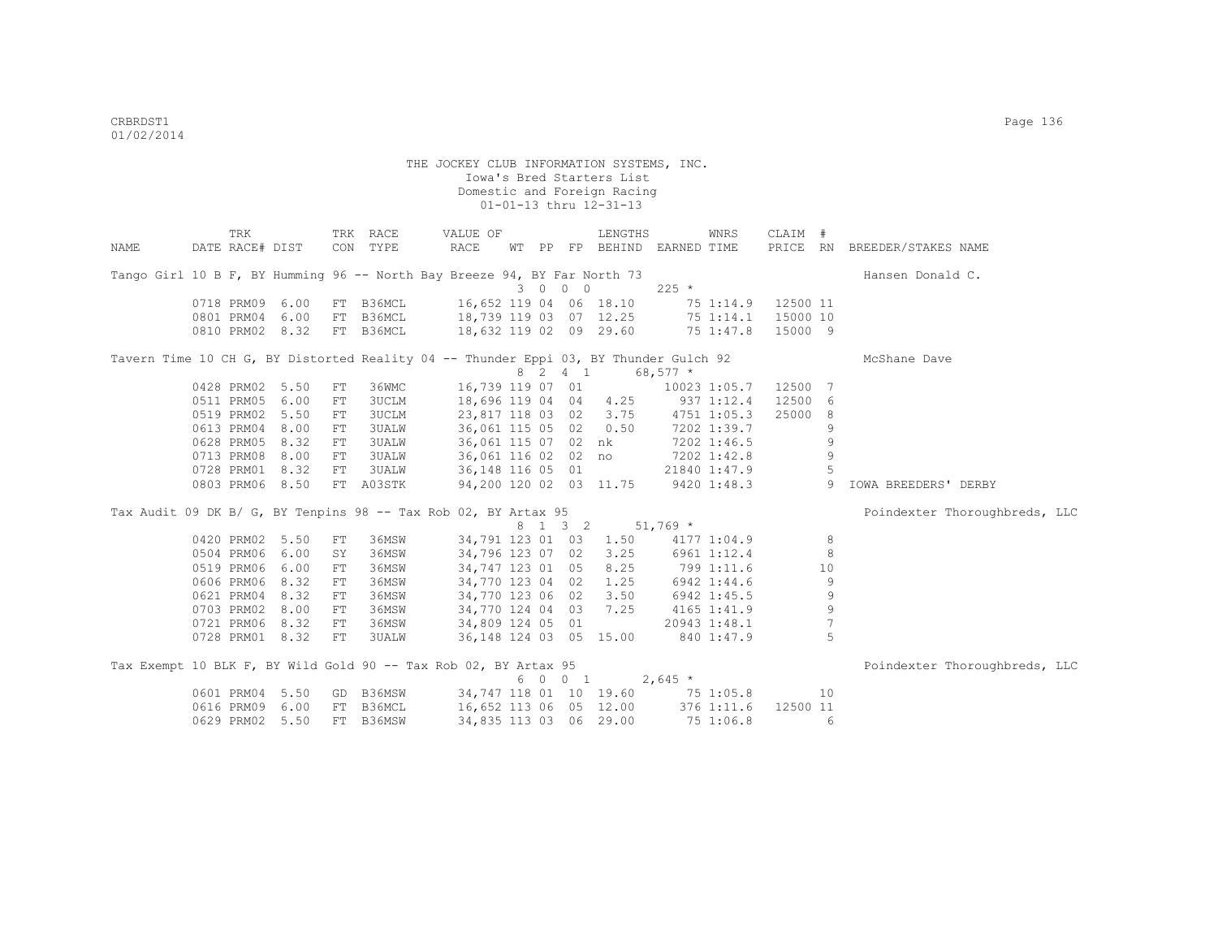THE JOCKEY CLUB INFORMATION SYSTEMS, INC.
Iowa's Bred Starters List
Domestic and Foreign Racing
01-01-13 thru 12-31-13

| NAME | TRK DATE | RACE# | DIST | TRK CON | RACE TYPE | VALUE OF RACE | WT | PP | FP | LENGTHS BEHIND | EARNED | WNRS TIME | CLAIM PRICE | # RN | BREEDER/STAKES NAME |
|---|---|---|---|---|---|---|---|---|---|---|---|---|---|---|---|
| Tango Girl 10 B F, BY Humming 96 -- North Bay Breeze 94, BY Far North 73 | | | | | | | 3 | 0 | 0 0 | | 225 * | | | | Hansen Donald C. |
| | 0718 | PRM09 | 6.00 | FT | B36MCL | 16,652 | 119 | 04 | 06 | 18.10 | 75 | 1:14.9 | 12500 | 11 | |
| | 0801 | PRM04 | 6.00 | FT | B36MCL | 18,739 | 119 | 03 | 07 | 12.25 | 75 | 1:14.1 | 15000 | 10 | |
| | 0810 | PRM02 | 8.32 | FT | B36MCL | 18,632 | 119 | 02 | 09 | 29.60 | 75 | 1:47.8 | 15000 | 9 | |
| Tavern Time 10 CH G, BY Distorted Reality 04 -- Thunder Eppi 03, BY Thunder Gulch 92 | | | | | | | 8 | 2 | 4 1 | | 68,577 * | | | | McShane Dave |
| | 0428 | PRM02 | 5.50 | FT | 36WMC | 16,739 | 119 | 07 | 01 | | 10023 | 1:05.7 | 12500 | 7 | |
| | 0511 | PRM05 | 6.00 | FT | 3UCLM | 18,696 | 119 | 04 | 04 | 4.25 | 937 | 1:12.4 | 12500 | 6 | |
| | 0519 | PRM02 | 5.50 | FT | 3UCLM | 23,817 | 118 | 03 | 02 | 3.75 | 4751 | 1:05.3 | 25000 | 8 | |
| | 0613 | PRM04 | 8.00 | FT | 3UALW | 36,061 | 115 | 05 | 02 | 0.50 | 7202 | 1:39.7 | | 9 | |
| | 0628 | PRM05 | 8.32 | FT | 3UALW | 36,061 | 115 | 07 | 02 | nk | 7202 | 1:46.5 | | 9 | |
| | 0713 | PRM08 | 8.00 | FT | 3UALW | 36,061 | 116 | 02 | 02 | no | 7202 | 1:42.8 | | 9 | |
| | 0728 | PRM01 | 8.32 | FT | 3UALW | 36,148 | 116 | 05 | 01 | | 21840 | 1:47.9 | | 5 | |
| | 0803 | PRM06 | 8.50 | FT | A03STK | 94,200 | 120 | 02 | 03 | 11.75 | 9420 | 1:48.3 | | 9 | IOWA BREEDERS' DERBY |
| Tax Audit 09 DK B/ G, BY Tenpins 98 -- Tax Rob 02, BY Artax 95 | | | | | | | 8 | 1 | 3 2 | | 51,769 * | | | | Poindexter Thoroughbreds, LLC |
| | 0420 | PRM02 | 5.50 | FT | 36MSW | 34,791 | 123 | 01 | 03 | 1.50 | 4177 | 1:04.9 | | 8 | |
| | 0504 | PRM06 | 6.00 | SY | 36MSW | 34,796 | 123 | 07 | 02 | 3.25 | 6961 | 1:12.4 | | 8 | |
| | 0519 | PRM06 | 6.00 | FT | 36MSW | 34,747 | 123 | 01 | 05 | 8.25 | 799 | 1:11.6 | | 10 | |
| | 0606 | PRM06 | 8.32 | FT | 36MSW | 34,770 | 123 | 04 | 02 | 1.25 | 6942 | 1:44.6 | | 9 | |
| | 0621 | PRM04 | 8.32 | FT | 36MSW | 34,770 | 123 | 06 | 02 | 3.50 | 6942 | 1:45.5 | | 9 | |
| | 0703 | PRM02 | 8.00 | FT | 36MSW | 34,770 | 124 | 04 | 03 | 7.25 | 4165 | 1:41.9 | | 9 | |
| | 0721 | PRM06 | 8.32 | FT | 36MSW | 34,809 | 124 | 05 | 01 | | 20943 | 1:48.1 | | 7 | |
| | 0728 | PRM01 | 8.32 | FT | 3UALW | 36,148 | 124 | 03 | 05 | 15.00 | 840 | 1:47.9 | | 5 | |
| Tax Exempt 10 BLK F, BY Wild Gold 90 -- Tax Rob 02, BY Artax 95 | | | | | | | 6 | 0 | 0 1 | | 2,645 * | | | | Poindexter Thoroughbreds, LLC |
| | 0601 | PRM04 | 5.50 | GD | B36MSW | 34,747 | 118 | 01 | 10 | 19.60 | 75 | 1:05.8 | | 10 | |
| | 0616 | PRM09 | 6.00 | FT | B36MCL | 16,652 | 113 | 06 | 05 | 12.00 | 376 | 1:11.6 | 12500 | 11 | |
| | 0629 | PRM02 | 5.50 | FT | B36MSW | 34,835 | 113 | 03 | 06 | 29.00 | 75 | 1:06.8 | | 6 | |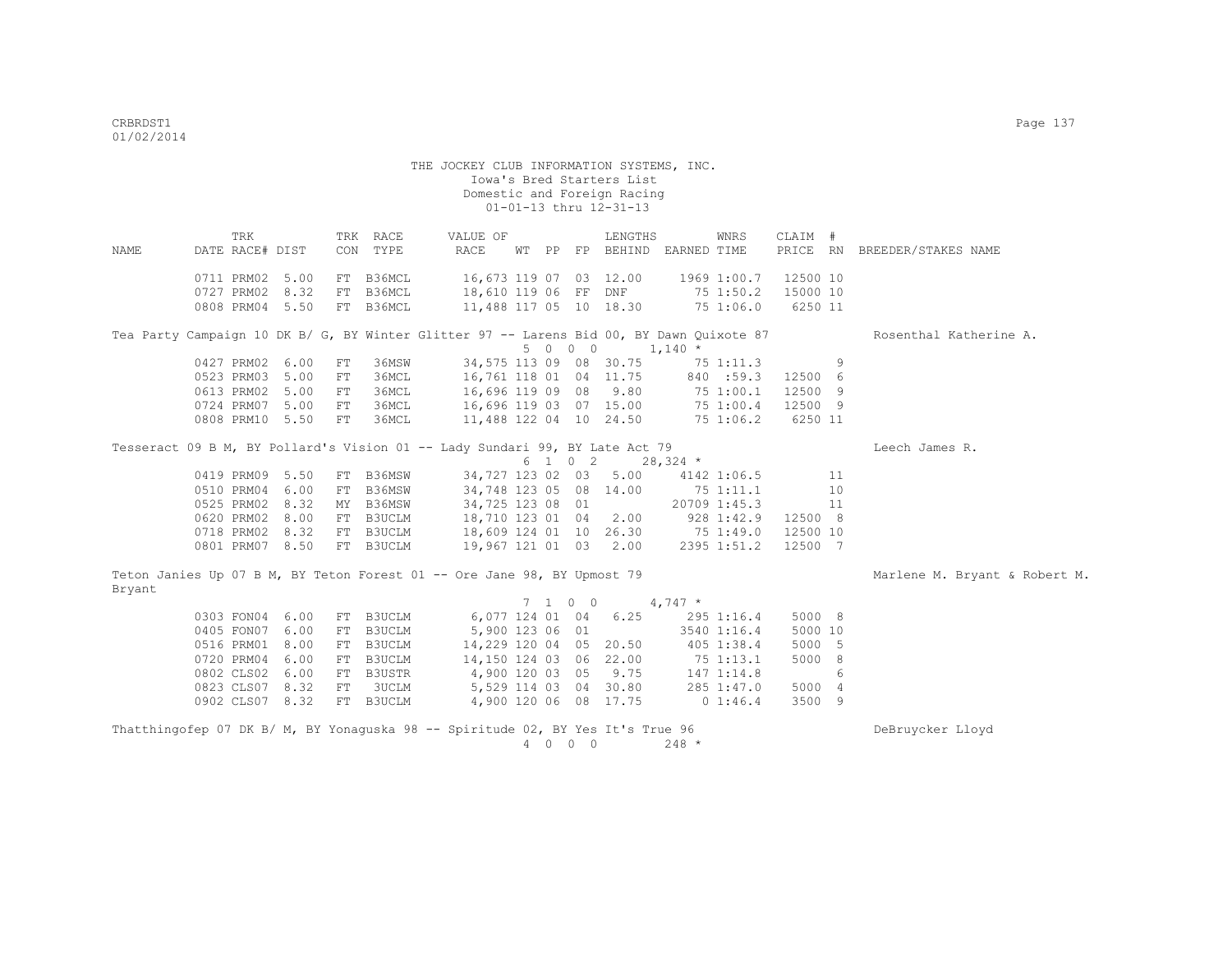THE JOCKEY CLUB INFORMATION SYSTEMS, INC.
Iowa's Bred Starters List
Domestic and Foreign Racing
01-01-13 thru 12-31-13

| NAME | TRK DATE | RACE# | DIST | TRK CON | RACE TYPE | VALUE OF RACE | WT | PP | FP | LENGTHS BEHIND | EARNED | WNRS TIME | CLAIM PRICE | # RN | BREEDER/STAKES NAME |
|---|---|---|---|---|---|---|---|---|---|---|---|---|---|---|---|
| | 0711 | PRM02 | 5.00 | FT | B36MCL | 16,673 | 119 | 07 | 03 | 12.00 | 1969 | 1:00.7 | 12500 | 10 | |
| | 0727 | PRM02 | 8.32 | FT | B36MCL | 18,610 | 119 | 06 | FF | DNF | 75 | 1:50.2 | 15000 | 10 | |
| | 0808 | PRM04 | 5.50 | FT | B36MCL | 11,488 | 117 | 05 | 10 | 18.30 | 75 | 1:06.0 | 6250 | 11 | |
| Tea Party Campaign 10 DK B/ G, BY Winter Glitter 97 -- Larens Bid 00, BY Dawn Quixote 87 | | | | | | | | | | | | | | | Rosenthal Katherine A. |
| | | | | | | | 5 | 0 0 | 0 | | 1,140 * | | | | |
| | 0427 | PRM02 | 6.00 | FT | 36MSW | 34,575 | 113 | 09 | 08 | 30.75 | 75 | 1:11.3 | | 9 | |
| | 0523 | PRM03 | 5.00 | FT | 36MCL | 16,761 | 118 | 01 | 04 | 11.75 | 840 | :59.3 | 12500 | 6 | |
| | 0613 | PRM02 | 5.00 | FT | 36MCL | 16,696 | 119 | 09 | 08 | 9.80 | 75 | 1:00.1 | 12500 | 9 | |
| | 0724 | PRM07 | 5.00 | FT | 36MCL | 16,696 | 119 | 03 | 07 | 15.00 | 75 | 1:00.4 | 12500 | 9 | |
| | 0808 | PRM10 | 5.50 | FT | 36MCL | 11,488 | 122 | 04 | 10 | 24.50 | 75 | 1:06.2 | 6250 | 11 | |
| Tesseract 09 B M, BY Pollard's Vision 01 -- Lady Sundari 99, BY Late Act 79 | | | | | | | | | | | | | | | Leech James R. |
| | | | | | | | 6 | 1 0 | 2 | | 28,324 * | | | | |
| | 0419 | PRM09 | 5.50 | FT | B36MSW | 34,727 | 123 | 02 | 03 | 5.00 | 4142 | 1:06.5 | | 11 | |
| | 0510 | PRM04 | 6.00 | FT | B36MSW | 34,748 | 123 | 05 | 08 | 14.00 | 75 | 1:11.1 | | 10 | |
| | 0525 | PRM02 | 8.32 | MY | B36MSW | 34,725 | 123 | 08 | 01 | | 20709 | 1:45.3 | | 11 | |
| | 0620 | PRM02 | 8.00 | FT | B3UCLM | 18,710 | 123 | 01 | 04 | 2.00 | 928 | 1:42.9 | 12500 | 8 | |
| | 0718 | PRM02 | 8.32 | FT | B3UCLM | 18,609 | 124 | 01 | 10 | 26.30 | 75 | 1:49.0 | 12500 | 10 | |
| | 0801 | PRM07 | 8.50 | FT | B3UCLM | 19,967 | 121 | 01 | 03 | 2.00 | 2395 | 1:51.2 | 12500 | 7 | |
| Teton Janies Up 07 B M, BY Teton Forest 01 -- Ore Jane 98, BY Upmost 79 | | | | | | | | | | | | | | | Marlene M. Bryant & Robert M. Bryant |
| | | | | | | | 7 | 1 0 | 0 | | 4,747 * | | | | |
| | 0303 | FON04 | 6.00 | FT | B3UCLM | 6,077 | 124 | 01 | 04 | 6.25 | 295 | 1:16.4 | 5000 | 8 | |
| | 0405 | FON07 | 6.00 | FT | B3UCLM | 5,900 | 123 | 06 | 01 | | 3540 | 1:16.4 | 5000 | 10 | |
| | 0516 | PRM01 | 8.00 | FT | B3UCLM | 14,229 | 120 | 04 | 05 | 20.50 | 405 | 1:38.4 | 5000 | 5 | |
| | 0720 | PRM04 | 6.00 | FT | B3UCLM | 14,150 | 124 | 03 | 06 | 22.00 | 75 | 1:13.1 | 5000 | 8 | |
| | 0802 | CLS02 | 6.00 | FT | B3USTR | 4,900 | 120 | 03 | 05 | 9.75 | 147 | 1:14.8 | | 6 | |
| | 0823 | CLS07 | 8.32 | FT | 3UCLM | 5,529 | 114 | 03 | 04 | 30.80 | 285 | 1:47.0 | 5000 | 4 | |
| | 0902 | CLS07 | 8.32 | FT | B3UCLM | 4,900 | 120 | 06 | 08 | 17.75 | 0 | 1:46.4 | 3500 | 9 | |
| Thatthingofep 07 DK B/ M, BY Yonaguska 98 -- Spiritude 02, BY Yes It's True 96 | | | | | | | | | | | | | | | DeBruycker Lloyd |
| | | | | | | | 4 | 0 0 | 0 | | 248 * | | | | |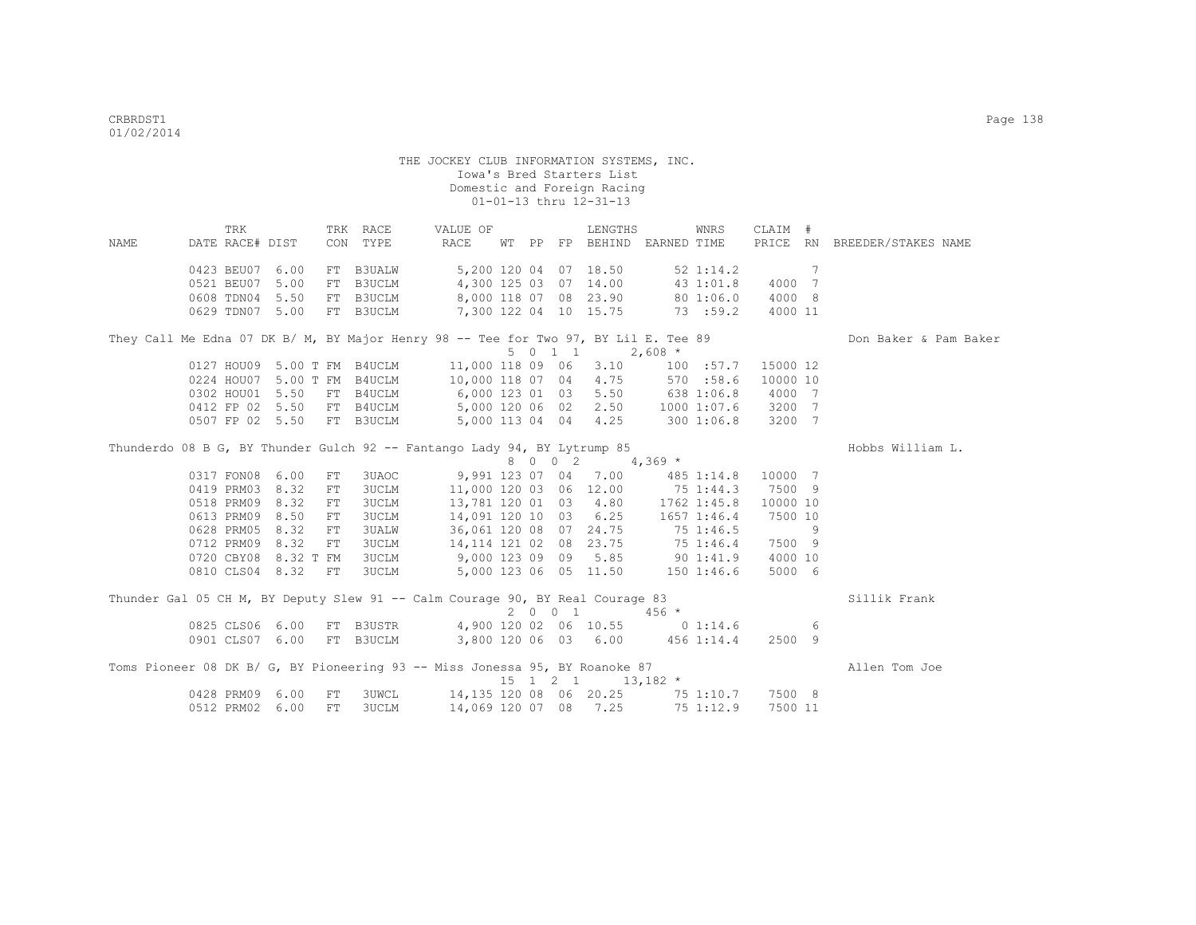THE JOCKEY CLUB INFORMATION SYSTEMS, INC.
Iowa's Bred Starters List
Domestic and Foreign Racing
01-01-13 thru 12-31-13

| NAME | TRK DATE RACE# | DIST | TRK CON | RACE TYPE | VALUE OF RACE | WT | PP | FP | LENGTHS BEHIND | EARNED | WNRS TIME | CLAIM PRICE | # RN | BREEDER/STAKES NAME |
|---|---|---|---|---|---|---|---|---|---|---|---|---|---|---|
| | 0423 BEU07 | 6.00 | FT | B3UALW | 5,200 | 120 | 04 | 07 | 18.50 | 52 | 1:14.2 | | 7 | |
| | 0521 BEU07 | 5.00 | FT | B3UCLM | 4,300 | 125 | 03 | 07 | 14.00 | 43 | 1:01.8 | 4000 | 7 | |
| | 0608 TDN04 | 5.50 | FT | B3UCLM | 8,000 | 118 | 07 | 08 | 23.90 | 80 | 1:06.0 | 4000 | 8 | |
| | 0629 TDN07 | 5.00 | FT | B3UCLM | 7,300 | 122 | 04 | 10 | 15.75 | 73 | :59.2 | 4000 | 11 | |
| They Call Me Edna 07 DK B/ M, BY Major Henry 98 -- Tee for Two 97, BY Lil E. Tee 89 | | | | | | 5 | 0 1 1 | | | 2,608 * | | | | Don Baker & Pam Baker |
| | 0127 HOU09 | 5.00 T | FM | B4UCLM | 11,000 | 118 | 09 | 06 | 3.10 | 100 | :57.7 | 15000 | 12 | |
| | 0224 HOU07 | 5.00 T | FM | B4UCLM | 10,000 | 118 | 07 | 04 | 4.75 | 570 | :58.6 | 10000 | 10 | |
| | 0302 HOU01 | 5.50 | FT | B4UCLM | 6,000 | 123 | 01 | 03 | 5.50 | 638 | 1:06.8 | 4000 | 7 | |
| | 0412 FP 02 | 5.50 | FT | B4UCLM | 5,000 | 120 | 06 | 02 | 2.50 | 1000 | 1:07.6 | 3200 | 7 | |
| | 0507 FP 02 | 5.50 | FT | B3UCLM | 5,000 | 113 | 04 | 04 | 4.25 | 300 | 1:06.8 | 3200 | 7 | |
| Thunderdo 08 B G, BY Thunder Gulch 92 -- Fantango Lady 94, BY Lytrump 85 | | | | | | 8 | 0 0 2 | | | 4,369 * | | | | Hobbs William L. |
| | 0317 FON08 | 6.00 | FT | 3UAOC | 9,991 | 123 | 07 | 04 | 7.00 | 485 | 1:14.8 | 10000 | 7 | |
| | 0419 PRM03 | 8.32 | FT | 3UCLM | 11,000 | 120 | 03 | 06 | 12.00 | 75 | 1:44.3 | 7500 | 9 | |
| | 0518 PRM09 | 8.32 | FT | 3UCLM | 13,781 | 120 | 01 | 03 | 4.80 | 1762 | 1:45.8 | 10000 | 10 | |
| | 0613 PRM09 | 8.50 | FT | 3UCLM | 14,091 | 120 | 10 | 03 | 6.25 | 1657 | 1:46.4 | 7500 | 10 | |
| | 0628 PRM05 | 8.32 | FT | 3UALW | 36,061 | 120 | 08 | 07 | 24.75 | 75 | 1:46.5 | | 9 | |
| | 0712 PRM09 | 8.32 | FT | 3UCLM | 14,114 | 121 | 02 | 08 | 23.75 | 75 | 1:46.4 | 7500 | 9 | |
| | 0720 CBY08 | 8.32 T | FM | 3UCLM | 9,000 | 123 | 09 | 09 | 5.85 | 90 | 1:41.9 | 4000 | 10 | |
| | 0810 CLS04 | 8.32 | FT | 3UCLM | 5,000 | 123 | 06 | 05 | 11.50 | 150 | 1:46.6 | 5000 | 6 | |
| Thunder Gal 05 CH M, BY Deputy Slew 91 -- Calm Courage 90, BY Real Courage 83 | | | | | | 2 | 0 0 1 | | | 456 * | | | | Sillik Frank |
| | 0825 CLS06 | 6.00 | FT | B3USTR | 4,900 | 120 | 02 | 06 | 10.55 | 0 | 1:14.6 | | 6 | |
| | 0901 CLS07 | 6.00 | FT | B3UCLM | 3,800 | 120 | 06 | 03 | 6.00 | 456 | 1:14.4 | 2500 | 9 | |
| Toms Pioneer 08 DK B/ G, BY Pioneering 93 -- Miss Jonessa 95, BY Roanoke 87 | | | | | | 15 | 1 2 1 | | | 13,182 * | | | | Allen Tom Joe |
| | 0428 PRM09 | 6.00 | FT | 3UWCL | 14,135 | 120 | 08 | 06 | 20.25 | 75 | 1:10.7 | 7500 | 8 | |
| | 0512 PRM02 | 6.00 | FT | 3UCLM | 14,069 | 120 | 07 | 08 | 7.25 | 75 | 1:12.9 | 7500 | 11 | |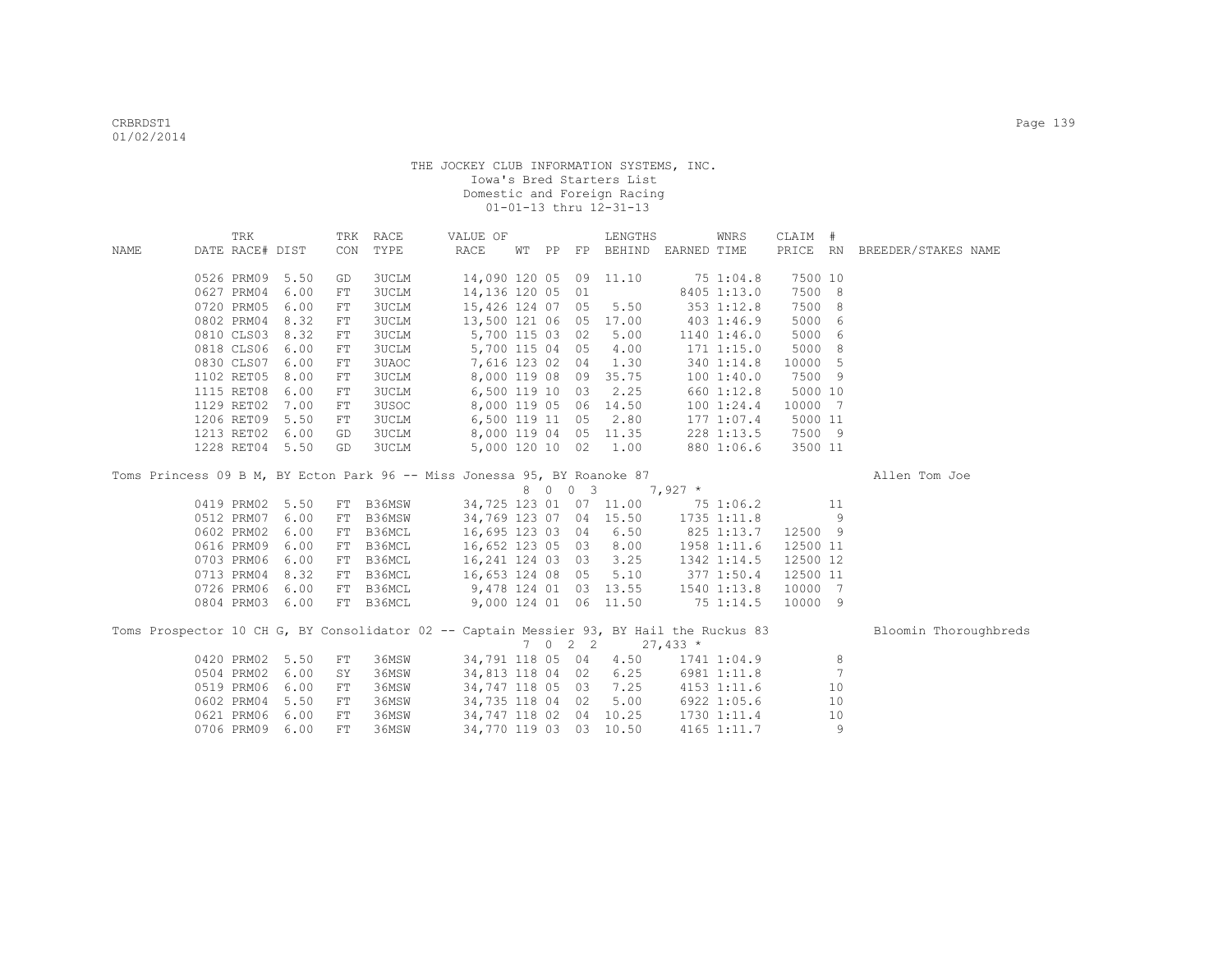THE JOCKEY CLUB INFORMATION SYSTEMS, INC.
Iowa's Bred Starters List
Domestic and Foreign Racing
01-01-13 thru 12-31-13

| NAME | TRK DATE | RACE# | TRK DIST | CON | RACE TYPE | VALUE OF RACE | WT | PP | FP | LENGTHS BEHIND | EARNED | WNRS TIME | CLAIM PRICE | # RN | BREEDER/STAKES NAME |
|---|---|---|---|---|---|---|---|---|---|---|---|---|---|---|---|
| | 0526 | PRM09 | 5.50 | GD | 3UCLM | 14,090 | 120 | 05 | 09 | 11.10 | 75 | 1:04.8 | 7500 | 10 | |
| | 0627 | PRM04 | 6.00 | FT | 3UCLM | 14,136 | 120 | 05 | 01 | | 8405 | 1:13.0 | 7500 | 8 | |
| | 0720 | PRM05 | 6.00 | FT | 3UCLM | 15,426 | 124 | 07 | 05 | 5.50 | 353 | 1:12.8 | 7500 | 8 | |
| | 0802 | PRM04 | 8.32 | FT | 3UCLM | 13,500 | 121 | 06 | 05 | 17.00 | 403 | 1:46.9 | 5000 | 6 | |
| | 0810 | CLS03 | 8.32 | FT | 3UCLM | 5,700 | 115 | 03 | 02 | 5.00 | 1140 | 1:46.0 | 5000 | 6 | |
| | 0818 | CLS06 | 6.00 | FT | 3UCLM | 5,700 | 115 | 04 | 05 | 4.00 | 171 | 1:15.0 | 5000 | 8 | |
| | 0830 | CLS07 | 6.00 | FT | 3UAOC | 7,616 | 123 | 02 | 04 | 1.30 | 340 | 1:14.8 | 10000 | 5 | |
| | 1102 | RET05 | 8.00 | FT | 3UCLM | 8,000 | 119 | 08 | 09 | 35.75 | 100 | 1:40.0 | 7500 | 9 | |
| | 1115 | RET08 | 6.00 | FT | 3UCLM | 6,500 | 119 | 10 | 03 | 2.25 | 660 | 1:12.8 | 5000 | 10 | |
| | 1129 | RET02 | 7.00 | FT | 3USOC | 8,000 | 119 | 05 | 06 | 14.50 | 100 | 1:24.4 | 10000 | 7 | |
| | 1206 | RET09 | 5.50 | FT | 3UCLM | 6,500 | 119 | 11 | 05 | 2.80 | 177 | 1:07.4 | 5000 | 11 | |
| | 1213 | RET02 | 6.00 | GD | 3UCLM | 8,000 | 119 | 04 | 05 | 11.35 | 228 | 1:13.5 | 7500 | 9 | |
| | 1228 | RET04 | 5.50 | GD | 3UCLM | 5,000 | 120 | 10 | 02 | 1.00 | 880 | 1:06.6 | 3500 | 11 | |

Toms Princess 09 B M, BY Ecton Park 96 -- Miss Jonessa 95, BY Roanoke 87 — Allen Tom Joe
8 0 0 3 — 7,927 *

| TRK DATE | RACE# | TRK DIST | CON | RACE TYPE | VALUE OF RACE | WT | PP | FP | LENGTHS BEHIND | EARNED | WNRS TIME | CLAIM PRICE | # RN |
|---|---|---|---|---|---|---|---|---|---|---|---|---|---|
| 0419 | PRM02 | 5.50 | FT | B36MSW | 34,725 | 123 | 01 | 07 | 11.00 | 75 | 1:06.2 | | 11 |
| 0512 | PRM07 | 6.00 | FT | B36MSW | 34,769 | 123 | 07 | 04 | 15.50 | 1735 | 1:11.8 | | 9 |
| 0602 | PRM02 | 6.00 | FT | B36MCL | 16,695 | 123 | 03 | 04 | 6.50 | 825 | 1:13.7 | 12500 | 9 |
| 0616 | PRM09 | 6.00 | FT | B36MCL | 16,652 | 123 | 05 | 03 | 8.00 | 1958 | 1:11.6 | 12500 | 11 |
| 0703 | PRM06 | 6.00 | FT | B36MCL | 16,241 | 124 | 03 | 03 | 3.25 | 1342 | 1:14.5 | 12500 | 12 |
| 0713 | PRM04 | 8.32 | FT | B36MCL | 16,653 | 124 | 08 | 05 | 5.10 | 377 | 1:50.4 | 12500 | 11 |
| 0726 | PRM06 | 6.00 | FT | B36MCL | 9,478 | 124 | 01 | 03 | 13.55 | 1540 | 1:13.8 | 10000 | 7 |
| 0804 | PRM03 | 6.00 | FT | B36MCL | 9,000 | 124 | 01 | 06 | 11.50 | 75 | 1:14.5 | 10000 | 9 |

Toms Prospector 10 CH G, BY Consolidator 02 -- Captain Messier 93, BY Hail the Ruckus 83 — Bloomin Thoroughbreds
7 0 2 2 — 27,433 *

| TRK DATE | RACE# | TRK DIST | CON | RACE TYPE | VALUE OF RACE | WT | PP | FP | LENGTHS BEHIND | EARNED | WNRS TIME | CLAIM PRICE | # RN |
|---|---|---|---|---|---|---|---|---|---|---|---|---|---|
| 0420 | PRM02 | 5.50 | FT | 36MSW | 34,791 | 118 | 05 | 04 | 4.50 | 1741 | 1:04.9 | | 8 |
| 0504 | PRM02 | 6.00 | SY | 36MSW | 34,813 | 118 | 04 | 02 | 6.25 | 6981 | 1:11.8 | | 7 |
| 0519 | PRM06 | 6.00 | FT | 36MSW | 34,747 | 118 | 05 | 03 | 7.25 | 4153 | 1:11.6 | | 10 |
| 0602 | PRM04 | 5.50 | FT | 36MSW | 34,735 | 118 | 04 | 02 | 5.00 | 6922 | 1:05.6 | | 10 |
| 0621 | PRM06 | 6.00 | FT | 36MSW | 34,747 | 118 | 02 | 04 | 10.25 | 1730 | 1:11.4 | | 10 |
| 0706 | PRM09 | 6.00 | FT | 36MSW | 34,770 | 119 | 03 | 03 | 10.50 | 4165 | 1:11.7 | | 9 |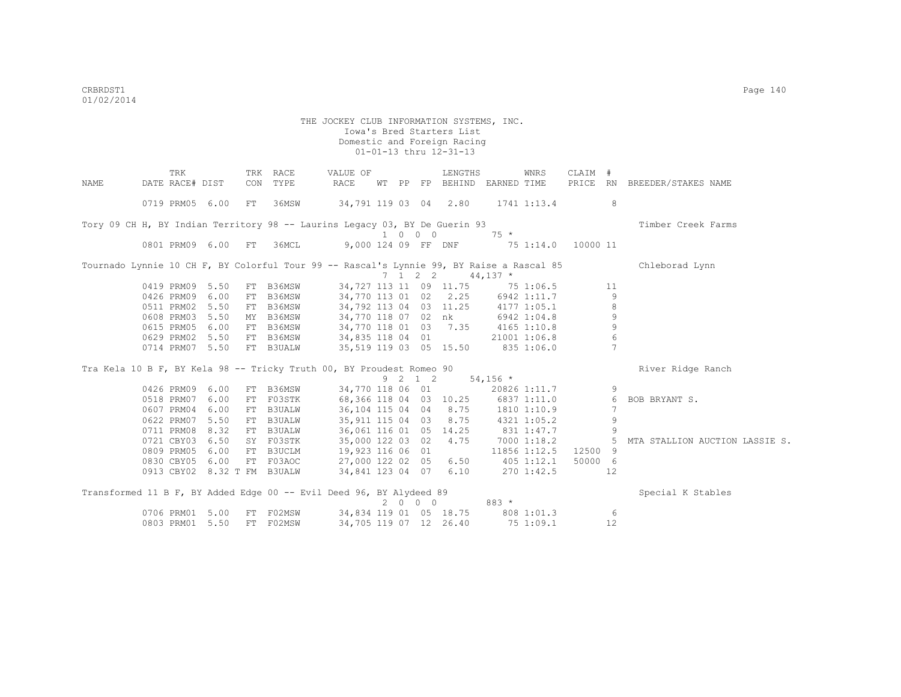THE JOCKEY CLUB INFORMATION SYSTEMS, INC.
Iowa's Bred Starters List
Domestic and Foreign Racing
01-01-13 thru 12-31-13

| NAME | TRK DATE | RACE# | DIST | TRK CON | RACE TYPE | VALUE OF RACE | WT | PP | FP | LENGTHS BEHIND | EARNED | WNRS TIME | CLAIM PRICE | # RN | BREEDER/STAKES NAME |
|---|---|---|---|---|---|---|---|---|---|---|---|---|---|---|---|
| | 0719 | PRM05 | 6.00 | FT | 36MSW | 34,791 | 119 | 03 | 04 | 2.80 | 1741 | 1:13.4 | | 8 | |
| Tory 09 CH H, BY Indian Territory 98 -- Laurins Legacy 03, BY De Guerin 93 | | | | | | | 1 | 0 | 0 0 | | 75 * | | | | Timber Creek Farms |
| | 0801 | PRM09 | 6.00 | FT | 36MCL | 9,000 | 124 | 09 | FF | DNF | 75 | 1:14.0 | 10000 | 11 | |
| Tournado Lynnie 10 CH F, BY Colorful Tour 99 -- Rascal's Lynnie 99, BY Raise a Rascal 85 | | | | | | | 7 | 1 | 2 2 | | 44,137 * | | | | Chleborad Lynn |
| | 0419 | PRM09 | 5.50 | FT | B36MSW | 34,727 | 113 | 11 | 09 | 11.75 | 75 | 1:06.5 | | 11 | |
| | 0426 | PRM09 | 6.00 | FT | B36MSW | 34,770 | 113 | 01 | 02 | 2.25 | 6942 | 1:11.7 | | 9 | |
| | 0511 | PRM02 | 5.50 | FT | B36MSW | 34,792 | 113 | 04 | 03 | 11.25 | 4177 | 1:05.1 | | 8 | |
| | 0608 | PRM03 | 5.50 | MY | B36MSW | 34,770 | 118 | 07 | 02 | nk | 6942 | 1:04.8 | | 9 | |
| | 0615 | PRM05 | 6.00 | FT | B36MSW | 34,770 | 118 | 01 | 03 | 7.35 | 4165 | 1:10.8 | | 9 | |
| | 0629 | PRM02 | 5.50 | FT | B36MSW | 34,835 | 118 | 04 | 01 | | 21001 | 1:06.8 | | 6 | |
| | 0714 | PRM07 | 5.50 | FT | B3UALW | 35,519 | 119 | 03 | 05 | 15.50 | 835 | 1:06.0 | | 7 | |
| Tra Kela 10 B F, BY Kela 98 -- Tricky Truth 00, BY Proudest Romeo 90 | | | | | | | 9 | 2 | 1 2 | | 54,156 * | | | | River Ridge Ranch |
| | 0426 | PRM09 | 6.00 | FT | B36MSW | 34,770 | 118 | 06 | 01 | | 20826 | 1:11.7 | | 9 | |
| | 0518 | PRM07 | 6.00 | FT | F03STK | 68,366 | 118 | 04 | 03 | 10.25 | 6837 | 1:11.0 | | 6 | BOB BRYANT S. |
| | 0607 | PRM04 | 6.00 | FT | B3UALW | 36,104 | 115 | 04 | 04 | 8.75 | 1810 | 1:10.9 | | 7 | |
| | 0622 | PRM07 | 5.50 | FT | B3UALW | 35,911 | 115 | 04 | 03 | 8.75 | 4321 | 1:05.2 | | 9 | |
| | 0711 | PRM08 | 8.32 | FT | B3UALW | 36,061 | 116 | 01 | 05 | 14.25 | 831 | 1:47.7 | | 9 | |
| | 0721 | CBY03 | 6.50 | SY | F03STK | 35,000 | 122 | 03 | 02 | 4.75 | 7000 | 1:18.2 | | 5 | MTA STALLION AUCTION LASSIE S. |
| | 0809 | PRM05 | 6.00 | FT | B3UCLM | 19,923 | 116 | 06 | 01 | | 11856 | 1:12.5 | 12500 | 9 | |
| | 0830 | CBY05 | 6.00 | FT | F03AOC | 27,000 | 122 | 02 | 05 | 6.50 | 405 | 1:12.1 | 50000 | 6 | |
| | 0913 | CBY02 | 8.32 T | FM | B3UALW | 34,841 | 123 | 04 | 07 | 6.10 | 270 | 1:42.5 | | 12 | |
| Transformed 11 B F, BY Added Edge 00 -- Evil Deed 96, BY Alydeed 89 | | | | | | | 2 | 0 | 0 0 | | 883 * | | | | Special K Stables |
| | 0706 | PRM01 | 5.00 | FT | F02MSW | 34,834 | 119 | 01 | 05 | 18.75 | 808 | 1:01.3 | | 6 | |
| | 0803 | PRM01 | 5.50 | FT | F02MSW | 34,705 | 119 | 07 | 12 | 26.40 | 75 | 1:09.1 | | 12 | |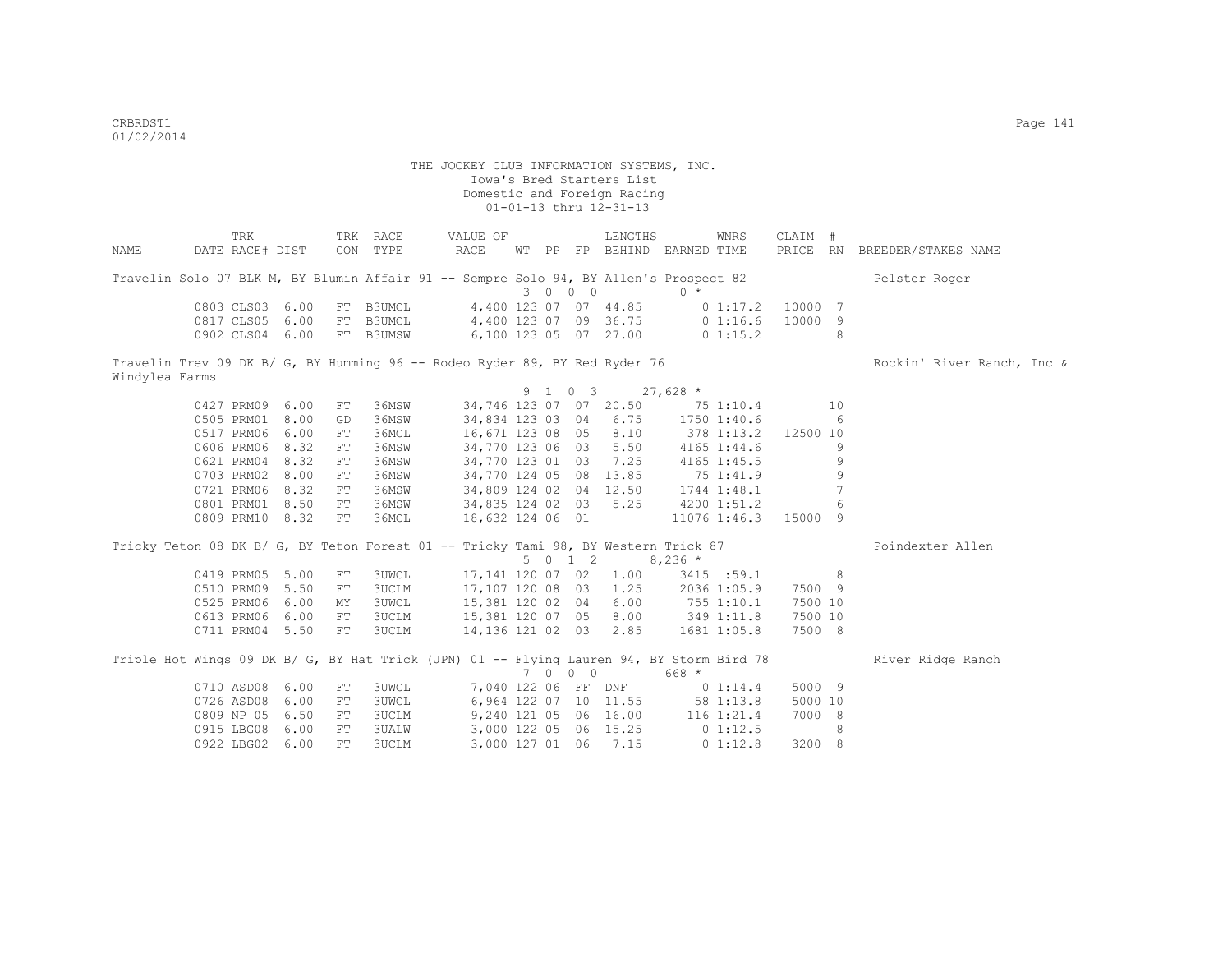THE JOCKEY CLUB INFORMATION SYSTEMS, INC.
Iowa's Bred Starters List
Domestic and Foreign Racing
01-01-13 thru 12-31-13

| NAME | TRK DATE | RACE# | DIST | TRK CON | RACE TYPE | VALUE OF RACE | WT | PP | FP | LENGTHS BEHIND | EARNED | WNRS TIME | CLAIM PRICE | # RN | BREEDER/STAKES NAME |
|---|---|---|---|---|---|---|---|---|---|---|---|---|---|---|---|
| Travelin Solo 07 BLK M, BY Blumin Affair 91 -- Sempre Solo 94, BY Allen's Prospect 82 | | | | | | | 3 | 0 0 | 0 | | 0 * | | | | Pelster Roger |
| | 0803 | CLS03 | 6.00 | FT | B3UMCL | 4,400 | 123 | 07 | 07 | 44.85 | 0 | 1:17.2 | 10000 | 7 | |
| | 0817 | CLS05 | 6.00 | FT | B3UMCL | 4,400 | 123 | 07 | 09 | 36.75 | 0 | 1:16.6 | 10000 | 9 | |
| | 0902 | CLS04 | 6.00 | FT | B3UMSW | 6,100 | 123 | 05 | 07 | 27.00 | 0 | 1:15.2 | | 8 | |
| Travelin Trev 09 DK B/ G, BY Humming 96 -- Rodeo Ryder 89, BY Red Ryder 76 | | | | | | | 9 | 1 0 | 3 | | 27,628 * | | | | Rockin' River Ranch, Inc & Windylea Farms |
| | 0427 | PRM09 | 6.00 | FT | 36MSW | 34,746 | 123 | 07 | 07 | 20.50 | 75 | 1:10.4 | | 10 | |
| | 0505 | PRM01 | 8.00 | GD | 36MSW | 34,834 | 123 | 03 | 04 | 6.75 | 1750 | 1:40.6 | | 6 | |
| | 0517 | PRM06 | 6.00 | FT | 36MCL | 16,671 | 123 | 08 | 05 | 8.10 | 378 | 1:13.2 | 12500 | 10 | |
| | 0606 | PRM06 | 8.32 | FT | 36MSW | 34,770 | 123 | 06 | 03 | 5.50 | 4165 | 1:44.6 | | 9 | |
| | 0621 | PRM04 | 8.32 | FT | 36MSW | 34,770 | 123 | 01 | 03 | 7.25 | 4165 | 1:45.5 | | 9 | |
| | 0703 | PRM02 | 8.00 | FT | 36MSW | 34,770 | 124 | 05 | 08 | 13.85 | 75 | 1:41.9 | | 9 | |
| | 0721 | PRM06 | 8.32 | FT | 36MSW | 34,809 | 124 | 02 | 04 | 12.50 | 1744 | 1:48.1 | | 7 | |
| | 0801 | PRM01 | 8.50 | FT | 36MSW | 34,835 | 124 | 02 | 03 | 5.25 | 4200 | 1:51.2 | | 6 | |
| | 0809 | PRM10 | 8.32 | FT | 36MCL | 18,632 | 124 | 06 | 01 | | 11076 | 1:46.3 | 15000 | 9 | |
| Tricky Teton 08 DK B/ G, BY Teton Forest 01 -- Tricky Tami 98, BY Western Trick 87 | | | | | | | 5 | 0 1 | 2 | | 8,236 * | | | | Poindexter Allen |
| | 0419 | PRM05 | 5.00 | FT | 3UWCL | 17,141 | 120 | 07 | 02 | 1.00 | 3415 | :59.1 | | 8 | |
| | 0510 | PRM09 | 5.50 | FT | 3UCLM | 17,107 | 120 | 08 | 03 | 1.25 | 2036 | 1:05.9 | 7500 | 9 | |
| | 0525 | PRM06 | 6.00 | MY | 3UWCL | 15,381 | 120 | 02 | 04 | 6.00 | 755 | 1:10.1 | 7500 | 10 | |
| | 0613 | PRM06 | 6.00 | FT | 3UCLM | 15,381 | 120 | 07 | 05 | 8.00 | 349 | 1:11.8 | 7500 | 10 | |
| | 0711 | PRM04 | 5.50 | FT | 3UCLM | 14,136 | 121 | 02 | 03 | 2.85 | 1681 | 1:05.8 | 7500 | 8 | |
| Triple Hot Wings 09 DK B/ G, BY Hat Trick (JPN) 01 -- Flying Lauren 94, BY Storm Bird 78 | | | | | | | 7 | 0 0 | 0 | | 668 * | | | | River Ridge Ranch |
| | 0710 | ASD08 | 6.00 | FT | 3UWCL | 7,040 | 122 | 06 | FF | DNF | 0 | 1:14.4 | 5000 | 9 | |
| | 0726 | ASD08 | 6.00 | FT | 3UWCL | 6,964 | 122 | 07 | 10 | 11.55 | 58 | 1:13.8 | 5000 | 10 | |
| | 0809 | NP 05 | 6.50 | FT | 3UCLM | 9,240 | 121 | 05 | 06 | 16.00 | 116 | 1:21.4 | 7000 | 8 | |
| | 0915 | LBG08 | 6.00 | FT | 3UALW | 3,000 | 122 | 05 | 06 | 15.25 | 0 | 1:12.5 | | 8 | |
| | 0922 | LBG02 | 6.00 | FT | 3UCLM | 3,000 | 127 | 01 | 06 | 7.15 | 0 | 1:12.8 | 3200 | 8 | |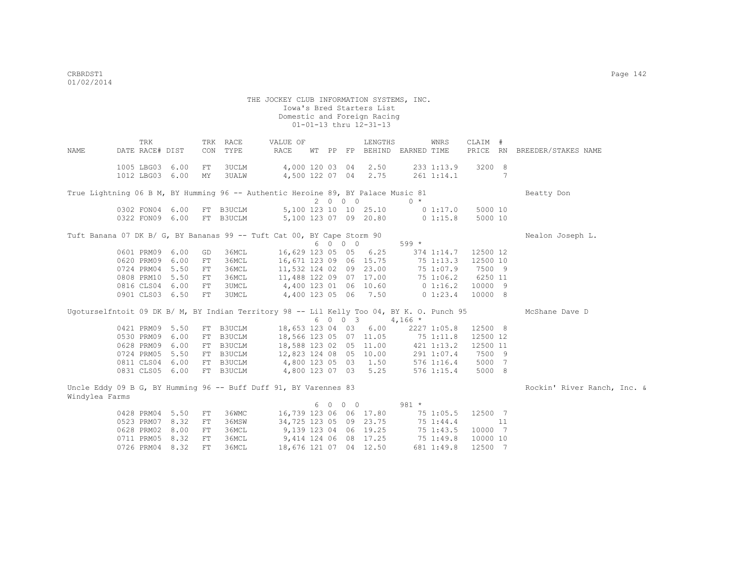THE JOCKEY CLUB INFORMATION SYSTEMS, INC.
Iowa's Bred Starters List
Domestic and Foreign Racing
01-01-13 thru 12-31-13

| NAME | TRK DATE | RACE# | DIST | TRK CON | RACE TYPE | VALUE OF RACE | WT | PP | FP | LENGTHS BEHIND | EARNED | WNRS TIME | CLAIM PRICE | # RN | BREEDER/STAKES NAME |
|---|---|---|---|---|---|---|---|---|---|---|---|---|---|---|---|
| | 1005 | LBG03 | 6.00 | FT | 3UCLM | 4,000 | 120 | 03 | 04 | 2.50 | 233 | 1:13.9 | 3200 | 8 | |
| | 1012 | LBG03 | 6.00 | MY | 3UALW | 4,500 | 122 | 07 | 04 | 2.75 | 261 | 1:14.1 | | 7 | |
| True Lightning 06 B M, BY Humming 96 -- Authentic Heroine 89, BY Palace Music 81 | | | | | | | 2 | 0 | 0 0 | | 0 * | | | | Beatty Don |
| | 0302 | FON04 | 6.00 | FT | B3UCLM | 5,100 | 123 | 10 | 10 | 25.10 | 0 | 1:17.0 | 5000 | 10 | |
| | 0322 | FON09 | 6.00 | FT | B3UCLM | 5,100 | 123 | 07 | 09 | 20.80 | 0 | 1:15.8 | 5000 | 10 | |
| Tuft Banana 07 DK B/ G, BY Bananas 99 -- Tuft Cat 00, BY Cape Storm 90 | | | | | | | 6 | 0 | 0 0 | | 599 * | | | | Nealon Joseph L. |
| | 0601 | PRM09 | 6.00 | GD | 36MCL | 16,629 | 123 | 05 | 05 | 6.25 | 374 | 1:14.7 | 12500 | 12 | |
| | 0620 | PRM09 | 6.00 | FT | 36MCL | 16,671 | 123 | 09 | 06 | 15.75 | 75 | 1:13.3 | 12500 | 10 | |
| | 0724 | PRM04 | 5.50 | FT | 36MCL | 11,532 | 124 | 02 | 09 | 23.00 | 75 | 1:07.9 | 7500 | 9 | |
| | 0808 | PRM10 | 5.50 | FT | 36MCL | 11,488 | 122 | 09 | 07 | 17.00 | 75 | 1:06.2 | 6250 | 11 | |
| | 0816 | CLS04 | 6.00 | FT | 3UMCL | 4,400 | 123 | 01 | 06 | 10.60 | 0 | 1:16.2 | 10000 | 9 | |
| | 0901 | CLS03 | 6.50 | FT | 3UMCL | 4,400 | 123 | 05 | 06 | 7.50 | 0 | 1:23.4 | 10000 | 8 | |
| Ugoturselfntoit 09 DK B/ M, BY Indian Territory 98 -- Lil Kelly Too 04, BY K. O. Punch 95 | | | | | | | 6 | 0 | 0 3 | | 4,166 * | | | | McShane Dave D |
| | 0421 | PRM09 | 5.50 | FT | B3UCLM | 18,653 | 123 | 04 | 03 | 6.00 | 2227 | 1:05.8 | 12500 | 8 | |
| | 0530 | PRM09 | 6.00 | FT | B3UCLM | 18,566 | 123 | 05 | 07 | 11.05 | 75 | 1:11.8 | 12500 | 12 | |
| | 0628 | PRM09 | 6.00 | FT | B3UCLM | 18,588 | 123 | 02 | 05 | 11.00 | 421 | 1:13.2 | 12500 | 11 | |
| | 0724 | PRM05 | 5.50 | FT | B3UCLM | 12,823 | 124 | 08 | 05 | 10.00 | 291 | 1:07.4 | 7500 | 9 | |
| | 0811 | CLS04 | 6.00 | FT | B3UCLM | 4,800 | 123 | 05 | 03 | 1.50 | 576 | 1:16.4 | 5000 | 7 | |
| | 0831 | CLS05 | 6.00 | FT | B3UCLM | 4,800 | 123 | 07 | 03 | 5.25 | 576 | 1:15.4 | 5000 | 8 | |
| Uncle Eddy 09 B G, BY Humming 96 -- Buff Duff 91, BY Varennes 83 | | | | | | | 6 | 0 | 0 0 | | 981 * | | | | Rockin' River Ranch, Inc. & Windylea Farms |
| | 0428 | PRM04 | 5.50 | FT | 36WMC | 16,739 | 123 | 06 | 06 | 17.80 | 75 | 1:05.5 | 12500 | 7 | |
| | 0523 | PRM07 | 8.32 | FT | 36MSW | 34,725 | 123 | 05 | 09 | 23.75 | 75 | 1:44.4 | | 11 | |
| | 0628 | PRM02 | 8.00 | FT | 36MCL | 9,139 | 123 | 04 | 06 | 19.25 | 75 | 1:43.5 | 10000 | 7 | |
| | 0711 | PRM05 | 8.32 | FT | 36MCL | 9,414 | 124 | 06 | 08 | 17.25 | 75 | 1:49.8 | 10000 | 10 | |
| | 0726 | PRM04 | 8.32 | FT | 36MCL | 18,676 | 121 | 07 | 04 | 12.50 | 681 | 1:49.8 | 12500 | 7 | |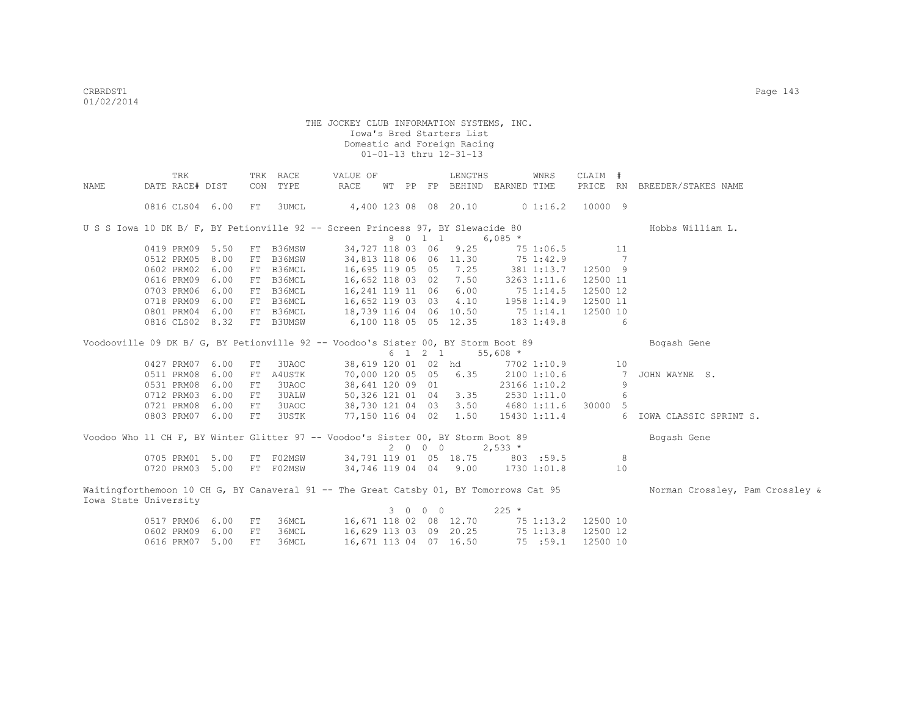THE JOCKEY CLUB INFORMATION SYSTEMS, INC.
Iowa's Bred Starters List
Domestic and Foreign Racing
01-01-13 thru 12-31-13

| NAME | TRK DATE | RACE# | DIST | TRK CON | RACE TYPE | VALUE OF RACE | WT | PP | FP | LENGTHS BEHIND | EARNED | WNRS TIME | CLAIM PRICE | # RN | BREEDER/STAKES NAME |
|---|---|---|---|---|---|---|---|---|---|---|---|---|---|---|---|
| | 0816 | CLS04 | 6.00 | FT | 3UMCL | 4,400 | 123 | 08 | 08 | 20.10 | 0 | 1:16.2 | 10000 | 9 | |
| U S S Iowa 10 DK B/ F, BY Petionville 92 -- Screen Princess 97, BY Slewacide 80 | | | | | | | 8 | 0 1 1 | | | 6,085 * | | | | Hobbs William L. |
| | 0419 | PRM09 | 5.50 | FT | B36MSW | 34,727 | 118 | 03 | 06 | 9.25 | 75 | 1:06.5 | | 11 | |
| | 0512 | PRM05 | 8.00 | FT | B36MSW | 34,813 | 118 | 06 | 06 | 11.30 | 75 | 1:42.9 | | 7 | |
| | 0602 | PRM02 | 6.00 | FT | B36MCL | 16,695 | 119 | 05 | 05 | 7.25 | 381 | 1:13.7 | 12500 | 9 | |
| | 0616 | PRM09 | 6.00 | FT | B36MCL | 16,652 | 118 | 03 | 02 | 7.50 | 3263 | 1:11.6 | 12500 | 11 | |
| | 0703 | PRM06 | 6.00 | FT | B36MCL | 16,241 | 119 | 11 | 06 | 6.00 | 75 | 1:14.5 | 12500 | 12 | |
| | 0718 | PRM09 | 6.00 | FT | B36MCL | 16,652 | 119 | 03 | 03 | 4.10 | 1958 | 1:14.9 | 12500 | 11 | |
| | 0801 | PRM04 | 6.00 | FT | B36MCL | 18,739 | 116 | 04 | 06 | 10.50 | 75 | 1:14.1 | 12500 | 10 | |
| | 0816 | CLS02 | 8.32 | FT | B3UMSW | 6,100 | 118 | 05 | 05 | 12.35 | 183 | 1:49.8 | | 6 | |
| Voodooville 09 DK B/ G, BY Petionville 92 -- Voodoo's Sister 00, BY Storm Boot 89 | | | | | | | 6 | 1 2 1 | | | 55,608 * | | | | Bogash Gene |
| | 0427 | PRM07 | 6.00 | FT | 3UAOC | 38,619 | 120 | 01 | 02 | hd | 7702 | 1:10.9 | | 10 | |
| | 0511 | PRM08 | 6.00 | FT | A4USTK | 70,000 | 120 | 05 | 05 | 6.35 | 2100 | 1:10.6 | | 7 | JOHN WAYNE S. |
| | 0531 | PRM08 | 6.00 | FT | 3UAOC | 38,641 | 120 | 09 | 01 | | 23166 | 1:10.2 | | 9 | |
| | 0712 | PRM03 | 6.00 | FT | 3UALW | 50,326 | 121 | 01 | 04 | 3.35 | 2530 | 1:11.0 | | 6 | |
| | 0721 | PRM08 | 6.00 | FT | 3UAOC | 38,730 | 121 | 04 | 03 | 3.50 | 4680 | 1:11.6 | 30000 | 5 | |
| | 0803 | PRM07 | 6.00 | FT | 3USTK | 77,150 | 116 | 04 | 02 | 1.50 | 15430 | 1:11.4 | | 6 | IOWA CLASSIC SPRINT S. |
| Voodoo Who 11 CH F, BY Winter Glitter 97 -- Voodoo's Sister 00, BY Storm Boot 89 | | | | | | | 2 | 0 0 0 | | | 2,533 * | | | | Bogash Gene |
| | 0705 | PRM01 | 5.00 | FT | F02MSW | 34,791 | 119 | 01 | 05 | 18.75 | 803 | :59.5 | | 8 | |
| | 0720 | PRM03 | 5.00 | FT | F02MSW | 34,746 | 119 | 04 | 04 | 9.00 | 1730 | 1:01.8 | | 10 | |
| Waitingforthemoon 10 CH G, BY Canaveral 91 -- The Great Catsby 01, BY Tomorrows Cat 95 | | | | | | | 3 | 0 0 0 | | | 225 * | | | | Norman Crossley, Pam Crossley & Iowa State University |
| | 0517 | PRM06 | 6.00 | FT | 36MCL | 16,671 | 118 | 02 | 08 | 12.70 | 75 | 1:13.2 | 12500 | 10 | |
| | 0602 | PRM09 | 6.00 | FT | 36MCL | 16,629 | 113 | 03 | 09 | 20.25 | 75 | 1:13.8 | 12500 | 12 | |
| | 0616 | PRM07 | 5.00 | FT | 36MCL | 16,671 | 113 | 04 | 07 | 16.50 | 75 | :59.1 | 12500 | 10 | |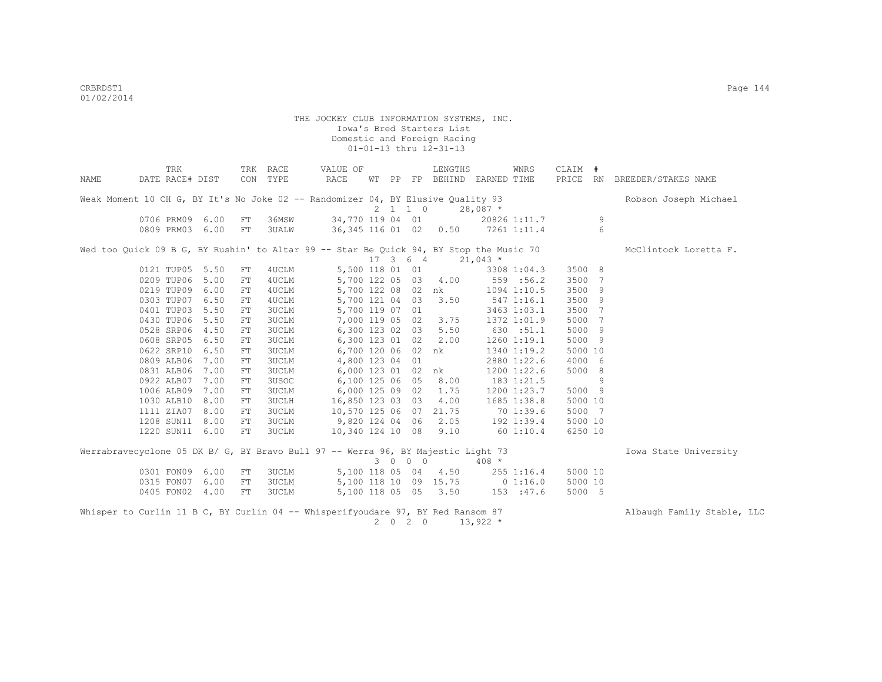THE JOCKEY CLUB INFORMATION SYSTEMS, INC.
Iowa's Bred Starters List
Domestic and Foreign Racing
01-01-13 thru 12-31-13

| NAME | TRK DATE | RACE# | DIST | TRK CON | RACE TYPE | VALUE OF RACE | WT | PP | FP | LENGTHS BEHIND | EARNED | WNRS TIME | CLAIM PRICE | # RN | BREEDER/STAKES NAME |
|---|---|---|---|---|---|---|---|---|---|---|---|---|---|---|---|
| Weak Moment 10 CH G, BY It's No Joke 02 -- Randomizer 04, BY Elusive Quality 93 | | | | | | | 2 | 1 | 1 0 | | 28,087 * | | | | Robson Joseph Michael |
| | 0706 | PRM09 | 6.00 | FT | 36MSW | 34,770 | 119 | 04 | 01 | | 20826 | 1:11.7 | | 9 | |
| | 0809 | PRM03 | 6.00 | FT | 3UALW | 36,345 | 116 | 01 | 02 | 0.50 | 7261 | 1:11.4 | | 6 | |
| Wed too Quick 09 B G, BY Rushin' to Altar 99 -- Star Be Quick 94, BY Stop the Music 70 | | | | | | | 17 | 3 | 6 4 | | 21,043 * | | | | McClintock Loretta F. |
| | 0121 | TUP05 | 5.50 | FT | 4UCLM | 5,500 | 118 | 01 | 01 | | 3308 | 1:04.3 | 3500 | 8 | |
| | 0209 | TUP06 | 5.00 | FT | 4UCLM | 5,700 | 122 | 05 | 03 | 4.00 | 559 | :56.2 | 3500 | 7 | |
| | 0219 | TUP09 | 6.00 | FT | 4UCLM | 5,700 | 122 | 08 | 02 | nk | 1094 | 1:10.5 | 3500 | 9 | |
| | 0303 | TUP07 | 6.50 | FT | 4UCLM | 5,700 | 121 | 04 | 03 | 3.50 | 547 | 1:16.1 | 3500 | 9 | |
| | 0401 | TUP03 | 5.50 | FT | 3UCLM | 5,700 | 119 | 07 | 01 | | 3463 | 1:03.1 | 3500 | 7 | |
| | 0430 | TUP06 | 5.50 | FT | 3UCLM | 7,000 | 119 | 05 | 02 | 3.75 | 1372 | 1:01.9 | 5000 | 7 | |
| | 0528 | SRP06 | 4.50 | FT | 3UCLM | 6,300 | 123 | 02 | 03 | 5.50 | 630 | :51.1 | 5000 | 9 | |
| | 0608 | SRP05 | 6.50 | FT | 3UCLM | 6,300 | 123 | 01 | 02 | 2.00 | 1260 | 1:19.1 | 5000 | 9 | |
| | 0622 | SRP10 | 6.50 | FT | 3UCLM | 6,700 | 120 | 06 | 02 | nk | 1340 | 1:19.2 | 5000 | 10 | |
| | 0809 | ALB06 | 7.00 | FT | 3UCLM | 4,800 | 123 | 04 | 01 | | 2880 | 1:22.6 | 4000 | 6 | |
| | 0831 | ALB06 | 7.00 | FT | 3UCLM | 6,000 | 123 | 01 | 02 | nk | 1200 | 1:22.6 | 5000 | 8 | |
| | 0922 | ALB07 | 7.00 | FT | 3USOC | 6,100 | 125 | 06 | 05 | 8.00 | 183 | 1:21.5 | | 9 | |
| | 1006 | ALB09 | 7.00 | FT | 3UCLM | 6,000 | 125 | 09 | 02 | 1.75 | 1200 | 1:23.7 | 5000 | 9 | |
| | 1030 | ALB10 | 8.00 | FT | 3UCLH | 16,850 | 123 | 03 | 03 | 4.00 | 1685 | 1:38.8 | 5000 | 10 | |
| | 1111 | ZIA07 | 8.00 | FT | 3UCLM | 10,570 | 125 | 06 | 07 | 21.75 | 70 | 1:39.6 | 5000 | 7 | |
| | 1208 | SUN11 | 8.00 | FT | 3UCLM | 9,820 | 124 | 04 | 06 | 2.05 | 192 | 1:39.4 | 5000 | 10 | |
| | 1220 | SUN11 | 6.00 | FT | 3UCLM | 10,340 | 124 | 10 | 08 | 9.10 | 60 | 1:10.4 | 6250 | 10 | |
| Werrabravecyclone 05 DK B/ G, BY Bravo Bull 97 -- Werra 96, BY Majestic Light 73 | | | | | | | 3 | 0 | 0 0 | | 408 * | | | | Iowa State University |
| | 0301 | FON09 | 6.00 | FT | 3UCLM | 5,100 | 118 | 05 | 04 | 4.50 | 255 | 1:16.4 | 5000 | 10 | |
| | 0315 | FON07 | 6.00 | FT | 3UCLM | 5,100 | 118 | 10 | 09 | 15.75 | 0 | 1:16.0 | 5000 | 10 | |
| | 0405 | FON02 | 4.00 | FT | 3UCLM | 5,100 | 118 | 05 | 05 | 3.50 | 153 | :47.6 | 5000 | 5 | |
| Whisper to Curlin 11 B C, BY Curlin 04 -- Whisperifyoudare 97, BY Red Ransom 87 | | | | | | | 2 | 0 | 2 0 | | 13,922 * | | | | Albaugh Family Stable, LLC |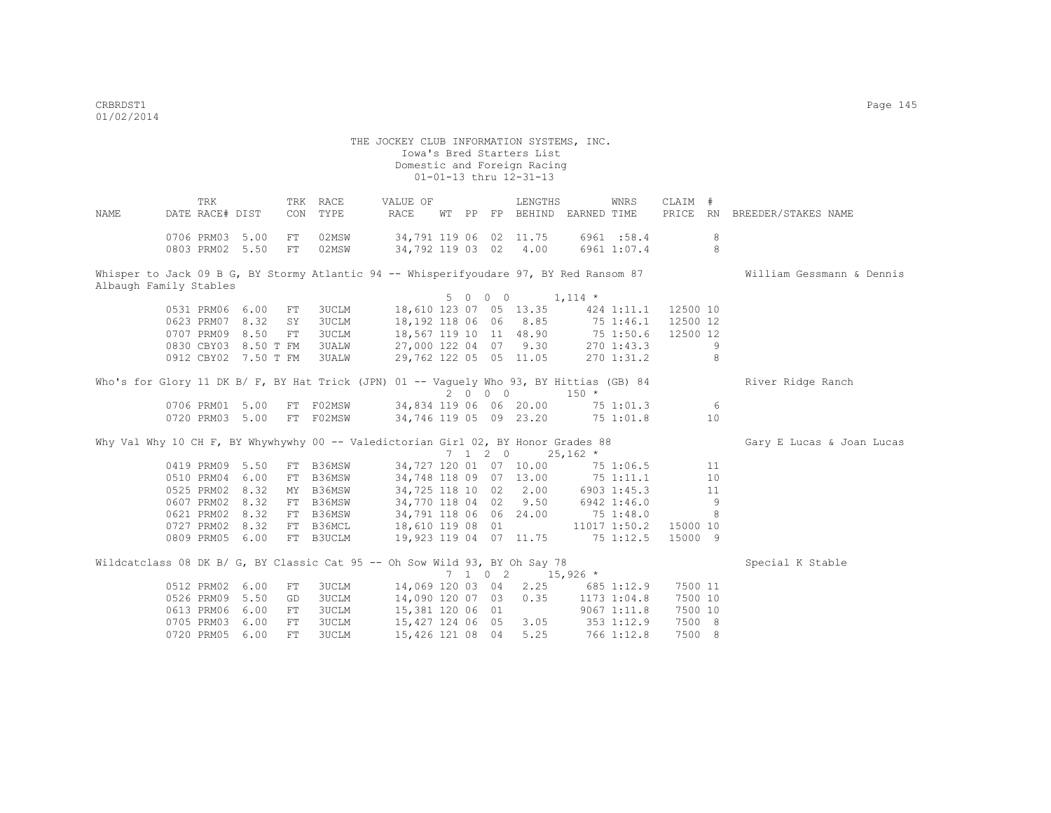THE JOCKEY CLUB INFORMATION SYSTEMS, INC.
Iowa's Bred Starters List
Domestic and Foreign Racing
01-01-13 thru 12-31-13

| NAME | DATE | TRK RACE# | DIST | TRK CON | RACE TYPE | VALUE OF RACE | WT | PP | FP | LENGTHS BEHIND | EARNED | WNRS TIME | CLAIM PRICE | # RN | BREEDER/STAKES NAME |
|---|---|---|---|---|---|---|---|---|---|---|---|---|---|---|---|
| | 0706 | PRM03 | 5.00 | FT | 02MSW | 34,791 | 119 | 06 | 02 | 11.75 | 6961 | :58.4 | | 8 | |
| | 0803 | PRM02 | 5.50 | FT | 02MSW | 34,792 | 119 | 03 | 02 | 4.00 | 6961 | 1:07.4 | | 8 | |
| Whisper to Jack 09 B G, BY Stormy Atlantic 94 -- Whisperifyoudare 97, BY Red Ransom 87 | | | | | | | | | | | | | | | William Gessmann & Dennis Albaugh Family Stables |
| | | | | | | | 5 0 0 0 | | | | 1,114 * | | | | |
| | 0531 | PRM06 | 6.00 | FT | 3UCLM | 18,610 | 123 | 07 | 05 | 13.35 | 424 | 1:11.1 | 12500 | 10 | |
| | 0623 | PRM07 | 8.32 | SY | 3UCLM | 18,192 | 118 | 06 | 06 | 8.85 | 75 | 1:46.1 | 12500 | 12 | |
| | 0707 | PRM09 | 8.50 | FT | 3UCLM | 18,567 | 119 | 10 | 11 | 48.90 | 75 | 1:50.6 | 12500 | 12 | |
| | 0830 | CBY03 | 8.50 T | FM | 3UALW | 27,000 | 122 | 04 | 07 | 9.30 | 270 | 1:43.3 | | 9 | |
| | 0912 | CBY02 | 7.50 T | FM | 3UALW | 29,762 | 122 | 05 | 05 | 11.05 | 270 | 1:31.2 | | 8 | |
| Who's for Glory 11 DK B/ F, BY Hat Trick (JPN) 01 -- Vaguely Who 93, BY Hittias (GB) 84 | | | | | | | | | | | | | | | River Ridge Ranch |
| | | | | | | | 2 0 0 0 | | | | 150 * | | | | |
| | 0706 | PRM01 | 5.00 | FT | F02MSW | 34,834 | 119 | 06 | 06 | 20.00 | 75 | 1:01.3 | | 6 | |
| | 0720 | PRM03 | 5.00 | FT | F02MSW | 34,746 | 119 | 05 | 09 | 23.20 | 75 | 1:01.8 | | 10 | |
| Why Val Why 10 CH F, BY Whywhywhy 00 -- Valedictorian Girl 02, BY Honor Grades 88 | | | | | | | | | | | | | | | Gary E Lucas & Joan Lucas |
| | | | | | | | 7 1 2 0 | | | | 25,162 * | | | | |
| | 0419 | PRM09 | 5.50 | FT | B36MSW | 34,727 | 120 | 01 | 07 | 10.00 | 75 | 1:06.5 | | 11 | |
| | 0510 | PRM04 | 6.00 | FT | B36MSW | 34,748 | 118 | 09 | 07 | 13.00 | 75 | 1:11.1 | | 10 | |
| | 0525 | PRM02 | 8.32 | MY | B36MSW | 34,725 | 118 | 10 | 02 | 2.00 | 6903 | 1:45.3 | | 11 | |
| | 0607 | PRM02 | 8.32 | FT | B36MSW | 34,770 | 118 | 04 | 02 | 9.50 | 6942 | 1:46.0 | | 9 | |
| | 0621 | PRM02 | 8.32 | FT | B36MSW | 34,791 | 118 | 06 | 06 | 24.00 | 75 | 1:48.0 | | 8 | |
| | 0727 | PRM02 | 8.32 | FT | B36MCL | 18,610 | 119 | 08 | 01 | | 11017 | 1:50.2 | 15000 | 10 | |
| | 0809 | PRM05 | 6.00 | FT | B3UCLM | 19,923 | 119 | 04 | 07 | 11.75 | 75 | 1:12.5 | 15000 | 9 | |
| Wildcatclass 08 DK B/ G, BY Classic Cat 95 -- Oh Sow Wild 93, BY Oh Say 78 | | | | | | | | | | | | | | | Special K Stable |
| | | | | | | | 7 1 0 2 | | | | 15,926 * | | | | |
| | 0512 | PRM02 | 6.00 | FT | 3UCLM | 14,069 | 120 | 03 | 04 | 2.25 | 685 | 1:12.9 | 7500 | 11 | |
| | 0526 | PRM09 | 5.50 | GD | 3UCLM | 14,090 | 120 | 07 | 03 | 0.35 | 1173 | 1:04.8 | 7500 | 10 | |
| | 0613 | PRM06 | 6.00 | FT | 3UCLM | 15,381 | 120 | 06 | 01 | | 9067 | 1:11.8 | 7500 | 10 | |
| | 0705 | PRM03 | 6.00 | FT | 3UCLM | 15,427 | 124 | 06 | 05 | 3.05 | 353 | 1:12.9 | 7500 | 8 | |
| | 0720 | PRM05 | 6.00 | FT | 3UCLM | 15,426 | 121 | 08 | 04 | 5.25 | 766 | 1:12.8 | 7500 | 8 | |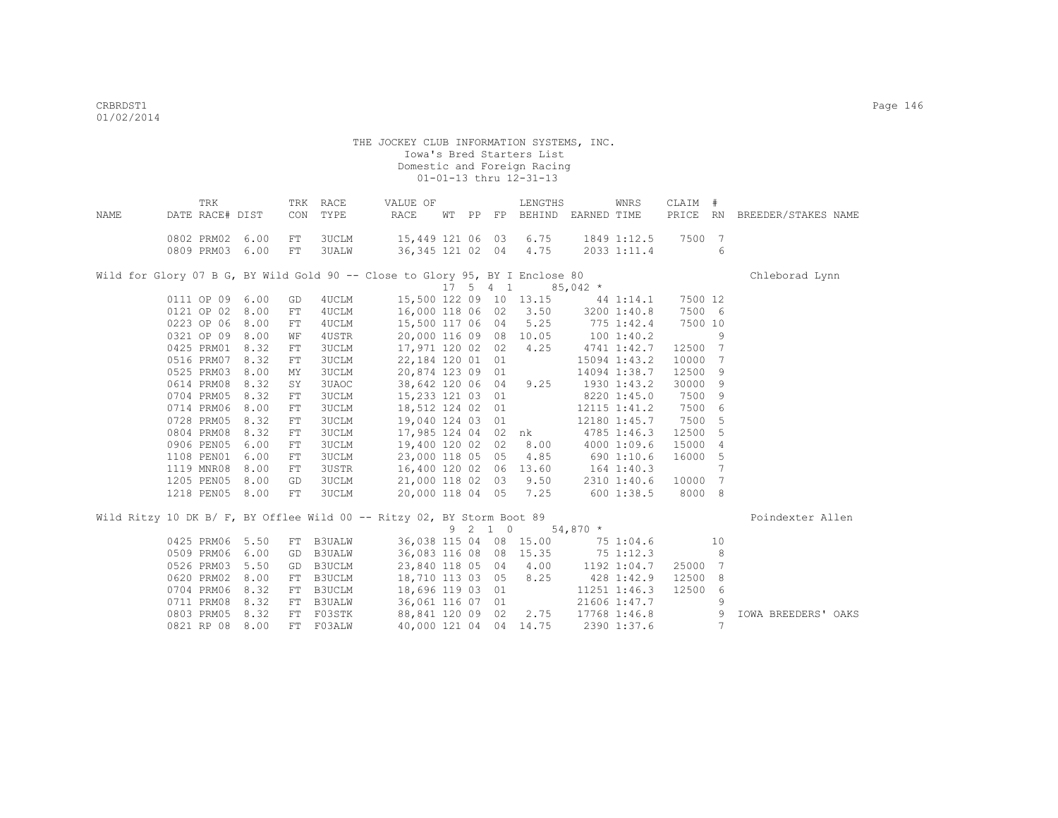THE JOCKEY CLUB INFORMATION SYSTEMS, INC.
Iowa's Bred Starters List
Domestic and Foreign Racing
01-01-13 thru 12-31-13

| NAME | TRK DATE | RACE# | DIST | TRK CON | RACE TYPE | VALUE OF RACE | WT | PP | FP | LENGTHS BEHIND | EARNED | WNRS TIME | CLAIM PRICE | # RN | BREEDER/STAKES NAME |
|---|---|---|---|---|---|---|---|---|---|---|---|---|---|---|---|
| | 0802 | PRM02 | 6.00 | FT | 3UCLM | 15,449 | 121 | 06 | 03 | 6.75 | 1849 | 1:12.5 | 7500 | 7 | |
| | 0809 | PRM03 | 6.00 | FT | 3UALW | 36,345 | 121 | 02 | 04 | 4.75 | 2033 | 1:11.4 | | 6 | |
| Wild for Glory 07 B G, BY Wild Gold 90 -- Close to Glory 95, BY I Enclose 80 | | | | | | | 17 | 5 | 4 1 | | 85,042 * | | | | Chleborad Lynn |
| | 0111 | OP 09 | 6.00 | GD | 4UCLM | 15,500 | 122 | 09 | 10 | 13.15 | 44 | 1:14.1 | 7500 | 12 | |
| | 0121 | OP 02 | 8.00 | FT | 4UCLM | 16,000 | 118 | 06 | 02 | 3.50 | 3200 | 1:40.8 | 7500 | 6 | |
| | 0223 | OP 06 | 8.00 | FT | 4UCLM | 15,500 | 117 | 06 | 04 | 5.25 | 775 | 1:42.4 | 7500 | 10 | |
| | 0321 | OP 09 | 8.00 | WF | 4USTR | 20,000 | 116 | 09 | 08 | 10.05 | 100 | 1:40.2 | | 9 | |
| | 0425 | PRM01 | 8.32 | FT | 3UCLM | 17,971 | 120 | 02 | 02 | 4.25 | 4741 | 1:42.7 | 12500 | 7 | |
| | 0516 | PRM07 | 8.32 | FT | 3UCLM | 22,184 | 120 | 01 | 01 | | 15094 | 1:43.2 | 10000 | 7 | |
| | 0525 | PRM03 | 8.00 | MY | 3UCLM | 20,874 | 123 | 09 | 01 | | 14094 | 1:38.7 | 12500 | 9 | |
| | 0614 | PRM08 | 8.32 | SY | 3UAOC | 38,642 | 120 | 06 | 04 | 9.25 | 1930 | 1:43.2 | 30000 | 9 | |
| | 0704 | PRM05 | 8.32 | FT | 3UCLM | 15,233 | 121 | 03 | 01 | | 8220 | 1:45.0 | 7500 | 9 | |
| | 0714 | PRM06 | 8.00 | FT | 3UCLM | 18,512 | 124 | 02 | 01 | | 12115 | 1:41.2 | 7500 | 6 | |
| | 0728 | PRM05 | 8.32 | FT | 3UCLM | 19,040 | 124 | 03 | 01 | | 12180 | 1:45.7 | 7500 | 5 | |
| | 0804 | PRM08 | 8.32 | FT | 3UCLM | 17,985 | 124 | 04 | 02 | nk | 4785 | 1:46.3 | 12500 | 5 | |
| | 0906 | PEN05 | 6.00 | FT | 3UCLM | 19,400 | 120 | 02 | 02 | 8.00 | 4000 | 1:09.6 | 15000 | 4 | |
| | 1108 | PEN01 | 6.00 | FT | 3UCLM | 23,000 | 118 | 05 | 05 | 4.85 | 690 | 1:10.6 | 16000 | 5 | |
| | 1119 | MNR08 | 8.00 | FT | 3USTR | 16,400 | 120 | 02 | 06 | 13.60 | 164 | 1:40.3 | | 7 | |
| | 1205 | PEN05 | 8.00 | GD | 3UCLM | 21,000 | 118 | 02 | 03 | 9.50 | 2310 | 1:40.6 | 10000 | 7 | |
| | 1218 | PEN05 | 8.00 | FT | 3UCLM | 20,000 | 118 | 04 | 05 | 7.25 | 600 | 1:38.5 | 8000 | 8 | |
| Wild Ritzy 10 DK B/ F, BY Offlee Wild 00 -- Ritzy 02, BY Storm Boot 89 | | | | | | | 9 | 2 | 1 0 | | 54,870 * | | | | Poindexter Allen |
| | 0425 | PRM06 | 5.50 | FT | B3UALW | 36,038 | 115 | 04 | 08 | 15.00 | 75 | 1:04.6 | | 10 | |
| | 0509 | PRM06 | 6.00 | GD | B3UALW | 36,083 | 116 | 08 | 08 | 15.35 | 75 | 1:12.3 | | 8 | |
| | 0526 | PRM03 | 5.50 | GD | B3UCLM | 23,840 | 118 | 05 | 04 | 4.00 | 1192 | 1:04.7 | 25000 | 7 | |
| | 0620 | PRM02 | 8.00 | FT | B3UCLM | 18,710 | 113 | 03 | 05 | 8.25 | 428 | 1:42.9 | 12500 | 8 | |
| | 0704 | PRM06 | 8.32 | FT | B3UCLM | 18,696 | 119 | 03 | 01 | | 11251 | 1:46.3 | 12500 | 6 | |
| | 0711 | PRM08 | 8.32 | FT | B3UALW | 36,061 | 116 | 07 | 01 | | 21606 | 1:47.7 | | 9 | |
| | 0803 | PRM05 | 8.32 | FT | F03STK | 88,841 | 120 | 09 | 02 | 2.75 | 17768 | 1:46.8 | | 9 | IOWA BREEDERS' OAKS |
| | 0821 | RP 08 | 8.00 | FT | F03ALW | 40,000 | 121 | 04 | 04 | 14.75 | 2390 | 1:37.6 | | 7 | |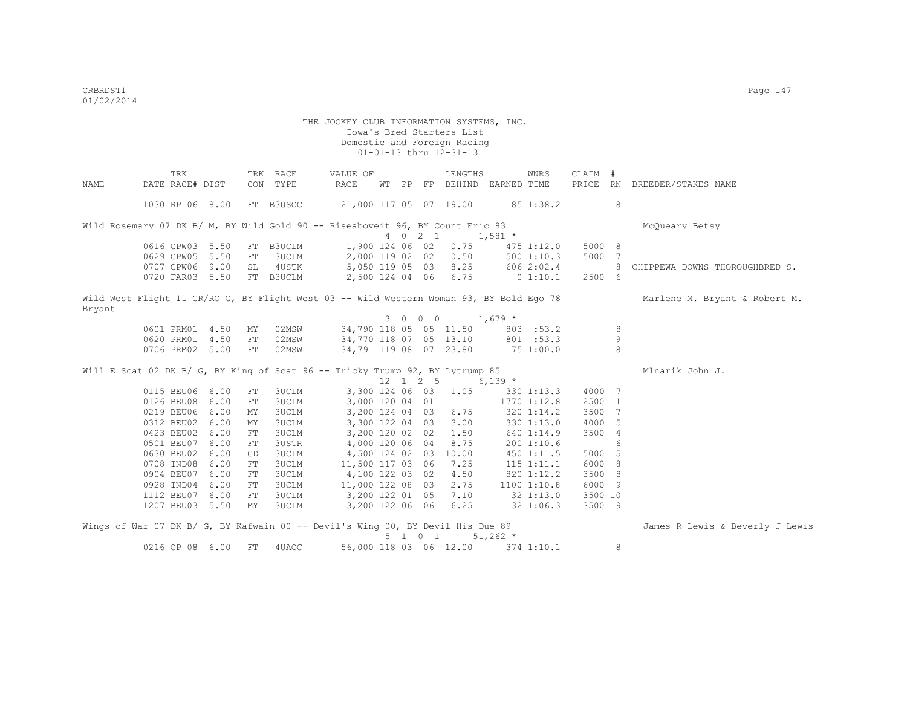THE JOCKEY CLUB INFORMATION SYSTEMS, INC.
Iowa's Bred Starters List
Domestic and Foreign Racing
01-01-13 thru 12-31-13

| NAME | TRK DATE | RACE# | DIST | TRK CON | RACE TYPE | VALUE OF RACE | WT | PP | FP | LENGTHS BEHIND | EARNED | WNRS TIME | CLAIM PRICE | # RN | BREEDER/STAKES NAME |
|---|---|---|---|---|---|---|---|---|---|---|---|---|---|---|---|
| | 1030 | RP 06 | 8.00 | FT | B3USOC | 21,000 | 117 | 05 | 07 | 19.00 | 85 | 1:38.2 | | 8 | |
| Wild Rosemary 07 DK B/ M, BY Wild Gold 90 -- Riseaboveit 96, BY Count Eric 83 | | | | | | | 4 0 2 1 | | | | 1,581 * | | | | McQueary Betsy |
| | 0616 | CPW03 | 5.50 | FT | B3UCLM | 1,900 | 124 | 06 | 02 | 0.75 | 475 | 1:12.0 | 5000 | 8 | |
| | 0629 | CPW05 | 5.50 | FT | 3UCLM | 2,000 | 119 | 02 | 02 | 0.50 | 500 | 1:10.3 | 5000 | 7 | |
| | 0707 | CPW06 | 9.00 | SL | 4USTK | 5,050 | 119 | 05 | 03 | 8.25 | 606 | 2:02.4 | | 8 | CHIPPEWA DOWNS THOROUGHBRED S. |
| | 0720 | FAR03 | 5.50 | FT | B3UCLM | 2,500 | 124 | 04 | 06 | 6.75 | 0 | 1:10.1 | 2500 | 6 | |
| Wild West Flight 11 GR/RO G, BY Flight West 03 -- Wild Western Woman 93, BY Bold Ego 78 | | | | | | | 3 0 0 0 | | | | 1,679 * | | | | Marlene M. Bryant & Robert M. Bryant |
| | 0601 | PRM01 | 4.50 | MY | 02MSW | 34,790 | 118 | 05 | 05 | 11.50 | 803 | :53.2 | | 8 | |
| | 0620 | PRM01 | 4.50 | FT | 02MSW | 34,770 | 118 | 07 | 05 | 13.10 | 801 | :53.3 | | 9 | |
| | 0706 | PRM02 | 5.00 | FT | 02MSW | 34,791 | 119 | 08 | 07 | 23.80 | 75 | 1:00.0 | | 8 | |
| Will E Scat 02 DK B/ G, BY King of Scat 96 -- Tricky Trump 92, BY Lytrump 85 | | | | | | | 12 1 2 5 | | | | 6,139 * | | | | Mlnarik John J. |
| | 0115 | BEU06 | 6.00 | FT | 3UCLM | 3,300 | 124 | 06 | 03 | 1.05 | 330 | 1:13.3 | 4000 | 7 | |
| | 0126 | BEU08 | 6.00 | FT | 3UCLM | 3,000 | 120 | 04 | 01 | | 1770 | 1:12.8 | 2500 | 11 | |
| | 0219 | BEU06 | 6.00 | MY | 3UCLM | 3,200 | 124 | 04 | 03 | 6.75 | 320 | 1:14.2 | 3500 | 7 | |
| | 0312 | BEU02 | 6.00 | MY | 3UCLM | 3,300 | 122 | 04 | 03 | 3.00 | 330 | 1:13.0 | 4000 | 5 | |
| | 0423 | BEU02 | 6.00 | FT | 3UCLM | 3,200 | 120 | 02 | 02 | 1.50 | 640 | 1:14.9 | 3500 | 4 | |
| | 0501 | BEU07 | 6.00 | FT | 3USTR | 4,000 | 120 | 06 | 04 | 8.75 | 200 | 1:10.6 | | 6 | |
| | 0630 | BEU02 | 6.00 | GD | 3UCLM | 4,500 | 124 | 02 | 03 | 10.00 | 450 | 1:11.5 | 5000 | 5 | |
| | 0708 | IND08 | 6.00 | FT | 3UCLM | 11,500 | 117 | 03 | 06 | 7.25 | 115 | 1:11.1 | 6000 | 8 | |
| | 0904 | BEU07 | 6.00 | FT | 3UCLM | 4,100 | 122 | 03 | 02 | 4.50 | 820 | 1:12.2 | 3500 | 8 | |
| | 0928 | IND04 | 6.00 | FT | 3UCLM | 11,000 | 122 | 08 | 03 | 2.75 | 1100 | 1:10.8 | 6000 | 9 | |
| | 1112 | BEU07 | 6.00 | FT | 3UCLM | 3,200 | 122 | 01 | 05 | 7.10 | 32 | 1:13.0 | 3500 | 10 | |
| | 1207 | BEU03 | 5.50 | MY | 3UCLM | 3,200 | 122 | 06 | 06 | 6.25 | 32 | 1:06.3 | 3500 | 9 | |
| Wings of War 07 DK B/ G, BY Kafwain 00 -- Devil's Wing 00, BY Devil His Due 89 | | | | | | | 5 1 0 1 | | | | 51,262 * | | | | James R Lewis & Beverly J Lewis |
| | 0216 | OP 08 | 6.00 | FT | 4UAOC | 56,000 | 118 | 03 | 06 | 12.00 | 374 | 1:10.1 | | 8 | |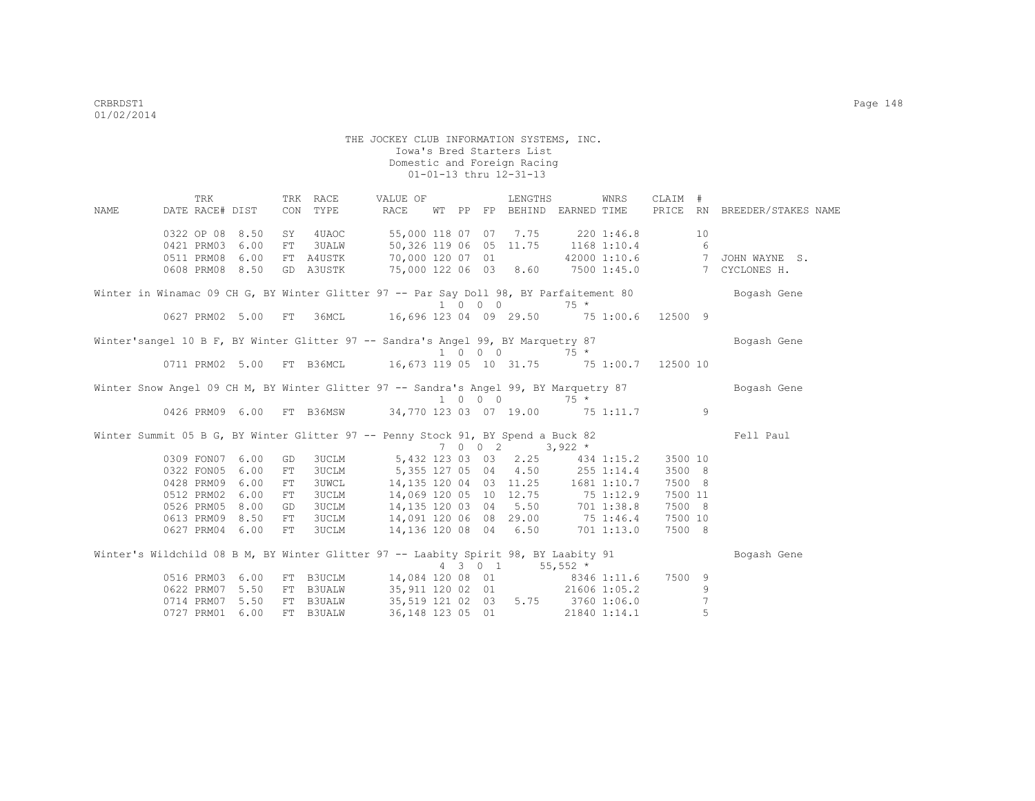THE JOCKEY CLUB INFORMATION SYSTEMS, INC.
Iowa's Bred Starters List
Domestic and Foreign Racing
01-01-13 thru 12-31-13

| NAME | TRK DATE | RACE# | DIST | TRK CON | RACE TYPE | VALUE OF RACE | WT | PP | FP | LENGTHS BEHIND | EARNED | WNRS TIME | CLAIM PRICE | # RN | BREEDER/STAKES NAME |
|---|---|---|---|---|---|---|---|---|---|---|---|---|---|---|---|
| | 0322 | OP 08 | 8.50 | SY | 4UAOC | 55,000 | 118 | 07 | 07 | 7.75 | 220 | 1:46.8 | | 10 | |
| | 0421 | PRM03 | 6.00 | FT | 3UALW | 50,326 | 119 | 06 | 05 | 11.75 | 1168 | 1:10.4 | | 6 | |
| | 0511 | PRM08 | 6.00 | FT | A4USTK | 70,000 | 120 | 07 | 01 | | 42000 | 1:10.6 | | 7 | JOHN WAYNE S. |
| | 0608 | PRM08 | 8.50 | GD | A3USTK | 75,000 | 122 | 06 | 03 | 8.60 | 7500 | 1:45.0 | | 7 | CYCLONES H. |
| Winter in Winamac 09 CH G, BY Winter Glitter 97 -- Par Say Doll 98, BY Parfaitement 80 | | | | | | | 1 | 0 | 0 0 | | 75 * | | | | Bogash Gene |
| | 0627 | PRM02 | 5.00 | FT | 36MCL | 16,696 | 123 | 04 | 09 | 29.50 | 75 | 1:00.6 | 12500 | 9 | |
| Winter'sangel 10 B F, BY Winter Glitter 97 -- Sandra's Angel 99, BY Marquetry 87 | | | | | | | 1 | 0 | 0 0 | | 75 * | | | | Bogash Gene |
| | 0711 | PRM02 | 5.00 | FT | B36MCL | 16,673 | 119 | 05 | 10 | 31.75 | 75 | 1:00.7 | 12500 | 10 | |
| Winter Snow Angel 09 CH M, BY Winter Glitter 97 -- Sandra's Angel 99, BY Marquetry 87 | | | | | | | 1 | 0 | 0 0 | | 75 * | | | | Bogash Gene |
| | 0426 | PRM09 | 6.00 | FT | B36MSW | 34,770 | 123 | 03 | 07 | 19.00 | 75 | 1:11.7 | | 9 | |
| Winter Summit 05 B G, BY Winter Glitter 97 -- Penny Stock 91, BY Spend a Buck 82 | | | | | | | 7 | 0 | 0 2 | | 3,922 * | | | | Fell Paul |
| | 0309 | FON07 | 6.00 | GD | 3UCLM | 5,432 | 123 | 03 | 03 | 2.25 | 434 | 1:15.2 | 3500 | 10 | |
| | 0322 | FON05 | 6.00 | FT | 3UCLM | 5,355 | 127 | 05 | 04 | 4.50 | 255 | 1:14.4 | 3500 | 8 | |
| | 0428 | PRM09 | 6.00 | FT | 3UWCL | 14,135 | 120 | 04 | 03 | 11.25 | 1681 | 1:10.7 | 7500 | 8 | |
| | 0512 | PRM02 | 6.00 | FT | 3UCLM | 14,069 | 120 | 05 | 10 | 12.75 | 75 | 1:12.9 | 7500 | 11 | |
| | 0526 | PRM05 | 8.00 | GD | 3UCLM | 14,135 | 120 | 03 | 04 | 5.50 | 701 | 1:38.8 | 7500 | 8 | |
| | 0613 | PRM09 | 8.50 | FT | 3UCLM | 14,091 | 120 | 06 | 08 | 29.00 | 75 | 1:46.4 | 7500 | 10 | |
| | 0627 | PRM04 | 6.00 | FT | 3UCLM | 14,136 | 120 | 08 | 04 | 6.50 | 701 | 1:13.0 | 7500 | 8 | |
| Winter's Wildchild 08 B M, BY Winter Glitter 97 -- Laabity Spirit 98, BY Laabity 91 | | | | | | | 4 | 3 | 0 1 | | 55,552 * | | | | Bogash Gene |
| | 0516 | PRM03 | 6.00 | FT | B3UCLM | 14,084 | 120 | 08 | 01 | | 8346 | 1:11.6 | 7500 | 9 | |
| | 0622 | PRM07 | 5.50 | FT | B3UALW | 35,911 | 120 | 02 | 01 | | 21606 | 1:05.2 | | 9 | |
| | 0714 | PRM07 | 5.50 | FT | B3UALW | 35,519 | 121 | 02 | 03 | 5.75 | 3760 | 1:06.0 | | 7 | |
| | 0727 | PRM01 | 6.00 | FT | B3UALW | 36,148 | 123 | 05 | 01 | | 21840 | 1:14.1 | | 5 | |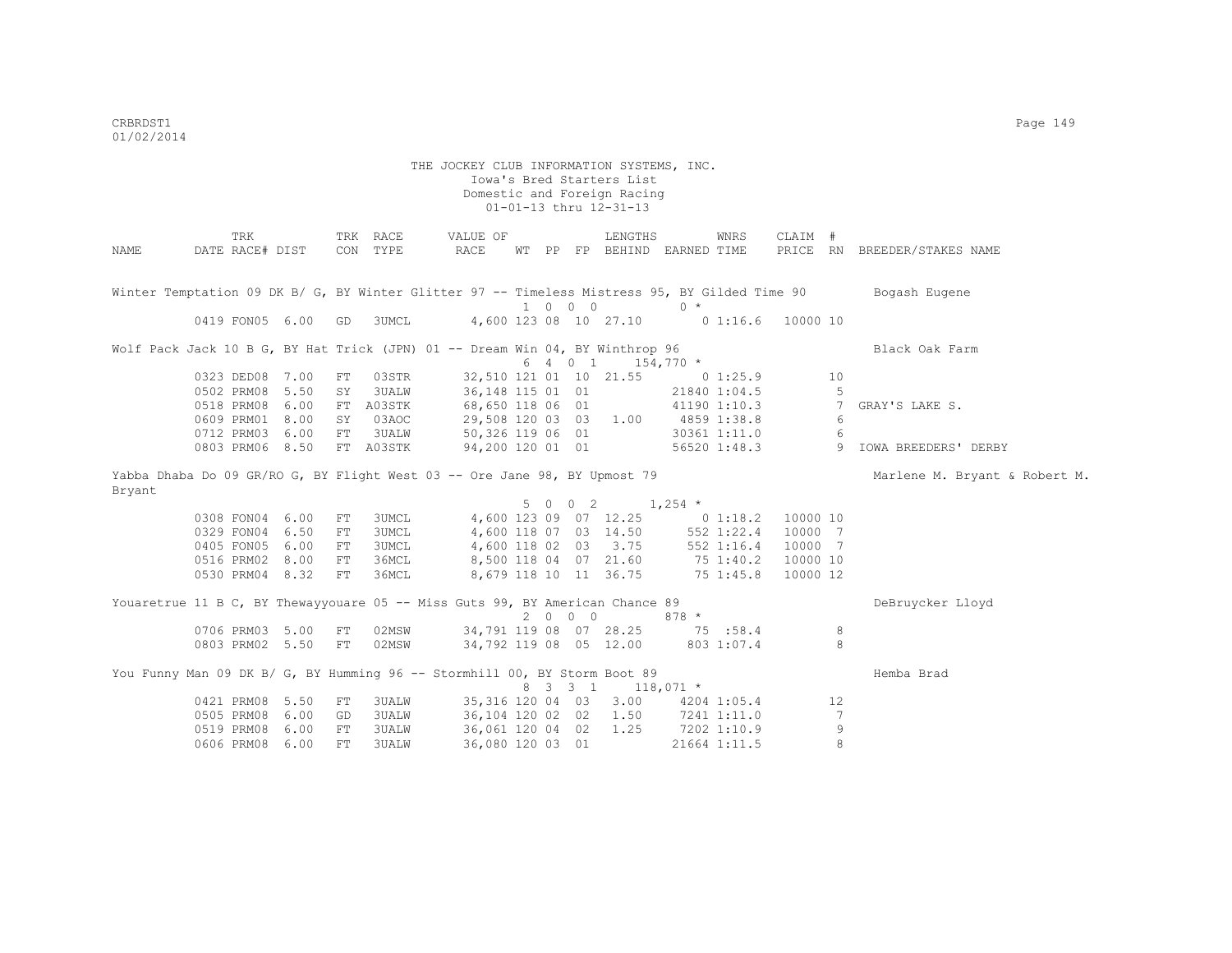THE JOCKEY CLUB INFORMATION SYSTEMS, INC.
Iowa's Bred Starters List
Domestic and Foreign Racing
01-01-13 thru 12-31-13

| NAME | TRK DATE | RACE# | DIST | TRK CON | RACE TYPE | VALUE OF RACE | WT | PP | FP | LENGTHS BEHIND | EARNED | WNRS TIME | CLAIM PRICE | # RN | BREEDER/STAKES NAME |
|---|---|---|---|---|---|---|---|---|---|---|---|---|---|---|---|
| Winter Temptation 09 DK B/ G, BY Winter Glitter 97 -- Timeless Mistress 95, BY Gilded Time 90 | | | | | | | | | | | | | | | Bogash Eugene |
| | | | | | | 1 0 0 0 | | | | | 0 * | | | | |
| | 0419 | FON05 | 6.00 | GD | 3UMCL | 4,600 | 123 | 08 | 10 | 27.10 | 0 | 1:16.6 | 10000 | 10 | |
| Wolf Pack Jack 10 B G, BY Hat Trick (JPN) 01 -- Dream Win 04, BY Winthrop 96 | | | | | | | | | | | | | | | Black Oak Farm |
| | | | | | | 6 4 0 1 | | | | | 154,770 * | | | | |
| | 0323 | DED08 | 7.00 | FT | 03STR | 32,510 | 121 | 01 | 10 | 21.55 | 0 | 1:25.9 | | 10 | |
| | 0502 | PRM08 | 5.50 | SY | 3UALW | 36,148 | 115 | 01 | 01 | | 21840 | 1:04.5 | | 5 | |
| | 0518 | PRM08 | 6.00 | FT | A03STK | 68,650 | 118 | 06 | 01 | | 41190 | 1:10.3 | | 7 | GRAY'S LAKE S. |
| | 0609 | PRM01 | 8.00 | SY | 03AOC | 29,508 | 120 | 03 | 03 | 1.00 | 4859 | 1:38.8 | | 6 | |
| | 0712 | PRM03 | 6.00 | FT | 3UALW | 50,326 | 119 | 06 | 01 | | 30361 | 1:11.0 | | 6 | |
| | 0803 | PRM06 | 8.50 | FT | A03STK | 94,200 | 120 | 01 | 01 | | 56520 | 1:48.3 | | 9 | IOWA BREEDERS' DERBY |
| Yabba Dhaba Do 09 GR/RO G, BY Flight West 03 -- Ore Jane 98, BY Upmost 79 | | | | | | | | | | | | | | | Marlene M. Bryant & Robert M. Bryant |
| | | | | | | 5 0 0 2 | | | | | 1,254 * | | | | |
| | 0308 | FON04 | 6.00 | FT | 3UMCL | 4,600 | 123 | 09 | 07 | 12.25 | 0 | 1:18.2 | 10000 | 10 | |
| | 0329 | FON04 | 6.50 | FT | 3UMCL | 4,600 | 118 | 07 | 03 | 14.50 | 552 | 1:22.4 | 10000 | 7 | |
| | 0405 | FON05 | 6.00 | FT | 3UMCL | 4,600 | 118 | 02 | 03 | 3.75 | 552 | 1:16.4 | 10000 | 7 | |
| | 0516 | PRM02 | 8.00 | FT | 36MCL | 8,500 | 118 | 04 | 07 | 21.60 | 75 | 1:40.2 | 10000 | 10 | |
| | 0530 | PRM04 | 8.32 | FT | 36MCL | 8,679 | 118 | 10 | 11 | 36.75 | 75 | 1:45.8 | 10000 | 12 | |
| Youaretrue 11 B C, BY Thewayyouare 05 -- Miss Guts 99, BY American Chance 89 | | | | | | | | | | | | | | | DeBruycker Lloyd |
| | | | | | | 2 0 0 0 | | | | | 878 * | | | | |
| | 0706 | PRM03 | 5.00 | FT | 02MSW | 34,791 | 119 | 08 | 07 | 28.25 | 75 | :58.4 | | 8 | |
| | 0803 | PRM02 | 5.50 | FT | 02MSW | 34,792 | 119 | 08 | 05 | 12.00 | 803 | 1:07.4 | | 8 | |
| You Funny Man 09 DK B/ G, BY Humming 96 -- Stormhill 00, BY Storm Boot 89 | | | | | | | | | | | | | | | Hemba Brad |
| | | | | | | 8 3 3 1 | | | | | 118,071 * | | | | |
| | 0421 | PRM08 | 5.50 | FT | 3UALW | 35,316 | 120 | 04 | 03 | 3.00 | 4204 | 1:05.4 | | 12 | |
| | 0505 | PRM08 | 6.00 | GD | 3UALW | 36,104 | 120 | 02 | 02 | 1.50 | 7241 | 1:11.0 | | 7 | |
| | 0519 | PRM08 | 6.00 | FT | 3UALW | 36,061 | 120 | 04 | 02 | 1.25 | 7202 | 1:10.9 | | 9 | |
| | 0606 | PRM08 | 6.00 | FT | 3UALW | 36,080 | 120 | 03 | 01 | | 21664 | 1:11.5 | | 8 | |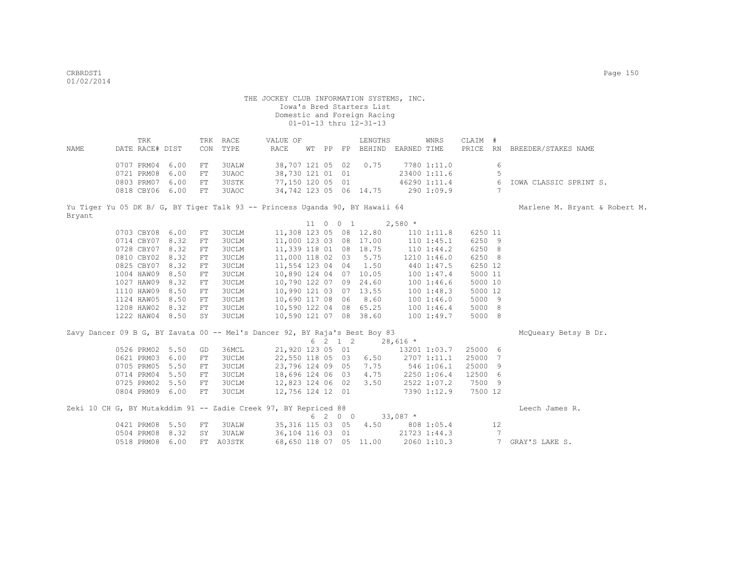THE JOCKEY CLUB INFORMATION SYSTEMS, INC.
Iowa's Bred Starters List
Domestic and Foreign Racing
01-01-13 thru 12-31-13

| NAME | TRK DATE | RACE# | DIST | TRK CON | RACE TYPE | VALUE OF RACE | WT | PP | FP | LENGTHS BEHIND | EARNED | WNRS TIME | CLAIM PRICE | # RN | BREEDER/STAKES NAME |
|---|---|---|---|---|---|---|---|---|---|---|---|---|---|---|---|
| | 0707 | PRM04 | 6.00 | FT | 3UALW | 38,707 | 121 | 05 | 02 | 0.75 | 7780 | 1:11.0 | | 6 | |
| | 0721 | PRM08 | 6.00 | FT | 3UAOC | 38,730 | 121 | 01 | 01 | | 23400 | 1:11.6 | | 5 | |
| | 0803 | PRM07 | 6.00 | FT | 3USTK | 77,150 | 120 | 05 | 01 | | 46290 | 1:11.4 | | 6 | IOWA CLASSIC SPRINT S. |
| | 0818 | CBY06 | 6.00 | FT | 3UAOC | 34,742 | 123 | 05 | 06 | 14.75 | 290 | 1:09.9 | | 7 | |

Yu Tiger Yu 05 DK B/ G, BY Tiger Talk 93 -- Princess Uganda 90, BY Hawaii 64 — Marlene M. Bryant & Robert M. Bryant

11 0 0 1 2,580 *

| TRK DATE | RACE# | DIST | TRK CON | RACE TYPE | VALUE OF RACE | WT | PP | FP | LENGTHS BEHIND | EARNED | WNRS TIME | CLAIM PRICE | # RN |
|---|---|---|---|---|---|---|---|---|---|---|---|---|---|
| 0703 | CBY08 | 6.00 | FT | 3UCLM | 11,308 | 123 | 05 | 08 | 12.80 | 110 | 1:11.8 | 6250 | 11 |
| 0714 | CBY07 | 8.32 | FT | 3UCLM | 11,000 | 123 | 03 | 08 | 17.00 | 110 | 1:45.1 | 6250 | 9 |
| 0728 | CBY07 | 8.32 | FT | 3UCLM | 11,339 | 118 | 01 | 08 | 18.75 | 110 | 1:44.2 | 6250 | 8 |
| 0810 | CBY02 | 8.32 | FT | 3UCLM | 11,000 | 118 | 02 | 03 | 5.75 | 1210 | 1:46.0 | 6250 | 8 |
| 0825 | CBY07 | 8.32 | FT | 3UCLM | 11,554 | 123 | 04 | 04 | 1.50 | 440 | 1:47.5 | 6250 | 12 |
| 1004 | HAW09 | 8.50 | FT | 3UCLM | 10,890 | 124 | 04 | 07 | 10.05 | 100 | 1:47.4 | 5000 | 11 |
| 1027 | HAW09 | 8.32 | FT | 3UCLM | 10,790 | 122 | 07 | 09 | 24.60 | 100 | 1:46.6 | 5000 | 10 |
| 1110 | HAW09 | 8.50 | FT | 3UCLM | 10,990 | 121 | 03 | 07 | 13.55 | 100 | 1:48.3 | 5000 | 12 |
| 1124 | HAW05 | 8.50 | FT | 3UCLM | 10,690 | 117 | 08 | 06 | 8.60 | 100 | 1:46.0 | 5000 | 9 |
| 1208 | HAW02 | 8.32 | FT | 3UCLM | 10,590 | 122 | 04 | 08 | 65.25 | 100 | 1:46.4 | 5000 | 8 |
| 1222 | HAW04 | 8.50 | SY | 3UCLM | 10,590 | 121 | 07 | 08 | 38.60 | 100 | 1:49.7 | 5000 | 8 |

Zavy Dancer 09 B G, BY Zavata 00 -- Mel's Dancer 92, BY Raja's Best Boy 83 — McQueary Betsy B Dr.

6 2 1 2 28,616 *

| TRK DATE | RACE# | DIST | TRK CON | RACE TYPE | VALUE OF RACE | WT | PP | FP | LENGTHS BEHIND | EARNED | WNRS TIME | CLAIM PRICE | # RN |
|---|---|---|---|---|---|---|---|---|---|---|---|---|---|
| 0526 | PRM02 | 5.50 | GD | 36MCL | 21,920 | 123 | 05 | 01 | | 13201 | 1:03.7 | 25000 | 6 |
| 0621 | PRM03 | 6.00 | FT | 3UCLM | 22,550 | 118 | 05 | 03 | 6.50 | 2707 | 1:11.1 | 25000 | 7 |
| 0705 | PRM05 | 5.50 | FT | 3UCLM | 23,796 | 124 | 09 | 05 | 7.75 | 546 | 1:06.1 | 25000 | 9 |
| 0714 | PRM04 | 5.50 | FT | 3UCLM | 18,696 | 124 | 06 | 03 | 4.75 | 2250 | 1:06.4 | 12500 | 6 |
| 0725 | PRM02 | 5.50 | FT | 3UCLM | 12,823 | 124 | 06 | 02 | 3.50 | 2522 | 1:07.2 | 7500 | 9 |
| 0804 | PRM09 | 6.00 | FT | 3UCLM | 12,756 | 124 | 12 | 01 | | 7390 | 1:12.9 | 7500 | 12 |

Zeki 10 CH G, BY Mutakddim 91 -- Zadie Creek 97, BY Repriced 88 — Leech James R.

6 2 0 0 33,087 *

| TRK DATE | RACE# | DIST | TRK CON | RACE TYPE | VALUE OF RACE | WT | PP | FP | LENGTHS BEHIND | EARNED | WNRS TIME | CLAIM PRICE | # RN | BREEDER/STAKES NAME |
|---|---|---|---|---|---|---|---|---|---|---|---|---|---|---|
| 0421 | PRM08 | 5.50 | FT | 3UALW | 35,316 | 115 | 03 | 05 | 4.50 | 808 | 1:05.4 | | 12 | |
| 0504 | PRM08 | 8.32 | SY | 3UALW | 36,104 | 116 | 03 | 01 | | 21723 | 1:44.3 | | 7 | |
| 0518 | PRM08 | 6.00 | FT | A03STK | 68,650 | 118 | 07 | 05 | 11.00 | 2060 | 1:10.3 | | 7 | GRAY'S LAKE S. |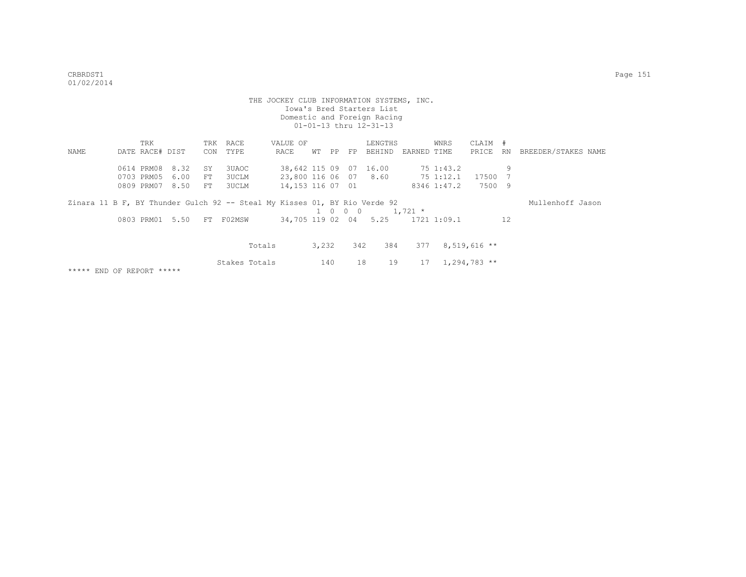THE JOCKEY CLUB INFORMATION SYSTEMS, INC.
Iowa's Bred Starters List
Domestic and Foreign Racing
01-01-13 thru 12-31-13

| NAME | DATE | TRK RACE# | DIST | TRK CON | RACE TYPE | VALUE OF RACE | WT | PP | FP | LENGTHS BEHIND | EARNED | WNRS TIME | CLAIM PRICE | # RN | BREEDER/STAKES NAME |
|---|---|---|---|---|---|---|---|---|---|---|---|---|---|---|---|
| | 0614 | PRM08 | 8.32 | SY | 3UAOC | 38,642 | 115 | 09 | 07 | 16.00 | 75 | 1:43.2 | | 9 | |
| | 0703 | PRM05 | 6.00 | FT | 3UCLM | 23,800 | 116 | 06 | 07 | 8.60 | 75 | 1:12.1 | 17500 | 7 | |
| | 0809 | PRM07 | 8.50 | FT | 3UCLM | 14,153 | 116 | 07 | 01 | | 8346 | 1:47.2 | 7500 | 9 | |
| Zinara 11 B F, BY Thunder Gulch 92 -- Steal My Kisses 01, BY Rio Verde 92 | | | | | | | 1 | 0 0 0 | | | 1,721 * | | | | Mullenhoff Jason |
| | 0803 | PRM01 | 5.50 | FT | F02MSW | 34,705 | 119 | 02 | 04 | 5.25 | 1721 | 1:09.1 | | 12 | |

| | | | | | |
|---|---|---|---|---|---|
| Totals | 3,232 | 342 | 384 | 377 | 8,519,616 ** |
| Stakes Totals | 140 | 18 | 19 | 17 | 1,294,783 ** |

***** END OF REPORT *****